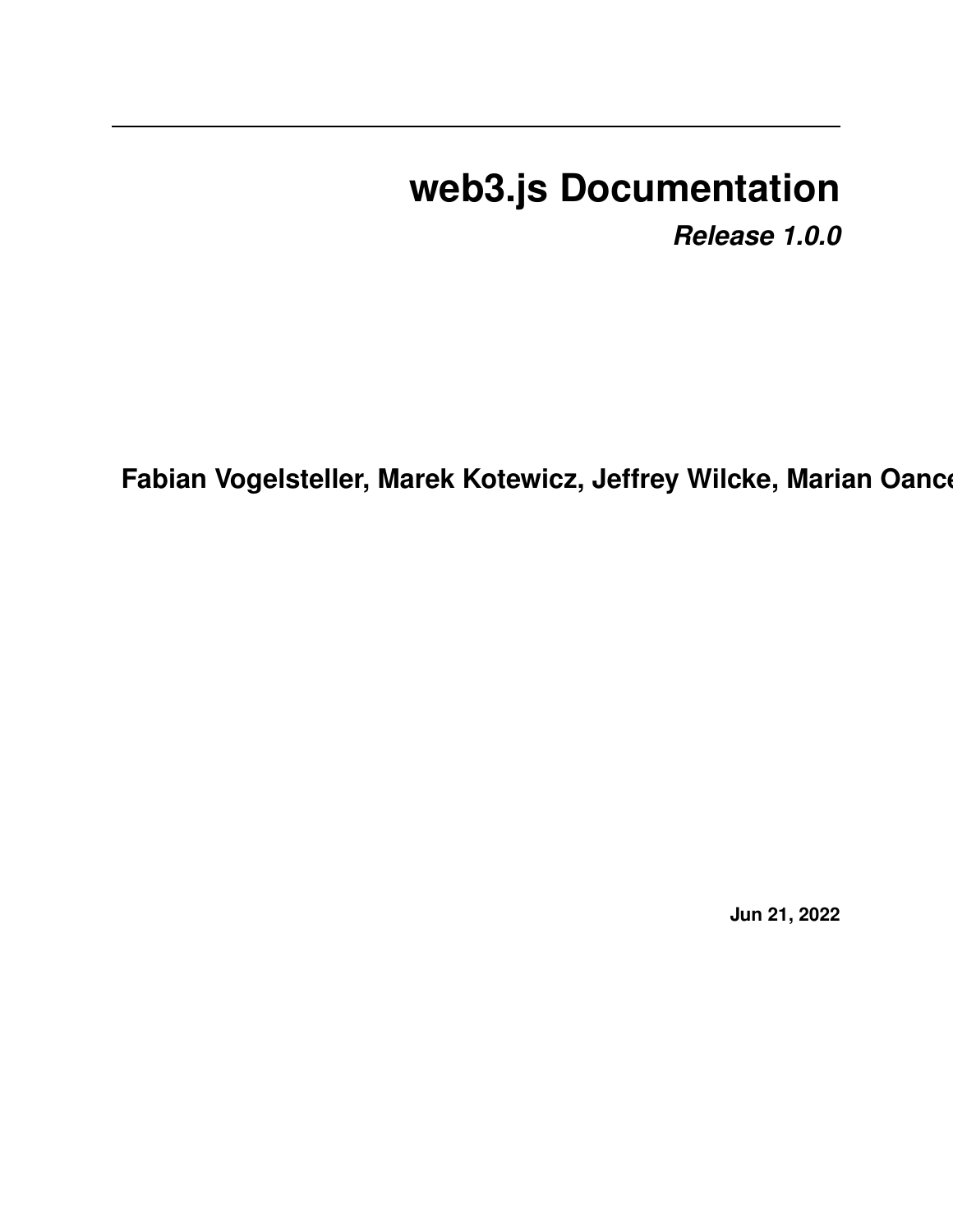# web3.js Documentation

***Release 1.0.0***

**Fabian Vogelsteller, Marek Kotewicz, Jeffrey Wilcke, Marian Oance**

**Jun 21, 2022**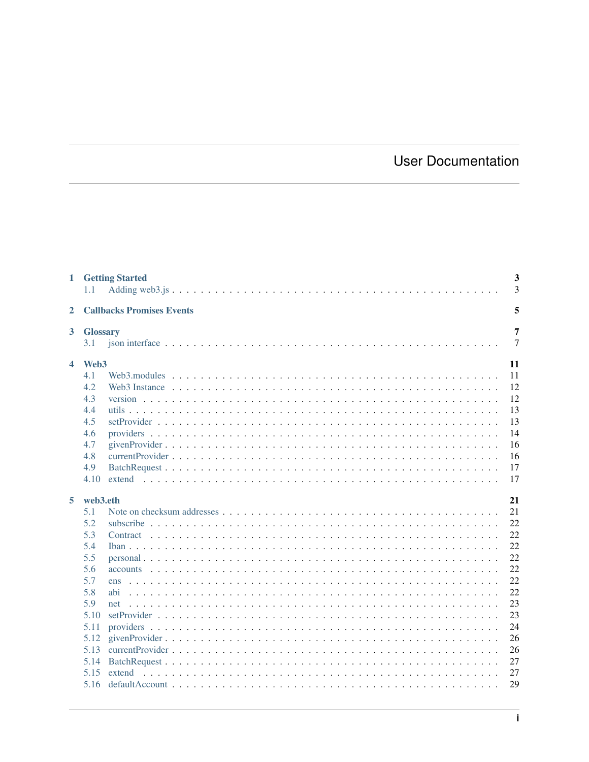# User Documentation

- **1 Getting Started** — 3
  - 1.1 Adding web3.js — 3
- **2 Callbacks Promises Events** — 5
- **3 Glossary** — 7
  - 3.1 json interface — 7
- **4 Web3** — 11
  - 4.1 Web3.modules — 11
  - 4.2 Web3 Instance — 12
  - 4.3 version — 12
  - 4.4 utils — 13
  - 4.5 setProvider — 13
  - 4.6 providers — 14
  - 4.7 givenProvider — 16
  - 4.8 currentProvider — 16
  - 4.9 BatchRequest — 17
  - 4.10 extend — 17
- **5 web3.eth** — 21
  - 5.1 Note on checksum addresses — 21
  - 5.2 subscribe — 22
  - 5.3 Contract — 22
  - 5.4 Iban — 22
  - 5.5 personal — 22
  - 5.6 accounts — 22
  - 5.7 ens — 22
  - 5.8 abi — 22
  - 5.9 net — 23
  - 5.10 setProvider — 23
  - 5.11 providers — 24
  - 5.12 givenProvider — 26
  - 5.13 currentProvider — 26
  - 5.14 BatchRequest — 27
  - 5.15 extend — 27
  - 5.16 defaultAccount — 29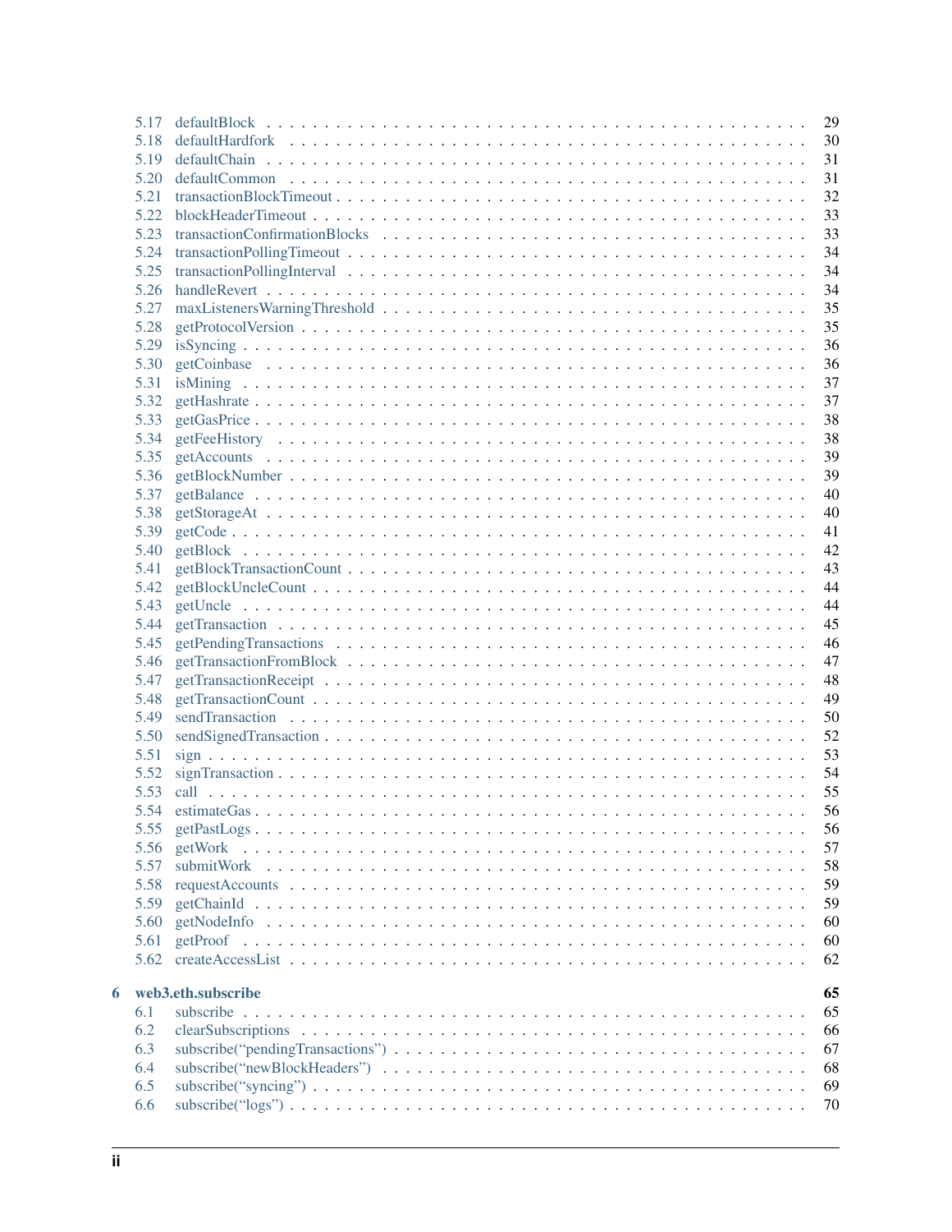- 5.17 defaultBlock . . . . . . . . . . 29
- 5.18 defaultHardfork . . . . . . . . . . 30
- 5.19 defaultChain . . . . . . . . . . 31
- 5.20 defaultCommon . . . . . . . . . . 31
- 5.21 transactionBlockTimeout . . . . . . . . . . 32
- 5.22 blockHeaderTimeout . . . . . . . . . . 33
- 5.23 transactionConfirmationBlocks . . . . . . . . . . 33
- 5.24 transactionPollingTimeout . . . . . . . . . . 34
- 5.25 transactionPollingInterval . . . . . . . . . . 34
- 5.26 handleRevert . . . . . . . . . . 34
- 5.27 maxListenersWarningThreshold . . . . . . . . . . 35
- 5.28 getProtocolVersion . . . . . . . . . . 35
- 5.29 isSyncing . . . . . . . . . . 36
- 5.30 getCoinbase . . . . . . . . . . 36
- 5.31 isMining . . . . . . . . . . 37
- 5.32 getHashrate . . . . . . . . . . 37
- 5.33 getGasPrice . . . . . . . . . . 38
- 5.34 getFeeHistory . . . . . . . . . . 38
- 5.35 getAccounts . . . . . . . . . . 39
- 5.36 getBlockNumber . . . . . . . . . . 39
- 5.37 getBalance . . . . . . . . . . 40
- 5.38 getStorageAt . . . . . . . . . . 40
- 5.39 getCode . . . . . . . . . . 41
- 5.40 getBlock . . . . . . . . . . 42
- 5.41 getBlockTransactionCount . . . . . . . . . . 43
- 5.42 getBlockUncleCount . . . . . . . . . . 44
- 5.43 getUncle . . . . . . . . . . 44
- 5.44 getTransaction . . . . . . . . . . 45
- 5.45 getPendingTransactions . . . . . . . . . . 46
- 5.46 getTransactionFromBlock . . . . . . . . . . 47
- 5.47 getTransactionReceipt . . . . . . . . . . 48
- 5.48 getTransactionCount . . . . . . . . . . 49
- 5.49 sendTransaction . . . . . . . . . . 50
- 5.50 sendSignedTransaction . . . . . . . . . . 52
- 5.51 sign . . . . . . . . . . 53
- 5.52 signTransaction . . . . . . . . . . 54
- 5.53 call . . . . . . . . . . 55
- 5.54 estimateGas . . . . . . . . . . 56
- 5.55 getPastLogs . . . . . . . . . . 56
- 5.56 getWork . . . . . . . . . . 57
- 5.57 submitWork . . . . . . . . . . 58
- 5.58 requestAccounts . . . . . . . . . . 59
- 5.59 getChainId . . . . . . . . . . 59
- 5.60 getNodeInfo . . . . . . . . . . 60
- 5.61 getProof . . . . . . . . . . 60
- 5.62 createAccessList . . . . . . . . . . 62

**6 web3.eth.subscribe** **65**

- 6.1 subscribe . . . . . . . . . . 65
- 6.2 clearSubscriptions . . . . . . . . . . 66
- 6.3 subscribe("pendingTransactions") . . . . . . . . . . 67
- 6.4 subscribe("newBlockHeaders") . . . . . . . . . . 68
- 6.5 subscribe("syncing") . . . . . . . . . . 69
- 6.6 subscribe("logs") . . . . . . . . . . 70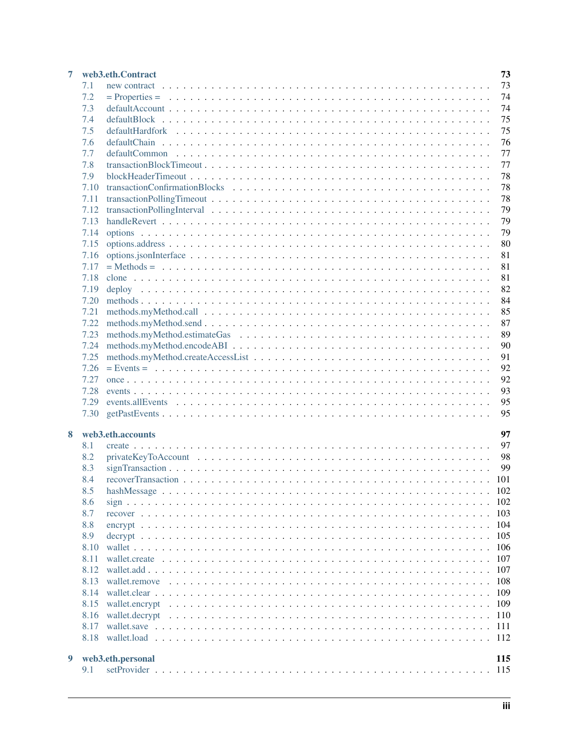**7 web3.eth.Contract** 73

- 7.1 new contract 73
- 7.2 = Properties = 74
- 7.3 defaultAccount 74
- 7.4 defaultBlock 75
- 7.5 defaultHardfork 75
- 7.6 defaultChain 76
- 7.7 defaultCommon 77
- 7.8 transactionBlockTimeout 77
- 7.9 blockHeaderTimeout 78
- 7.10 transactionConfirmationBlocks 78
- 7.11 transactionPollingTimeout 78
- 7.12 transactionPollingInterval 79
- 7.13 handleRevert 79
- 7.14 options 79
- 7.15 options.address 80
- 7.16 options.jsonInterface 81
- 7.17 = Methods = 81
- 7.18 clone 81
- 7.19 deploy 82
- 7.20 methods 84
- 7.21 methods.myMethod.call 85
- 7.22 methods.myMethod.send 87
- 7.23 methods.myMethod.estimateGas 89
- 7.24 methods.myMethod.encodeABI 90
- 7.25 methods.myMethod.createAccessList 91
- 7.26 = Events = 92
- 7.27 once 92
- 7.28 events 93
- 7.29 events.allEvents 95
- 7.30 getPastEvents 95

**8 web3.eth.accounts** 97

- 8.1 create 97
- 8.2 privateKeyToAccount 98
- 8.3 signTransaction 99
- 8.4 recoverTransaction 101
- 8.5 hashMessage 102
- 8.6 sign 102
- 8.7 recover 103
- 8.8 encrypt 104
- 8.9 decrypt 105
- 8.10 wallet 106
- 8.11 wallet.create 107
- 8.12 wallet.add 107
- 8.13 wallet.remove 108
- 8.14 wallet.clear 109
- 8.15 wallet.encrypt 109
- 8.16 wallet.decrypt 110
- 8.17 wallet.save 111
- 8.18 wallet.load 112

**9 web3.eth.personal** 115

- 9.1 setProvider 115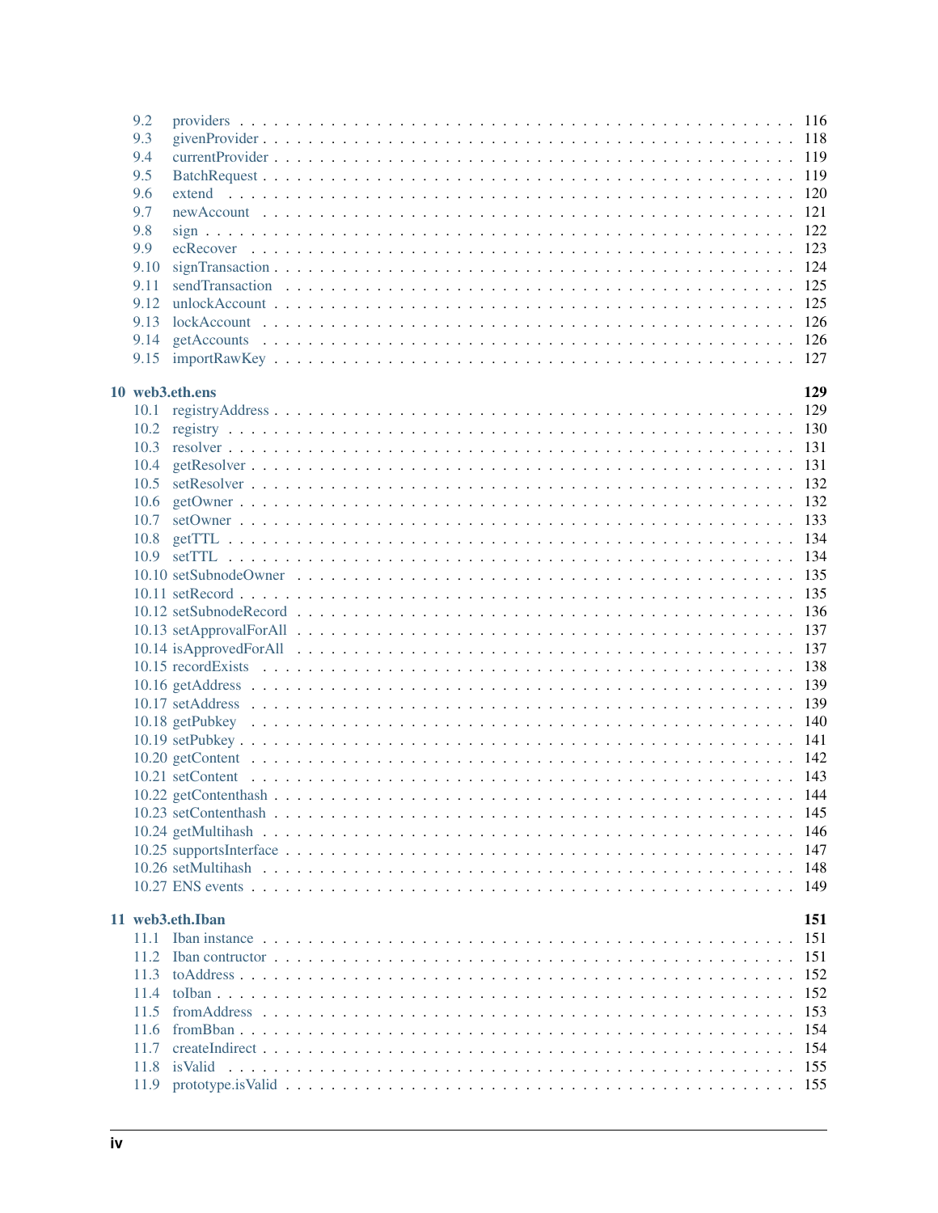9.2 providers . . . . . . . . . . . . . . . . . . . . . . . . . . . . . . . . . . . . . . . . . . . 116
9.3 givenProvider . . . . . . . . . . . . . . . . . . . . . . . . . . . . . . . . . . . . . . . . 118
9.4 currentProvider . . . . . . . . . . . . . . . . . . . . . . . . . . . . . . . . . . . . . . . 119
9.5 BatchRequest . . . . . . . . . . . . . . . . . . . . . . . . . . . . . . . . . . . . . . . . 119
9.6 extend . . . . . . . . . . . . . . . . . . . . . . . . . . . . . . . . . . . . . . . . . . . 120
9.7 newAccount . . . . . . . . . . . . . . . . . . . . . . . . . . . . . . . . . . . . . . . . . 121
9.8 sign . . . . . . . . . . . . . . . . . . . . . . . . . . . . . . . . . . . . . . . . . . . . . 122
9.9 ecRecover . . . . . . . . . . . . . . . . . . . . . . . . . . . . . . . . . . . . . . . . . . 123
9.10 signTransaction . . . . . . . . . . . . . . . . . . . . . . . . . . . . . . . . . . . . . . 124
9.11 sendTransaction . . . . . . . . . . . . . . . . . . . . . . . . . . . . . . . . . . . . . . 125
9.12 unlockAccount . . . . . . . . . . . . . . . . . . . . . . . . . . . . . . . . . . . . . . . 125
9.13 lockAccount . . . . . . . . . . . . . . . . . . . . . . . . . . . . . . . . . . . . . . . . 126
9.14 getAccounts . . . . . . . . . . . . . . . . . . . . . . . . . . . . . . . . . . . . . . . . 126
9.15 importRawKey . . . . . . . . . . . . . . . . . . . . . . . . . . . . . . . . . . . . . . . 127

**10 web3.eth.ens** **129**

10.1 registryAddress . . . . . . . . . . . . . . . . . . . . . . . . . . . . . . . . . . . . . . 129
10.2 registry . . . . . . . . . . . . . . . . . . . . . . . . . . . . . . . . . . . . . . . . . . 130
10.3 resolver . . . . . . . . . . . . . . . . . . . . . . . . . . . . . . . . . . . . . . . . . . 131
10.4 getResolver . . . . . . . . . . . . . . . . . . . . . . . . . . . . . . . . . . . . . . . . 131
10.5 setResolver . . . . . . . . . . . . . . . . . . . . . . . . . . . . . . . . . . . . . . . . 132
10.6 getOwner . . . . . . . . . . . . . . . . . . . . . . . . . . . . . . . . . . . . . . . . . 132
10.7 setOwner . . . . . . . . . . . . . . . . . . . . . . . . . . . . . . . . . . . . . . . . . 133
10.8 getTTL . . . . . . . . . . . . . . . . . . . . . . . . . . . . . . . . . . . . . . . . . . 134
10.9 setTTL . . . . . . . . . . . . . . . . . . . . . . . . . . . . . . . . . . . . . . . . . . 134
10.10 setSubnodeOwner . . . . . . . . . . . . . . . . . . . . . . . . . . . . . . . . . . . . . 135
10.11 setRecord . . . . . . . . . . . . . . . . . . . . . . . . . . . . . . . . . . . . . . . . . 135
10.12 setSubnodeRecord . . . . . . . . . . . . . . . . . . . . . . . . . . . . . . . . . . . . 136
10.13 setApprovalForAll . . . . . . . . . . . . . . . . . . . . . . . . . . . . . . . . . . . . 137
10.14 isApprovedForAll . . . . . . . . . . . . . . . . . . . . . . . . . . . . . . . . . . . . 137
10.15 recordExists . . . . . . . . . . . . . . . . . . . . . . . . . . . . . . . . . . . . . . . 138
10.16 getAddress . . . . . . . . . . . . . . . . . . . . . . . . . . . . . . . . . . . . . . . . 139
10.17 setAddress . . . . . . . . . . . . . . . . . . . . . . . . . . . . . . . . . . . . . . . . 139
10.18 getPubkey . . . . . . . . . . . . . . . . . . . . . . . . . . . . . . . . . . . . . . . . . 140
10.19 setPubkey . . . . . . . . . . . . . . . . . . . . . . . . . . . . . . . . . . . . . . . . . 141
10.20 getContent . . . . . . . . . . . . . . . . . . . . . . . . . . . . . . . . . . . . . . . . 142
10.21 setContent . . . . . . . . . . . . . . . . . . . . . . . . . . . . . . . . . . . . . . . . 143
10.22 getContenthash . . . . . . . . . . . . . . . . . . . . . . . . . . . . . . . . . . . . . . 144
10.23 setContenthash . . . . . . . . . . . . . . . . . . . . . . . . . . . . . . . . . . . . . . 145
10.24 getMultihash . . . . . . . . . . . . . . . . . . . . . . . . . . . . . . . . . . . . . . . 146
10.25 supportsInterface . . . . . . . . . . . . . . . . . . . . . . . . . . . . . . . . . . . . 147
10.26 setMultihash . . . . . . . . . . . . . . . . . . . . . . . . . . . . . . . . . . . . . . . 148
10.27 ENS events . . . . . . . . . . . . . . . . . . . . . . . . . . . . . . . . . . . . . . . . 149

**11 web3.eth.Iban** **151**

11.1 Iban instance . . . . . . . . . . . . . . . . . . . . . . . . . . . . . . . . . . . . . . . . 151
11.2 Iban contructor . . . . . . . . . . . . . . . . . . . . . . . . . . . . . . . . . . . . . . 151
11.3 toAddress . . . . . . . . . . . . . . . . . . . . . . . . . . . . . . . . . . . . . . . . . 152
11.4 toIban . . . . . . . . . . . . . . . . . . . . . . . . . . . . . . . . . . . . . . . . . . . 152
11.5 fromAddress . . . . . . . . . . . . . . . . . . . . . . . . . . . . . . . . . . . . . . . . 153
11.6 fromBban . . . . . . . . . . . . . . . . . . . . . . . . . . . . . . . . . . . . . . . . . 154
11.7 createIndirect . . . . . . . . . . . . . . . . . . . . . . . . . . . . . . . . . . . . . . . 154
11.8 isValid . . . . . . . . . . . . . . . . . . . . . . . . . . . . . . . . . . . . . . . . . . 155
11.9 prototype.isValid . . . . . . . . . . . . . . . . . . . . . . . . . . . . . . . . . . . . . 155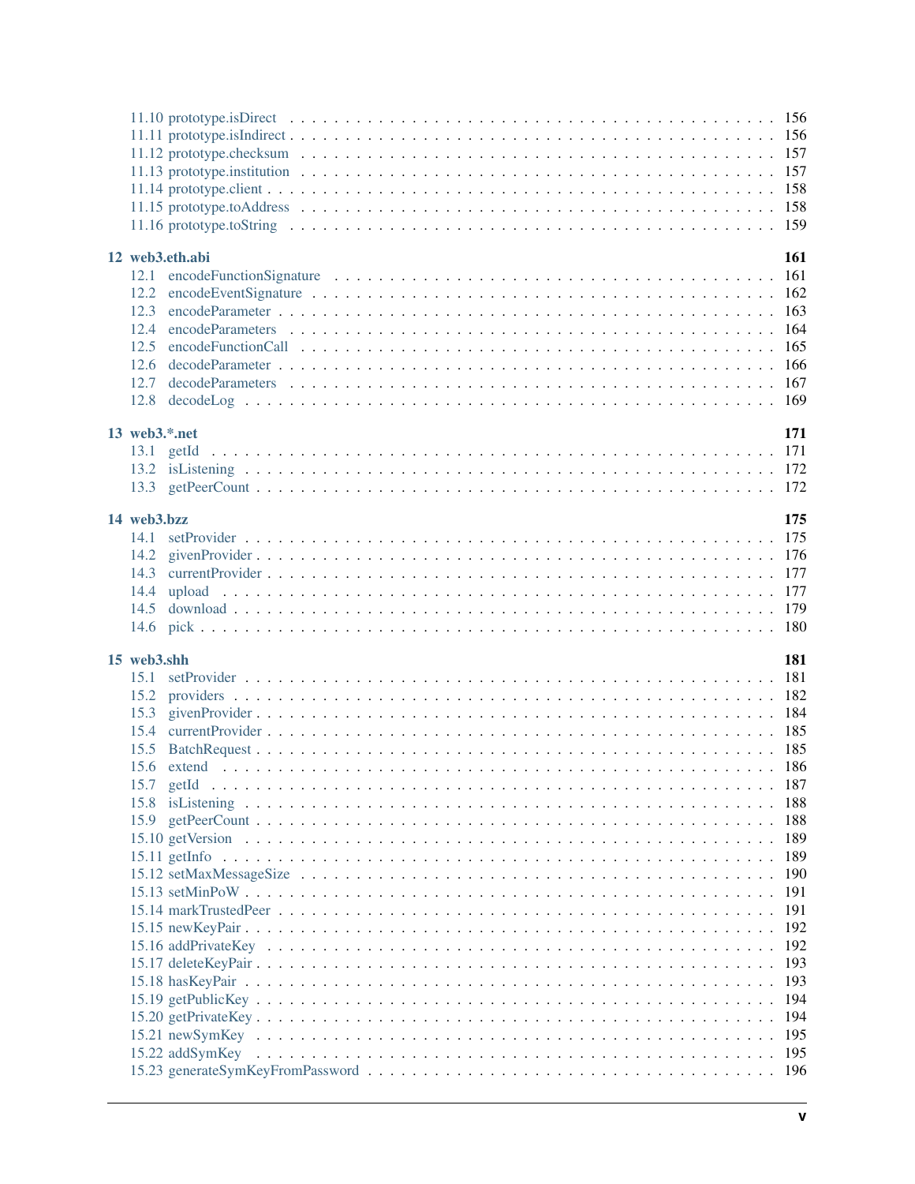- 11.10 prototype.isDirect . . . 156
- 11.11 prototype.isIndirect . . . 156
- 11.12 prototype.checksum . . . 157
- 11.13 prototype.institution . . . 157
- 11.14 prototype.client . . . 158
- 11.15 prototype.toAddress . . . 158
- 11.16 prototype.toString . . . 159

**12 web3.eth.abi** **161**
- 12.1 encodeFunctionSignature . . . 161
- 12.2 encodeEventSignature . . . 162
- 12.3 encodeParameter . . . 163
- 12.4 encodeParameters . . . 164
- 12.5 encodeFunctionCall . . . 165
- 12.6 decodeParameter . . . 166
- 12.7 decodeParameters . . . 167
- 12.8 decodeLog . . . 169

**13 web3.*.net** **171**
- 13.1 getId . . . 171
- 13.2 isListening . . . 172
- 13.3 getPeerCount . . . 172

**14 web3.bzz** **175**
- 14.1 setProvider . . . 175
- 14.2 givenProvider . . . 176
- 14.3 currentProvider . . . 177
- 14.4 upload . . . 177
- 14.5 download . . . 179
- 14.6 pick . . . 180

**15 web3.shh** **181**
- 15.1 setProvider . . . 181
- 15.2 providers . . . 182
- 15.3 givenProvider . . . 184
- 15.4 currentProvider . . . 185
- 15.5 BatchRequest . . . 185
- 15.6 extend . . . 186
- 15.7 getId . . . 187
- 15.8 isListening . . . 188
- 15.9 getPeerCount . . . 188
- 15.10 getVersion . . . 189
- 15.11 getInfo . . . 189
- 15.12 setMaxMessageSize . . . 190
- 15.13 setMinPoW . . . 191
- 15.14 markTrustedPeer . . . 191
- 15.15 newKeyPair . . . 192
- 15.16 addPrivateKey . . . 192
- 15.17 deleteKeyPair . . . 193
- 15.18 hasKeyPair . . . 193
- 15.19 getPublicKey . . . 194
- 15.20 getPrivateKey . . . 194
- 15.21 newSymKey . . . 195
- 15.22 addSymKey . . . 195
- 15.23 generateSymKeyFromPassword . . . 196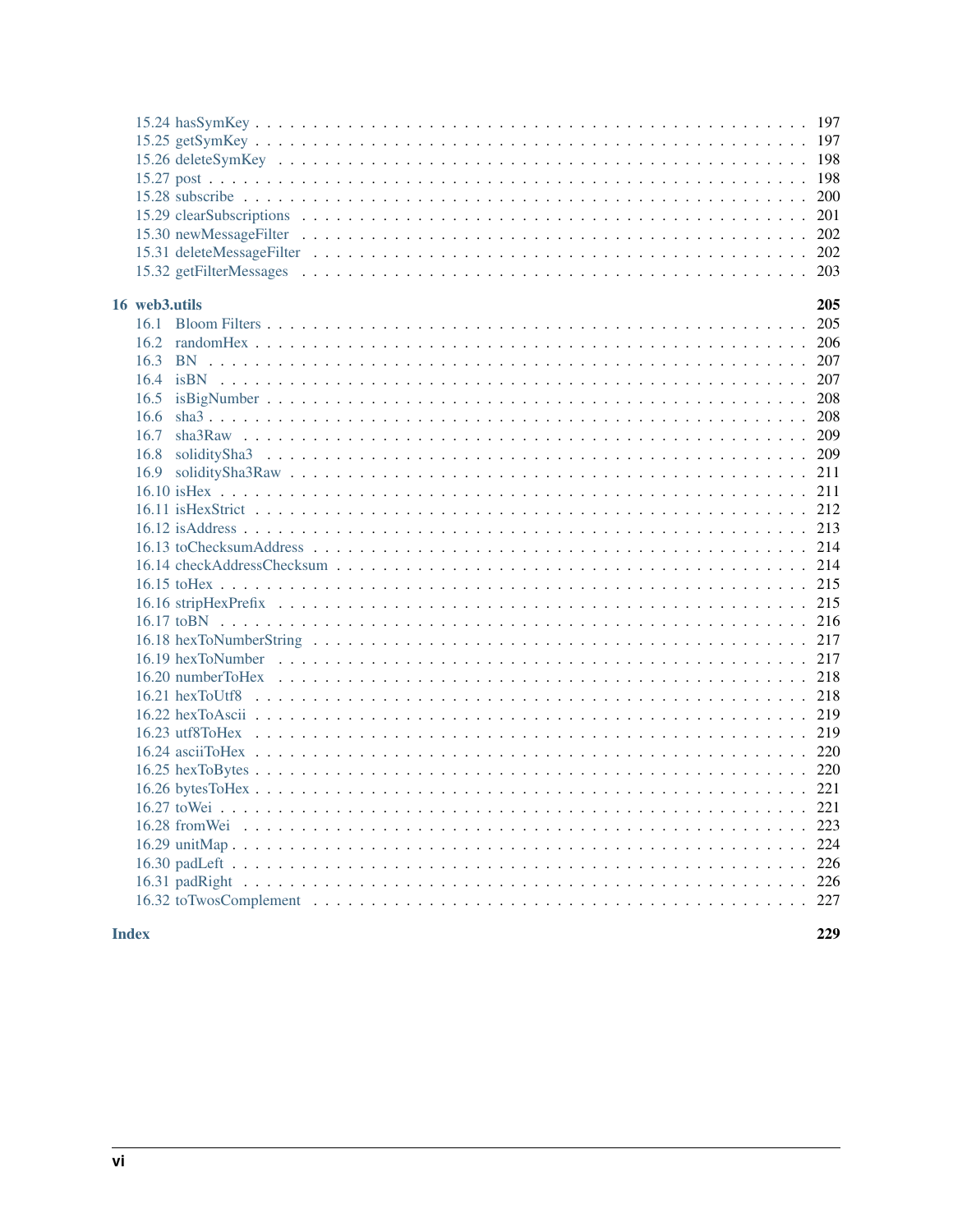- 15.24 hasSymKey . . . 197
- 15.25 getSymKey . . . 197
- 15.26 deleteSymKey . . . 198
- 15.27 post . . . 198
- 15.28 subscribe . . . 200
- 15.29 clearSubscriptions . . . 201
- 15.30 newMessageFilter . . . 202
- 15.31 deleteMessageFilter . . . 202
- 15.32 getFilterMessages . . . 203

**16 web3.utils** **205**

- 16.1 Bloom Filters . . . 205
- 16.2 randomHex . . . 206
- 16.3 BN . . . 207
- 16.4 isBN . . . 207
- 16.5 isBigNumber . . . 208
- 16.6 sha3 . . . 208
- 16.7 sha3Raw . . . 209
- 16.8 soliditySha3 . . . 209
- 16.9 soliditySha3Raw . . . 211
- 16.10 isHex . . . 211
- 16.11 isHexStrict . . . 212
- 16.12 isAddress . . . 213
- 16.13 toChecksumAddress . . . 214
- 16.14 checkAddressChecksum . . . 214
- 16.15 toHex . . . 215
- 16.16 stripHexPrefix . . . 215
- 16.17 toBN . . . 216
- 16.18 hexToNumberString . . . 217
- 16.19 hexToNumber . . . 217
- 16.20 numberToHex . . . 218
- 16.21 hexToUtf8 . . . 218
- 16.22 hexToAscii . . . 219
- 16.23 utf8ToHex . . . 219
- 16.24 asciiToHex . . . 220
- 16.25 hexToBytes . . . 220
- 16.26 bytesToHex . . . 221
- 16.27 toWei . . . 221
- 16.28 fromWei . . . 223
- 16.29 unitMap . . . 224
- 16.30 padLeft . . . 226
- 16.31 padRight . . . 226
- 16.32 toTwosComplement . . . 227

**Index** **229**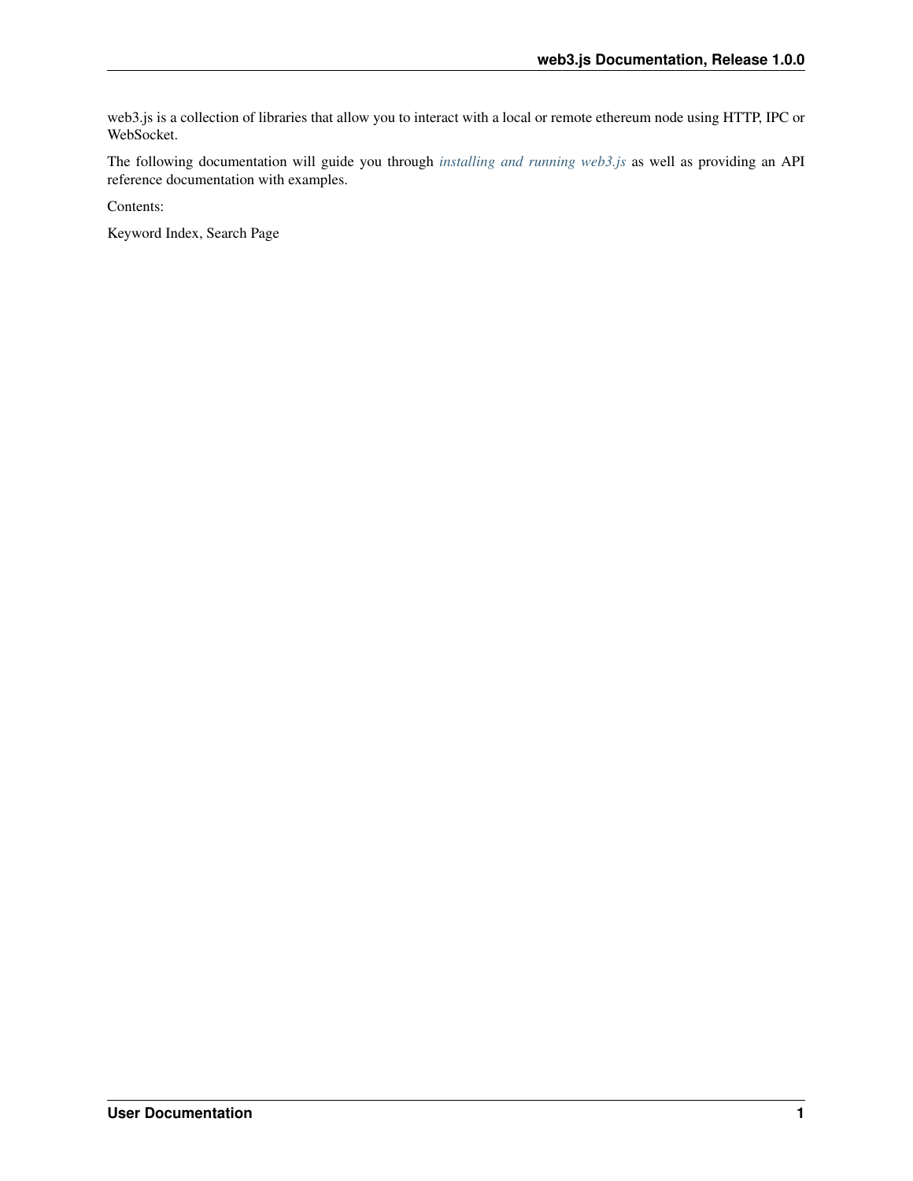web3.js is a collection of libraries that allow you to interact with a local or remote ethereum node using HTTP, IPC or WebSocket.

The following documentation will guide you through *installing and running web3.js* as well as providing an API reference documentation with examples.

Contents:

Keyword Index, Search Page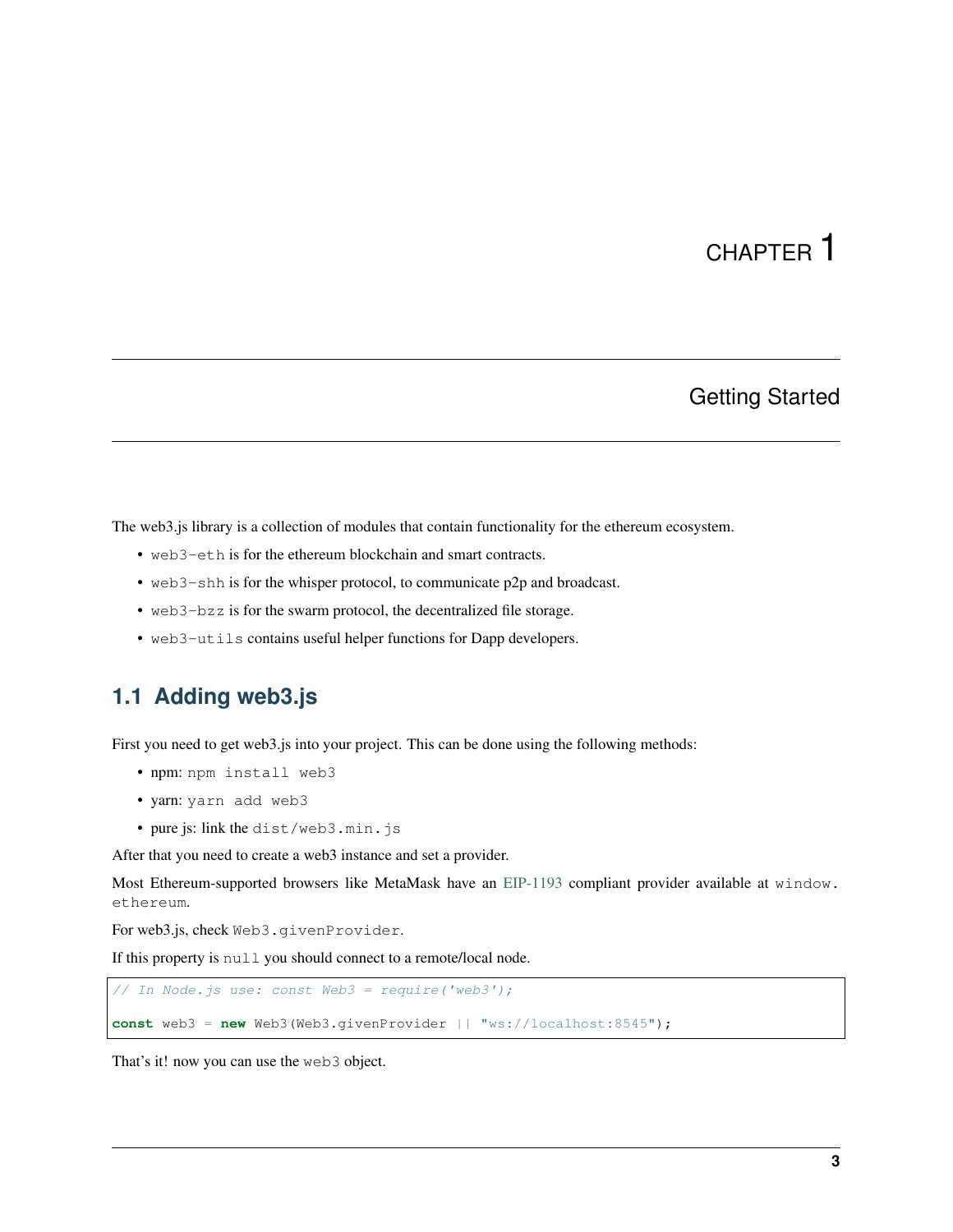# CHAPTER 1

## Getting Started

The web3.js library is a collection of modules that contain functionality for the ethereum ecosystem.

- `web3-eth` is for the ethereum blockchain and smart contracts.
- `web3-shh` is for the whisper protocol, to communicate p2p and broadcast.
- `web3-bzz` is for the swarm protocol, the decentralized file storage.
- `web3-utils` contains useful helper functions for Dapp developers.

### 1.1 Adding web3.js

First you need to get web3.js into your project. This can be done using the following methods:

- npm: `npm install web3`
- yarn: `yarn add web3`
- pure js: link the `dist/web3.min.js`

After that you need to create a web3 instance and set a provider.

Most Ethereum-supported browsers like MetaMask have an EIP-1193 compliant provider available at `window.ethereum`.

For web3.js, check `Web3.givenProvider`.

If this property is `null` you should connect to a remote/local node.

```
// In Node.js use: const Web3 = require('web3');

const web3 = new Web3(Web3.givenProvider || "ws://localhost:8545");
```

That's it! now you can use the `web3` object.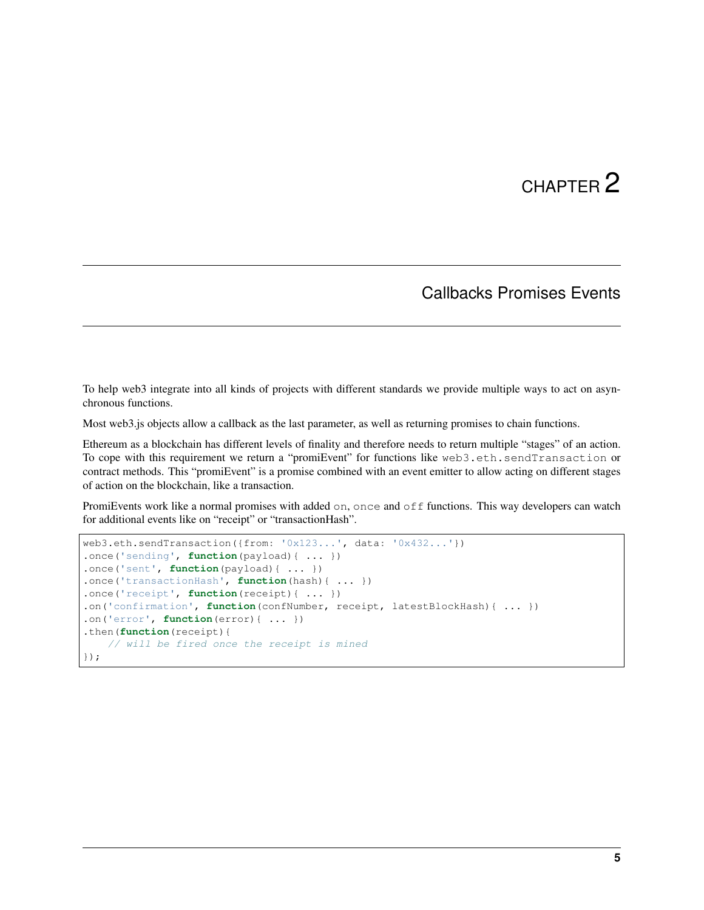# CHAPTER 2

## Callbacks Promises Events

To help web3 integrate into all kinds of projects with different standards we provide multiple ways to act on asynchronous functions.

Most web3.js objects allow a callback as the last parameter, as well as returning promises to chain functions.

Ethereum as a blockchain has different levels of finality and therefore needs to return multiple "stages" of an action. To cope with this requirement we return a "promiEvent" for functions like `web3.eth.sendTransaction` or contract methods. This "promiEvent" is a promise combined with an event emitter to allow acting on different stages of action on the blockchain, like a transaction.

PromiEvents work like a normal promises with added `on`, `once` and `off` functions. This way developers can watch for additional events like on "receipt" or "transactionHash".

```
web3.eth.sendTransaction({from: '0x123...', data: '0x432...'})
.once('sending', function(payload){ ... })
.once('sent', function(payload){ ... })
.once('transactionHash', function(hash){ ... })
.once('receipt', function(receipt){ ... })
.on('confirmation', function(confNumber, receipt, latestBlockHash){ ... })
.on('error', function(error){ ... })
.then(function(receipt){
    // will be fired once the receipt is mined
});
```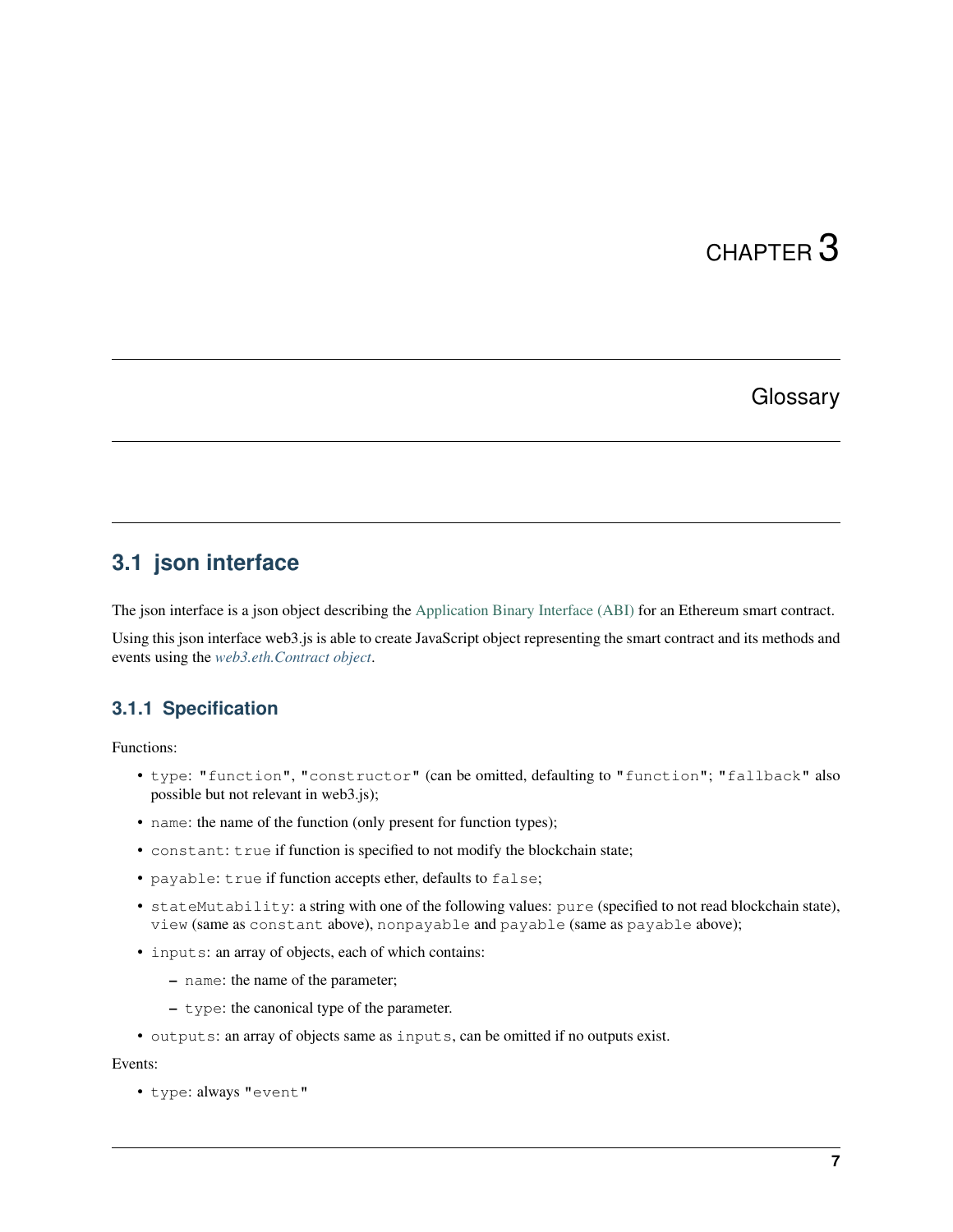# CHAPTER 3

# Glossary

## 3.1 json interface

The json interface is a json object describing the Application Binary Interface (ABI) for an Ethereum smart contract.

Using this json interface web3.js is able to create JavaScript object representing the smart contract and its methods and events using the *web3.eth.Contract object*.

### 3.1.1 Specification

Functions:

- `type`: `"function"`, `"constructor"` (can be omitted, defaulting to `"function"`; `"fallback"` also possible but not relevant in web3.js);
- `name`: the name of the function (only present for function types);
- `constant`: `true` if function is specified to not modify the blockchain state;
- `payable`: `true` if function accepts ether, defaults to `false`;
- `stateMutability`: a string with one of the following values: `pure` (specified to not read blockchain state), `view` (same as `constant` above), `nonpayable` and `payable` (same as `payable` above);
- `inputs`: an array of objects, each of which contains:
  - `name`: the name of the parameter;
  - `type`: the canonical type of the parameter.
- `outputs`: an array of objects same as `inputs`, can be omitted if no outputs exist.

Events:

- `type`: always `"event"`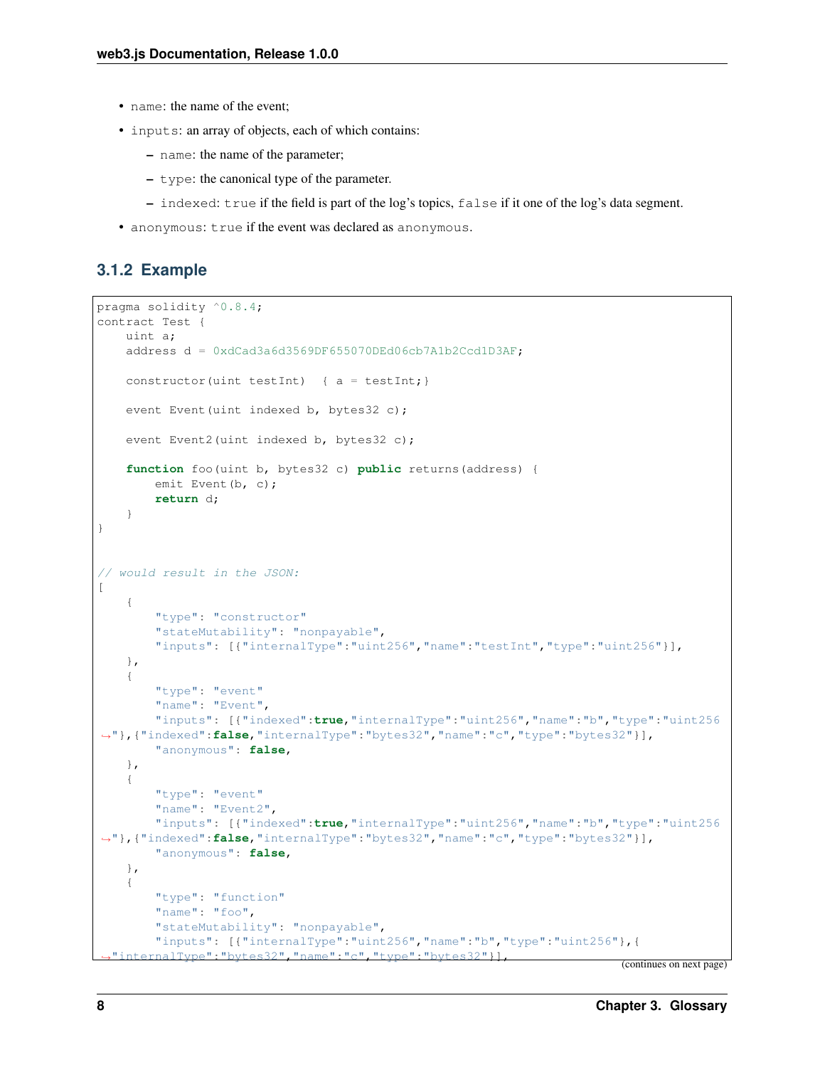- `name`: the name of the event;
- `inputs`: an array of objects, each of which contains:
  - `name`: the name of the parameter;
  - `type`: the canonical type of the parameter.
  - `indexed`: `true` if the field is part of the log's topics, `false` if it one of the log's data segment.
- `anonymous`: `true` if the event was declared as `anonymous`.

### 3.1.2 Example

```
pragma solidity ^0.8.4;
contract Test {
    uint a;
    address d = 0xdCad3a6d3569DF655070DEd06cb7A1b2Ccd1D3AF;

    constructor(uint testInt)  { a = testInt;}

    event Event(uint indexed b, bytes32 c);

    event Event2(uint indexed b, bytes32 c);

    function foo(uint b, bytes32 c) public returns(address) {
        emit Event(b, c);
        return d;
    }
}


// would result in the JSON:
[
    {
        "type": "constructor"
        "stateMutability": "nonpayable",
        "inputs": [{"internalType":"uint256","name":"testInt","type":"uint256"}],
    },
    {
        "type": "event"
        "name": "Event",
        "inputs": [{"indexed":true,"internalType":"uint256","name":"b","type":"uint256
→"},{"indexed":false,"internalType":"bytes32","name":"c","type":"bytes32"}],
        "anonymous": false,
    },
    {
        "type": "event"
        "name": "Event2",
        "inputs": [{"indexed":true,"internalType":"uint256","name":"b","type":"uint256
→"},{"indexed":false,"internalType":"bytes32","name":"c","type":"bytes32"}],
        "anonymous": false,
    },
    {
        "type": "function"
        "name": "foo",
        "stateMutability": "nonpayable",
        "inputs": [{"internalType":"uint256","name":"b","type":"uint256"},{
→"internalType":"bytes32","name":"c","type":"bytes32"}],
```

(continues on next page)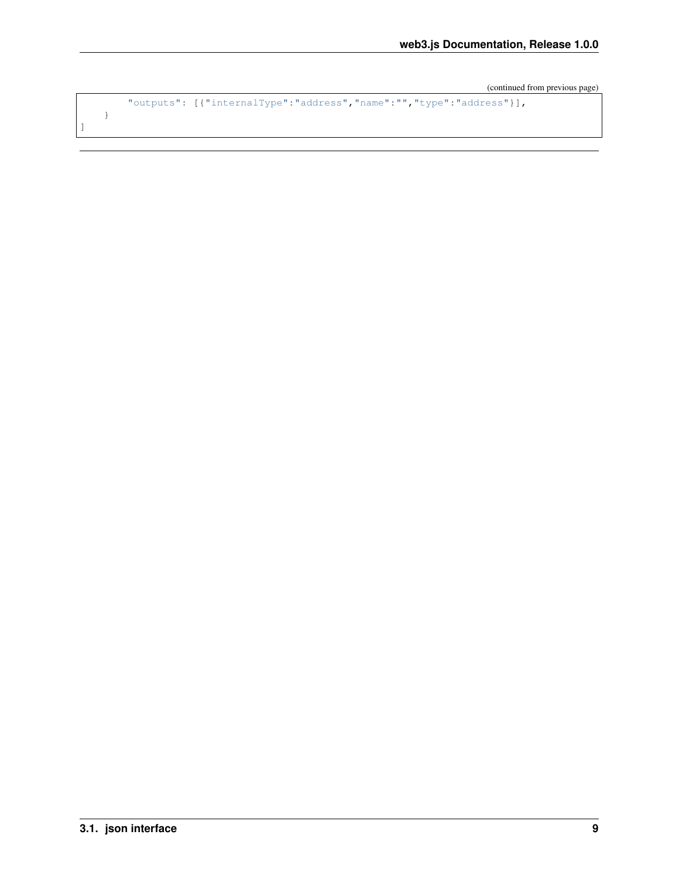(continued from previous page)

```
        "outputs": [{"internalType":"address","name":"","type":"address"}],
    }
]
```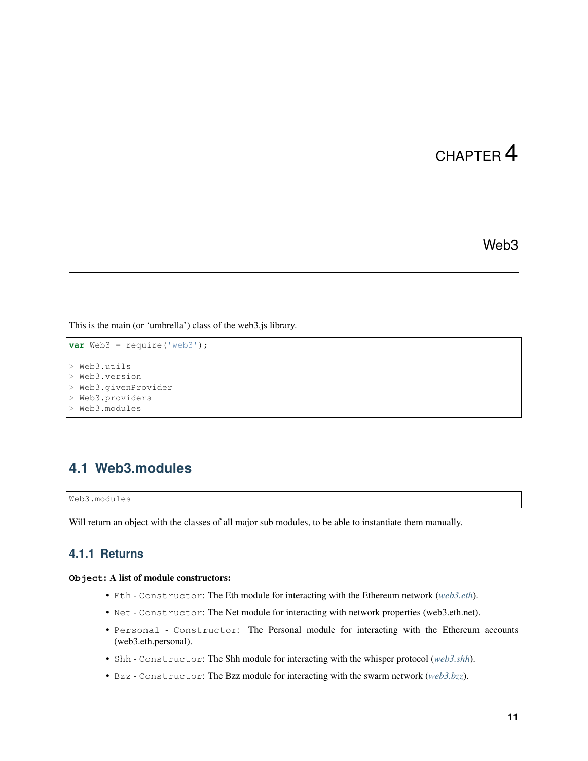# CHAPTER 4

# Web3

This is the main (or 'umbrella') class of the web3.js library.

```
var Web3 = require('web3');

> Web3.utils
> Web3.version
> Web3.givenProvider
> Web3.providers
> Web3.modules
```

## 4.1 Web3.modules

```
Web3.modules
```

Will return an object with the classes of all major sub modules, to be able to instantiate them manually.

### 4.1.1 Returns

**`Object`: A list of module constructors:**

- `Eth - Constructor`: The Eth module for interacting with the Ethereum network (*web3.eth*).
- `Net - Constructor`: The Net module for interacting with network properties (web3.eth.net).
- `Personal - Constructor`: The Personal module for interacting with the Ethereum accounts (web3.eth.personal).
- `Shh - Constructor`: The Shh module for interacting with the whisper protocol (*web3.shh*).
- `Bzz - Constructor`: The Bzz module for interacting with the swarm network (*web3.bzz*).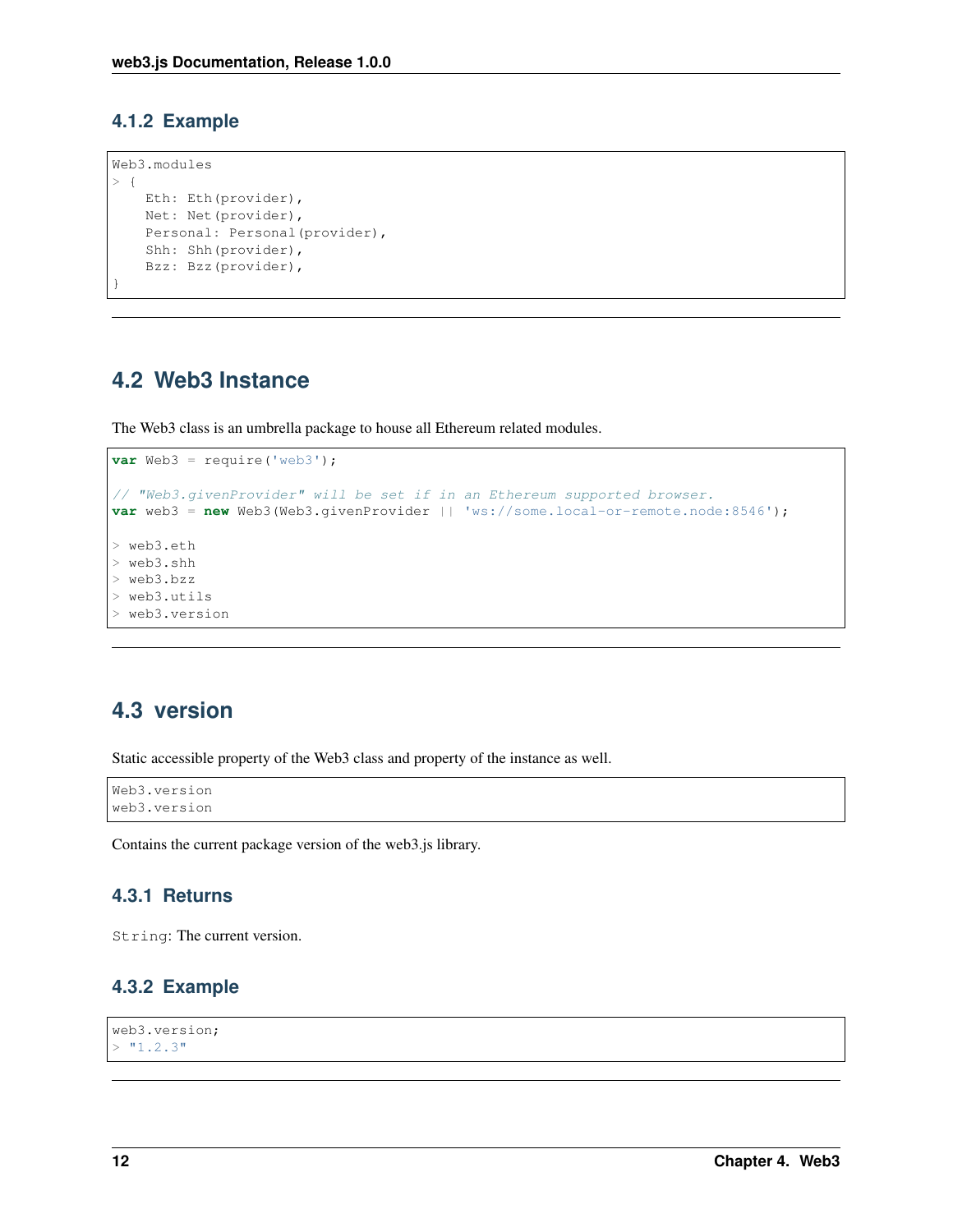### 4.1.2 Example

```
Web3.modules
> {
    Eth: Eth(provider),
    Net: Net(provider),
    Personal: Personal(provider),
    Shh: Shh(provider),
    Bzz: Bzz(provider),
}
```

---

## 4.2 Web3 Instance

The Web3 class is an umbrella package to house all Ethereum related modules.

```
var Web3 = require('web3');

// "Web3.givenProvider" will be set if in an Ethereum supported browser.
var web3 = new Web3(Web3.givenProvider || 'ws://some.local-or-remote.node:8546');

> web3.eth
> web3.shh
> web3.bzz
> web3.utils
> web3.version
```

---

## 4.3 version

Static accessible property of the Web3 class and property of the instance as well.

```
Web3.version
web3.version
```

Contains the current package version of the web3.js library.

### 4.3.1 Returns

`String`: The current version.

### 4.3.2 Example

```
web3.version;
> "1.2.3"
```

---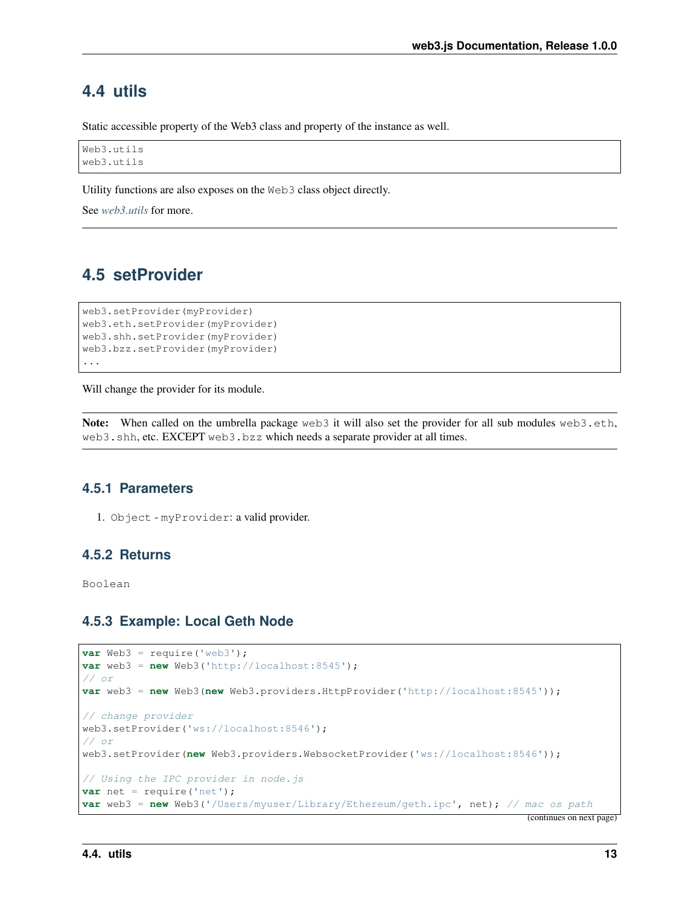## 4.4 utils

Static accessible property of the Web3 class and property of the instance as well.

```
Web3.utils
web3.utils
```

Utility functions are also exposes on the `Web3` class object directly.

See *web3.utils* for more.

---

## 4.5 setProvider

```
web3.setProvider(myProvider)
web3.eth.setProvider(myProvider)
web3.shh.setProvider(myProvider)
web3.bzz.setProvider(myProvider)
...
```

Will change the provider for its module.

**Note:** When called on the umbrella package `web3` it will also set the provider for all sub modules `web3.eth`, `web3.shh`, etc. EXCEPT `web3.bzz` which needs a separate provider at all times.

### 4.5.1 Parameters

1. `Object` - `myProvider`: a valid provider.

### 4.5.2 Returns

`Boolean`

### 4.5.3 Example: Local Geth Node

```javascript
var Web3 = require('web3');
var web3 = new Web3('http://localhost:8545');
// or
var web3 = new Web3(new Web3.providers.HttpProvider('http://localhost:8545'));

// change provider
web3.setProvider('ws://localhost:8546');
// or
web3.setProvider(new Web3.providers.WebsocketProvider('ws://localhost:8546'));

// Using the IPC provider in node.js
var net = require('net');
var web3 = new Web3('/Users/myuser/Library/Ethereum/geth.ipc', net); // mac os path
```

(continues on next page)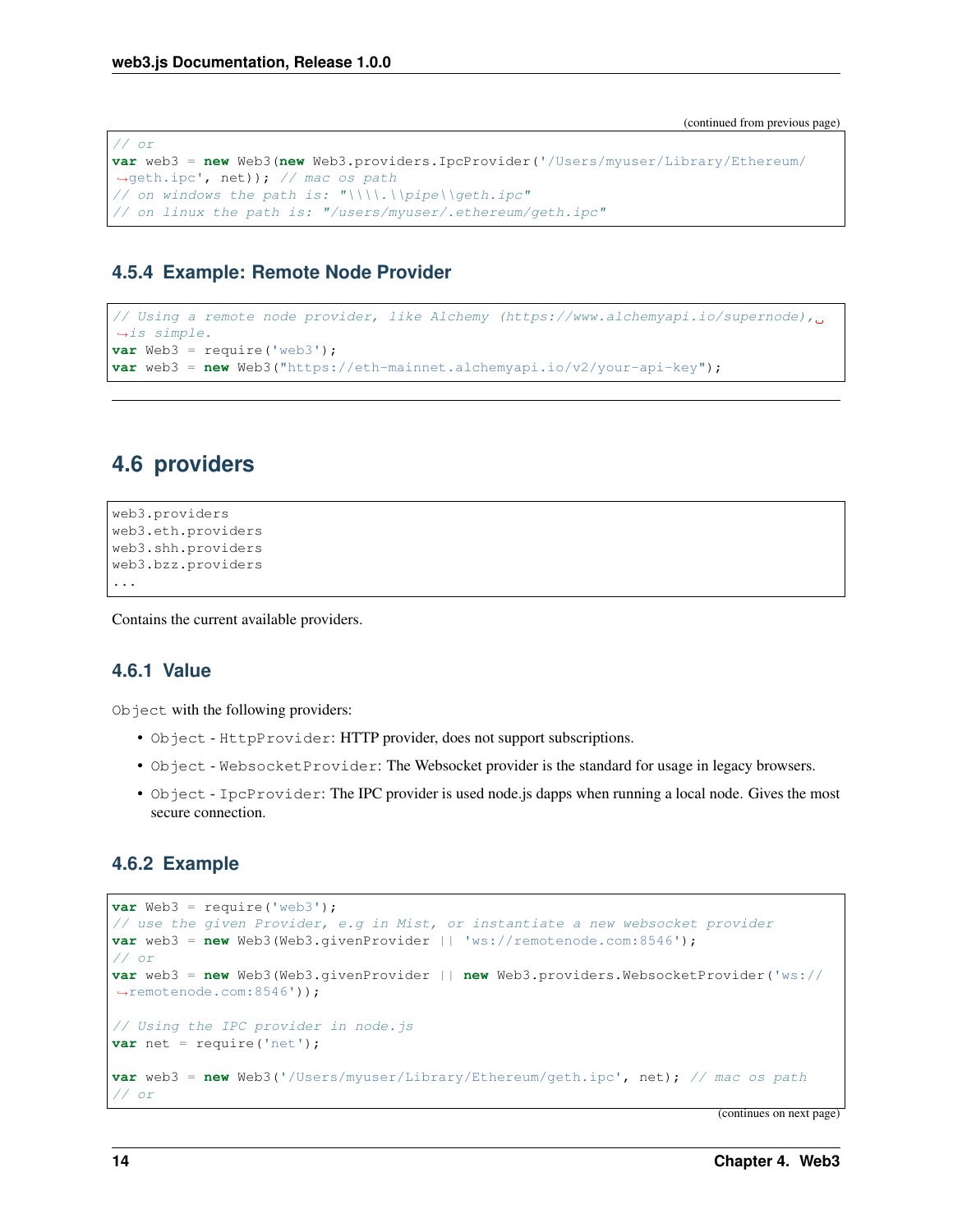(continued from previous page)

```
// or
var web3 = new Web3(new Web3.providers.IpcProvider('/Users/myuser/Library/Ethereum/geth.ipc', net)); // mac os path
// on windows the path is: "\\\\.\\pipe\\geth.ipc"
// on linux the path is: "/users/myuser/.ethereum/geth.ipc"
```

### 4.5.4 Example: Remote Node Provider

```
// Using a remote node provider, like Alchemy (https://www.alchemyapi.io/supernode), is simple.
var Web3 = require('web3');
var web3 = new Web3("https://eth-mainnet.alchemyapi.io/v2/your-api-key");
```

## 4.6 providers

```
web3.providers
web3.eth.providers
web3.shh.providers
web3.bzz.providers
...
```

Contains the current available providers.

### 4.6.1 Value

`Object` with the following providers:

- `Object` - `HttpProvider`: HTTP provider, does not support subscriptions.
- `Object` - `WebsocketProvider`: The Websocket provider is the standard for usage in legacy browsers.
- `Object` - `IpcProvider`: The IPC provider is used node.js dapps when running a local node. Gives the most secure connection.

### 4.6.2 Example

```
var Web3 = require('web3');
// use the given Provider, e.g in Mist, or instantiate a new websocket provider
var web3 = new Web3(Web3.givenProvider || 'ws://remotenode.com:8546');
// or
var web3 = new Web3(Web3.givenProvider || new Web3.providers.WebsocketProvider('ws://remotenode.com:8546'));

// Using the IPC provider in node.js
var net = require('net');

var web3 = new Web3('/Users/myuser/Library/Ethereum/geth.ipc', net); // mac os path
// or
```

(continues on next page)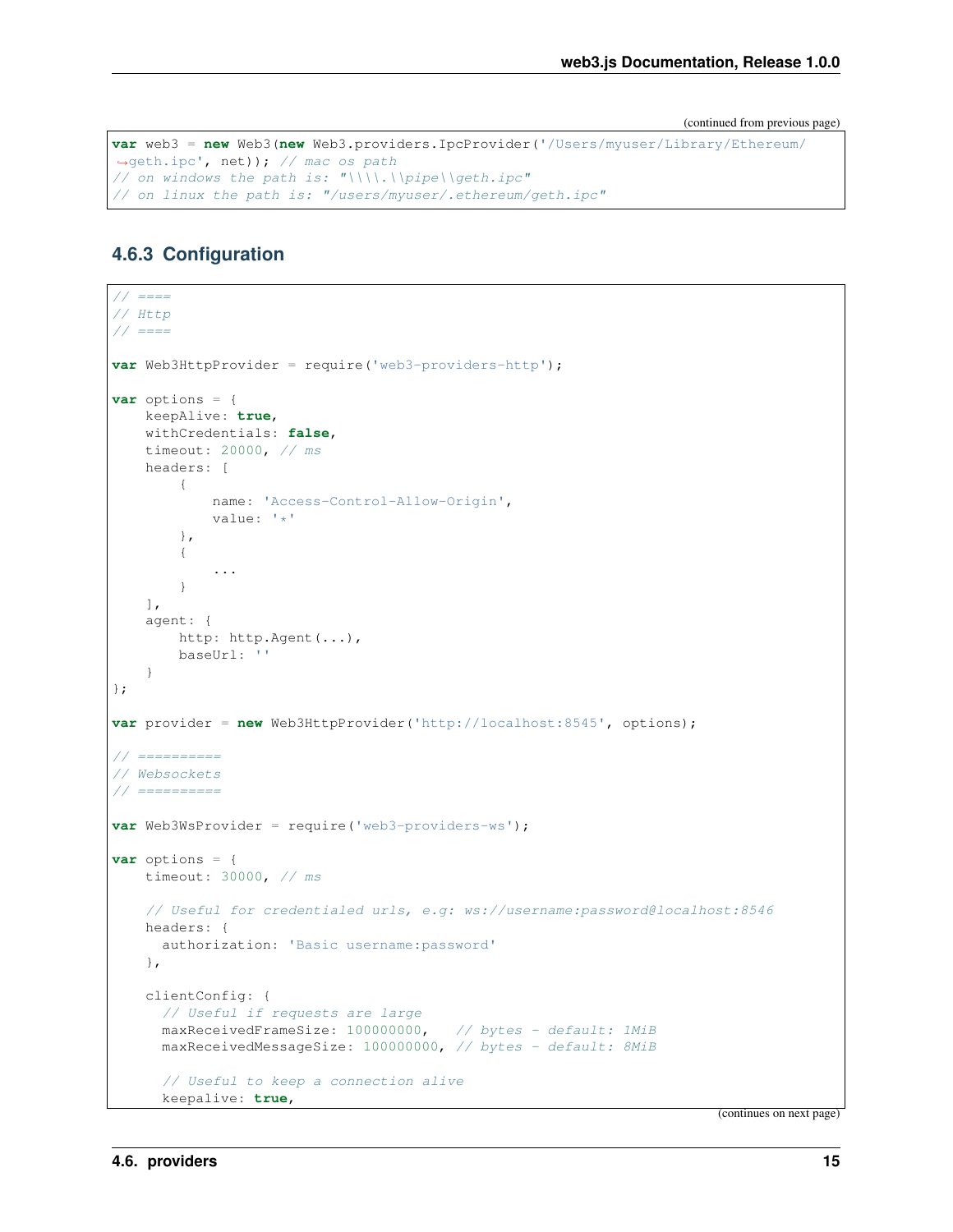(continued from previous page)

```
var web3 = new Web3(new Web3.providers.IpcProvider('/Users/myuser/Library/Ethereum/
↪geth.ipc', net)); // mac os path
// on windows the path is: "\\\\.\\pipe\\geth.ipc"
// on linux the path is: "/users/myuser/.ethereum/geth.ipc"
```

### 4.6.3 Configuration

```
// ====
// Http
// ====

var Web3HttpProvider = require('web3-providers-http');

var options = {
    keepAlive: true,
    withCredentials: false,
    timeout: 20000, // ms
    headers: [
        {
            name: 'Access-Control-Allow-Origin',
            value: '*'
        },
        {
            ...
        }
    ],
    agent: {
        http: http.Agent(...),
        baseUrl: ''
    }
};

var provider = new Web3HttpProvider('http://localhost:8545', options);

// ==========
// Websockets
// ==========

var Web3WsProvider = require('web3-providers-ws');

var options = {
    timeout: 30000, // ms

    // Useful for credentialed urls, e.g: ws://username:password@localhost:8546
    headers: {
      authorization: 'Basic username:password'
    },

    clientConfig: {
      // Useful if requests are large
      maxReceivedFrameSize: 100000000,   // bytes - default: 1MiB
      maxReceivedMessageSize: 100000000, // bytes - default: 8MiB

      // Useful to keep a connection alive
      keepalive: true,
```

(continues on next page)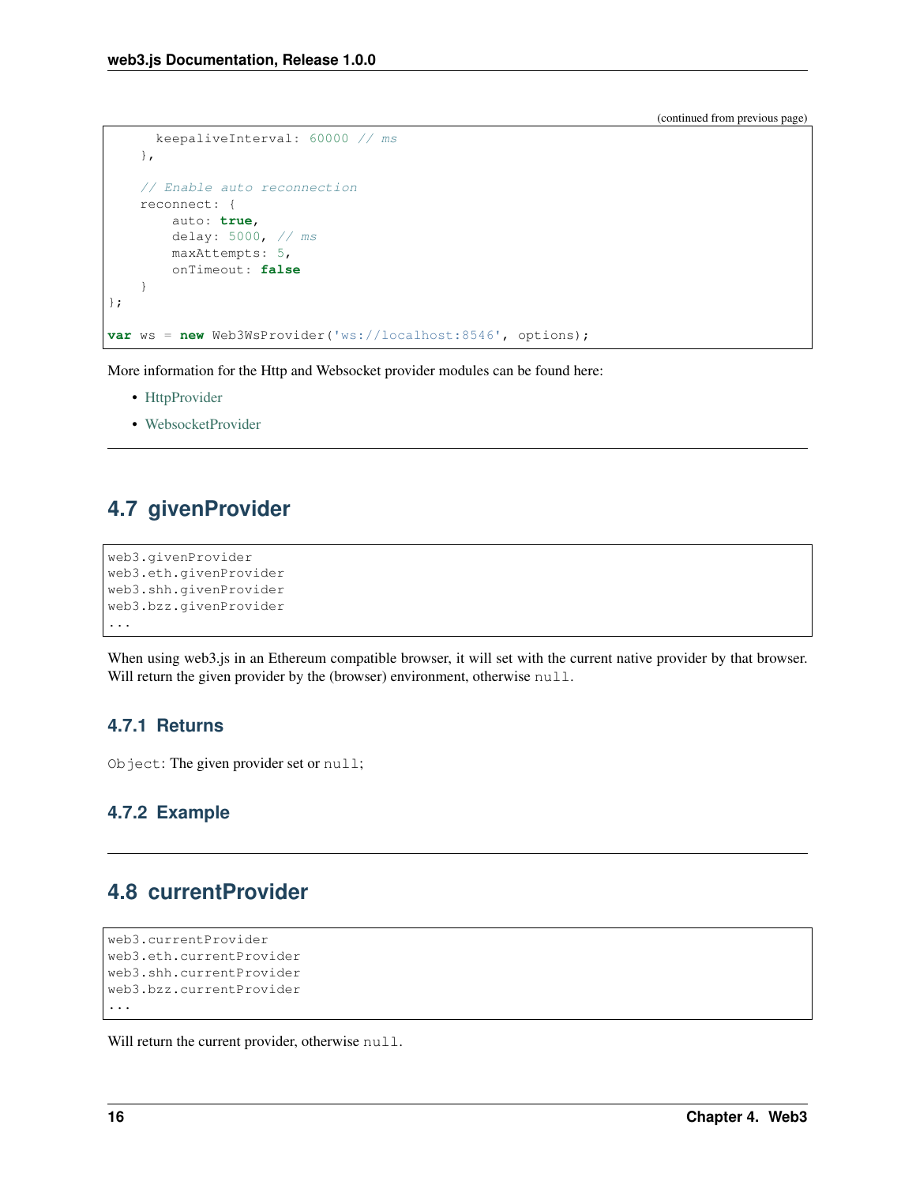(continued from previous page)

```
        keepaliveInterval: 60000 // ms
    },

    // Enable auto reconnection
    reconnect: {
        auto: true,
        delay: 5000, // ms
        maxAttempts: 5,
        onTimeout: false
    }
};

var ws = new Web3WsProvider('ws://localhost:8546', options);
```

More information for the Http and Websocket provider modules can be found here:

- HttpProvider
- WebsocketProvider

## 4.7 givenProvider

```
web3.givenProvider
web3.eth.givenProvider
web3.shh.givenProvider
web3.bzz.givenProvider
...
```

When using web3.js in an Ethereum compatible browser, it will set with the current native provider by that browser. Will return the given provider by the (browser) environment, otherwise `null`.

### 4.7.1 Returns

`Object`: The given provider set or `null`;

### 4.7.2 Example

## 4.8 currentProvider

```
web3.currentProvider
web3.eth.currentProvider
web3.shh.currentProvider
web3.bzz.currentProvider
...
```

Will return the current provider, otherwise `null`.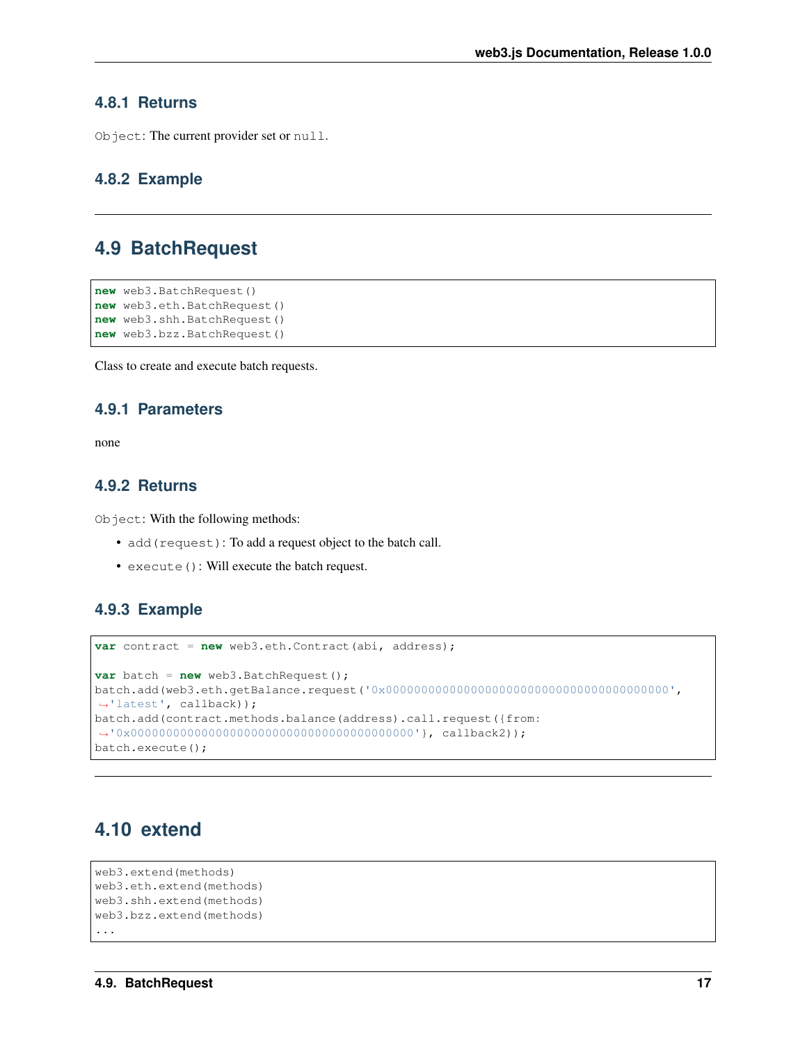### 4.8.1 Returns

`Object`: The current provider set or `null`.

### 4.8.2 Example

---

## 4.9 BatchRequest

```
new web3.BatchRequest()
new web3.eth.BatchRequest()
new web3.shh.BatchRequest()
new web3.bzz.BatchRequest()
```

Class to create and execute batch requests.

### 4.9.1 Parameters

none

### 4.9.2 Returns

`Object`: With the following methods:

- `add(request)`: To add a request object to the batch call.
- `execute()`: Will execute the batch request.

### 4.9.3 Example

```
var contract = new web3.eth.Contract(abi, address);

var batch = new web3.BatchRequest();
batch.add(web3.eth.getBalance.request('0x0000000000000000000000000000000000000000',
↪'latest', callback));
batch.add(contract.methods.balance(address).call.request({from:
↪'0x0000000000000000000000000000000000000000'}, callback2));
batch.execute();
```

---

## 4.10 extend

```
web3.extend(methods)
web3.eth.extend(methods)
web3.shh.extend(methods)
web3.bzz.extend(methods)
...
```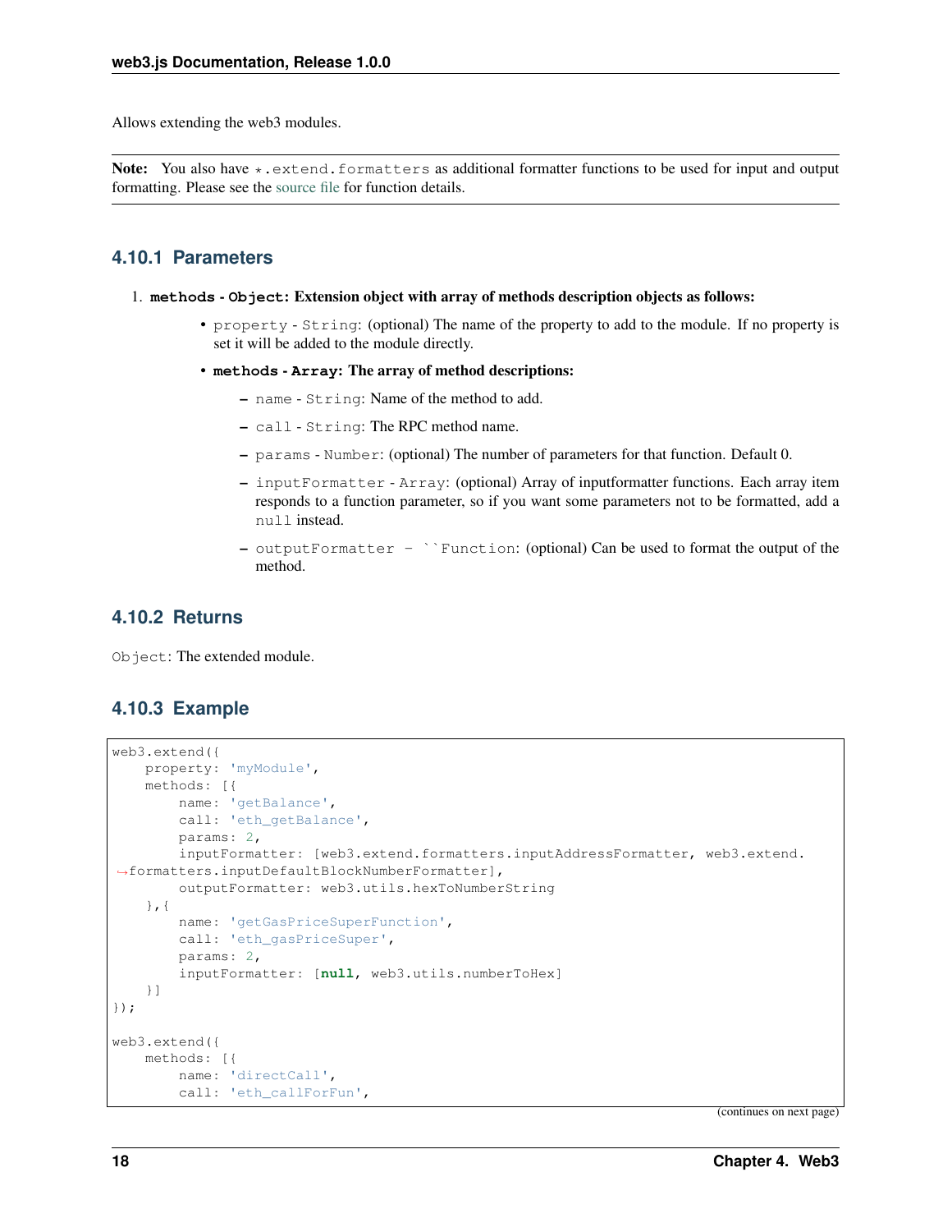Allows extending the web3 modules.

**Note:** You also have `*.extend.formatters` as additional formatter functions to be used for input and output formatting. Please see the source file for function details.

### 4.10.1 Parameters

1. **`methods` - `Object`: Extension object with array of methods description objects as follows:**
   - `property` - `String`: (optional) The name of the property to add to the module. If no property is set it will be added to the module directly.
   - **`methods` - `Array`: The array of method descriptions:**
     - `name` - `String`: Name of the method to add.
     - `call` - `String`: The RPC method name.
     - `params` - `Number`: (optional) The number of parameters for that function. Default 0.
     - `inputFormatter` - `Array`: (optional) Array of inputformatter functions. Each array item responds to a function parameter, so if you want some parameters not to be formatted, add a `null` instead.
     - `outputFormatter - ``Function`: (optional) Can be used to format the output of the method.

### 4.10.2 Returns

`Object`: The extended module.

### 4.10.3 Example

```
web3.extend({
    property: 'myModule',
    methods: [{
        name: 'getBalance',
        call: 'eth_getBalance',
        params: 2,
        inputFormatter: [web3.extend.formatters.inputAddressFormatter, web3.extend.
↪formatters.inputDefaultBlockNumberFormatter],
        outputFormatter: web3.utils.hexToNumberString
    },{
        name: 'getGasPriceSuperFunction',
        call: 'eth_gasPriceSuper',
        params: 2,
        inputFormatter: [null, web3.utils.numberToHex]
    }]
});

web3.extend({
    methods: [{
        name: 'directCall',
        call: 'eth_callForFun',
```

(continues on next page)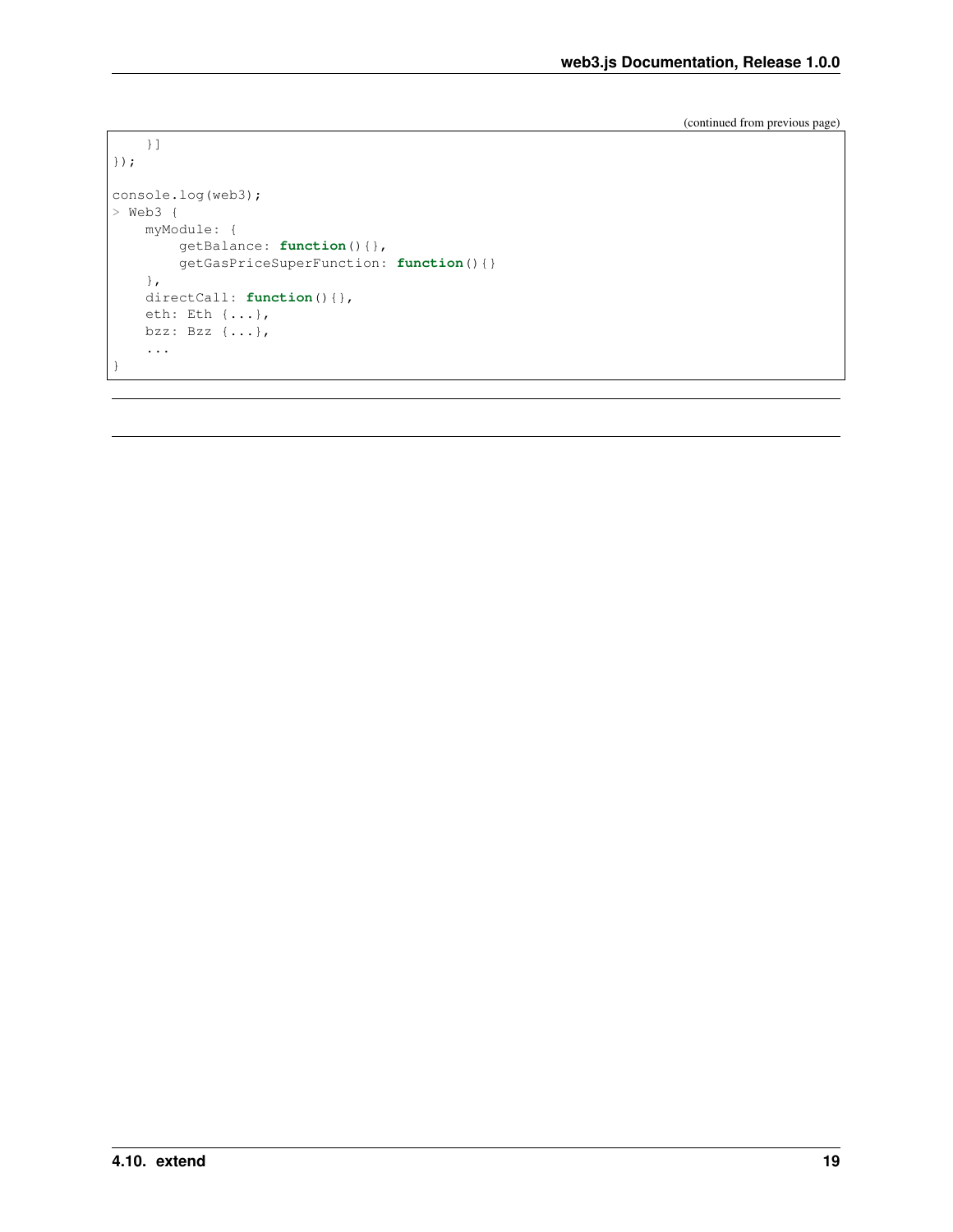(continued from previous page)

```
    }]
});

console.log(web3);
> Web3 {
    myModule: {
        getBalance: function(){},
        getGasPriceSuperFunction: function(){}
    },
    directCall: function(){},
    eth: Eth {...},
    bzz: Bzz {...},
    ...
}
```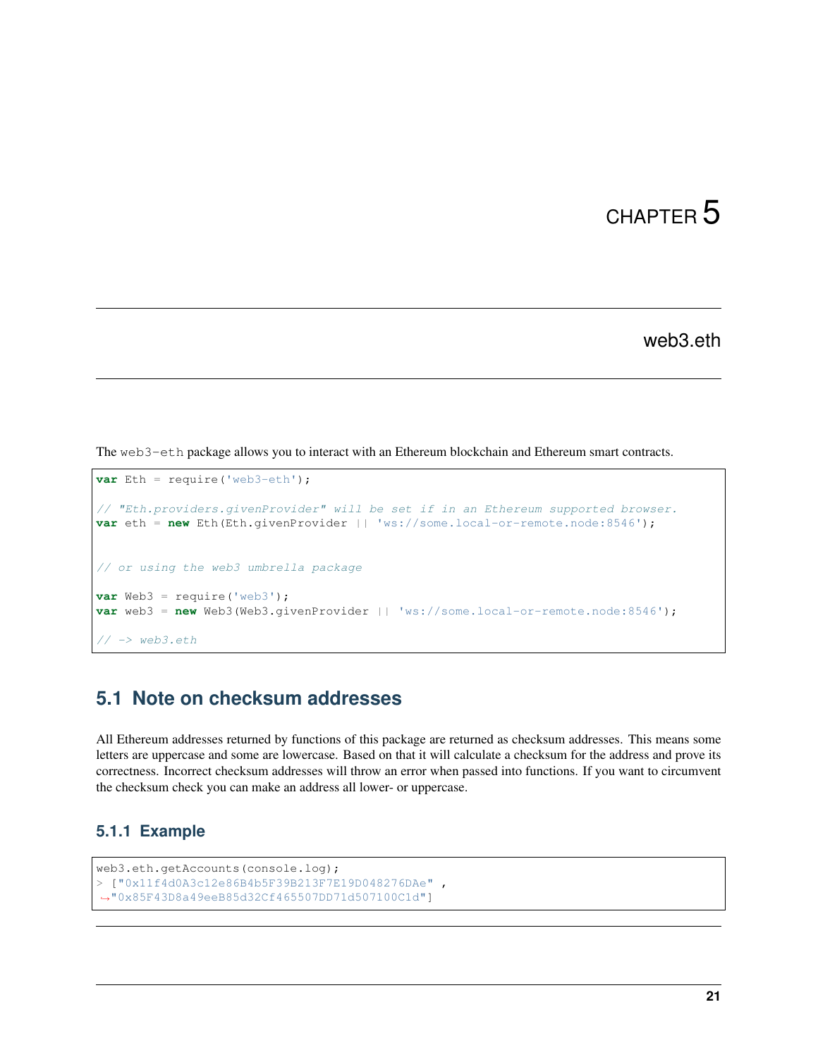# CHAPTER 5

## web3.eth

The `web3-eth` package allows you to interact with an Ethereum blockchain and Ethereum smart contracts.

```
var Eth = require('web3-eth');

// "Eth.providers.givenProvider" will be set if in an Ethereum supported browser.
var eth = new Eth(Eth.givenProvider || 'ws://some.local-or-remote.node:8546');


// or using the web3 umbrella package

var Web3 = require('web3');
var web3 = new Web3(Web3.givenProvider || 'ws://some.local-or-remote.node:8546');

// -> web3.eth
```

## 5.1 Note on checksum addresses

All Ethereum addresses returned by functions of this package are returned as checksum addresses. This means some letters are uppercase and some are lowercase. Based on that it will calculate a checksum for the address and prove its correctness. Incorrect checksum addresses will throw an error when passed into functions. If you want to circumvent the checksum check you can make an address all lower- or uppercase.

### 5.1.1 Example

```
web3.eth.getAccounts(console.log);
> ["0x11f4d0A3c12e86B4b5F39B213F7E19D048276DAe" ,
→"0x85F43D8a49eeB85d32Cf465507DD71d507100C1d"]
```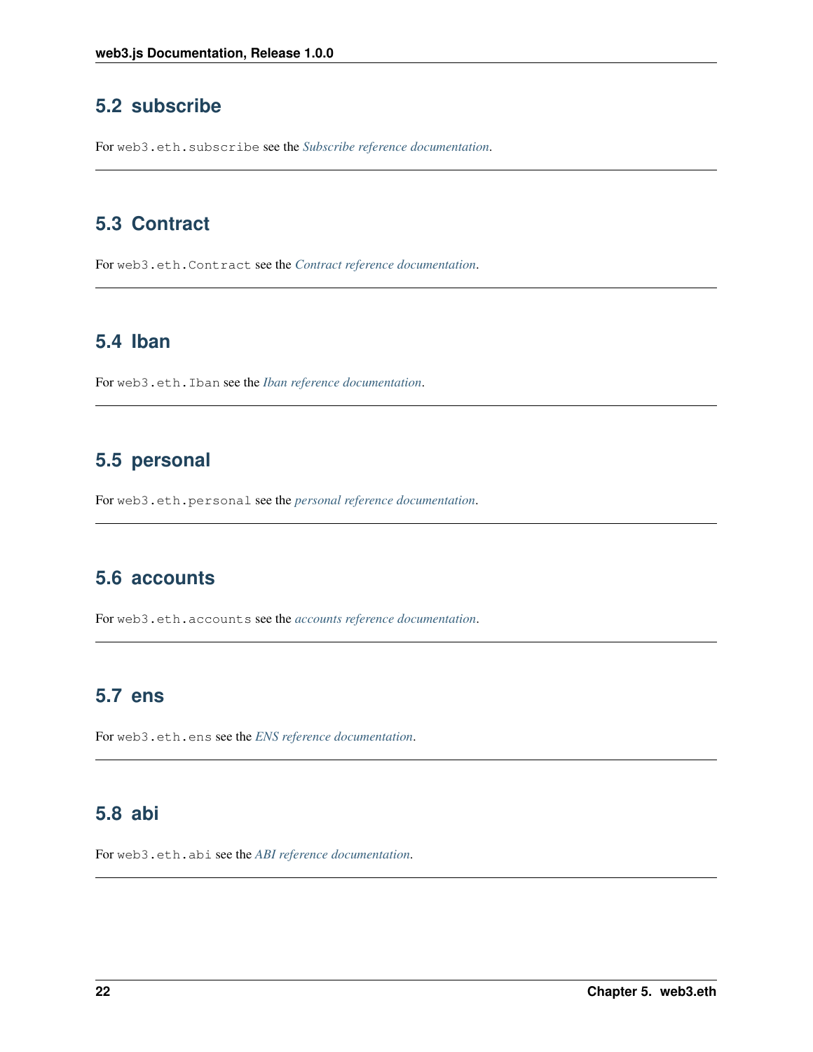## 5.2 subscribe

For `web3.eth.subscribe` see the *Subscribe reference documentation*.

---

## 5.3 Contract

For `web3.eth.Contract` see the *Contract reference documentation*.

---

## 5.4 Iban

For `web3.eth.Iban` see the *Iban reference documentation*.

---

## 5.5 personal

For `web3.eth.personal` see the *personal reference documentation*.

---

## 5.6 accounts

For `web3.eth.accounts` see the *accounts reference documentation*.

---

## 5.7 ens

For `web3.eth.ens` see the *ENS reference documentation*.

---

## 5.8 abi

For `web3.eth.abi` see the *ABI reference documentation*.

---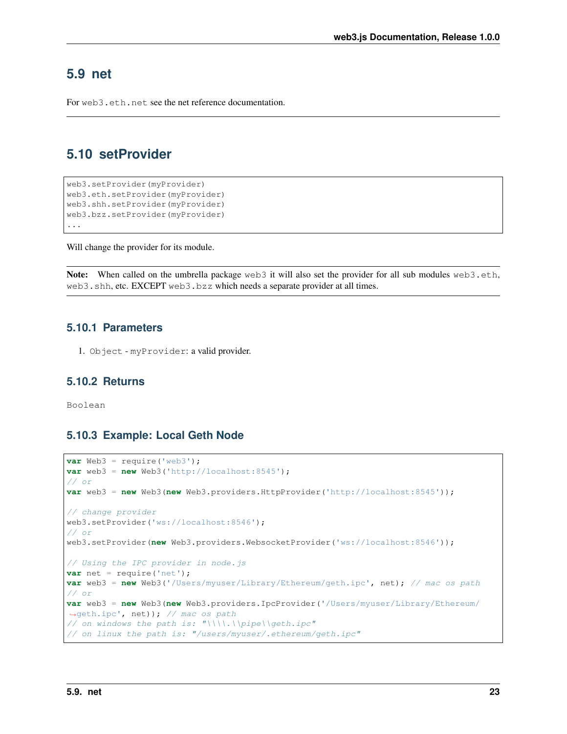## 5.9 net

For `web3.eth.net` see the net reference documentation.

---

## 5.10 setProvider

```
web3.setProvider(myProvider)
web3.eth.setProvider(myProvider)
web3.shh.setProvider(myProvider)
web3.bzz.setProvider(myProvider)
...
```

Will change the provider for its module.

**Note:** When called on the umbrella package `web3` it will also set the provider for all sub modules `web3.eth`, `web3.shh`, etc. EXCEPT `web3.bzz` which needs a separate provider at all times.

### 5.10.1 Parameters

1. `Object` - `myProvider`: a valid provider.

### 5.10.2 Returns

`Boolean`

### 5.10.3 Example: Local Geth Node

```
var Web3 = require('web3');
var web3 = new Web3('http://localhost:8545');
// or
var web3 = new Web3(new Web3.providers.HttpProvider('http://localhost:8545'));

// change provider
web3.setProvider('ws://localhost:8546');
// or
web3.setProvider(new Web3.providers.WebsocketProvider('ws://localhost:8546'));

// Using the IPC provider in node.js
var net = require('net');
var web3 = new Web3('/Users/myuser/Library/Ethereum/geth.ipc', net); // mac os path
// or
var web3 = new Web3(new Web3.providers.IpcProvider('/Users/myuser/Library/Ethereum/
→geth.ipc', net)); // mac os path
// on windows the path is: "\\\\.\\pipe\\geth.ipc"
// on linux the path is: "/users/myuser/.ethereum/geth.ipc"
```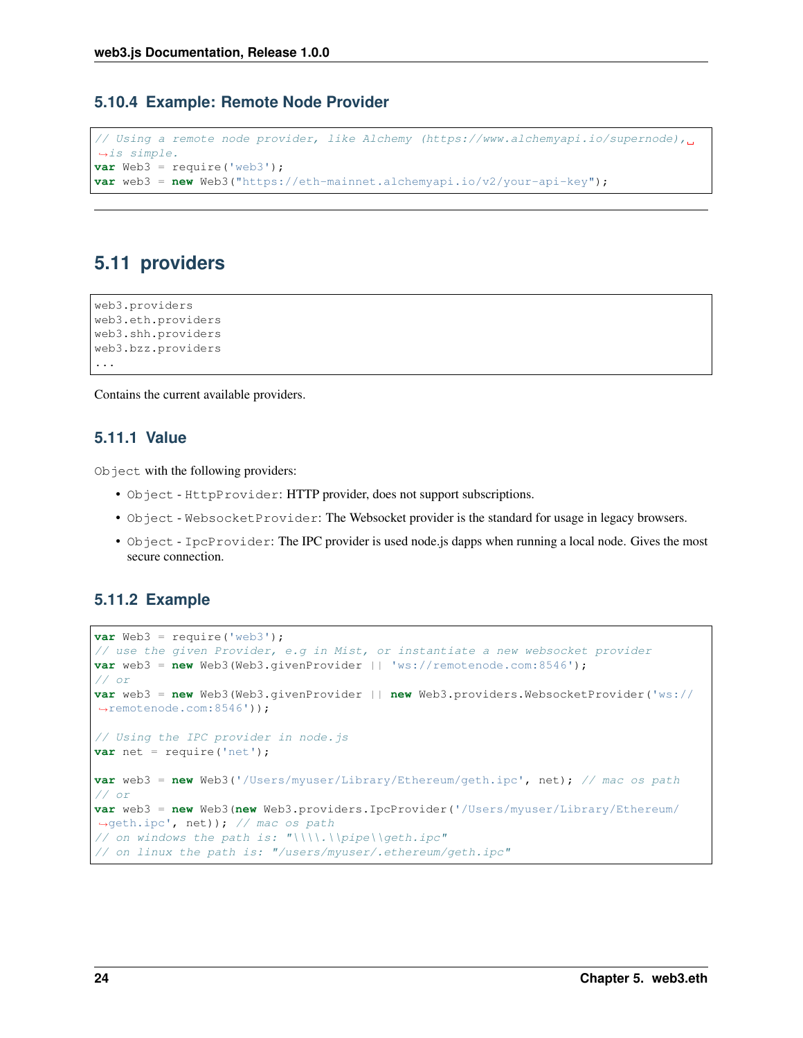### 5.10.4 Example: Remote Node Provider

```
// Using a remote node provider, like Alchemy (https://www.alchemyapi.io/supernode), is simple.
var Web3 = require('web3');
var web3 = new Web3("https://eth-mainnet.alchemyapi.io/v2/your-api-key");
```

---

## 5.11 providers

```
web3.providers
web3.eth.providers
web3.shh.providers
web3.bzz.providers
...
```

Contains the current available providers.

### 5.11.1 Value

`Object` with the following providers:

- `Object` - `HttpProvider`: HTTP provider, does not support subscriptions.
- `Object` - `WebsocketProvider`: The Websocket provider is the standard for usage in legacy browsers.
- `Object` - `IpcProvider`: The IPC provider is used node.js dapps when running a local node. Gives the most secure connection.

### 5.11.2 Example

```
var Web3 = require('web3');
// use the given Provider, e.g in Mist, or instantiate a new websocket provider
var web3 = new Web3(Web3.givenProvider || 'ws://remotenode.com:8546');
// or
var web3 = new Web3(Web3.givenProvider || new Web3.providers.WebsocketProvider('ws://remotenode.com:8546'));

// Using the IPC provider in node.js
var net = require('net');

var web3 = new Web3('/Users/myuser/Library/Ethereum/geth.ipc', net); // mac os path
// or
var web3 = new Web3(new Web3.providers.IpcProvider('/Users/myuser/Library/Ethereum/geth.ipc', net)); // mac os path
// on windows the path is: "\\\\.\\pipe\\geth.ipc"
// on linux the path is: "/users/myuser/.ethereum/geth.ipc"
```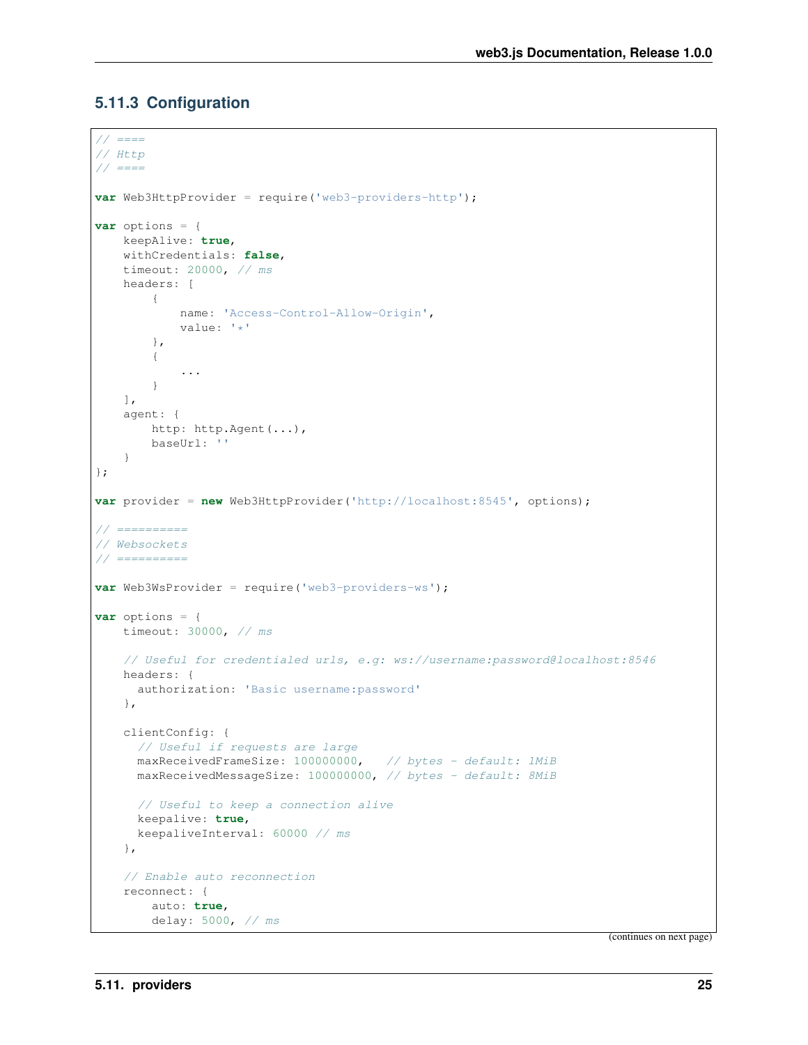### 5.11.3 Configuration

```
// ====
// Http
// ====

var Web3HttpProvider = require('web3-providers-http');

var options = {
    keepAlive: true,
    withCredentials: false,
    timeout: 20000, // ms
    headers: [
        {
            name: 'Access-Control-Allow-Origin',
            value: '*'
        },
        {
            ...
        }
    ],
    agent: {
        http: http.Agent(...),
        baseUrl: ''
    }
};

var provider = new Web3HttpProvider('http://localhost:8545', options);

// ==========
// Websockets
// ==========

var Web3WsProvider = require('web3-providers-ws');

var options = {
    timeout: 30000, // ms

    // Useful for credentialed urls, e.g: ws://username:password@localhost:8546
    headers: {
      authorization: 'Basic username:password'
    },

    clientConfig: {
      // Useful if requests are large
      maxReceivedFrameSize: 100000000,   // bytes - default: 1MiB
      maxReceivedMessageSize: 100000000, // bytes - default: 8MiB

      // Useful to keep a connection alive
      keepalive: true,
      keepaliveInterval: 60000 // ms
    },

    // Enable auto reconnection
    reconnect: {
        auto: true,
        delay: 5000, // ms
```

(continues on next page)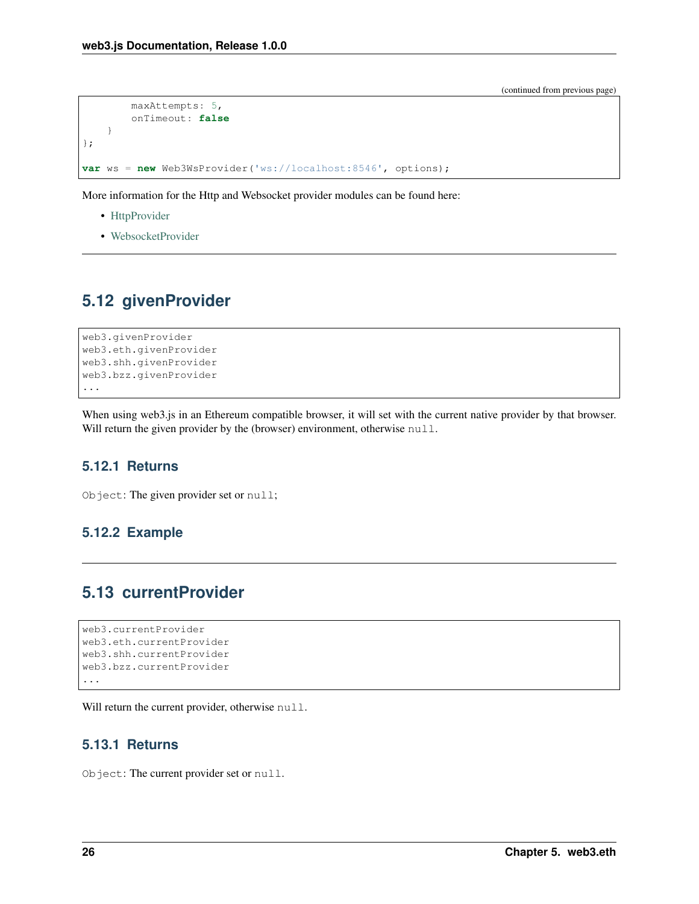(continued from previous page)

```
        maxAttempts: 5,
        onTimeout: false
    }
};

var ws = new Web3WsProvider('ws://localhost:8546', options);
```

More information for the Http and Websocket provider modules can be found here:

- HttpProvider
- WebsocketProvider

---

## 5.12 givenProvider

```
web3.givenProvider
web3.eth.givenProvider
web3.shh.givenProvider
web3.bzz.givenProvider
...
```

When using web3.js in an Ethereum compatible browser, it will set with the current native provider by that browser. Will return the given provider by the (browser) environment, otherwise `null`.

### 5.12.1 Returns

`Object`: The given provider set or `null`;

### 5.12.2 Example

---

## 5.13 currentProvider

```
web3.currentProvider
web3.eth.currentProvider
web3.shh.currentProvider
web3.bzz.currentProvider
...
```

Will return the current provider, otherwise `null`.

### 5.13.1 Returns

`Object`: The current provider set or `null`.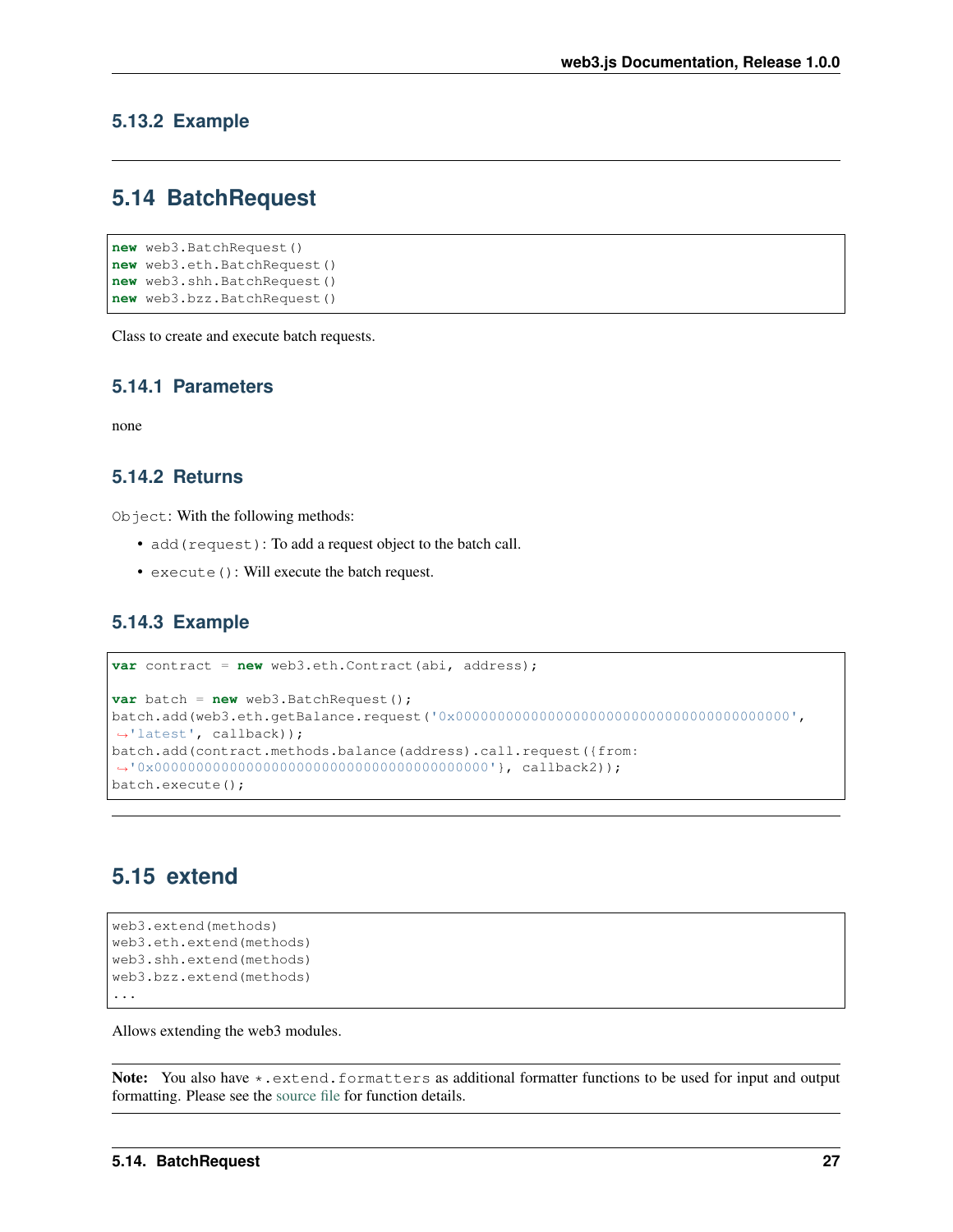### 5.13.2 Example

---

## 5.14 BatchRequest

```
new web3.BatchRequest()
new web3.eth.BatchRequest()
new web3.shh.BatchRequest()
new web3.bzz.BatchRequest()
```

Class to create and execute batch requests.

### 5.14.1 Parameters

none

### 5.14.2 Returns

`Object`: With the following methods:

- `add(request)`: To add a request object to the batch call.
- `execute()`: Will execute the batch request.

### 5.14.3 Example

```
var contract = new web3.eth.Contract(abi, address);

var batch = new web3.BatchRequest();
batch.add(web3.eth.getBalance.request('0x0000000000000000000000000000000000000000',
'latest', callback));
batch.add(contract.methods.balance(address).call.request({from:
'0x0000000000000000000000000000000000000000'}, callback2));
batch.execute();
```

---

## 5.15 extend

```
web3.extend(methods)
web3.eth.extend(methods)
web3.shh.extend(methods)
web3.bzz.extend(methods)
...
```

Allows extending the web3 modules.

**Note:** You also have `*.extend.formatters` as additional formatter functions to be used for input and output formatting. Please see the source file for function details.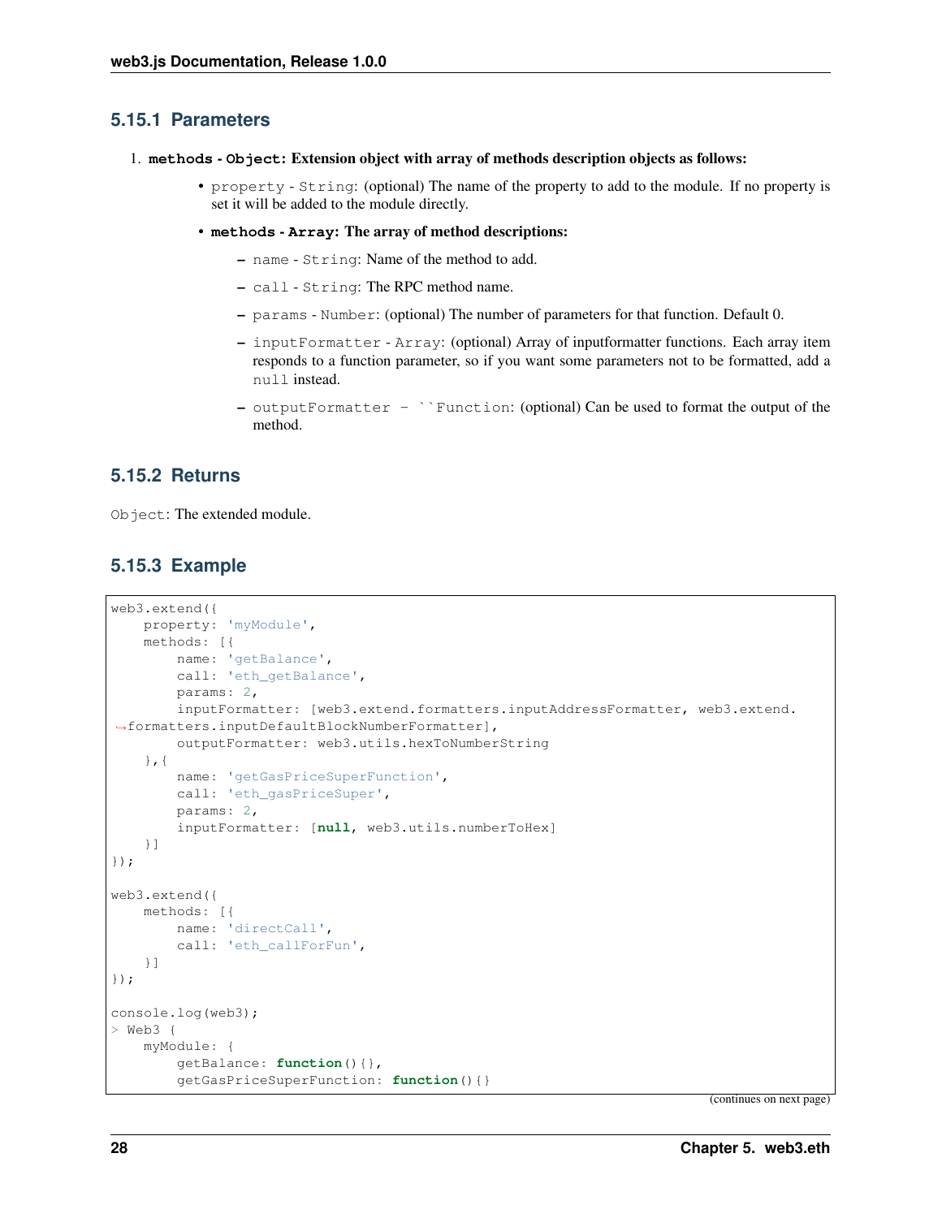## 5.15.1 Parameters

1. **`methods` - `Object`: Extension object with array of methods description objects as follows:**

   - `property` - `String`: (optional) The name of the property to add to the module. If no property is set it will be added to the module directly.
   - **`methods` - `Array`: The array of method descriptions:**
     - `name` - `String`: Name of the method to add.
     - `call` - `String`: The RPC method name.
     - `params` - `Number`: (optional) The number of parameters for that function. Default 0.
     - `inputFormatter` - `Array`: (optional) Array of inputformatter functions. Each array item responds to a function parameter, so if you want some parameters not to be formatted, add a `null` instead.
     - `outputFormatter - ``Function`: (optional) Can be used to format the output of the method.

## 5.15.2 Returns

`Object`: The extended module.

## 5.15.3 Example

```
web3.extend({
    property: 'myModule',
    methods: [{
        name: 'getBalance',
        call: 'eth_getBalance',
        params: 2,
        inputFormatter: [web3.extend.formatters.inputAddressFormatter, web3.extend.
→formatters.inputDefaultBlockNumberFormatter],
        outputFormatter: web3.utils.hexToNumberString
    },{
        name: 'getGasPriceSuperFunction',
        call: 'eth_gasPriceSuper',
        params: 2,
        inputFormatter: [null, web3.utils.numberToHex]
    }]
});

web3.extend({
    methods: [{
        name: 'directCall',
        call: 'eth_callForFun',
    }]
});

console.log(web3);
> Web3 {
    myModule: {
        getBalance: function(){},
        getGasPriceSuperFunction: function(){}
```

(continues on next page)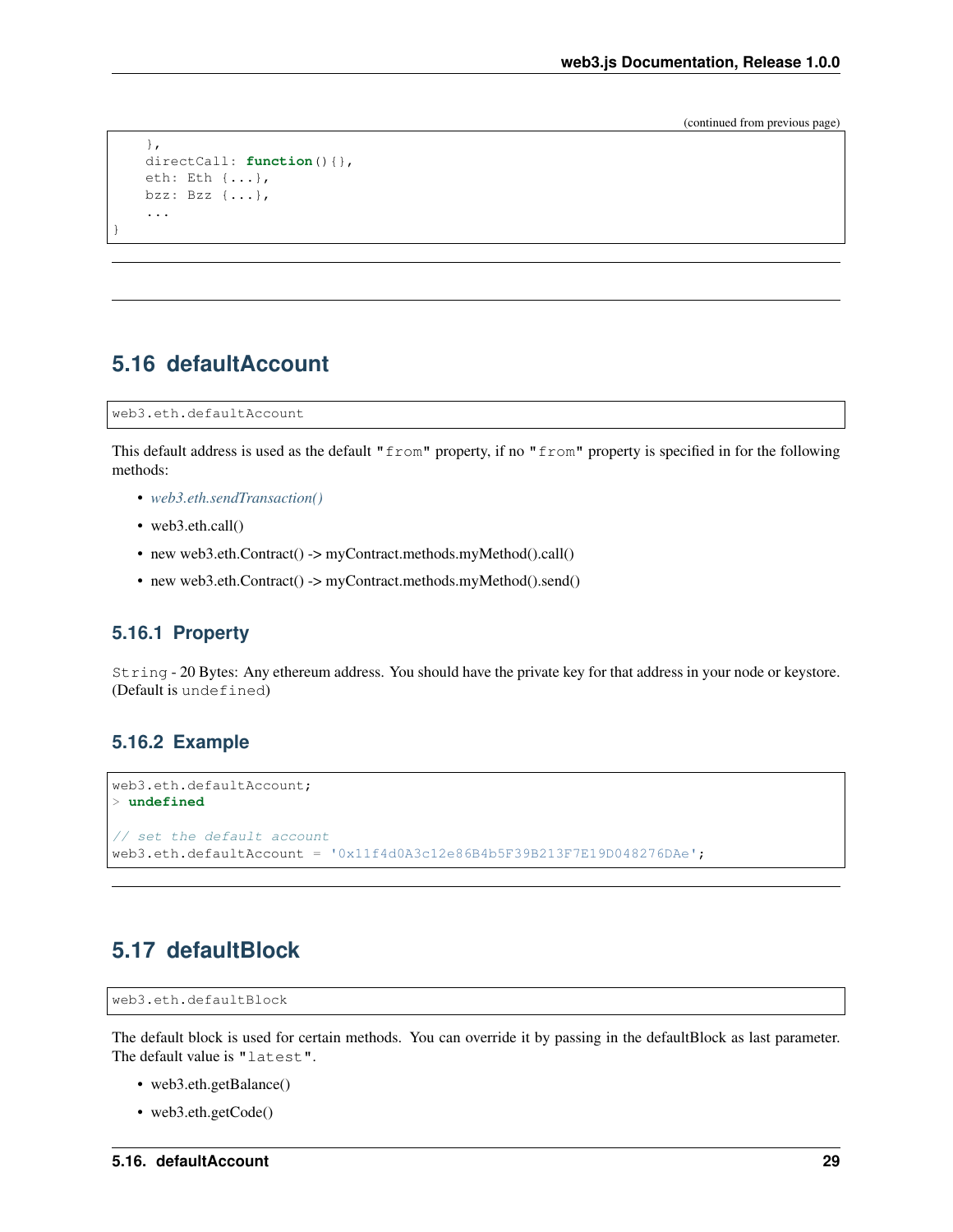(continued from previous page)

```
    },
    directCall: function(){},
    eth: Eth {...},
    bzz: Bzz {...},
    ...
}
```

---

---

## 5.16 defaultAccount

```
web3.eth.defaultAccount
```

This default address is used as the default `"from"` property, if no `"from"` property is specified in for the following methods:

- *web3.eth.sendTransaction()*
- web3.eth.call()
- new web3.eth.Contract() -> myContract.methods.myMethod().call()
- new web3.eth.Contract() -> myContract.methods.myMethod().send()

### 5.16.1 Property

`String` - 20 Bytes: Any ethereum address. You should have the private key for that address in your node or keystore. (Default is `undefined`)

### 5.16.2 Example

```
web3.eth.defaultAccount;
> undefined

// set the default account
web3.eth.defaultAccount = '0x11f4d0A3c12e86B4b5F39B213F7E19D048276DAe';
```

---

## 5.17 defaultBlock

```
web3.eth.defaultBlock
```

The default block is used for certain methods. You can override it by passing in the defaultBlock as last parameter. The default value is `"latest"`.

- web3.eth.getBalance()
- web3.eth.getCode()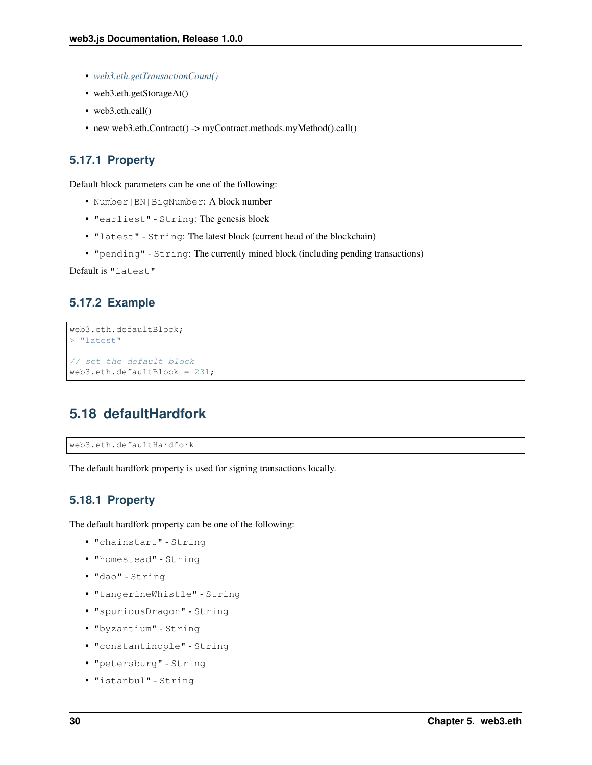- *web3.eth.getTransactionCount()*
- web3.eth.getStorageAt()
- web3.eth.call()
- new web3.eth.Contract() -> myContract.methods.myMethod().call()

### 5.17.1 Property

Default block parameters can be one of the following:

- `Number|BN|BigNumber`: A block number
- `"earliest"` - `String`: The genesis block
- `"latest"` - `String`: The latest block (current head of the blockchain)
- `"pending"` - `String`: The currently mined block (including pending transactions)

Default is `"latest"`

### 5.17.2 Example

```
web3.eth.defaultBlock;
> "latest"

// set the default block
web3.eth.defaultBlock = 231;
```

## 5.18 defaultHardfork

```
web3.eth.defaultHardfork
```

The default hardfork property is used for signing transactions locally.

### 5.18.1 Property

The default hardfork property can be one of the following:

- `"chainstart"` - `String`
- `"homestead"` - `String`
- `"dao"` - `String`
- `"tangerineWhistle"` - `String`
- `"spuriousDragon"` - `String`
- `"byzantium"` - `String`
- `"constantinople"` - `String`
- `"petersburg"` - `String`
- `"istanbul"` - `String`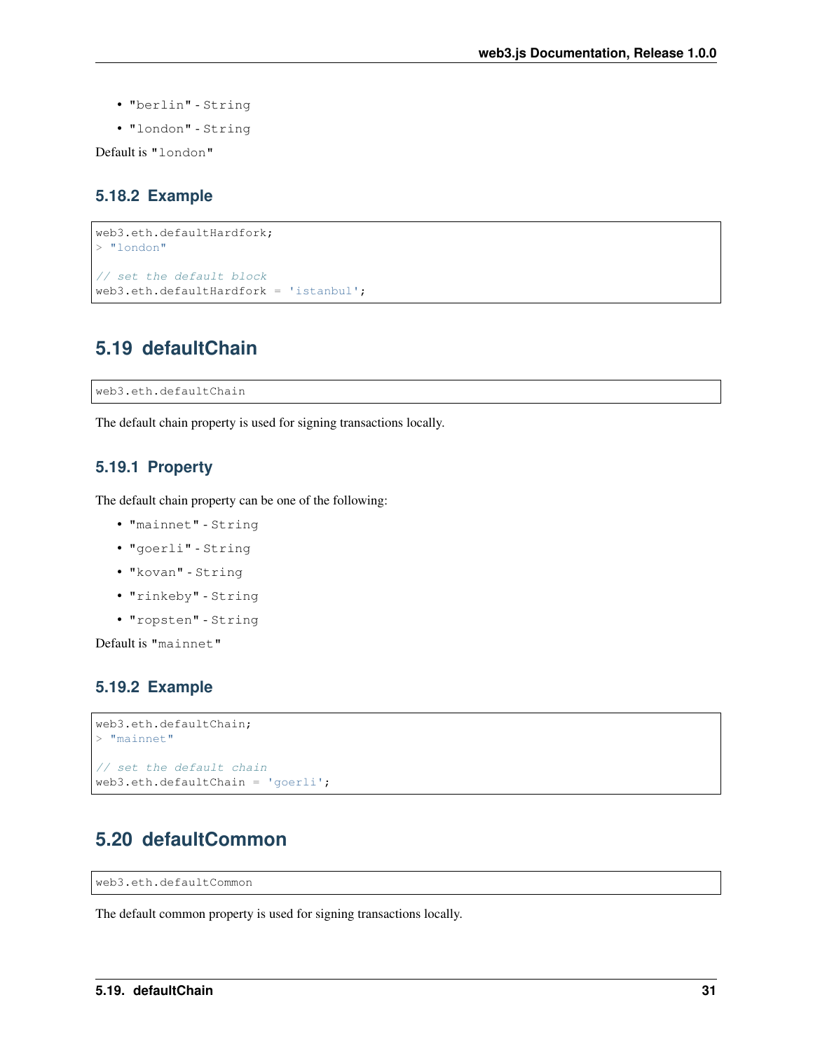- "berlin" - String
- "london" - String

Default is "london"

### 5.18.2 Example

```
web3.eth.defaultHardfork;
> "london"

// set the default block
web3.eth.defaultHardfork = 'istanbul';
```

## 5.19 defaultChain

```
web3.eth.defaultChain
```

The default chain property is used for signing transactions locally.

### 5.19.1 Property

The default chain property can be one of the following:

- "mainnet" - String
- "goerli" - String
- "kovan" - String
- "rinkeby" - String
- "ropsten" - String

Default is "mainnet"

### 5.19.2 Example

```
web3.eth.defaultChain;
> "mainnet"

// set the default chain
web3.eth.defaultChain = 'goerli';
```

## 5.20 defaultCommon

```
web3.eth.defaultCommon
```

The default common property is used for signing transactions locally.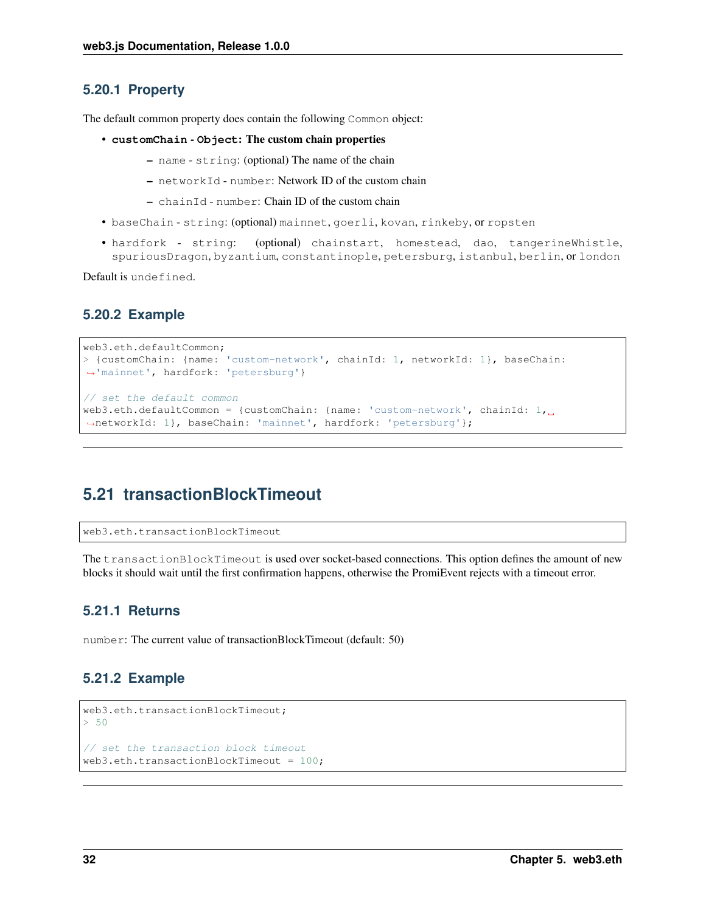### 5.20.1 Property

The default common property does contain the following `Common` object:

- **`customChain` - `Object`: The custom chain properties**
  - `name` - `string`: (optional) The name of the chain
  - `networkId` - `number`: Network ID of the custom chain
  - `chainId` - `number`: Chain ID of the custom chain
- `baseChain` - `string`: (optional) `mainnet`, `goerli`, `kovan`, `rinkeby`, or `ropsten`
- `hardfork` - `string`: (optional) `chainstart`, `homestead`, `dao`, `tangerineWhistle`, `spuriousDragon`, `byzantium`, `constantinople`, `petersburg`, `istanbul`, `berlin`, or `london`

Default is `undefined`.

### 5.20.2 Example

```
web3.eth.defaultCommon;
> {customChain: {name: 'custom-network', chainId: 1, networkId: 1}, baseChain: 'mainnet', hardfork: 'petersburg'}

// set the default common
web3.eth.defaultCommon = {customChain: {name: 'custom-network', chainId: 1, networkId: 1}, baseChain: 'mainnet', hardfork: 'petersburg'};
```

## 5.21 transactionBlockTimeout

```
web3.eth.transactionBlockTimeout
```

The `transactionBlockTimeout` is used over socket-based connections. This option defines the amount of new blocks it should wait until the first confirmation happens, otherwise the PromiEvent rejects with a timeout error.

### 5.21.1 Returns

`number`: The current value of transactionBlockTimeout (default: 50)

### 5.21.2 Example

```
web3.eth.transactionBlockTimeout;
> 50

// set the transaction block timeout
web3.eth.transactionBlockTimeout = 100;
```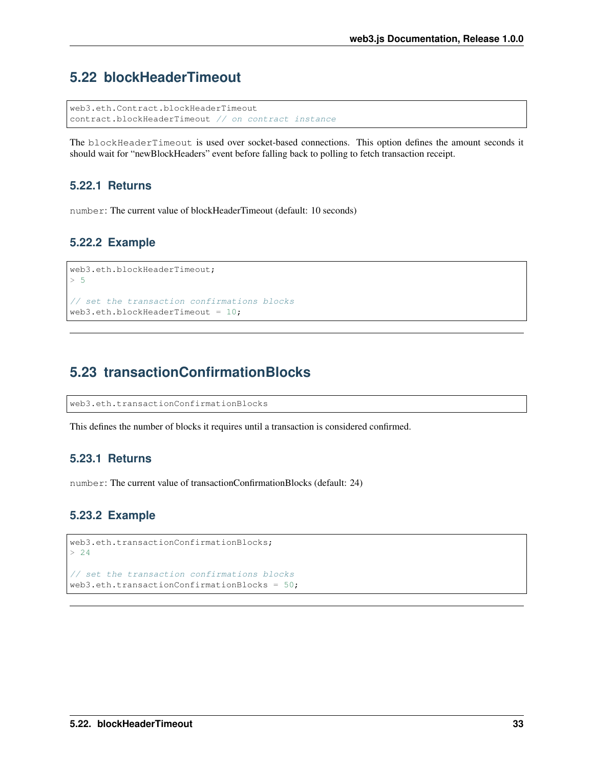## 5.22 blockHeaderTimeout

```
web3.eth.Contract.blockHeaderTimeout
contract.blockHeaderTimeout // on contract instance
```

The `blockHeaderTimeout` is used over socket-based connections. This option defines the amount seconds it should wait for "newBlockHeaders" event before falling back to polling to fetch transaction receipt.

### 5.22.1 Returns

`number`: The current value of blockHeaderTimeout (default: 10 seconds)

### 5.22.2 Example

```
web3.eth.blockHeaderTimeout;
> 5

// set the transaction confirmations blocks
web3.eth.blockHeaderTimeout = 10;
```

---

## 5.23 transactionConfirmationBlocks

```
web3.eth.transactionConfirmationBlocks
```

This defines the number of blocks it requires until a transaction is considered confirmed.

### 5.23.1 Returns

`number`: The current value of transactionConfirmationBlocks (default: 24)

### 5.23.2 Example

```
web3.eth.transactionConfirmationBlocks;
> 24

// set the transaction confirmations blocks
web3.eth.transactionConfirmationBlocks = 50;
```

---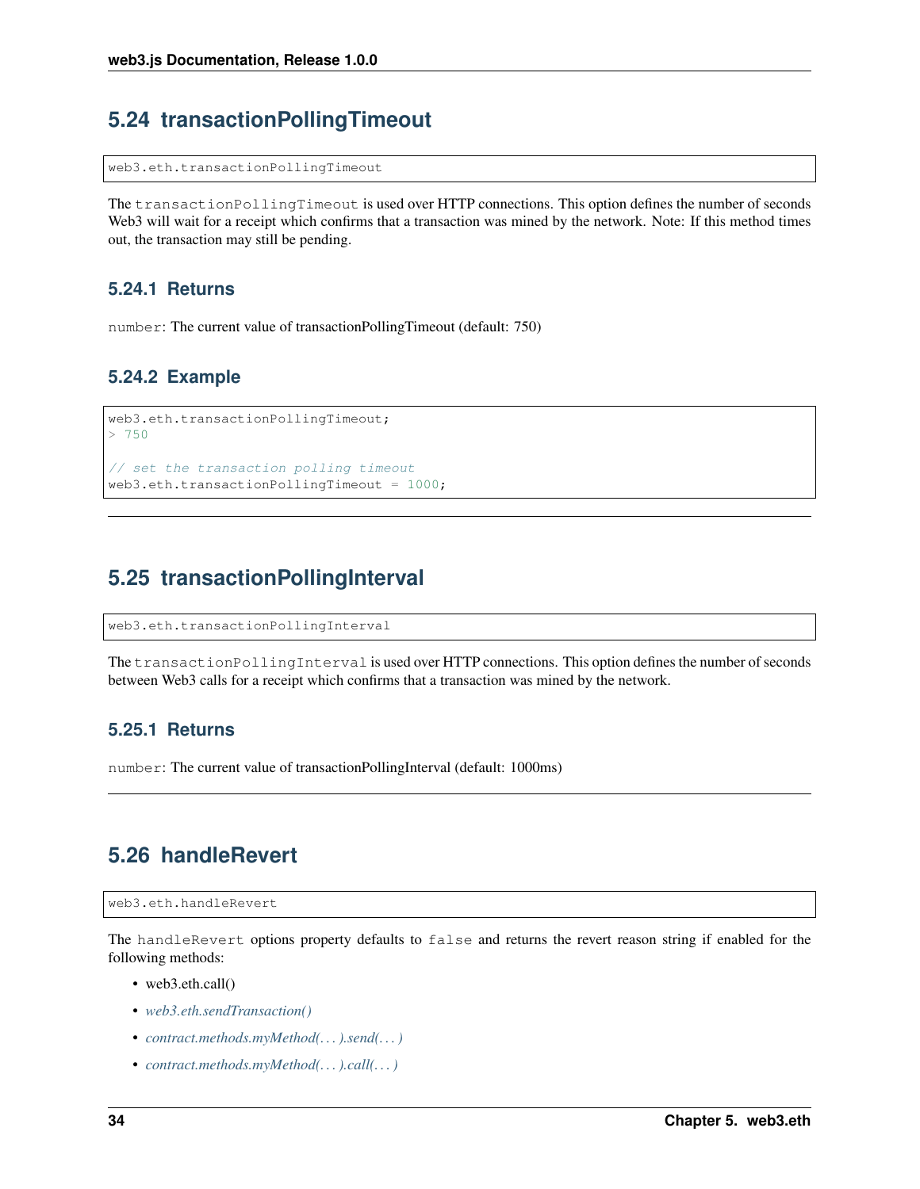## 5.24 transactionPollingTimeout

```
web3.eth.transactionPollingTimeout
```

The `transactionPollingTimeout` is used over HTTP connections. This option defines the number of seconds Web3 will wait for a receipt which confirms that a transaction was mined by the network. Note: If this method times out, the transaction may still be pending.

### 5.24.1 Returns

`number`: The current value of transactionPollingTimeout (default: 750)

### 5.24.2 Example

```
web3.eth.transactionPollingTimeout;
> 750

// set the transaction polling timeout
web3.eth.transactionPollingTimeout = 1000;
```

---

## 5.25 transactionPollingInterval

```
web3.eth.transactionPollingInterval
```

The `transactionPollingInterval` is used over HTTP connections. This option defines the number of seconds between Web3 calls for a receipt which confirms that a transaction was mined by the network.

### 5.25.1 Returns

`number`: The current value of transactionPollingInterval (default: 1000ms)

---

## 5.26 handleRevert

```
web3.eth.handleRevert
```

The `handleRevert` options property defaults to `false` and returns the revert reason string if enabled for the following methods:

- web3.eth.call()
- *web3.eth.sendTransaction()*
- *contract.methods.myMethod(…).send(…)*
- *contract.methods.myMethod(…).call(…)*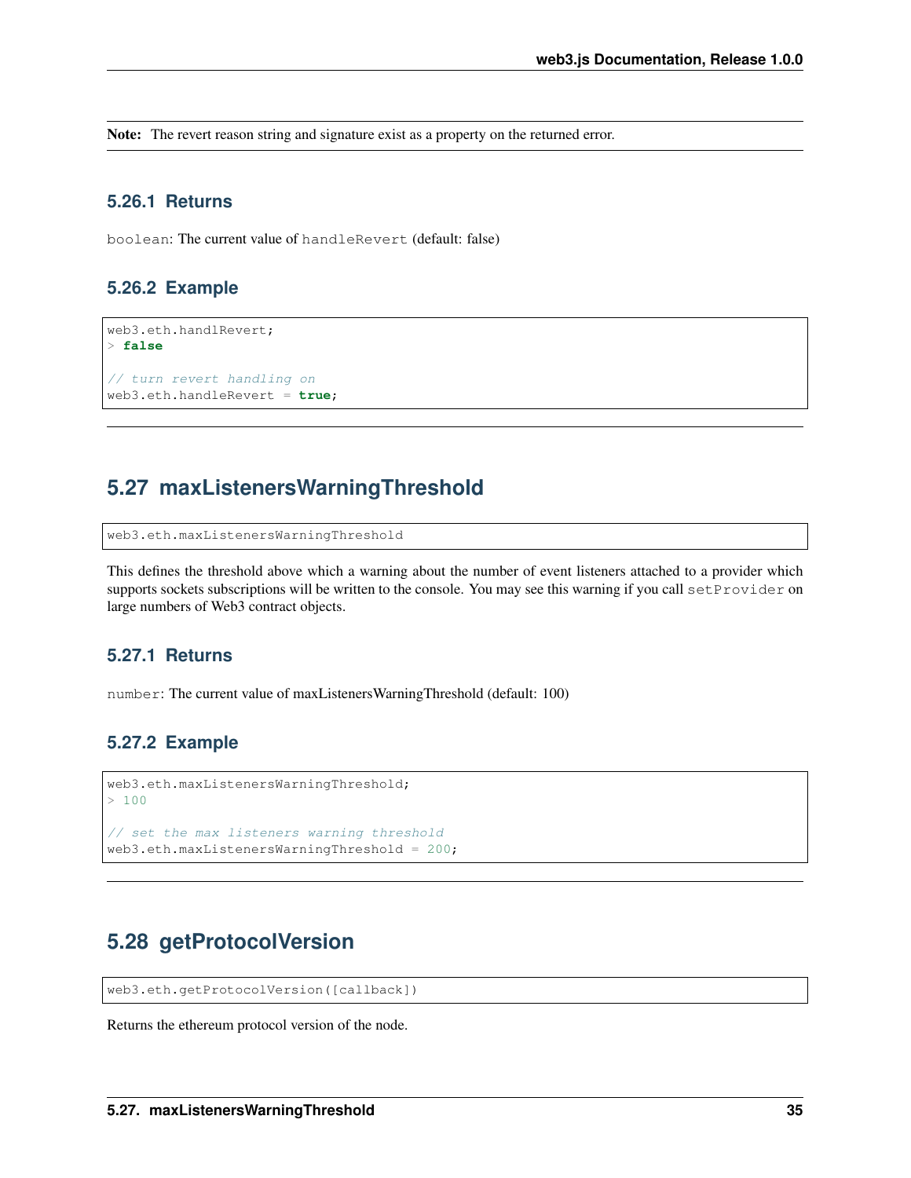**Note:** The revert reason string and signature exist as a property on the returned error.

### 5.26.1 Returns

`boolean`: The current value of `handleRevert` (default: false)

### 5.26.2 Example

```
web3.eth.handlRevert;
> false

// turn revert handling on
web3.eth.handleRevert = true;
```

---

## 5.27 maxListenersWarningThreshold

```
web3.eth.maxListenersWarningThreshold
```

This defines the threshold above which a warning about the number of event listeners attached to a provider which supports sockets subscriptions will be written to the console. You may see this warning if you call `setProvider` on large numbers of Web3 contract objects.

### 5.27.1 Returns

`number`: The current value of maxListenersWarningThreshold (default: 100)

### 5.27.2 Example

```
web3.eth.maxListenersWarningThreshold;
> 100

// set the max listeners warning threshold
web3.eth.maxListenersWarningThreshold = 200;
```

---

## 5.28 getProtocolVersion

```
web3.eth.getProtocolVersion([callback])
```

Returns the ethereum protocol version of the node.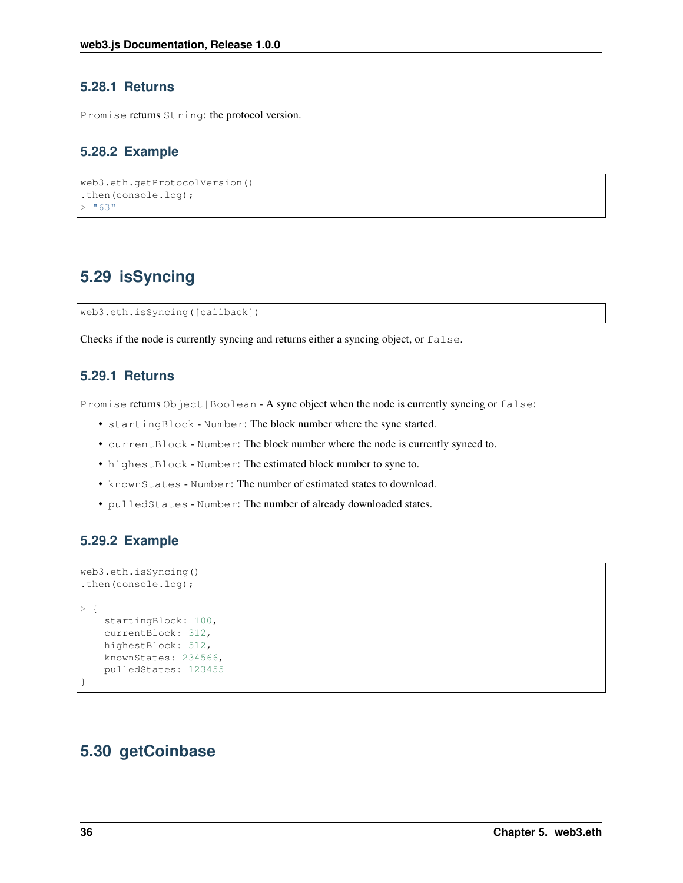### 5.28.1 Returns

`Promise` returns `String`: the protocol version.

### 5.28.2 Example

```
web3.eth.getProtocolVersion()
.then(console.log);
> "63"
```

---

## 5.29 isSyncing

```
web3.eth.isSyncing([callback])
```

Checks if the node is currently syncing and returns either a syncing object, or `false`.

### 5.29.1 Returns

`Promise` returns `Object|Boolean` - A sync object when the node is currently syncing or `false`:

- `startingBlock` - `Number`: The block number where the sync started.
- `currentBlock` - `Number`: The block number where the node is currently synced to.
- `highestBlock` - `Number`: The estimated block number to sync to.
- `knownStates` - `Number`: The number of estimated states to download.
- `pulledStates` - `Number`: The number of already downloaded states.

### 5.29.2 Example

```
web3.eth.isSyncing()
.then(console.log);

> {
    startingBlock: 100,
    currentBlock: 312,
    highestBlock: 512,
    knownStates: 234566,
    pulledStates: 123455
}
```

---

## 5.30 getCoinbase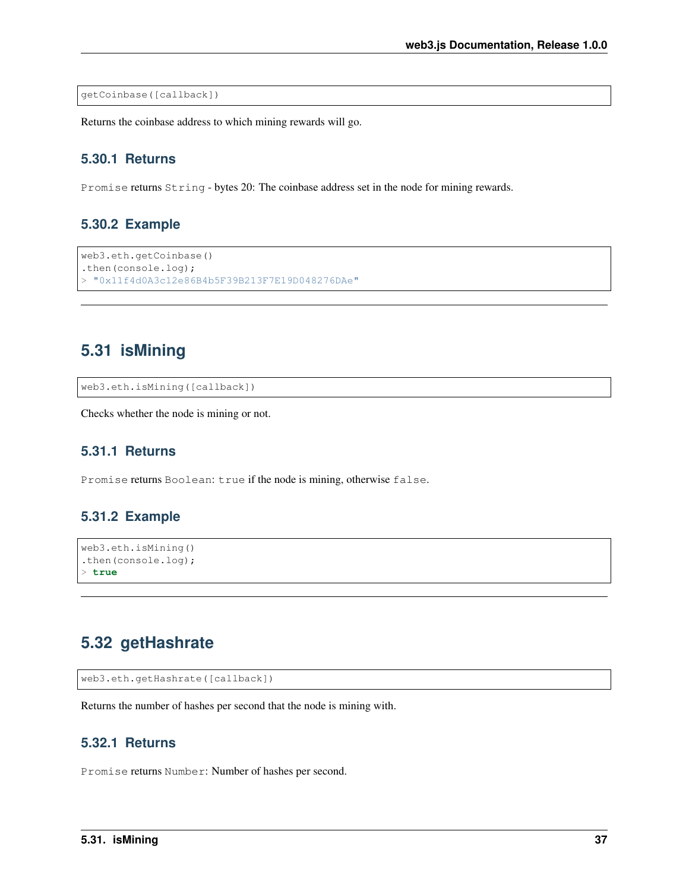```
getCoinbase([callback])
```

Returns the coinbase address to which mining rewards will go.

### 5.30.1 Returns

`Promise` returns `String` - bytes 20: The coinbase address set in the node for mining rewards.

### 5.30.2 Example

```
web3.eth.getCoinbase()
.then(console.log);
> "0x11f4d0A3c12e86B4b5F39B213F7E19D048276DAe"
```

---

## 5.31 isMining

```
web3.eth.isMining([callback])
```

Checks whether the node is mining or not.

### 5.31.1 Returns

`Promise` returns `Boolean`: `true` if the node is mining, otherwise `false`.

### 5.31.2 Example

```
web3.eth.isMining()
.then(console.log);
> true
```

---

## 5.32 getHashrate

```
web3.eth.getHashrate([callback])
```

Returns the number of hashes per second that the node is mining with.

### 5.32.1 Returns

`Promise` returns `Number`: Number of hashes per second.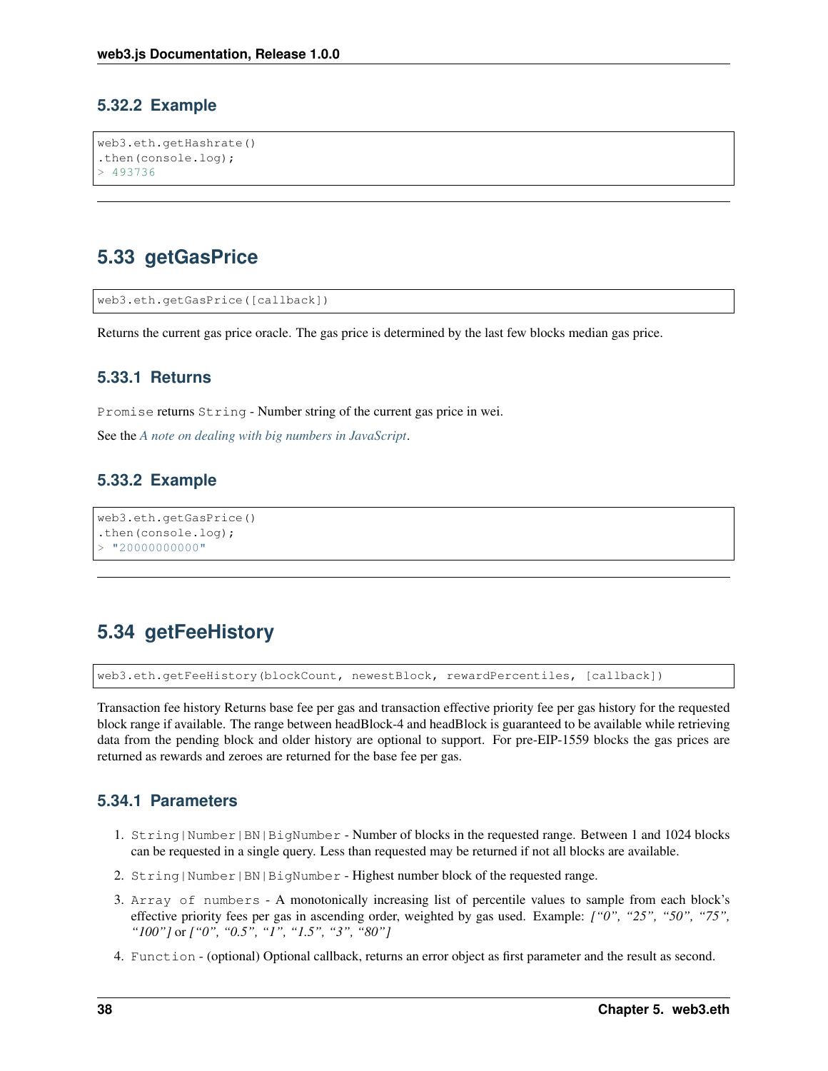### 5.32.2 Example

```
web3.eth.getHashrate()
.then(console.log);
> 493736
```

---

## 5.33 getGasPrice

```
web3.eth.getGasPrice([callback])
```

Returns the current gas price oracle. The gas price is determined by the last few blocks median gas price.

### 5.33.1 Returns

`Promise` returns `String` - Number string of the current gas price in wei.

See the *A note on dealing with big numbers in JavaScript*.

### 5.33.2 Example

```
web3.eth.getGasPrice()
.then(console.log);
> "20000000000"
```

---

## 5.34 getFeeHistory

```
web3.eth.getFeeHistory(blockCount, newestBlock, rewardPercentiles, [callback])
```

Transaction fee history Returns base fee per gas and transaction effective priority fee per gas history for the requested block range if available. The range between headBlock-4 and headBlock is guaranteed to be available while retrieving data from the pending block and older history are optional to support. For pre-EIP-1559 blocks the gas prices are returned as rewards and zeroes are returned for the base fee per gas.

### 5.34.1 Parameters

1. `String|Number|BN|BigNumber` - Number of blocks in the requested range. Between 1 and 1024 blocks can be requested in a single query. Less than requested may be returned if not all blocks are available.
2. `String|Number|BN|BigNumber` - Highest number block of the requested range.
3. `Array of numbers` - A monotonically increasing list of percentile values to sample from each block's effective priority fees per gas in ascending order, weighted by gas used. Example: *["0", "25", "50", "75", "100"]* or *["0", "0.5", "1", "1.5", "3", "80"]*
4. `Function` - (optional) Optional callback, returns an error object as first parameter and the result as second.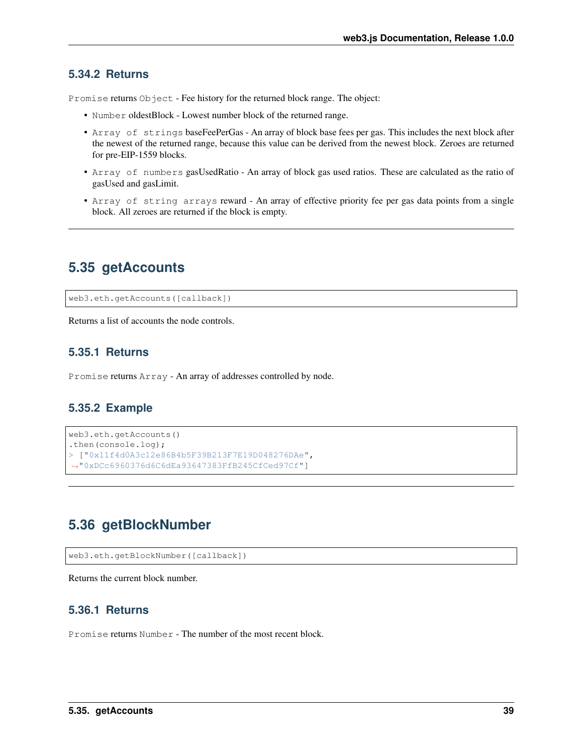### 5.34.2 Returns

`Promise` returns `Object` - Fee history for the returned block range. The object:

- `Number` oldestBlock - Lowest number block of the returned range.
- `Array of strings` baseFeePerGas - An array of block base fees per gas. This includes the next block after the newest of the returned range, because this value can be derived from the newest block. Zeroes are returned for pre-EIP-1559 blocks.
- `Array of numbers` gasUsedRatio - An array of block gas used ratios. These are calculated as the ratio of gasUsed and gasLimit.
- `Array of string arrays` reward - An array of effective priority fee per gas data points from a single block. All zeroes are returned if the block is empty.

---

## 5.35 getAccounts

```
web3.eth.getAccounts([callback])
```

Returns a list of accounts the node controls.

### 5.35.1 Returns

`Promise` returns `Array` - An array of addresses controlled by node.

### 5.35.2 Example

```
web3.eth.getAccounts()
.then(console.log);
> ["0x11f4d0A3c12e86B4b5F39B213F7E19D048276DAe",
↪"0xDCc6960376d6C6dEa93647383FfB245CfCed97Cf"]
```

---

## 5.36 getBlockNumber

```
web3.eth.getBlockNumber([callback])
```

Returns the current block number.

### 5.36.1 Returns

`Promise` returns `Number` - The number of the most recent block.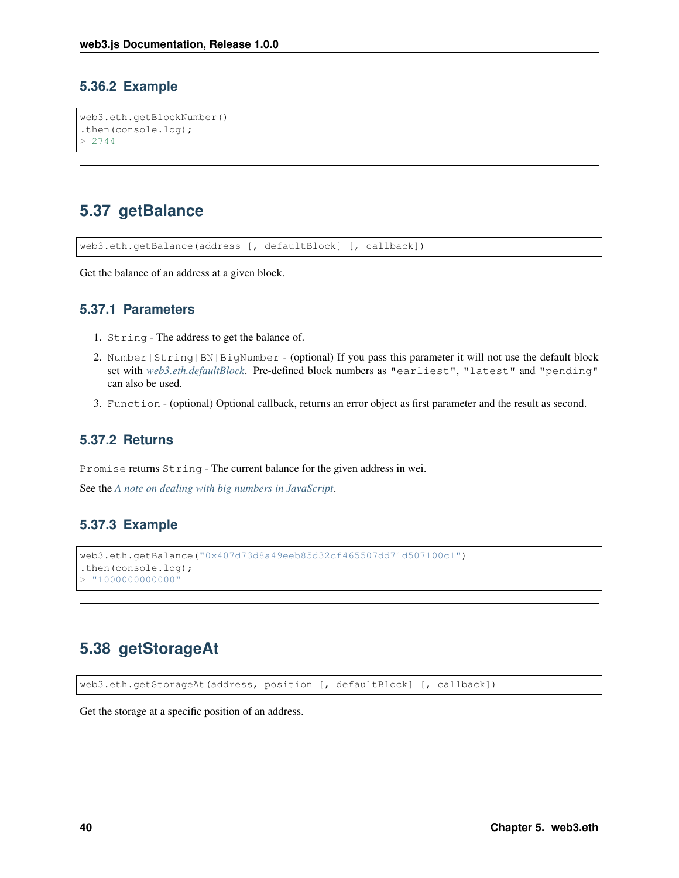### 5.36.2 Example

```
web3.eth.getBlockNumber()
.then(console.log);
> 2744
```

---

## 5.37 getBalance

```
web3.eth.getBalance(address [, defaultBlock] [, callback])
```

Get the balance of an address at a given block.

### 5.37.1 Parameters

1. `String` - The address to get the balance of.
2. `Number|String|BN|BigNumber` - (optional) If you pass this parameter it will not use the default block set with *web3.eth.defaultBlock*. Pre-defined block numbers as `"earliest"`, `"latest"` and `"pending"` can also be used.
3. `Function` - (optional) Optional callback, returns an error object as first parameter and the result as second.

### 5.37.2 Returns

`Promise` returns `String` - The current balance for the given address in wei.

See the *A note on dealing with big numbers in JavaScript*.

### 5.37.3 Example

```
web3.eth.getBalance("0x407d73d8a49eeb85d32cf465507dd71d507100c1")
.then(console.log);
> "1000000000000"
```

---

## 5.38 getStorageAt

```
web3.eth.getStorageAt(address, position [, defaultBlock] [, callback])
```

Get the storage at a specific position of an address.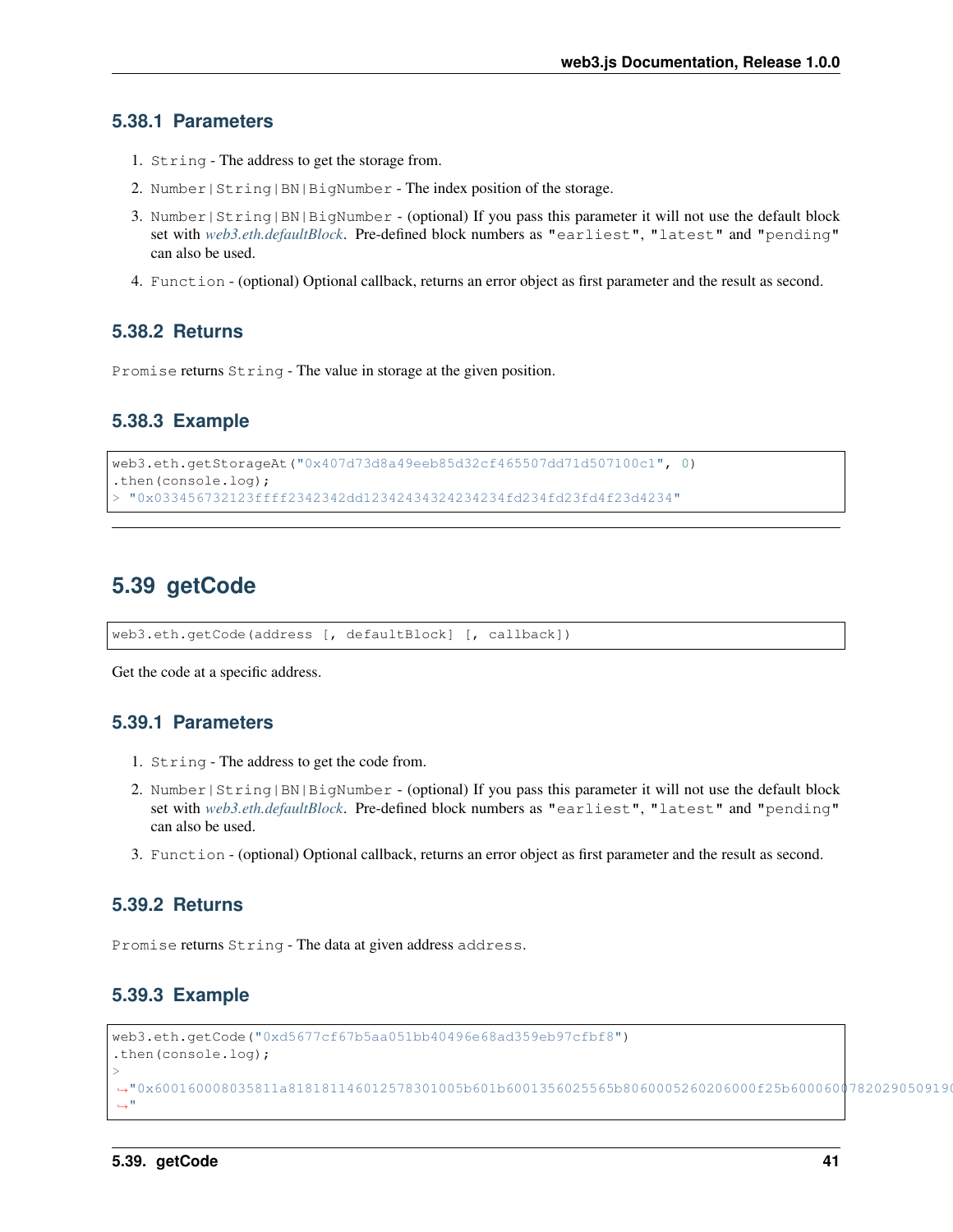### 5.38.1 Parameters

1. `String` - The address to get the storage from.
2. `Number|String|BN|BigNumber` - The index position of the storage.
3. `Number|String|BN|BigNumber` - (optional) If you pass this parameter it will not use the default block set with *web3.eth.defaultBlock*. Pre-defined block numbers as `"earliest"`, `"latest"` and `"pending"` can also be used.
4. `Function` - (optional) Optional callback, returns an error object as first parameter and the result as second.

### 5.38.2 Returns

`Promise` returns `String` - The value in storage at the given position.

### 5.38.3 Example

```
web3.eth.getStorageAt("0x407d73d8a49eeb85d32cf465507dd71d507100c1", 0)
.then(console.log);
> "0x033456732123ffff2342342dd12342434324234234fd234fd23fd4f23d4234"
```

## 5.39 getCode

```
web3.eth.getCode(address [, defaultBlock] [, callback])
```

Get the code at a specific address.

### 5.39.1 Parameters

1. `String` - The address to get the code from.
2. `Number|String|BN|BigNumber` - (optional) If you pass this parameter it will not use the default block set with *web3.eth.defaultBlock*. Pre-defined block numbers as `"earliest"`, `"latest"` and `"pending"` can also be used.
3. `Function` - (optional) Optional callback, returns an error object as first parameter and the result as second.

### 5.39.2 Returns

`Promise` returns `String` - The data at given address `address`.

### 5.39.3 Example

```
web3.eth.getCode("0xd5677cf67b5aa051bb40496e68ad359eb97cfbf8")
.then(console.log);
>
↪"0x600160008035811a818181146012578301005b601b6001356025565b8060005260206000f25b600060078202905091
↪"
```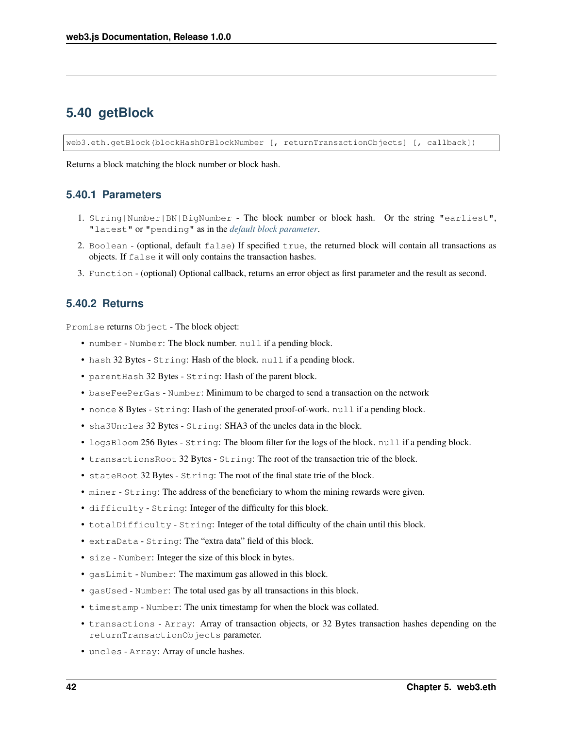## 5.40 getBlock

```
web3.eth.getBlock(blockHashOrBlockNumber [, returnTransactionObjects] [, callback])
```

Returns a block matching the block number or block hash.

### 5.40.1 Parameters

1. `String|Number|BN|BigNumber` - The block number or block hash. Or the string `"earliest"`, `"latest"` or `"pending"` as in the *default block parameter*.
2. `Boolean` - (optional, default `false`) If specified `true`, the returned block will contain all transactions as objects. If `false` it will only contains the transaction hashes.
3. `Function` - (optional) Optional callback, returns an error object as first parameter and the result as second.

### 5.40.2 Returns

`Promise` returns `Object` - The block object:

- `number` - `Number`: The block number. `null` if a pending block.
- `hash` 32 Bytes - `String`: Hash of the block. `null` if a pending block.
- `parentHash` 32 Bytes - `String`: Hash of the parent block.
- `baseFeePerGas` - `Number`: Minimum to be charged to send a transaction on the network
- `nonce` 8 Bytes - `String`: Hash of the generated proof-of-work. `null` if a pending block.
- `sha3Uncles` 32 Bytes - `String`: SHA3 of the uncles data in the block.
- `logsBloom` 256 Bytes - `String`: The bloom filter for the logs of the block. `null` if a pending block.
- `transactionsRoot` 32 Bytes - `String`: The root of the transaction trie of the block.
- `stateRoot` 32 Bytes - `String`: The root of the final state trie of the block.
- `miner` - `String`: The address of the beneficiary to whom the mining rewards were given.
- `difficulty` - `String`: Integer of the difficulty for this block.
- `totalDifficulty` - `String`: Integer of the total difficulty of the chain until this block.
- `extraData` - `String`: The "extra data" field of this block.
- `size` - `Number`: Integer the size of this block in bytes.
- `gasLimit` - `Number`: The maximum gas allowed in this block.
- `gasUsed` - `Number`: The total used gas by all transactions in this block.
- `timestamp` - `Number`: The unix timestamp for when the block was collated.
- `transactions` - `Array`: Array of transaction objects, or 32 Bytes transaction hashes depending on the `returnTransactionObjects` parameter.
- `uncles` - `Array`: Array of uncle hashes.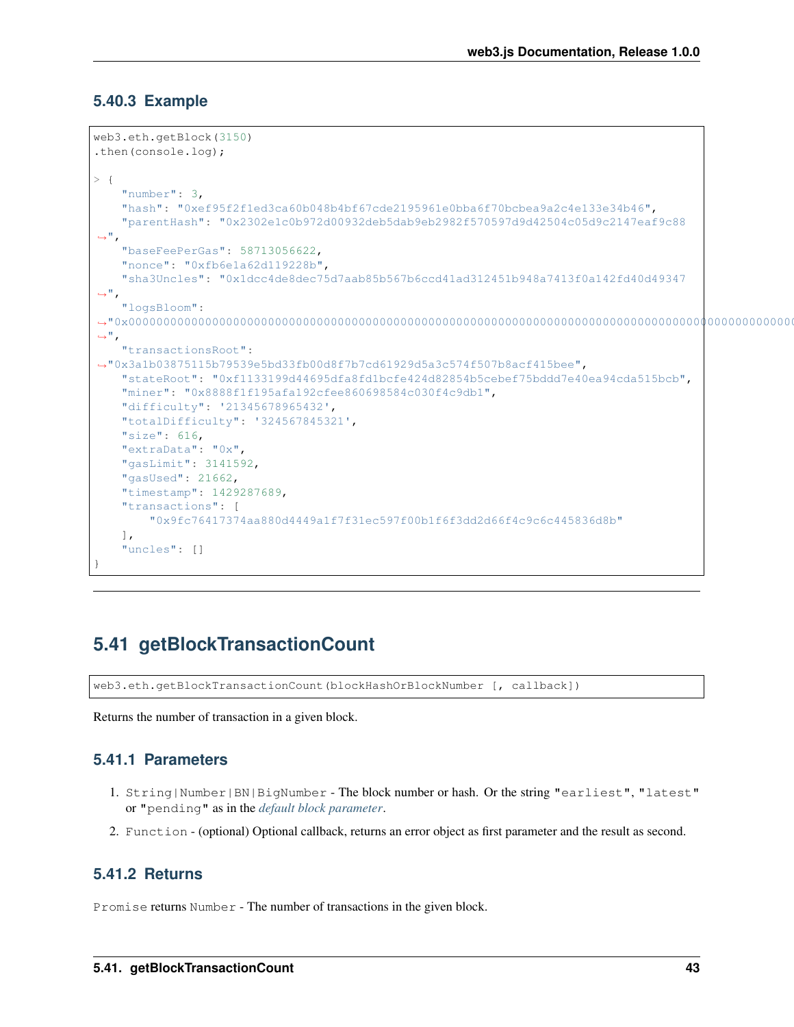### 5.40.3 Example

```
web3.eth.getBlock(3150)
.then(console.log);

> {
    "number": 3,
    "hash": "0xef95f2f1ed3ca60b048b4bf67cde2195961e0bba6f70bcbea9a2c4e133e34b46",
    "parentHash": "0x2302e1c0b972d00932deb5dab9eb2982f570597d9d42504c05d9c2147eaf9c88",
    "baseFeePerGas": 58713056622,
    "nonce": "0xfb6e1a62d119228b",
    "sha3Uncles": "0x1dcc4de8dec75d7aab85b567b6ccd41ad312451b948a7413f0a142fd40d49347",
    "logsBloom": "0x00000000000000000000000000000000000000000000000000000000000000000000000000000000000000000000000000",
    "transactionsRoot": "0x3a1b03875115b79539e5bd33fb00d8f7b7cd61929d5a3c574f507b8acf415bee",
    "stateRoot": "0xf1133199d44695dfa8fd1bcfe424d82854b5cebef75bddd7e40ea94cda515bcb",
    "miner": "0x8888f1f195afa192cfee860698584c030f4c9db1",
    "difficulty": '21345678965432',
    "totalDifficulty": '324567845321',
    "size": 616,
    "extraData": "0x",
    "gasLimit": 3141592,
    "gasUsed": 21662,
    "timestamp": 1429287689,
    "transactions": [
        "0x9fc76417374aa880d4449a1f7f31ec597f00b1f6f3dd2d66f4c9c6c445836d8b"
    ],
    "uncles": []
}
```

## 5.41 getBlockTransactionCount

```
web3.eth.getBlockTransactionCount(blockHashOrBlockNumber [, callback])
```

Returns the number of transaction in a given block.

### 5.41.1 Parameters

1. `String|Number|BN|BigNumber` - The block number or hash. Or the string `"earliest"`, `"latest"` or `"pending"` as in the *default block parameter*.
2. `Function` - (optional) Optional callback, returns an error object as first parameter and the result as second.

### 5.41.2 Returns

`Promise` returns `Number` - The number of transactions in the given block.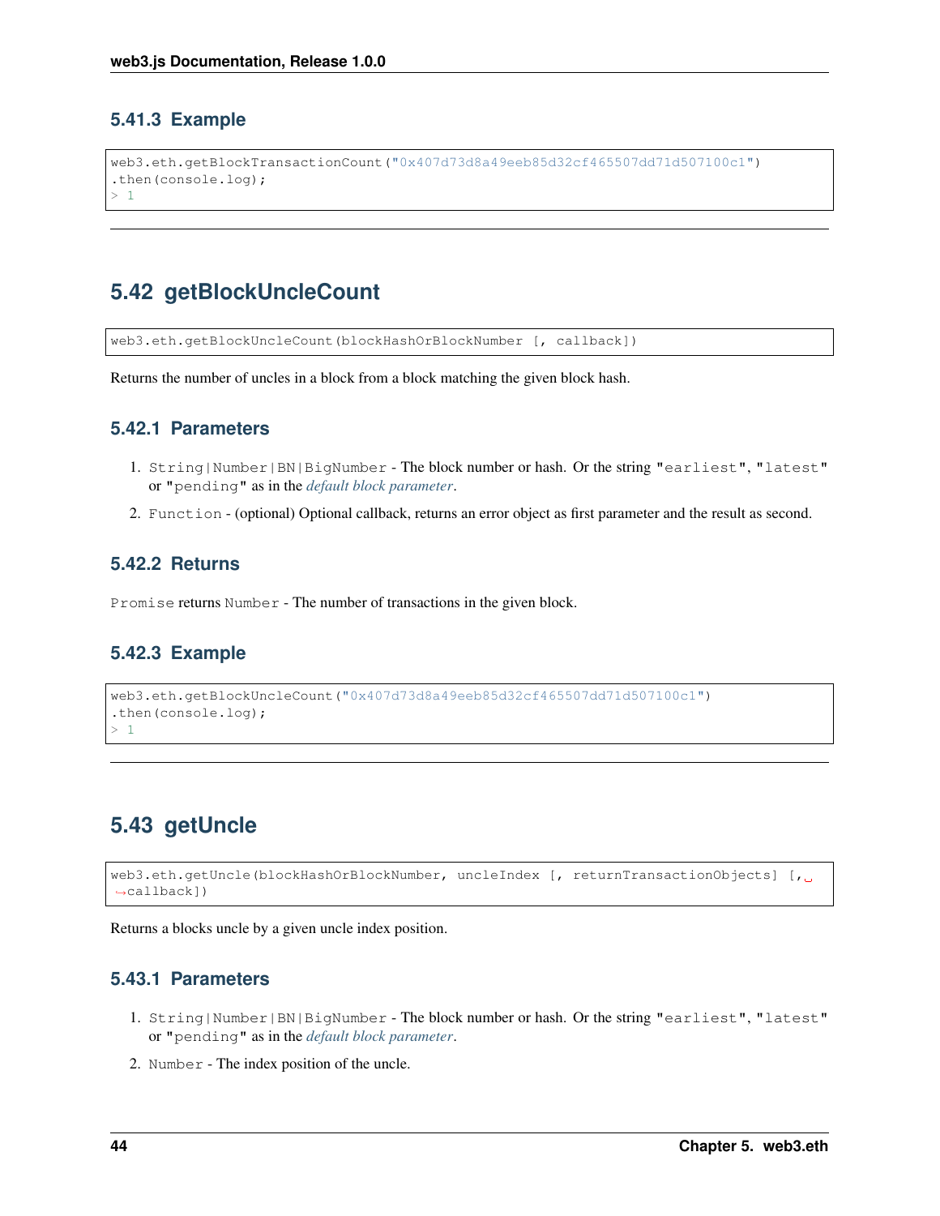### 5.41.3 Example

```
web3.eth.getBlockTransactionCount("0x407d73d8a49eeb85d32cf465507dd71d507100c1")
.then(console.log);
> 1
```

---

## 5.42 getBlockUncleCount

```
web3.eth.getBlockUncleCount(blockHashOrBlockNumber [, callback])
```

Returns the number of uncles in a block from a block matching the given block hash.

### 5.42.1 Parameters

1. `String|Number|BN|BigNumber` - The block number or hash. Or the string `"earliest"`, `"latest"` or `"pending"` as in the *default block parameter*.
2. `Function` - (optional) Optional callback, returns an error object as first parameter and the result as second.

### 5.42.2 Returns

`Promise` returns `Number` - The number of transactions in the given block.

### 5.42.3 Example

```
web3.eth.getBlockUncleCount("0x407d73d8a49eeb85d32cf465507dd71d507100c1")
.then(console.log);
> 1
```

---

## 5.43 getUncle

```
web3.eth.getUncle(blockHashOrBlockNumber, uncleIndex [, returnTransactionObjects] [,
→callback])
```

Returns a blocks uncle by a given uncle index position.

### 5.43.1 Parameters

1. `String|Number|BN|BigNumber` - The block number or hash. Or the string `"earliest"`, `"latest"` or `"pending"` as in the *default block parameter*.
2. `Number` - The index position of the uncle.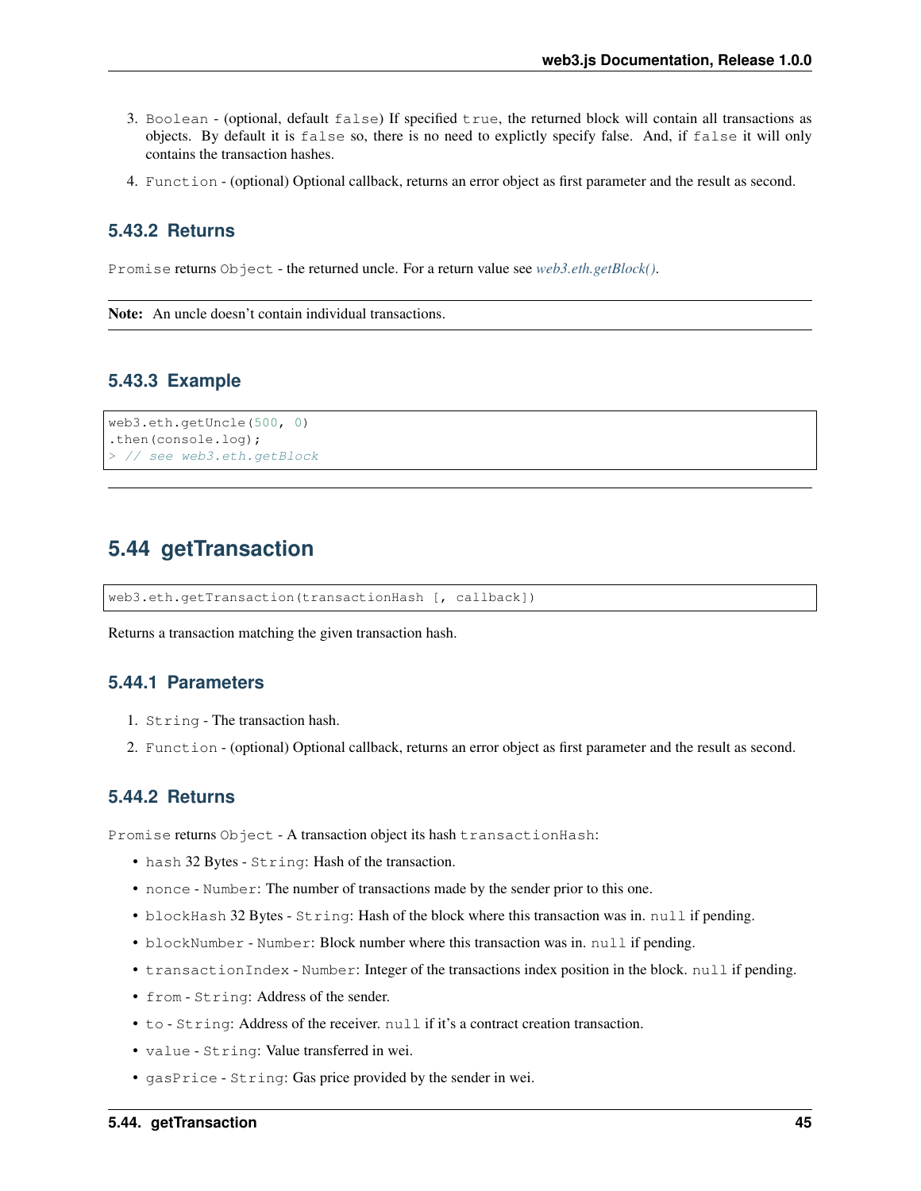3. `Boolean` - (optional, default `false`) If specified `true`, the returned block will contain all transactions as objects. By default it is `false` so, there is no need to explictly specify false. And, if `false` it will only contains the transaction hashes.

4. `Function` - (optional) Optional callback, returns an error object as first parameter and the result as second.

### 5.43.2 Returns

`Promise` returns `Object` - the returned uncle. For a return value see *web3.eth.getBlock()*.

**Note:** An uncle doesn't contain individual transactions.

### 5.43.3 Example

```
web3.eth.getUncle(500, 0)
.then(console.log);
> // see web3.eth.getBlock
```

---

## 5.44 getTransaction

```
web3.eth.getTransaction(transactionHash [, callback])
```

Returns a transaction matching the given transaction hash.

### 5.44.1 Parameters

1. `String` - The transaction hash.
2. `Function` - (optional) Optional callback, returns an error object as first parameter and the result as second.

### 5.44.2 Returns

`Promise` returns `Object` - A transaction object its hash `transactionHash`:

- `hash` 32 Bytes - `String`: Hash of the transaction.
- `nonce` - `Number`: The number of transactions made by the sender prior to this one.
- `blockHash` 32 Bytes - `String`: Hash of the block where this transaction was in. `null` if pending.
- `blockNumber` - `Number`: Block number where this transaction was in. `null` if pending.
- `transactionIndex` - `Number`: Integer of the transactions index position in the block. `null` if pending.
- `from` - `String`: Address of the sender.
- `to` - `String`: Address of the receiver. `null` if it's a contract creation transaction.
- `value` - `String`: Value transferred in wei.
- `gasPrice` - `String`: Gas price provided by the sender in wei.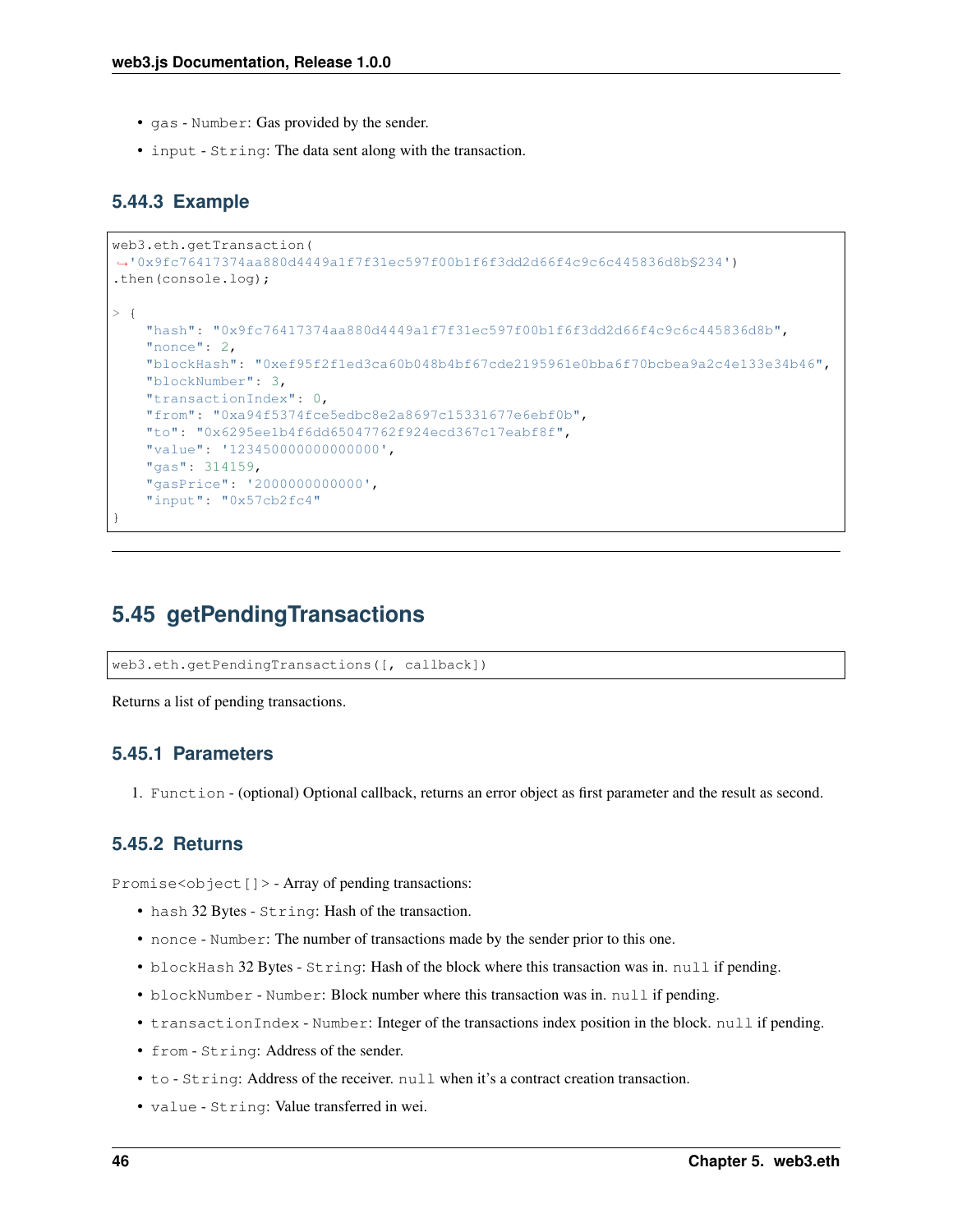- `gas` - `Number`: Gas provided by the sender.
- `input` - `String`: The data sent along with the transaction.

### 5.44.3 Example

```
web3.eth.getTransaction(
→'0x9fc76417374aa880d4449a1f7f31ec597f00b1f6f3dd2d66f4c9c6c445836d8b§234')
.then(console.log);

> {
    "hash": "0x9fc76417374aa880d4449a1f7f31ec597f00b1f6f3dd2d66f4c9c6c445836d8b",
    "nonce": 2,
    "blockHash": "0xef95f2f1ed3ca60b048b4bf67cde2195961e0bba6f70bcbea9a2c4e133e34b46",
    "blockNumber": 3,
    "transactionIndex": 0,
    "from": "0xa94f5374fce5edbc8e2a8697c15331677e6ebf0b",
    "to": "0x6295ee1b4f6dd65047762f924ecd367c17eabf8f",
    "value": '123450000000000000',
    "gas": 314159,
    "gasPrice": '2000000000000',
    "input": "0x57cb2fc4"
}
```

## 5.45 getPendingTransactions

```
web3.eth.getPendingTransactions([, callback])
```

Returns a list of pending transactions.

### 5.45.1 Parameters

1. `Function` - (optional) Optional callback, returns an error object as first parameter and the result as second.

### 5.45.2 Returns

`Promise<object[]>` - Array of pending transactions:

- `hash` 32 Bytes - `String`: Hash of the transaction.
- `nonce` - `Number`: The number of transactions made by the sender prior to this one.
- `blockHash` 32 Bytes - `String`: Hash of the block where this transaction was in. `null` if pending.
- `blockNumber` - `Number`: Block number where this transaction was in. `null` if pending.
- `transactionIndex` - `Number`: Integer of the transactions index position in the block. `null` if pending.
- `from` - `String`: Address of the sender.
- `to` - `String`: Address of the receiver. `null` when it's a contract creation transaction.
- `value` - `String`: Value transferred in wei.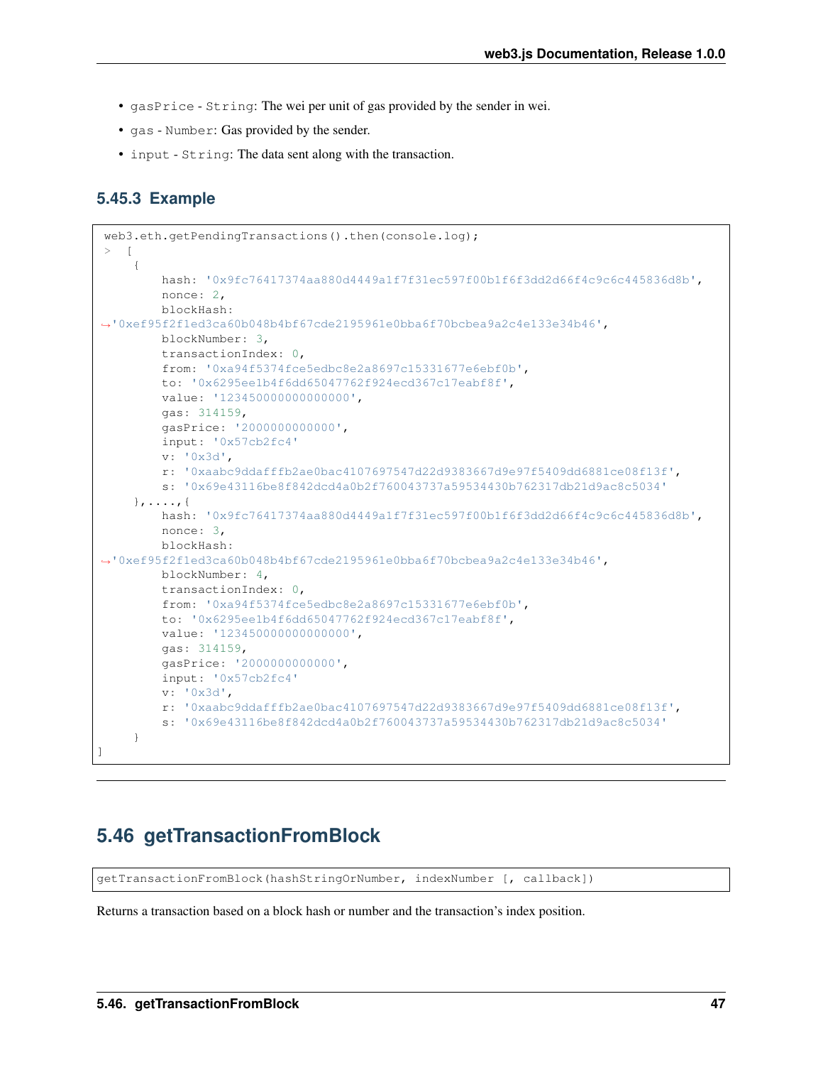- `gasPrice` - `String`: The wei per unit of gas provided by the sender in wei.
- `gas` - `Number`: Gas provided by the sender.
- `input` - `String`: The data sent along with the transaction.

### 5.45.3 Example

```
web3.eth.getPendingTransactions().then(console.log);
>  [
    {
        hash: '0x9fc76417374aa880d4449a1f7f31ec597f00b1f6f3dd2d66f4c9c6c445836d8b',
        nonce: 2,
        blockHash:
→'0xef95f2f1ed3ca60b048b4bf67cde2195961e0bba6f70bcbea9a2c4e133e34b46',
        blockNumber: 3,
        transactionIndex: 0,
        from: '0xa94f5374fce5edbc8e2a8697c15331677e6ebf0b',
        to: '0x6295ee1b4f6dd65047762f924ecd367c17eabf8f',
        value: '123450000000000000',
        gas: 314159,
        gasPrice: '2000000000000',
        input: '0x57cb2fc4'
        v: '0x3d',
        r: '0xaabc9ddafffb2ae0bac4107697547d22d9383667d9e97f5409dd6881ce08f13f',
        s: '0x69e43116be8f842dcd4a0b2f760043737a59534430b762317db21d9ac8c5034'
    },....,{
        hash: '0x9fc76417374aa880d4449a1f7f31ec597f00b1f6f3dd2d66f4c9c6c445836d8b',
        nonce: 3,
        blockHash:
→'0xef95f2f1ed3ca60b048b4bf67cde2195961e0bba6f70bcbea9a2c4e133e34b46',
        blockNumber: 4,
        transactionIndex: 0,
        from: '0xa94f5374fce5edbc8e2a8697c15331677e6ebf0b',
        to: '0x6295ee1b4f6dd65047762f924ecd367c17eabf8f',
        value: '123450000000000000',
        gas: 314159,
        gasPrice: '2000000000000',
        input: '0x57cb2fc4'
        v: '0x3d',
        r: '0xaabc9ddafffb2ae0bac4107697547d22d9383667d9e97f5409dd6881ce08f13f',
        s: '0x69e43116be8f842dcd4a0b2f760043737a59534430b762317db21d9ac8c5034'
    }
]
```

---

## 5.46 getTransactionFromBlock

```
getTransactionFromBlock(hashStringOrNumber, indexNumber [, callback])
```

Returns a transaction based on a block hash or number and the transaction's index position.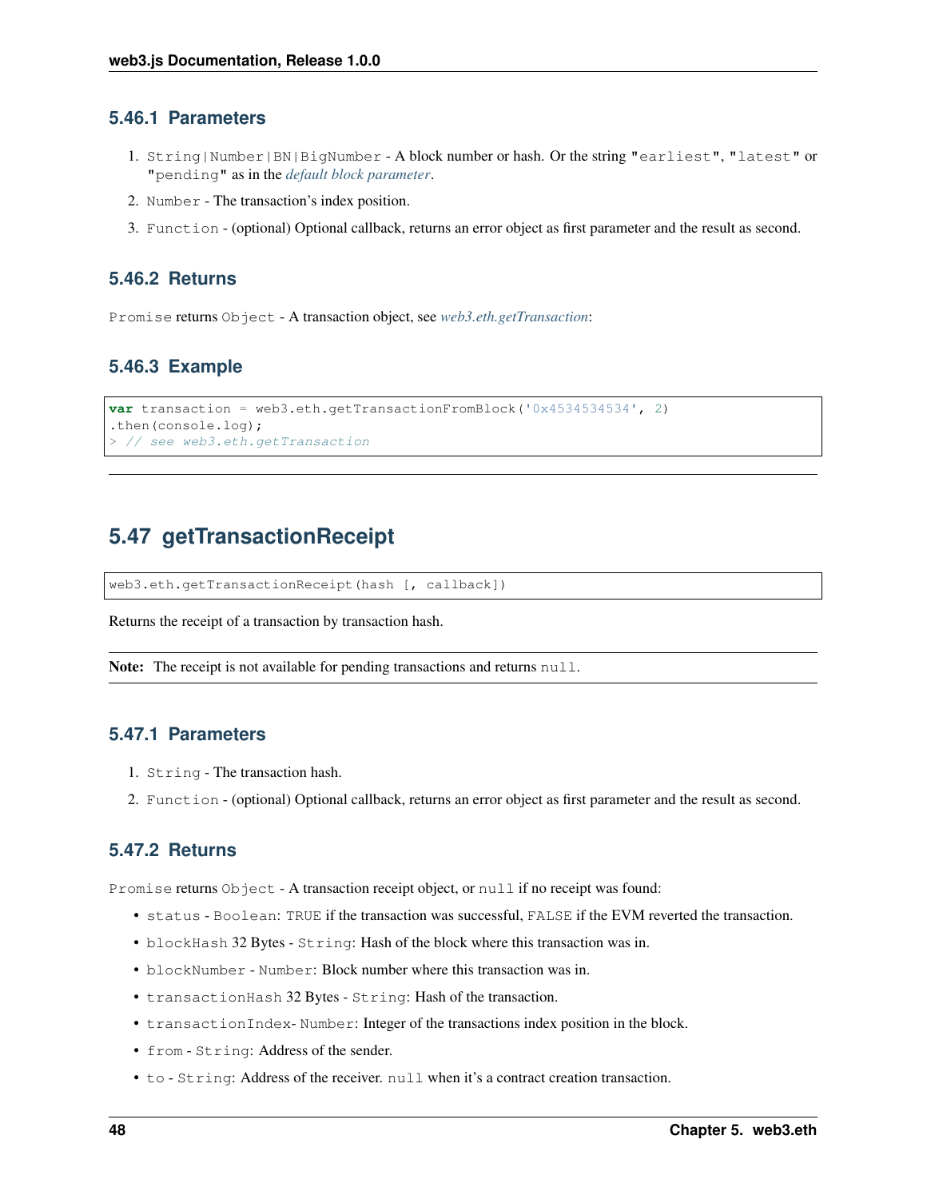### 5.46.1 Parameters

1. `String|Number|BN|BigNumber` - A block number or hash. Or the string `"earliest"`, `"latest"` or `"pending"` as in the *default block parameter*.
2. `Number` - The transaction's index position.
3. `Function` - (optional) Optional callback, returns an error object as first parameter and the result as second.

### 5.46.2 Returns

`Promise` returns `Object` - A transaction object, see *web3.eth.getTransaction*:

### 5.46.3 Example

```
var transaction = web3.eth.getTransactionFromBlock('0x4534534534', 2)
.then(console.log);
> // see web3.eth.getTransaction
```

---

## 5.47 getTransactionReceipt

```
web3.eth.getTransactionReceipt(hash [, callback])
```

Returns the receipt of a transaction by transaction hash.

**Note:** The receipt is not available for pending transactions and returns `null`.

### 5.47.1 Parameters

1. `String` - The transaction hash.
2. `Function` - (optional) Optional callback, returns an error object as first parameter and the result as second.

### 5.47.2 Returns

`Promise` returns `Object` - A transaction receipt object, or `null` if no receipt was found:

- `status` - `Boolean`: `TRUE` if the transaction was successful, `FALSE` if the EVM reverted the transaction.
- `blockHash` 32 Bytes - `String`: Hash of the block where this transaction was in.
- `blockNumber` - `Number`: Block number where this transaction was in.
- `transactionHash` 32 Bytes - `String`: Hash of the transaction.
- `transactionIndex`- `Number`: Integer of the transactions index position in the block.
- `from` - `String`: Address of the sender.
- `to` - `String`: Address of the receiver. `null` when it's a contract creation transaction.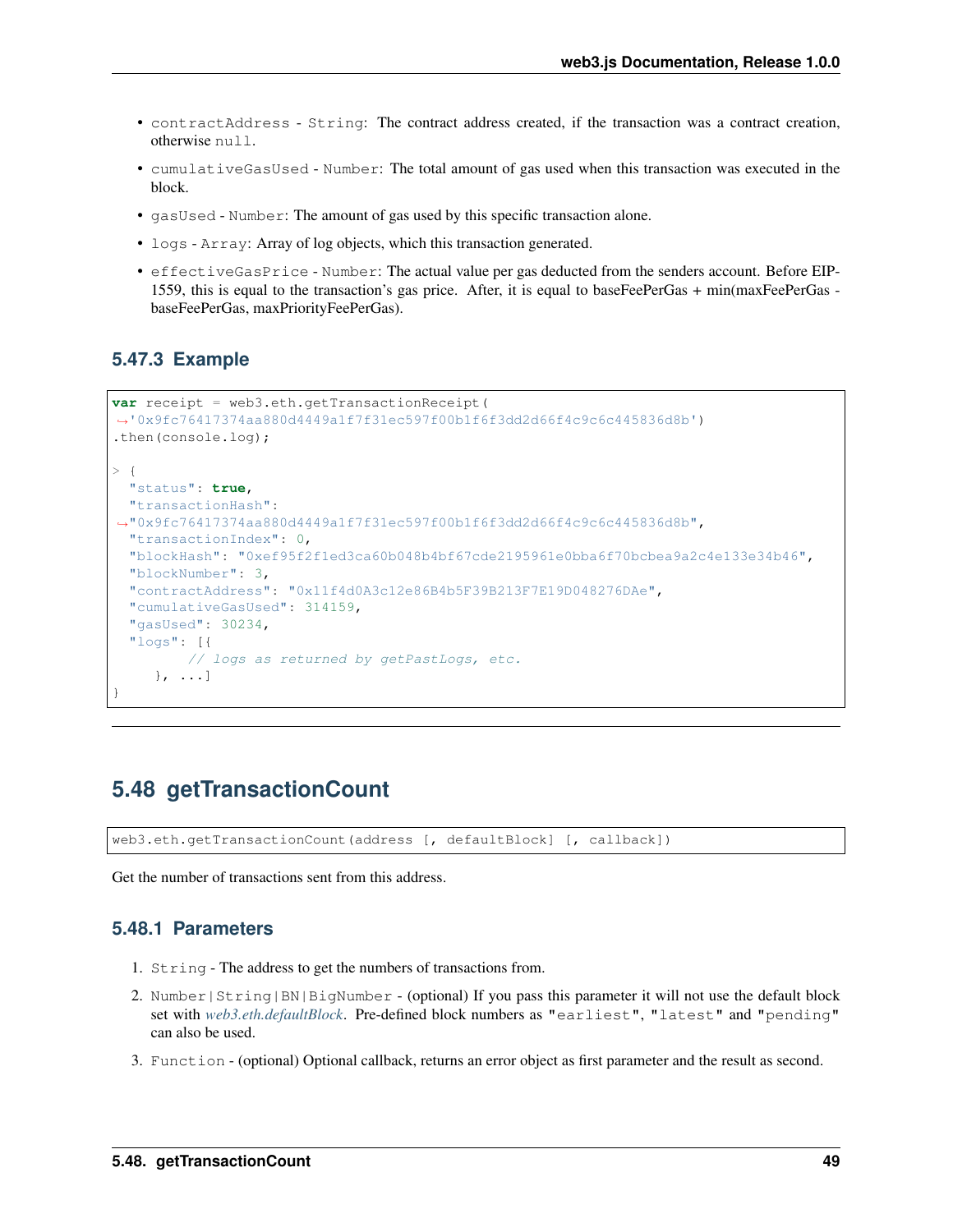- `contractAddress` - `String`: The contract address created, if the transaction was a contract creation, otherwise `null`.
- `cumulativeGasUsed` - `Number`: The total amount of gas used when this transaction was executed in the block.
- `gasUsed` - `Number`: The amount of gas used by this specific transaction alone.
- `logs` - `Array`: Array of log objects, which this transaction generated.
- `effectiveGasPrice` - `Number`: The actual value per gas deducted from the senders account. Before EIP-1559, this is equal to the transaction's gas price. After, it is equal to baseFeePerGas + min(maxFeePerGas - baseFeePerGas, maxPriorityFeePerGas).

### 5.47.3 Example

```
var receipt = web3.eth.getTransactionReceipt(
→'0x9fc76417374aa880d4449a1f7f31ec597f00b1f6f3dd2d66f4c9c6c445836d8b')
.then(console.log);

> {
  "status": true,
  "transactionHash":
→"0x9fc76417374aa880d4449a1f7f31ec597f00b1f6f3dd2d66f4c9c6c445836d8b",
  "transactionIndex": 0,
  "blockHash": "0xef95f2f1ed3ca60b048b4bf67cde2195961e0bba6f70bcbea9a2c4e133e34b46",
  "blockNumber": 3,
  "contractAddress": "0x11f4d0A3c12e86B4b5F39B213F7E19D048276DAe",
  "cumulativeGasUsed": 314159,
  "gasUsed": 30234,
  "logs": [{
         // logs as returned by getPastLogs, etc.
     }, ...]
}
```

## 5.48 getTransactionCount

```
web3.eth.getTransactionCount(address [, defaultBlock] [, callback])
```

Get the number of transactions sent from this address.

### 5.48.1 Parameters

1. `String` - The address to get the numbers of transactions from.
2. `Number|String|BN|BigNumber` - (optional) If you pass this parameter it will not use the default block set with *web3.eth.defaultBlock*. Pre-defined block numbers as `"earliest"`, `"latest"` and `"pending"` can also be used.
3. `Function` - (optional) Optional callback, returns an error object as first parameter and the result as second.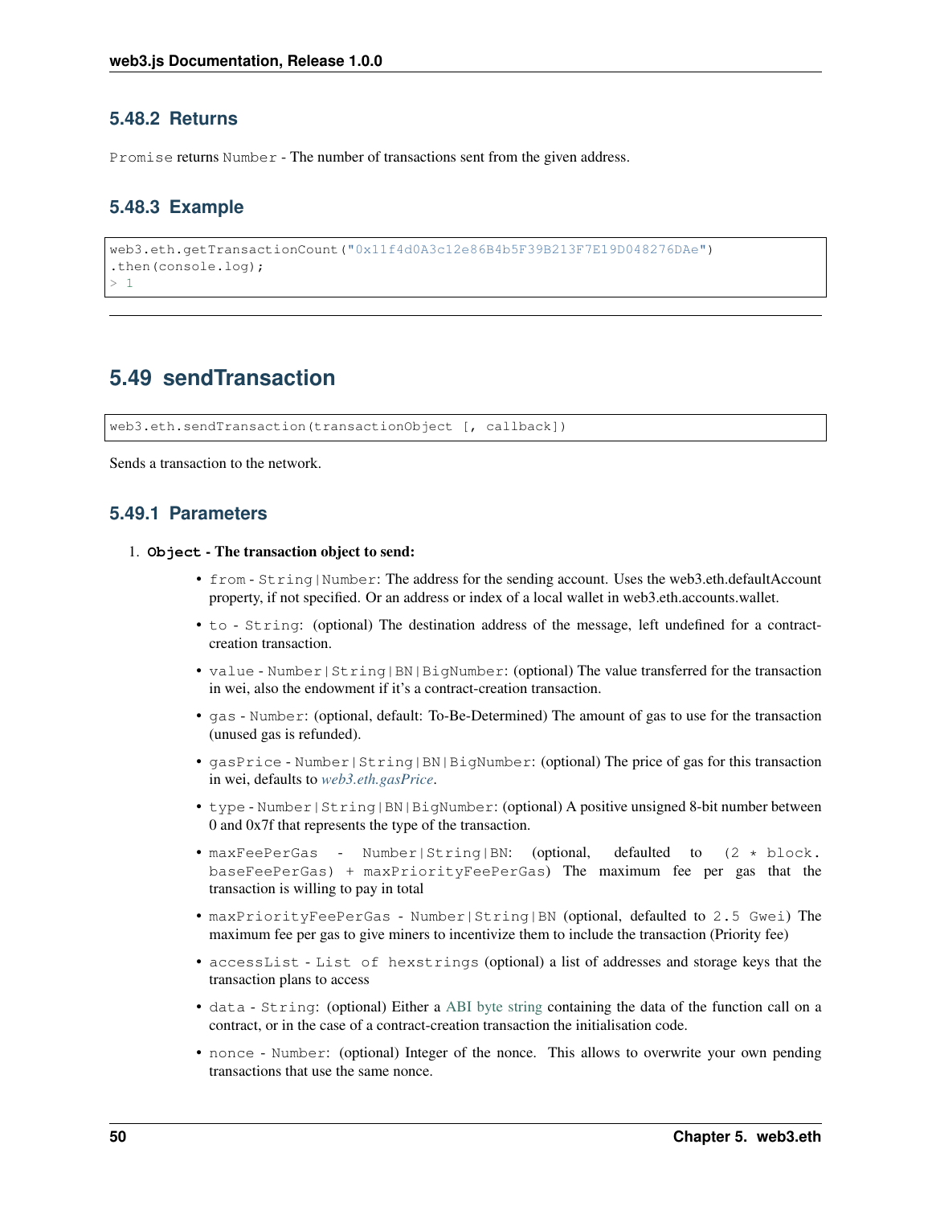### 5.48.2 Returns

`Promise` returns `Number` - The number of transactions sent from the given address.

### 5.48.3 Example

```
web3.eth.getTransactionCount("0x11f4d0A3c12e86B4b5F39B213F7E19D048276DAe")
.then(console.log);
> 1
```

---

## 5.49 sendTransaction

```
web3.eth.sendTransaction(transactionObject [, callback])
```

Sends a transaction to the network.

### 5.49.1 Parameters

1. **`Object` - The transaction object to send:**
   - `from` - `String|Number`: The address for the sending account. Uses the web3.eth.defaultAccount property, if not specified. Or an address or index of a local wallet in web3.eth.accounts.wallet.
   - `to` - `String`: (optional) The destination address of the message, left undefined for a contract-creation transaction.
   - `value` - `Number|String|BN|BigNumber`: (optional) The value transferred for the transaction in wei, also the endowment if it's a contract-creation transaction.
   - `gas` - `Number`: (optional, default: To-Be-Determined) The amount of gas to use for the transaction (unused gas is refunded).
   - `gasPrice` - `Number|String|BN|BigNumber`: (optional) The price of gas for this transaction in wei, defaults to *web3.eth.gasPrice*.
   - `type` - `Number|String|BN|BigNumber`: (optional) A positive unsigned 8-bit number between 0 and 0x7f that represents the type of the transaction.
   - `maxFeePerGas` - `Number|String|BN`: (optional, defaulted to `(2 * block.baseFeePerGas) + maxPriorityFeePerGas`) The maximum fee per gas that the transaction is willing to pay in total
   - `maxPriorityFeePerGas` - `Number|String|BN` (optional, defaulted to `2.5 Gwei`) The maximum fee per gas to give miners to incentivize them to include the transaction (Priority fee)
   - `accessList` - `List of hexstrings` (optional) a list of addresses and storage keys that the transaction plans to access
   - `data` - `String`: (optional) Either a ABI byte string containing the data of the function call on a contract, or in the case of a contract-creation transaction the initialisation code.
   - `nonce` - `Number`: (optional) Integer of the nonce. This allows to overwrite your own pending transactions that use the same nonce.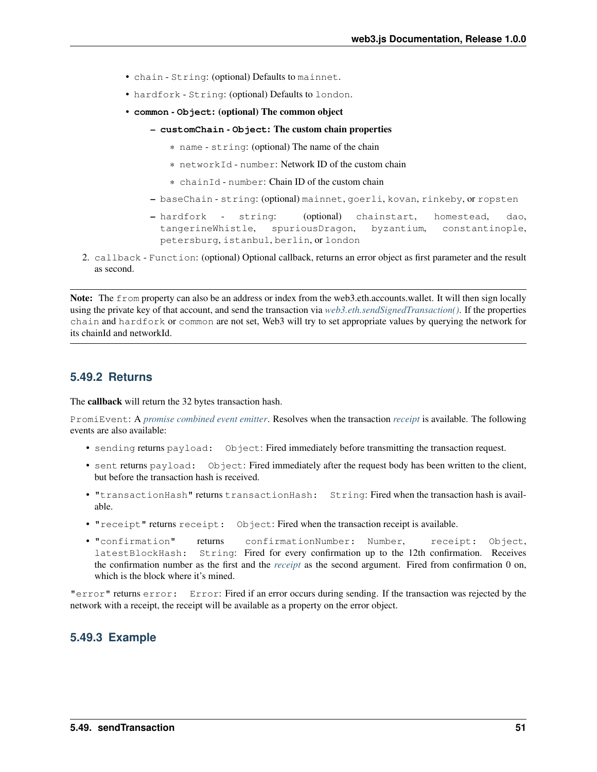- `chain` - `String`: (optional) Defaults to `mainnet`.
- `hardfork` - `String`: (optional) Defaults to `london`.
- **`common` - `Object`: (optional) The common object**
  - **`customChain` - `Object`: The custom chain properties**
    - `name` - `string`: (optional) The name of the chain
    - `networkId` - `number`: Network ID of the custom chain
    - `chainId` - `number`: Chain ID of the custom chain
  - `baseChain` - `string`: (optional) `mainnet`, `goerli`, `kovan`, `rinkeby`, or `ropsten`
  - `hardfork` - `string`: (optional) `chainstart`, `homestead`, `dao`, `tangerineWhistle`, `spuriousDragon`, `byzantium`, `constantinople`, `petersburg`, `istanbul`, `berlin`, or `london`

2. `callback` - `Function`: (optional) Optional callback, returns an error object as first parameter and the result as second.

**Note:** The `from` property can also be an address or index from the web3.eth.accounts.wallet. It will then sign locally using the private key of that account, and send the transaction via *web3.eth.sendSignedTransaction()*. If the properties `chain` and `hardfork` or `common` are not set, Web3 will try to set appropriate values by querying the network for its chainId and networkId.

### 5.49.2 Returns

The **callback** will return the 32 bytes transaction hash.

`PromiEvent`: A *promise combined event emitter*. Resolves when the transaction *receipt* is available. The following events are also available:

- `sending` returns `payload: Object`: Fired immediately before transmitting the transaction request.
- `sent` returns `payload: Object`: Fired immediately after the request body has been written to the client, but before the transaction hash is received.
- `"transactionHash"` returns `transactionHash: String`: Fired when the transaction hash is available.
- `"receipt"` returns `receipt: Object`: Fired when the transaction receipt is available.
- `"confirmation"` returns `confirmationNumber: Number`, `receipt: Object`, `latestBlockHash: String`: Fired for every confirmation up to the 12th confirmation. Receives the confirmation number as the first and the *receipt* as the second argument. Fired from confirmation 0 on, which is the block where it's mined.

`"error"` returns `error: Error`: Fired if an error occurs during sending. If the transaction was rejected by the network with a receipt, the receipt will be available as a property on the error object.

### 5.49.3 Example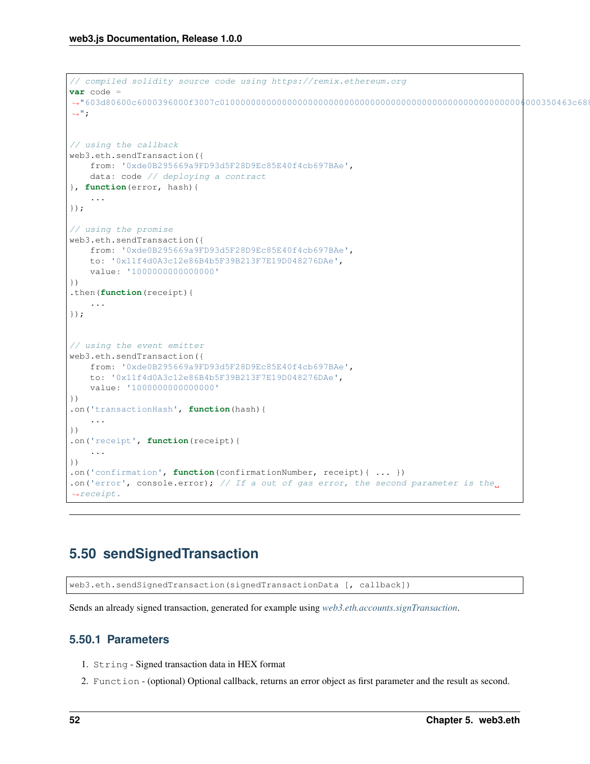```
// compiled solidity source code using https://remix.ethereum.org
var code =
↪"603d80600c6000396000f3007c0100000000000000000000000000000000000000000000000000000000600035046​3c688
↪";

// using the callback
web3.eth.sendTransaction({
    from: '0xde0B295669a9FD93d5F28D9Ec85E40f4cb697BAe',
    data: code // deploying a contract
}, function(error, hash){
    ...
});

// using the promise
web3.eth.sendTransaction({
    from: '0xde0B295669a9FD93d5F28D9Ec85E40f4cb697BAe',
    to: '0x11f4d0A3c12e86B4b5F39B213F7E19D048276DAe',
    value: '1000000000000000'
})
.then(function(receipt){
    ...
});


// using the event emitter
web3.eth.sendTransaction({
    from: '0xde0B295669a9FD93d5F28D9Ec85E40f4cb697BAe',
    to: '0x11f4d0A3c12e86B4b5F39B213F7E19D048276DAe',
    value: '1000000000000000'
})
.on('transactionHash', function(hash){
    ...
})
.on('receipt', function(receipt){
    ...
})
.on('confirmation', function(confirmationNumber, receipt){ ... })
.on('error', console.error); // If a out of gas error, the second parameter is the
↪receipt.
```

## 5.50 sendSignedTransaction

```
web3.eth.sendSignedTransaction(signedTransactionData [, callback])
```

Sends an already signed transaction, generated for example using *web3.eth.accounts.signTransaction*.

### 5.50.1 Parameters

1. `String` - Signed transaction data in HEX format
2. `Function` - (optional) Optional callback, returns an error object as first parameter and the result as second.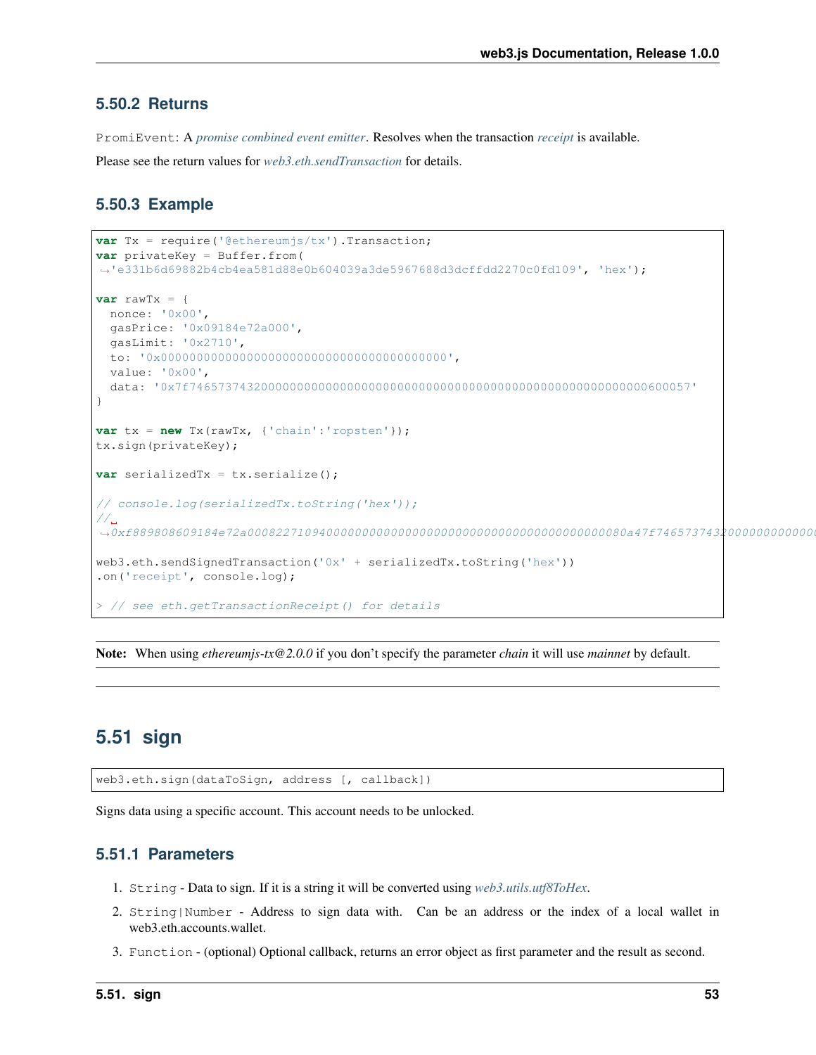### 5.50.2 Returns

`PromiEvent`: A *promise combined event emitter*. Resolves when the transaction *receipt* is available.

Please see the return values for *web3.eth.sendTransaction* for details.

### 5.50.3 Example

```
var Tx = require('@ethereumjs/tx').Transaction;
var privateKey = Buffer.from(
↪'e331b6d69882b4cb4ea581d88e0b604039a3de5967688d3dcffdd2270c0fd109', 'hex');

var rawTx = {
  nonce: '0x00',
  gasPrice: '0x09184e72a000',
  gasLimit: '0x2710',
  to: '0x0000000000000000000000000000000000000000',
  value: '0x00',
  data: '0x7f7465737432000000000000000000000000000000000000000000000000000000600057'
}

var tx = new Tx(rawTx, {'chain':'ropsten'});
tx.sign(privateKey);

var serializedTx = tx.serialize();

// console.log(serializedTx.toString('hex'));
//
↪0xf889808609184e72a00082271094000000000000000000000000000000000000000080a47f74657374320000000000000

web3.eth.sendSignedTransaction('0x' + serializedTx.toString('hex'))
.on('receipt', console.log);

> // see eth.getTransactionReceipt() for details
```

**Note:** When using *ethereumjs-tx@2.0.0* if you don't specify the parameter *chain* it will use *mainnet* by default.

## 5.51 sign

```
web3.eth.sign(dataToSign, address [, callback])
```

Signs data using a specific account. This account needs to be unlocked.

### 5.51.1 Parameters

1. `String` - Data to sign. If it is a string it will be converted using *web3.utils.utf8ToHex*.
2. `String|Number` - Address to sign data with. Can be an address or the index of a local wallet in web3.eth.accounts.wallet.
3. `Function` - (optional) Optional callback, returns an error object as first parameter and the result as second.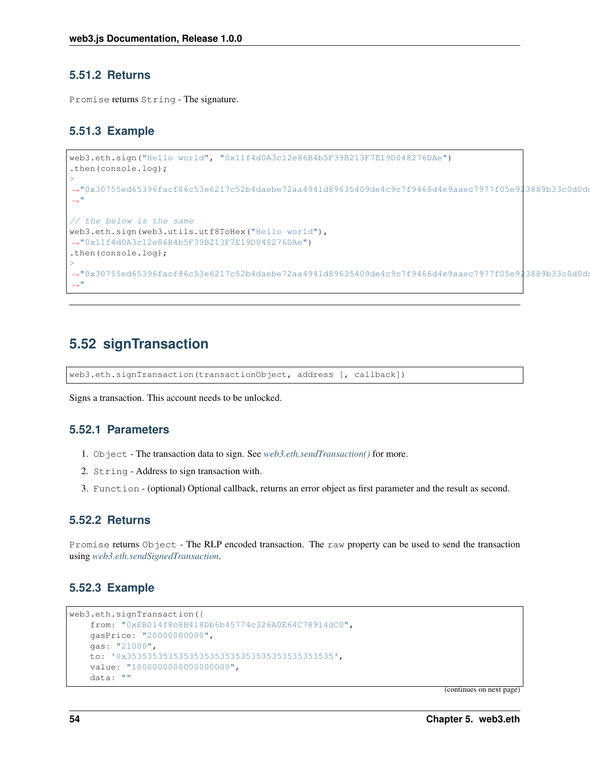### 5.51.2 Returns

`Promise` returns `String` - The signature.

### 5.51.3 Example

```
web3.eth.sign("Hello world", "0x11f4d0A3c12e86B4b5F39B213F7E19D048276DAe")
.then(console.log);
>
↪"0x30755ed65396facf86c53e6217c52b4daebe72aa4941d89635409de4c9c7f9466d4e9aaec7977f05e923889b33c0d0dd
↪"

// the below is the same
web3.eth.sign(web3.utils.utf8ToHex("Hello world"),
↪"0x11f4d0A3c12e86B4b5F39B213F7E19D048276DAe")
.then(console.log);
>
↪"0x30755ed65396facf86c53e6217c52b4daebe72aa4941d89635409de4c9c7f9466d4e9aaec7977f05e923889b33c0d0dd
↪"
```

## 5.52 signTransaction

```
web3.eth.signTransaction(transactionObject, address [, callback])
```

Signs a transaction. This account needs to be unlocked.

### 5.52.1 Parameters

1. `Object` - The transaction data to sign. See *web3.eth.sendTransaction()* for more.
2. `String` - Address to sign transaction with.
3. `Function` - (optional) Optional callback, returns an error object as first parameter and the result as second.

### 5.52.2 Returns

`Promise` returns `Object` - The RLP encoded transaction. The `raw` property can be used to send the transaction using *web3.eth.sendSignedTransaction*.

### 5.52.3 Example

```
web3.eth.signTransaction({
    from: "0xEB014f8c8B418Db6b45774c326A0E64C78914dC0",
    gasPrice: "20000000000",
    gas: "21000",
    to: '0x3535353535353535353535353535353535353535',
    value: "1000000000000000000",
    data: ""
```

(continues on next page)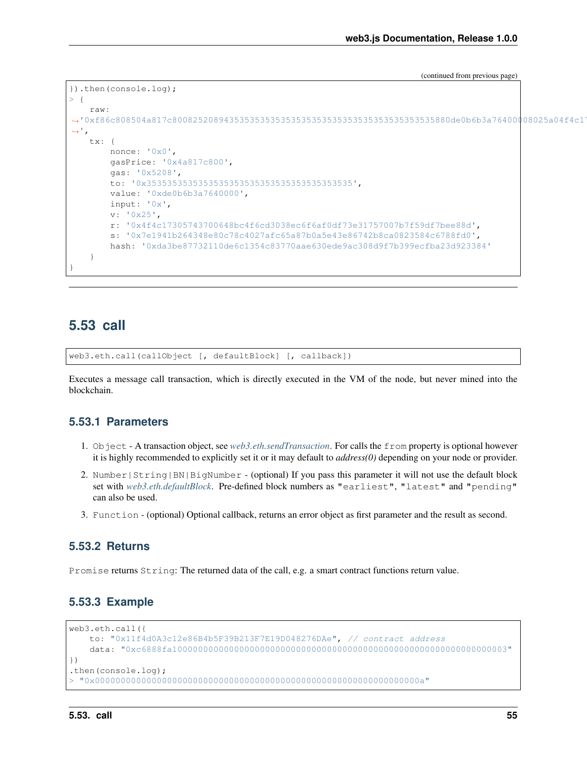(continued from previous page)

```
}).then(console.log);
> {
    raw:
↪'0xf86c808504a817c800825208943535353535353535353535353535353535353535880de0b6b3a76400008025a04f4c1
↪',
    tx: {
        nonce: '0x0',
        gasPrice: '0x4a817c800',
        gas: '0x5208',
        to: '0x3535353535353535353535353535353535353535',
        value: '0xde0b6b3a7640000',
        input: '0x',
        v: '0x25',
        r: '0x4f4c17305743700648bc4f6cd3038ec6f6af0df73e31757007b7f59df7bee88d',
        s: '0x7e1941b264348e80c78c4027afc65a87b0a5e43e86742b8ca0823584c6788fd0',
        hash: '0xda3be87732110de6c1354c83770aae630ede9ac308d9f7b399ecfba23d923384'
    }
}
```

## 5.53 call

```
web3.eth.call(callObject [, defaultBlock] [, callback])
```

Executes a message call transaction, which is directly executed in the VM of the node, but never mined into the blockchain.

### 5.53.1 Parameters

1. `Object` - A transaction object, see *web3.eth.sendTransaction*. For calls the `from` property is optional however it is highly recommended to explicitly set it or it may default to *address(0)* depending on your node or provider.
2. `Number|String|BN|BigNumber` - (optional) If you pass this parameter it will not use the default block set with *web3.eth.defaultBlock*. Pre-defined block numbers as `"earliest"`, `"latest"` and `"pending"` can also be used.
3. `Function` - (optional) Optional callback, returns an error object as first parameter and the result as second.

### 5.53.2 Returns

`Promise` returns `String`: The returned data of the call, e.g. a smart contract functions return value.

### 5.53.3 Example

```
web3.eth.call({
    to: "0x11f4d0A3c12e86B4b5F39B213F7E19D048276DAe", // contract address
    data: "0xc6888fa10000000000000000000000000000000000000000000000000000000000000003"
})
.then(console.log);
> "0x000000000000000000000000000000000000000000000000000000000000000a"
```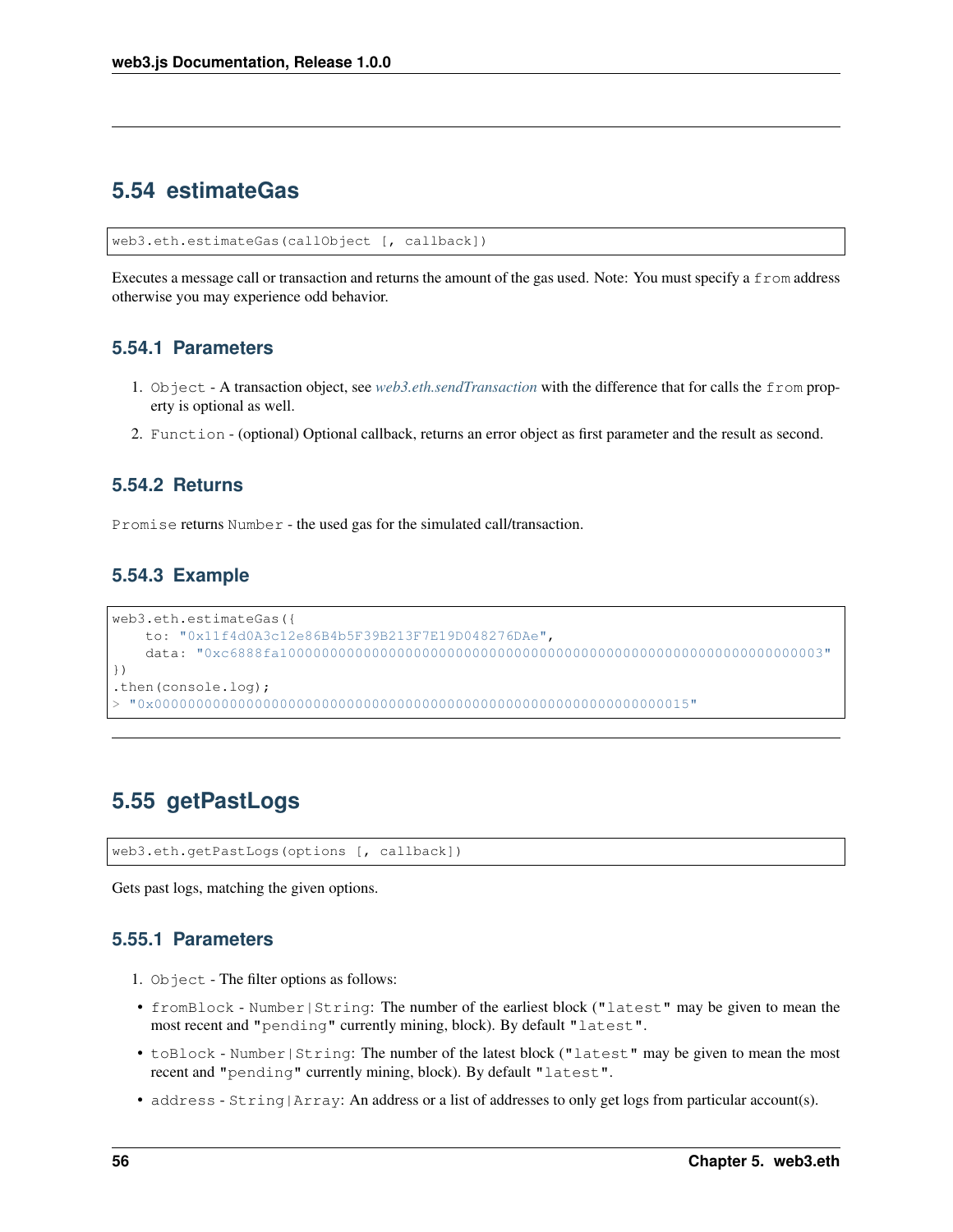## 5.54 estimateGas

```
web3.eth.estimateGas(callObject [, callback])
```

Executes a message call or transaction and returns the amount of the gas used. Note: You must specify a `from` address otherwise you may experience odd behavior.

### 5.54.1 Parameters

1. `Object` - A transaction object, see *web3.eth.sendTransaction* with the difference that for calls the `from` property is optional as well.
2. `Function` - (optional) Optional callback, returns an error object as first parameter and the result as second.

### 5.54.2 Returns

`Promise` returns `Number` - the used gas for the simulated call/transaction.

### 5.54.3 Example

```
web3.eth.estimateGas({
    to: "0x11f4d0A3c12e86B4b5F39B213F7E19D048276DAe",
    data: "0xc6888fa10000000000000000000000000000000000000000000000000000000000000003"
})
.then(console.log);
> "0x0000000000000000000000000000000000000000000000000000000000000015"
```

## 5.55 getPastLogs

```
web3.eth.getPastLogs(options [, callback])
```

Gets past logs, matching the given options.

### 5.55.1 Parameters

1. `Object` - The filter options as follows:

- `fromBlock` - `Number|String`: The number of the earliest block (`"latest"` may be given to mean the most recent and `"pending"` currently mining, block). By default `"latest"`.
- `toBlock` - `Number|String`: The number of the latest block (`"latest"` may be given to mean the most recent and `"pending"` currently mining, block). By default `"latest"`.
- `address` - `String|Array`: An address or a list of addresses to only get logs from particular account(s).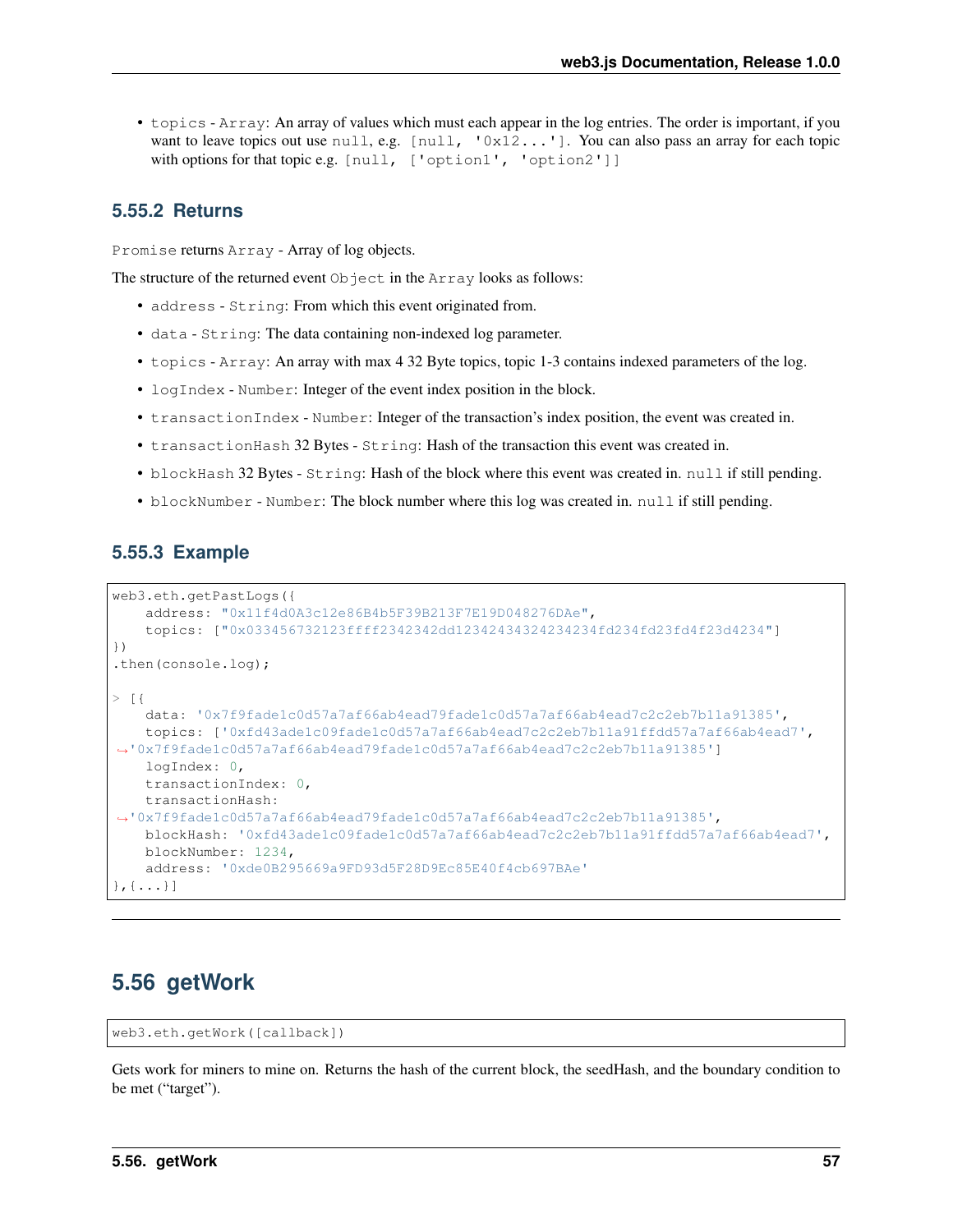- `topics` - `Array`: An array of values which must each appear in the log entries. The order is important, if you want to leave topics out use `null`, e.g. `[null, '0x12...']`. You can also pass an array for each topic with options for that topic e.g. `[null, ['option1', 'option2']]`

### 5.55.2 Returns

`Promise` returns `Array` - Array of log objects.

The structure of the returned event `Object` in the `Array` looks as follows:

- `address` - `String`: From which this event originated from.
- `data` - `String`: The data containing non-indexed log parameter.
- `topics` - `Array`: An array with max 4 32 Byte topics, topic 1-3 contains indexed parameters of the log.
- `logIndex` - `Number`: Integer of the event index position in the block.
- `transactionIndex` - `Number`: Integer of the transaction's index position, the event was created in.
- `transactionHash` 32 Bytes - `String`: Hash of the transaction this event was created in.
- `blockHash` 32 Bytes - `String`: Hash of the block where this event was created in. `null` if still pending.
- `blockNumber` - `Number`: The block number where this log was created in. `null` if still pending.

### 5.55.3 Example

```
web3.eth.getPastLogs({
    address: "0x11f4d0A3c12e86B4b5F39B213F7E19D048276DAe",
    topics: ["0x033456732123ffff2342342dd12342434324234234fd234fd23fd4f23d4234"]
})
.then(console.log);

> [{
    data: '0x7f9fade1c0d57a7af66ab4ead79fade1c0d57a7af66ab4ead7c2c2eb7b11a91385',
    topics: ['0xfd43ade1c09fade1c0d57a7af66ab4ead7c2c2eb7b11a91ffdd57a7af66ab4ead7',
'0x7f9fade1c0d57a7af66ab4ead79fade1c0d57a7af66ab4ead7c2c2eb7b11a91385']
    logIndex: 0,
    transactionIndex: 0,
    transactionHash:
'0x7f9fade1c0d57a7af66ab4ead79fade1c0d57a7af66ab4ead7c2c2eb7b11a91385',
    blockHash: '0xfd43ade1c09fade1c0d57a7af66ab4ead7c2c2eb7b11a91ffdd57a7af66ab4ead7',
    blockNumber: 1234,
    address: '0xde0B295669a9FD93d5F28D9Ec85E40f4cb697BAe'
},{...}]
```

---

## 5.56 getWork

```
web3.eth.getWork([callback])
```

Gets work for miners to mine on. Returns the hash of the current block, the seedHash, and the boundary condition to be met ("target").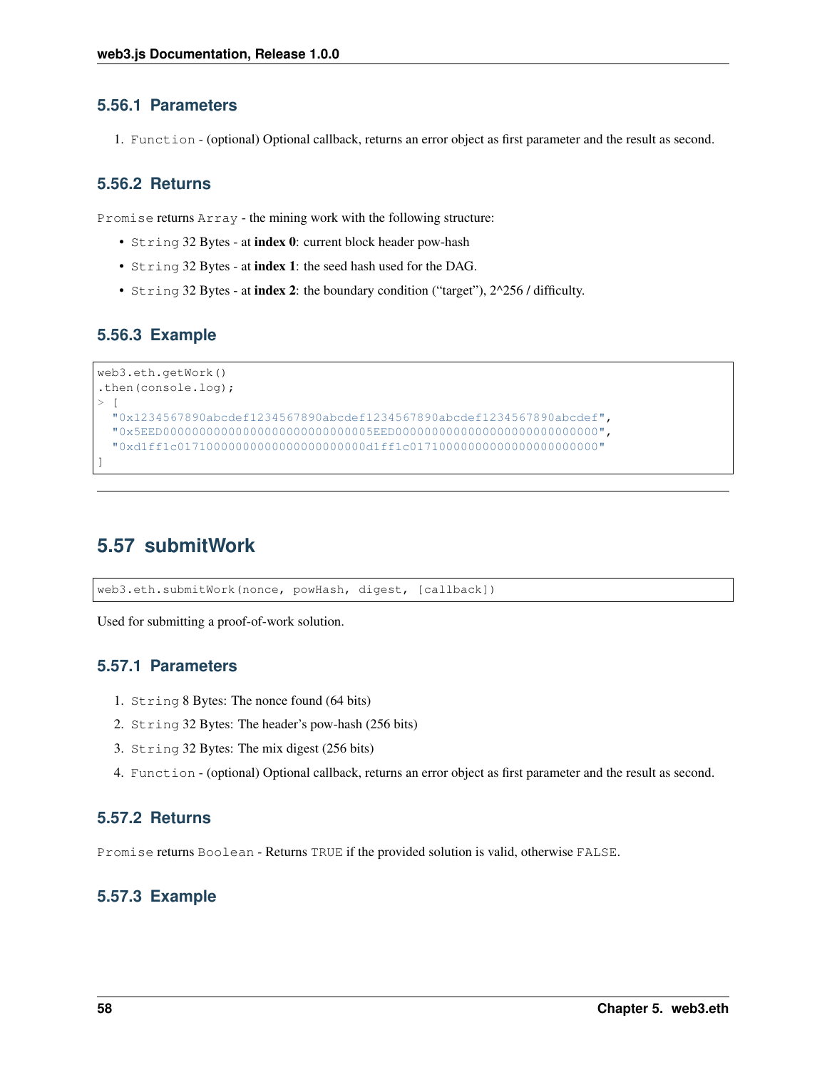### 5.56.1 Parameters

1. `Function` - (optional) Optional callback, returns an error object as first parameter and the result as second.

### 5.56.2 Returns

`Promise` returns `Array` - the mining work with the following structure:

- `String` 32 Bytes - at **index 0**: current block header pow-hash
- `String` 32 Bytes - at **index 1**: the seed hash used for the DAG.
- `String` 32 Bytes - at **index 2**: the boundary condition ("target"), 2^256 / difficulty.

### 5.56.3 Example

```
web3.eth.getWork()
.then(console.log);
> [
  "0x1234567890abcdef1234567890abcdef1234567890abcdef1234567890abcdef",
  "0x5EED00000000000000000000000000005EED0000000000000000000000000000",
  "0xd1ff1c01710000000000000000000000d1ff1c01710000000000000000000000"
]
```

## 5.57 submitWork

```
web3.eth.submitWork(nonce, powHash, digest, [callback])
```

Used for submitting a proof-of-work solution.

### 5.57.1 Parameters

1. `String` 8 Bytes: The nonce found (64 bits)
2. `String` 32 Bytes: The header's pow-hash (256 bits)
3. `String` 32 Bytes: The mix digest (256 bits)
4. `Function` - (optional) Optional callback, returns an error object as first parameter and the result as second.

### 5.57.2 Returns

`Promise` returns `Boolean` - Returns `TRUE` if the provided solution is valid, otherwise `FALSE`.

### 5.57.3 Example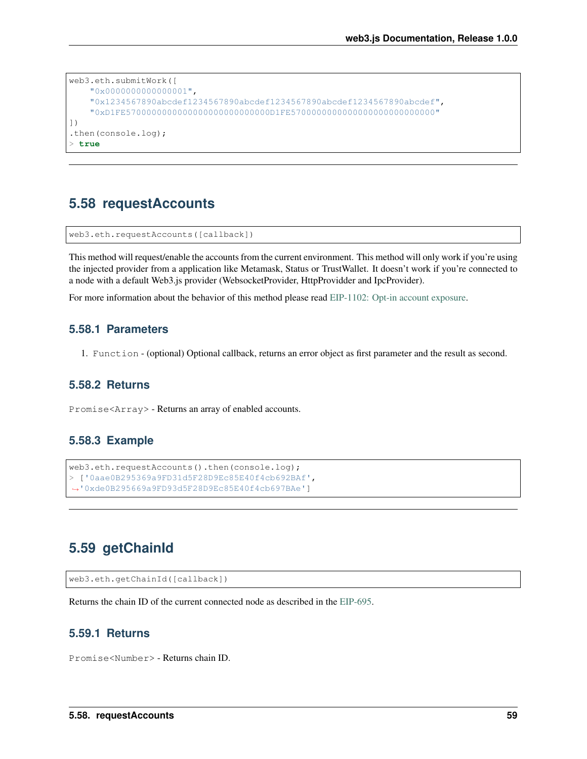```
web3.eth.submitWork([
    "0x0000000000000001",
    "0x1234567890abcdef1234567890abcdef1234567890abcdef1234567890abcdef",
    "0xD1FE5700000000000000000000000000D1FE5700000000000000000000000000"
])
.then(console.log);
> true
```

---

## 5.58 requestAccounts

```
web3.eth.requestAccounts([callback])
```

This method will request/enable the accounts from the current environment. This method will only work if you're using the injected provider from a application like Metamask, Status or TrustWallet. It doesn't work if you're connected to a node with a default Web3.js provider (WebsocketProvider, HttpProvidder and IpcProvider).

For more information about the behavior of this method please read EIP-1102: Opt-in account exposure.

### 5.58.1 Parameters

1. `Function` - (optional) Optional callback, returns an error object as first parameter and the result as second.

### 5.58.2 Returns

`Promise<Array>` - Returns an array of enabled accounts.

### 5.58.3 Example

```
web3.eth.requestAccounts().then(console.log);
> ['0aae0B295369a9FD31d5F28D9Ec85E40f4cb692BAf',
→'0xde0B295669a9FD93d5F28D9Ec85E40f4cb697BAe']
```

---

## 5.59 getChainId

```
web3.eth.getChainId([callback])
```

Returns the chain ID of the current connected node as described in the EIP-695.

### 5.59.1 Returns

`Promise<Number>` - Returns chain ID.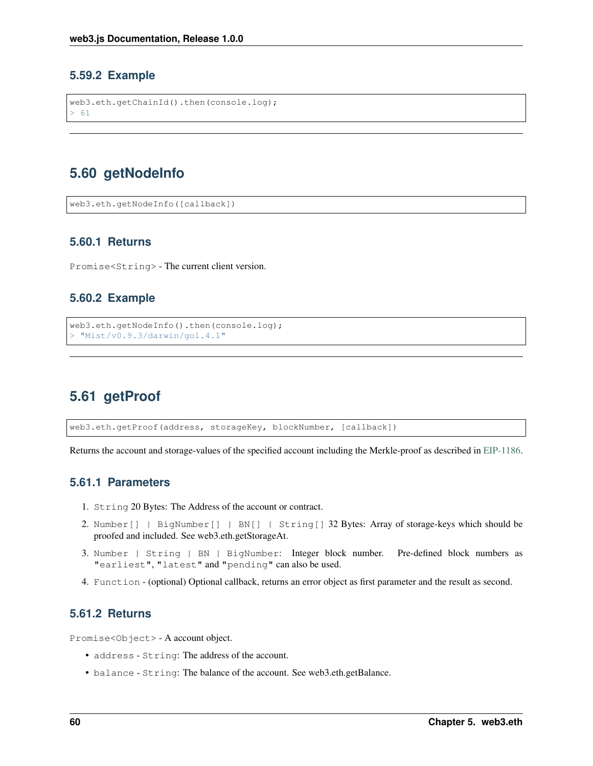### 5.59.2 Example

```
web3.eth.getChainId().then(console.log);
> 61
```

---

## 5.60 getNodeInfo

```
web3.eth.getNodeInfo([callback])
```

### 5.60.1 Returns

`Promise<String>` - The current client version.

### 5.60.2 Example

```
web3.eth.getNodeInfo().then(console.log);
> "Mist/v0.9.3/darwin/go1.4.1"
```

---

## 5.61 getProof

```
web3.eth.getProof(address, storageKey, blockNumber, [callback])
```

Returns the account and storage-values of the specified account including the Merkle-proof as described in EIP-1186.

### 5.61.1 Parameters

1. `String` 20 Bytes: The Address of the account or contract.
2. `Number[] | BigNumber[] | BN[] | String[]` 32 Bytes: Array of storage-keys which should be proofed and included. See web3.eth.getStorageAt.
3. `Number | String | BN | BigNumber`: Integer block number. Pre-defined block numbers as `"earliest"`, `"latest"` and `"pending"` can also be used.
4. `Function` - (optional) Optional callback, returns an error object as first parameter and the result as second.

### 5.61.2 Returns

`Promise<Object>` - A account object.

- `address` - `String`: The address of the account.
- `balance` - `String`: The balance of the account. See web3.eth.getBalance.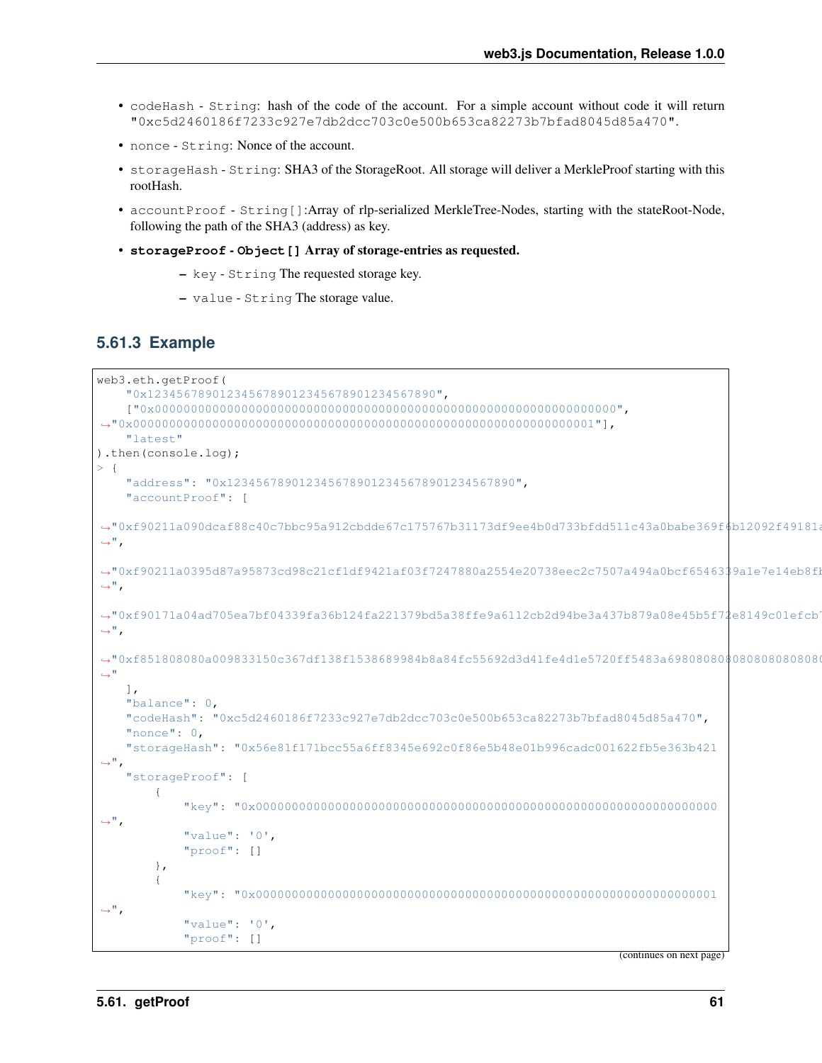- `codeHash` - `String`: hash of the code of the account. For a simple account without code it will return `"0xc5d2460186f7233c927e7db2dcc703c0e500b653ca82273b7bfad8045d85a470"`.
- `nonce` - `String`: Nonce of the account.
- `storageHash` - `String`: SHA3 of the StorageRoot. All storage will deliver a MerkleProof starting with this rootHash.
- `accountProof` - `String[]`:Array of rlp-serialized MerkleTree-Nodes, starting with the stateRoot-Node, following the path of the SHA3 (address) as key.
- **`storageProof` - `Object[]` Array of storage-entries as requested.**
  - `key` - `String` The requested storage key.
  - `value` - `String` The storage value.

### 5.61.3 Example

```
web3.eth.getProof(
    "0x1234567890123456789012345678901234567890",
    ["0x0000000000000000000000000000000000000000000000000000000000000000",
↪"0x0000000000000000000000000000000000000000000000000000000000000001"],
    "latest"
).then(console.log);
> {
    "address": "0x1234567890123456789012345678901234567890",
    "accountProof": [
↪"0xf90211a090dcaf88c40c7bbc95a912cbdde67c175767b31173df9ee4b0d733bfdd511c43a0babe369f6b12092f49181a
↪",
↪"0xf90211a0395d87a95873cd98c21cf1df9421af03f7247880a2554e20738eec2c7507a494a0bcf6546339a1e7e14eb8fb
↪",
↪"0xf90171a04ad705ea7bf04339fa36b124fa221379bd5a38ffe9a6112cb2d94be3a437b879a08e45b5f72e8149c01efcb7
↪",
↪"0xf851808080a009833150c367df138f1538689984b8a84fc55692d3d41fe4d1e5720ff5483a6980808080808080808080
↪"
    ],
    "balance": 0,
    "codeHash": "0xc5d2460186f7233c927e7db2dcc703c0e500b653ca82273b7bfad8045d85a470",
    "nonce": 0,
    "storageHash": "0x56e81f171bcc55a6ff8345e692c0f86e5b48e01b996cadc001622fb5e363b421
↪",
    "storageProof": [
        {
            "key": "0x0000000000000000000000000000000000000000000000000000000000000000
↪",
            "value": '0',
            "proof": []
        },
        {
            "key": "0x0000000000000000000000000000000000000000000000000000000000000001
↪",
            "value": '0',
            "proof": []
```

(continues on next page)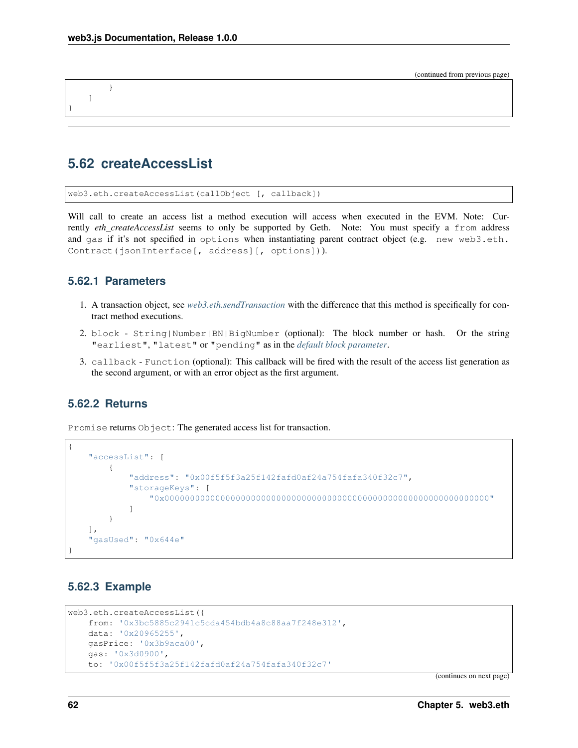```
        }
    ]
}
```

## 5.62 createAccessList

```
web3.eth.createAccessList(callObject [, callback])
```

Will call to create an access list a method execution will access when executed in the EVM. Note: Currently *eth_createAccessList* seems to only be supported by Geth. Note: You must specify a `from` address and `gas` if it's not specified in `options` when instantiating parent contract object (e.g. `new web3.eth.Contract(jsonInterface[, address][, options])`).

### 5.62.1 Parameters

1. A transaction object, see *web3.eth.sendTransaction* with the difference that this method is specifically for contract method executions.
2. `block` - `String|Number|BN|BigNumber` (optional): The block number or hash. Or the string `"earliest"`, `"latest"` or `"pending"` as in the *default block parameter*.
3. `callback` - `Function` (optional): This callback will be fired with the result of the access list generation as the second argument, or with an error object as the first argument.

### 5.62.2 Returns

`Promise` returns `Object`: The generated access list for transaction.

```
{
    "accessList": [
        {
            "address": "0x00f5f5f3a25f142fafd0af24a754fafa340f32c7",
            "storageKeys": [
                "0x0000000000000000000000000000000000000000000000000000000000000000"
            ]
        }
    ],
    "gasUsed": "0x644e"
}
```

### 5.62.3 Example

```
web3.eth.createAccessList({
    from: '0x3bc5885c2941c5cda454bdb4a8c88aa7f248e312',
    data: '0x20965255',
    gasPrice: '0x3b9aca00',
    gas: '0x3d0900',
    to: '0x00f5f5f3a25f142fafd0af24a754fafa340f32c7'
```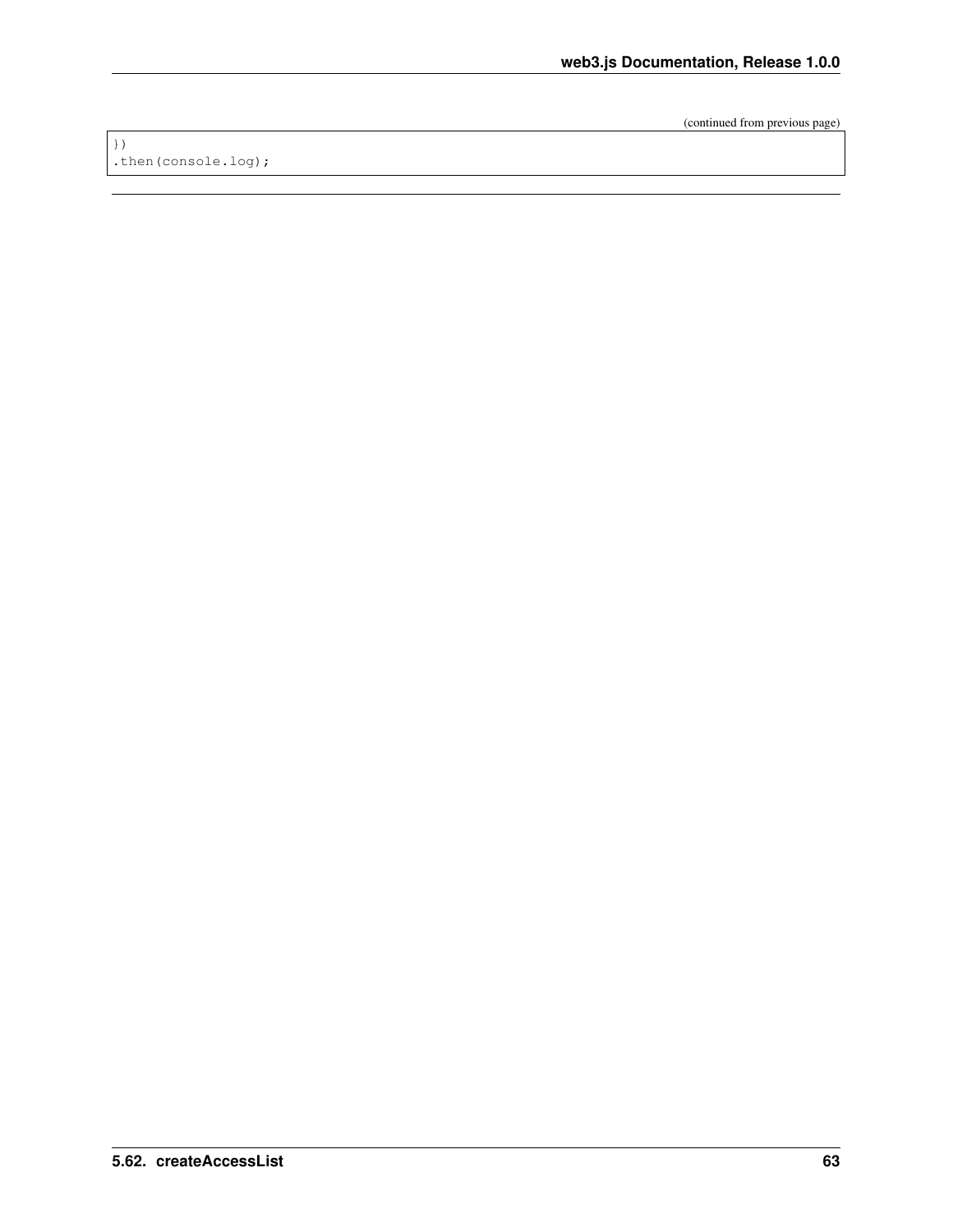```
})
.then(console.log);
```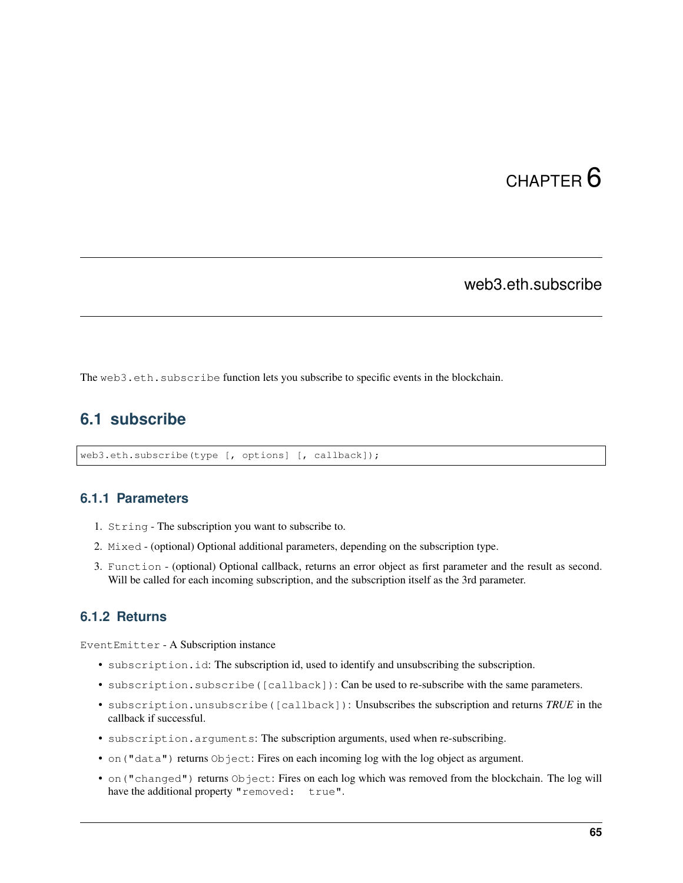# CHAPTER 6

## web3.eth.subscribe

The `web3.eth.subscribe` function lets you subscribe to specific events in the blockchain.

## 6.1 subscribe

```
web3.eth.subscribe(type [, options] [, callback]);
```

### 6.1.1 Parameters

1. `String` - The subscription you want to subscribe to.
2. `Mixed` - (optional) Optional additional parameters, depending on the subscription type.
3. `Function` - (optional) Optional callback, returns an error object as first parameter and the result as second. Will be called for each incoming subscription, and the subscription itself as the 3rd parameter.

### 6.1.2 Returns

`EventEmitter` - A Subscription instance

- `subscription.id`: The subscription id, used to identify and unsubscribing the subscription.
- `subscription.subscribe([callback])`: Can be used to re-subscribe with the same parameters.
- `subscription.unsubscribe([callback])`: Unsubscribes the subscription and returns *TRUE* in the callback if successful.
- `subscription.arguments`: The subscription arguments, used when re-subscribing.
- `on("data")` returns `Object`: Fires on each incoming log with the log object as argument.
- `on("changed")` returns `Object`: Fires on each log which was removed from the blockchain. The log will have the additional property `"removed:  true"`.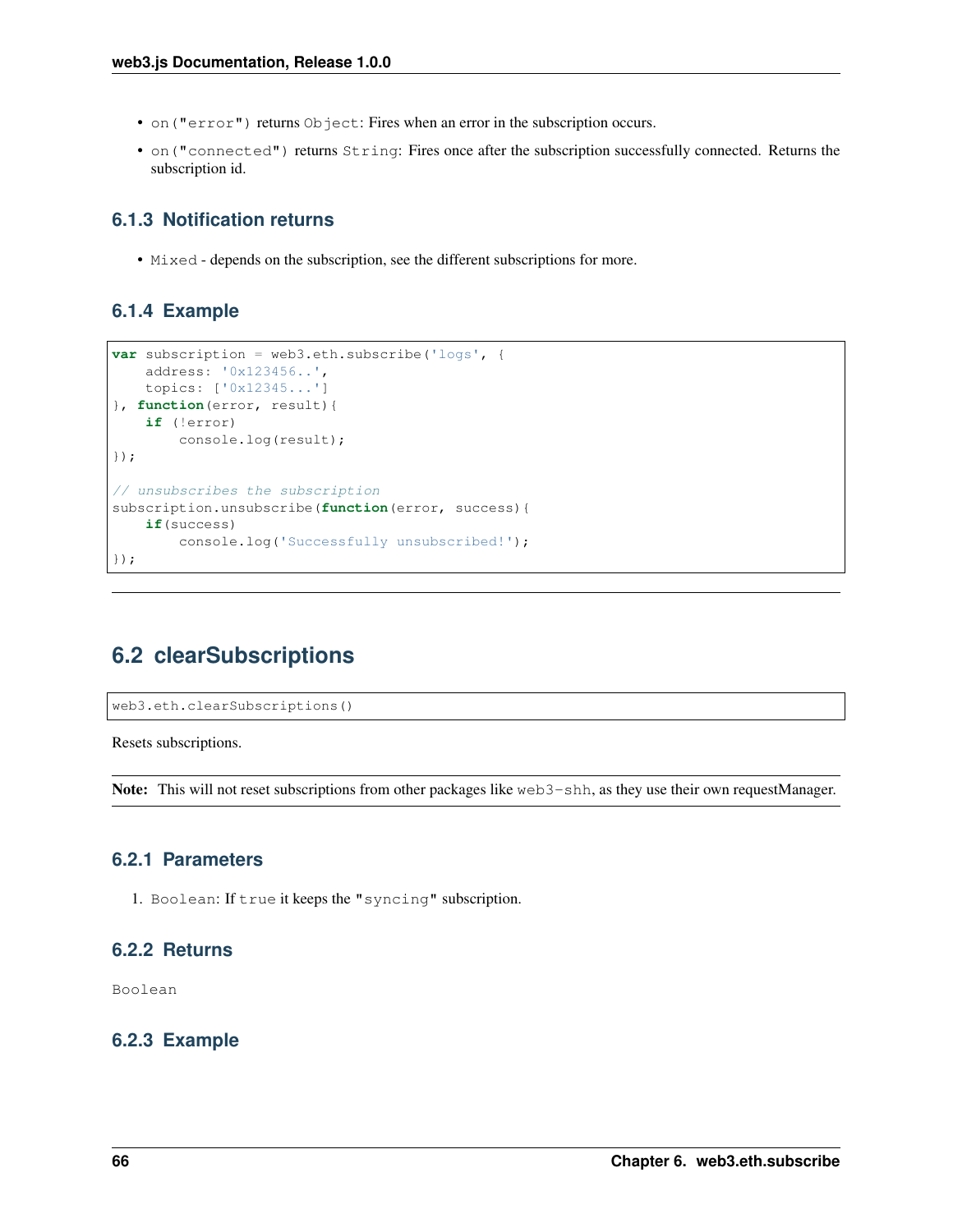- `on("error")` returns `Object`: Fires when an error in the subscription occurs.
- `on("connected")` returns `String`: Fires once after the subscription successfully connected. Returns the subscription id.

### 6.1.3 Notification returns

- `Mixed` - depends on the subscription, see the different subscriptions for more.

### 6.1.4 Example

```
var subscription = web3.eth.subscribe('logs', {
    address: '0x123456..',
    topics: ['0x12345...']
}, function(error, result){
    if (!error)
        console.log(result);
});

// unsubscribes the subscription
subscription.unsubscribe(function(error, success){
    if(success)
        console.log('Successfully unsubscribed!');
});
```

---

## 6.2 clearSubscriptions

```
web3.eth.clearSubscriptions()
```

Resets subscriptions.

**Note:** This will not reset subscriptions from other packages like `web3-shh`, as they use their own requestManager.

### 6.2.1 Parameters

1. `Boolean`: If `true` it keeps the `"syncing"` subscription.

### 6.2.2 Returns

`Boolean`

### 6.2.3 Example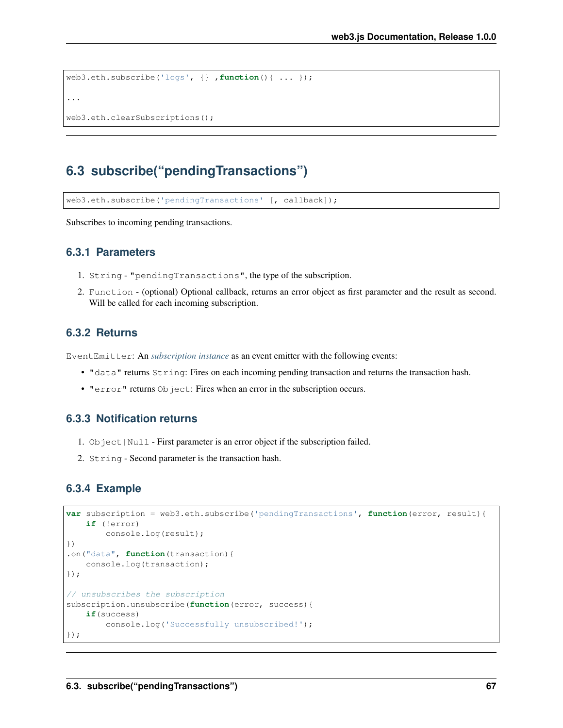```
web3.eth.subscribe('logs', {} ,function(){ ... });

...

web3.eth.clearSubscriptions();
```

## 6.3 subscribe("pendingTransactions")

```
web3.eth.subscribe('pendingTransactions' [, callback]);
```

Subscribes to incoming pending transactions.

### 6.3.1 Parameters

1. `String` - `"pendingTransactions"`, the type of the subscription.
2. `Function` - (optional) Optional callback, returns an error object as first parameter and the result as second. Will be called for each incoming subscription.

### 6.3.2 Returns

`EventEmitter`: An *subscription instance* as an event emitter with the following events:

- `"data"` returns `String`: Fires on each incoming pending transaction and returns the transaction hash.
- `"error"` returns `Object`: Fires when an error in the subscription occurs.

### 6.3.3 Notification returns

1. `Object|Null` - First parameter is an error object if the subscription failed.
2. `String` - Second parameter is the transaction hash.

### 6.3.4 Example

```
var subscription = web3.eth.subscribe('pendingTransactions', function(error, result){
    if (!error)
        console.log(result);
})
.on("data", function(transaction){
    console.log(transaction);
});

// unsubscribes the subscription
subscription.unsubscribe(function(error, success){
    if(success)
        console.log('Successfully unsubscribed!');
});
```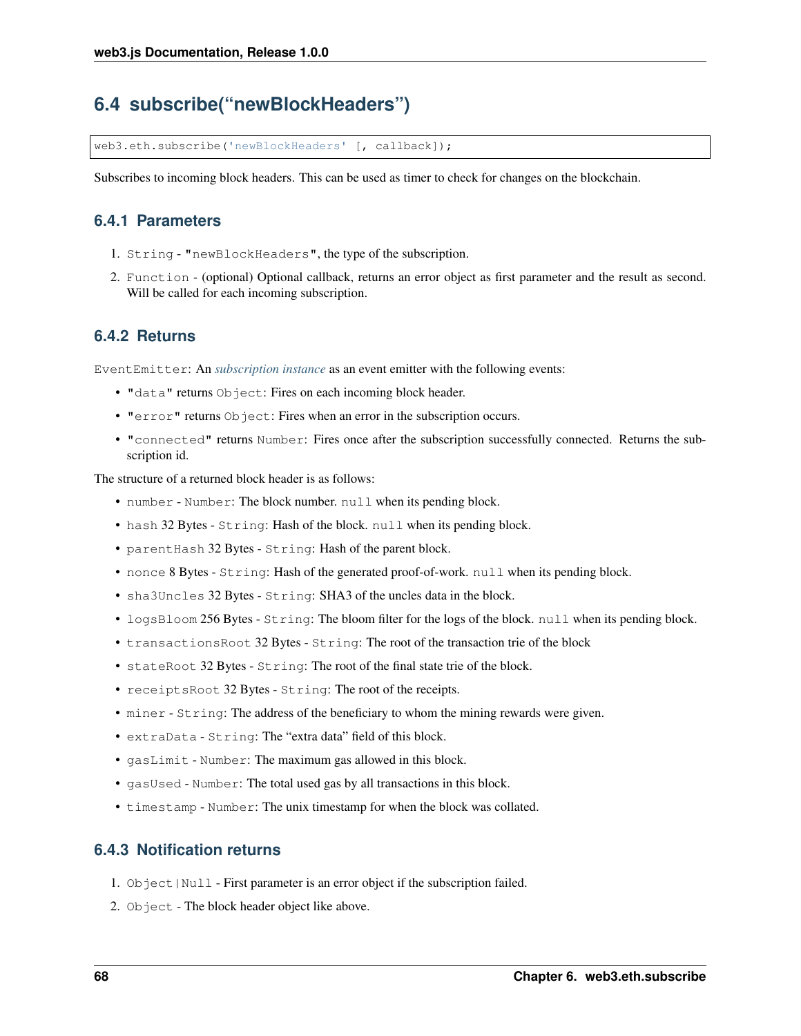## 6.4 subscribe("newBlockHeaders")

```
web3.eth.subscribe('newBlockHeaders' [, callback]);
```

Subscribes to incoming block headers. This can be used as timer to check for changes on the blockchain.

### 6.4.1 Parameters

1. `String` - `"newBlockHeaders"`, the type of the subscription.
2. `Function` - (optional) Optional callback, returns an error object as first parameter and the result as second. Will be called for each incoming subscription.

### 6.4.2 Returns

`EventEmitter`: An *subscription instance* as an event emitter with the following events:

- `"data"` returns `Object`: Fires on each incoming block header.
- `"error"` returns `Object`: Fires when an error in the subscription occurs.
- `"connected"` returns `Number`: Fires once after the subscription successfully connected. Returns the subscription id.

The structure of a returned block header is as follows:

- `number` - `Number`: The block number. `null` when its pending block.
- `hash` 32 Bytes - `String`: Hash of the block. `null` when its pending block.
- `parentHash` 32 Bytes - `String`: Hash of the parent block.
- `nonce` 8 Bytes - `String`: Hash of the generated proof-of-work. `null` when its pending block.
- `sha3Uncles` 32 Bytes - `String`: SHA3 of the uncles data in the block.
- `logsBloom` 256 Bytes - `String`: The bloom filter for the logs of the block. `null` when its pending block.
- `transactionsRoot` 32 Bytes - `String`: The root of the transaction trie of the block
- `stateRoot` 32 Bytes - `String`: The root of the final state trie of the block.
- `receiptsRoot` 32 Bytes - `String`: The root of the receipts.
- `miner` - `String`: The address of the beneficiary to whom the mining rewards were given.
- `extraData` - `String`: The "extra data" field of this block.
- `gasLimit` - `Number`: The maximum gas allowed in this block.
- `gasUsed` - `Number`: The total used gas by all transactions in this block.
- `timestamp` - `Number`: The unix timestamp for when the block was collated.

### 6.4.3 Notification returns

1. `Object|Null` - First parameter is an error object if the subscription failed.
2. `Object` - The block header object like above.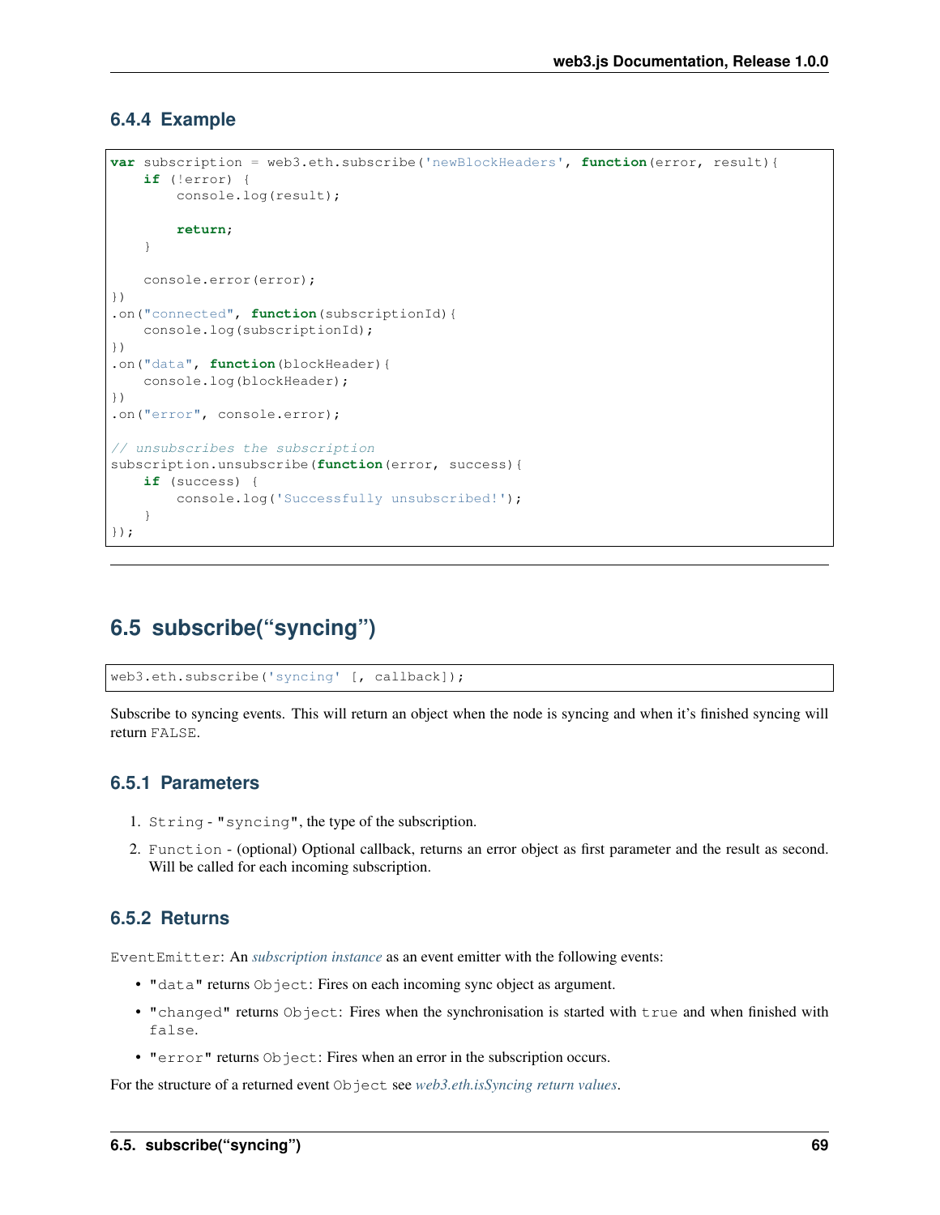### 6.4.4 Example

```
var subscription = web3.eth.subscribe('newBlockHeaders', function(error, result){
    if (!error) {
        console.log(result);

        return;
    }

    console.error(error);
})
.on("connected", function(subscriptionId){
    console.log(subscriptionId);
})
.on("data", function(blockHeader){
    console.log(blockHeader);
})
.on("error", console.error);

// unsubscribes the subscription
subscription.unsubscribe(function(error, success){
    if (success) {
        console.log('Successfully unsubscribed!');
    }
});
```

---

## 6.5 subscribe("syncing")

```
web3.eth.subscribe('syncing' [, callback]);
```

Subscribe to syncing events. This will return an object when the node is syncing and when it's finished syncing will return `FALSE`.

### 6.5.1 Parameters

1. `String` - `"syncing"`, the type of the subscription.
2. `Function` - (optional) Optional callback, returns an error object as first parameter and the result as second. Will be called for each incoming subscription.

### 6.5.2 Returns

`EventEmitter`: An *subscription instance* as an event emitter with the following events:

- `"data"` returns `Object`: Fires on each incoming sync object as argument.
- `"changed"` returns `Object`: Fires when the synchronisation is started with `true` and when finished with `false`.
- `"error"` returns `Object`: Fires when an error in the subscription occurs.

For the structure of a returned event `Object` see *web3.eth.isSyncing return values*.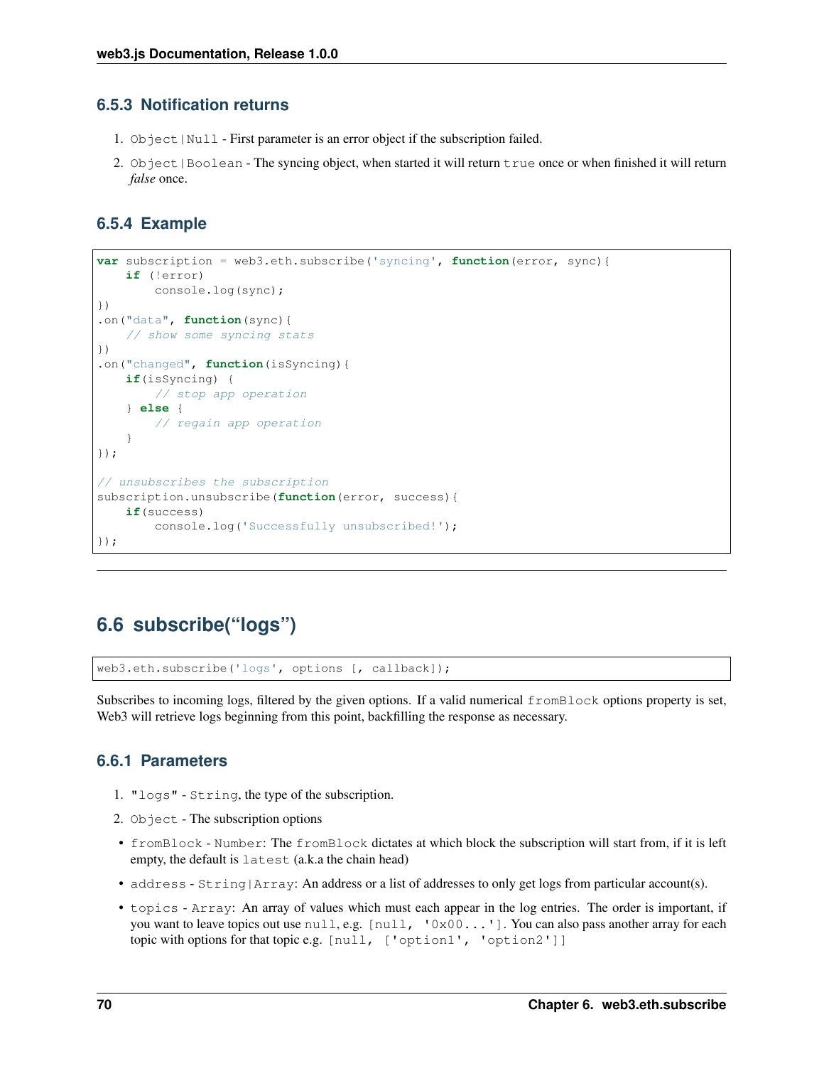### 6.5.3 Notification returns

1. `Object|Null` - First parameter is an error object if the subscription failed.
2. `Object|Boolean` - The syncing object, when started it will return `true` once or when finished it will return *false* once.

### 6.5.4 Example

```
var subscription = web3.eth.subscribe('syncing', function(error, sync){
    if (!error)
        console.log(sync);
})
.on("data", function(sync){
    // show some syncing stats
})
.on("changed", function(isSyncing){
    if(isSyncing) {
        // stop app operation
    } else {
        // regain app operation
    }
});

// unsubscribes the subscription
subscription.unsubscribe(function(error, success){
    if(success)
        console.log('Successfully unsubscribed!');
});
```

## 6.6 subscribe("logs")

```
web3.eth.subscribe('logs', options [, callback]);
```

Subscribes to incoming logs, filtered by the given options. If a valid numerical `fromBlock` options property is set, Web3 will retrieve logs beginning from this point, backfilling the response as necessary.

### 6.6.1 Parameters

1. `"logs"` - `String`, the type of the subscription.
2. `Object` - The subscription options

- `fromBlock` - `Number`: The `fromBlock` dictates at which block the subscription will start from, if it is left empty, the default is `latest` (a.k.a the chain head)
- `address` - `String|Array`: An address or a list of addresses to only get logs from particular account(s).
- `topics` - `Array`: An array of values which must each appear in the log entries. The order is important, if you want to leave topics out use `null`, e.g. `[null, '0x00...']`. You can also pass another array for each topic with options for that topic e.g. `[null, ['option1', 'option2']]`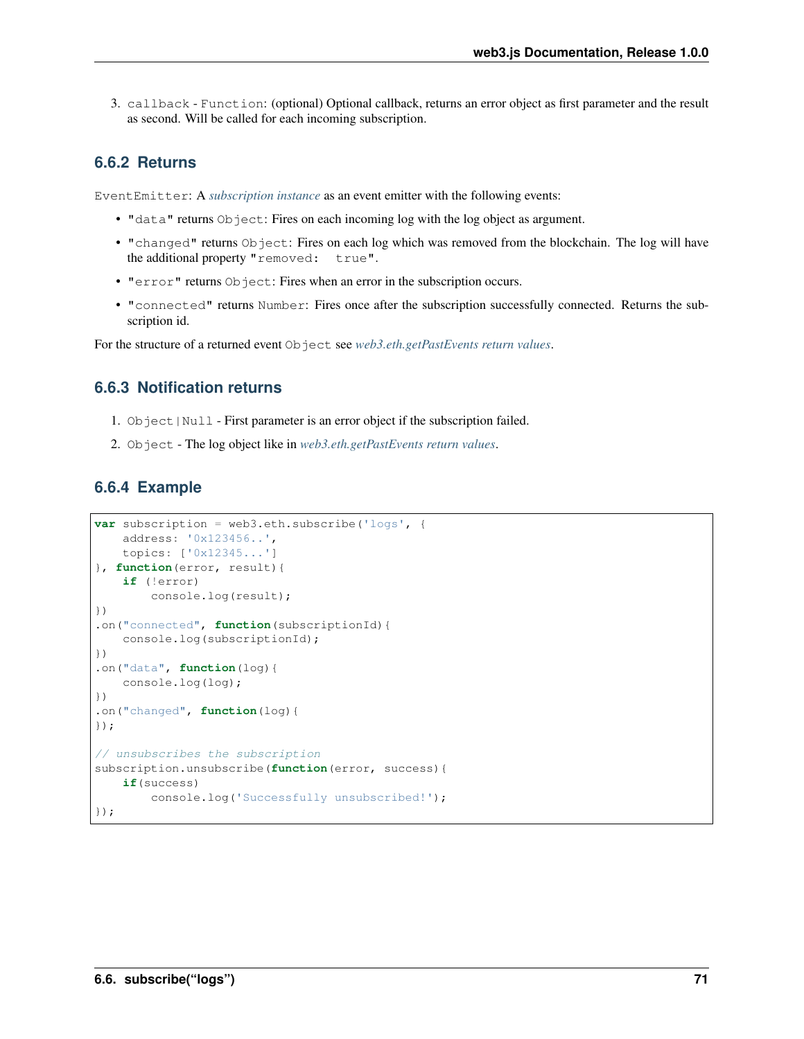3. `callback` - `Function`: (optional) Optional callback, returns an error object as first parameter and the result as second. Will be called for each incoming subscription.

### 6.6.2 Returns

`EventEmitter`: A *subscription instance* as an event emitter with the following events:

- `"data"` returns `Object`: Fires on each incoming log with the log object as argument.
- `"changed"` returns `Object`: Fires on each log which was removed from the blockchain. The log will have the additional property `"removed: true"`.
- `"error"` returns `Object`: Fires when an error in the subscription occurs.
- `"connected"` returns `Number`: Fires once after the subscription successfully connected. Returns the subscription id.

For the structure of a returned event `Object` see *web3.eth.getPastEvents return values*.

### 6.6.3 Notification returns

1. `Object|Null` - First parameter is an error object if the subscription failed.
2. `Object` - The log object like in *web3.eth.getPastEvents return values*.

### 6.6.4 Example

```
var subscription = web3.eth.subscribe('logs', {
    address: '0x123456..',
    topics: ['0x12345...']
}, function(error, result){
    if (!error)
        console.log(result);
})
.on("connected", function(subscriptionId){
    console.log(subscriptionId);
})
.on("data", function(log){
    console.log(log);
})
.on("changed", function(log){
});

// unsubscribes the subscription
subscription.unsubscribe(function(error, success){
    if(success)
        console.log('Successfully unsubscribed!');
});
```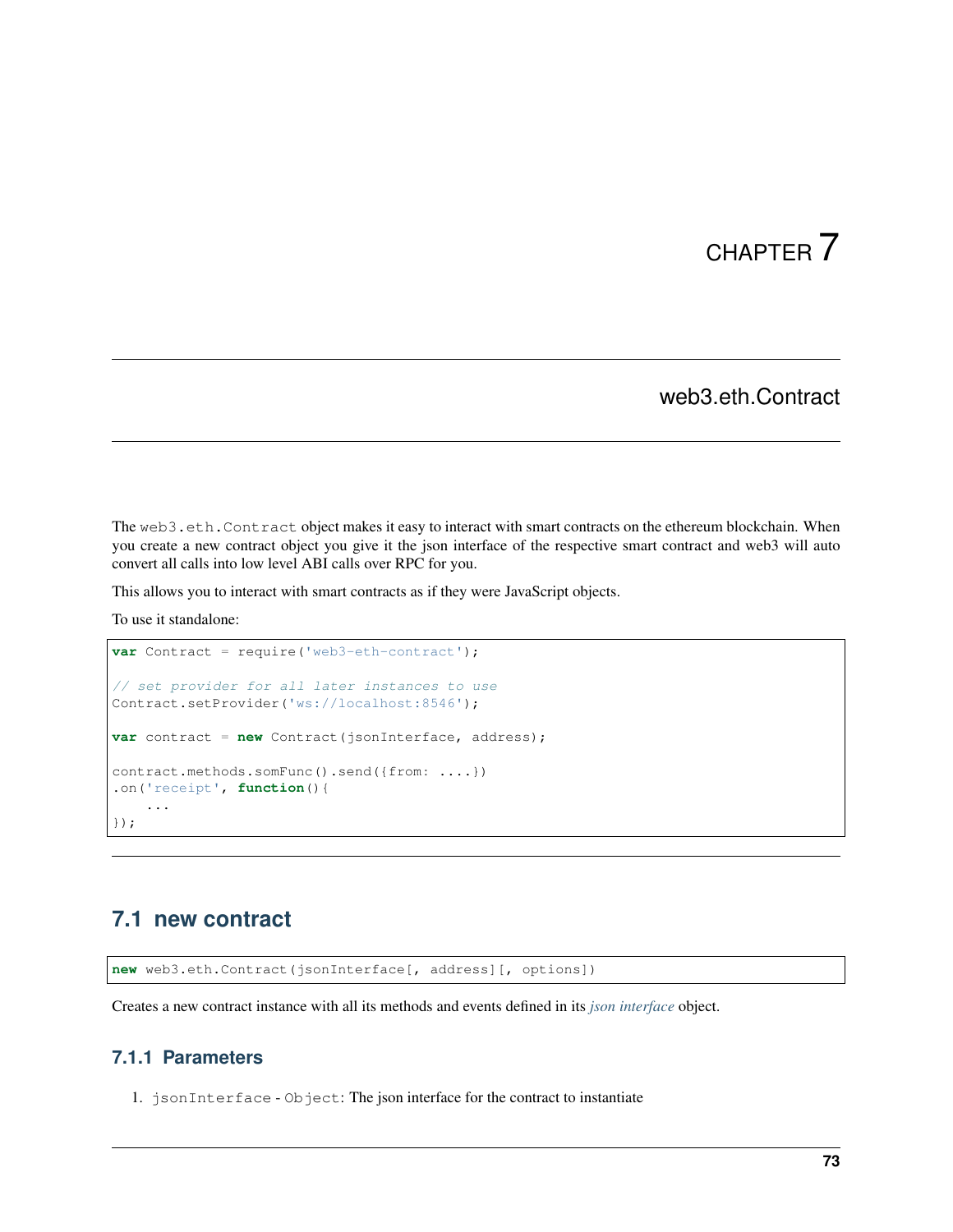# CHAPTER 7

# web3.eth.Contract

The `web3.eth.Contract` object makes it easy to interact with smart contracts on the ethereum blockchain. When you create a new contract object you give it the json interface of the respective smart contract and web3 will auto convert all calls into low level ABI calls over RPC for you.

This allows you to interact with smart contracts as if they were JavaScript objects.

To use it standalone:

```
var Contract = require('web3-eth-contract');

// set provider for all later instances to use
Contract.setProvider('ws://localhost:8546');

var contract = new Contract(jsonInterface, address);

contract.methods.somFunc().send({from: ....})
.on('receipt', function(){
    ...
});
```

## 7.1 new contract

```
new web3.eth.Contract(jsonInterface[, address][, options])
```

Creates a new contract instance with all its methods and events defined in its *json interface* object.

### 7.1.1 Parameters

1. `jsonInterface` - `Object`: The json interface for the contract to instantiate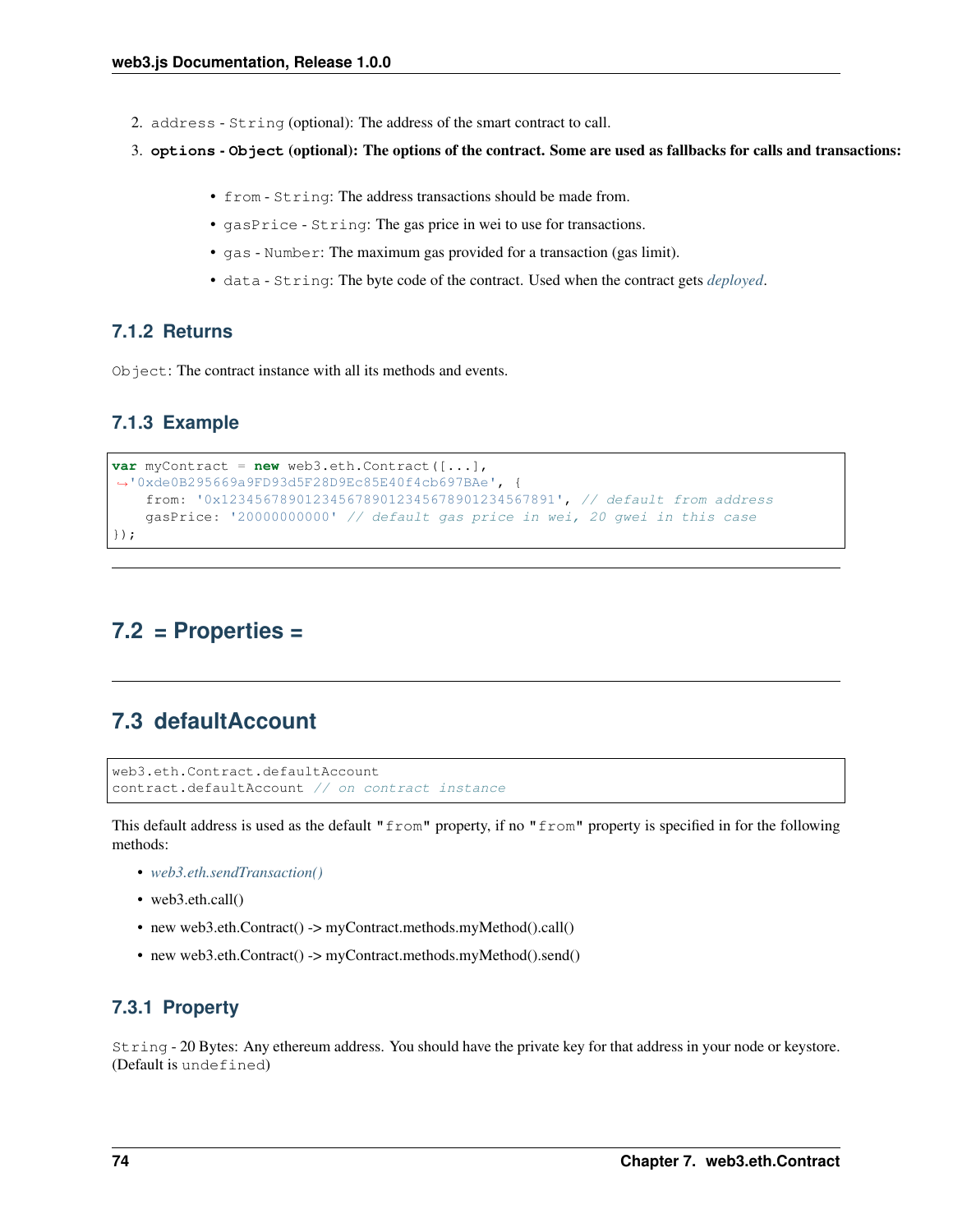2. `address` - `String` (optional): The address of the smart contract to call.
3. **`options` - `Object` (optional): The options of the contract. Some are used as fallbacks for calls and transactions:**
    - `from` - `String`: The address transactions should be made from.
    - `gasPrice` - `String`: The gas price in wei to use for transactions.
    - `gas` - `Number`: The maximum gas provided for a transaction (gas limit).
    - `data` - `String`: The byte code of the contract. Used when the contract gets *deployed*.

### 7.1.2 Returns

`Object`: The contract instance with all its methods and events.

### 7.1.3 Example

```
var myContract = new web3.eth.Contract([...],
'0xde0B295669a9FD93d5F28D9Ec85E40f4cb697BAe', {
    from: '0x1234567890123456789012345678901234567891', // default from address
    gasPrice: '20000000000' // default gas price in wei, 20 gwei in this case
});
```

---

## 7.2 = Properties =

---

## 7.3 defaultAccount

```
web3.eth.Contract.defaultAccount
contract.defaultAccount // on contract instance
```

This default address is used as the default "`from`" property, if no "`from`" property is specified in for the following methods:

- *web3.eth.sendTransaction()*
- web3.eth.call()
- new web3.eth.Contract() -> myContract.methods.myMethod().call()
- new web3.eth.Contract() -> myContract.methods.myMethod().send()

### 7.3.1 Property

`String` - 20 Bytes: Any ethereum address. You should have the private key for that address in your node or keystore. (Default is `undefined`)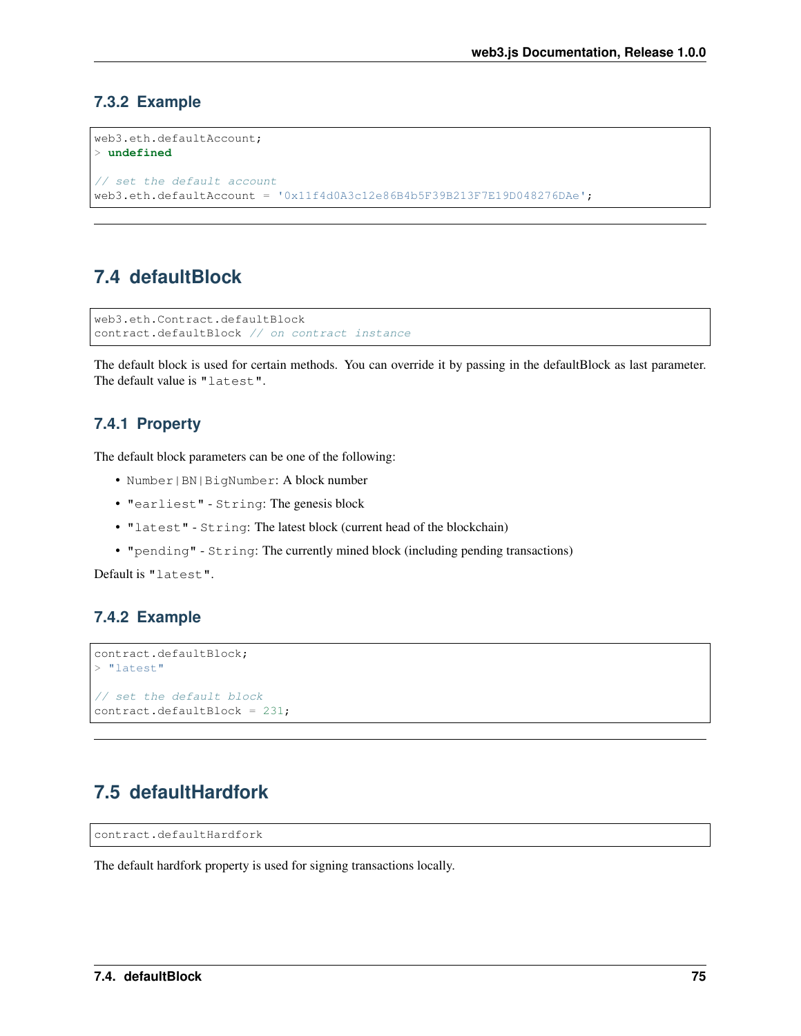### 7.3.2 Example

```
web3.eth.defaultAccount;
> undefined

// set the default account
web3.eth.defaultAccount = '0x11f4d0A3c12e86B4b5F39B213F7E19D048276DAe';
```

---

## 7.4 defaultBlock

```
web3.eth.Contract.defaultBlock
contract.defaultBlock // on contract instance
```

The default block is used for certain methods. You can override it by passing in the defaultBlock as last parameter. The default value is `"latest"`.

### 7.4.1 Property

The default block parameters can be one of the following:

- `Number|BN|BigNumber`: A block number
- `"earliest"` - `String`: The genesis block
- `"latest"` - `String`: The latest block (current head of the blockchain)
- `"pending"` - `String`: The currently mined block (including pending transactions)

Default is `"latest"`.

### 7.4.2 Example

```
contract.defaultBlock;
> "latest"

// set the default block
contract.defaultBlock = 231;
```

---

## 7.5 defaultHardfork

```
contract.defaultHardfork
```

The default hardfork property is used for signing transactions locally.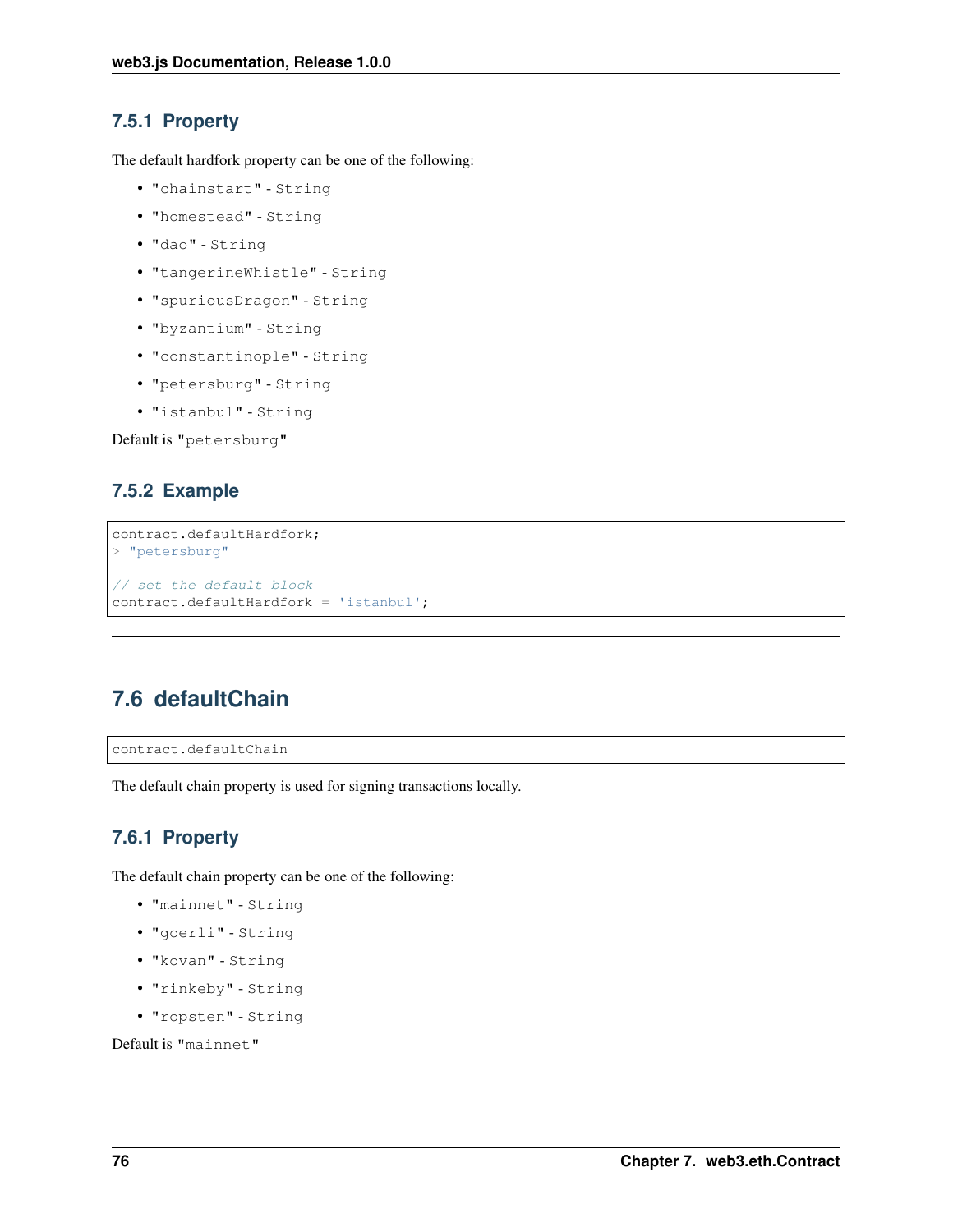### 7.5.1 Property

The default hardfork property can be one of the following:

- "chainstart" - String
- "homestead" - String
- "dao" - String
- "tangerineWhistle" - String
- "spuriousDragon" - String
- "byzantium" - String
- "constantinople" - String
- "petersburg" - String
- "istanbul" - String

Default is "petersburg"

### 7.5.2 Example

```
contract.defaultHardfork;
> "petersburg"

// set the default block
contract.defaultHardfork = 'istanbul';
```

---

## 7.6 defaultChain

```
contract.defaultChain
```

The default chain property is used for signing transactions locally.

### 7.6.1 Property

The default chain property can be one of the following:

- "mainnet" - String
- "goerli" - String
- "kovan" - String
- "rinkeby" - String
- "ropsten" - String

Default is "mainnet"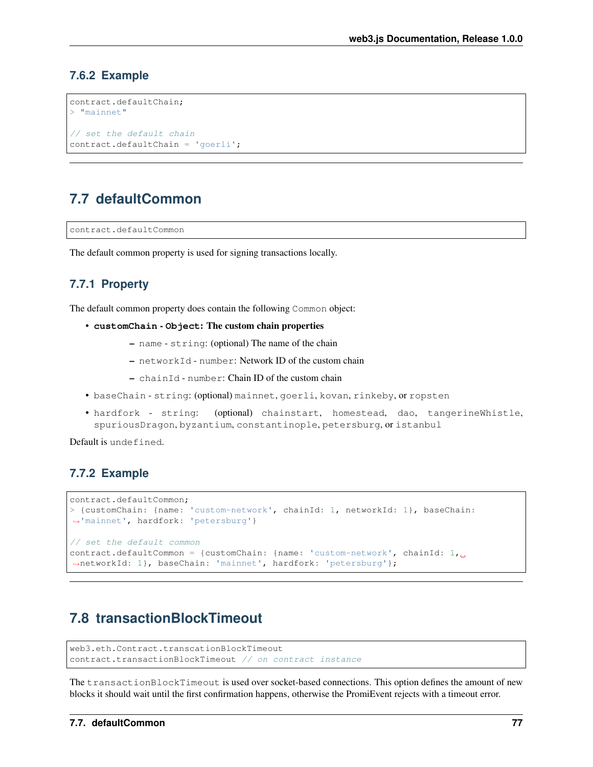### 7.6.2 Example

```
contract.defaultChain;
> "mainnet"

// set the default chain
contract.defaultChain = 'goerli';
```

---

## 7.7 defaultCommon

```
contract.defaultCommon
```

The default common property is used for signing transactions locally.

### 7.7.1 Property

The default common property does contain the following `Common` object:

- **`customChain` - `Object`: The custom chain properties**
  - `name` - `string`: (optional) The name of the chain
  - `networkId` - `number`: Network ID of the custom chain
  - `chainId` - `number`: Chain ID of the custom chain
- `baseChain` - `string`: (optional) `mainnet`, `goerli`, `kovan`, `rinkeby`, or `ropsten`
- `hardfork` - `string`: (optional) `chainstart`, `homestead`, `dao`, `tangerineWhistle`, `spuriousDragon`, `byzantium`, `constantinople`, `petersburg`, or `istanbul`

Default is `undefined`.

### 7.7.2 Example

```
contract.defaultCommon;
> {customChain: {name: 'custom-network', chainId: 1, networkId: 1}, baseChain:
→'mainnet', hardfork: 'petersburg'}

// set the default common
contract.defaultCommon = {customChain: {name: 'custom-network', chainId: 1,
→networkId: 1}, baseChain: 'mainnet', hardfork: 'petersburg'};
```

---

## 7.8 transactionBlockTimeout

```
web3.eth.Contract.transcationBlockTimeout
contract.transactionBlockTimeout // on contract instance
```

The `transactionBlockTimeout` is used over socket-based connections. This option defines the amount of new blocks it should wait until the first confirmation happens, otherwise the PromiEvent rejects with a timeout error.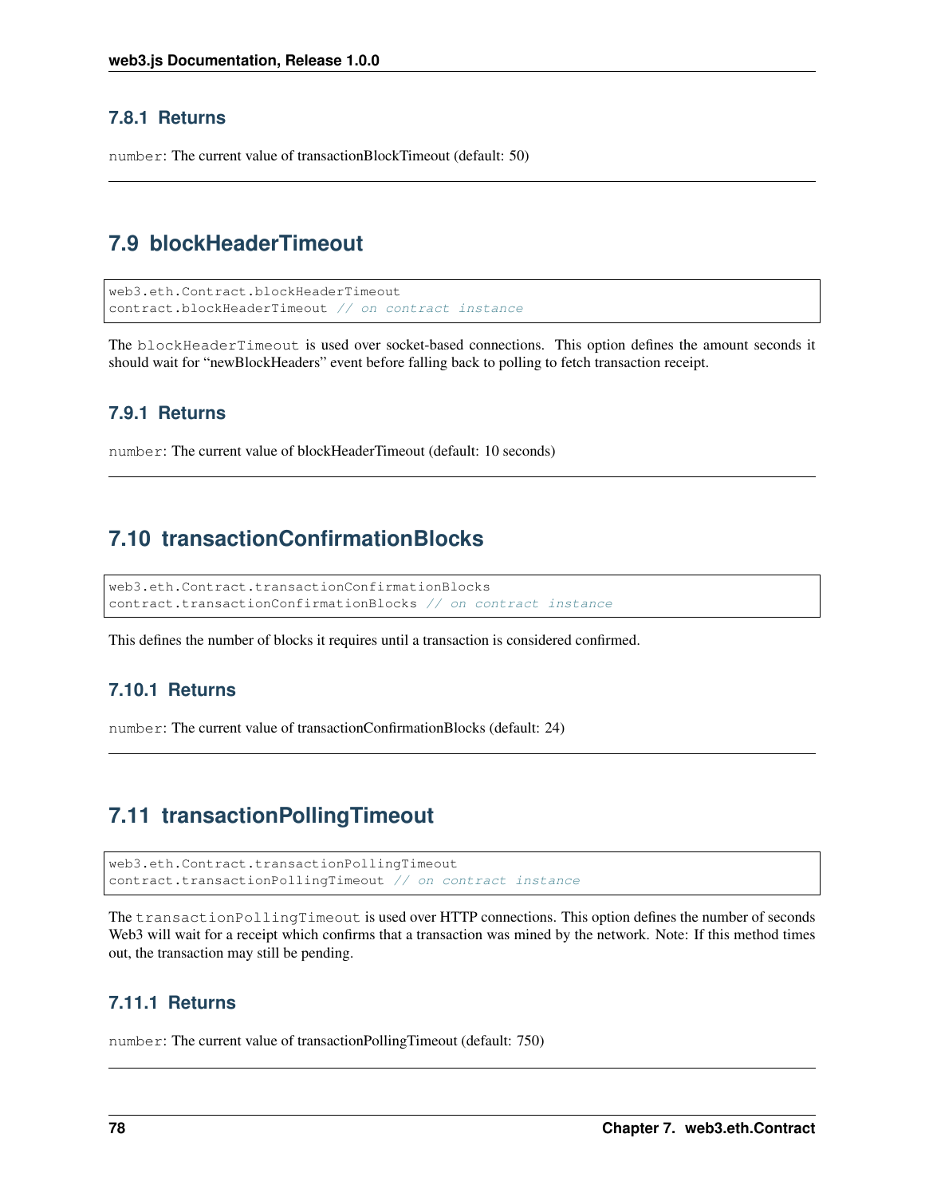### 7.8.1 Returns

`number`: The current value of transactionBlockTimeout (default: 50)

---

## 7.9 blockHeaderTimeout

```
web3.eth.Contract.blockHeaderTimeout
contract.blockHeaderTimeout // on contract instance
```

The `blockHeaderTimeout` is used over socket-based connections. This option defines the amount seconds it should wait for "newBlockHeaders" event before falling back to polling to fetch transaction receipt.

### 7.9.1 Returns

`number`: The current value of blockHeaderTimeout (default: 10 seconds)

---

## 7.10 transactionConfirmationBlocks

```
web3.eth.Contract.transactionConfirmationBlocks
contract.transactionConfirmationBlocks // on contract instance
```

This defines the number of blocks it requires until a transaction is considered confirmed.

### 7.10.1 Returns

`number`: The current value of transactionConfirmationBlocks (default: 24)

---

## 7.11 transactionPollingTimeout

```
web3.eth.Contract.transactionPollingTimeout
contract.transactionPollingTimeout // on contract instance
```

The `transactionPollingTimeout` is used over HTTP connections. This option defines the number of seconds Web3 will wait for a receipt which confirms that a transaction was mined by the network. Note: If this method times out, the transaction may still be pending.

### 7.11.1 Returns

`number`: The current value of transactionPollingTimeout (default: 750)

---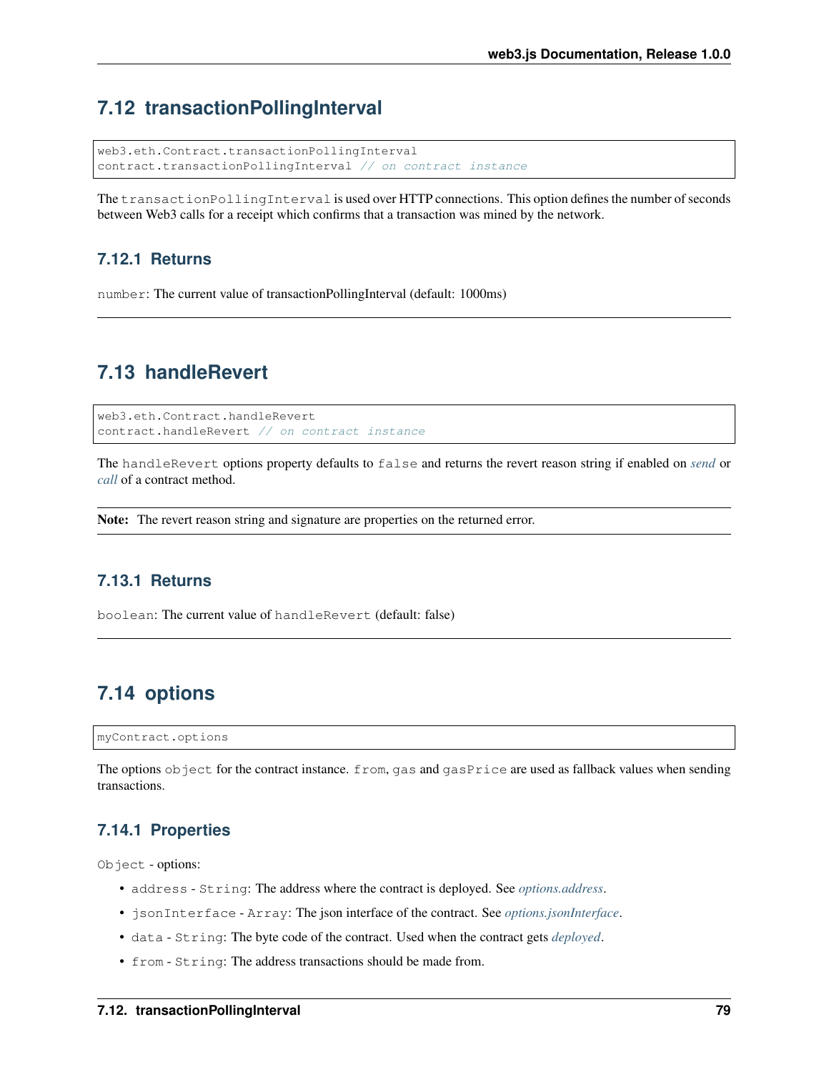## 7.12 transactionPollingInterval

```
web3.eth.Contract.transactionPollingInterval
contract.transactionPollingInterval // on contract instance
```

The `transactionPollingInterval` is used over HTTP connections. This option defines the number of seconds between Web3 calls for a receipt which confirms that a transaction was mined by the network.

### 7.12.1 Returns

`number`: The current value of transactionPollingInterval (default: 1000ms)

---

## 7.13 handleRevert

```
web3.eth.Contract.handleRevert
contract.handleRevert // on contract instance
```

The `handleRevert` options property defaults to `false` and returns the revert reason string if enabled on *send* or *call* of a contract method.

**Note:** The revert reason string and signature are properties on the returned error.

### 7.13.1 Returns

`boolean`: The current value of `handleRevert` (default: false)

---

## 7.14 options

```
myContract.options
```

The options `object` for the contract instance. `from`, `gas` and `gasPrice` are used as fallback values when sending transactions.

### 7.14.1 Properties

`Object` - options:

- `address` - `String`: The address where the contract is deployed. See *options.address*.
- `jsonInterface` - `Array`: The json interface of the contract. See *options.jsonInterface*.
- `data` - `String`: The byte code of the contract. Used when the contract gets *deployed*.
- `from` - `String`: The address transactions should be made from.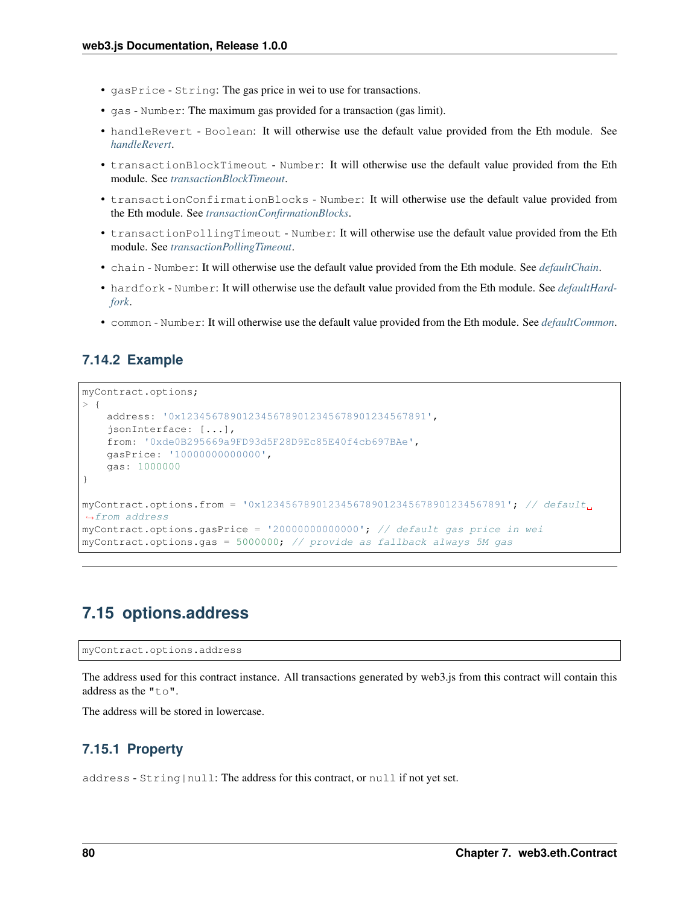- `gasPrice` - `String`: The gas price in wei to use for transactions.
- `gas` - `Number`: The maximum gas provided for a transaction (gas limit).
- `handleRevert` - `Boolean`: It will otherwise use the default value provided from the Eth module. See *handleRevert*.
- `transactionBlockTimeout` - `Number`: It will otherwise use the default value provided from the Eth module. See *transactionBlockTimeout*.
- `transactionConfirmationBlocks` - `Number`: It will otherwise use the default value provided from the Eth module. See *transactionConfirmationBlocks*.
- `transactionPollingTimeout` - `Number`: It will otherwise use the default value provided from the Eth module. See *transactionPollingTimeout*.
- `chain` - `Number`: It will otherwise use the default value provided from the Eth module. See *defaultChain*.
- `hardfork` - `Number`: It will otherwise use the default value provided from the Eth module. See *defaultHardfork*.
- `common` - `Number`: It will otherwise use the default value provided from the Eth module. See *defaultCommon*.

### 7.14.2 Example

```
myContract.options;
> {
    address: '0x1234567890123456789012345678901234567891',
    jsonInterface: [...],
    from: '0xde0B295669a9FD93d5F28D9Ec85E40f4cb697BAe',
    gasPrice: '10000000000000',
    gas: 1000000
}

myContract.options.from = '0x1234567890123456789012345678901234567891'; // default
↪from address
myContract.options.gasPrice = '20000000000000'; // default gas price in wei
myContract.options.gas = 5000000; // provide as fallback always 5M gas
```

## 7.15 options.address

```
myContract.options.address
```

The address used for this contract instance. All transactions generated by web3.js from this contract will contain this address as the `"to"`.

The address will be stored in lowercase.

### 7.15.1 Property

`address` - `String|null`: The address for this contract, or `null` if not yet set.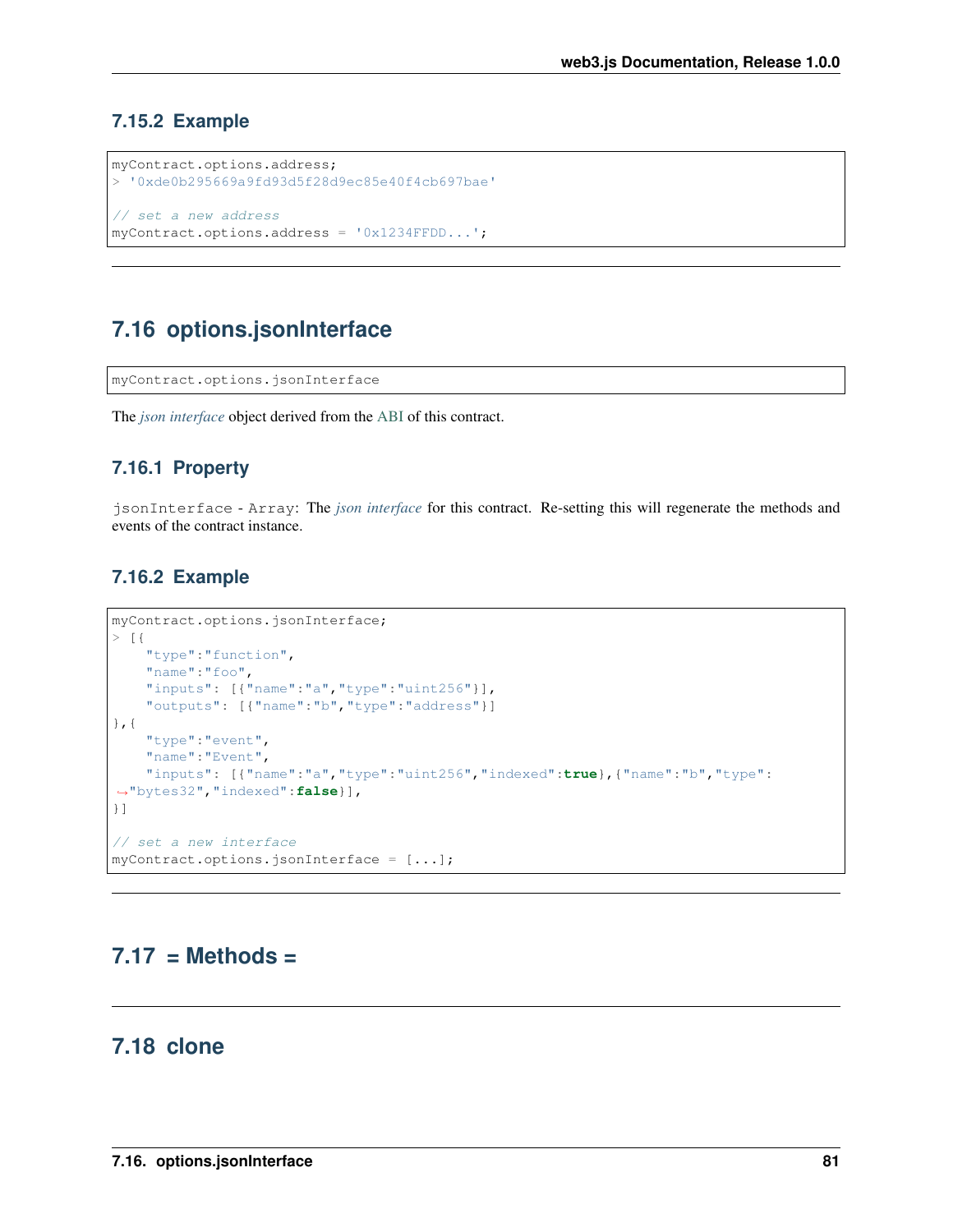### 7.15.2 Example

```
myContract.options.address;
> '0xde0b295669a9fd93d5f28d9ec85e40f4cb697bae'

// set a new address
myContract.options.address = '0x1234FFDD...';
```

---

## 7.16 options.jsonInterface

```
myContract.options.jsonInterface
```

The *json interface* object derived from the ABI of this contract.

### 7.16.1 Property

`jsonInterface` - `Array`: The *json interface* for this contract. Re-setting this will regenerate the methods and events of the contract instance.

### 7.16.2 Example

```
myContract.options.jsonInterface;
> [{
    "type":"function",
    "name":"foo",
    "inputs": [{"name":"a","type":"uint256"}],
    "outputs": [{"name":"b","type":"address"}]
},{
    "type":"event",
    "name":"Event",
    "inputs": [{"name":"a","type":"uint256","indexed":true},{"name":"b","type":
↪"bytes32","indexed":false}],
}]

// set a new interface
myContract.options.jsonInterface = [...];
```

---

## 7.17 = Methods =

---

## 7.18 clone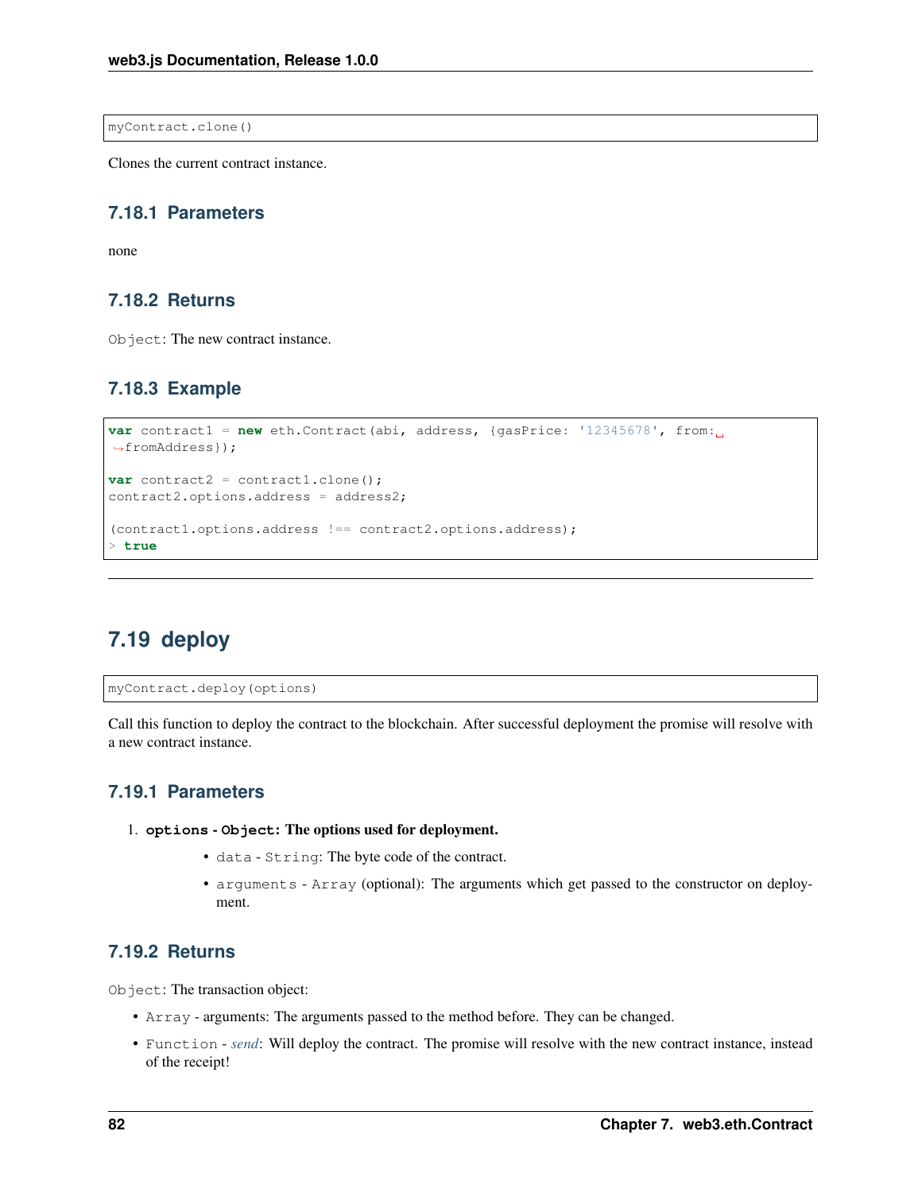```
myContract.clone()
```

Clones the current contract instance.

### 7.18.1 Parameters

none

### 7.18.2 Returns

`Object`: The new contract instance.

### 7.18.3 Example

```
var contract1 = new eth.Contract(abi, address, {gasPrice: '12345678', from: fromAddress});

var contract2 = contract1.clone();
contract2.options.address = address2;

(contract1.options.address !== contract2.options.address);
> true
```

---

## 7.19 deploy

```
myContract.deploy(options)
```

Call this function to deploy the contract to the blockchain. After successful deployment the promise will resolve with a new contract instance.

### 7.19.1 Parameters

1. **`options` - `Object`: The options used for deployment.**
   - `data` - `String`: The byte code of the contract.
   - `arguments` - `Array` (optional): The arguments which get passed to the constructor on deployment.

### 7.19.2 Returns

`Object`: The transaction object:

- `Array` - arguments: The arguments passed to the method before. They can be changed.
- `Function` - *send*: Will deploy the contract. The promise will resolve with the new contract instance, instead of the receipt!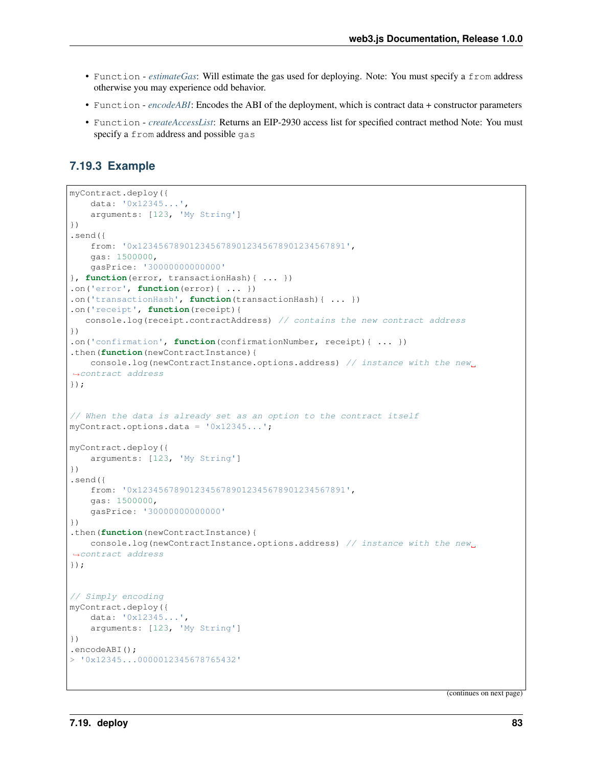- `Function` - *estimateGas*: Will estimate the gas used for deploying. Note: You must specify a `from` address otherwise you may experience odd behavior.
- `Function` - *encodeABI*: Encodes the ABI of the deployment, which is contract data + constructor parameters
- `Function` - *createAccessList*: Returns an EIP-2930 access list for specified contract method Note: You must specify a `from` address and possible `gas`

### 7.19.3 Example

```
myContract.deploy({
    data: '0x12345...',
    arguments: [123, 'My String']
})
.send({
    from: '0x1234567890123456789012345678901234567891',
    gas: 1500000,
    gasPrice: '30000000000000'
}, function(error, transactionHash){ ... })
.on('error', function(error){ ... })
.on('transactionHash', function(transactionHash){ ... })
.on('receipt', function(receipt){
   console.log(receipt.contractAddress) // contains the new contract address
})
.on('confirmation', function(confirmationNumber, receipt){ ... })
.then(function(newContractInstance){
    console.log(newContractInstance.options.address) // instance with the new contract address
});


// When the data is already set as an option to the contract itself
myContract.options.data = '0x12345...';

myContract.deploy({
    arguments: [123, 'My String']
})
.send({
    from: '0x1234567890123456789012345678901234567891',
    gas: 1500000,
    gasPrice: '30000000000000'
})
.then(function(newContractInstance){
    console.log(newContractInstance.options.address) // instance with the new contract address
});


// Simply encoding
myContract.deploy({
    data: '0x12345...',
    arguments: [123, 'My String']
})
.encodeABI();
> '0x12345...0000012345678765432'
```

(continues on next page)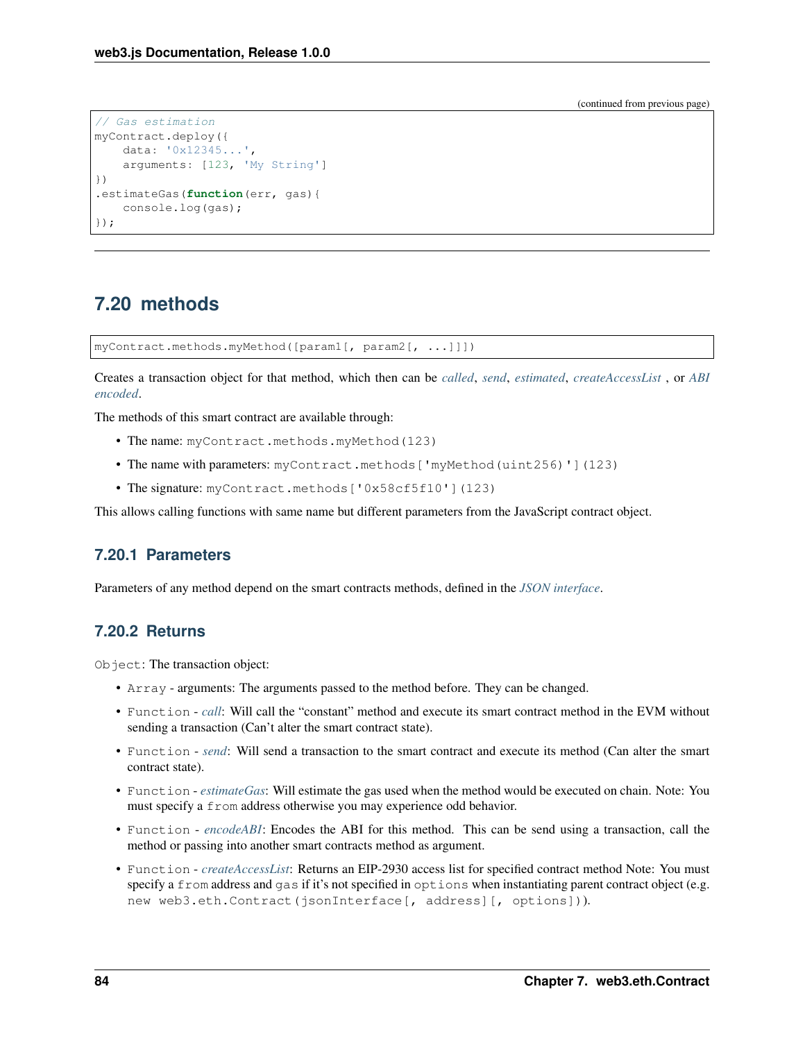(continued from previous page)

```
// Gas estimation
myContract.deploy({
    data: '0x12345...',
    arguments: [123, 'My String']
})
.estimateGas(function(err, gas){
    console.log(gas);
});
```

## 7.20 methods

```
myContract.methods.myMethod([param1[, param2[, ...]]])
```

Creates a transaction object for that method, which then can be *called*, *send*, *estimated*, *createAccessList* , or *ABI encoded*.

The methods of this smart contract are available through:

- The name: `myContract.methods.myMethod(123)`
- The name with parameters: `myContract.methods['myMethod(uint256)'](123)`
- The signature: `myContract.methods['0x58cf5f10'](123)`

This allows calling functions with same name but different parameters from the JavaScript contract object.

### 7.20.1 Parameters

Parameters of any method depend on the smart contracts methods, defined in the *JSON interface*.

### 7.20.2 Returns

`Object`: The transaction object:

- `Array` - arguments: The arguments passed to the method before. They can be changed.
- `Function` - *call*: Will call the "constant" method and execute its smart contract method in the EVM without sending a transaction (Can't alter the smart contract state).
- `Function` - *send*: Will send a transaction to the smart contract and execute its method (Can alter the smart contract state).
- `Function` - *estimateGas*: Will estimate the gas used when the method would be executed on chain. Note: You must specify a `from` address otherwise you may experience odd behavior.
- `Function` - *encodeABI*: Encodes the ABI for this method. This can be send using a transaction, call the method or passing into another smart contracts method as argument.
- `Function` - *createAccessList*: Returns an EIP-2930 access list for specified contract method Note: You must specify a `from` address and `gas` if it's not specified in `options` when instantiating parent contract object (e.g. `new web3.eth.Contract(jsonInterface[, address][, options])`).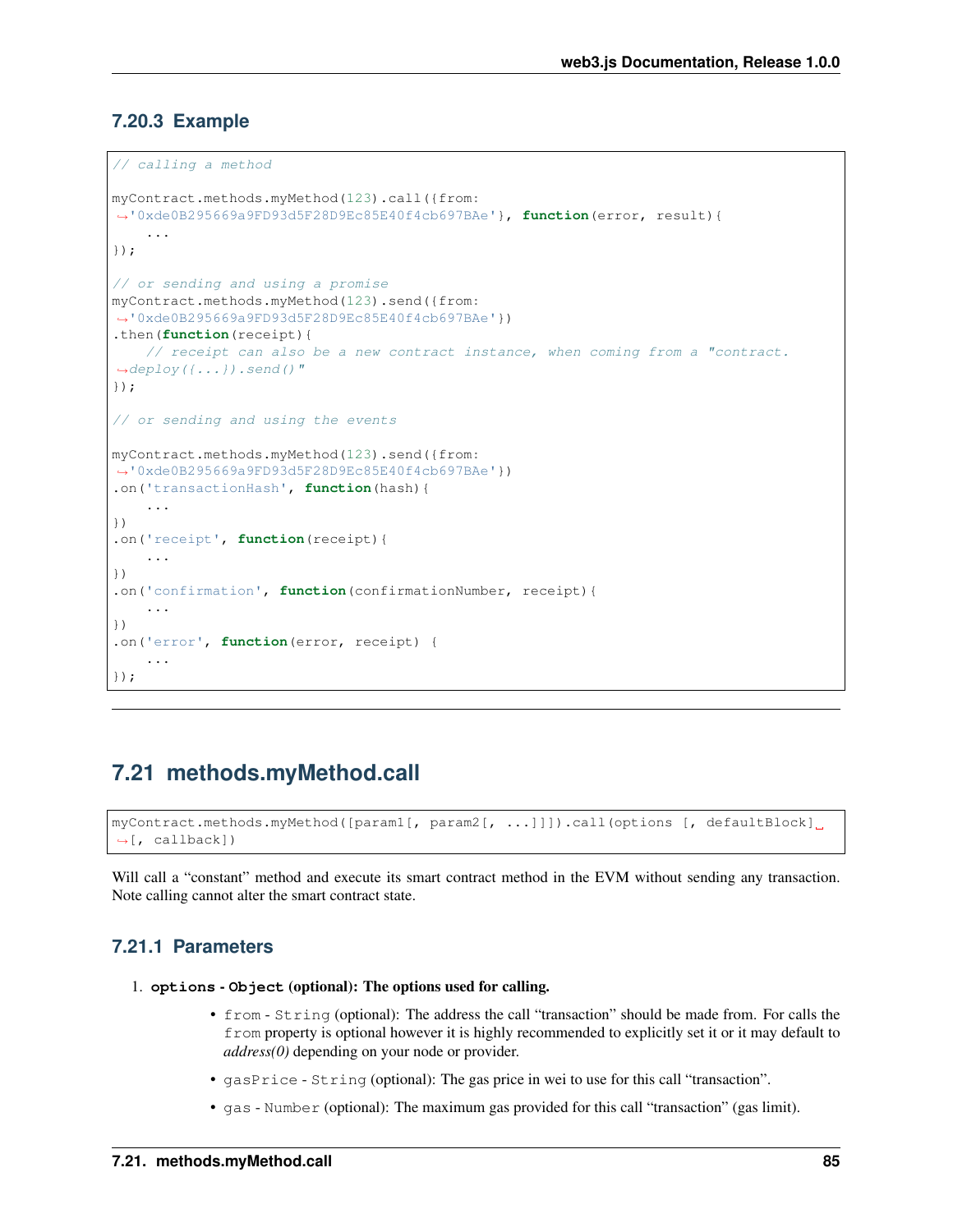### 7.20.3 Example

```
// calling a method

myContract.methods.myMethod(123).call({from:
'0xde0B295669a9FD93d5F28D9Ec85E40f4cb697BAe'}, function(error, result){
    ...
});

// or sending and using a promise
myContract.methods.myMethod(123).send({from:
'0xde0B295669a9FD93d5F28D9Ec85E40f4cb697BAe'})
.then(function(receipt){
    // receipt can also be a new contract instance, when coming from a "contract.
deploy({...}).send()"
});

// or sending and using the events

myContract.methods.myMethod(123).send({from:
'0xde0B295669a9FD93d5F28D9Ec85E40f4cb697BAe'})
.on('transactionHash', function(hash){
    ...
})
.on('receipt', function(receipt){
    ...
})
.on('confirmation', function(confirmationNumber, receipt){
    ...
})
.on('error', function(error, receipt) {
    ...
});
```

## 7.21 methods.myMethod.call

```
myContract.methods.myMethod([param1[, param2[, ...]]]).call(options [, defaultBlock]
[, callback])
```

Will call a "constant" method and execute its smart contract method in the EVM without sending any transaction. Note calling cannot alter the smart contract state.

### 7.21.1 Parameters

1. **`options` - `Object` (optional): The options used for calling.**
   - `from` - `String` (optional): The address the call "transaction" should be made from. For calls the `from` property is optional however it is highly recommended to explicitly set it or it may default to *address(0)* depending on your node or provider.
   - `gasPrice` - `String` (optional): The gas price in wei to use for this call "transaction".
   - `gas` - `Number` (optional): The maximum gas provided for this call "transaction" (gas limit).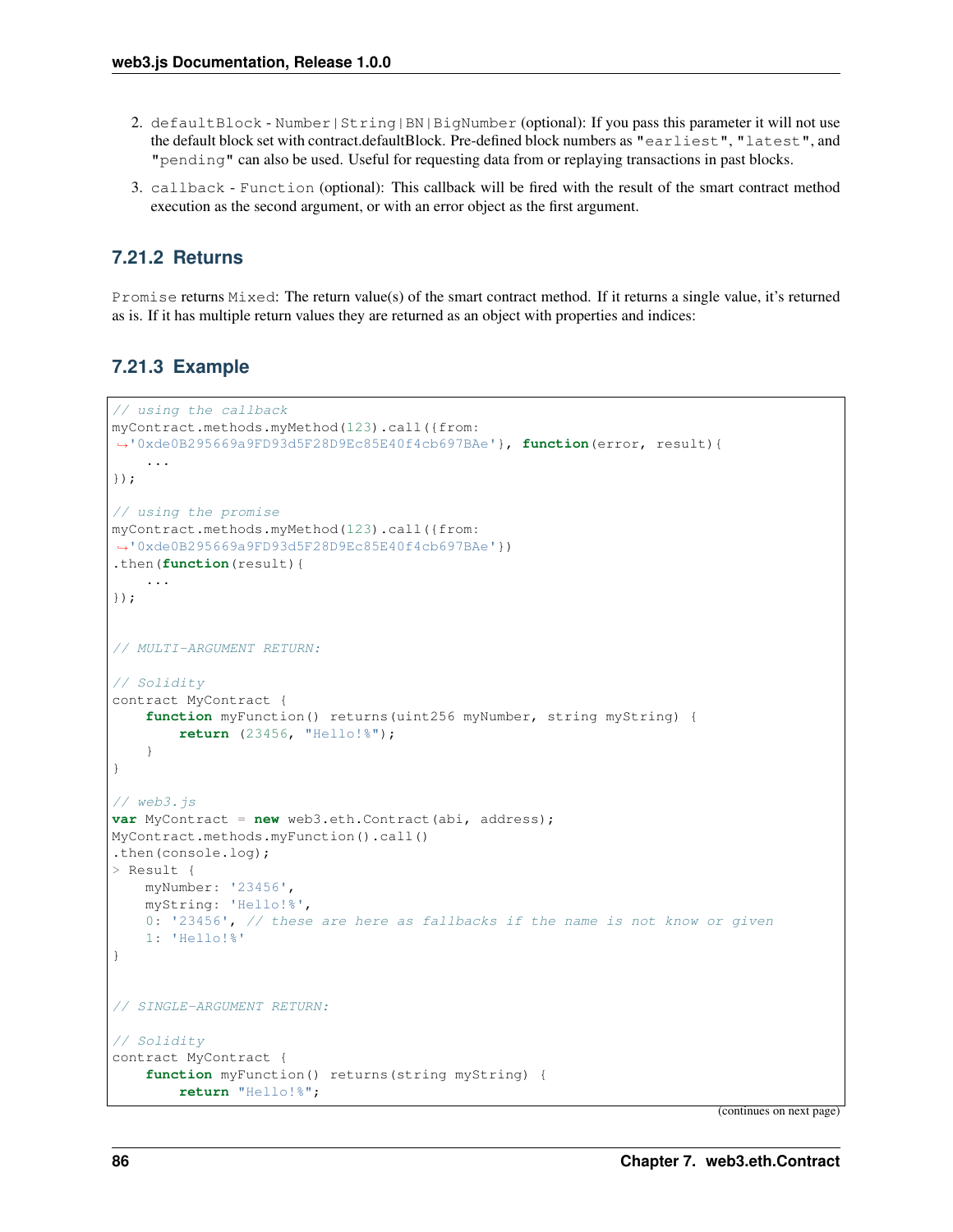2. `defaultBlock` - `Number|String|BN|BigNumber` (optional): If you pass this parameter it will not use the default block set with contract.defaultBlock. Pre-defined block numbers as `"earliest"`, `"latest"`, and `"pending"` can also be used. Useful for requesting data from or replaying transactions in past blocks.
3. `callback` - `Function` (optional): This callback will be fired with the result of the smart contract method execution as the second argument, or with an error object as the first argument.

### 7.21.2 Returns

`Promise` returns `Mixed`: The return value(s) of the smart contract method. If it returns a single value, it's returned as is. If it has multiple return values they are returned as an object with properties and indices:

### 7.21.3 Example

```
// using the callback
myContract.methods.myMethod(123).call({from:
↪'0xde0B295669a9FD93d5F28D9Ec85E40f4cb697BAe'}, function(error, result){
    ...
});

// using the promise
myContract.methods.myMethod(123).call({from:
↪'0xde0B295669a9FD93d5F28D9Ec85E40f4cb697BAe'})
.then(function(result){
    ...
});


// MULTI-ARGUMENT RETURN:

// Solidity
contract MyContract {
    function myFunction() returns(uint256 myNumber, string myString) {
        return (23456, "Hello!%");
    }
}

// web3.js
var MyContract = new web3.eth.Contract(abi, address);
MyContract.methods.myFunction().call()
.then(console.log);
> Result {
    myNumber: '23456',
    myString: 'Hello!%',
    0: '23456', // these are here as fallbacks if the name is not know or given
    1: 'Hello!%'
}


// SINGLE-ARGUMENT RETURN:

// Solidity
contract MyContract {
    function myFunction() returns(string myString) {
        return "Hello!%";
```

(continues on next page)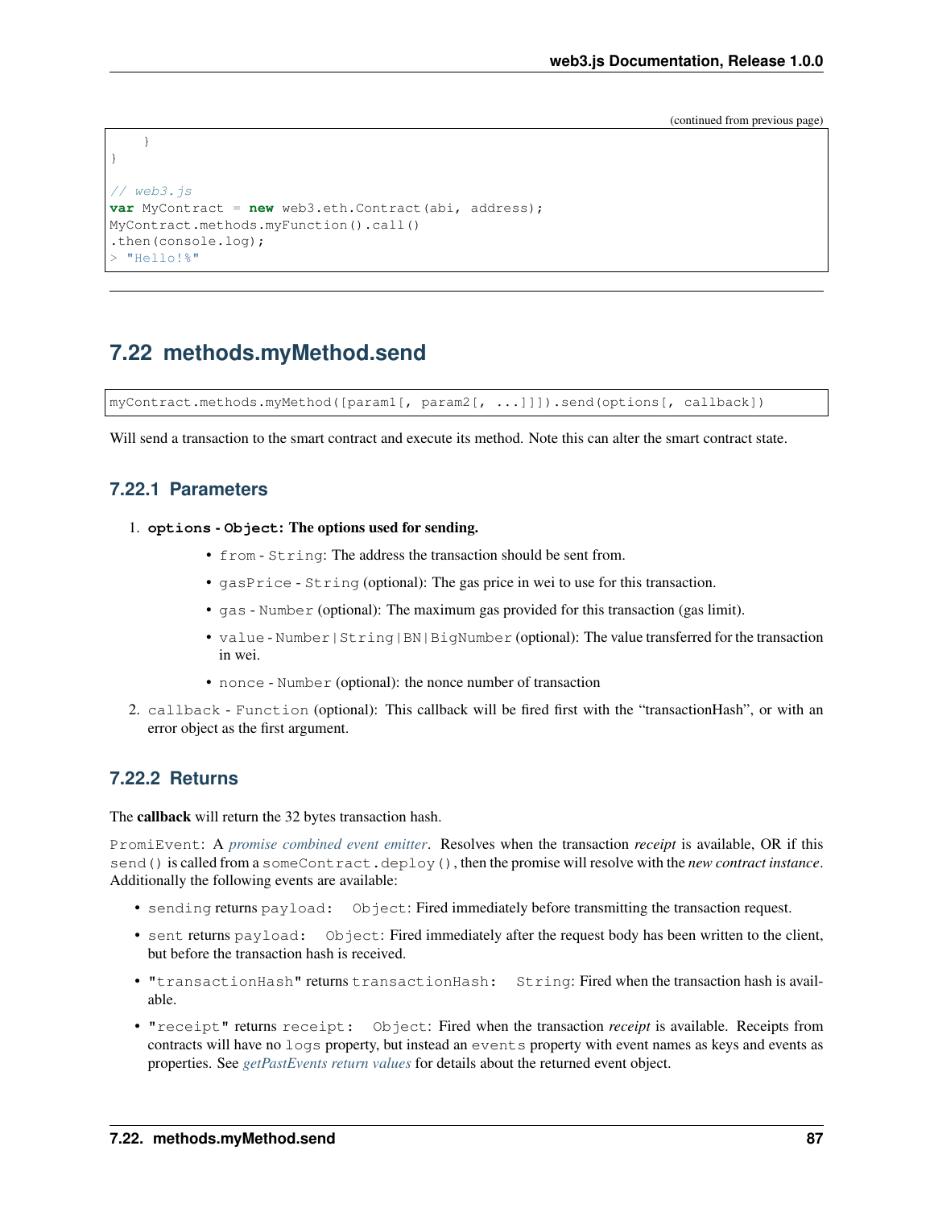(continued from previous page)

```
    }
}

// web3.js
var MyContract = new web3.eth.Contract(abi, address);
MyContract.methods.myFunction().call()
.then(console.log);
> "Hello!%"
```

## 7.22 methods.myMethod.send

```
myContract.methods.myMethod([param1[, param2[, ...]]]).send(options[, callback])
```

Will send a transaction to the smart contract and execute its method. Note this can alter the smart contract state.

### 7.22.1 Parameters

1. **`options` - `Object`: The options used for sending.**
   - `from` - `String`: The address the transaction should be sent from.
   - `gasPrice` - `String` (optional): The gas price in wei to use for this transaction.
   - `gas` - `Number` (optional): The maximum gas provided for this transaction (gas limit).
   - `value` - `Number|String|BN|BigNumber` (optional): The value transferred for the transaction in wei.
   - `nonce` - `Number` (optional): the nonce number of transaction
2. `callback` - `Function` (optional): This callback will be fired first with the "transactionHash", or with an error object as the first argument.

### 7.22.2 Returns

The **callback** will return the 32 bytes transaction hash.

`PromiEvent`: A *promise combined event emitter*. Resolves when the transaction *receipt* is available, OR if this `send()` is called from a `someContract.deploy()`, then the promise will resolve with the *new contract instance*. Additionally the following events are available:

- `sending` returns `payload: Object`: Fired immediately before transmitting the transaction request.
- `sent` returns `payload: Object`: Fired immediately after the request body has been written to the client, but before the transaction hash is received.
- `"transactionHash"` returns `transactionHash: String`: Fired when the transaction hash is available.
- `"receipt"` returns `receipt: Object`: Fired when the transaction *receipt* is available. Receipts from contracts will have no `logs` property, but instead an `events` property with event names as keys and events as properties. See *getPastEvents return values* for details about the returned event object.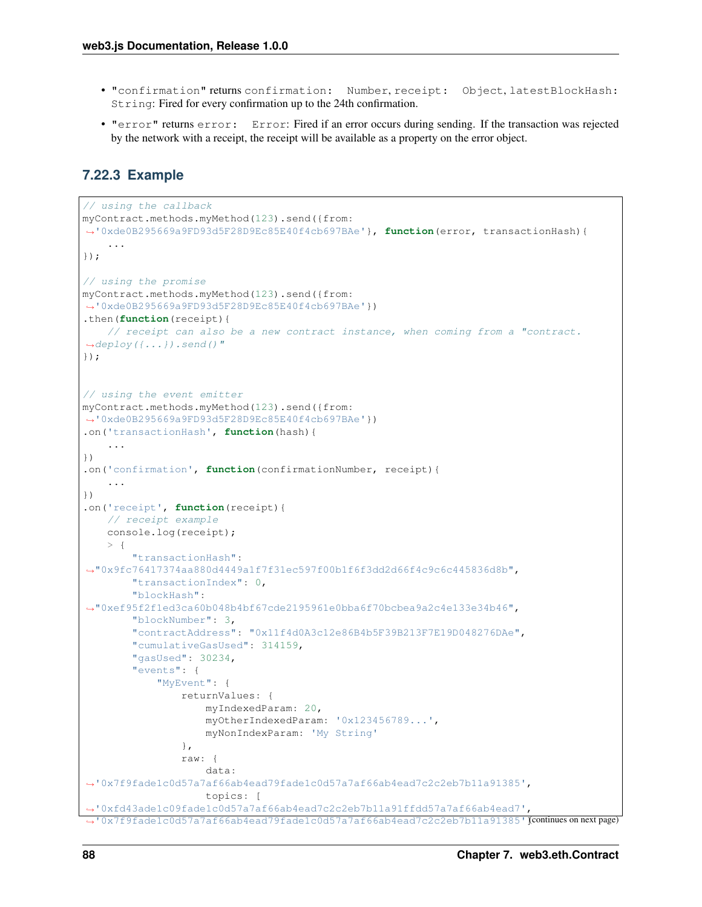- "confirmation" returns confirmation: Number, receipt: Object, latestBlockHash: String: Fired for every confirmation up to the 24th confirmation.
- "error" returns error: Error: Fired if an error occurs during sending. If the transaction was rejected by the network with a receipt, the receipt will be available as a property on the error object.

### 7.22.3 Example

```
// using the callback
myContract.methods.myMethod(123).send({from:
→'0xde0B295669a9FD93d5F28D9Ec85E40f4cb697BAe'}, function(error, transactionHash){
    ...
});

// using the promise
myContract.methods.myMethod(123).send({from:
→'0xde0B295669a9FD93d5F28D9Ec85E40f4cb697BAe'})
.then(function(receipt){
    // receipt can also be a new contract instance, when coming from a "contract.
→deploy({...}).send()"
});


// using the event emitter
myContract.methods.myMethod(123).send({from:
→'0xde0B295669a9FD93d5F28D9Ec85E40f4cb697BAe'})
.on('transactionHash', function(hash){
    ...
})
.on('confirmation', function(confirmationNumber, receipt){
    ...
})
.on('receipt', function(receipt){
    // receipt example
    console.log(receipt);
    > {
        "transactionHash":
→"0x9fc76417374aa880d4449a1f7f31ec597f00b1f6f3dd2d66f4c9c6c445836d8b",
        "transactionIndex": 0,
        "blockHash":
→"0xef95f2f1ed3ca60b048b4bf67cde2195961e0bba6f70bcbea9a2c4e133e34b46",
        "blockNumber": 3,
        "contractAddress": "0x11f4d0A3c12e86B4b5F39B213F7E19D048276DAe",
        "cumulativeGasUsed": 314159,
        "gasUsed": 30234,
        "events": {
            "MyEvent": {
                returnValues: {
                    myIndexedParam: 20,
                    myOtherIndexedParam: '0x123456789...',
                    myNonIndexParam: 'My String'
                },
                raw: {
                    data:
→'0x7f9fade1c0d57a7af66ab4ead79fade1c0d57a7af66ab4ead7c2c2eb7b11a91385',
                    topics: [
→'0xfd43ade1c09fade1c0d57a7af66ab4ead7c2c2eb7b11a91ffdd57a7af66ab4ead7',
→'0x7f9fade1c0d57a7af66ab4ead79fade1c0d57a7af66ab4ead7c2c2eb7b11a91385']
```

(continues on next page)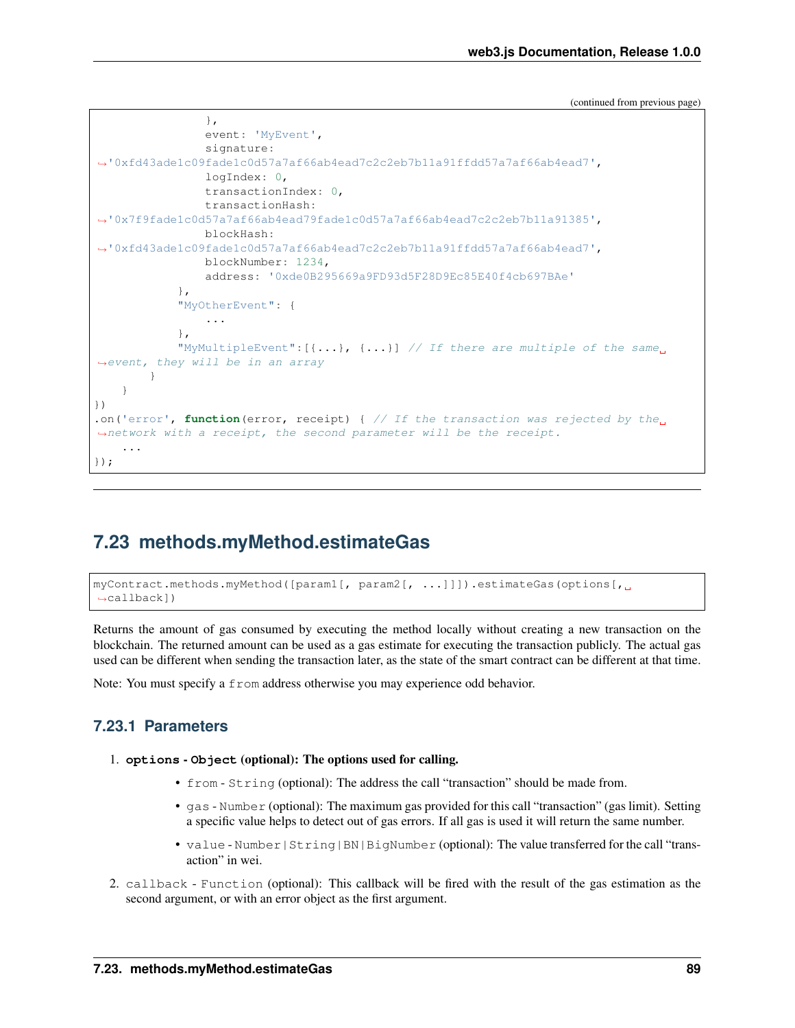(continued from previous page)

```
                },
                event: 'MyEvent',
                signature:
→'0xfd43ade1c09fade1c0d57a7af66ab4ead7c2c2eb7b11a91ffdd57a7af66ab4ead7',
                logIndex: 0,
                transactionIndex: 0,
                transactionHash:
→'0x7f9fade1c0d57a7af66ab4ead79fade1c0d57a7af66ab4ead7c2c2eb7b11a91385',
                blockHash:
→'0xfd43ade1c09fade1c0d57a7af66ab4ead7c2c2eb7b11a91ffdd57a7af66ab4ead7',
                blockNumber: 1234,
                address: '0xde0B295669a9FD93d5F28D9Ec85E40f4cb697BAe'
            },
            "MyOtherEvent": {
                ...
            },
            "MyMultipleEvent":[{...}, {...}] // If there are multiple of the same
→event, they will be in an array
        }
    }
})
.on('error', function(error, receipt) { // If the transaction was rejected by the
→network with a receipt, the second parameter will be the receipt.
    ...
});
```

## 7.23 methods.myMethod.estimateGas

```
myContract.methods.myMethod([param1[, param2[, ...]]]).estimateGas(options[,
→callback])
```

Returns the amount of gas consumed by executing the method locally without creating a new transaction on the blockchain. The returned amount can be used as a gas estimate for executing the transaction publicly. The actual gas used can be different when sending the transaction later, as the state of the smart contract can be different at that time.

Note: You must specify a `from` address otherwise you may experience odd behavior.

### 7.23.1 Parameters

1. **`options` - `Object` (optional): The options used for calling.**
    - `from` - `String` (optional): The address the call "transaction" should be made from.
    - `gas` - `Number` (optional): The maximum gas provided for this call "transaction" (gas limit). Setting a specific value helps to detect out of gas errors. If all gas is used it will return the same number.
    - `value` - `Number|String|BN|BigNumber` (optional): The value transferred for the call "transaction" in wei.
2. `callback` - `Function` (optional): This callback will be fired with the result of the gas estimation as the second argument, or with an error object as the first argument.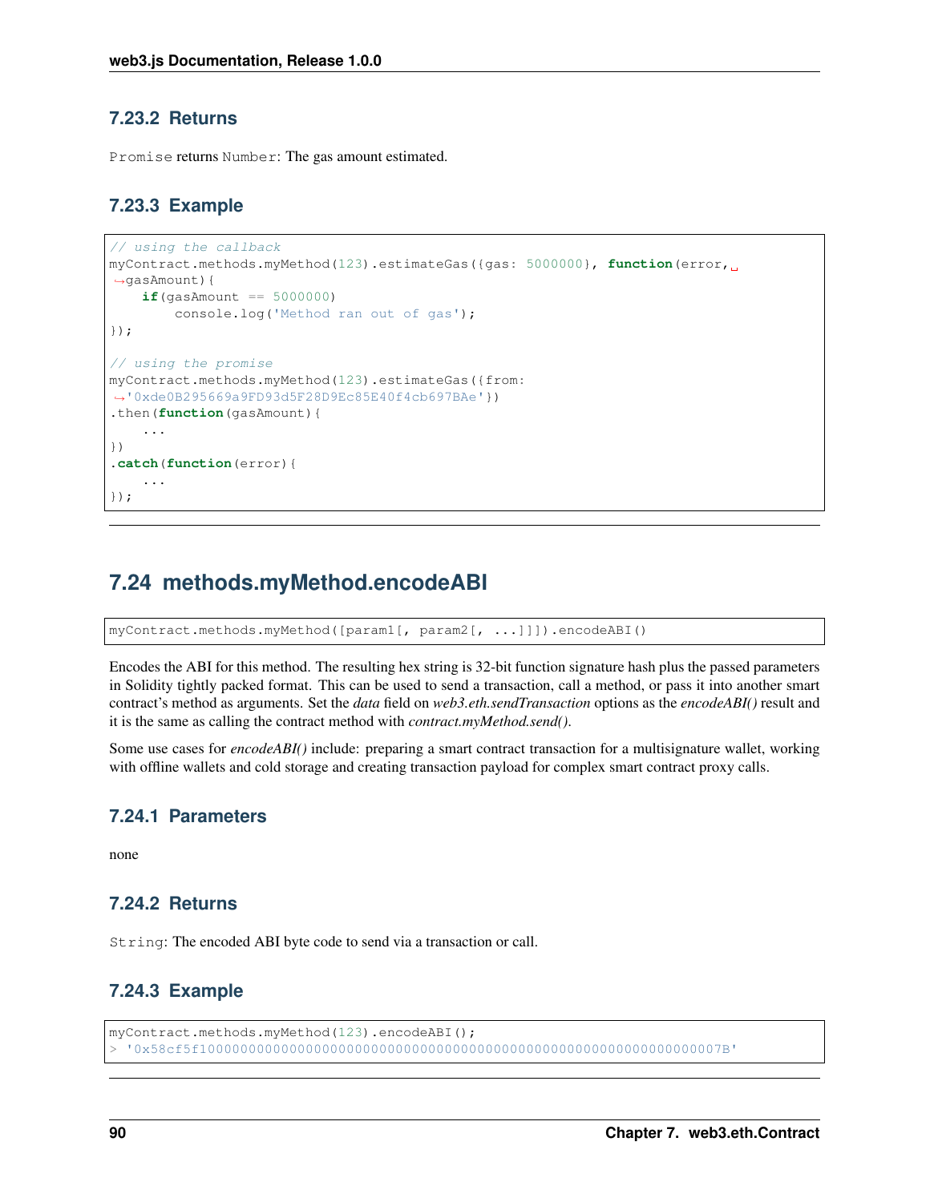### 7.23.2 Returns

`Promise` returns `Number`: The gas amount estimated.

### 7.23.3 Example

```
// using the callback
myContract.methods.myMethod(123).estimateGas({gas: 5000000}, function(error, gasAmount){
    if(gasAmount == 5000000)
        console.log('Method ran out of gas');
});

// using the promise
myContract.methods.myMethod(123).estimateGas({from: '0xde0B295669a9FD93d5F28D9Ec85E40f4cb697BAe'})
.then(function(gasAmount){
    ...
})
.catch(function(error){
    ...
});
```

## 7.24 methods.myMethod.encodeABI

```
myContract.methods.myMethod([param1[, param2[, ...]]]).encodeABI()
```

Encodes the ABI for this method. The resulting hex string is 32-bit function signature hash plus the passed parameters in Solidity tightly packed format. This can be used to send a transaction, call a method, or pass it into another smart contract's method as arguments. Set the *data* field on *web3.eth.sendTransaction* options as the *encodeABI()* result and it is the same as calling the contract method with *contract.myMethod.send()*.

Some use cases for *encodeABI()* include: preparing a smart contract transaction for a multisignature wallet, working with offline wallets and cold storage and creating transaction payload for complex smart contract proxy calls.

### 7.24.1 Parameters

none

### 7.24.2 Returns

`String`: The encoded ABI byte code to send via a transaction or call.

### 7.24.3 Example

```
myContract.methods.myMethod(123).encodeABI();
> '0x58cf5f1000000000000000000000000000000000000000000000000000000000000007B'
```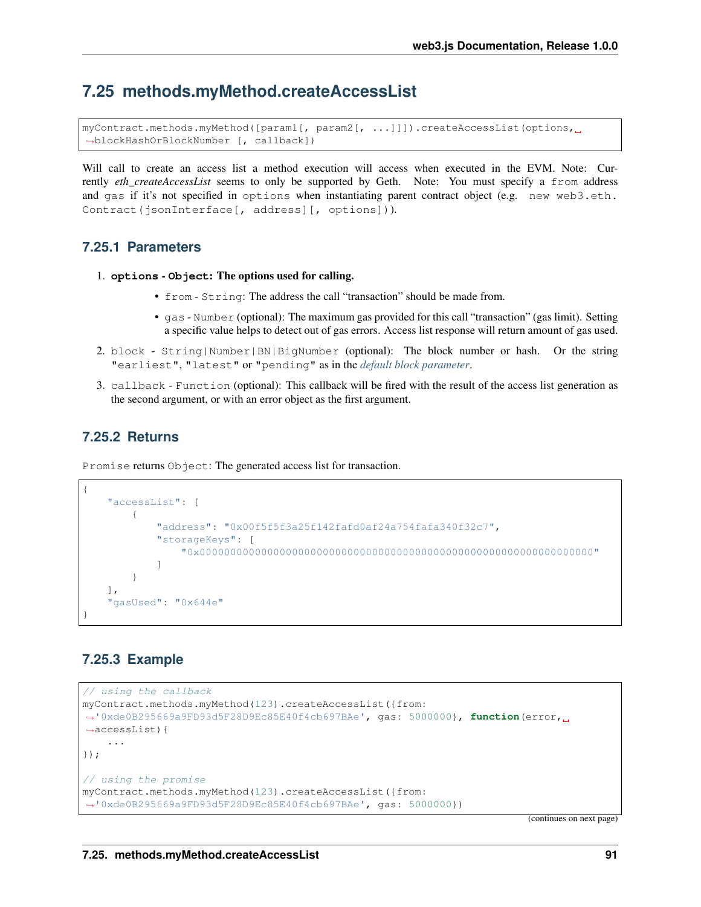## 7.25 methods.myMethod.createAccessList

```
myContract.methods.myMethod([param1[, param2[, ...]]]).createAccessList(options, blockHashOrBlockNumber [, callback])
```

Will call to create an access list a method execution will access when executed in the EVM. Note: Currently *eth_createAccessList* seems to only be supported by Geth. Note: You must specify a `from` address and `gas` if it's not specified in `options` when instantiating parent contract object (e.g. `new web3.eth.Contract(jsonInterface[, address][, options])`).

### 7.25.1 Parameters

1. **`options` - `Object`: The options used for calling.**
   - `from` - `String`: The address the call "transaction" should be made from.
   - `gas` - `Number` (optional): The maximum gas provided for this call "transaction" (gas limit). Setting a specific value helps to detect out of gas errors. Access list response will return amount of gas used.
2. `block` - `String|Number|BN|BigNumber` (optional): The block number or hash. Or the string `"earliest"`, `"latest"` or `"pending"` as in the *default block parameter*.
3. `callback` - `Function` (optional): This callback will be fired with the result of the access list generation as the second argument, or with an error object as the first argument.

### 7.25.2 Returns

`Promise` returns `Object`: The generated access list for transaction.

```
{
    "accessList": [
        {
            "address": "0x00f5f5f3a25f142fafd0af24a754fafa340f32c7",
            "storageKeys": [
                "0x0000000000000000000000000000000000000000000000000000000000000000"
            ]
        }
    ],
    "gasUsed": "0x644e"
}
```

### 7.25.3 Example

```
// using the callback
myContract.methods.myMethod(123).createAccessList({from: '0xde0B295669a9FD93d5F28D9Ec85E40f4cb697BAe', gas: 5000000}, function(error, accessList){
    ...
});

// using the promise
myContract.methods.myMethod(123).createAccessList({from: '0xde0B295669a9FD93d5F28D9Ec85E40f4cb697BAe', gas: 5000000})
```

(continues on next page)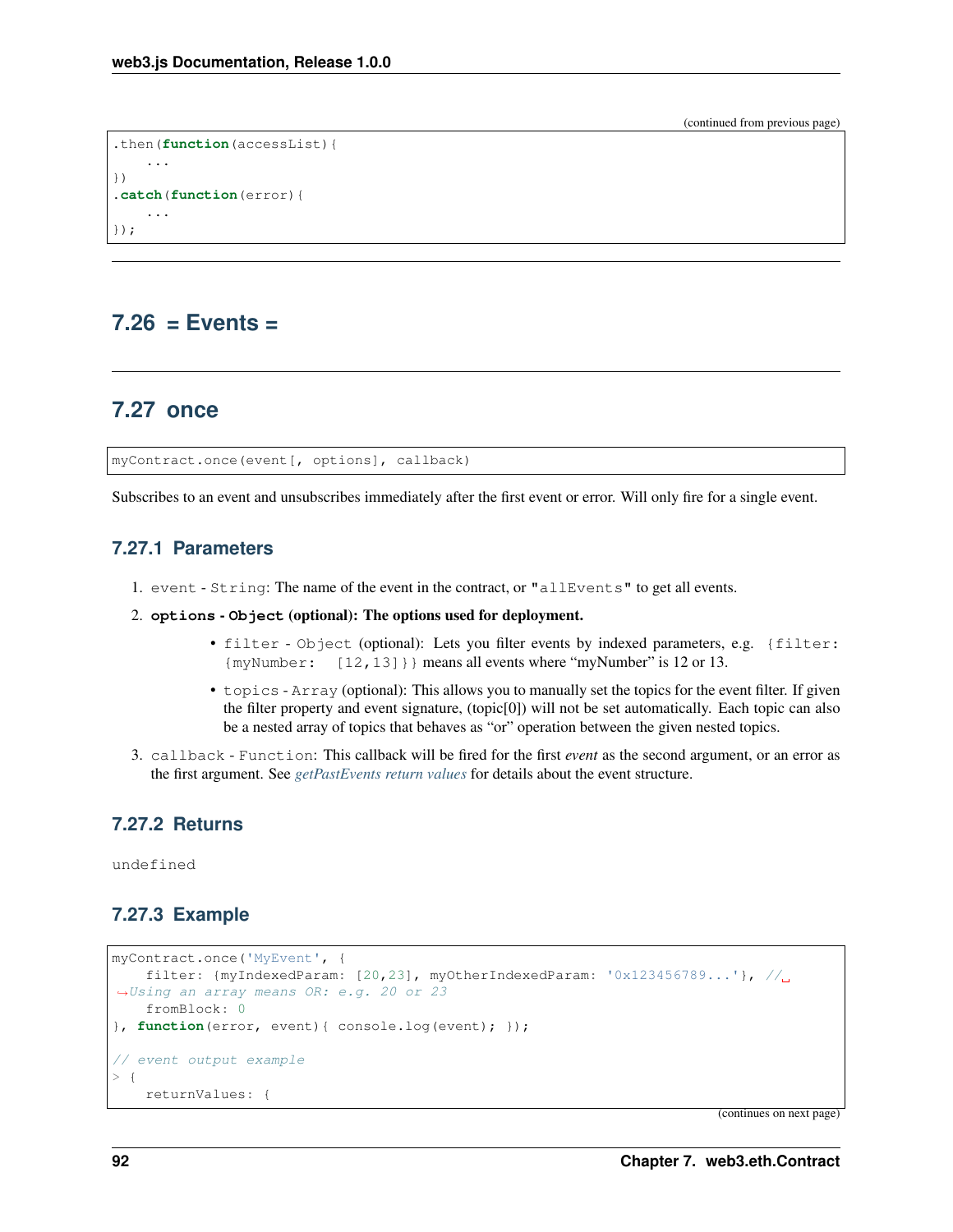(continued from previous page)

```
.then(function(accessList){
    ...
})
.catch(function(error){
    ...
});
```

## 7.26 = Events =

## 7.27 once

```
myContract.once(event[, options], callback)
```

Subscribes to an event and unsubscribes immediately after the first event or error. Will only fire for a single event.

### 7.27.1 Parameters

1. `event` - `String`: The name of the event in the contract, or `"allEvents"` to get all events.
2. **`options` - `Object` (optional): The options used for deployment.**
    - `filter` - `Object` (optional): Lets you filter events by indexed parameters, e.g. `{filter: {myNumber: [12,13]}}` means all events where "myNumber" is 12 or 13.
    - `topics` - `Array` (optional): This allows you to manually set the topics for the event filter. If given the filter property and event signature, (topic[0]) will not be set automatically. Each topic can also be a nested array of topics that behaves as "or" operation between the given nested topics.
3. `callback` - `Function`: This callback will be fired for the first *event* as the second argument, or an error as the first argument. See *getPastEvents return values* for details about the event structure.

### 7.27.2 Returns

`undefined`

### 7.27.3 Example

```
myContract.once('MyEvent', {
    filter: {myIndexedParam: [20,23], myOtherIndexedParam: '0x123456789...'}, //
↪Using an array means OR: e.g. 20 or 23
    fromBlock: 0
}, function(error, event){ console.log(event); });

// event output example
> {
    returnValues: {
```

(continues on next page)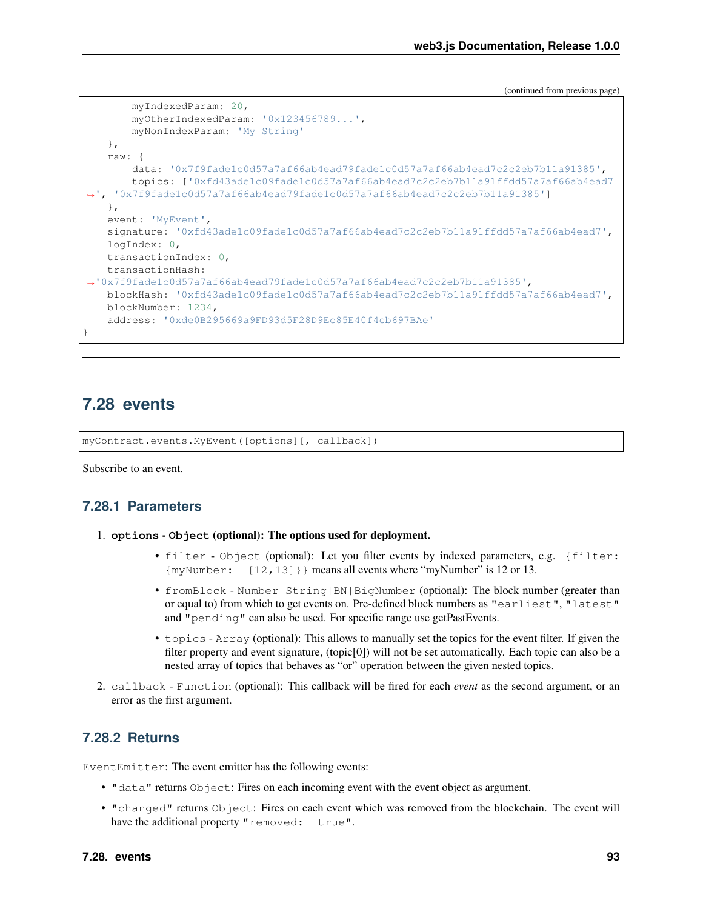(continued from previous page)

```
        myIndexedParam: 20,
        myOtherIndexedParam: '0x123456789...',
        myNonIndexParam: 'My String'
    },
    raw: {
        data: '0x7f9fade1c0d57a7af66ab4ead79fade1c0d57a7af66ab4ead7c2c2eb7b11a91385',
        topics: ['0xfd43ade1c09fade1c0d57a7af66ab4ead7c2c2eb7b11a91ffdd57a7af66ab4ead7
↪', '0x7f9fade1c0d57a7af66ab4ead79fade1c0d57a7af66ab4ead7c2c2eb7b11a91385']
    },
    event: 'MyEvent',
    signature: '0xfd43ade1c09fade1c0d57a7af66ab4ead7c2c2eb7b11a91ffdd57a7af66ab4ead7',
    logIndex: 0,
    transactionIndex: 0,
    transactionHash:
↪'0x7f9fade1c0d57a7af66ab4ead79fade1c0d57a7af66ab4ead7c2c2eb7b11a91385',
    blockHash: '0xfd43ade1c09fade1c0d57a7af66ab4ead7c2c2eb7b11a91ffdd57a7af66ab4ead7',
    blockNumber: 1234,
    address: '0xde0B295669a9FD93d5F28D9Ec85E40f4cb697BAe'
}
```

## 7.28 events

```
myContract.events.MyEvent([options][, callback])
```

Subscribe to an event.

### 7.28.1 Parameters

1. **`options` - `Object` (optional): The options used for deployment.**
   - `filter` - `Object` (optional): Let you filter events by indexed parameters, e.g. `{filter: {myNumber: [12,13]}}` means all events where "myNumber" is 12 or 13.
   - `fromBlock` - `Number|String|BN|BigNumber` (optional): The block number (greater than or equal to) from which to get events on. Pre-defined block numbers as `"earliest"`, `"latest"` and `"pending"` can also be used. For specific range use getPastEvents.
   - `topics` - `Array` (optional): This allows to manually set the topics for the event filter. If given the filter property and event signature, (topic[0]) will not be set automatically. Each topic can also be a nested array of topics that behaves as "or" operation between the given nested topics.
2. `callback` - `Function` (optional): This callback will be fired for each *event* as the second argument, or an error as the first argument.

### 7.28.2 Returns

`EventEmitter`: The event emitter has the following events:

- `"data"` returns `Object`: Fires on each incoming event with the event object as argument.
- `"changed"` returns `Object`: Fires on each event which was removed from the blockchain. The event will have the additional property `"removed: true"`.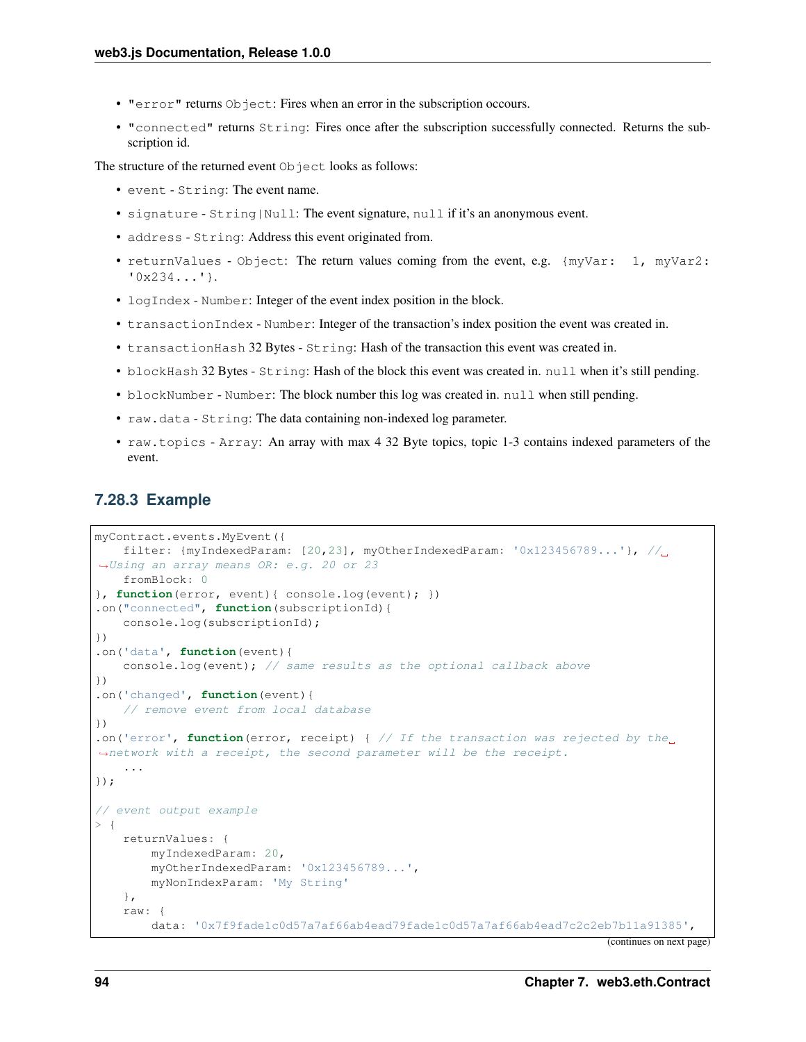- `"error"` returns `Object`: Fires when an error in the subscription occours.
- `"connected"` returns `String`: Fires once after the subscription successfully connected. Returns the subscription id.

The structure of the returned event `Object` looks as follows:

- `event` - `String`: The event name.
- `signature` - `String|Null`: The event signature, `null` if it's an anonymous event.
- `address` - `String`: Address this event originated from.
- `returnValues` - `Object`: The return values coming from the event, e.g. `{myVar: 1, myVar2: '0x234...'}`.
- `logIndex` - `Number`: Integer of the event index position in the block.
- `transactionIndex` - `Number`: Integer of the transaction's index position the event was created in.
- `transactionHash` 32 Bytes - `String`: Hash of the transaction this event was created in.
- `blockHash` 32 Bytes - `String`: Hash of the block this event was created in. `null` when it's still pending.
- `blockNumber` - `Number`: The block number this log was created in. `null` when still pending.
- `raw.data` - `String`: The data containing non-indexed log parameter.
- `raw.topics` - `Array`: An array with max 4 32 Byte topics, topic 1-3 contains indexed parameters of the event.

### 7.28.3 Example

```
myContract.events.MyEvent({
    filter: {myIndexedParam: [20,23], myOtherIndexedParam: '0x123456789...'}, // Using an array means OR: e.g. 20 or 23
    fromBlock: 0
}, function(error, event){ console.log(event); })
.on("connected", function(subscriptionId){
    console.log(subscriptionId);
})
.on('data', function(event){
    console.log(event); // same results as the optional callback above
})
.on('changed', function(event){
    // remove event from local database
})
.on('error', function(error, receipt) { // If the transaction was rejected by the network with a receipt, the second parameter will be the receipt.
    ...
});

// event output example
> {
    returnValues: {
        myIndexedParam: 20,
        myOtherIndexedParam: '0x123456789...',
        myNonIndexParam: 'My String'
    },
    raw: {
        data: '0x7f9fade1c0d57a7af66ab4ead79fade1c0d57a7af66ab4ead7c2c2eb7b11a91385',
```

(continues on next page)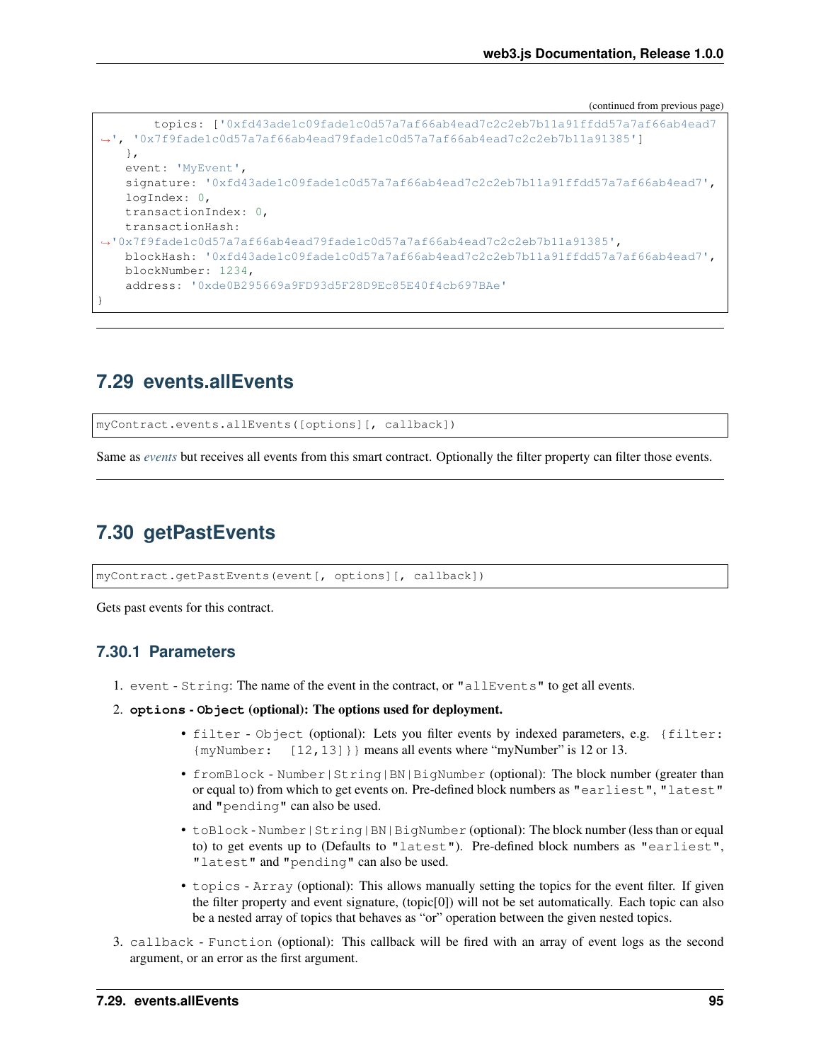(continued from previous page)

```
        topics: ['0xfd43ade1c09fade1c0d57a7af66ab4ead7c2c2eb7b11a91ffdd57a7af66ab4ead7
↪', '0x7f9fade1c0d57a7af66ab4ead79fade1c0d57a7af66ab4ead7c2c2eb7b11a91385']
    },
    event: 'MyEvent',
    signature: '0xfd43ade1c09fade1c0d57a7af66ab4ead7c2c2eb7b11a91ffdd57a7af66ab4ead7',
    logIndex: 0,
    transactionIndex: 0,
    transactionHash:
↪'0x7f9fade1c0d57a7af66ab4ead79fade1c0d57a7af66ab4ead7c2c2eb7b11a91385',
    blockHash: '0xfd43ade1c09fade1c0d57a7af66ab4ead7c2c2eb7b11a91ffdd57a7af66ab4ead7',
    blockNumber: 1234,
    address: '0xde0B295669a9FD93d5F28D9Ec85E40f4cb697BAe'
}
```

---

## 7.29 events.allEvents

```
myContract.events.allEvents([options][, callback])
```

Same as *events* but receives all events from this smart contract. Optionally the filter property can filter those events.

---

## 7.30 getPastEvents

```
myContract.getPastEvents(event[, options][, callback])
```

Gets past events for this contract.

### 7.30.1 Parameters

1. `event` - `String`: The name of the event in the contract, or `"allEvents"` to get all events.
2. **`options` - `Object` (optional): The options used for deployment.**
   - `filter` - `Object` (optional): Lets you filter events by indexed parameters, e.g. `{filter: {myNumber: [12,13]}}` means all events where "myNumber" is 12 or 13.
   - `fromBlock` - `Number|String|BN|BigNumber` (optional): The block number (greater than or equal to) from which to get events on. Pre-defined block numbers as `"earliest"`, `"latest"` and `"pending"` can also be used.
   - `toBlock` - `Number|String|BN|BigNumber` (optional): The block number (less than or equal to) to get events up to (Defaults to `"latest"`). Pre-defined block numbers as `"earliest"`, `"latest"` and `"pending"` can also be used.
   - `topics` - `Array` (optional): This allows manually setting the topics for the event filter. If given the filter property and event signature, (topic[0]) will not be set automatically. Each topic can also be a nested array of topics that behaves as "or" operation between the given nested topics.
3. `callback` - `Function` (optional): This callback will be fired with an array of event logs as the second argument, or an error as the first argument.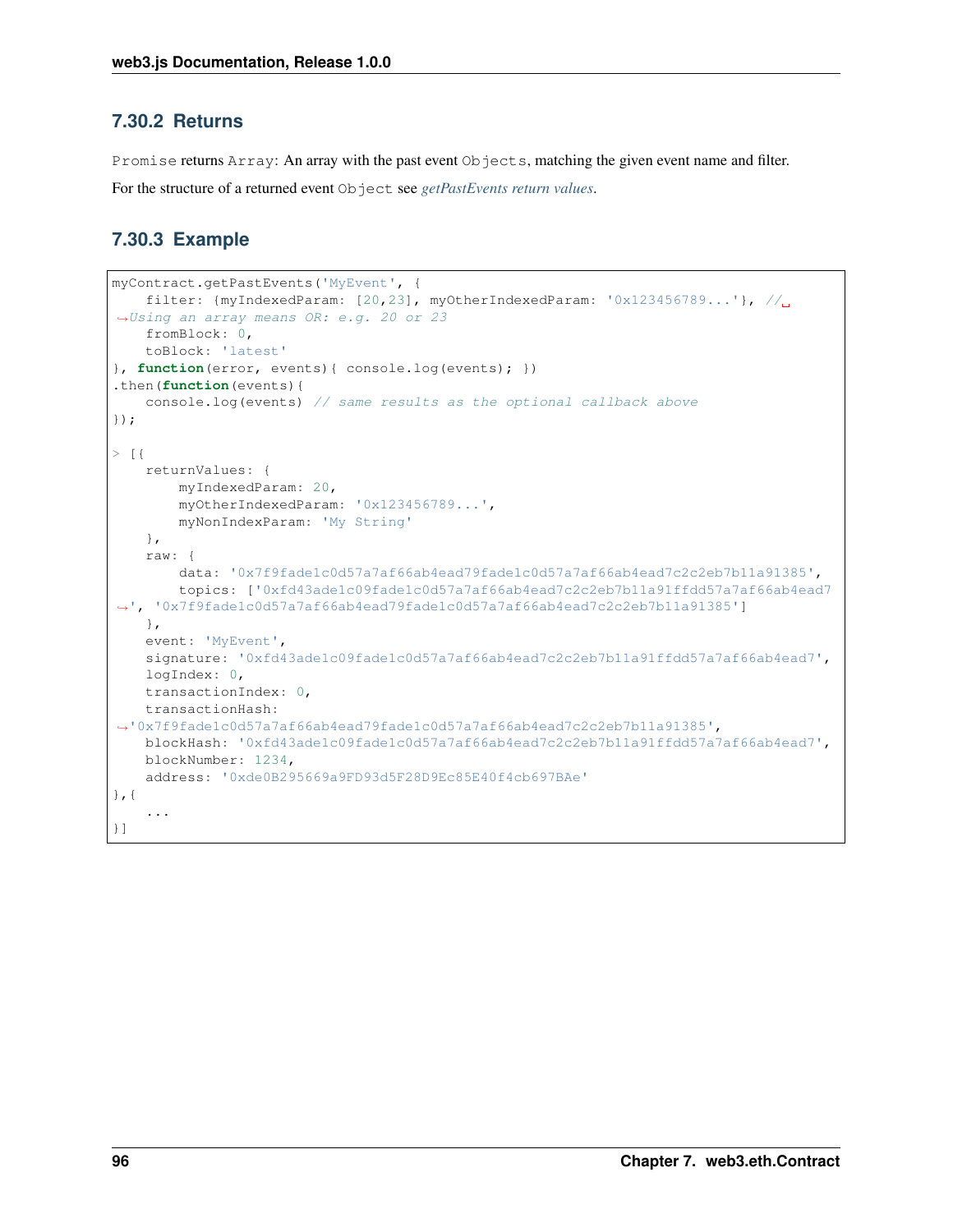### 7.30.2 Returns

`Promise` returns `Array`: An array with the past event `Objects`, matching the given event name and filter.

For the structure of a returned event `Object` see *getPastEvents return values*.

### 7.30.3 Example

```
myContract.getPastEvents('MyEvent', {
    filter: {myIndexedParam: [20,23], myOtherIndexedParam: '0x123456789...'}, // Using an array means OR: e.g. 20 or 23
    fromBlock: 0,
    toBlock: 'latest'
}, function(error, events){ console.log(events); })
.then(function(events){
    console.log(events) // same results as the optional callback above
});

> [{
    returnValues: {
        myIndexedParam: 20,
        myOtherIndexedParam: '0x123456789...',
        myNonIndexParam: 'My String'
    },
    raw: {
        data: '0x7f9fade1c0d57a7af66ab4ead79fade1c0d57a7af66ab4ead7c2c2eb7b11a91385',
        topics: ['0xfd43ade1c09fade1c0d57a7af66ab4ead7c2c2eb7b11a91ffdd57a7af66ab4ead7', '0x7f9fade1c0d57a7af66ab4ead79fade1c0d57a7af66ab4ead7c2c2eb7b11a91385']
    },
    event: 'MyEvent',
    signature: '0xfd43ade1c09fade1c0d57a7af66ab4ead7c2c2eb7b11a91ffdd57a7af66ab4ead7',
    logIndex: 0,
    transactionIndex: 0,
    transactionHash: '0x7f9fade1c0d57a7af66ab4ead79fade1c0d57a7af66ab4ead7c2c2eb7b11a91385',
    blockHash: '0xfd43ade1c09fade1c0d57a7af66ab4ead7c2c2eb7b11a91ffdd57a7af66ab4ead7',
    blockNumber: 1234,
    address: '0xde0B295669a9FD93d5F28D9Ec85E40f4cb697BAe'
},{
    ...
}]
```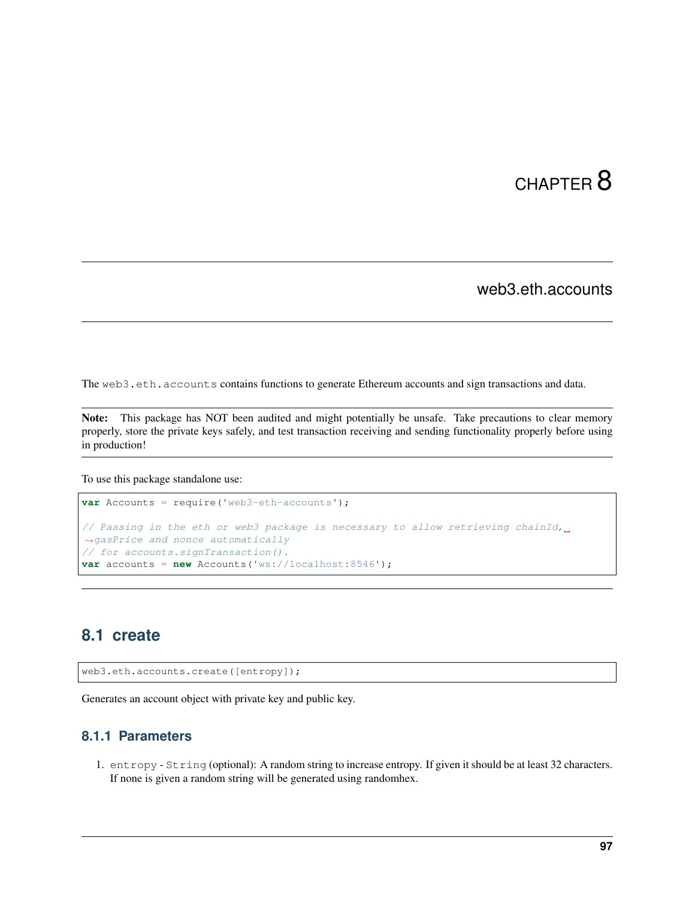# CHAPTER 8

## web3.eth.accounts

The `web3.eth.accounts` contains functions to generate Ethereum accounts and sign transactions and data.

**Note:** This package has NOT been audited and might potentially be unsafe. Take precautions to clear memory properly, store the private keys safely, and test transaction receiving and sending functionality properly before using in production!

To use this package standalone use:

```
var Accounts = require('web3-eth-accounts');

// Passing in the eth or web3 package is necessary to allow retrieving chainId,
↪gasPrice and nonce automatically
// for accounts.signTransaction().
var accounts = new Accounts('ws://localhost:8546');
```

## 8.1 create

```
web3.eth.accounts.create([entropy]);
```

Generates an account object with private key and public key.

### 8.1.1 Parameters

1. `entropy` - `String` (optional): A random string to increase entropy. If given it should be at least 32 characters. If none is given a random string will be generated using randomhex.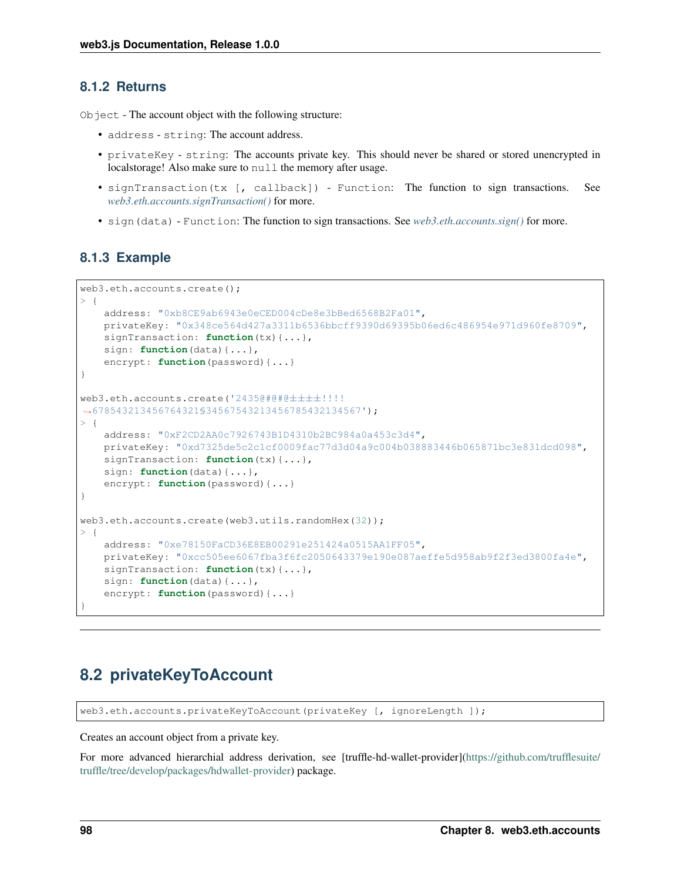### 8.1.2 Returns

`Object` - The account object with the following structure:

- `address` - `string`: The account address.
- `privateKey` - `string`: The accounts private key. This should never be shared or stored unencrypted in localstorage! Also make sure to `null` the memory after usage.
- `signTransaction(tx [, callback])` - `Function`: The function to sign transactions. See *web3.eth.accounts.signTransaction()* for more.
- `sign(data)` - `Function`: The function to sign transactions. See *web3.eth.accounts.sign()* for more.

### 8.1.3 Example

```
web3.eth.accounts.create();
> {
    address: "0xb8CE9ab6943e0eCED004cDe8e3bBed6568B2Fa01",
    privateKey: "0x348ce564d427a3311b6536bbcff9390d69395b06ed6c486954e971d960fe8709",
    signTransaction: function(tx){...},
    sign: function(data){...},
    encrypt: function(password){...}
}

web3.eth.accounts.create('2435@#@#@±±±±!!!!
→678543213456764321§34567543213456785432134567');
> {
    address: "0xF2CD2AA0c7926743B1D4310b2BC984a0a453c3d4",
    privateKey: "0xd7325de5c2c1cf0009fac77d3d04a9c004b038883446b065871bc3e831dcd098",
    signTransaction: function(tx){...},
    sign: function(data){...},
    encrypt: function(password){...}
}

web3.eth.accounts.create(web3.utils.randomHex(32));
> {
    address: "0xe78150FaCD36E8EB00291e251424a0515AA1FF05",
    privateKey: "0xcc505ee6067fba3f6fc2050643379e190e087aeffe5d958ab9f2f3ed3800fa4e",
    signTransaction: function(tx){...},
    sign: function(data){...},
    encrypt: function(password){...}
}
```

---

## 8.2 privateKeyToAccount

```
web3.eth.accounts.privateKeyToAccount(privateKey [, ignoreLength ]);
```

Creates an account object from a private key.

For more advanced hierarchial address derivation, see [truffle-hd-wallet-provider](https://github.com/trufflesuite/truffle/tree/develop/packages/hdwallet-provider) package.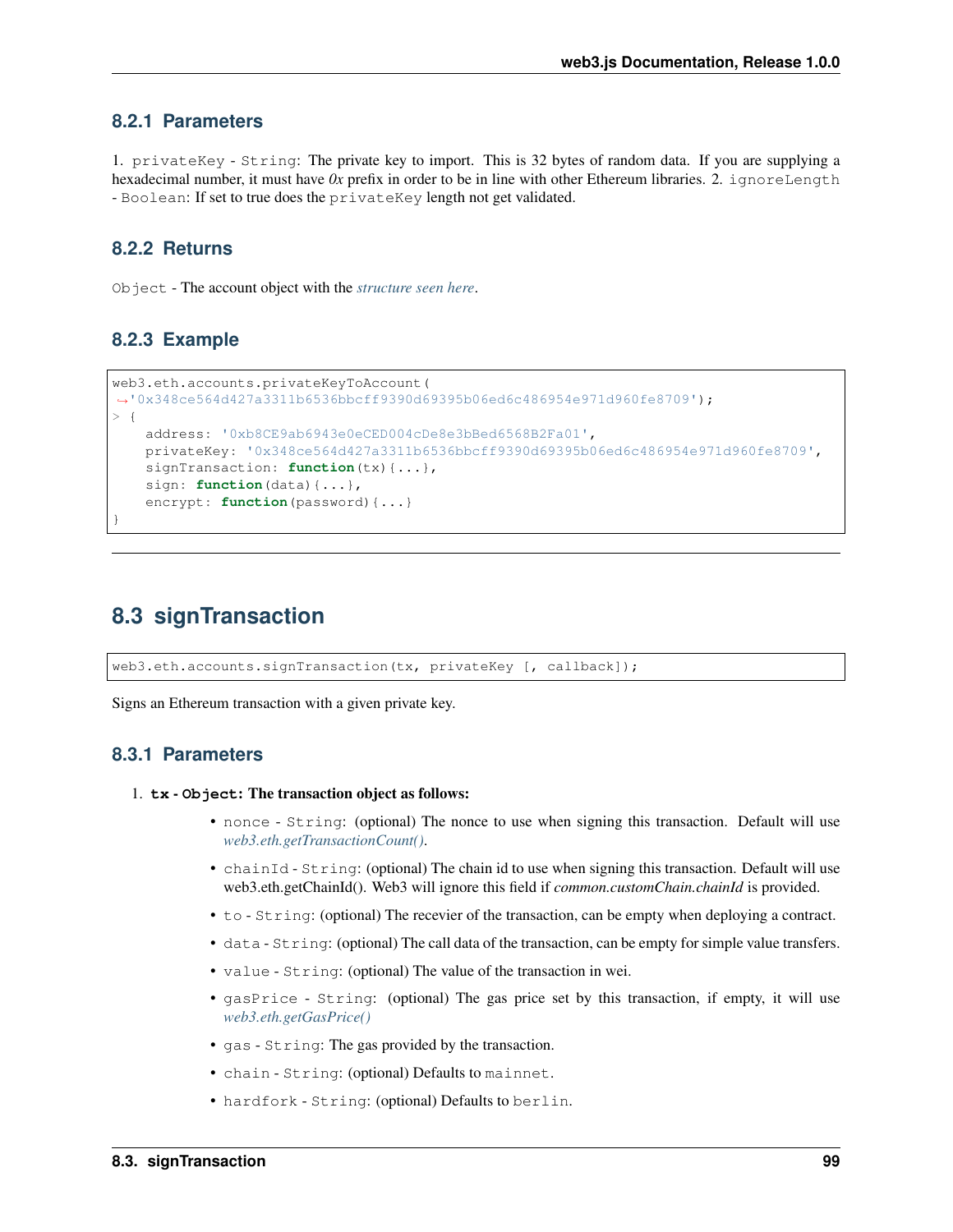### 8.2.1 Parameters

1. `privateKey` - `String`: The private key to import. This is 32 bytes of random data. If you are supplying a hexadecimal number, it must have *0x* prefix in order to be in line with other Ethereum libraries. 2. `ignoreLength` - `Boolean`: If set to true does the `privateKey` length not get validated.

### 8.2.2 Returns

`Object` - The account object with the *structure seen here*.

### 8.2.3 Example

```
web3.eth.accounts.privateKeyToAccount(
→'0x348ce564d427a3311b6536bbcff9390d69395b06ed6c486954e971d960fe8709');
> {
    address: '0xb8CE9ab6943e0eCED004cDe8e3bBed6568B2Fa01',
    privateKey: '0x348ce564d427a3311b6536bbcff9390d69395b06ed6c486954e971d960fe8709',
    signTransaction: function(tx){...},
    sign: function(data){...},
    encrypt: function(password){...}
}
```

## 8.3 signTransaction

```
web3.eth.accounts.signTransaction(tx, privateKey [, callback]);
```

Signs an Ethereum transaction with a given private key.

### 8.3.1 Parameters

1. **`tx` - `Object`: The transaction object as follows:**
    - `nonce` - `String`: (optional) The nonce to use when signing this transaction. Default will use *web3.eth.getTransactionCount()*.
    - `chainId` - `String`: (optional) The chain id to use when signing this transaction. Default will use web3.eth.getChainId(). Web3 will ignore this field if *common.customChain.chainId* is provided.
    - `to` - `String`: (optional) The recevier of the transaction, can be empty when deploying a contract.
    - `data` - `String`: (optional) The call data of the transaction, can be empty for simple value transfers.
    - `value` - `String`: (optional) The value of the transaction in wei.
    - `gasPrice` - `String`: (optional) The gas price set by this transaction, if empty, it will use *web3.eth.getGasPrice()*
    - `gas` - `String`: The gas provided by the transaction.
    - `chain` - `String`: (optional) Defaults to `mainnet`.
    - `hardfork` - `String`: (optional) Defaults to `berlin`.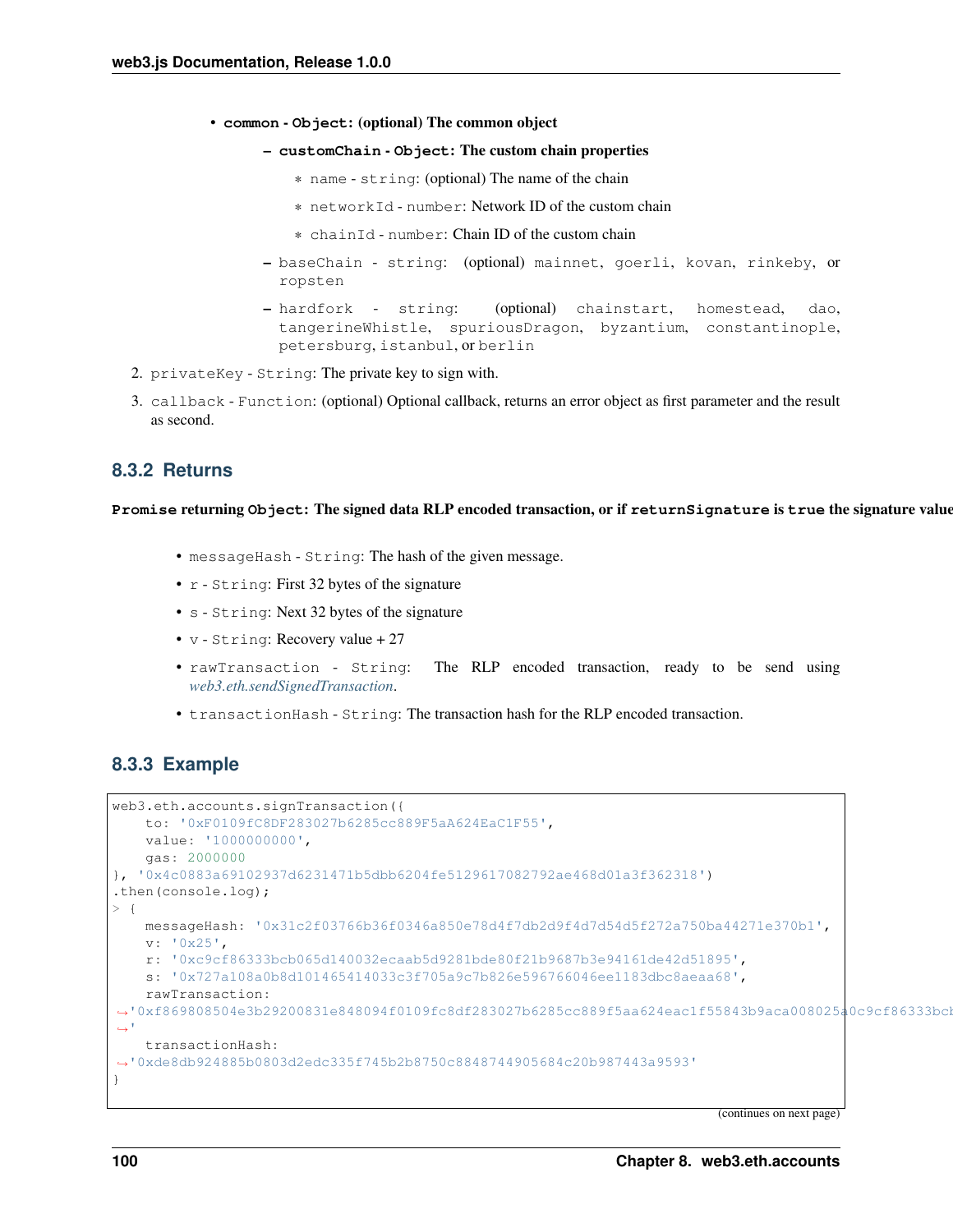- **common - Object: (optional) The common object**
  - **customChain - Object: The custom chain properties**
    - name - string: (optional) The name of the chain
    - networkId - number: Network ID of the custom chain
    - chainId - number: Chain ID of the custom chain
  - baseChain - string: (optional) mainnet, goerli, kovan, rinkeby, or ropsten
  - hardfork - string: (optional) chainstart, homestead, dao, tangerineWhistle, spuriousDragon, byzantium, constantinople, petersburg, istanbul, or berlin

2. privateKey - String: The private key to sign with.
3. callback - Function: (optional) Optional callback, returns an error object as first parameter and the result as second.

### 8.3.2 Returns

**Promise returning Object: The signed data RLP encoded transaction, or if returnSignature is true the signature value**

- messageHash - String: The hash of the given message.
- r - String: First 32 bytes of the signature
- s - String: Next 32 bytes of the signature
- v - String: Recovery value + 27
- rawTransaction - String: The RLP encoded transaction, ready to be send using *web3.eth.sendSignedTransaction*.
- transactionHash - String: The transaction hash for the RLP encoded transaction.

### 8.3.3 Example

```
web3.eth.accounts.signTransaction({
    to: '0xF0109fC8DF283027b6285cc889F5aA624EaC1F55',
    value: '1000000000',
    gas: 2000000
}, '0x4c0883a69102937d6231471b5dbb6204fe5129617082792ae468d01a3f362318')
.then(console.log);
> {
    messageHash: '0x31c2f03766b36f0346a850e78d4f7db2d9f4d7d54d5f272a750ba44271e370b1',
    v: '0x25',
    r: '0xc9cf86333bcb065d140032ecaab5d9281bde80f21b9687b3e94161de42d51895',
    s: '0x727a108a0b8d101465414033c3f705a9c7b826e596766046ee1183dbc8aeaa68',
    rawTransaction:
↪'0xf869808504e3b29200831e848094f0109fc8df283027b6285cc889f5aa624eac1f55843b9aca008025a0c9cf86333bcb
↪'
    transactionHash:
↪'0xde8db924885b0803d2edc335f745b2b8750c8848744905684c20b987443a9593'
}
```

(continues on next page)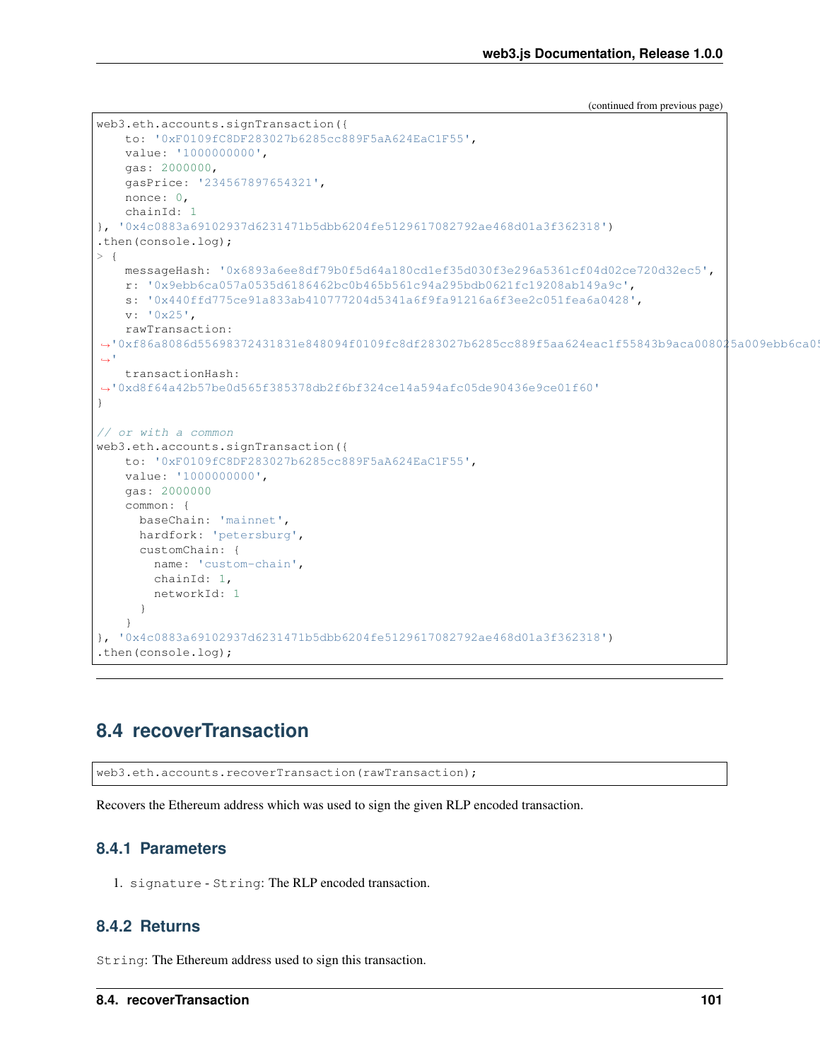(continued from previous page)

```
web3.eth.accounts.signTransaction({
    to: '0xF0109fC8DF283027b6285cc889F5aA624EaC1F55',
    value: '1000000000',
    gas: 2000000,
    gasPrice: '234567897654321',
    nonce: 0,
    chainId: 1
}, '0x4c0883a69102937d6231471b5dbb6204fe5129617082792ae468d01a3f362318')
.then(console.log);
> {
    messageHash: '0x6893a6ee8df79b0f5d64a180cd1ef35d030f3e296a5361cf04d02ce720d32ec5',
    r: '0x9ebb6ca057a0535d6186462bc0b465b561c94a295bdb0621fc19208ab149a9c',
    s: '0x440ffd775ce91a833ab410777204d5341a6f9fa91216a6f3ee2c051fea6a0428',
    v: '0x25',
    rawTransaction:
↪'0xf86a8086d55698372431831e848094f0109fc8df283027b6285cc889f5aa624eac1f55843b9aca008025a009ebb6ca05
↪'
    transactionHash:
↪'0xd8f64a42b57be0d565f385378db2f6bf324ce14a594afc05de90436e9ce01f60'
}

// or with a common
web3.eth.accounts.signTransaction({
    to: '0xF0109fC8DF283027b6285cc889F5aA624EaC1F55',
    value: '1000000000',
    gas: 2000000
    common: {
      baseChain: 'mainnet',
      hardfork: 'petersburg',
      customChain: {
        name: 'custom-chain',
        chainId: 1,
        networkId: 1
      }
    }
}, '0x4c0883a69102937d6231471b5dbb6204fe5129617082792ae468d01a3f362318')
.then(console.log);
```

## 8.4 recoverTransaction

```
web3.eth.accounts.recoverTransaction(rawTransaction);
```

Recovers the Ethereum address which was used to sign the given RLP encoded transaction.

### 8.4.1 Parameters

1. `signature` - `String`: The RLP encoded transaction.

### 8.4.2 Returns

`String`: The Ethereum address used to sign this transaction.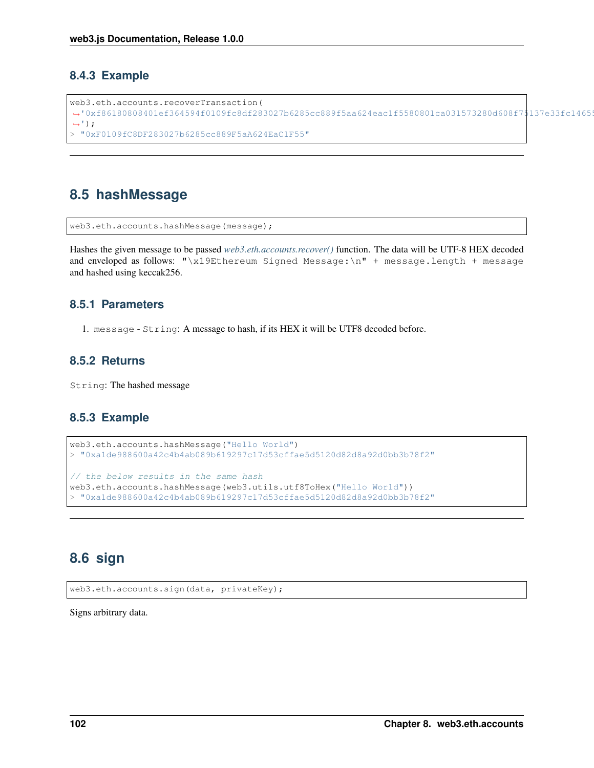### 8.4.3 Example

```
web3.eth.accounts.recoverTransaction(
↪'0xf86180808401ef364594f0109fc8df283027b6285cc889f5aa624eac1f5580801ca031573280d608f75137e33fc14655
↪');
> "0xF0109fC8DF283027b6285cc889F5aA624EaC1F55"
```

## 8.5 hashMessage

```
web3.eth.accounts.hashMessage(message);
```

Hashes the given message to be passed *web3.eth.accounts.recover()* function. The data will be UTF-8 HEX decoded and enveloped as follows: `"\x19Ethereum Signed Message:\n" + message.length + message` and hashed using keccak256.

### 8.5.1 Parameters

1. `message` - `String`: A message to hash, if its HEX it will be UTF8 decoded before.

### 8.5.2 Returns

`String`: The hashed message

### 8.5.3 Example

```
web3.eth.accounts.hashMessage("Hello World")
> "0xa1de988600a42c4b4ab089b619297c17d53cffae5d5120d82d8a92d0bb3b78f2"

// the below results in the same hash
web3.eth.accounts.hashMessage(web3.utils.utf8ToHex("Hello World"))
> "0xa1de988600a42c4b4ab089b619297c17d53cffae5d5120d82d8a92d0bb3b78f2"
```

## 8.6 sign

```
web3.eth.accounts.sign(data, privateKey);
```

Signs arbitrary data.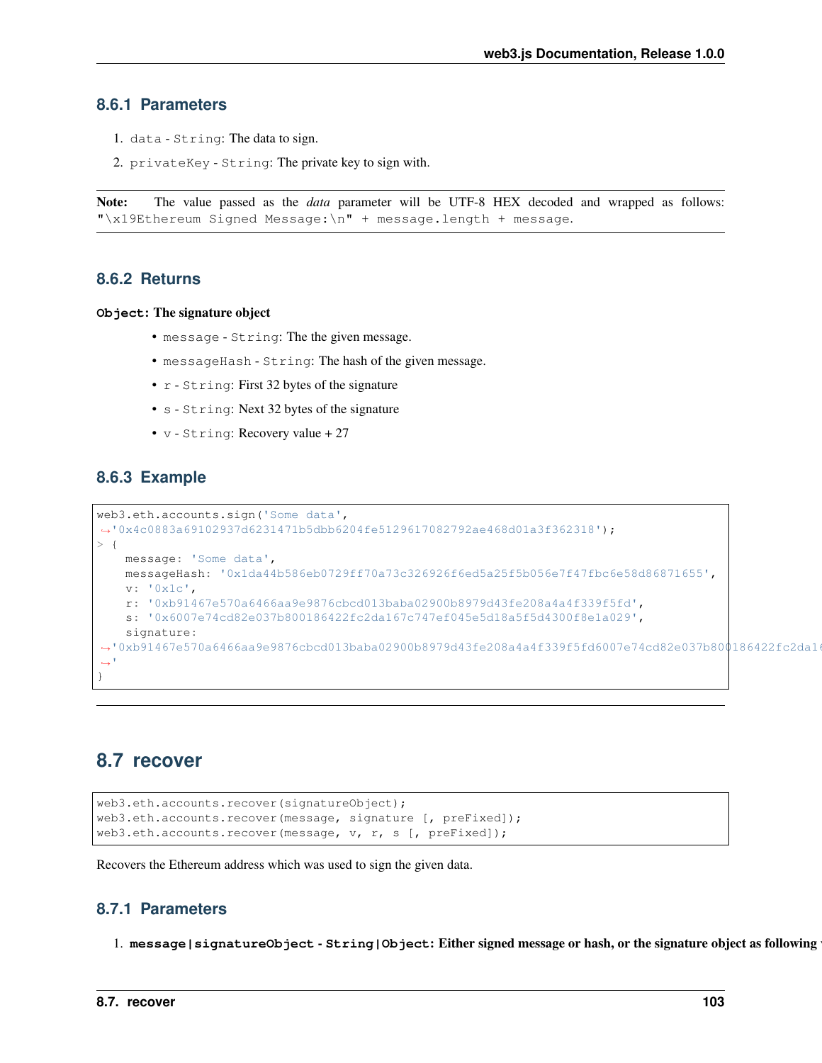### 8.6.1 Parameters

1. `data` - `String`: The data to sign.
2. `privateKey` - `String`: The private key to sign with.

**Note:** The value passed as the *data* parameter will be UTF-8 HEX decoded and wrapped as follows: `"\x19Ethereum Signed Message:\n" + message.length + message`.

### 8.6.2 Returns

`Object`: **The signature object**

- `message` - `String`: The the given message.
- `messageHash` - `String`: The hash of the given message.
- `r` - `String`: First 32 bytes of the signature
- `s` - `String`: Next 32 bytes of the signature
- `v` - `String`: Recovery value + 27

### 8.6.3 Example

```
web3.eth.accounts.sign('Some data',
↪'0x4c0883a69102937d6231471b5dbb6204fe5129617082792ae468d01a3f362318');
> {
    message: 'Some data',
    messageHash: '0x1da44b586eb0729ff70a73c326926f6ed5a25f5b056e7f47fbc6e58d86871655',
    v: '0x1c',
    r: '0xb91467e570a6466aa9e9876cbcd013baba02900b8979d43fe208a4a4f339f5fd',
    s: '0x6007e74cd82e037b800186422fc2da167c747ef045e5d18a5f5d4300f8e1a029',
    signature:
↪'0xb91467e570a6466aa9e9876cbcd013baba02900b8979d43fe208a4a4f339f5fd6007e74cd82e037b800186422fc2da16
↪'
}
```

## 8.7 recover

```
web3.eth.accounts.recover(signatureObject);
web3.eth.accounts.recover(message, signature [, preFixed]);
web3.eth.accounts.recover(message, v, r, s [, preFixed]);
```

Recovers the Ethereum address which was used to sign the given data.

### 8.7.1 Parameters

1. **`message|signatureObject` - `String|Object`: Either signed message or hash, or the signature object as following**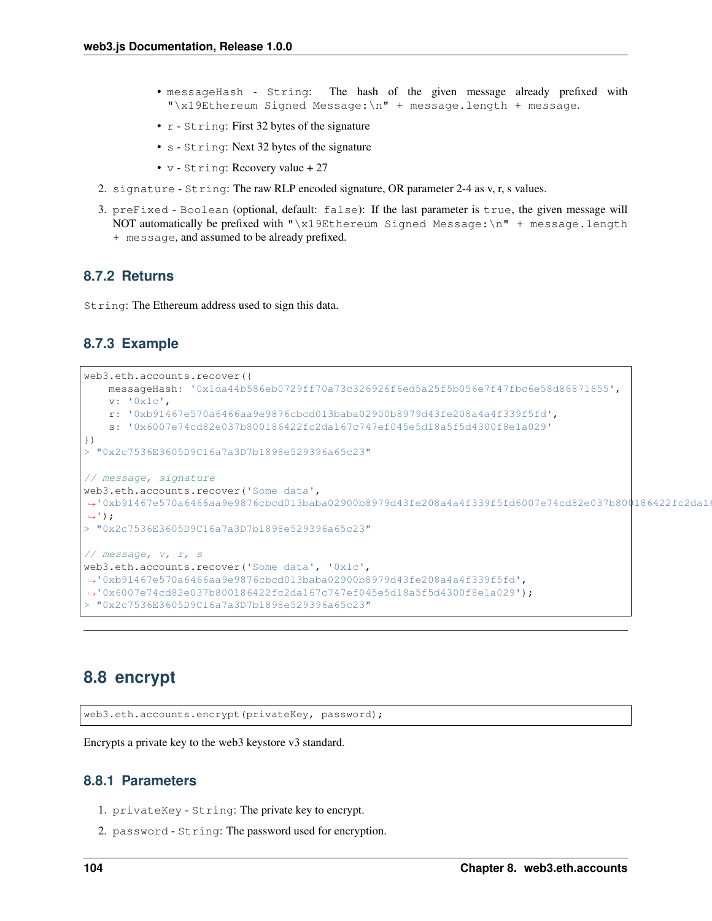- messageHash - String: The hash of the given message already prefixed with "\x19Ethereum Signed Message:\n" + message.length + message.
- r - String: First 32 bytes of the signature
- s - String: Next 32 bytes of the signature
- v - String: Recovery value + 27

2. signature - String: The raw RLP encoded signature, OR parameter 2-4 as v, r, s values.
3. preFixed - Boolean (optional, default: false): If the last parameter is true, the given message will NOT automatically be prefixed with "\x19Ethereum Signed Message:\n" + message.length + message, and assumed to be already prefixed.

### 8.7.2 Returns

String: The Ethereum address used to sign this data.

### 8.7.3 Example

```
web3.eth.accounts.recover({
    messageHash: '0x1da44b586eb0729ff70a73c326926f6ed5a25f5b056e7f47fbc6e58d86871655',
    v: '0x1c',
    r: '0xb91467e570a6466aa9e9876cbcd013baba02900b8979d43fe208a4a4f339f5fd',
    s: '0x6007e74cd82e037b800186422fc2da167c747ef045e5d18a5f5d4300f8e1a029'
})
> "0x2c7536E3605D9C16a7a3D7b1898e529396a65c23"

// message, signature
web3.eth.accounts.recover('Some data',
→'0xb91467e570a6466aa9e9876cbcd013baba02900b8979d43fe208a4a4f339f5fd6007e74cd82e037b800186422fc2da1
→');
> "0x2c7536E3605D9C16a7a3D7b1898e529396a65c23"

// message, v, r, s
web3.eth.accounts.recover('Some data', '0x1c',
→'0xb91467e570a6466aa9e9876cbcd013baba02900b8979d43fe208a4a4f339f5fd',
→'0x6007e74cd82e037b800186422fc2da167c747ef045e5d18a5f5d4300f8e1a029');
> "0x2c7536E3605D9C16a7a3D7b1898e529396a65c23"
```

## 8.8 encrypt

```
web3.eth.accounts.encrypt(privateKey, password);
```

Encrypts a private key to the web3 keystore v3 standard.

### 8.8.1 Parameters

1. privateKey - String: The private key to encrypt.
2. password - String: The password used for encryption.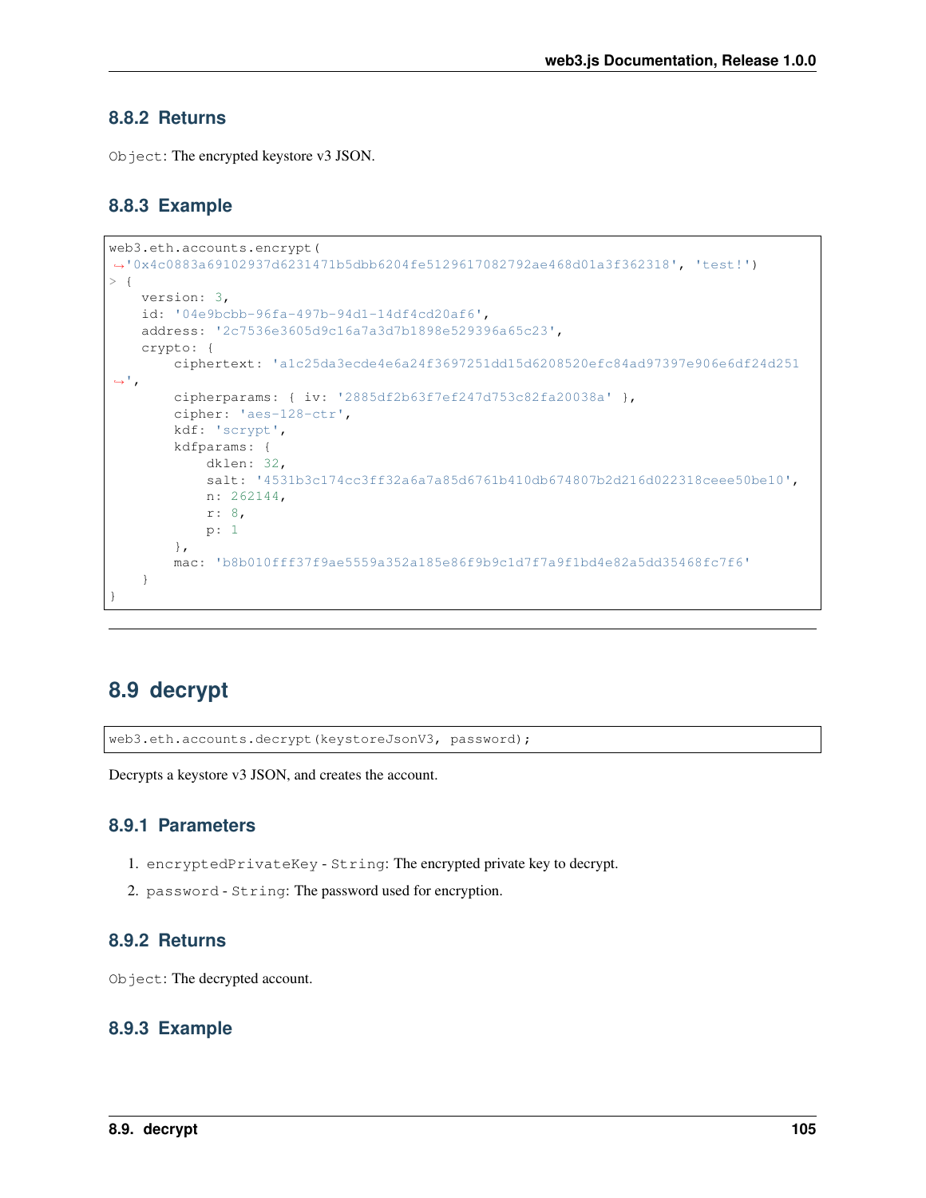### 8.8.2 Returns

`Object`: The encrypted keystore v3 JSON.

### 8.8.3 Example

```
web3.eth.accounts.encrypt(
↪'0x4c0883a69102937d6231471b5dbb6204fe5129617082792ae468d01a3f362318', 'test!')
> {
    version: 3,
    id: '04e9bcbb-96fa-497b-94d1-14df4cd20af6',
    address: '2c7536e3605d9c16a7a3d7b1898e529396a65c23',
    crypto: {
        ciphertext: 'a1c25da3ecde4e6a24f3697251dd15d6208520efc84ad97397e906e6df24d251
↪',
        cipherparams: { iv: '2885df2b63f7ef247d753c82fa20038a' },
        cipher: 'aes-128-ctr',
        kdf: 'scrypt',
        kdfparams: {
            dklen: 32,
            salt: '4531b3c174cc3ff32a6a7a85d6761b410db674807b2d216d022318ceee50be10',
            n: 262144,
            r: 8,
            p: 1
        },
        mac: 'b8b010fff37f9ae5559a352a185e86f9b9c1d7f7a9f1bd4e82a5dd35468fc7f6'
    }
}
```

## 8.9 decrypt

```
web3.eth.accounts.decrypt(keystoreJsonV3, password);
```

Decrypts a keystore v3 JSON, and creates the account.

### 8.9.1 Parameters

1. `encryptedPrivateKey` - `String`: The encrypted private key to decrypt.
2. `password` - `String`: The password used for encryption.

### 8.9.2 Returns

`Object`: The decrypted account.

### 8.9.3 Example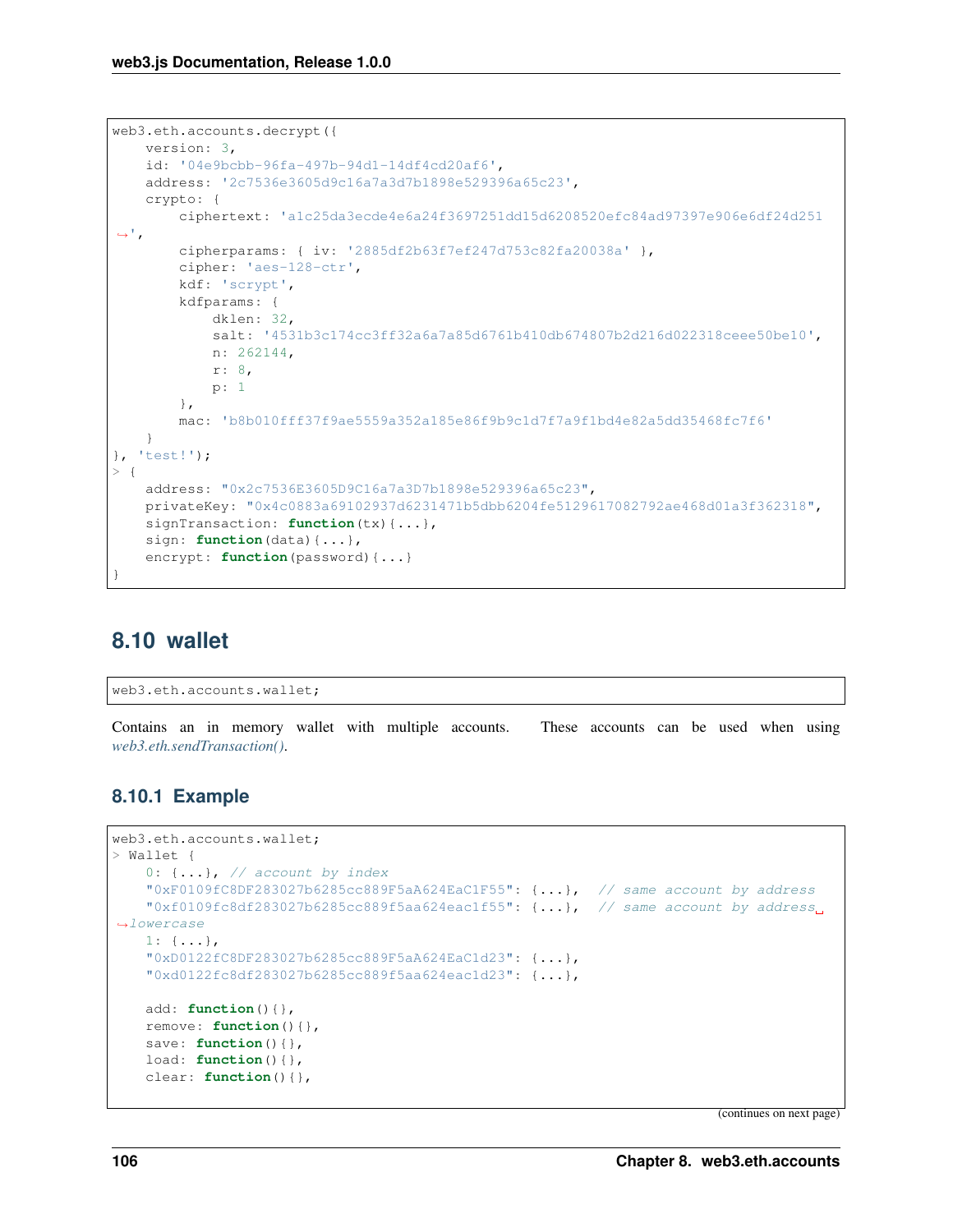```
web3.eth.accounts.decrypt({
    version: 3,
    id: '04e9bcbb-96fa-497b-94d1-14df4cd20af6',
    address: '2c7536e3605d9c16a7a3d7b1898e529396a65c23',
    crypto: {
        ciphertext: 'a1c25da3ecde4e6a24f3697251dd15d6208520efc84ad97397e906e6df24d251
↪',
        cipherparams: { iv: '2885df2b63f7ef247d753c82fa20038a' },
        cipher: 'aes-128-ctr',
        kdf: 'scrypt',
        kdfparams: {
            dklen: 32,
            salt: '4531b3c174cc3ff32a6a7a85d6761b410db674807b2d216d022318ceee50be10',
            n: 262144,
            r: 8,
            p: 1
        },
        mac: 'b8b010fff37f9ae5559a352a185e86f9b9c1d7f7a9f1bd4e82a5dd35468fc7f6'
    }
}, 'test!');
> {
    address: "0x2c7536E3605D9C16a7a3D7b1898e529396a65c23",
    privateKey: "0x4c0883a69102937d6231471b5dbb6204fe5129617082792ae468d01a3f362318",
    signTransaction: function(tx){...},
    sign: function(data){...},
    encrypt: function(password){...}
}
```

## 8.10 wallet

```
web3.eth.accounts.wallet;
```

Contains an in memory wallet with multiple accounts. These accounts can be used when using *web3.eth.sendTransaction()*.

### 8.10.1 Example

```
web3.eth.accounts.wallet;
> Wallet {
    0: {...}, // account by index
    "0xF0109fC8DF283027b6285cc889F5aA624EaC1F55": {...},  // same account by address
    "0xf0109fc8df283027b6285cc889f5aa624eac1f55": {...},  // same account by address
↪lowercase
    1: {...},
    "0xD0122fC8DF283027b6285cc889F5aA624EaC1d23": {...},
    "0xd0122fc8df283027b6285cc889f5aa624eac1d23": {...},

    add: function(){},
    remove: function(){},
    save: function(){},
    load: function(){},
    clear: function(){},
```

(continues on next page)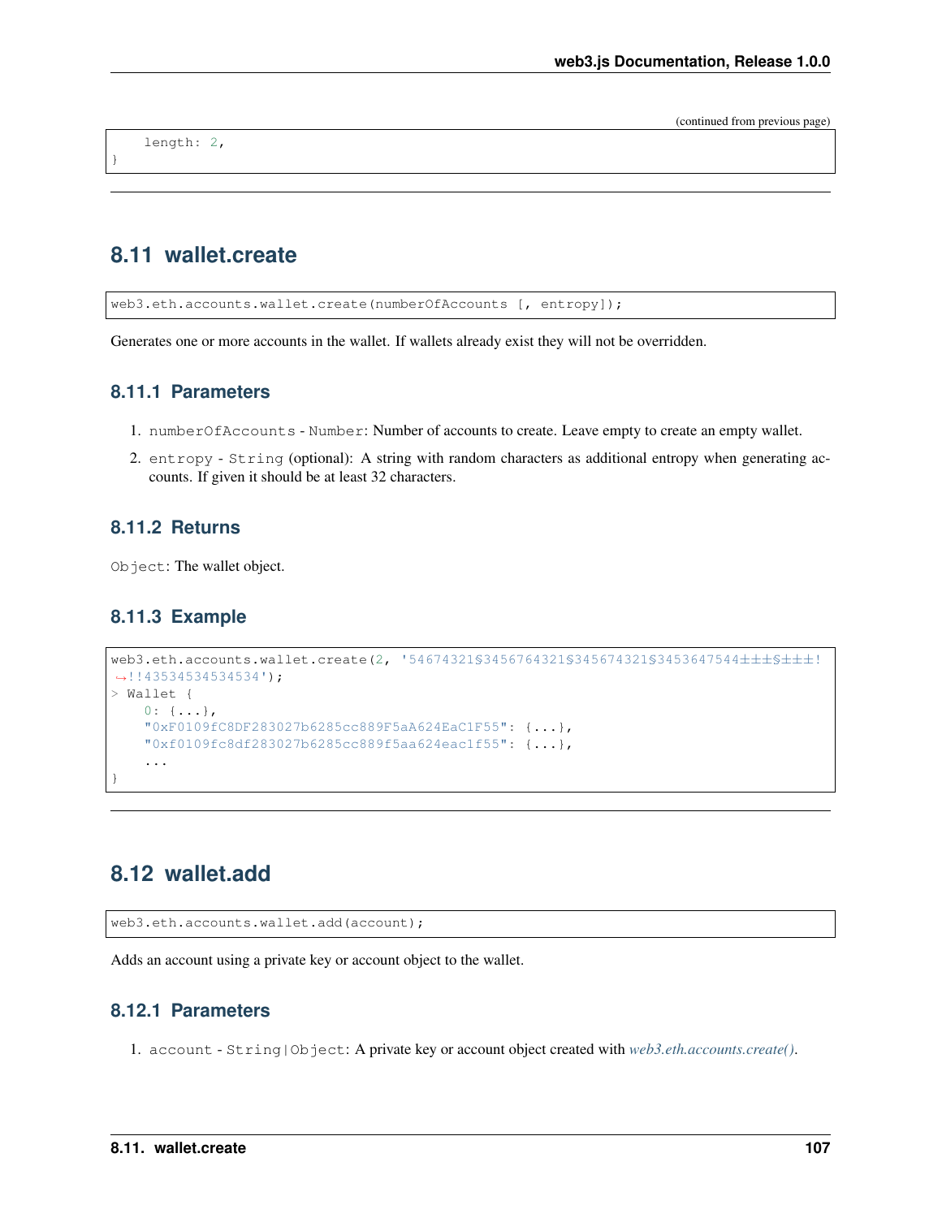```
    length: 2,
}
```

## 8.11 wallet.create

```
web3.eth.accounts.wallet.create(numberOfAccounts [, entropy]);
```

Generates one or more accounts in the wallet. If wallets already exist they will not be overridden.

### 8.11.1 Parameters

1. `numberOfAccounts` - `Number`: Number of accounts to create. Leave empty to create an empty wallet.
2. `entropy` - `String` (optional): A string with random characters as additional entropy when generating accounts. If given it should be at least 32 characters.

### 8.11.2 Returns

`Object`: The wallet object.

### 8.11.3 Example

```
web3.eth.accounts.wallet.create(2, '54674321§3456764321§345674321§3453647544±±±§±±±!
→!!43534534534534');
> Wallet {
    0: {...},
    "0xF0109fC8DF283027b6285cc889F5aA624EaC1F55": {...},
    "0xf0109fc8df283027b6285cc889f5aa624eac1f55": {...},
    ...
}
```

## 8.12 wallet.add

```
web3.eth.accounts.wallet.add(account);
```

Adds an account using a private key or account object to the wallet.

### 8.12.1 Parameters

1. `account` - `String|Object`: A private key or account object created with *web3.eth.accounts.create()*.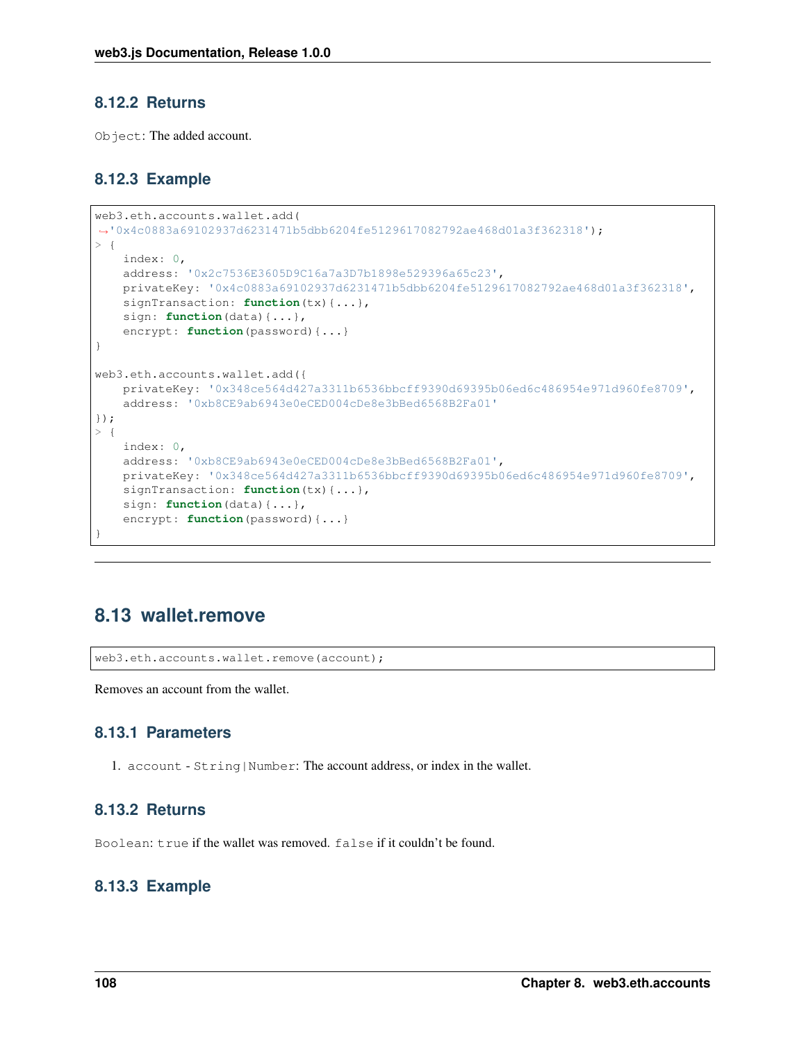### 8.12.2 Returns

`Object`: The added account.

### 8.12.3 Example

```
web3.eth.accounts.wallet.add(
→'0x4c0883a69102937d6231471b5dbb6204fe5129617082792ae468d01a3f362318');
> {
    index: 0,
    address: '0x2c7536E3605D9C16a7a3D7b1898e529396a65c23',
    privateKey: '0x4c0883a69102937d6231471b5dbb6204fe5129617082792ae468d01a3f362318',
    signTransaction: function(tx){...},
    sign: function(data){...},
    encrypt: function(password){...}
}

web3.eth.accounts.wallet.add({
    privateKey: '0x348ce564d427a3311b6536bbcff9390d69395b06ed6c486954e971d960fe8709',
    address: '0xb8CE9ab6943e0eCED004cDe8e3bBed6568B2Fa01'
});
> {
    index: 0,
    address: '0xb8CE9ab6943e0eCED004cDe8e3bBed6568B2Fa01',
    privateKey: '0x348ce564d427a3311b6536bbcff9390d69395b06ed6c486954e971d960fe8709',
    signTransaction: function(tx){...},
    sign: function(data){...},
    encrypt: function(password){...}
}
```

## 8.13 wallet.remove

```
web3.eth.accounts.wallet.remove(account);
```

Removes an account from the wallet.

### 8.13.1 Parameters

1. `account` - `String|Number`: The account address, or index in the wallet.

### 8.13.2 Returns

`Boolean`: `true` if the wallet was removed. `false` if it couldn't be found.

### 8.13.3 Example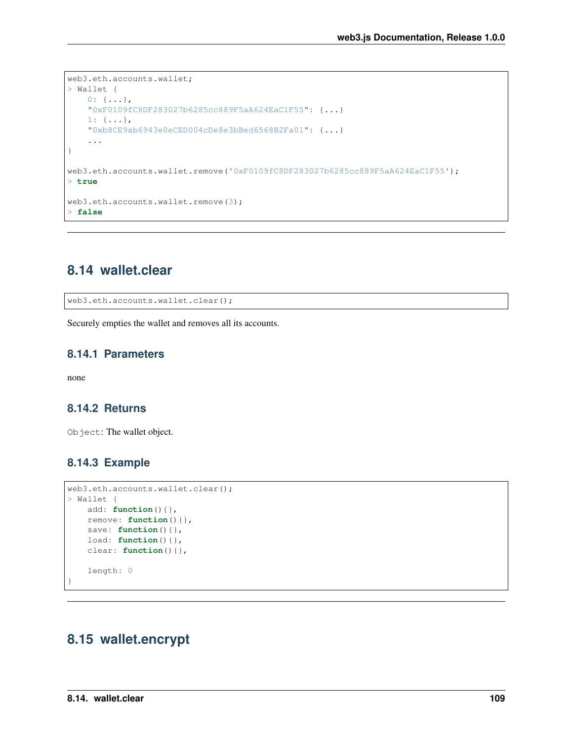```
web3.eth.accounts.wallet;
> Wallet {
    0: {...},
    "0xF0109fC8DF283027b6285cc889F5aA624EaC1F55": {...}
    1: {...},
    "0xb8CE9ab6943e0eCED004cDe8e3bBed6568B2Fa01": {...}
    ...
}

web3.eth.accounts.wallet.remove('0xF0109fC8DF283027b6285cc889F5aA624EaC1F55');
> true

web3.eth.accounts.wallet.remove(3);
> false
```

---

## 8.14 wallet.clear

```
web3.eth.accounts.wallet.clear();
```

Securely empties the wallet and removes all its accounts.

### 8.14.1 Parameters

none

### 8.14.2 Returns

`Object`: The wallet object.

### 8.14.3 Example

```
web3.eth.accounts.wallet.clear();
> Wallet {
    add: function(){},
    remove: function(){},
    save: function(){},
    load: function(){},
    clear: function(){},

    length: 0
}
```

---

## 8.15 wallet.encrypt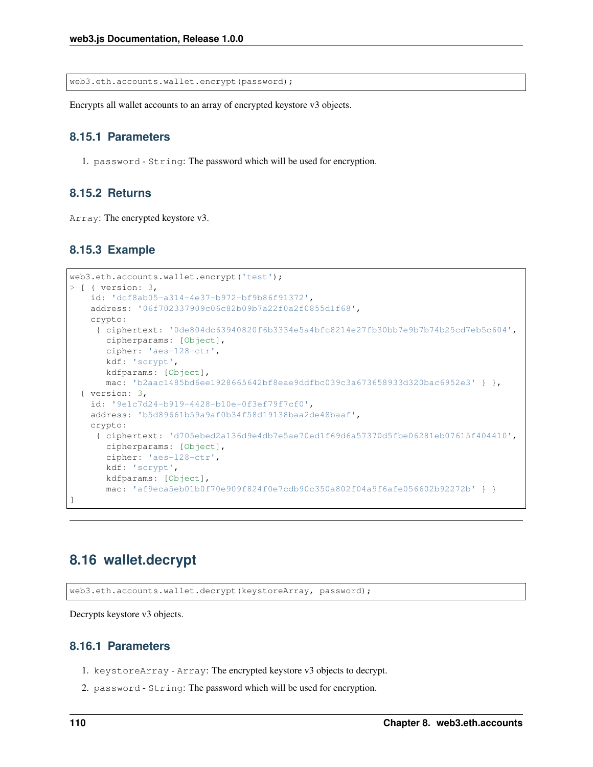```
web3.eth.accounts.wallet.encrypt(password);
```

Encrypts all wallet accounts to an array of encrypted keystore v3 objects.

### 8.15.1 Parameters

1. `password` - `String`: The password which will be used for encryption.

### 8.15.2 Returns

`Array`: The encrypted keystore v3.

### 8.15.3 Example

```
web3.eth.accounts.wallet.encrypt('test');
> [ { version: 3,
    id: 'dcf8ab05-a314-4e37-b972-bf9b86f91372',
    address: '06f702337909c06c82b09b7a22f0a2f0855d1f68',
    crypto:
     { ciphertext: '0de804dc63940820f6b3334e5a4bfc8214e27fb30bb7e9b7b74b25cd7eb5c604',
       cipherparams: [Object],
       cipher: 'aes-128-ctr',
       kdf: 'scrypt',
       kdfparams: [Object],
       mac: 'b2aac1485bd6ee1928665642bf8eae9ddfbc039c3a673658933d320bac6952e3' } },
  { version: 3,
    id: '9e1c7d24-b919-4428-b10e-0f3ef79f7cf0',
    address: 'b5d89661b59a9af0b34f58d19138baa2de48baaf',
    crypto:
     { ciphertext: 'd705ebed2a136d9e4db7e5ae70ed1f69d6a57370d5fbe06281eb07615f404410',
       cipherparams: [Object],
       cipher: 'aes-128-ctr',
       kdf: 'scrypt',
       kdfparams: [Object],
       mac: 'af9eca5eb01b0f70e909f824f0e7cdb90c350a802f04a9f6afe056602b92272b' } }
]
```

---

## 8.16 wallet.decrypt

```
web3.eth.accounts.wallet.decrypt(keystoreArray, password);
```

Decrypts keystore v3 objects.

### 8.16.1 Parameters

1. `keystoreArray` - `Array`: The encrypted keystore v3 objects to decrypt.
2. `password` - `String`: The password which will be used for encryption.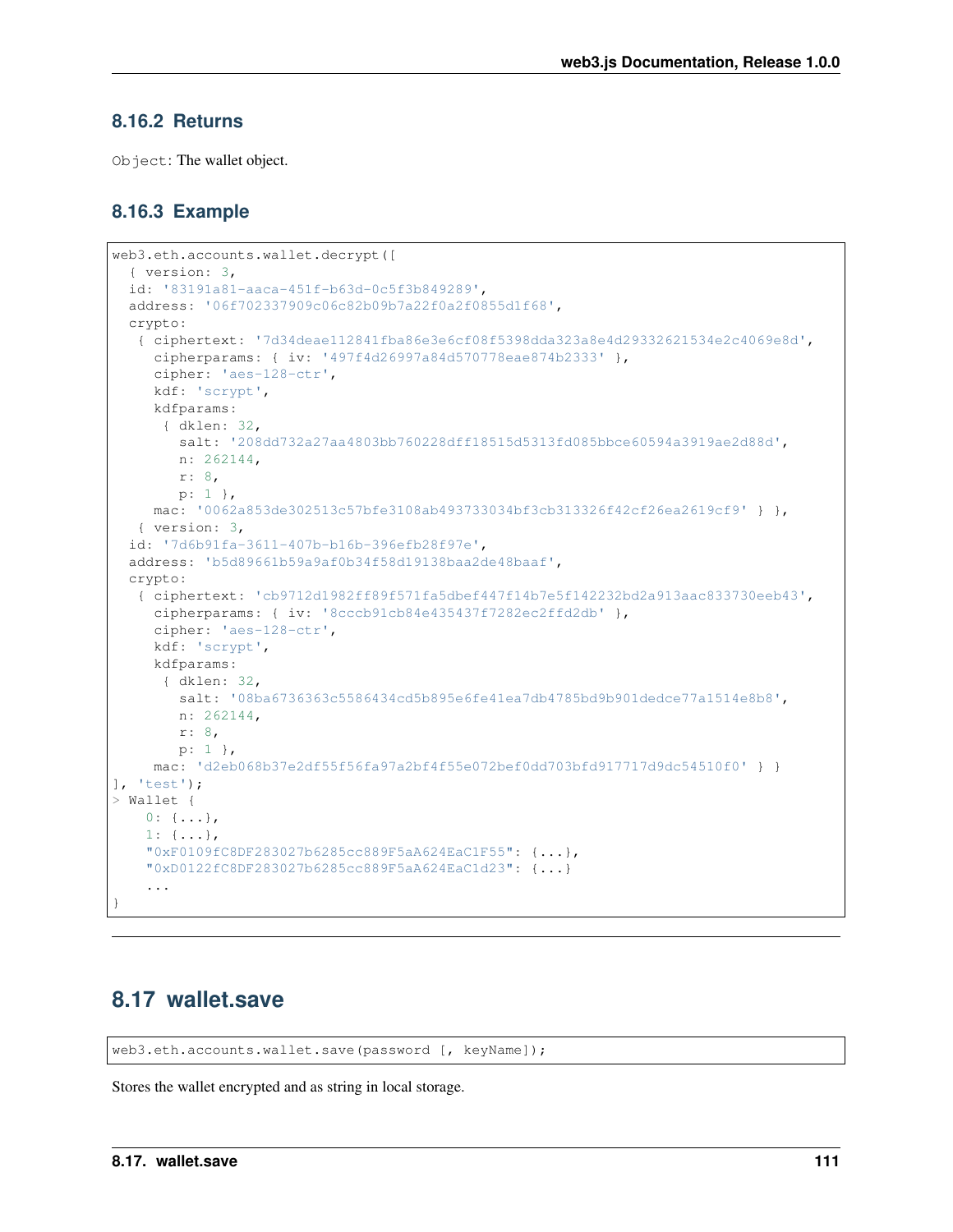### 8.16.2 Returns

`Object`: The wallet object.

### 8.16.3 Example

```
web3.eth.accounts.wallet.decrypt([
  { version: 3,
  id: '83191a81-aaca-451f-b63d-0c5f3b849289',
  address: '06f702337909c06c82b09b7a22f0a2f0855d1f68',
  crypto:
   { ciphertext: '7d34deae112841fba86e3e6cf08f5398dda323a8e4d29332621534e2c4069e8d',
     cipherparams: { iv: '497f4d26997a84d570778eae874b2333' },
     cipher: 'aes-128-ctr',
     kdf: 'scrypt',
     kdfparams:
      { dklen: 32,
        salt: '208dd732a27aa4803bb760228dff18515d5313fd085bbce60594a3919ae2d88d',
        n: 262144,
        r: 8,
        p: 1 },
     mac: '0062a853de302513c57bfe3108ab493733034bf3cb313326f42cf26ea2619cf9' } },
   { version: 3,
  id: '7d6b91fa-3611-407b-b16b-396efb28f97e',
  address: 'b5d89661b59a9af0b34f58d19138baa2de48baaf',
  crypto:
   { ciphertext: 'cb9712d1982ff89f571fa5dbef447f14b7e5f142232bd2a913aac833730eeb43',
     cipherparams: { iv: '8cccb91cb84e435437f7282ec2ffd2db' },
     cipher: 'aes-128-ctr',
     kdf: 'scrypt',
     kdfparams:
      { dklen: 32,
        salt: '08ba6736363c5586434cd5b895e6fe41ea7db4785bd9b901dedce77a1514e8b8',
        n: 262144,
        r: 8,
        p: 1 },
     mac: 'd2eb068b37e2df55f56fa97a2bf4f55e072bef0dd703bfd917717d9dc54510f0' } }
], 'test');
> Wallet {
    0: {...},
    1: {...},
    "0xF0109fC8DF283027b6285cc889F5aA624EaC1F55": {...},
    "0xD0122fC8DF283027b6285cc889F5aA624EaC1d23": {...}
    ...
}
```

## 8.17 wallet.save

```
web3.eth.accounts.wallet.save(password [, keyName]);
```

Stores the wallet encrypted and as string in local storage.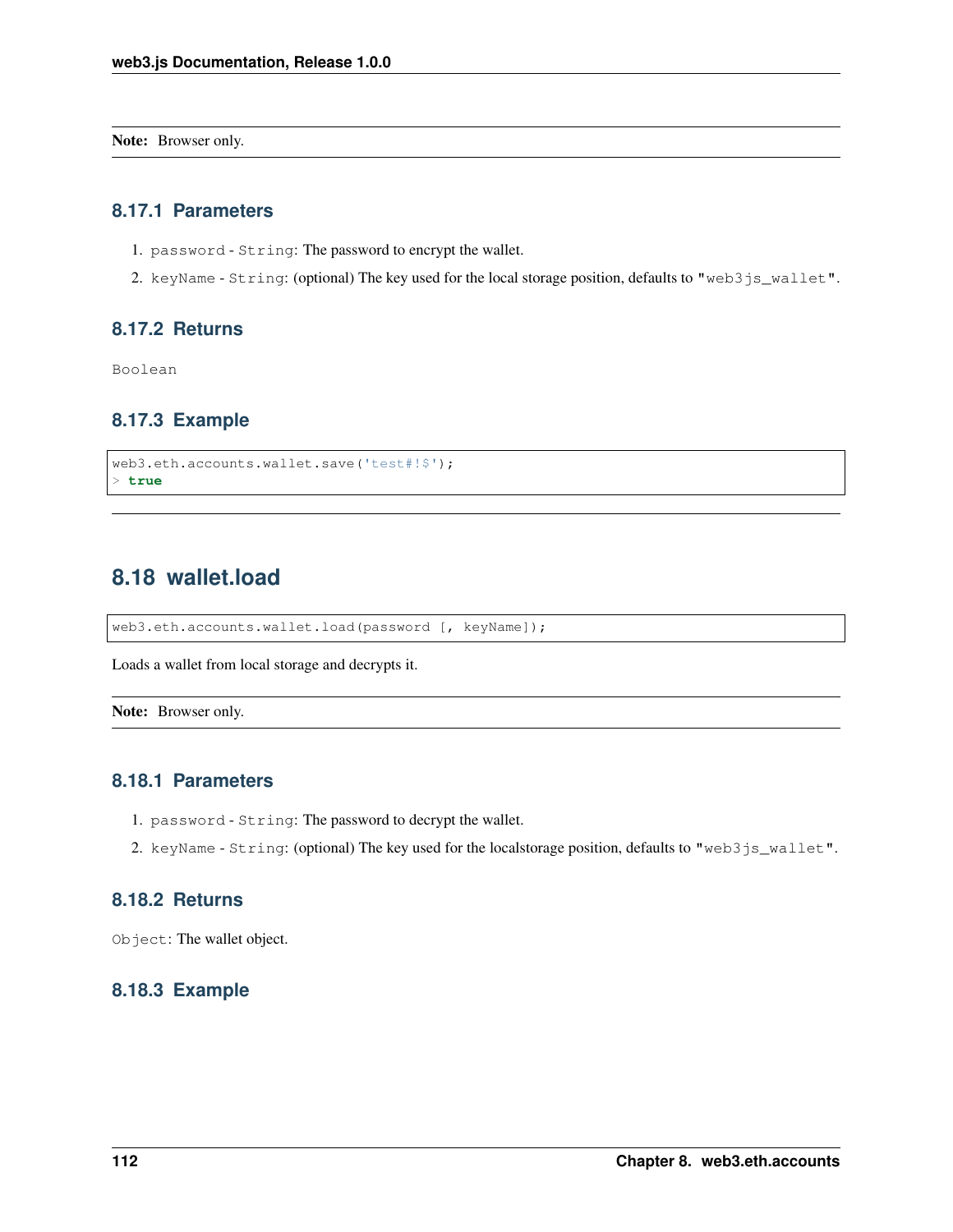**Note:** Browser only.

### 8.17.1 Parameters

1. `password` - `String`: The password to encrypt the wallet.
2. `keyName` - `String`: (optional) The key used for the local storage position, defaults to `"web3js_wallet"`.

### 8.17.2 Returns

`Boolean`

### 8.17.3 Example

```
web3.eth.accounts.wallet.save('test#!$');
> true
```

---

## 8.18 wallet.load

```
web3.eth.accounts.wallet.load(password [, keyName]);
```

Loads a wallet from local storage and decrypts it.

**Note:** Browser only.

### 8.18.1 Parameters

1. `password` - `String`: The password to decrypt the wallet.
2. `keyName` - `String`: (optional) The key used for the localstorage position, defaults to `"web3js_wallet"`.

### 8.18.2 Returns

`Object`: The wallet object.

### 8.18.3 Example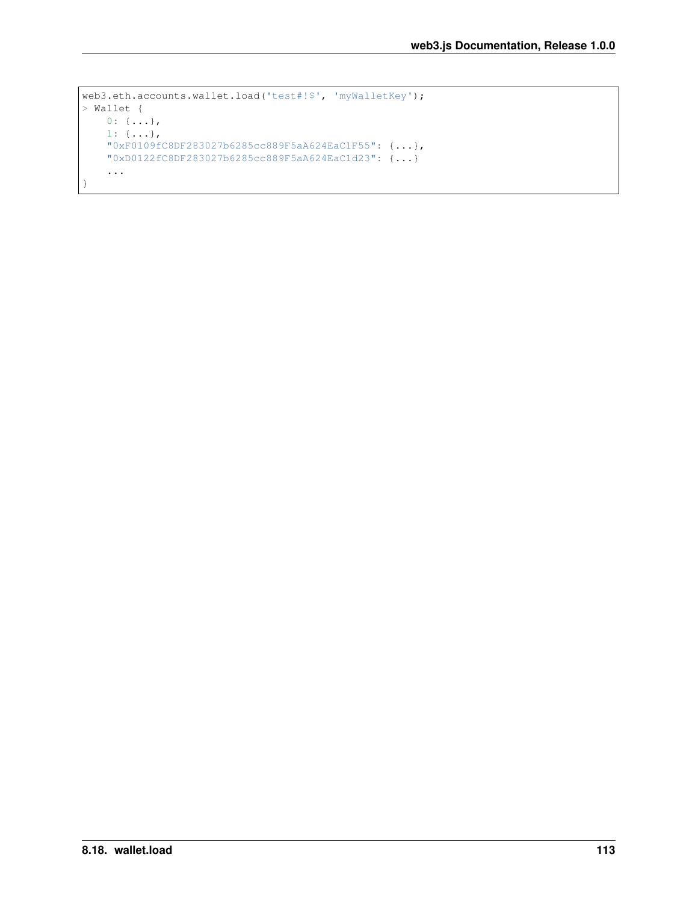```
web3.eth.accounts.wallet.load('test#!$', 'myWalletKey');
> Wallet {
    0: {...},
    1: {...},
    "0xF0109fC8DF283027b6285cc889F5aA624EaC1F55": {...},
    "0xD0122fC8DF283027b6285cc889F5aA624EaC1d23": {...}
    ...
}
```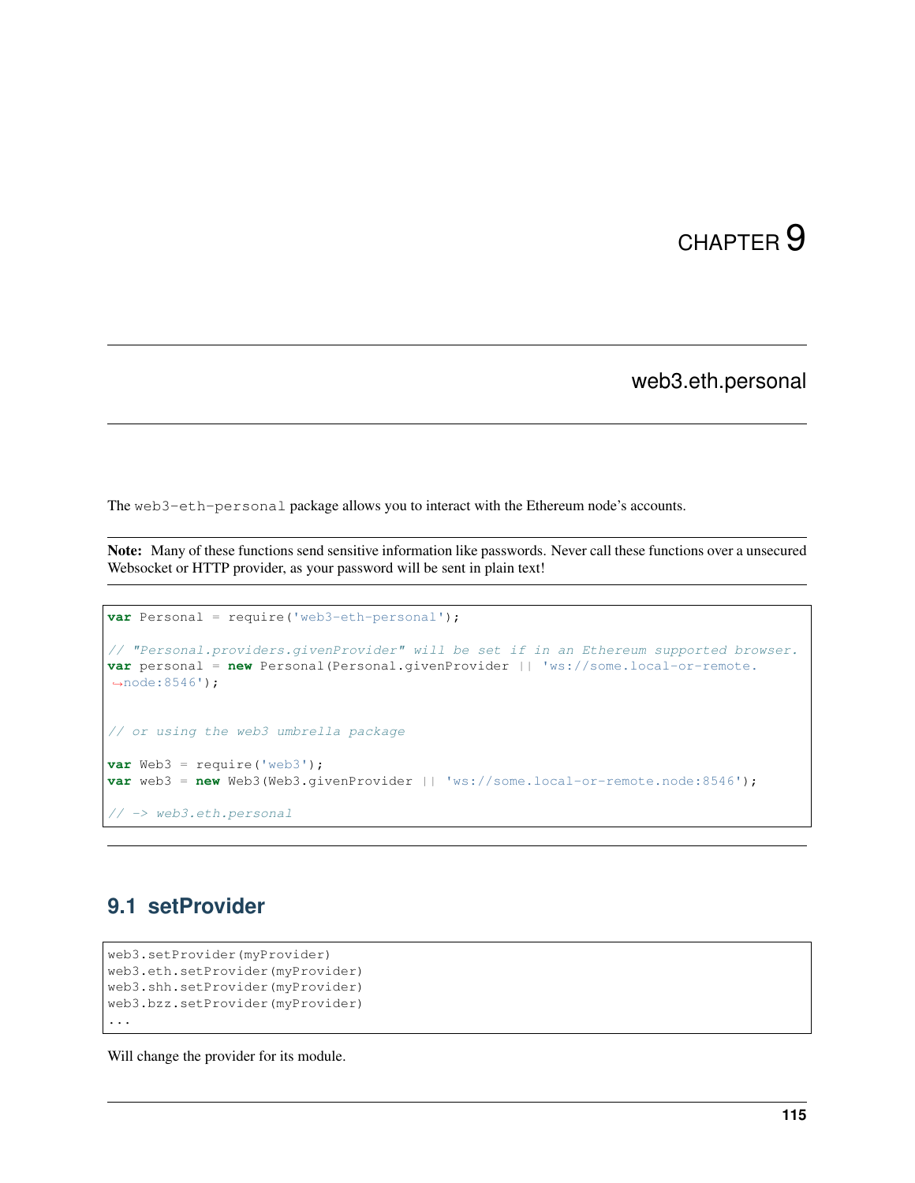# CHAPTER 9

## web3.eth.personal

The `web3-eth-personal` package allows you to interact with the Ethereum node's accounts.

**Note:** Many of these functions send sensitive information like passwords. Never call these functions over a unsecured Websocket or HTTP provider, as your password will be sent in plain text!

```
var Personal = require('web3-eth-personal');

// "Personal.providers.givenProvider" will be set if in an Ethereum supported browser.
var personal = new Personal(Personal.givenProvider || 'ws://some.local-or-remote.node:8546');


// or using the web3 umbrella package

var Web3 = require('web3');
var web3 = new Web3(Web3.givenProvider || 'ws://some.local-or-remote.node:8546');

// -> web3.eth.personal
```

### 9.1 setProvider

```
web3.setProvider(myProvider)
web3.eth.setProvider(myProvider)
web3.shh.setProvider(myProvider)
web3.bzz.setProvider(myProvider)
...
```

Will change the provider for its module.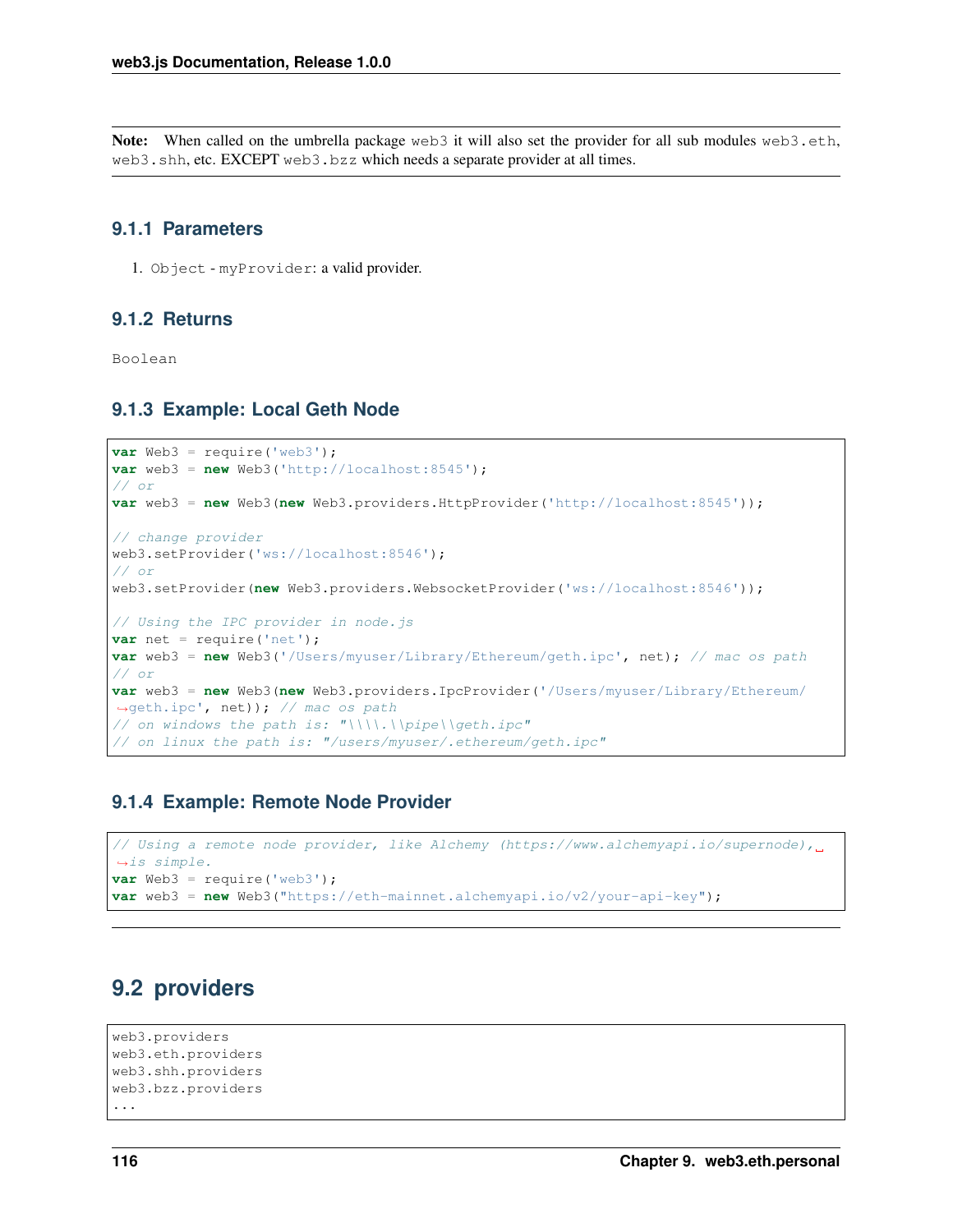**Note:** When called on the umbrella package `web3` it will also set the provider for all sub modules `web3.eth`, `web3.shh`, etc. EXCEPT `web3.bzz` which needs a separate provider at all times.

### 9.1.1 Parameters

1. `Object` - `myProvider`: a valid provider.

### 9.1.2 Returns

`Boolean`

### 9.1.3 Example: Local Geth Node

```
var Web3 = require('web3');
var web3 = new Web3('http://localhost:8545');
// or
var web3 = new Web3(new Web3.providers.HttpProvider('http://localhost:8545'));

// change provider
web3.setProvider('ws://localhost:8546');
// or
web3.setProvider(new Web3.providers.WebsocketProvider('ws://localhost:8546'));

// Using the IPC provider in node.js
var net = require('net');
var web3 = new Web3('/Users/myuser/Library/Ethereum/geth.ipc', net); // mac os path
// or
var web3 = new Web3(new Web3.providers.IpcProvider('/Users/myuser/Library/Ethereum/geth.ipc', net)); // mac os path
// on windows the path is: "\\\\.\\pipe\\geth.ipc"
// on linux the path is: "/users/myuser/.ethereum/geth.ipc"
```

### 9.1.4 Example: Remote Node Provider

```
// Using a remote node provider, like Alchemy (https://www.alchemyapi.io/supernode), is simple.
var Web3 = require('web3');
var web3 = new Web3("https://eth-mainnet.alchemyapi.io/v2/your-api-key");
```

---

## 9.2 providers

```
web3.providers
web3.eth.providers
web3.shh.providers
web3.bzz.providers
...
```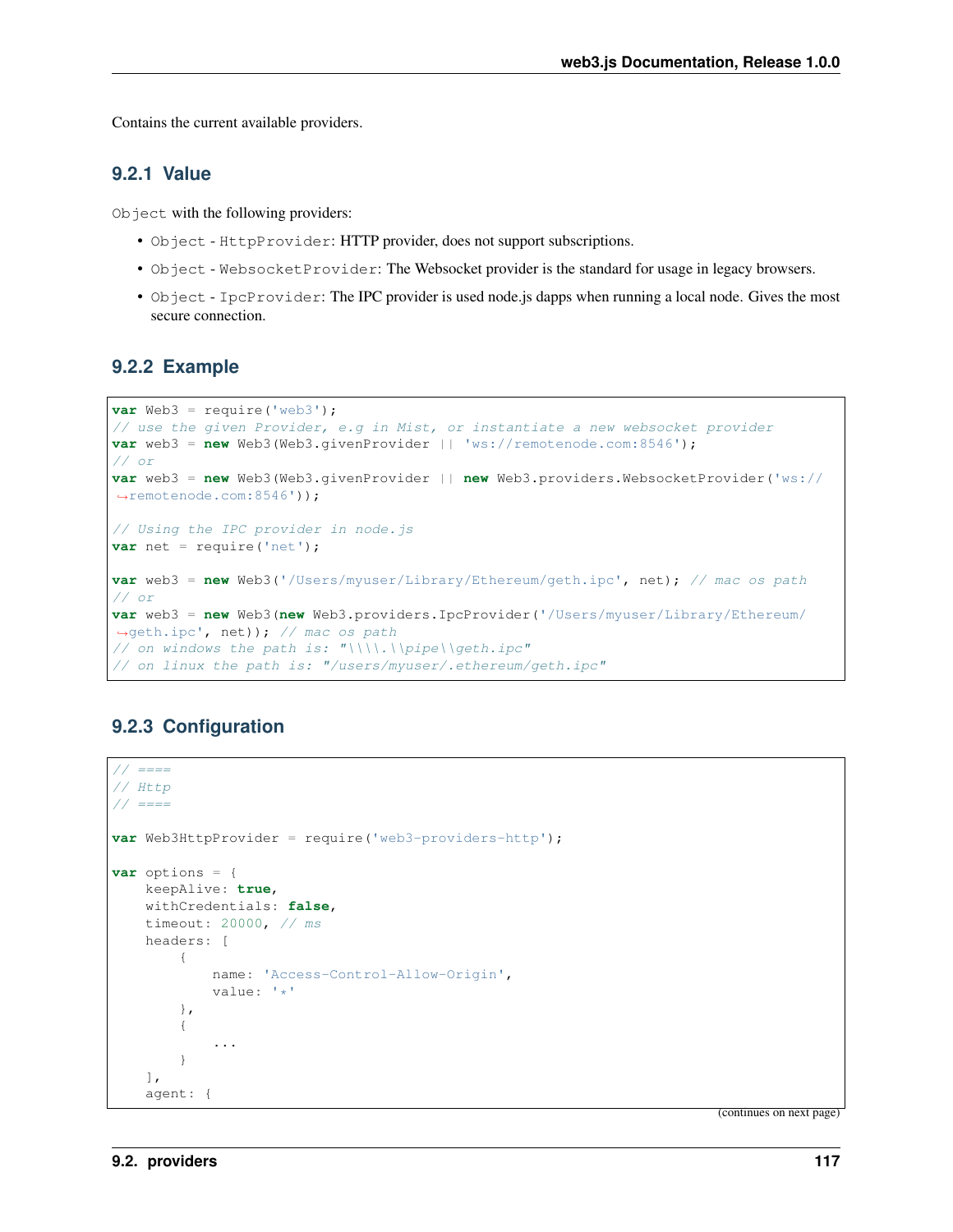Contains the current available providers.

### 9.2.1 Value

`Object` with the following providers:

- `Object` - `HttpProvider`: HTTP provider, does not support subscriptions.
- `Object` - `WebsocketProvider`: The Websocket provider is the standard for usage in legacy browsers.
- `Object` - `IpcProvider`: The IPC provider is used node.js dapps when running a local node. Gives the most secure connection.

### 9.2.2 Example

```
var Web3 = require('web3');
// use the given Provider, e.g in Mist, or instantiate a new websocket provider
var web3 = new Web3(Web3.givenProvider || 'ws://remotenode.com:8546');
// or
var web3 = new Web3(Web3.givenProvider || new Web3.providers.WebsocketProvider('ws://
→remotenode.com:8546'));

// Using the IPC provider in node.js
var net = require('net');

var web3 = new Web3('/Users/myuser/Library/Ethereum/geth.ipc', net); // mac os path
// or
var web3 = new Web3(new Web3.providers.IpcProvider('/Users/myuser/Library/Ethereum/
→geth.ipc', net)); // mac os path
// on windows the path is: "\\\\.\\pipe\\geth.ipc"
// on linux the path is: "/users/myuser/.ethereum/geth.ipc"
```

### 9.2.3 Configuration

```
// ====
// Http
// ====

var Web3HttpProvider = require('web3-providers-http');

var options = {
    keepAlive: true,
    withCredentials: false,
    timeout: 20000, // ms
    headers: [
        {
            name: 'Access-Control-Allow-Origin',
            value: '*'
        },
        {
            ...
        }
    ],
    agent: {
```

(continues on next page)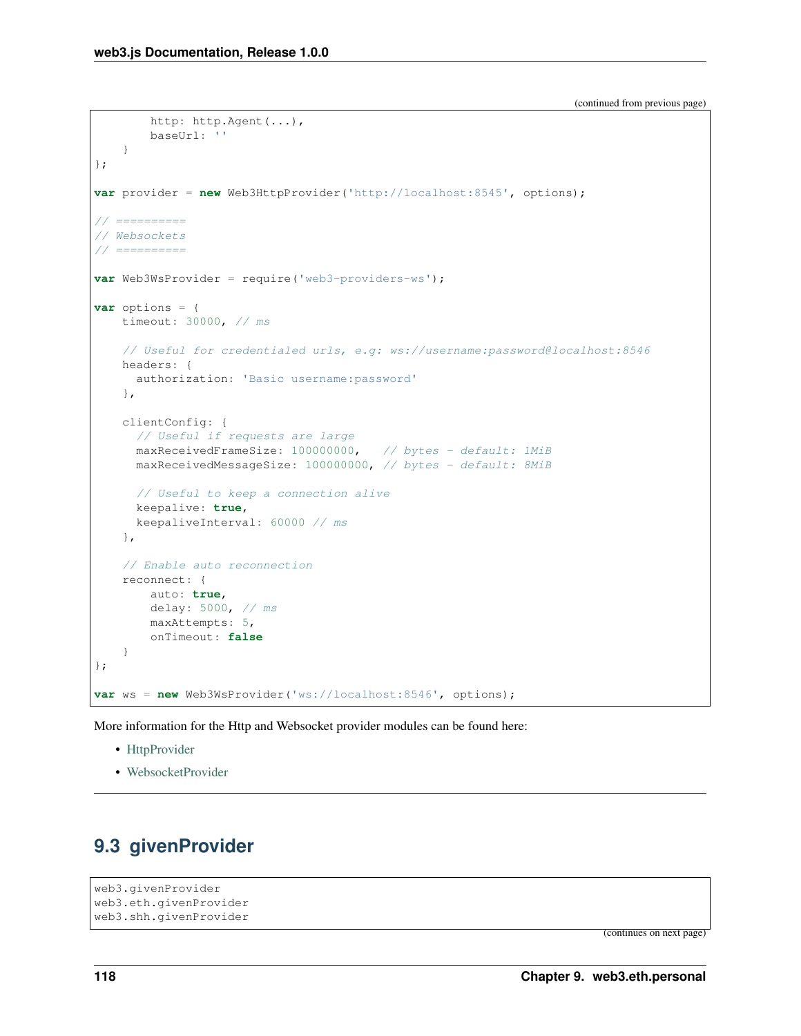(continued from previous page)

```
        http: http.Agent(...),
        baseUrl: ''
    }
};

var provider = new Web3HttpProvider('http://localhost:8545', options);

// ==========
// Websockets
// ==========

var Web3WsProvider = require('web3-providers-ws');

var options = {
    timeout: 30000, // ms

    // Useful for credentialed urls, e.g: ws://username:password@localhost:8546
    headers: {
      authorization: 'Basic username:password'
    },

    clientConfig: {
      // Useful if requests are large
      maxReceivedFrameSize: 100000000,   // bytes - default: 1MiB
      maxReceivedMessageSize: 100000000, // bytes - default: 8MiB

      // Useful to keep a connection alive
      keepalive: true,
      keepaliveInterval: 60000 // ms
    },

    // Enable auto reconnection
    reconnect: {
        auto: true,
        delay: 5000, // ms
        maxAttempts: 5,
        onTimeout: false
    }
};

var ws = new Web3WsProvider('ws://localhost:8546', options);
```

More information for the Http and Websocket provider modules can be found here:

- HttpProvider
- WebsocketProvider

---

## 9.3 givenProvider

```
web3.givenProvider
web3.eth.givenProvider
web3.shh.givenProvider
```

(continues on next page)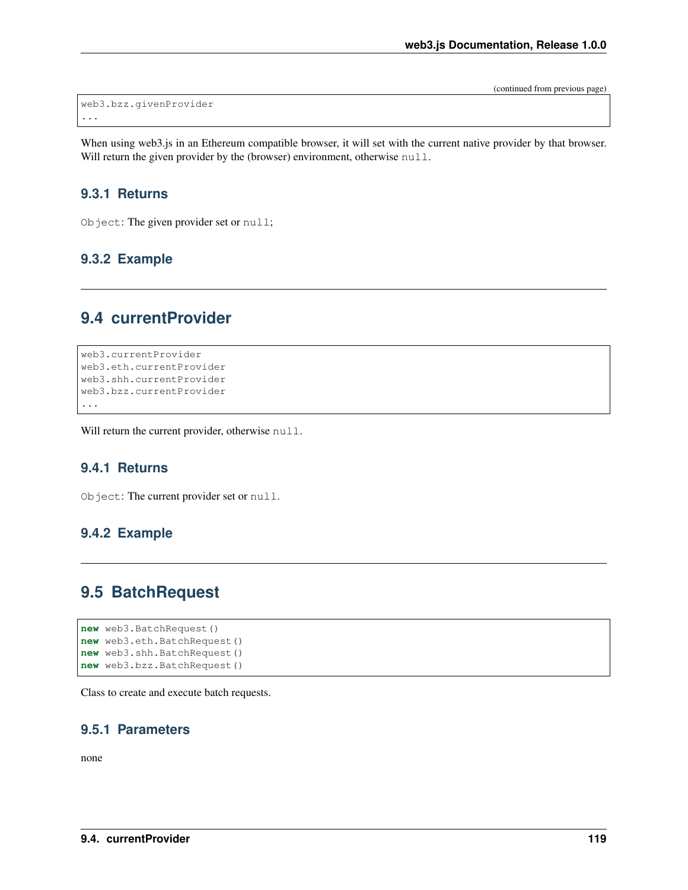(continued from previous page)

```
web3.bzz.givenProvider
...
```

When using web3.js in an Ethereum compatible browser, it will set with the current native provider by that browser. Will return the given provider by the (browser) environment, otherwise `null`.

### 9.3.1 Returns

`Object`: The given provider set or `null`;

### 9.3.2 Example

---

## 9.4 currentProvider

```
web3.currentProvider
web3.eth.currentProvider
web3.shh.currentProvider
web3.bzz.currentProvider
...
```

Will return the current provider, otherwise `null`.

### 9.4.1 Returns

`Object`: The current provider set or `null`.

### 9.4.2 Example

---

## 9.5 BatchRequest

```
new web3.BatchRequest()
new web3.eth.BatchRequest()
new web3.shh.BatchRequest()
new web3.bzz.BatchRequest()
```

Class to create and execute batch requests.

### 9.5.1 Parameters

none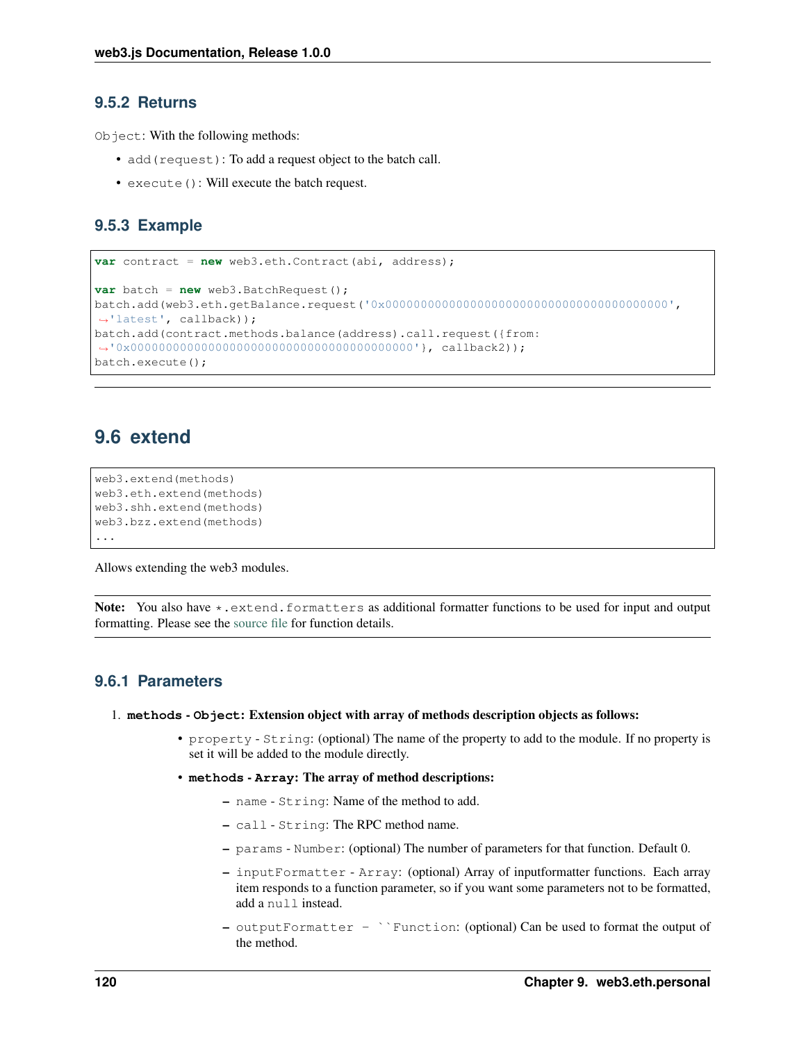### 9.5.2 Returns

`Object`: With the following methods:

- `add(request)`: To add a request object to the batch call.
- `execute()`: Will execute the batch request.

### 9.5.3 Example

```
var contract = new web3.eth.Contract(abi, address);

var batch = new web3.BatchRequest();
batch.add(web3.eth.getBalance.request('0x0000000000000000000000000000000000000000',
↪'latest', callback));
batch.add(contract.methods.balance(address).call.request({from:
↪'0x0000000000000000000000000000000000000000'}, callback2));
batch.execute();
```

## 9.6 extend

```
web3.extend(methods)
web3.eth.extend(methods)
web3.shh.extend(methods)
web3.bzz.extend(methods)
...
```

Allows extending the web3 modules.

**Note:** You also have `*.extend.formatters` as additional formatter functions to be used for input and output formatting. Please see the source file for function details.

### 9.6.1 Parameters

1. **`methods` - `Object`: Extension object with array of methods description objects as follows:**
    - `property` - `String`: (optional) The name of the property to add to the module. If no property is set it will be added to the module directly.
    - **`methods` - `Array`: The array of method descriptions:**
        - `name` - `String`: Name of the method to add.
        - `call` - `String`: The RPC method name.
        - `params` - `Number`: (optional) The number of parameters for that function. Default 0.
        - `inputFormatter` - `Array`: (optional) Array of inputformatter functions. Each array item responds to a function parameter, so if you want some parameters not to be formatted, add a `null` instead.
        - `outputFormatter - ``Function`: (optional) Can be used to format the output of the method.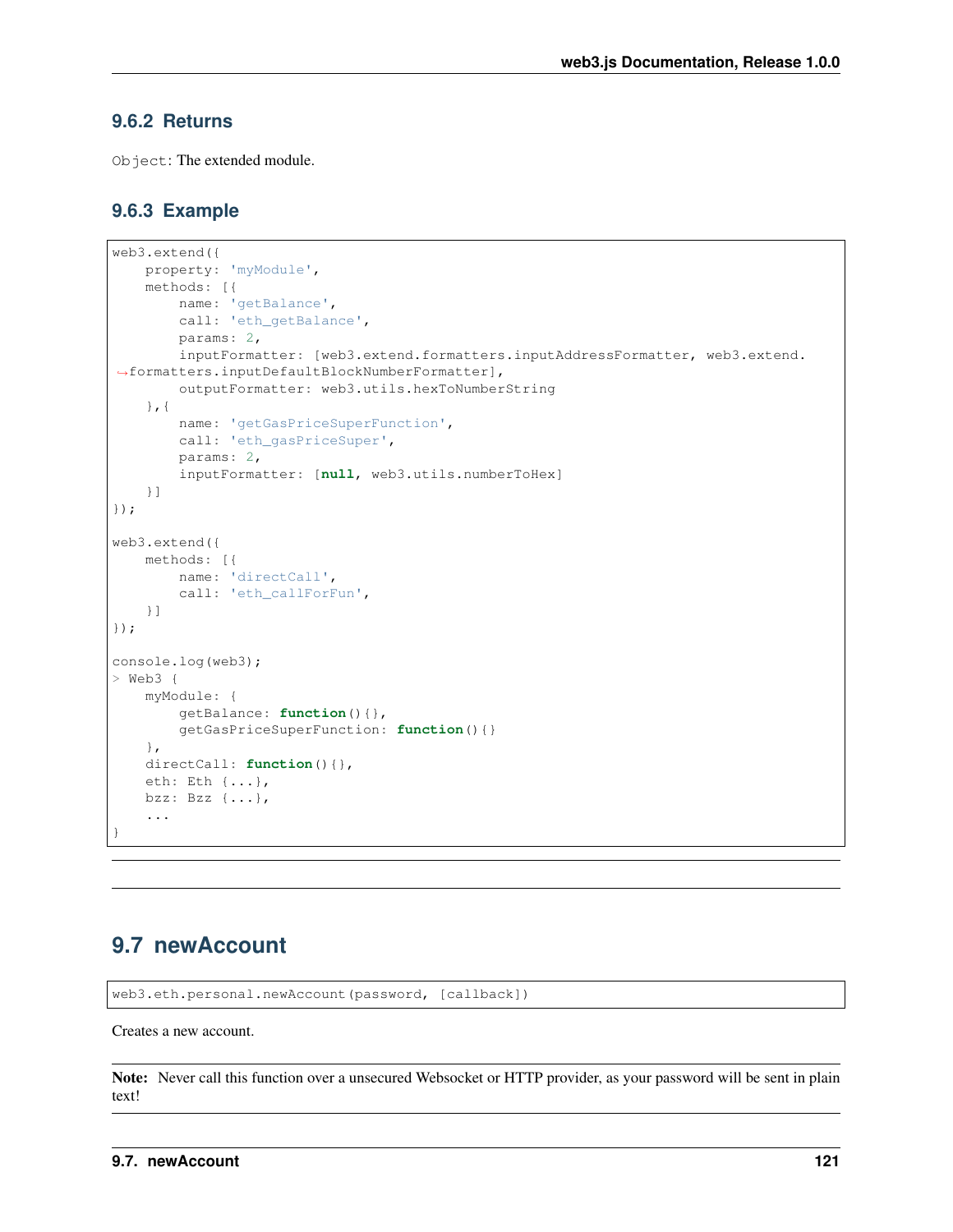### 9.6.2 Returns

`Object`: The extended module.

### 9.6.3 Example

```
web3.extend({
    property: 'myModule',
    methods: [{
        name: 'getBalance',
        call: 'eth_getBalance',
        params: 2,
        inputFormatter: [web3.extend.formatters.inputAddressFormatter, web3.extend.formatters.inputDefaultBlockNumberFormatter],
        outputFormatter: web3.utils.hexToNumberString
    },{
        name: 'getGasPriceSuperFunction',
        call: 'eth_gasPriceSuper',
        params: 2,
        inputFormatter: [null, web3.utils.numberToHex]
    }]
});

web3.extend({
    methods: [{
        name: 'directCall',
        call: 'eth_callForFun',
    }]
});

console.log(web3);
> Web3 {
    myModule: {
        getBalance: function(){},
        getGasPriceSuperFunction: function(){}
    },
    directCall: function(){},
    eth: Eth {...},
    bzz: Bzz {...},
    ...
}
```

---

## 9.7 newAccount

```
web3.eth.personal.newAccount(password, [callback])
```

Creates a new account.

**Note:** Never call this function over a unsecured Websocket or HTTP provider, as your password will be sent in plain text!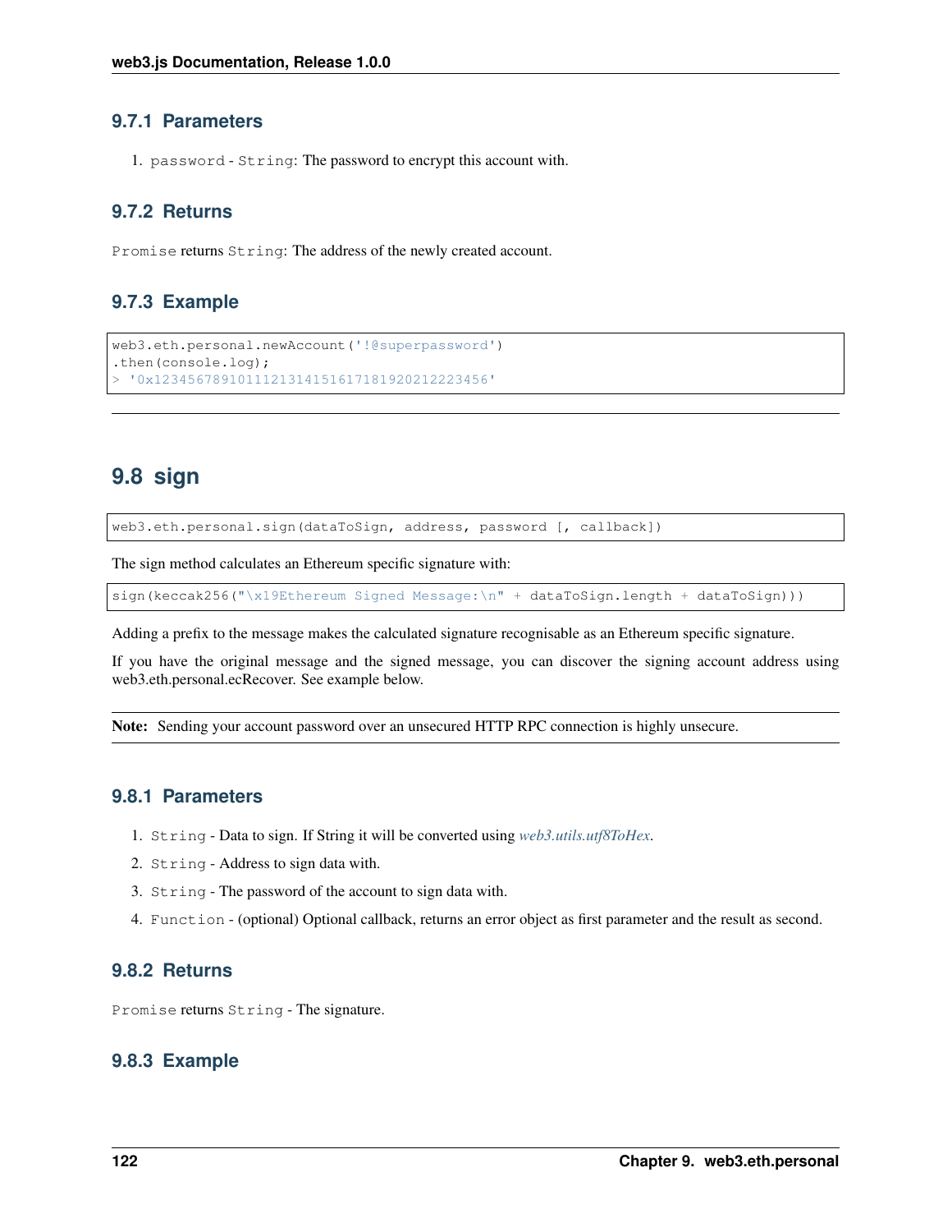### 9.7.1 Parameters

1. `password` - `String`: The password to encrypt this account with.

### 9.7.2 Returns

`Promise` returns `String`: The address of the newly created account.

### 9.7.3 Example

```
web3.eth.personal.newAccount('!@superpassword')
.then(console.log);
> '0x1234567891011121314151617181920212223456'
```

---

## 9.8 sign

```
web3.eth.personal.sign(dataToSign, address, password [, callback])
```

The sign method calculates an Ethereum specific signature with:

```
sign(keccak256("\x19Ethereum Signed Message:\n" + dataToSign.length + dataToSign)))
```

Adding a prefix to the message makes the calculated signature recognisable as an Ethereum specific signature.

If you have the original message and the signed message, you can discover the signing account address using web3.eth.personal.ecRecover. See example below.

**Note:** Sending your account password over an unsecured HTTP RPC connection is highly unsecure.

### 9.8.1 Parameters

1. `String` - Data to sign. If String it will be converted using *web3.utils.utf8ToHex*.
2. `String` - Address to sign data with.
3. `String` - The password of the account to sign data with.
4. `Function` - (optional) Optional callback, returns an error object as first parameter and the result as second.

### 9.8.2 Returns

`Promise` returns `String` - The signature.

### 9.8.3 Example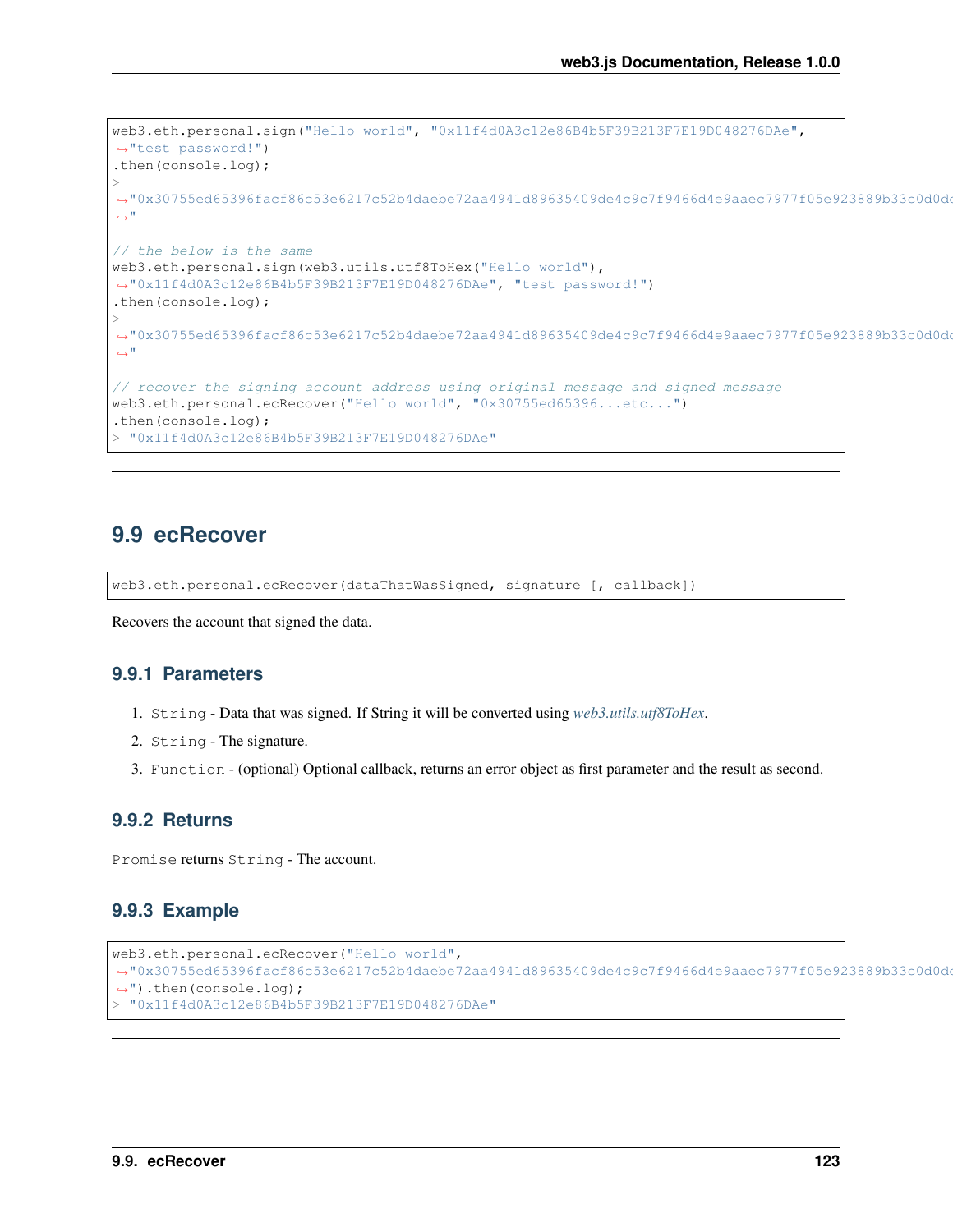```
web3.eth.personal.sign("Hello world", "0x11f4d0A3c12e86B4b5F39B213F7E19D048276DAe",
↪"test password!")
.then(console.log);
>
↪"0x30755ed65396facf86c53e6217c52b4daebe72aa4941d89635409de4c9c7f9466d4e9aaec7977f05e923889b33c0d0dd
↪"

// the below is the same
web3.eth.personal.sign(web3.utils.utf8ToHex("Hello world"),
↪"0x11f4d0A3c12e86B4b5F39B213F7E19D048276DAe", "test password!")
.then(console.log);
>
↪"0x30755ed65396facf86c53e6217c52b4daebe72aa4941d89635409de4c9c7f9466d4e9aaec7977f05e923889b33c0d0dd
↪"

// recover the signing account address using original message and signed message
web3.eth.personal.ecRecover("Hello world", "0x30755ed65396...etc...")
.then(console.log);
> "0x11f4d0A3c12e86B4b5F39B213F7E19D048276DAe"
```

## 9.9 ecRecover

```
web3.eth.personal.ecRecover(dataThatWasSigned, signature [, callback])
```

Recovers the account that signed the data.

### 9.9.1 Parameters

1. `String` - Data that was signed. If String it will be converted using *web3.utils.utf8ToHex*.
2. `String` - The signature.
3. `Function` - (optional) Optional callback, returns an error object as first parameter and the result as second.

### 9.9.2 Returns

`Promise` returns `String` - The account.

### 9.9.3 Example

```
web3.eth.personal.ecRecover("Hello world",
↪"0x30755ed65396facf86c53e6217c52b4daebe72aa4941d89635409de4c9c7f9466d4e9aaec7977f05e923889b33c0d0dd
↪").then(console.log);
> "0x11f4d0A3c12e86B4b5F39B213F7E19D048276DAe"
```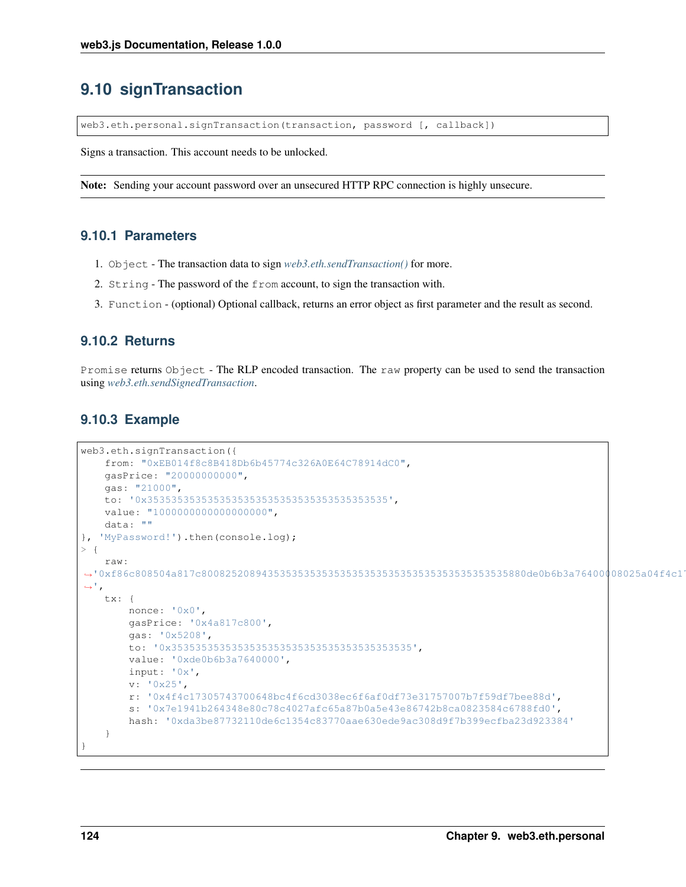## 9.10 signTransaction

```
web3.eth.personal.signTransaction(transaction, password [, callback])
```

Signs a transaction. This account needs to be unlocked.

**Note:** Sending your account password over an unsecured HTTP RPC connection is highly unsecure.

### 9.10.1 Parameters

1. `Object` - The transaction data to sign *web3.eth.sendTransaction()* for more.
2. `String` - The password of the `from` account, to sign the transaction with.
3. `Function` - (optional) Optional callback, returns an error object as first parameter and the result as second.

### 9.10.2 Returns

`Promise` returns `Object` - The RLP encoded transaction. The `raw` property can be used to send the transaction using *web3.eth.sendSignedTransaction*.

### 9.10.3 Example

```
web3.eth.signTransaction({
    from: "0xEB014f8c8B418Db6b45774c326A0E64C78914dC0",
    gasPrice: "20000000000",
    gas: "21000",
    to: '0x3535353535353535353535353535353535353535',
    value: "1000000000000000000",
    data: ""
}, 'MyPassword!').then(console.log);
> {
    raw:
↪'0xf86c808504a817c800825208943535353535353535353535353535353535353535880de0b6b3a76400008025a04f4c1
↪',
    tx: {
        nonce: '0x0',
        gasPrice: '0x4a817c800',
        gas: '0x5208',
        to: '0x3535353535353535353535353535353535353535',
        value: '0xde0b6b3a7640000',
        input: '0x',
        v: '0x25',
        r: '0x4f4c17305743700648bc4f6cd3038ec6f6af0df73e31757007b7f59df7bee88d',
        s: '0x7e1941b264348e80c78c4027afc65a87b0a5e43e86742b8ca0823584c6788fd0',
        hash: '0xda3be87732110de6c1354c83770aae630ede9ac308d9f7b399ecfba23d923384'
    }
}
```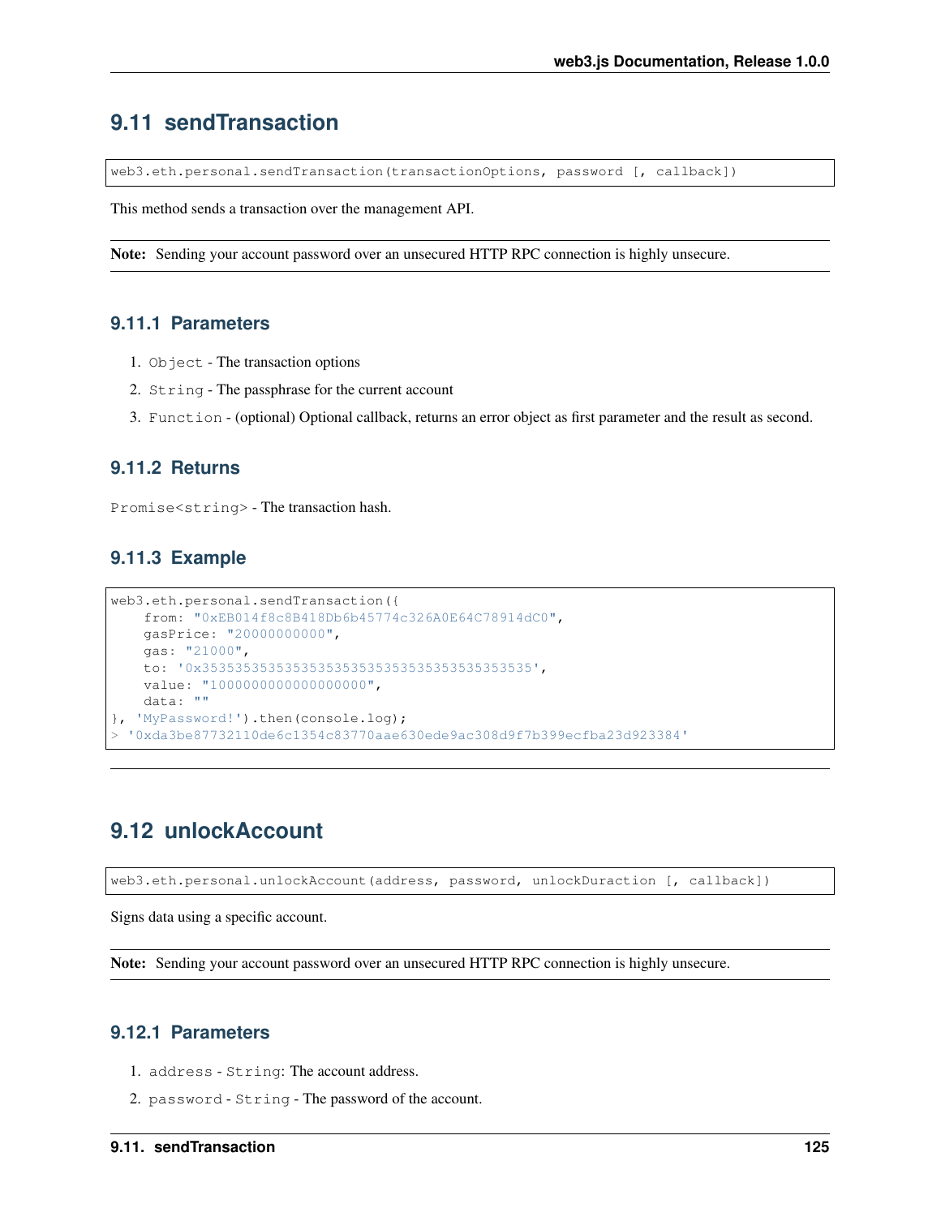## 9.11 sendTransaction

```
web3.eth.personal.sendTransaction(transactionOptions, password [, callback])
```

This method sends a transaction over the management API.

**Note:** Sending your account password over an unsecured HTTP RPC connection is highly unsecure.

### 9.11.1 Parameters

1. `Object` - The transaction options
2. `String` - The passphrase for the current account
3. `Function` - (optional) Optional callback, returns an error object as first parameter and the result as second.

### 9.11.2 Returns

`Promise<string>` - The transaction hash.

### 9.11.3 Example

```
web3.eth.personal.sendTransaction({
    from: "0xEB014f8c8B418Db6b45774c326A0E64C78914dC0",
    gasPrice: "20000000000",
    gas: "21000",
    to: '0x3535353535353535353535353535353535353535',
    value: "1000000000000000000",
    data: ""
}, 'MyPassword!').then(console.log);
> '0xda3be87732110de6c1354c83770aae630ede9ac308d9f7b399ecfba23d923384'
```

## 9.12 unlockAccount

```
web3.eth.personal.unlockAccount(address, password, unlockDuraction [, callback])
```

Signs data using a specific account.

**Note:** Sending your account password over an unsecured HTTP RPC connection is highly unsecure.

### 9.12.1 Parameters

1. `address` - `String`: The account address.
2. `password` - `String` - The password of the account.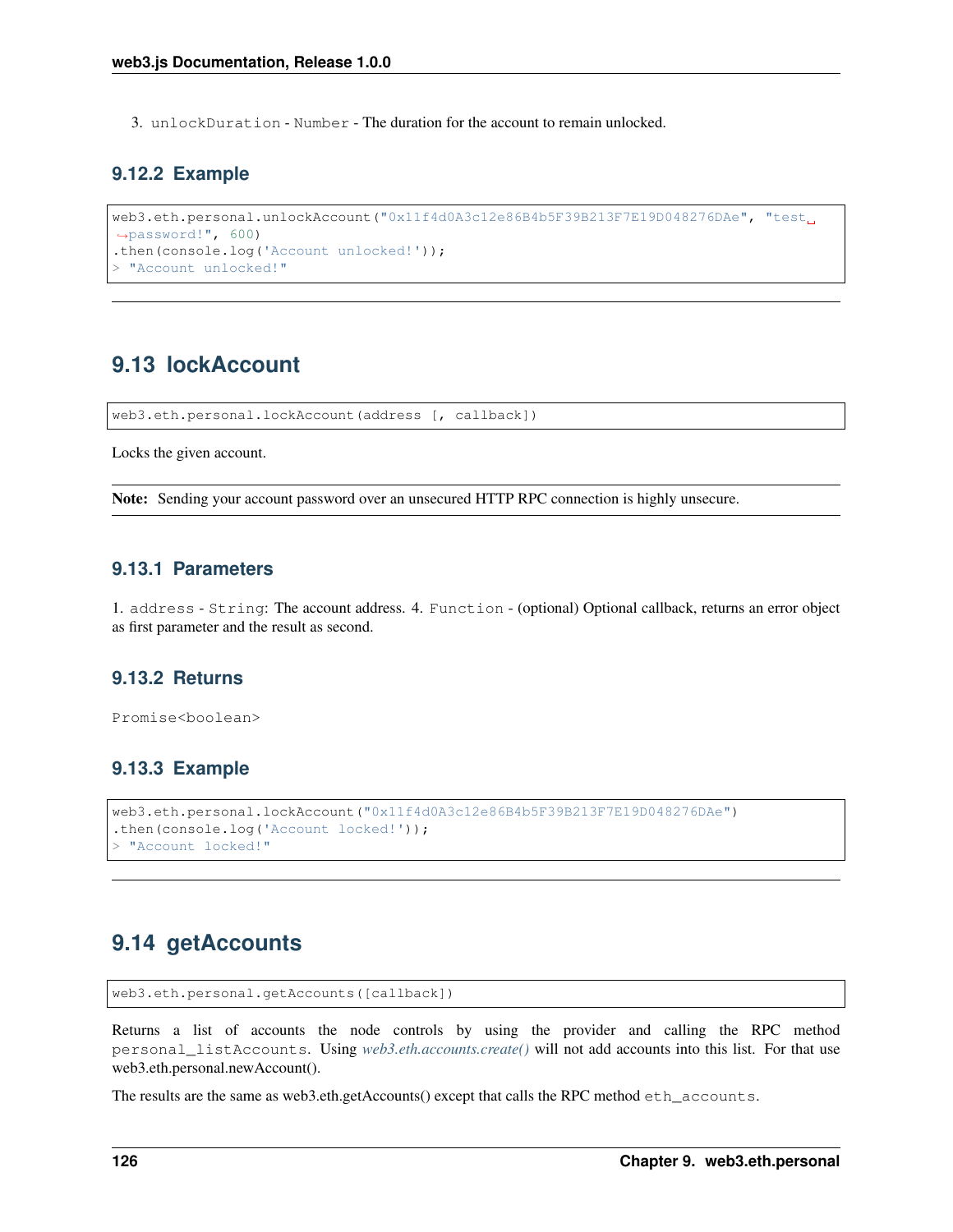3. `unlockDuration` - `Number` - The duration for the account to remain unlocked.

### 9.12.2 Example

```
web3.eth.personal.unlockAccount("0x11f4d0A3c12e86B4b5F39B213F7E19D048276DAe", "test password!", 600)
.then(console.log('Account unlocked!'));
> "Account unlocked!"
```

---

## 9.13 lockAccount

```
web3.eth.personal.lockAccount(address [, callback])
```

Locks the given account.

**Note:** Sending your account password over an unsecured HTTP RPC connection is highly unsecure.

### 9.13.1 Parameters

1. `address` - `String`: The account address. 4. `Function` - (optional) Optional callback, returns an error object as first parameter and the result as second.

### 9.13.2 Returns

`Promise<boolean>`

### 9.13.3 Example

```
web3.eth.personal.lockAccount("0x11f4d0A3c12e86B4b5F39B213F7E19D048276DAe")
.then(console.log('Account locked!'));
> "Account locked!"
```

---

## 9.14 getAccounts

```
web3.eth.personal.getAccounts([callback])
```

Returns a list of accounts the node controls by using the provider and calling the RPC method `personal_listAccounts`. Using *web3.eth.accounts.create()* will not add accounts into this list. For that use web3.eth.personal.newAccount().

The results are the same as web3.eth.getAccounts() except that calls the RPC method `eth_accounts`.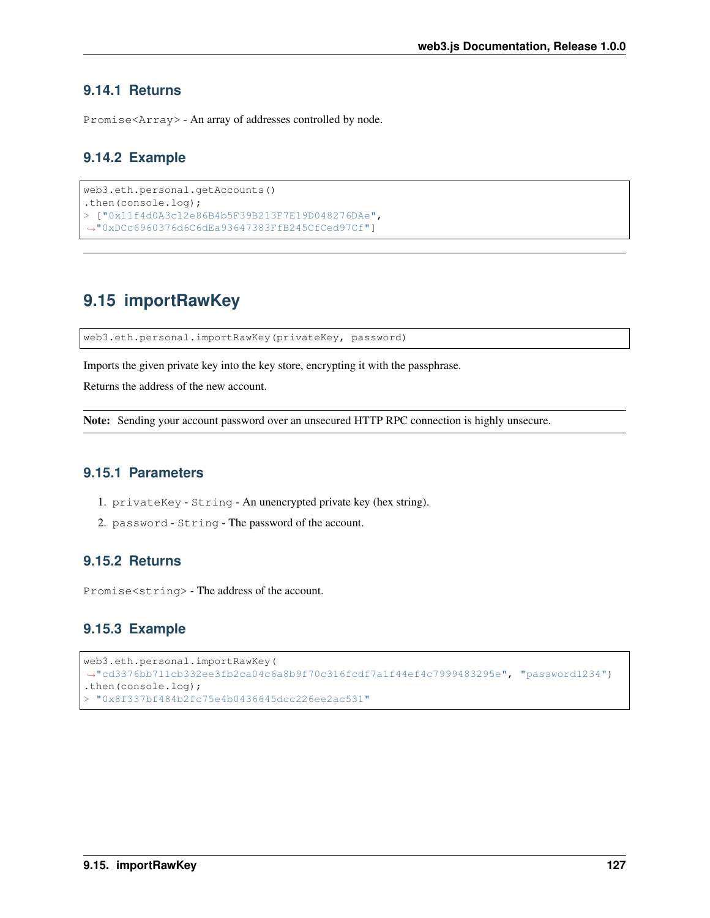### 9.14.1 Returns

`Promise<Array>` - An array of addresses controlled by node.

### 9.14.2 Example

```
web3.eth.personal.getAccounts()
.then(console.log);
> ["0x11f4d0A3c12e86B4b5F39B213F7E19D048276DAe",
↪"0xDCc6960376d6C6dEa93647383FfB245CfCed97Cf"]
```

---

## 9.15 importRawKey

```
web3.eth.personal.importRawKey(privateKey, password)
```

Imports the given private key into the key store, encrypting it with the passphrase.

Returns the address of the new account.

**Note:** Sending your account password over an unsecured HTTP RPC connection is highly unsecure.

### 9.15.1 Parameters

1. `privateKey` - `String` - An unencrypted private key (hex string).
2. `password` - `String` - The password of the account.

### 9.15.2 Returns

`Promise<string>` - The address of the account.

### 9.15.3 Example

```
web3.eth.personal.importRawKey(
↪"cd3376bb711cb332ee3fb2ca04c6a8b9f70c316fcdf7a1f44ef4c7999483295e", "password1234")
.then(console.log);
> "0x8f337bf484b2fc75e4b0436645dcc226ee2ac531"
```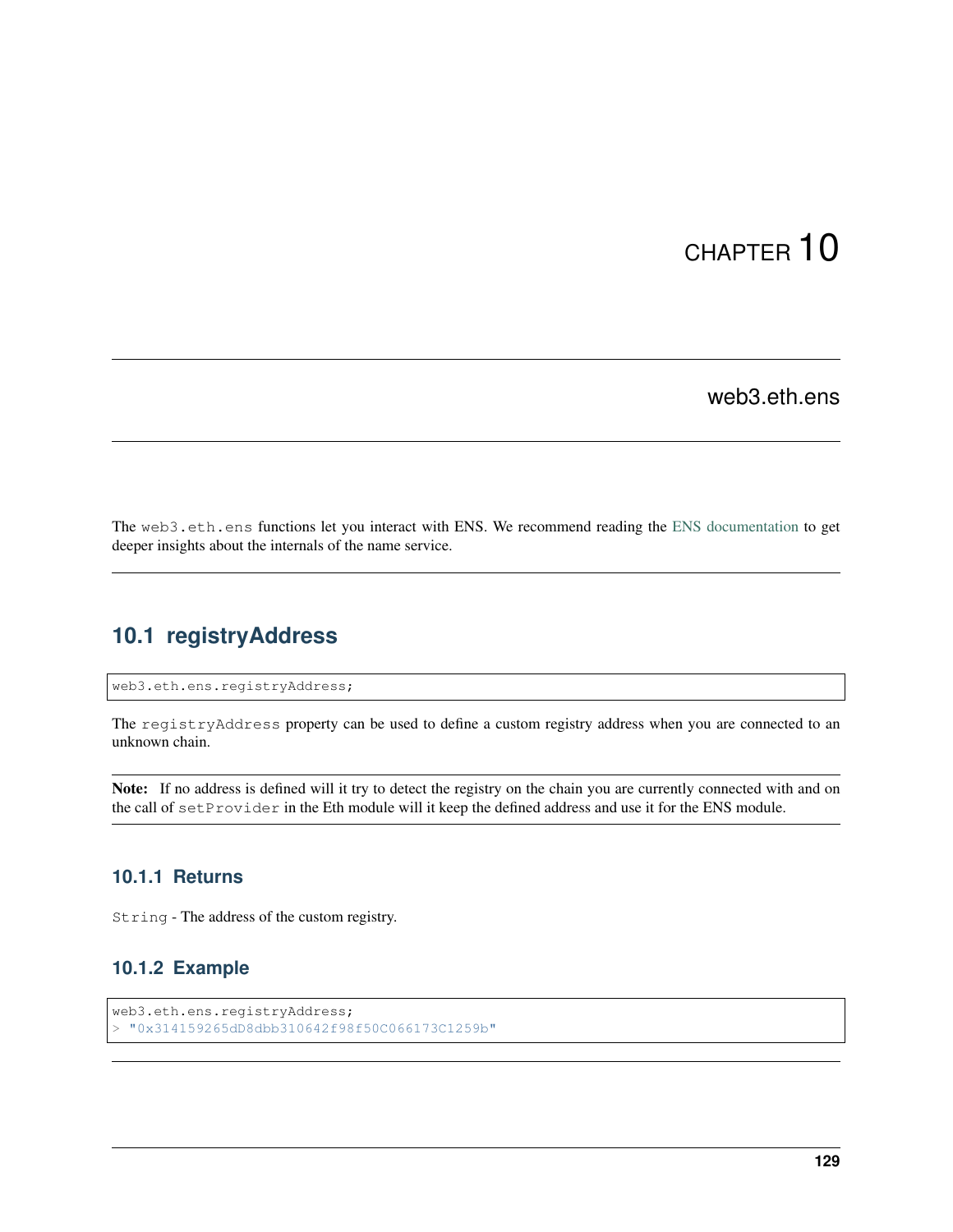# CHAPTER 10

## web3.eth.ens

The `web3.eth.ens` functions let you interact with ENS. We recommend reading the ENS documentation to get deeper insights about the internals of the name service.

---

## 10.1 registryAddress

```
web3.eth.ens.registryAddress;
```

The `registryAddress` property can be used to define a custom registry address when you are connected to an unknown chain.

**Note:** If no address is defined will it try to detect the registry on the chain you are currently connected with and on the call of `setProvider` in the Eth module will it keep the defined address and use it for the ENS module.

### 10.1.1 Returns

`String` - The address of the custom registry.

### 10.1.2 Example

```
web3.eth.ens.registryAddress;
> "0x314159265dD8dbb310642f98f50C066173C1259b"
```

---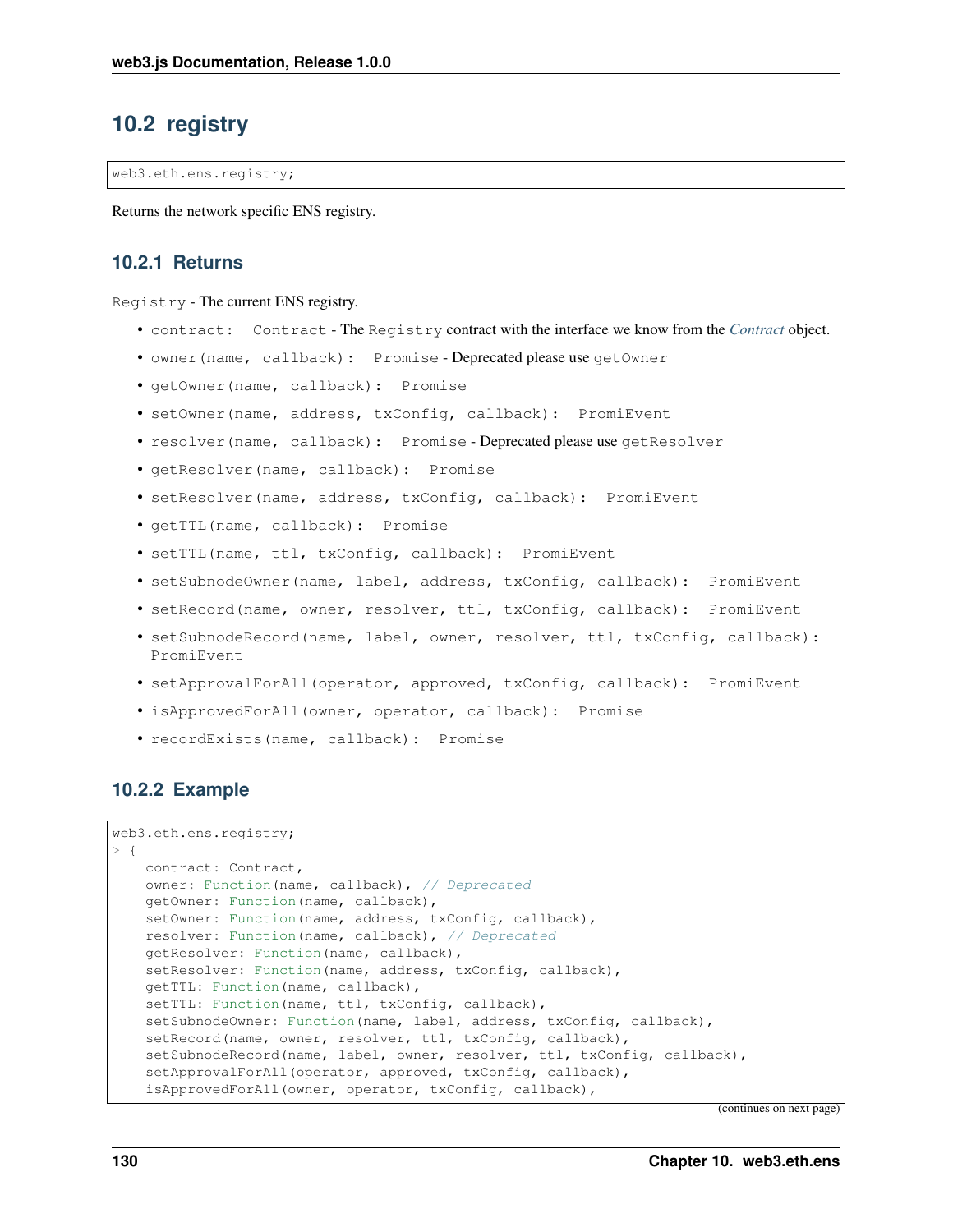## 10.2 registry

```
web3.eth.ens.registry;
```

Returns the network specific ENS registry.

### 10.2.1 Returns

`Registry` - The current ENS registry.

- `contract: Contract` - The `Registry` contract with the interface we know from the *Contract* object.
- `owner(name, callback): Promise` - Deprecated please use `getOwner`
- `getOwner(name, callback): Promise`
- `setOwner(name, address, txConfig, callback): PromiEvent`
- `resolver(name, callback): Promise` - Deprecated please use `getResolver`
- `getResolver(name, callback): Promise`
- `setResolver(name, address, txConfig, callback): PromiEvent`
- `getTTL(name, callback): Promise`
- `setTTL(name, ttl, txConfig, callback): PromiEvent`
- `setSubnodeOwner(name, label, address, txConfig, callback): PromiEvent`
- `setRecord(name, owner, resolver, ttl, txConfig, callback): PromiEvent`
- `setSubnodeRecord(name, label, owner, resolver, ttl, txConfig, callback): PromiEvent`
- `setApprovalForAll(operator, approved, txConfig, callback): PromiEvent`
- `isApprovedForAll(owner, operator, callback): Promise`
- `recordExists(name, callback): Promise`

### 10.2.2 Example

```
web3.eth.ens.registry;
> {
    contract: Contract,
    owner: Function(name, callback), // Deprecated
    getOwner: Function(name, callback),
    setOwner: Function(name, address, txConfig, callback),
    resolver: Function(name, callback), // Deprecated
    getResolver: Function(name, callback),
    setResolver: Function(name, address, txConfig, callback),
    getTTL: Function(name, callback),
    setTTL: Function(name, ttl, txConfig, callback),
    setSubnodeOwner: Function(name, label, address, txConfig, callback),
    setRecord(name, owner, resolver, ttl, txConfig, callback),
    setSubnodeRecord(name, label, owner, resolver, ttl, txConfig, callback),
    setApprovalForAll(operator, approved, txConfig, callback),
    isApprovedForAll(owner, operator, txConfig, callback),
```

(continues on next page)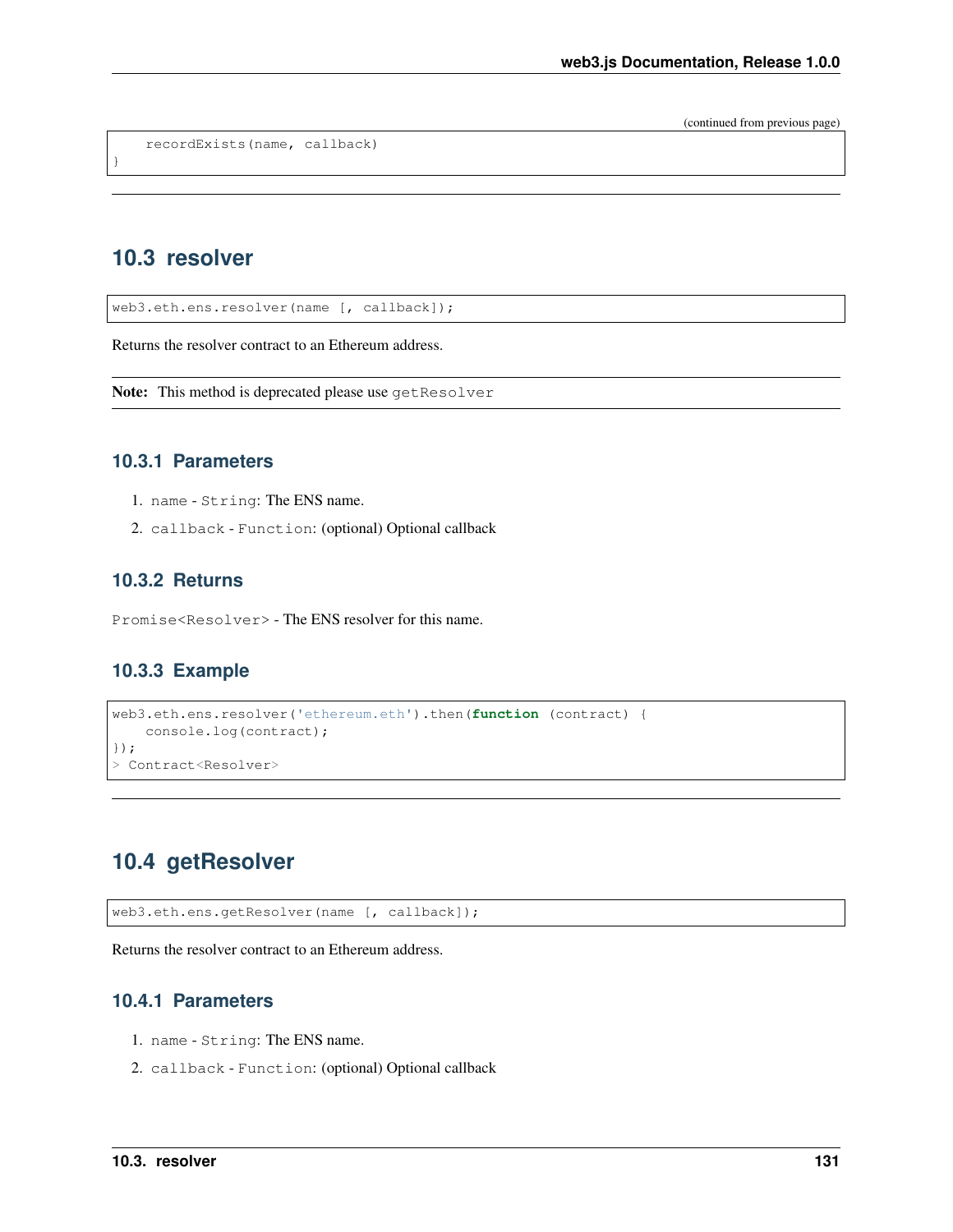```
    recordExists(name, callback)
}
```

---

## 10.3 resolver

```
web3.eth.ens.resolver(name [, callback]);
```

Returns the resolver contract to an Ethereum address.

**Note:** This method is deprecated please use `getResolver`

### 10.3.1 Parameters

1. `name` - `String`: The ENS name.
2. `callback` - `Function`: (optional) Optional callback

### 10.3.2 Returns

`Promise<Resolver>` - The ENS resolver for this name.

### 10.3.3 Example

```
web3.eth.ens.resolver('ethereum.eth').then(function (contract) {
    console.log(contract);
});
> Contract<Resolver>
```

---

## 10.4 getResolver

```
web3.eth.ens.getResolver(name [, callback]);
```

Returns the resolver contract to an Ethereum address.

### 10.4.1 Parameters

1. `name` - `String`: The ENS name.
2. `callback` - `Function`: (optional) Optional callback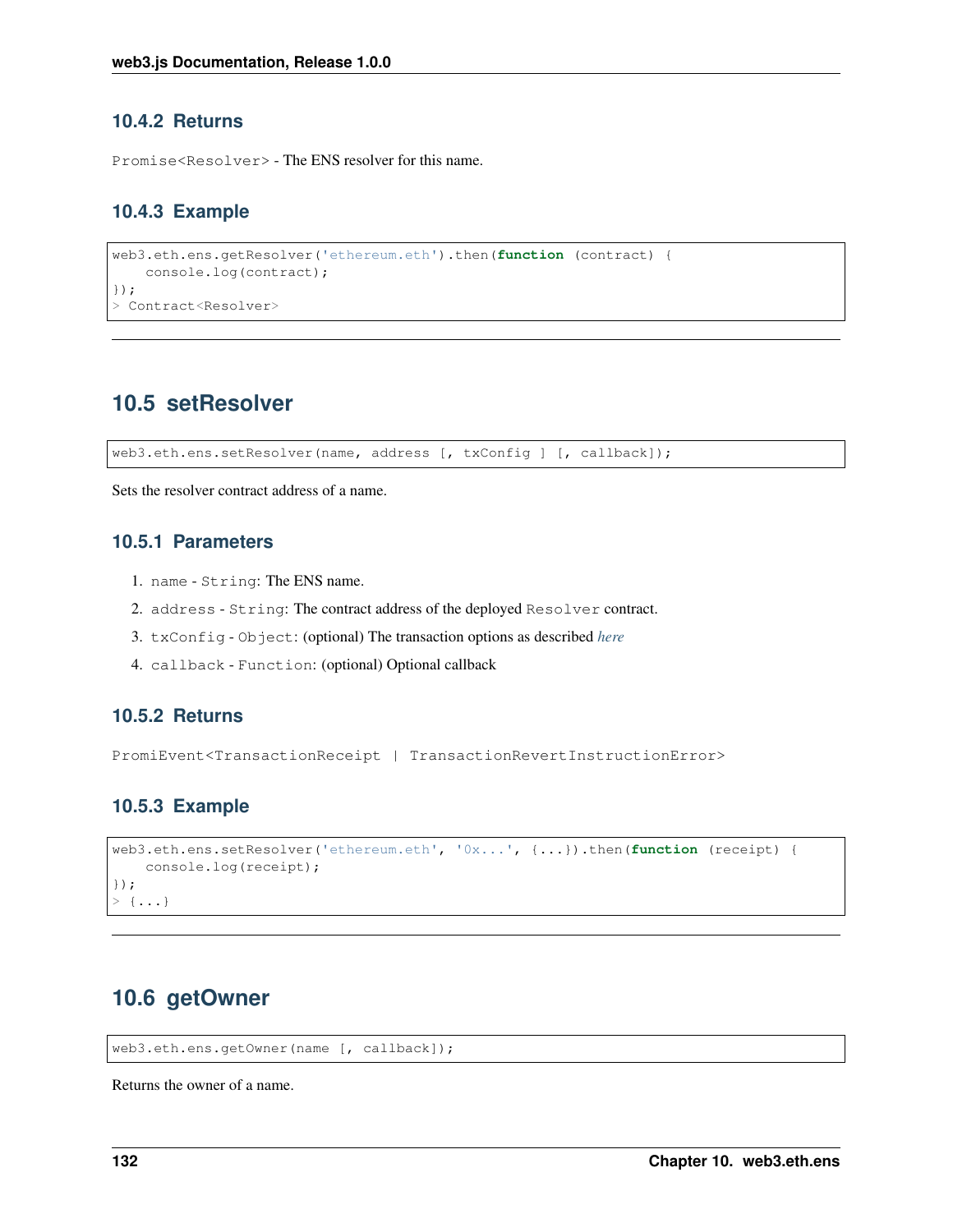### 10.4.2 Returns

`Promise<Resolver>` - The ENS resolver for this name.

### 10.4.3 Example

```
web3.eth.ens.getResolver('ethereum.eth').then(function (contract) {
    console.log(contract);
});
> Contract<Resolver>
```

---

## 10.5 setResolver

```
web3.eth.ens.setResolver(name, address [, txConfig ] [, callback]);
```

Sets the resolver contract address of a name.

### 10.5.1 Parameters

1. `name` - `String`: The ENS name.
2. `address` - `String`: The contract address of the deployed `Resolver` contract.
3. `txConfig` - `Object`: (optional) The transaction options as described *here*
4. `callback` - `Function`: (optional) Optional callback

### 10.5.2 Returns

`PromiEvent<TransactionReceipt | TransactionRevertInstructionError>`

### 10.5.3 Example

```
web3.eth.ens.setResolver('ethereum.eth', '0x...', {...}).then(function (receipt) {
    console.log(receipt);
});
> {...}
```

---

## 10.6 getOwner

```
web3.eth.ens.getOwner(name [, callback]);
```

Returns the owner of a name.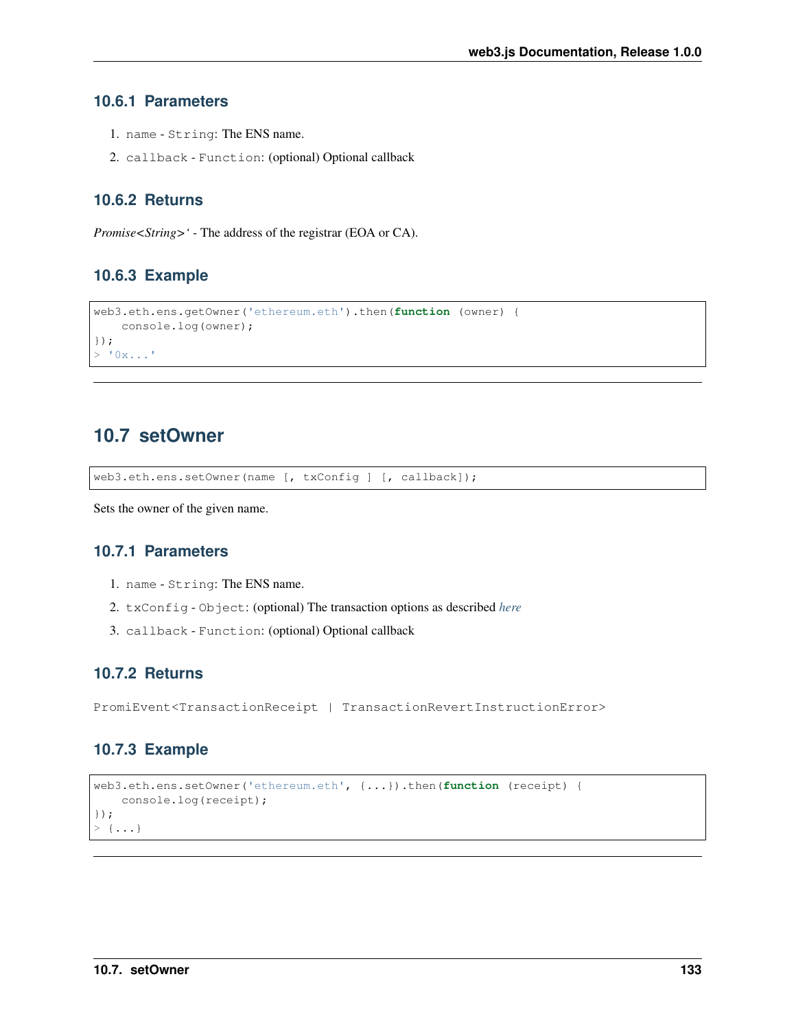### 10.6.1 Parameters

1. `name` - `String`: The ENS name.
2. `callback` - `Function`: (optional) Optional callback

### 10.6.2 Returns

*Promise<String>‘* - The address of the registrar (EOA or CA).

### 10.6.3 Example

```
web3.eth.ens.getOwner('ethereum.eth').then(function (owner) {
    console.log(owner);
});
> '0x...'
```

---

## 10.7 setOwner

```
web3.eth.ens.setOwner(name [, txConfig ] [, callback]);
```

Sets the owner of the given name.

### 10.7.1 Parameters

1. `name` - `String`: The ENS name.
2. `txConfig` - `Object`: (optional) The transaction options as described *here*
3. `callback` - `Function`: (optional) Optional callback

### 10.7.2 Returns

`PromiEvent<TransactionReceipt | TransactionRevertInstructionError>`

### 10.7.3 Example

```
web3.eth.ens.setOwner('ethereum.eth', {...}).then(function (receipt) {
    console.log(receipt);
});
> {...}
```

---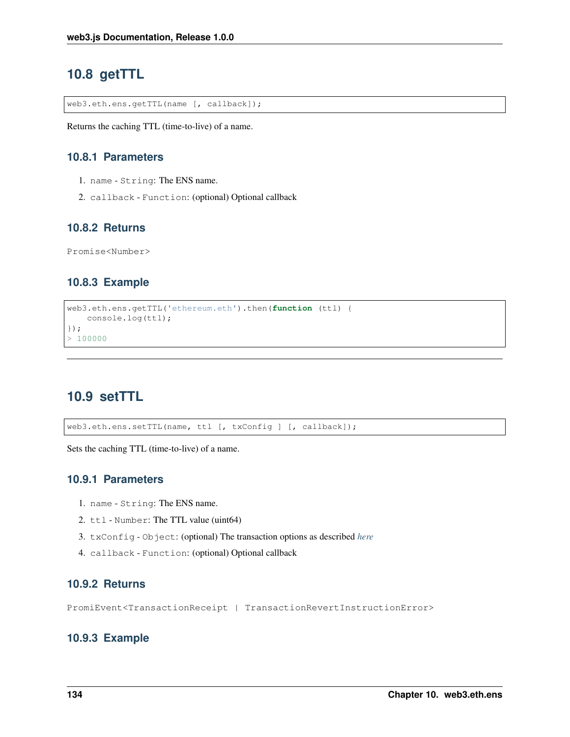## 10.8 getTTL

```
web3.eth.ens.getTTL(name [, callback]);
```

Returns the caching TTL (time-to-live) of a name.

### 10.8.1 Parameters

1. `name` - `String`: The ENS name.
2. `callback` - `Function`: (optional) Optional callback

### 10.8.2 Returns

`Promise<Number>`

### 10.8.3 Example

```
web3.eth.ens.getTTL('ethereum.eth').then(function (ttl) {
    console.log(ttl);
});
> 100000
```

---

## 10.9 setTTL

```
web3.eth.ens.setTTL(name, ttl [, txConfig ] [, callback]);
```

Sets the caching TTL (time-to-live) of a name.

### 10.9.1 Parameters

1. `name` - `String`: The ENS name.
2. `ttl` - `Number`: The TTL value (uint64)
3. `txConfig` - `Object`: (optional) The transaction options as described *here*
4. `callback` - `Function`: (optional) Optional callback

### 10.9.2 Returns

`PromiEvent<TransactionReceipt | TransactionRevertInstructionError>`

### 10.9.3 Example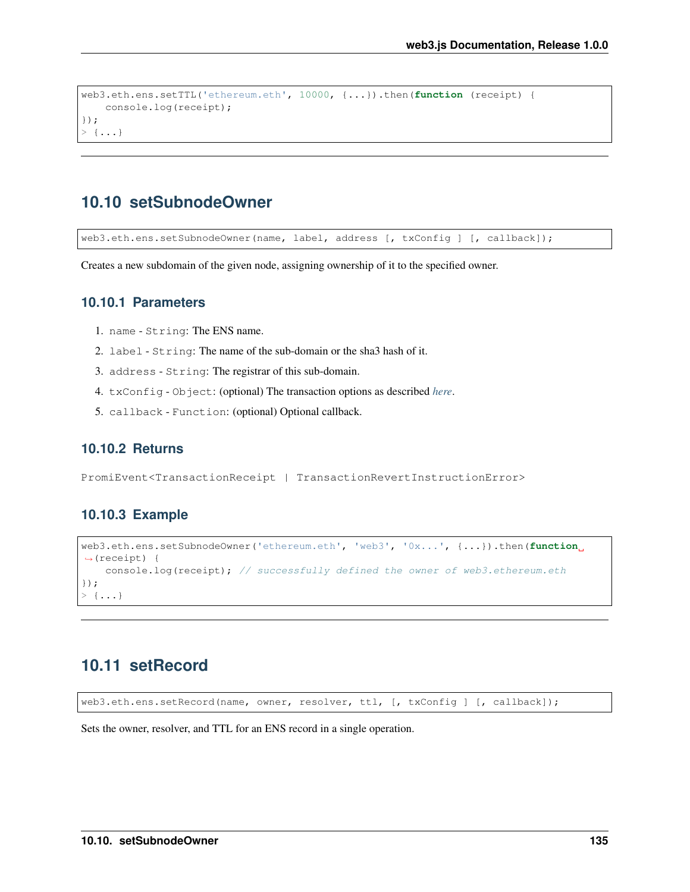```
web3.eth.ens.setTTL('ethereum.eth', 10000, {...}).then(function (receipt) {
    console.log(receipt);
});
> {...}
```

---

## 10.10 setSubnodeOwner

```
web3.eth.ens.setSubnodeOwner(name, label, address [, txConfig ] [, callback]);
```

Creates a new subdomain of the given node, assigning ownership of it to the specified owner.

### 10.10.1 Parameters

1. `name` - `String`: The ENS name.
2. `label` - `String`: The name of the sub-domain or the sha3 hash of it.
3. `address` - `String`: The registrar of this sub-domain.
4. `txConfig` - `Object`: (optional) The transaction options as described *here*.
5. `callback` - `Function`: (optional) Optional callback.

### 10.10.2 Returns

`PromiEvent<TransactionReceipt | TransactionRevertInstructionError>`

### 10.10.3 Example

```
web3.eth.ens.setSubnodeOwner('ethereum.eth', 'web3', '0x...', {...}).then(function (receipt) {
    console.log(receipt); // successfully defined the owner of web3.ethereum.eth
});
> {...}
```

---

## 10.11 setRecord

```
web3.eth.ens.setRecord(name, owner, resolver, ttl, [, txConfig ] [, callback]);
```

Sets the owner, resolver, and TTL for an ENS record in a single operation.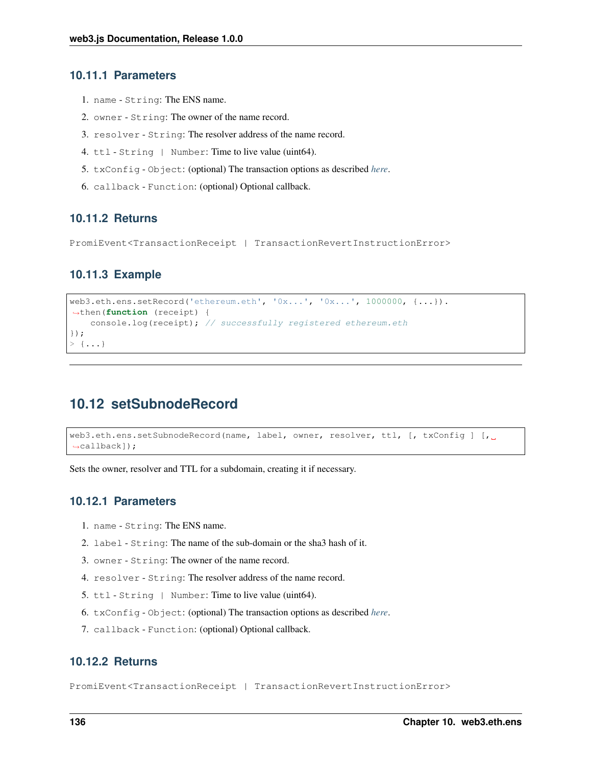### 10.11.1 Parameters

1. `name` - `String`: The ENS name.
2. `owner` - `String`: The owner of the name record.
3. `resolver` - `String`: The resolver address of the name record.
4. `ttl` - `String | Number`: Time to live value (uint64).
5. `txConfig` - `Object`: (optional) The transaction options as described *here*.
6. `callback` - `Function`: (optional) Optional callback.

### 10.11.2 Returns

`PromiEvent<TransactionReceipt | TransactionRevertInstructionError>`

### 10.11.3 Example

```
web3.eth.ens.setRecord('ethereum.eth', '0x...', '0x...', 1000000, {...}).
→then(function (receipt) {
    console.log(receipt); // successfully registered ethereum.eth
});
> {...}
```

---

## 10.12 setSubnodeRecord

```
web3.eth.ens.setSubnodeRecord(name, label, owner, resolver, ttl, [, txConfig ] [,
→callback]);
```

Sets the owner, resolver and TTL for a subdomain, creating it if necessary.

### 10.12.1 Parameters

1. `name` - `String`: The ENS name.
2. `label` - `String`: The name of the sub-domain or the sha3 hash of it.
3. `owner` - `String`: The owner of the name record.
4. `resolver` - `String`: The resolver address of the name record.
5. `ttl` - `String | Number`: Time to live value (uint64).
6. `txConfig` - `Object`: (optional) The transaction options as described *here*.
7. `callback` - `Function`: (optional) Optional callback.

### 10.12.2 Returns

`PromiEvent<TransactionReceipt | TransactionRevertInstructionError>`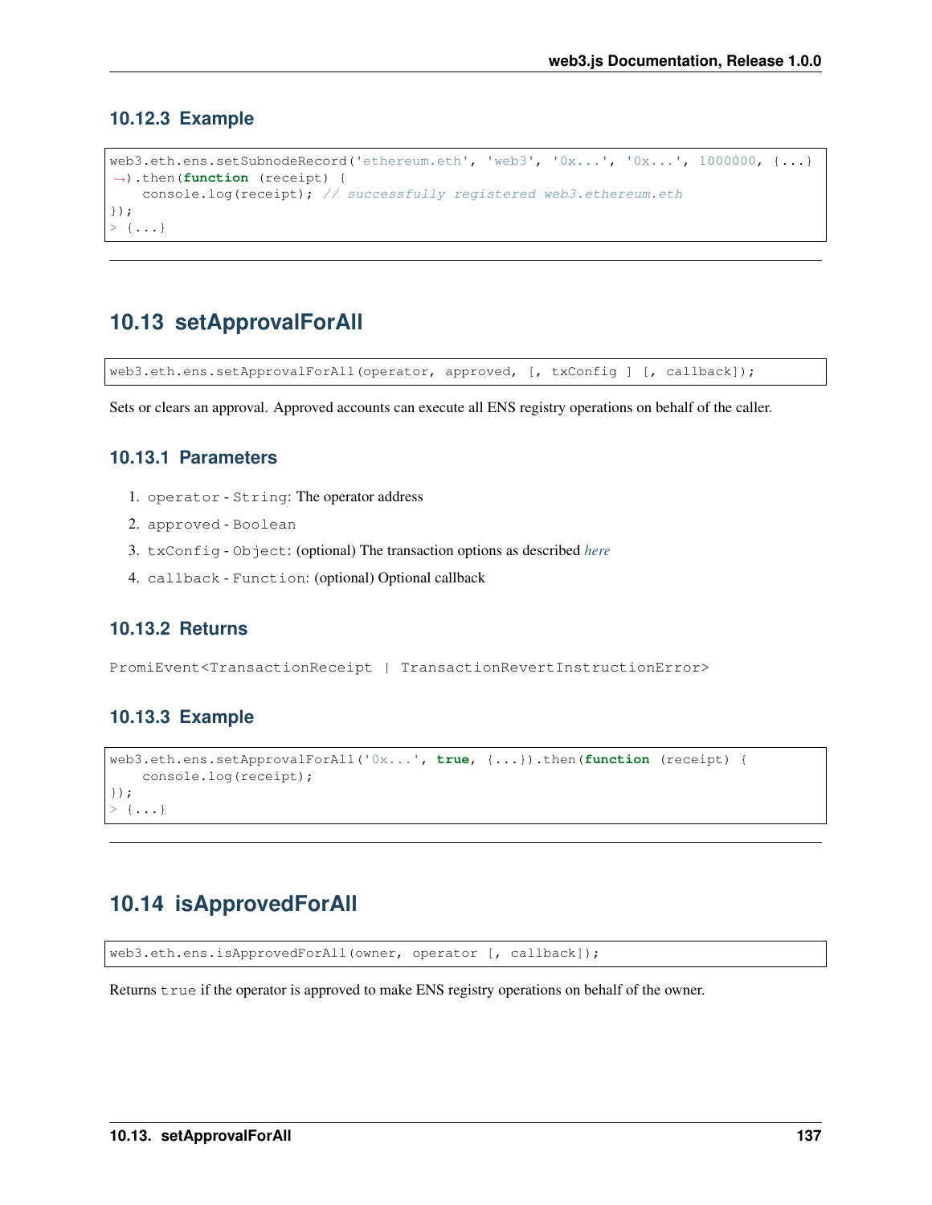### 10.12.3 Example

```
web3.eth.ens.setSubnodeRecord('ethereum.eth', 'web3', '0x...', '0x...', 1000000, {...}
→).then(function (receipt) {
    console.log(receipt); // successfully registered web3.ethereum.eth
});
> {...}
```

---

## 10.13 setApprovalForAll

```
web3.eth.ens.setApprovalForAll(operator, approved, [, txConfig ] [, callback]);
```

Sets or clears an approval. Approved accounts can execute all ENS registry operations on behalf of the caller.

### 10.13.1 Parameters

1. `operator` - `String`: The operator address
2. `approved` - `Boolean`
3. `txConfig` - `Object`: (optional) The transaction options as described *here*
4. `callback` - `Function`: (optional) Optional callback

### 10.13.2 Returns

`PromiEvent<TransactionReceipt | TransactionRevertInstructionError>`

### 10.13.3 Example

```
web3.eth.ens.setApprovalForAll('0x...', true, {...}).then(function (receipt) {
    console.log(receipt);
});
> {...}
```

---

## 10.14 isApprovedForAll

```
web3.eth.ens.isApprovedForAll(owner, operator [, callback]);
```

Returns `true` if the operator is approved to make ENS registry operations on behalf of the owner.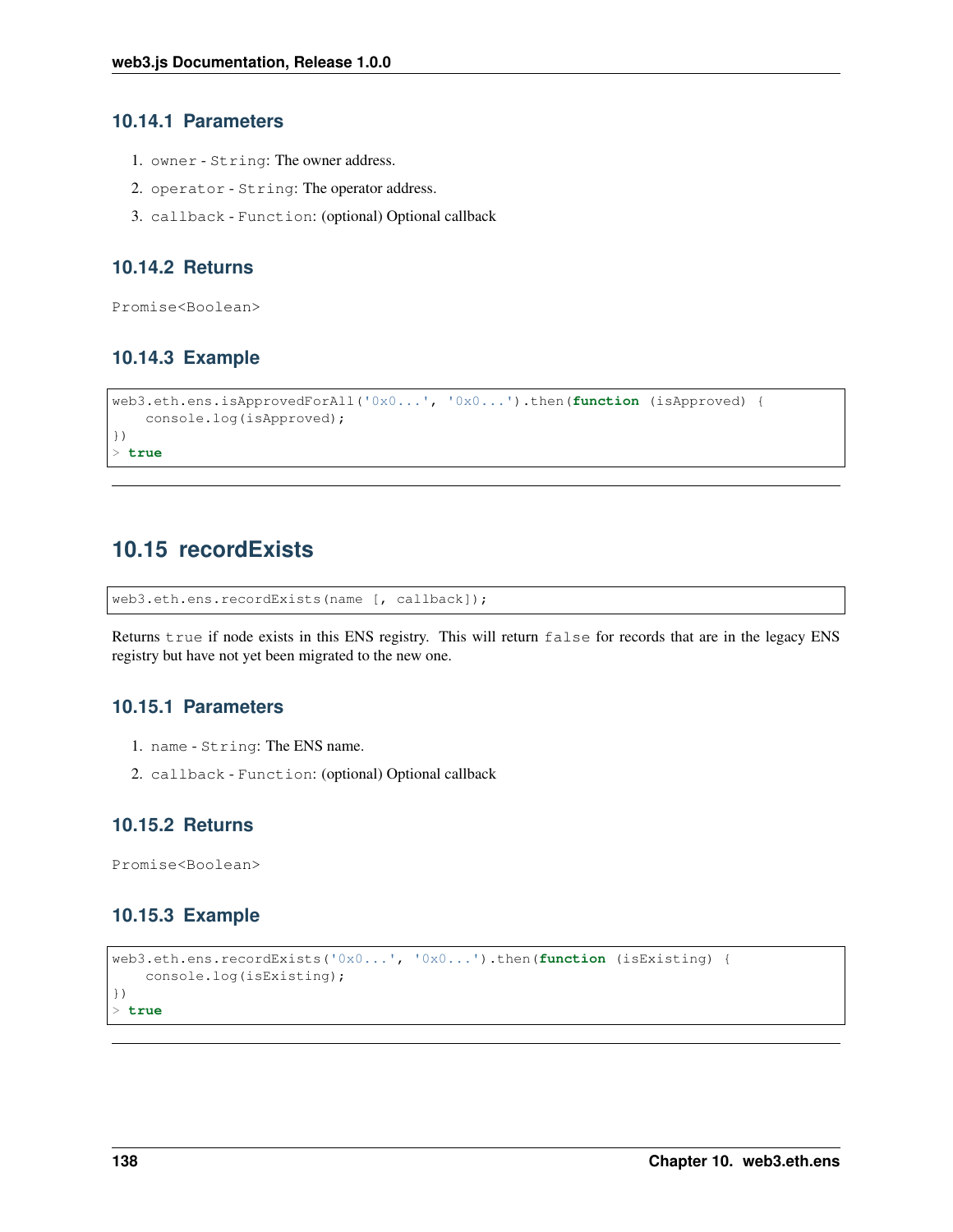### 10.14.1 Parameters

1. `owner` - `String`: The owner address.
2. `operator` - `String`: The operator address.
3. `callback` - `Function`: (optional) Optional callback

### 10.14.2 Returns

`Promise<Boolean>`

### 10.14.3 Example

```
web3.eth.ens.isApprovedForAll('0x0...', '0x0...').then(function (isApproved) {
    console.log(isApproved);
})
> true
```

---

## 10.15 recordExists

```
web3.eth.ens.recordExists(name [, callback]);
```

Returns `true` if node exists in this ENS registry. This will return `false` for records that are in the legacy ENS registry but have not yet been migrated to the new one.

### 10.15.1 Parameters

1. `name` - `String`: The ENS name.
2. `callback` - `Function`: (optional) Optional callback

### 10.15.2 Returns

`Promise<Boolean>`

### 10.15.3 Example

```
web3.eth.ens.recordExists('0x0...', '0x0...').then(function (isExisting) {
    console.log(isExisting);
})
> true
```

---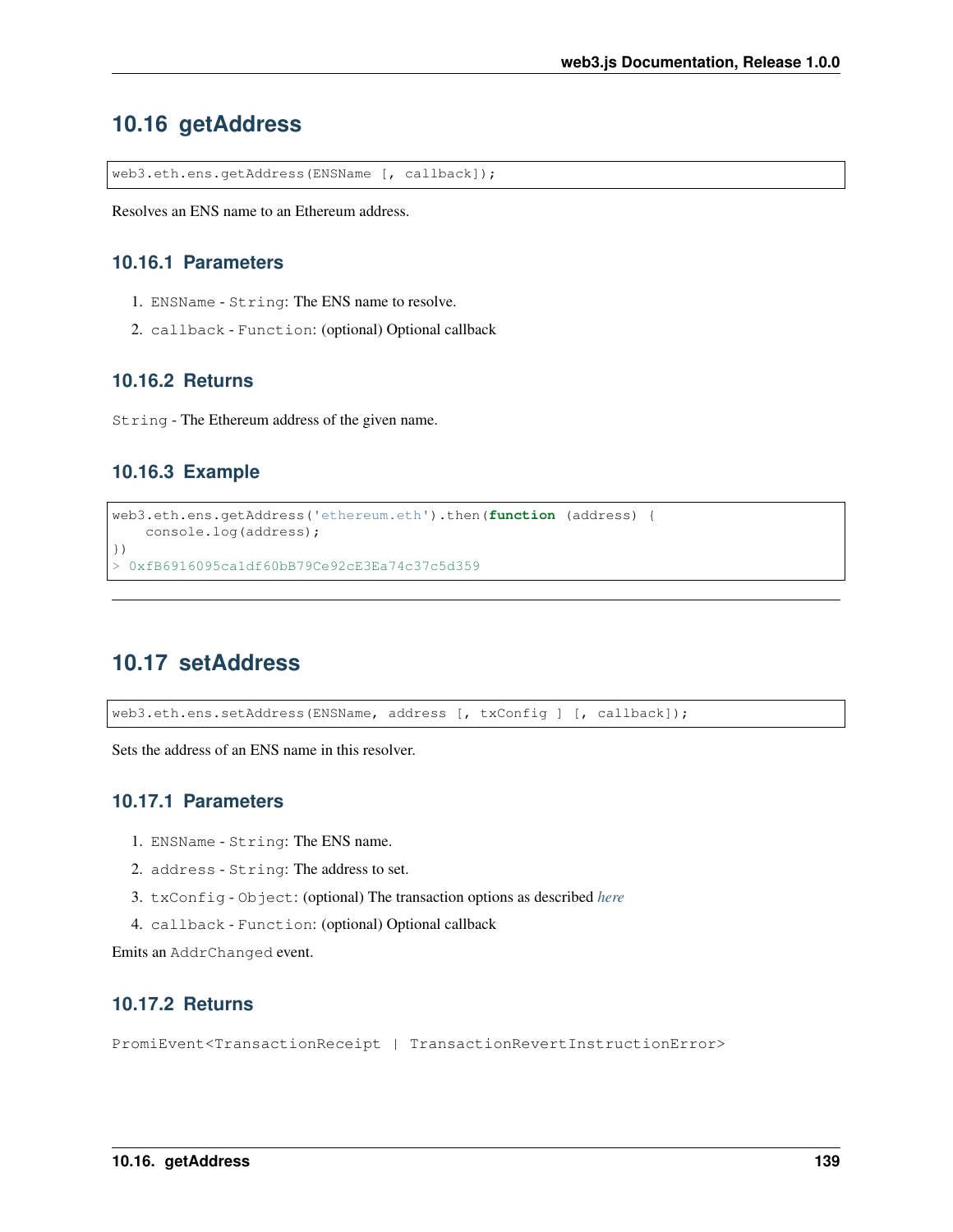## 10.16 getAddress

```
web3.eth.ens.getAddress(ENSName [, callback]);
```

Resolves an ENS name to an Ethereum address.

### 10.16.1 Parameters

1. `ENSName` - `String`: The ENS name to resolve.
2. `callback` - `Function`: (optional) Optional callback

### 10.16.2 Returns

`String` - The Ethereum address of the given name.

### 10.16.3 Example

```
web3.eth.ens.getAddress('ethereum.eth').then(function (address) {
    console.log(address);
})
> 0xfB6916095ca1df60bB79Ce92cE3Ea74c37c5d359
```

---

## 10.17 setAddress

```
web3.eth.ens.setAddress(ENSName, address [, txConfig ] [, callback]);
```

Sets the address of an ENS name in this resolver.

### 10.17.1 Parameters

1. `ENSName` - `String`: The ENS name.
2. `address` - `String`: The address to set.
3. `txConfig` - `Object`: (optional) The transaction options as described *here*
4. `callback` - `Function`: (optional) Optional callback

Emits an `AddrChanged` event.

### 10.17.2 Returns

`PromiEvent<TransactionReceipt | TransactionRevertInstructionError>`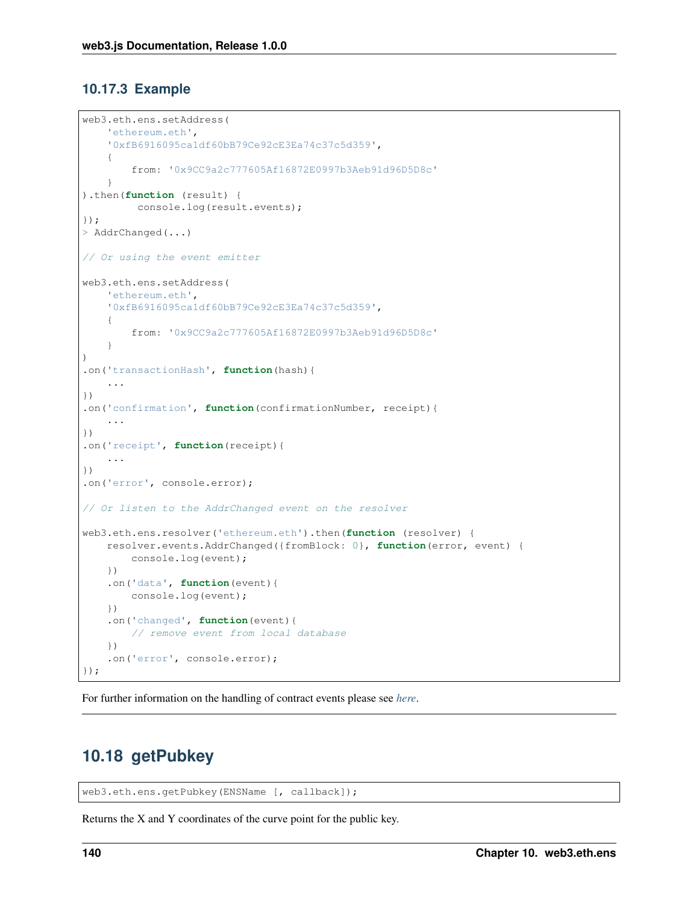### 10.17.3 Example

```
web3.eth.ens.setAddress(
    'ethereum.eth',
    '0xfB6916095ca1df60bB79Ce92cE3Ea74c37c5d359',
    {
        from: '0x9CC9a2c777605Af16872E0997b3Aeb91d96D5D8c'
    }
).then(function (result) {
         console.log(result.events);
});
> AddrChanged(...)

// Or using the event emitter

web3.eth.ens.setAddress(
    'ethereum.eth',
    '0xfB6916095ca1df60bB79Ce92cE3Ea74c37c5d359',
    {
        from: '0x9CC9a2c777605Af16872E0997b3Aeb91d96D5D8c'
    }
)
.on('transactionHash', function(hash){
    ...
})
.on('confirmation', function(confirmationNumber, receipt){
    ...
})
.on('receipt', function(receipt){
    ...
})
.on('error', console.error);

// Or listen to the AddrChanged event on the resolver

web3.eth.ens.resolver('ethereum.eth').then(function (resolver) {
    resolver.events.AddrChanged({fromBlock: 0}, function(error, event) {
        console.log(event);
    })
    .on('data', function(event){
        console.log(event);
    })
    .on('changed', function(event){
        // remove event from local database
    })
    .on('error', console.error);
});
```

For further information on the handling of contract events please see *here*.

---

## 10.18 getPubkey

```
web3.eth.ens.getPubkey(ENSName [, callback]);
```

Returns the X and Y coordinates of the curve point for the public key.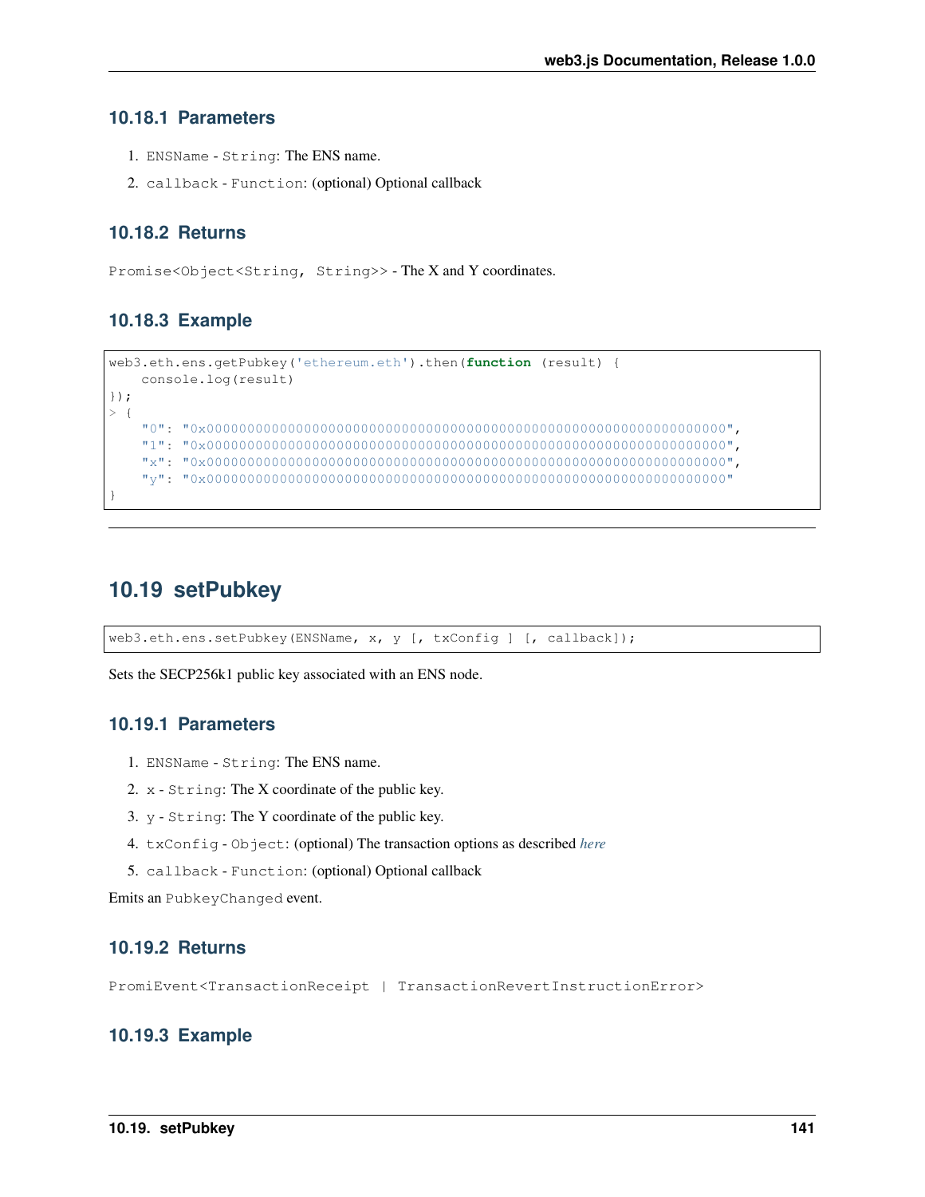### 10.18.1 Parameters

1. `ENSName` - `String`: The ENS name.
2. `callback` - `Function`: (optional) Optional callback

### 10.18.2 Returns

`Promise<Object<String, String>>` - The X and Y coordinates.

### 10.18.3 Example

```
web3.eth.ens.getPubkey('ethereum.eth').then(function (result) {
    console.log(result)
});
> {
    "0": "0x0000000000000000000000000000000000000000000000000000000000000000",
    "1": "0x0000000000000000000000000000000000000000000000000000000000000000",
    "x": "0x0000000000000000000000000000000000000000000000000000000000000000",
    "y": "0x0000000000000000000000000000000000000000000000000000000000000000"
}
```

---

## 10.19 setPubkey

```
web3.eth.ens.setPubkey(ENSName, x, y [, txConfig ] [, callback]);
```

Sets the SECP256k1 public key associated with an ENS node.

### 10.19.1 Parameters

1. `ENSName` - `String`: The ENS name.
2. `x` - `String`: The X coordinate of the public key.
3. `y` - `String`: The Y coordinate of the public key.
4. `txConfig` - `Object`: (optional) The transaction options as described *here*
5. `callback` - `Function`: (optional) Optional callback

Emits an `PubkeyChanged` event.

### 10.19.2 Returns

`PromiEvent<TransactionReceipt | TransactionRevertInstructionError>`

### 10.19.3 Example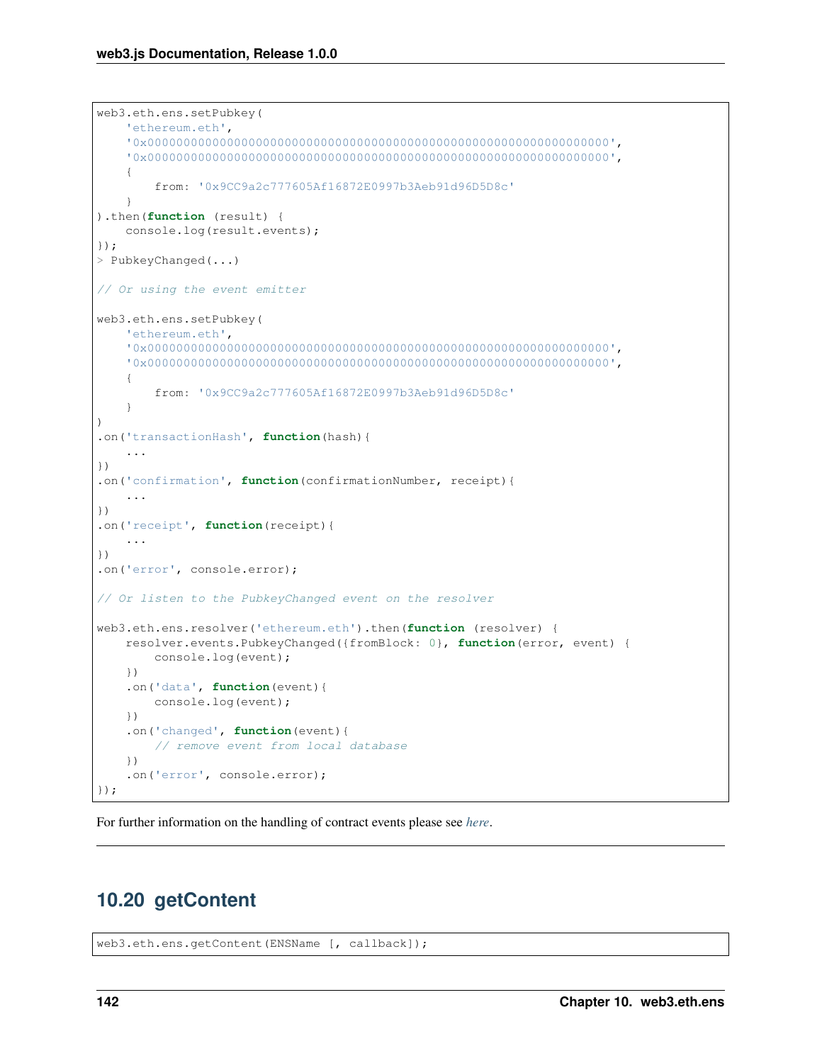```
web3.eth.ens.setPubkey(
    'ethereum.eth',
    '0x0000000000000000000000000000000000000000000000000000000000000000',
    '0x0000000000000000000000000000000000000000000000000000000000000000',
    {
        from: '0x9CC9a2c777605Af16872E0997b3Aeb91d96D5D8c'
    }
).then(function (result) {
    console.log(result.events);
});
> PubkeyChanged(...)

// Or using the event emitter

web3.eth.ens.setPubkey(
    'ethereum.eth',
    '0x0000000000000000000000000000000000000000000000000000000000000000',
    '0x0000000000000000000000000000000000000000000000000000000000000000',
    {
        from: '0x9CC9a2c777605Af16872E0997b3Aeb91d96D5D8c'
    }
)
.on('transactionHash', function(hash){
    ...
})
.on('confirmation', function(confirmationNumber, receipt){
    ...
})
.on('receipt', function(receipt){
    ...
})
.on('error', console.error);

// Or listen to the PubkeyChanged event on the resolver

web3.eth.ens.resolver('ethereum.eth').then(function (resolver) {
    resolver.events.PubkeyChanged({fromBlock: 0}, function(error, event) {
        console.log(event);
    })
    .on('data', function(event){
        console.log(event);
    })
    .on('changed', function(event){
        // remove event from local database
    })
    .on('error', console.error);
});
```

For further information on the handling of contract events please see *here*.

---

## 10.20 getContent

```
web3.eth.ens.getContent(ENSName [, callback]);
```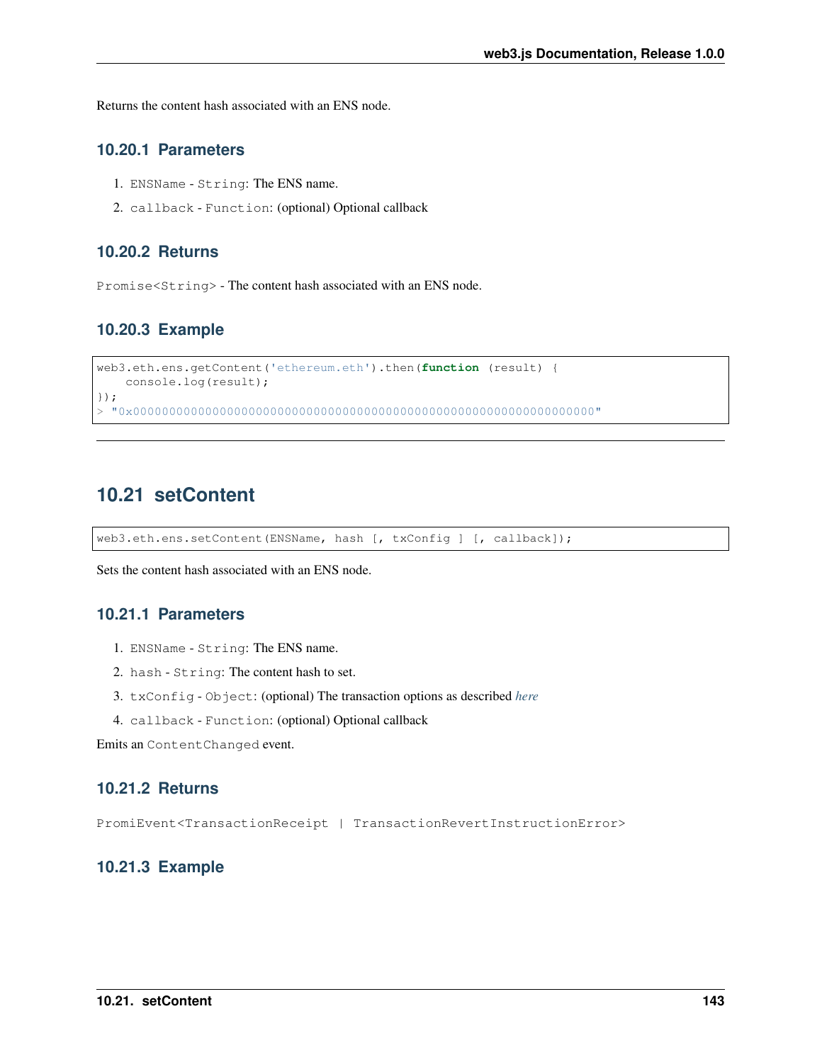Returns the content hash associated with an ENS node.

### 10.20.1 Parameters

1. `ENSName` - `String`: The ENS name.
2. `callback` - `Function`: (optional) Optional callback

### 10.20.2 Returns

`Promise<String>` - The content hash associated with an ENS node.

### 10.20.3 Example

```
web3.eth.ens.getContent('ethereum.eth').then(function (result) {
    console.log(result);
});
> "0x0000000000000000000000000000000000000000000000000000000000000000"
```

---

## 10.21 setContent

```
web3.eth.ens.setContent(ENSName, hash [, txConfig ] [, callback]);
```

Sets the content hash associated with an ENS node.

### 10.21.1 Parameters

1. `ENSName` - `String`: The ENS name.
2. `hash` - `String`: The content hash to set.
3. `txConfig` - `Object`: (optional) The transaction options as described *here*
4. `callback` - `Function`: (optional) Optional callback

Emits an `ContentChanged` event.

### 10.21.2 Returns

`PromiEvent<TransactionReceipt | TransactionRevertInstructionError>`

### 10.21.3 Example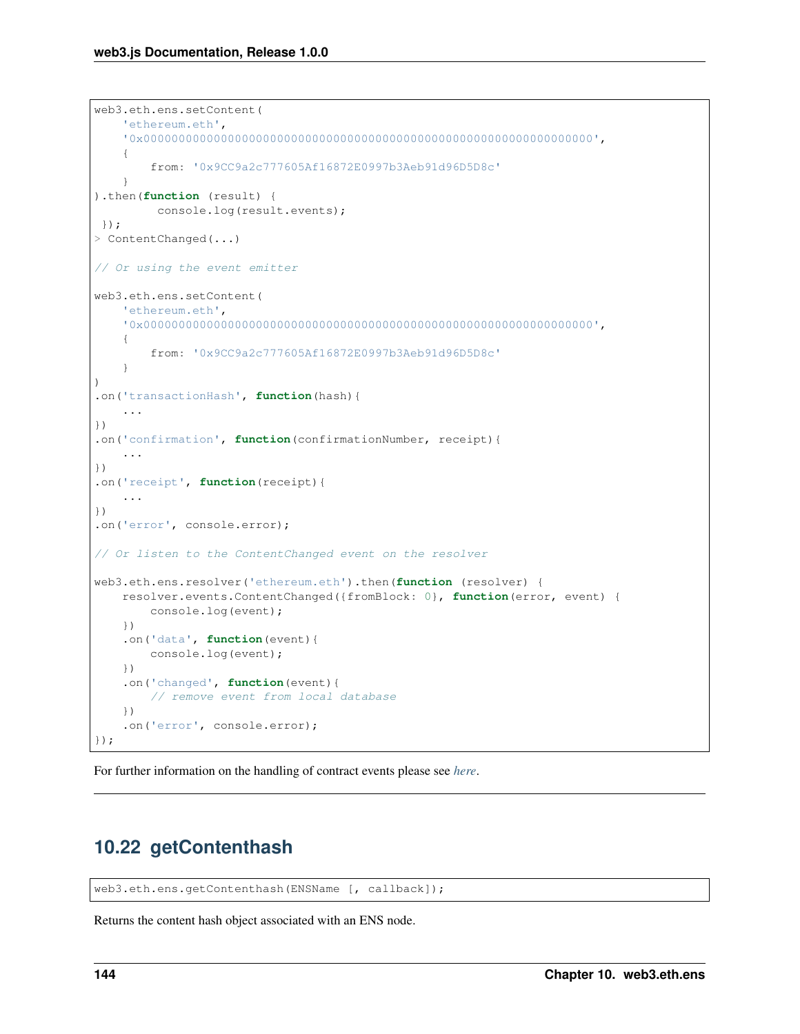```
web3.eth.ens.setContent(
    'ethereum.eth',
    '0x0000000000000000000000000000000000000000000000000000000000000000',
    {
        from: '0x9CC9a2c777605Af16872E0997b3Aeb91d96D5D8c'
    }
).then(function (result) {
         console.log(result.events);
 });
> ContentChanged(...)

// Or using the event emitter

web3.eth.ens.setContent(
    'ethereum.eth',
    '0x0000000000000000000000000000000000000000000000000000000000000000',
    {
        from: '0x9CC9a2c777605Af16872E0997b3Aeb91d96D5D8c'
    }
)
.on('transactionHash', function(hash){
    ...
})
.on('confirmation', function(confirmationNumber, receipt){
    ...
})
.on('receipt', function(receipt){
    ...
})
.on('error', console.error);

// Or listen to the ContentChanged event on the resolver

web3.eth.ens.resolver('ethereum.eth').then(function (resolver) {
    resolver.events.ContentChanged({fromBlock: 0}, function(error, event) {
        console.log(event);
    })
    .on('data', function(event){
        console.log(event);
    })
    .on('changed', function(event){
        // remove event from local database
    })
    .on('error', console.error);
});
```

For further information on the handling of contract events please see *here*.

---

## 10.22 getContenthash

```
web3.eth.ens.getContenthash(ENSName [, callback]);
```

Returns the content hash object associated with an ENS node.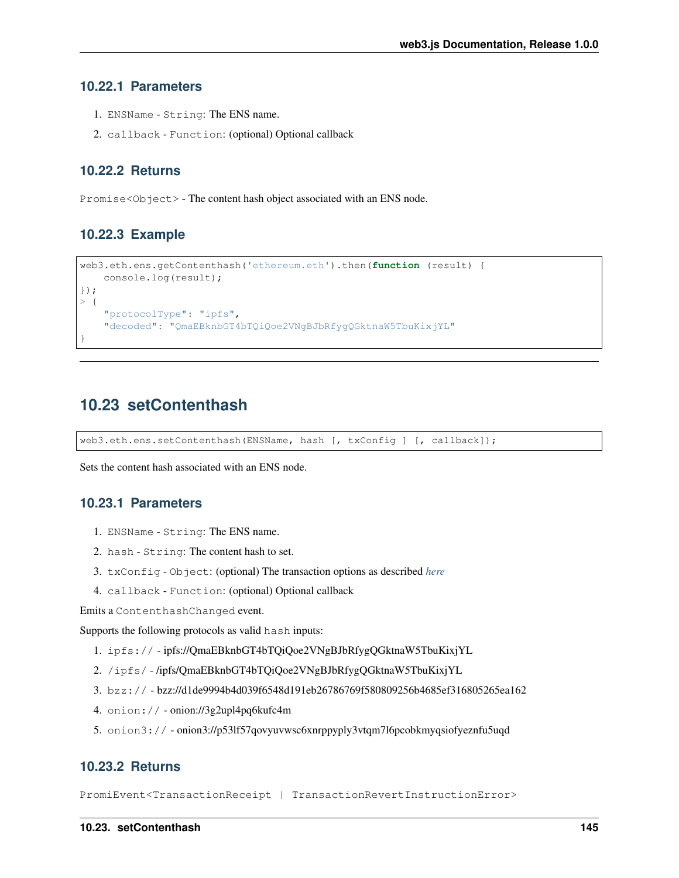### 10.22.1 Parameters

1. `ENSName` - `String`: The ENS name.
2. `callback` - `Function`: (optional) Optional callback

### 10.22.2 Returns

`Promise<Object>` - The content hash object associated with an ENS node.

### 10.22.3 Example

```
web3.eth.ens.getContenthash('ethereum.eth').then(function (result) {
    console.log(result);
});
> {
    "protocolType": "ipfs",
    "decoded": "QmaEBknbGT4bTQiQoe2VNgBJbRfygQGktnaW5TbuKixjYL"
}
```

## 10.23 setContenthash

```
web3.eth.ens.setContenthash(ENSName, hash [, txConfig ] [, callback]);
```

Sets the content hash associated with an ENS node.

### 10.23.1 Parameters

1. `ENSName` - `String`: The ENS name.
2. `hash` - `String`: The content hash to set.
3. `txConfig` - `Object`: (optional) The transaction options as described *here*
4. `callback` - `Function`: (optional) Optional callback

Emits a `ContenthashChanged` event.

Supports the following protocols as valid `hash` inputs:

1. `ipfs://` - ipfs://QmaEBknbGT4bTQiQoe2VNgBJbRfygQGktnaW5TbuKixjYL
2. `/ipfs/` - /ipfs/QmaEBknbGT4bTQiQoe2VNgBJbRfygQGktnaW5TbuKixjYL
3. `bzz://` - bzz://d1de9994b4d039f6548d191eb26786769f580809256b4685ef316805265ea162
4. `onion://` - onion://3g2upl4pq6kufc4m
5. `onion3://` - onion3://p53lf57qovyuvwsc6xnrppyply3vtqm7l6pcobkmyqsiofyeznfu5uqd

### 10.23.2 Returns

`PromiEvent<TransactionReceipt | TransactionRevertInstructionError>`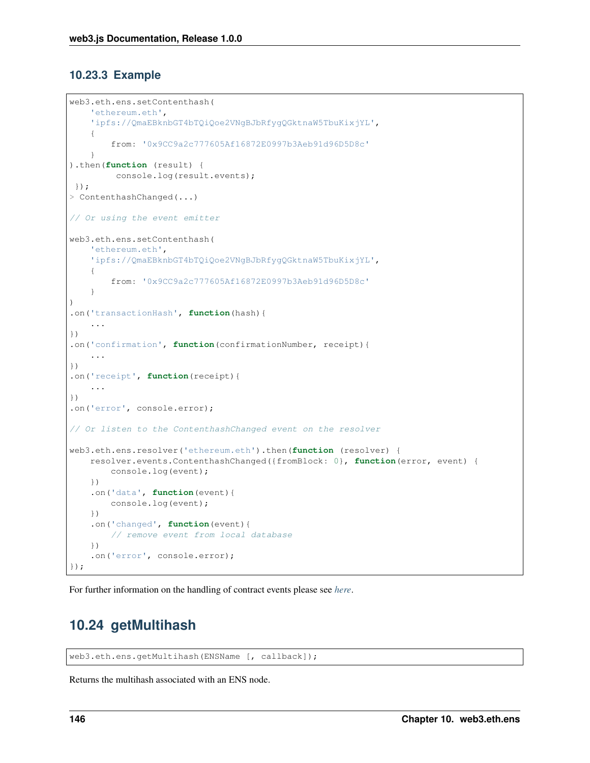### 10.23.3 Example

```
web3.eth.ens.setContenthash(
    'ethereum.eth',
    'ipfs://QmaEBknbGT4bTQiQoe2VNgBJbRfygQGktnaW5TbuKixjYL',
    {
        from: '0x9CC9a2c777605Af16872E0997b3Aeb91d96D5D8c'
    }
).then(function (result) {
         console.log(result.events);
 });
> ContenthashChanged(...)

// Or using the event emitter

web3.eth.ens.setContenthash(
    'ethereum.eth',
    'ipfs://QmaEBknbGT4bTQiQoe2VNgBJbRfygQGktnaW5TbuKixjYL',
    {
        from: '0x9CC9a2c777605Af16872E0997b3Aeb91d96D5D8c'
    }
)
.on('transactionHash', function(hash){
    ...
})
.on('confirmation', function(confirmationNumber, receipt){
    ...
})
.on('receipt', function(receipt){
    ...
})
.on('error', console.error);

// Or listen to the ContenthashChanged event on the resolver

web3.eth.ens.resolver('ethereum.eth').then(function (resolver) {
    resolver.events.ContenthashChanged({fromBlock: 0}, function(error, event) {
        console.log(event);
    })
    .on('data', function(event){
        console.log(event);
    })
    .on('changed', function(event){
        // remove event from local database
    })
    .on('error', console.error);
});
```

For further information on the handling of contract events please see *here*.

## 10.24 getMultihash

```
web3.eth.ens.getMultihash(ENSName [, callback]);
```

Returns the multihash associated with an ENS node.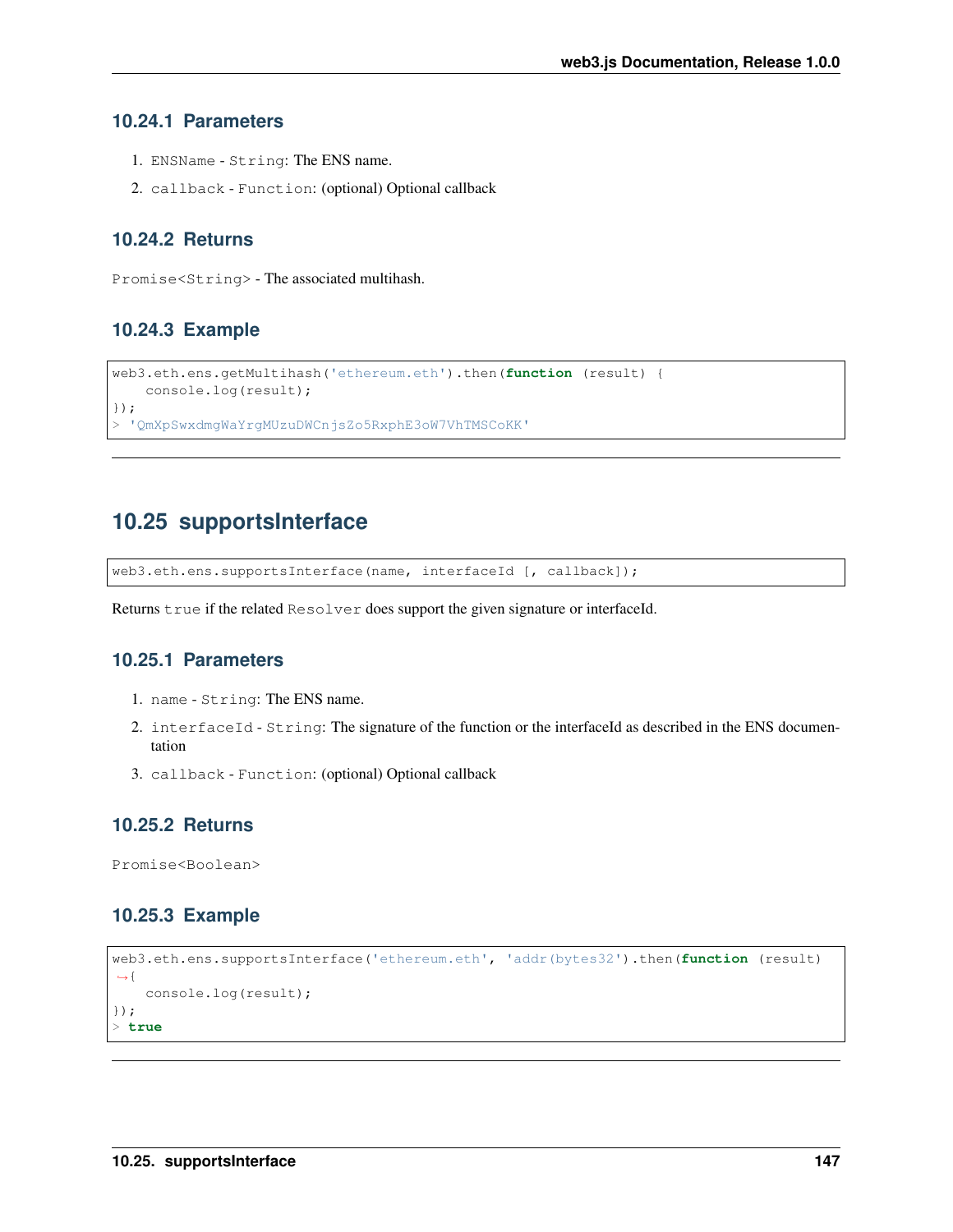### 10.24.1 Parameters

1. `ENSName` - `String`: The ENS name.
2. `callback` - `Function`: (optional) Optional callback

### 10.24.2 Returns

`Promise<String>` - The associated multihash.

### 10.24.3 Example

```
web3.eth.ens.getMultihash('ethereum.eth').then(function (result) {
    console.log(result);
});
> 'QmXpSwxdmgWaYrgMUzuDWCnjsZo5RxphE3oW7VhTMSCoKK'
```

---

## 10.25 supportsInterface

```
web3.eth.ens.supportsInterface(name, interfaceId [, callback]);
```

Returns `true` if the related `Resolver` does support the given signature or interfaceId.

### 10.25.1 Parameters

1. `name` - `String`: The ENS name.
2. `interfaceId` - `String`: The signature of the function or the interfaceId as described in the ENS documentation
3. `callback` - `Function`: (optional) Optional callback

### 10.25.2 Returns

`Promise<Boolean>`

### 10.25.3 Example

```
web3.eth.ens.supportsInterface('ethereum.eth', 'addr(bytes32').then(function (result)
→{
    console.log(result);
});
> true
```

---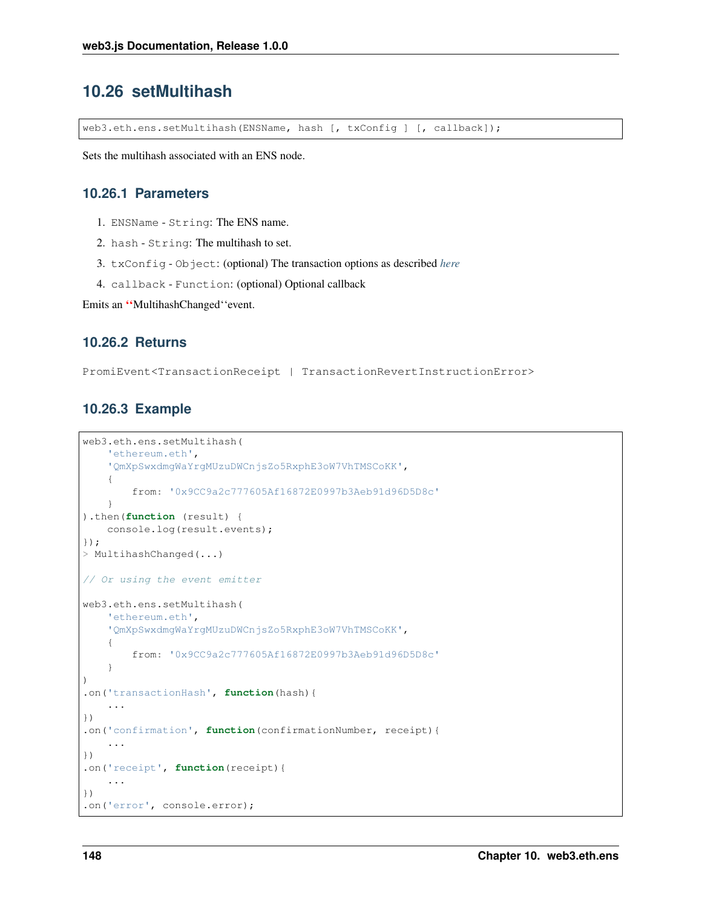## 10.26 setMultihash

```
web3.eth.ens.setMultihash(ENSName, hash [, txConfig ] [, callback]);
```

Sets the multihash associated with an ENS node.

### 10.26.1 Parameters

1. `ENSName` - `String`: The ENS name.
2. `hash` - `String`: The multihash to set.
3. `txConfig` - `Object`: (optional) The transaction options as described *here*
4. `callback` - `Function`: (optional) Optional callback

Emits an ‘‘MultihashChanged‘‘event.

### 10.26.2 Returns

`PromiEvent<TransactionReceipt | TransactionRevertInstructionError>`

### 10.26.3 Example

```
web3.eth.ens.setMultihash(
    'ethereum.eth',
    'QmXpSwxdmgWaYrgMUzuDWCnjsZo5RxphE3oW7VhTMSCoKK',
    {
        from: '0x9CC9a2c777605Af16872E0997b3Aeb91d96D5D8c'
    }
).then(function (result) {
    console.log(result.events);
});
> MultihashChanged(...)

// Or using the event emitter

web3.eth.ens.setMultihash(
    'ethereum.eth',
    'QmXpSwxdmgWaYrgMUzuDWCnjsZo5RxphE3oW7VhTMSCoKK',
    {
        from: '0x9CC9a2c777605Af16872E0997b3Aeb91d96D5D8c'
    }
)
.on('transactionHash', function(hash){
    ...
})
.on('confirmation', function(confirmationNumber, receipt){
    ...
})
.on('receipt', function(receipt){
    ...
})
.on('error', console.error);
```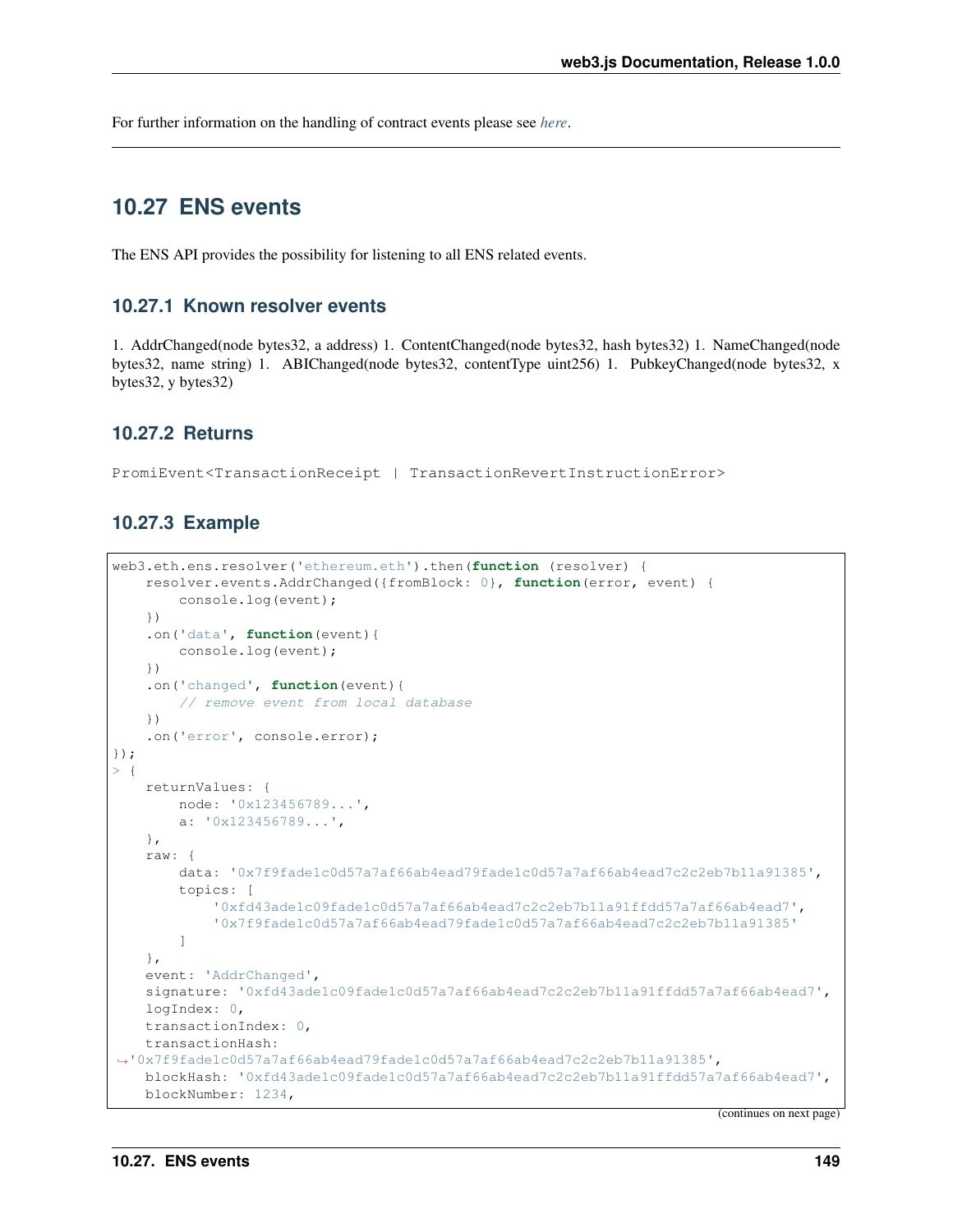For further information on the handling of contract events please see *here*.

---

## 10.27 ENS events

The ENS API provides the possibility for listening to all ENS related events.

### 10.27.1 Known resolver events

1. AddrChanged(node bytes32, a address) 1. ContentChanged(node bytes32, hash bytes32) 1. NameChanged(node bytes32, name string) 1. ABIChanged(node bytes32, contentType uint256) 1. PubkeyChanged(node bytes32, x bytes32, y bytes32)

### 10.27.2 Returns

`PromiEvent<TransactionReceipt | TransactionRevertInstructionError>`

### 10.27.3 Example

```
web3.eth.ens.resolver('ethereum.eth').then(function (resolver) {
    resolver.events.AddrChanged({fromBlock: 0}, function(error, event) {
        console.log(event);
    })
    .on('data', function(event){
        console.log(event);
    })
    .on('changed', function(event){
        // remove event from local database
    })
    .on('error', console.error);
});
> {
    returnValues: {
        node: '0x123456789...',
        a: '0x123456789...',
    },
    raw: {
        data: '0x7f9fade1c0d57a7af66ab4ead79fade1c0d57a7af66ab4ead7c2c2eb7b11a91385',
        topics: [
            '0xfd43ade1c09fade1c0d57a7af66ab4ead7c2c2eb7b11a91ffdd57a7af66ab4ead7',
            '0x7f9fade1c0d57a7af66ab4ead79fade1c0d57a7af66ab4ead7c2c2eb7b11a91385'
        ]
    },
    event: 'AddrChanged',
    signature: '0xfd43ade1c09fade1c0d57a7af66ab4ead7c2c2eb7b11a91ffdd57a7af66ab4ead7',
    logIndex: 0,
    transactionIndex: 0,
    transactionHash:
↪'0x7f9fade1c0d57a7af66ab4ead79fade1c0d57a7af66ab4ead7c2c2eb7b11a91385',
    blockHash: '0xfd43ade1c09fade1c0d57a7af66ab4ead7c2c2eb7b11a91ffdd57a7af66ab4ead7',
    blockNumber: 1234,
```

(continues on next page)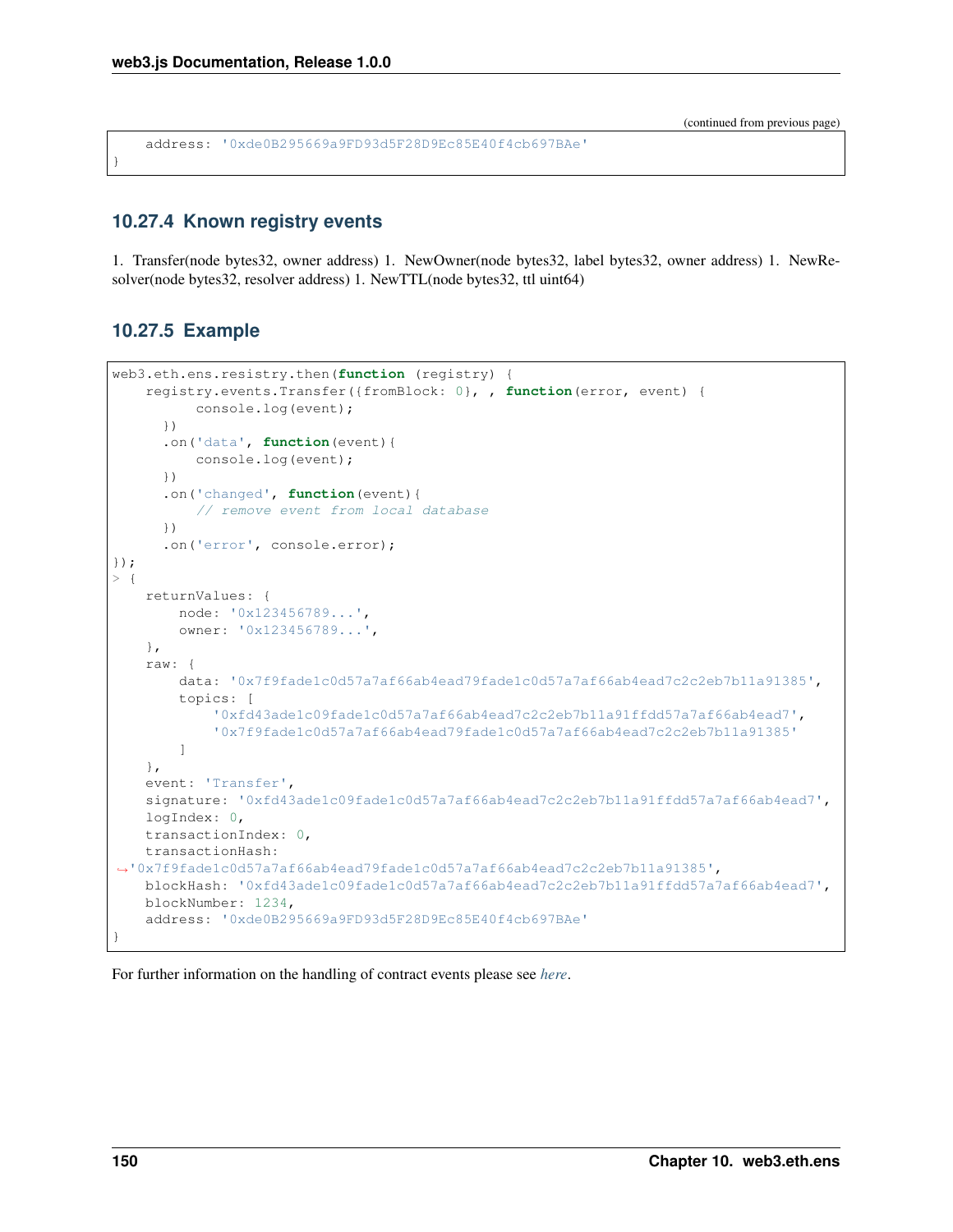```
    address: '0xde0B295669a9FD93d5F28D9Ec85E40f4cb697BAe'
}
```

### 10.27.4 Known registry events

1. Transfer(node bytes32, owner address) 1. NewOwner(node bytes32, label bytes32, owner address) 1. NewResolver(node bytes32, resolver address) 1. NewTTL(node bytes32, ttl uint64)

### 10.27.5 Example

```
web3.eth.ens.resistry.then(function (registry) {
    registry.events.Transfer({fromBlock: 0}, , function(error, event) {
          console.log(event);
      })
      .on('data', function(event){
          console.log(event);
      })
      .on('changed', function(event){
          // remove event from local database
      })
      .on('error', console.error);
});
> {
    returnValues: {
        node: '0x123456789...',
        owner: '0x123456789...',
    },
    raw: {
        data: '0x7f9fade1c0d57a7af66ab4ead79fade1c0d57a7af66ab4ead7c2c2eb7b11a91385',
        topics: [
            '0xfd43ade1c09fade1c0d57a7af66ab4ead7c2c2eb7b11a91ffdd57a7af66ab4ead7',
            '0x7f9fade1c0d57a7af66ab4ead79fade1c0d57a7af66ab4ead7c2c2eb7b11a91385'
        ]
    },
    event: 'Transfer',
    signature: '0xfd43ade1c09fade1c0d57a7af66ab4ead7c2c2eb7b11a91ffdd57a7af66ab4ead7',
    logIndex: 0,
    transactionIndex: 0,
    transactionHash:
↪'0x7f9fade1c0d57a7af66ab4ead79fade1c0d57a7af66ab4ead7c2c2eb7b11a91385',
    blockHash: '0xfd43ade1c09fade1c0d57a7af66ab4ead7c2c2eb7b11a91ffdd57a7af66ab4ead7',
    blockNumber: 1234,
    address: '0xde0B295669a9FD93d5F28D9Ec85E40f4cb697BAe'
}
```

For further information on the handling of contract events please see *here*.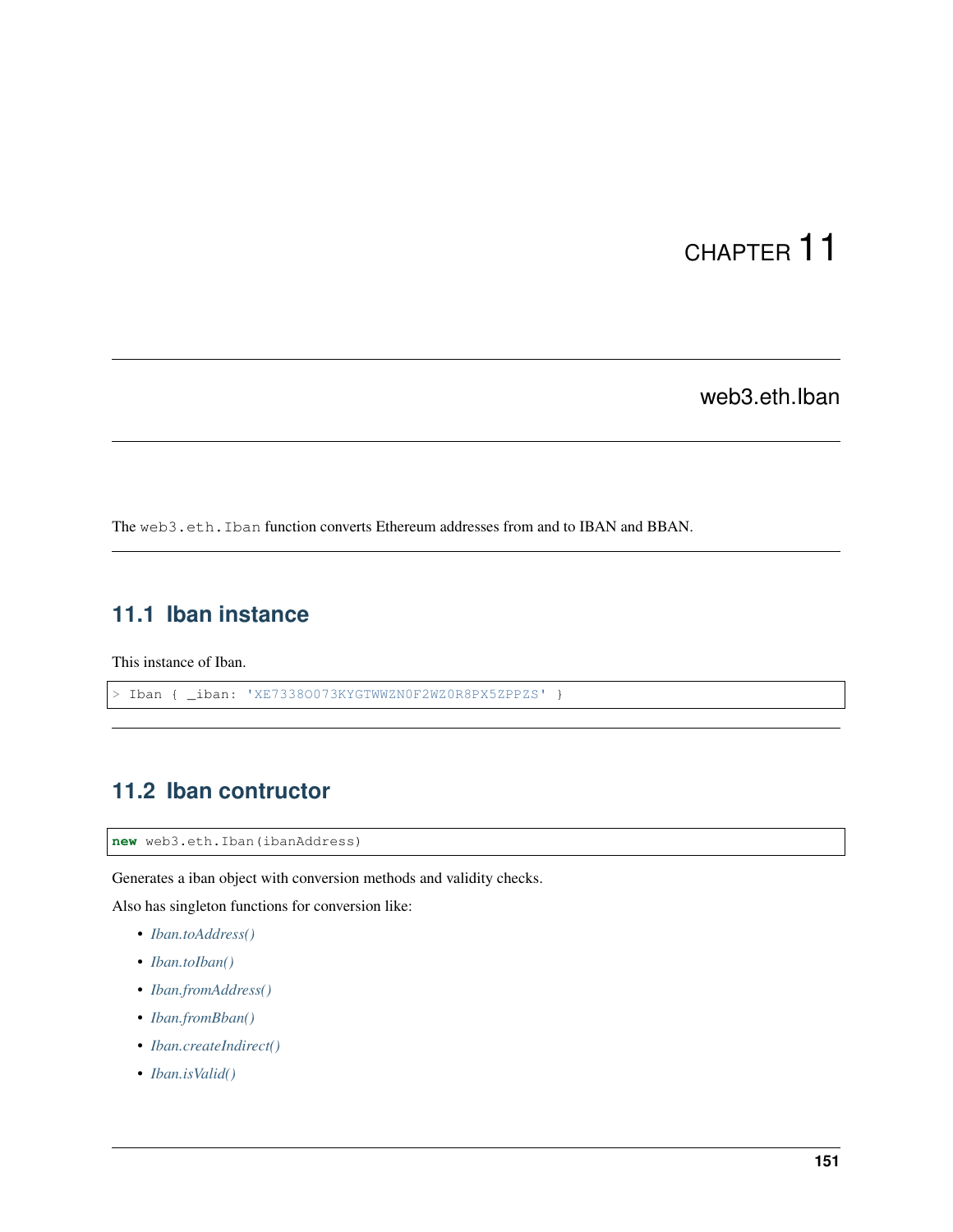# CHAPTER 11

# web3.eth.Iban

The `web3.eth.Iban` function converts Ethereum addresses from and to IBAN and BBAN.

## 11.1 Iban instance

This instance of Iban.

```
> Iban { _iban: 'XE7338O073KYGTWWZN0F2WZ0R8PX5ZPPZS' }
```

## 11.2 Iban contructor

```
new web3.eth.Iban(ibanAddress)
```

Generates a iban object with conversion methods and validity checks.

Also has singleton functions for conversion like:

- *Iban.toAddress()*
- *Iban.toIban()*
- *Iban.fromAddress()*
- *Iban.fromBban()*
- *Iban.createIndirect()*
- *Iban.isValid()*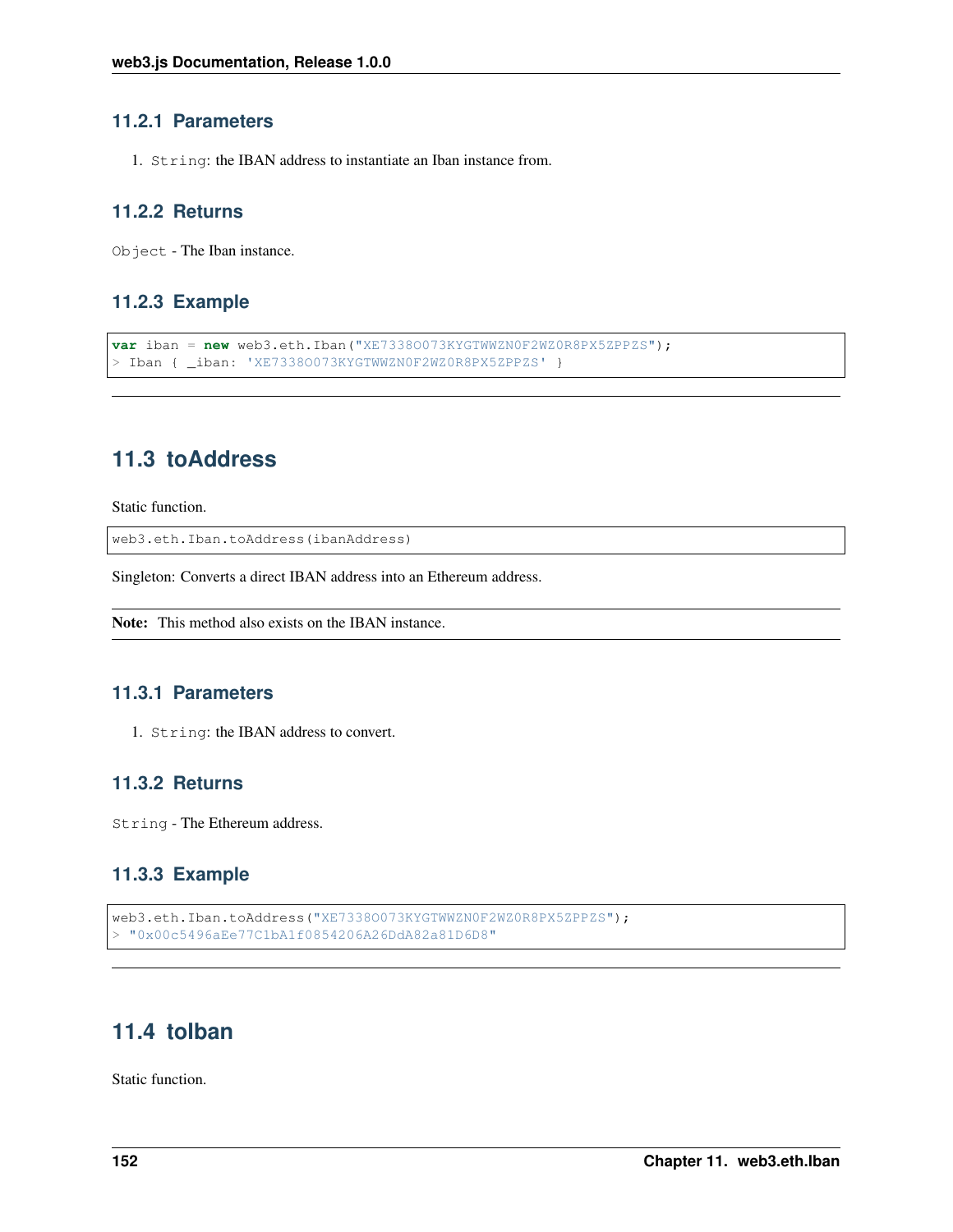### 11.2.1 Parameters

1. `String`: the IBAN address to instantiate an Iban instance from.

### 11.2.2 Returns

`Object` - The Iban instance.

### 11.2.3 Example

```
var iban = new web3.eth.Iban("XE7338O073KYGTWWZN0F2WZ0R8PX5ZPPZS");
> Iban { _iban: 'XE7338O073KYGTWWZN0F2WZ0R8PX5ZPPZS' }
```

---

## 11.3 toAddress

Static function.

```
web3.eth.Iban.toAddress(ibanAddress)
```

Singleton: Converts a direct IBAN address into an Ethereum address.

**Note:** This method also exists on the IBAN instance.

### 11.3.1 Parameters

1. `String`: the IBAN address to convert.

### 11.3.2 Returns

`String` - The Ethereum address.

### 11.3.3 Example

```
web3.eth.Iban.toAddress("XE7338O073KYGTWWZN0F2WZ0R8PX5ZPPZS");
> "0x00c5496aEe77C1bA1f0854206A26DdA82a81D6D8"
```

---

## 11.4 toIban

Static function.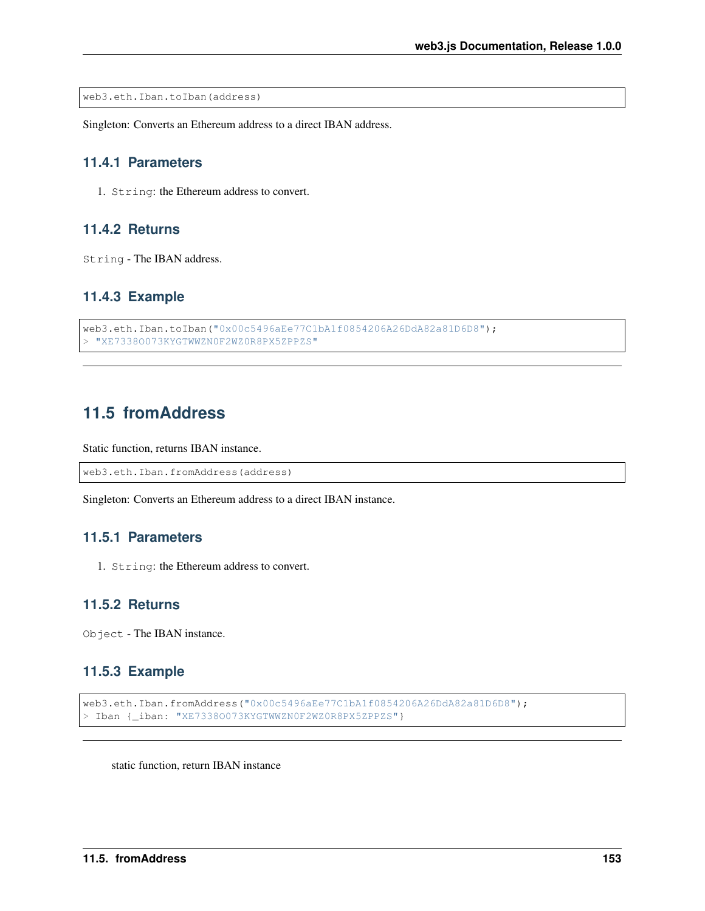```
web3.eth.Iban.toIban(address)
```

Singleton: Converts an Ethereum address to a direct IBAN address.

### 11.4.1 Parameters

1. `String`: the Ethereum address to convert.

### 11.4.2 Returns

`String` - The IBAN address.

### 11.4.3 Example

```
web3.eth.Iban.toIban("0x00c5496aEe77C1bA1f0854206A26DdA82a81D6D8");
> "XE7338O073KYGTWWZN0F2WZ0R8PX5ZPPZS"
```

---

## 11.5 fromAddress

Static function, returns IBAN instance.

```
web3.eth.Iban.fromAddress(address)
```

Singleton: Converts an Ethereum address to a direct IBAN instance.

### 11.5.1 Parameters

1. `String`: the Ethereum address to convert.

### 11.5.2 Returns

`Object` - The IBAN instance.

### 11.5.3 Example

```
web3.eth.Iban.fromAddress("0x00c5496aEe77C1bA1f0854206A26DdA82a81D6D8");
> Iban {_iban: "XE7338O073KYGTWWZN0F2WZ0R8PX5ZPPZS"}
```

---

static function, return IBAN instance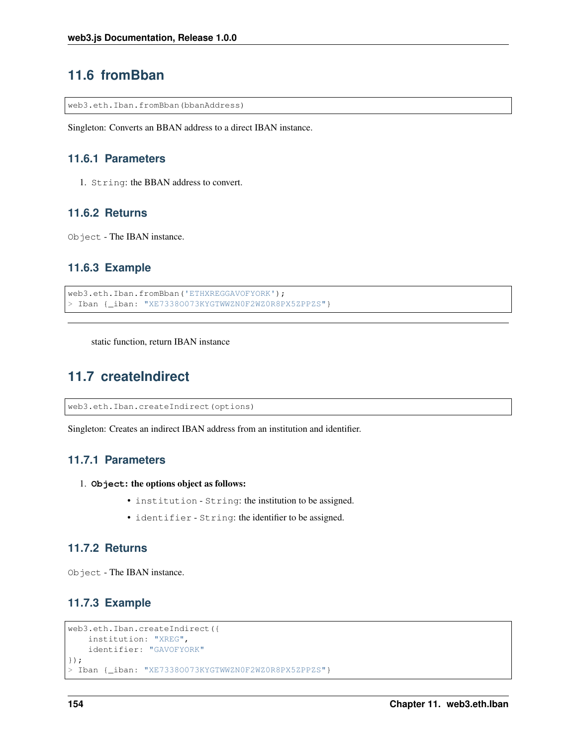## 11.6 fromBban

```
web3.eth.Iban.fromBban(bbanAddress)
```

Singleton: Converts an BBAN address to a direct IBAN instance.

### 11.6.1 Parameters

1. `String`: the BBAN address to convert.

### 11.6.2 Returns

`Object` - The IBAN instance.

### 11.6.3 Example

```
web3.eth.Iban.fromBban('ETHXREGGAVOFYORK');
> Iban {_iban: "XE7338O073KYGTWWZN0F2WZ0R8PX5ZPPZS"}
```

---

static function, return IBAN instance

## 11.7 createIndirect

```
web3.eth.Iban.createIndirect(options)
```

Singleton: Creates an indirect IBAN address from an institution and identifier.

### 11.7.1 Parameters

1. **`Object`: the options object as follows:**
   - `institution` - `String`: the institution to be assigned.
   - `identifier` - `String`: the identifier to be assigned.

### 11.7.2 Returns

`Object` - The IBAN instance.

### 11.7.3 Example

```
web3.eth.Iban.createIndirect({
    institution: "XREG",
    identifier: "GAVOFYORK"
});
> Iban {_iban: "XE7338O073KYGTWWZN0F2WZ0R8PX5ZPPZS"}
```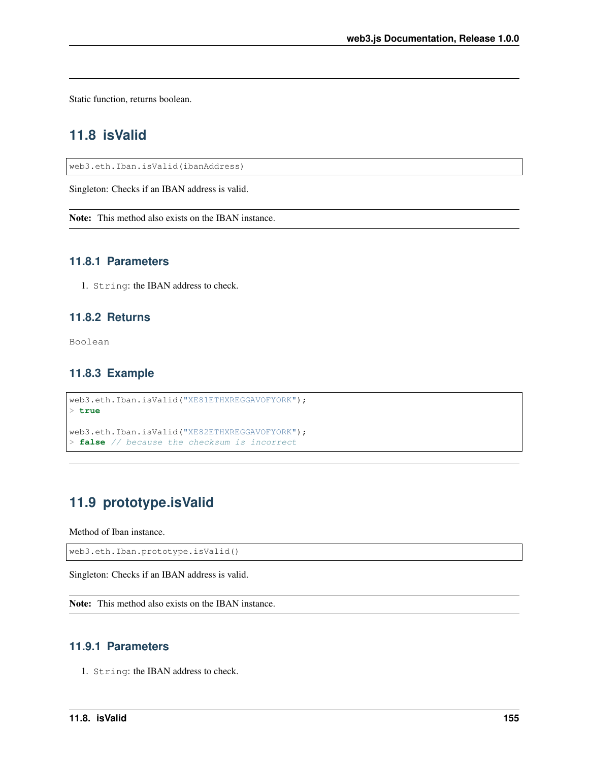Static function, returns boolean.

## 11.8 isValid

```
web3.eth.Iban.isValid(ibanAddress)
```

Singleton: Checks if an IBAN address is valid.

**Note:** This method also exists on the IBAN instance.

### 11.8.1 Parameters

1. `String`: the IBAN address to check.

### 11.8.2 Returns

`Boolean`

### 11.8.3 Example

```
web3.eth.Iban.isValid("XE81ETHXREGGAVOFYORK");
> true

web3.eth.Iban.isValid("XE82ETHXREGGAVOFYORK");
> false // because the checksum is incorrect
```

## 11.9 prototype.isValid

Method of Iban instance.

```
web3.eth.Iban.prototype.isValid()
```

Singleton: Checks if an IBAN address is valid.

**Note:** This method also exists on the IBAN instance.

### 11.9.1 Parameters

1. `String`: the IBAN address to check.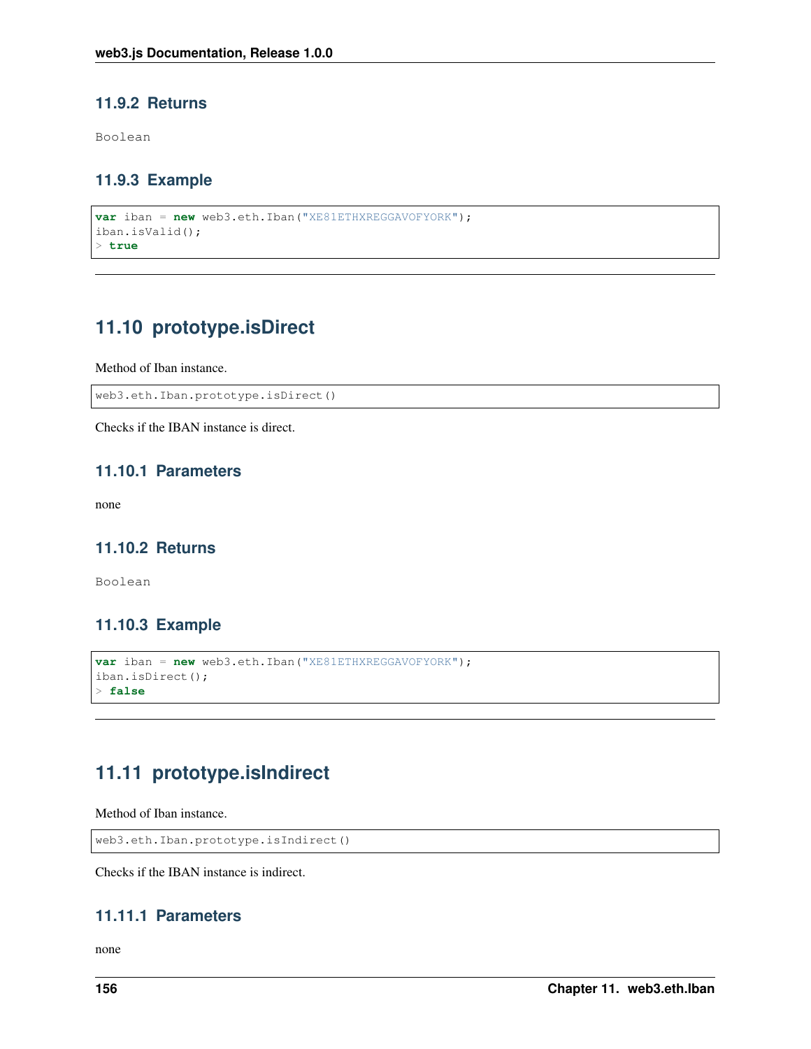### 11.9.2 Returns

`Boolean`

### 11.9.3 Example

```
var iban = new web3.eth.Iban("XE81ETHXREGGAVOFYORK");
iban.isValid();
> true
```

---

## 11.10 prototype.isDirect

Method of Iban instance.

```
web3.eth.Iban.prototype.isDirect()
```

Checks if the IBAN instance is direct.

### 11.10.1 Parameters

none

### 11.10.2 Returns

`Boolean`

### 11.10.3 Example

```
var iban = new web3.eth.Iban("XE81ETHXREGGAVOFYORK");
iban.isDirect();
> false
```

---

## 11.11 prototype.isIndirect

Method of Iban instance.

```
web3.eth.Iban.prototype.isIndirect()
```

Checks if the IBAN instance is indirect.

### 11.11.1 Parameters

none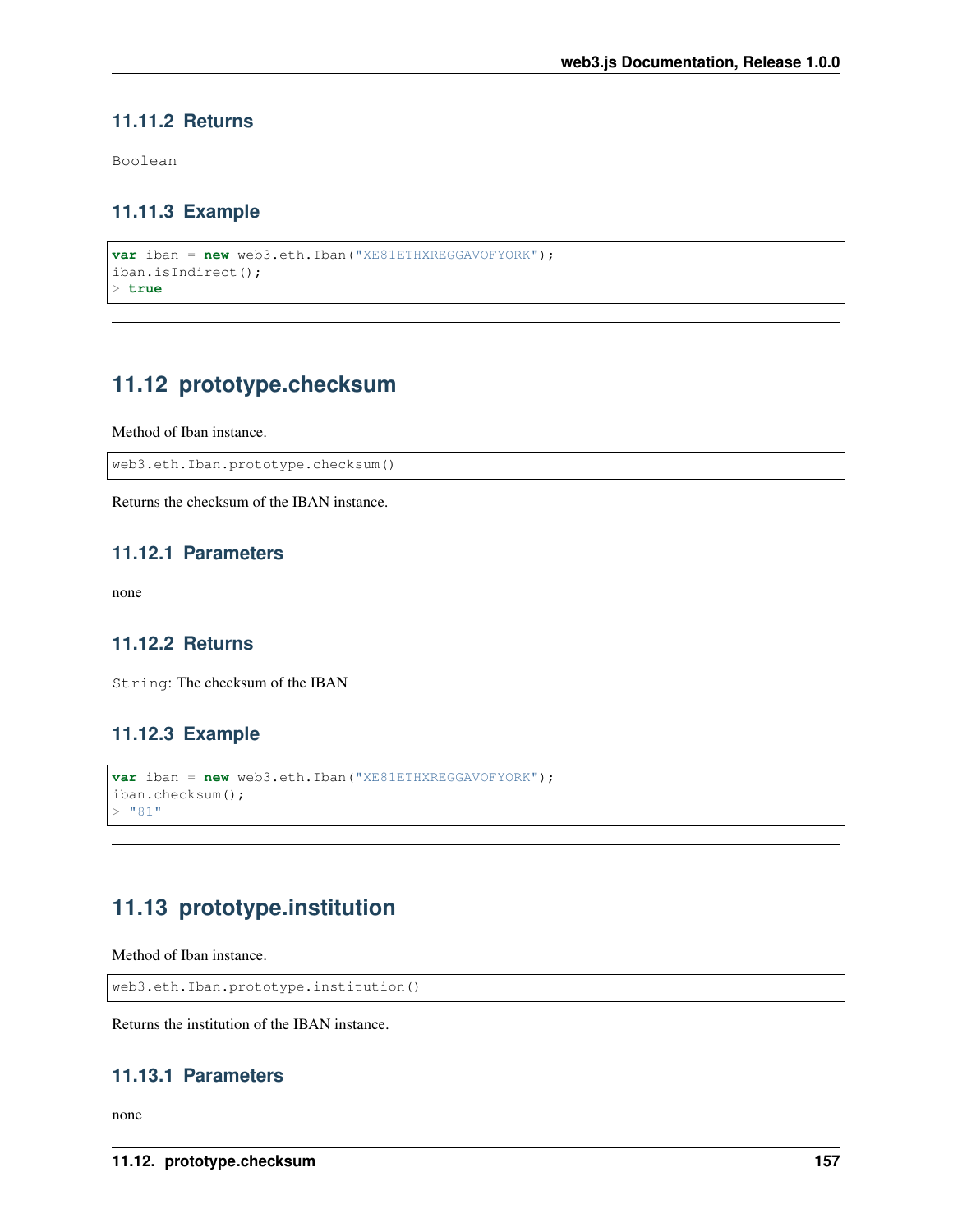### 11.11.2 Returns

Boolean

### 11.11.3 Example

```
var iban = new web3.eth.Iban("XE81ETHXREGGAVOFYORK");
iban.isIndirect();
> true
```

---

## 11.12 prototype.checksum

Method of Iban instance.

```
web3.eth.Iban.prototype.checksum()
```

Returns the checksum of the IBAN instance.

### 11.12.1 Parameters

none

### 11.12.2 Returns

`String`: The checksum of the IBAN

### 11.12.3 Example

```
var iban = new web3.eth.Iban("XE81ETHXREGGAVOFYORK");
iban.checksum();
> "81"
```

---

## 11.13 prototype.institution

Method of Iban instance.

```
web3.eth.Iban.prototype.institution()
```

Returns the institution of the IBAN instance.

### 11.13.1 Parameters

none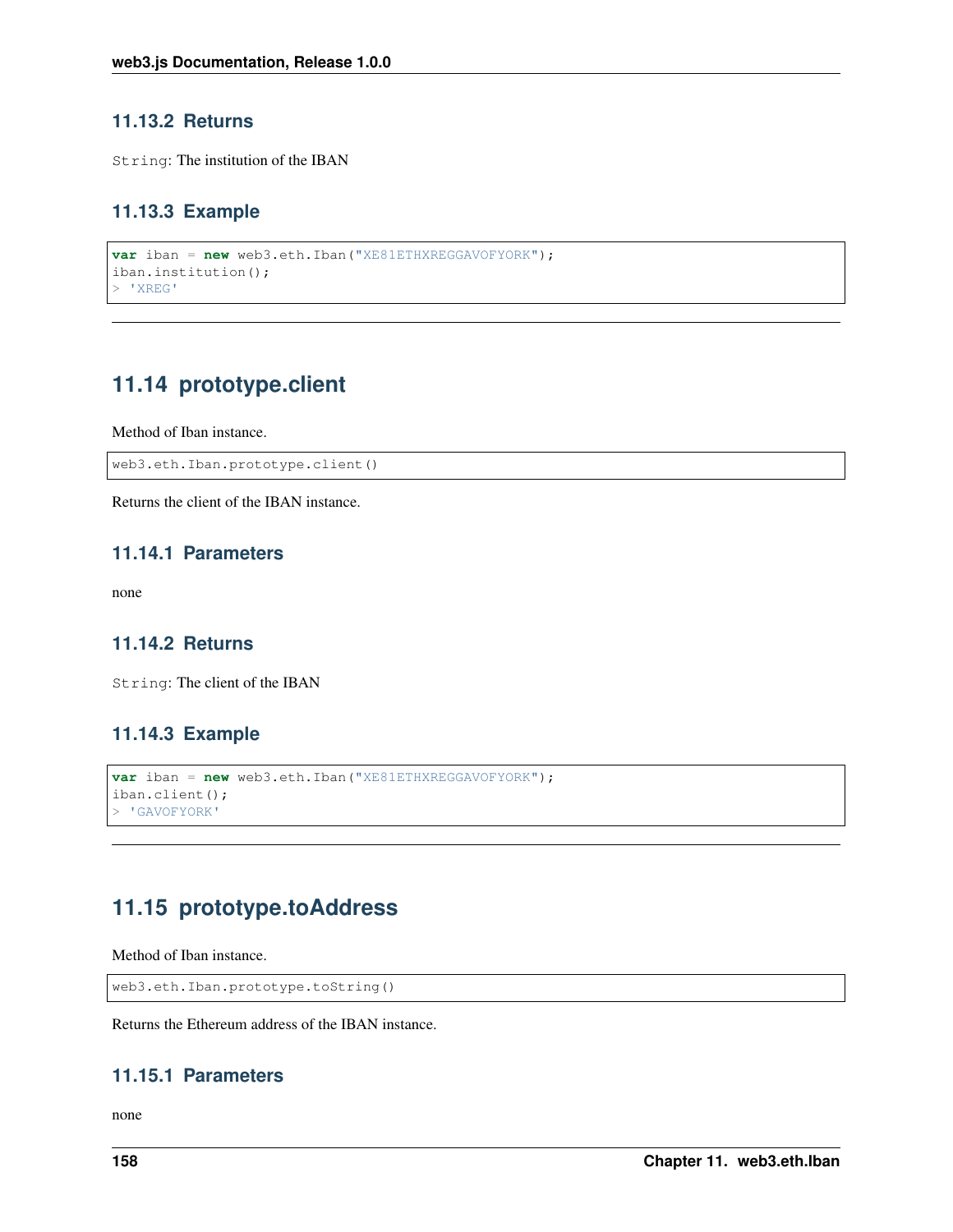### 11.13.2 Returns

`String`: The institution of the IBAN

### 11.13.3 Example

```
var iban = new web3.eth.Iban("XE81ETHXREGGAVOFYORK");
iban.institution();
> 'XREG'
```

---

## 11.14 prototype.client

Method of Iban instance.

```
web3.eth.Iban.prototype.client()
```

Returns the client of the IBAN instance.

### 11.14.1 Parameters

none

### 11.14.2 Returns

`String`: The client of the IBAN

### 11.14.3 Example

```
var iban = new web3.eth.Iban("XE81ETHXREGGAVOFYORK");
iban.client();
> 'GAVOFYORK'
```

---

## 11.15 prototype.toAddress

Method of Iban instance.

```
web3.eth.Iban.prototype.toString()
```

Returns the Ethereum address of the IBAN instance.

### 11.15.1 Parameters

none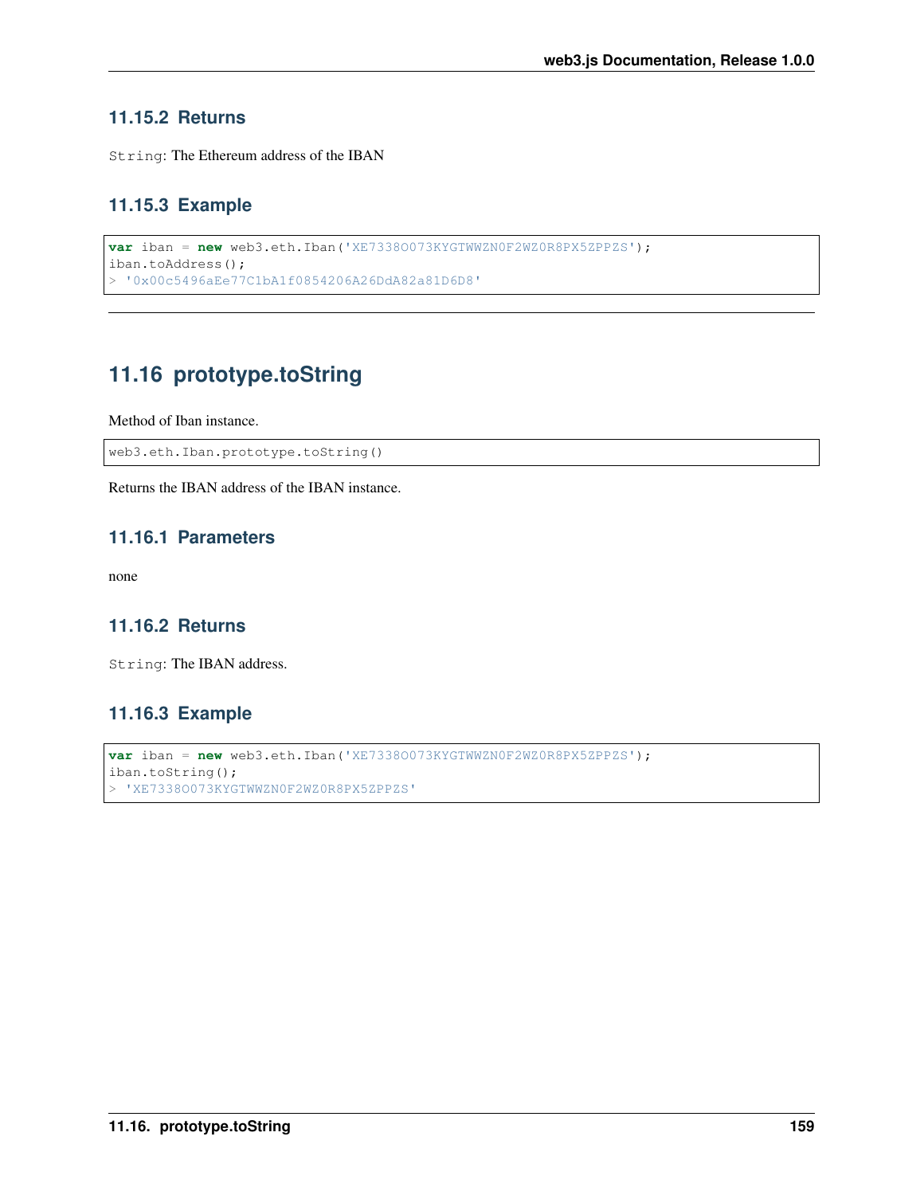### 11.15.2 Returns

`String`: The Ethereum address of the IBAN

### 11.15.3 Example

```
var iban = new web3.eth.Iban('XE7338O073KYGTWWZN0F2WZ0R8PX5ZPPZS');
iban.toAddress();
> '0x00c5496aEe77C1bA1f0854206A26DdA82a81D6D8'
```

## 11.16 prototype.toString

Method of Iban instance.

```
web3.eth.Iban.prototype.toString()
```

Returns the IBAN address of the IBAN instance.

### 11.16.1 Parameters

none

### 11.16.2 Returns

`String`: The IBAN address.

### 11.16.3 Example

```
var iban = new web3.eth.Iban('XE7338O073KYGTWWZN0F2WZ0R8PX5ZPPZS');
iban.toString();
> 'XE7338O073KYGTWWZN0F2WZ0R8PX5ZPPZS'
```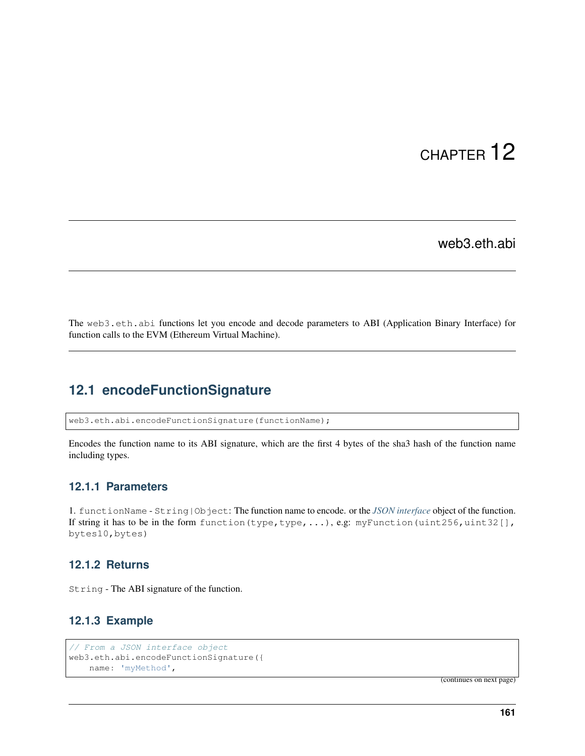// From a JSON interface object
web3.eth.abi.encodeFunctionSignature({
    name: 'myMethod',
```

(continues on next page)

# CHAPTER 12

## web3.eth.abi

The `web3.eth.abi` functions let you encode and decode parameters to ABI (Application Binary Interface) for function calls to the EVM (Ethereum Virtual Machine).

---

## 12.1 encodeFunctionSignature

```
web3.eth.abi.encodeFunctionSignature(functionName);
```

Encodes the function name to its ABI signature, which are the first 4 bytes of the sha3 hash of the function name including types.

### 12.1.1 Parameters

1. `functionName` - `String|Object`: The function name to encode. or the *JSON interface* object of the function. If string it has to be in the form `function(type,type,...)`, e.g: `myFunction(uint256,uint32[],bytes10,bytes)`

### 12.1.2 Returns

`String` - The ABI signature of the function.

### 12.1.3 Example

```
// From a JSON interface object
web3.eth.abi.encodeFunctionSignature({
    name: 'myMethod',
```

(continues on next page)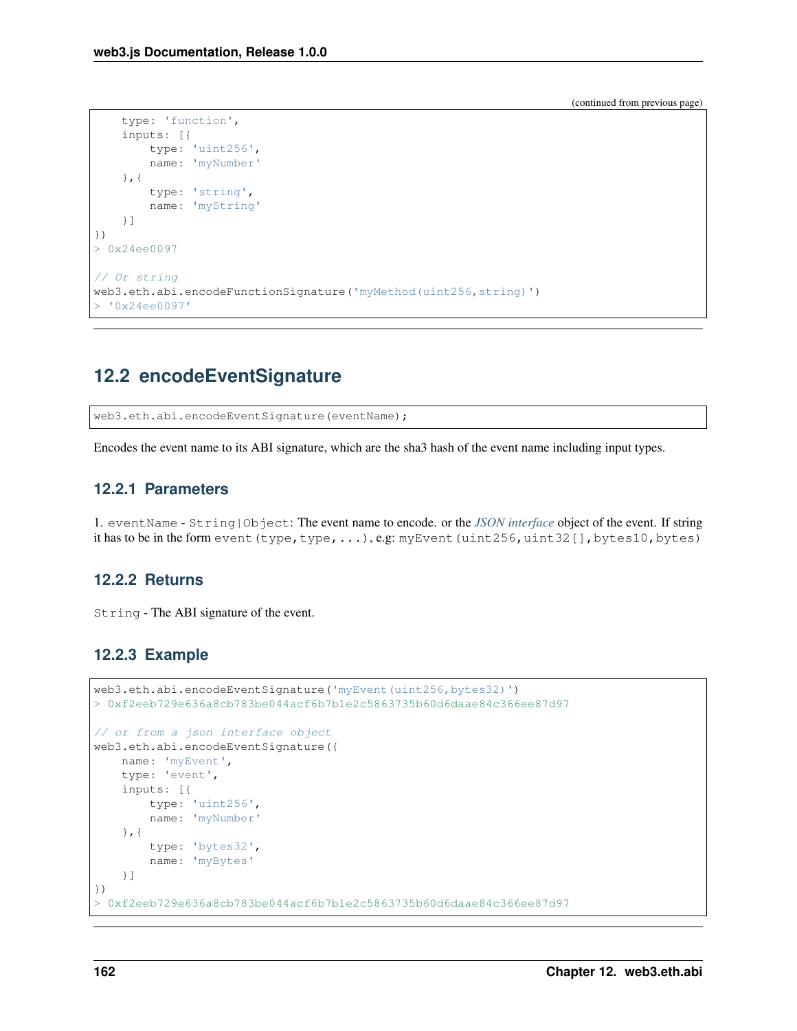(continued from previous page)

```
    type: 'function',
    inputs: [{
        type: 'uint256',
        name: 'myNumber'
    },{
        type: 'string',
        name: 'myString'
    }]
})
> 0x24ee0097

// Or string
web3.eth.abi.encodeFunctionSignature('myMethod(uint256,string)')
> '0x24ee0097'
```

## 12.2 encodeEventSignature

```
web3.eth.abi.encodeEventSignature(eventName);
```

Encodes the event name to its ABI signature, which are the sha3 hash of the event name including input types.

### 12.2.1 Parameters

1. `eventName` - `String|Object`: The event name to encode. or the *JSON interface* object of the event. If string it has to be in the form `event(type,type,...)`, e.g: `myEvent(uint256,uint32[],bytes10,bytes)`

### 12.2.2 Returns

`String` - The ABI signature of the event.

### 12.2.3 Example

```
web3.eth.abi.encodeEventSignature('myEvent(uint256,bytes32)')
> 0xf2eeb729e636a8cb783be044acf6b7b1e2c5863735b60d6daae84c366ee87d97

// or from a json interface object
web3.eth.abi.encodeEventSignature({
    name: 'myEvent',
    type: 'event',
    inputs: [{
        type: 'uint256',
        name: 'myNumber'
    },{
        type: 'bytes32',
        name: 'myBytes'
    }]
})
> 0xf2eeb729e636a8cb783be044acf6b7b1e2c5863735b60d6daae84c366ee87d97
```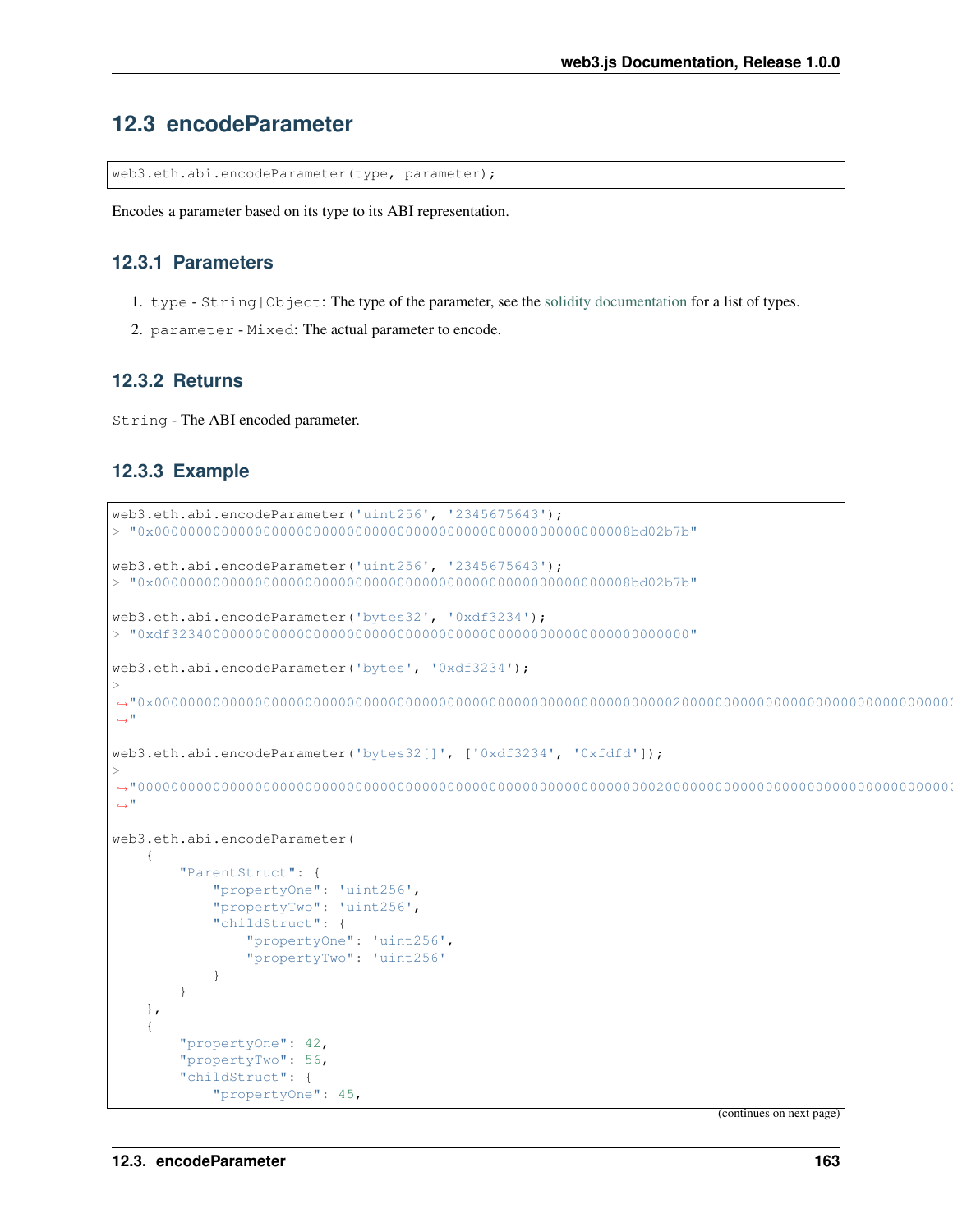## 12.3 encodeParameter

```
web3.eth.abi.encodeParameter(type, parameter);
```

Encodes a parameter based on its type to its ABI representation.

### 12.3.1 Parameters

1. `type` - `String|Object`: The type of the parameter, see the solidity documentation for a list of types.
2. `parameter` - `Mixed`: The actual parameter to encode.

### 12.3.2 Returns

`String` - The ABI encoded parameter.

### 12.3.3 Example

```
web3.eth.abi.encodeParameter('uint256', '2345675643');
> "0x000000000000000000000000000000000000000000000000000000008bd02b7b"

web3.eth.abi.encodeParameter('uint256', '2345675643');
> "0x000000000000000000000000000000000000000000000000000000008bd02b7b"

web3.eth.abi.encodeParameter('bytes32', '0xdf3234');
> "0xdf32340000000000000000000000000000000000000000000000000000000000"

web3.eth.abi.encodeParameter('bytes', '0xdf3234');
>
↪"0x00000000000000000000000000000000000000000000000000000000000000200000000000000000000000000000000000
↪"

web3.eth.abi.encodeParameter('bytes32[]', ['0xdf3234', '0xfdfd']);
>
↪"00000000000000000000000000000000000000000000000000000000000000200000000000000000000000000000000000
↪"

web3.eth.abi.encodeParameter(
    {
        "ParentStruct": {
            "propertyOne": 'uint256',
            "propertyTwo": 'uint256',
            "childStruct": {
                "propertyOne": 'uint256',
                "propertyTwo": 'uint256'
            }
        }
    },
    {
        "propertyOne": 42,
        "propertyTwo": 56,
        "childStruct": {
            "propertyOne": 45,
```

(continues on next page)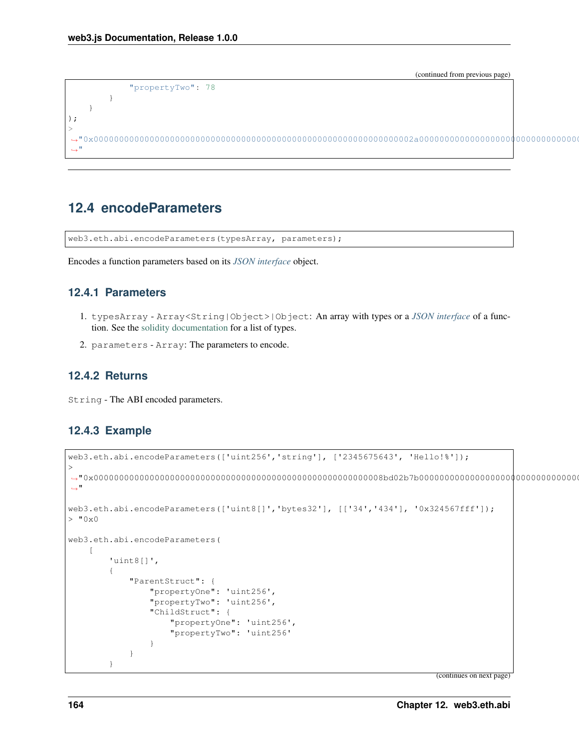(continued from previous page)

```
            "propertyTwo": 78
        }
    }
);
>
↪"0x000000000000000000000000000000000000000000000000000000000000002a0000000000000000000000000000000
↪"
```

## 12.4 encodeParameters

```
web3.eth.abi.encodeParameters(typesArray, parameters);
```

Encodes a function parameters based on its *JSON interface* object.

### 12.4.1 Parameters

1. `typesArray` - `Array<String|Object>|Object`: An array with types or a *JSON interface* of a function. See the solidity documentation for a list of types.
2. `parameters` - `Array`: The parameters to encode.

### 12.4.2 Returns

`String` - The ABI encoded parameters.

### 12.4.3 Example

```
web3.eth.abi.encodeParameters(['uint256','string'], ['2345675643', 'Hello!%']);
>
↪"0x000000000000000000000000000000000000000000000000000000008bd02b7b0000000000000000000000000000000
↪"

web3.eth.abi.encodeParameters(['uint8[]','bytes32'], [['34','434'], '0x324567fff']);
> "0x0

web3.eth.abi.encodeParameters(
    [
        'uint8[]',
        {
            "ParentStruct": {
                "propertyOne": 'uint256',
                "propertyTwo": 'uint256',
                "ChildStruct": {
                    "propertyOne": 'uint256',
                    "propertyTwo": 'uint256'
                }
            }
        }
```

(continues on next page)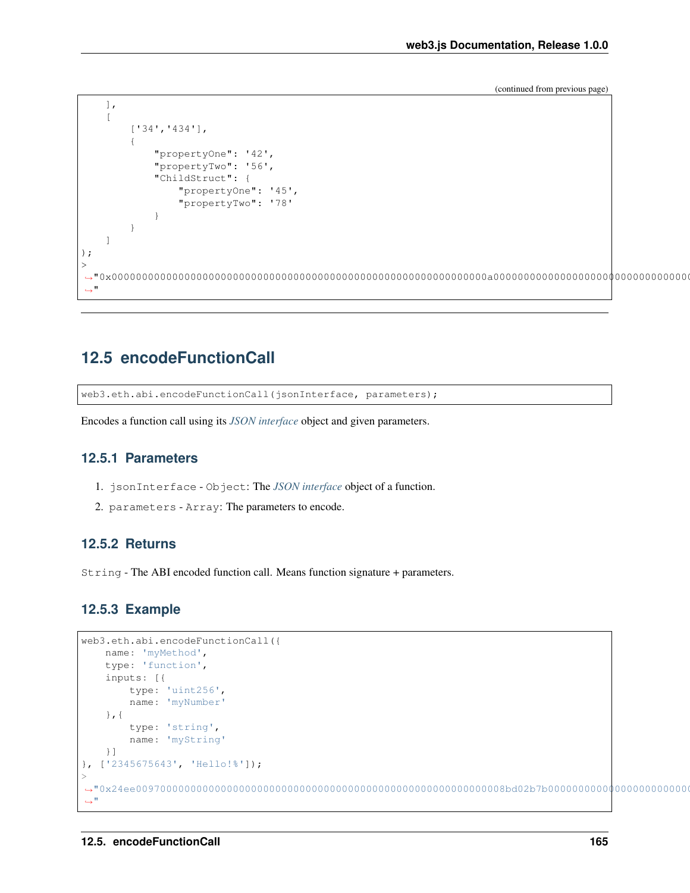(continued from previous page)

```
    ],
    [
        ['34','434'],
        {
            "propertyOne": '42',
            "propertyTwo": '56',
            "ChildStruct": {
                "propertyOne": '45',
                "propertyTwo": '78'
            }
        }
    ]
);
> 
↪"0x000000000000000000000000000000000000000000000000000000000000000a000000000000000000000000000000000
↪"
```

## 12.5 encodeFunctionCall

```
web3.eth.abi.encodeFunctionCall(jsonInterface, parameters);
```

Encodes a function call using its *JSON interface* object and given parameters.

### 12.5.1 Parameters

1. `jsonInterface` - `Object`: The *JSON interface* object of a function.
2. `parameters` - `Array`: The parameters to encode.

### 12.5.2 Returns

`String` - The ABI encoded function call. Means function signature + parameters.

### 12.5.3 Example

```
web3.eth.abi.encodeFunctionCall({
    name: 'myMethod',
    type: 'function',
    inputs: [{
        type: 'uint256',
        name: 'myNumber'
    },{
        type: 'string',
        name: 'myString'
    }]
}, ['2345675643', 'Hello!%']);
> 
↪"0x24ee0097000000000000000000000000000000000000000000000000000000008bd02b7b000000000000000000000000000
↪"
```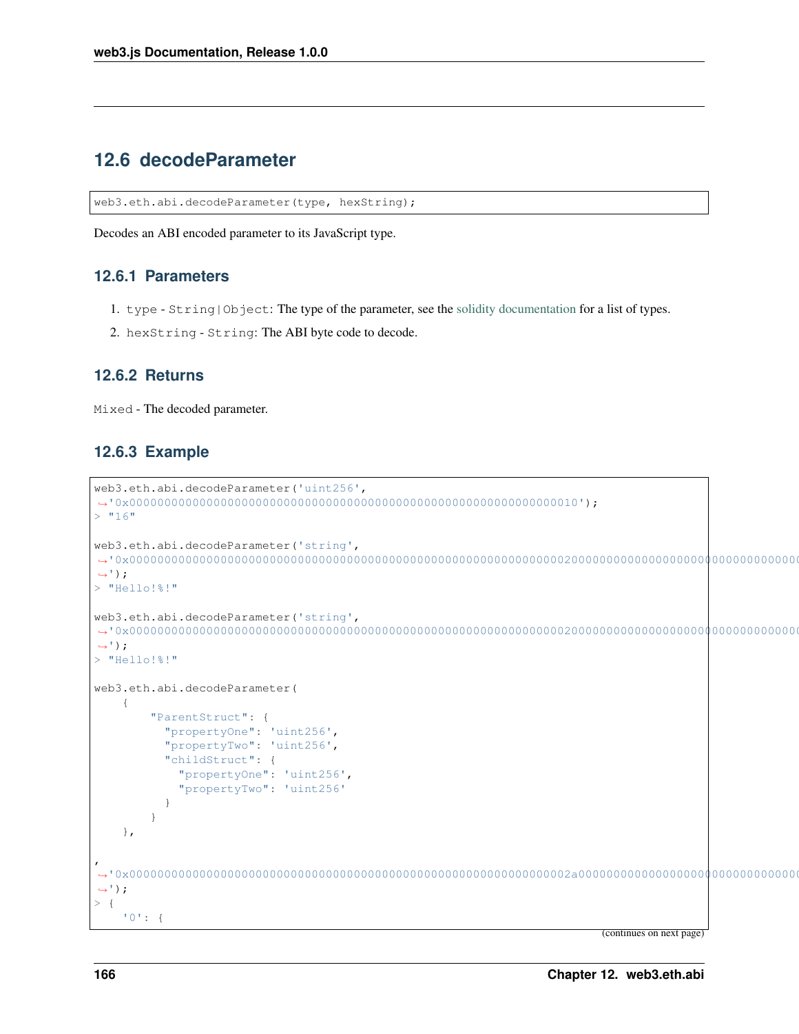## 12.6 decodeParameter

```
web3.eth.abi.decodeParameter(type, hexString);
```

Decodes an ABI encoded parameter to its JavaScript type.

### 12.6.1 Parameters

1. `type` - `String|Object`: The type of the parameter, see the solidity documentation for a list of types.
2. `hexString` - `String`: The ABI byte code to decode.

### 12.6.2 Returns

`Mixed` - The decoded parameter.

### 12.6.3 Example

```
web3.eth.abi.decodeParameter('uint256',
→'0x0000000000000000000000000000000000000000000000000000000000000010');
> "16"

web3.eth.abi.decodeParameter('string',
→'0x000000000000000000000000000000000000000000000000000000000000002000000000000000000000000000000000
→');
> "Hello!%!"

web3.eth.abi.decodeParameter('string',
→'0x000000000000000000000000000000000000000000000000000000000000002000000000000000000000000000000000
→');
> "Hello!%!"

web3.eth.abi.decodeParameter(
    {
        "ParentStruct": {
          "propertyOne": 'uint256',
          "propertyTwo": 'uint256',
          "childStruct": {
            "propertyOne": 'uint256',
            "propertyTwo": 'uint256'
          }
        }
    },

,
→'0x000000000000000000000000000000000000000000000000000000000000002a00000000000000000000000000000000
→');
> {
    '0': {
```

(continues on next page)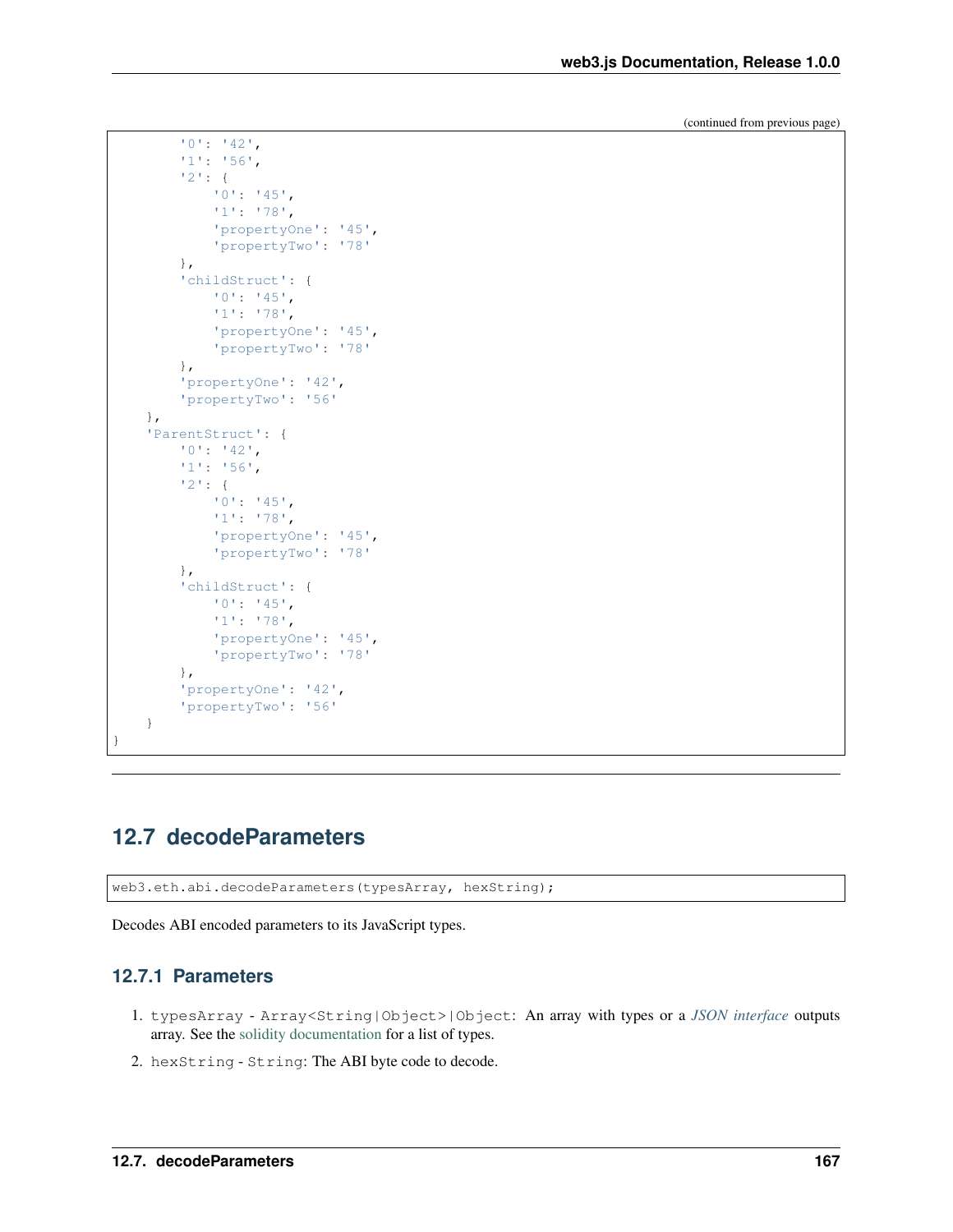(continued from previous page)

```
        '0': '42',
        '1': '56',
        '2': {
            '0': '45',
            '1': '78',
            'propertyOne': '45',
            'propertyTwo': '78'
        },
        'childStruct': {
            '0': '45',
            '1': '78',
            'propertyOne': '45',
            'propertyTwo': '78'
        },
        'propertyOne': '42',
        'propertyTwo': '56'
    },
    'ParentStruct': {
        '0': '42',
        '1': '56',
        '2': {
            '0': '45',
            '1': '78',
            'propertyOne': '45',
            'propertyTwo': '78'
        },
        'childStruct': {
            '0': '45',
            '1': '78',
            'propertyOne': '45',
            'propertyTwo': '78'
        },
        'propertyOne': '42',
        'propertyTwo': '56'
    }
}
```

## 12.7 decodeParameters

```
web3.eth.abi.decodeParameters(typesArray, hexString);
```

Decodes ABI encoded parameters to its JavaScript types.

### 12.7.1 Parameters

1. `typesArray` - `Array<String|Object>|Object`: An array with types or a *JSON interface* outputs array. See the solidity documentation for a list of types.
2. `hexString` - `String`: The ABI byte code to decode.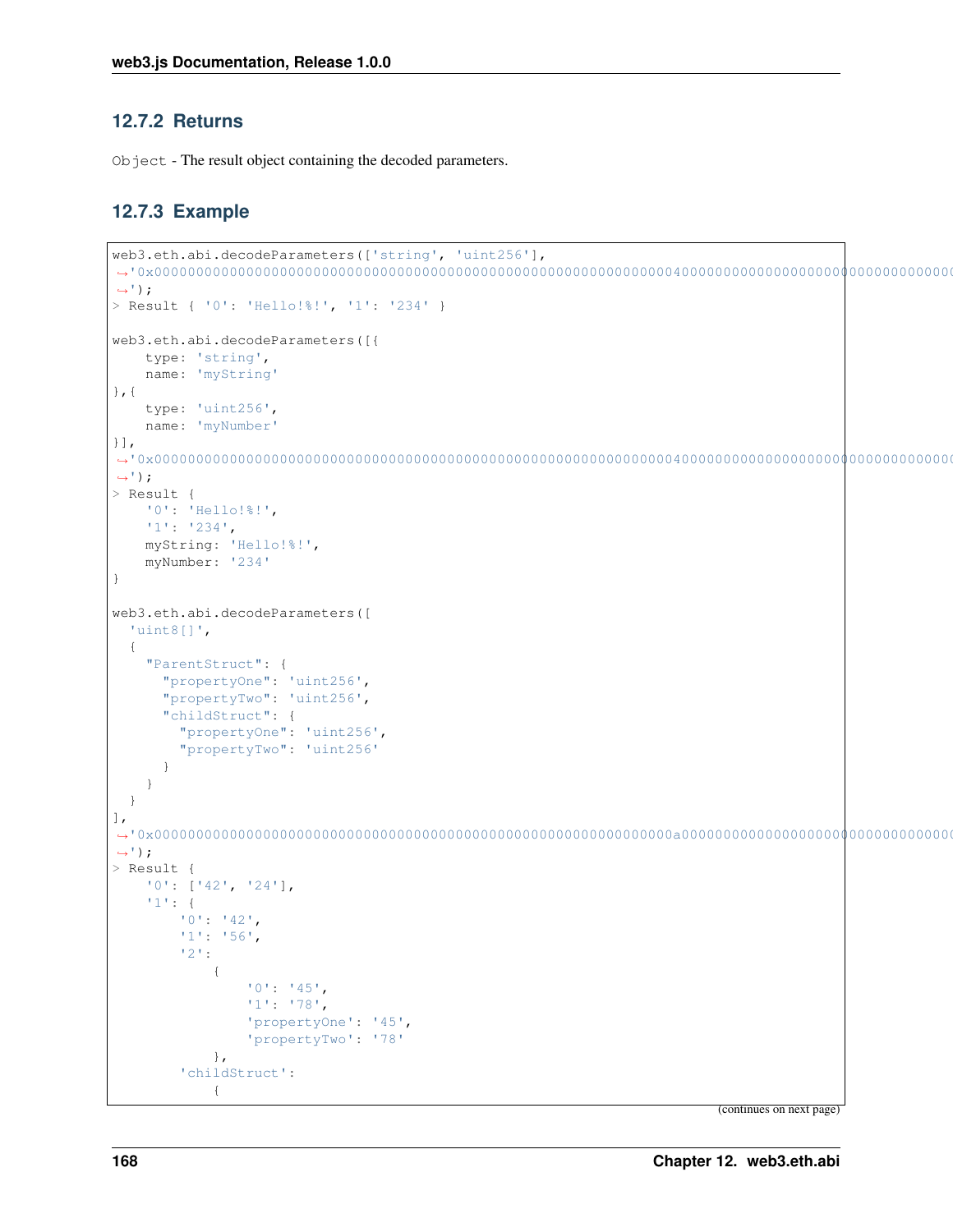### 12.7.2 Returns

`Object` - The result object containing the decoded parameters.

### 12.7.3 Example

```
web3.eth.abi.decodeParameters(['string', 'uint256'],
↪'0x000000000000000000000000000000000000000000000000000000000000004000000000000000000000000000000000
↪');
> Result { '0': 'Hello!%!', '1': '234' }

web3.eth.abi.decodeParameters([{
    type: 'string',
    name: 'myString'
},{
    type: 'uint256',
    name: 'myNumber'
}],
↪'0x000000000000000000000000000000000000000000000000000000000000004000000000000000000000000000000000
↪');
> Result {
    '0': 'Hello!%!',
    '1': '234',
    myString: 'Hello!%!',
    myNumber: '234'
}

web3.eth.abi.decodeParameters([
  'uint8[]',
  {
    "ParentStruct": {
      "propertyOne": 'uint256',
      "propertyTwo": 'uint256',
      "childStruct": {
        "propertyOne": 'uint256',
        "propertyTwo": 'uint256'
      }
    }
  }
],
↪'0x00000000000000000000000000000000000000000000000000000000000000a000000000000000000000000000000000
↪');
> Result {
    '0': ['42', '24'],
    '1': {
        '0': '42',
        '1': '56',
        '2':
            {
                '0': '45',
                '1': '78',
                'propertyOne': '45',
                'propertyTwo': '78'
            },
        'childStruct':
            {
```

(continues on next page)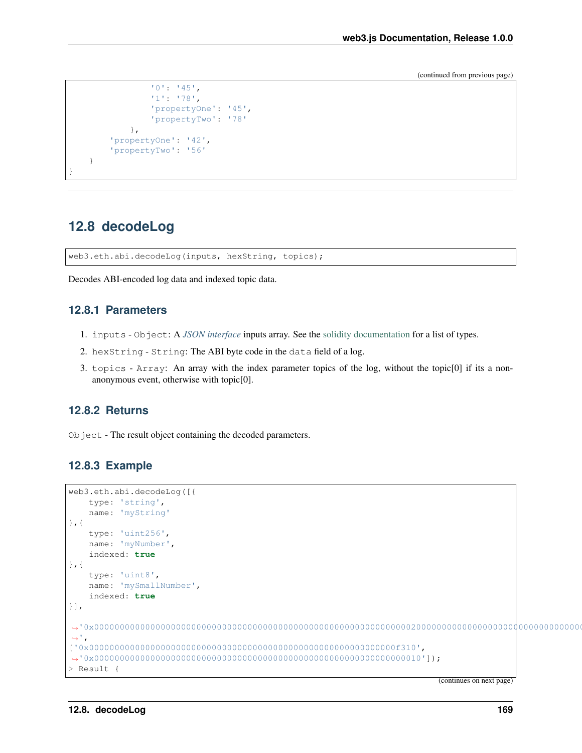```
                '0': '45',
                '1': '78',
                'propertyOne': '45',
                'propertyTwo': '78'
            },
        'propertyOne': '42',
        'propertyTwo': '56'
    }
}
```

## 12.8 decodeLog

```
web3.eth.abi.decodeLog(inputs, hexString, topics);
```

Decodes ABI-encoded log data and indexed topic data.

### 12.8.1 Parameters

1. `inputs` - `Object`: A *JSON interface* inputs array. See the solidity documentation for a list of types.
2. `hexString` - `String`: The ABI byte code in the `data` field of a log.
3. `topics` - `Array`: An array with the index parameter topics of the log, without the topic[0] if its a non-anonymous event, otherwise with topic[0].

### 12.8.2 Returns

`Object` - The result object containing the decoded parameters.

### 12.8.3 Example

```
web3.eth.abi.decodeLog([{
    type: 'string',
    name: 'myString'
},{
    type: 'uint256',
    name: 'myNumber',
    indexed: true
},{
    type: 'uint8',
    name: 'mySmallNumber',
    indexed: true
}],
↪'0x00000000000000000000000000000000000000000000000000000000000000200000000000000000000000000000000
↪',
['0x000000000000000000000000000000000000000000000000000000000000f310',
↪'0x0000000000000000000000000000000000000000000000000000000000000010']);
> Result {
```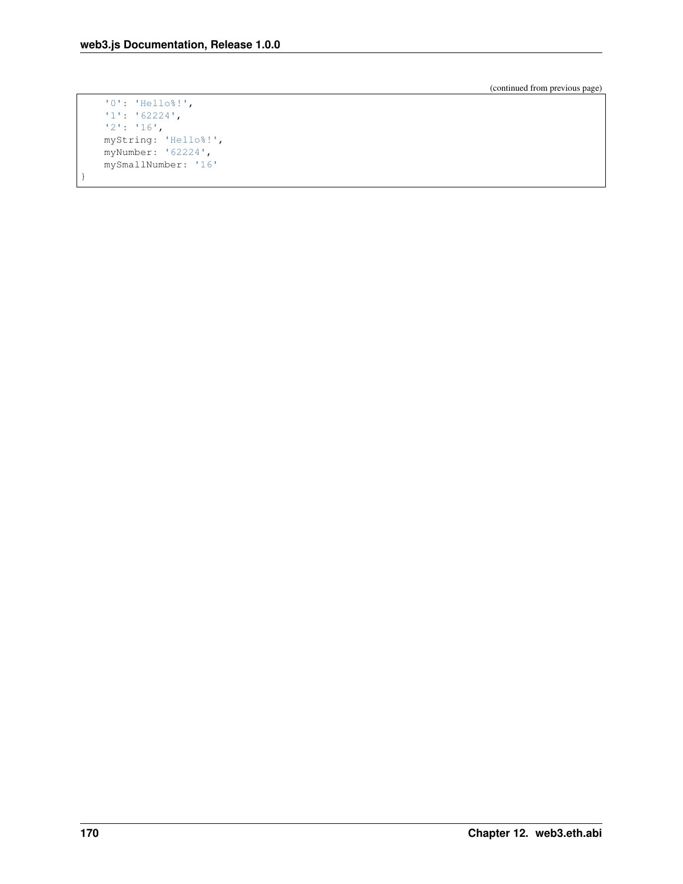(continued from previous page)

```
    '0': 'Hello%!',
    '1': '62224',
    '2': '16',
    myString: 'Hello%!',
    myNumber: '62224',
    mySmallNumber: '16'
}
```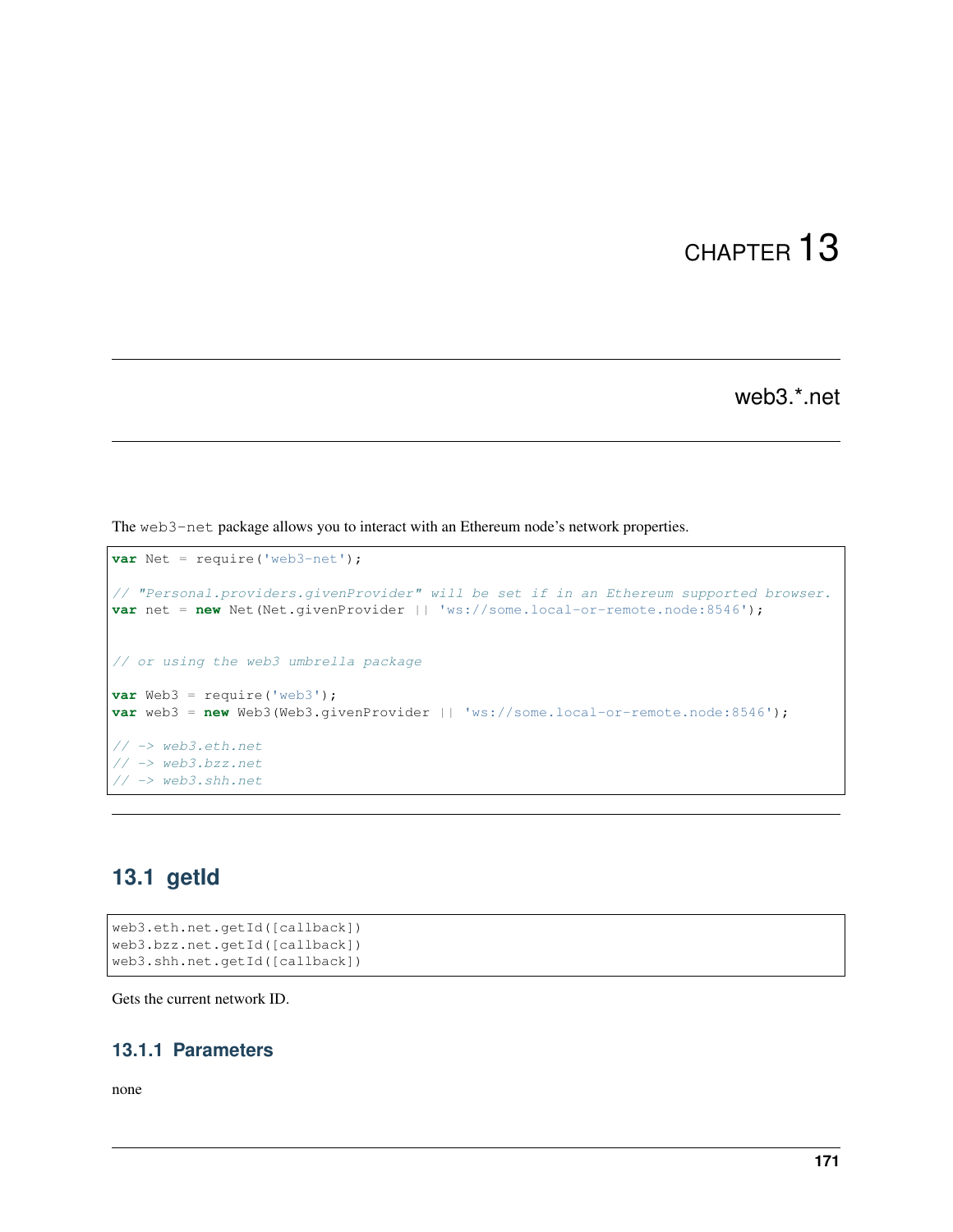# CHAPTER 13

## web3.*.net

The web3-net package allows you to interact with an Ethereum node's network properties.

```
var Net = require('web3-net');

// "Personal.providers.givenProvider" will be set if in an Ethereum supported browser.
var net = new Net(Net.givenProvider || 'ws://some.local-or-remote.node:8546');


// or using the web3 umbrella package

var Web3 = require('web3');
var web3 = new Web3(Web3.givenProvider || 'ws://some.local-or-remote.node:8546');

// -> web3.eth.net
// -> web3.bzz.net
// -> web3.shh.net
```

## 13.1 getId

```
web3.eth.net.getId([callback])
web3.bzz.net.getId([callback])
web3.shh.net.getId([callback])
```

Gets the current network ID.

### 13.1.1 Parameters

none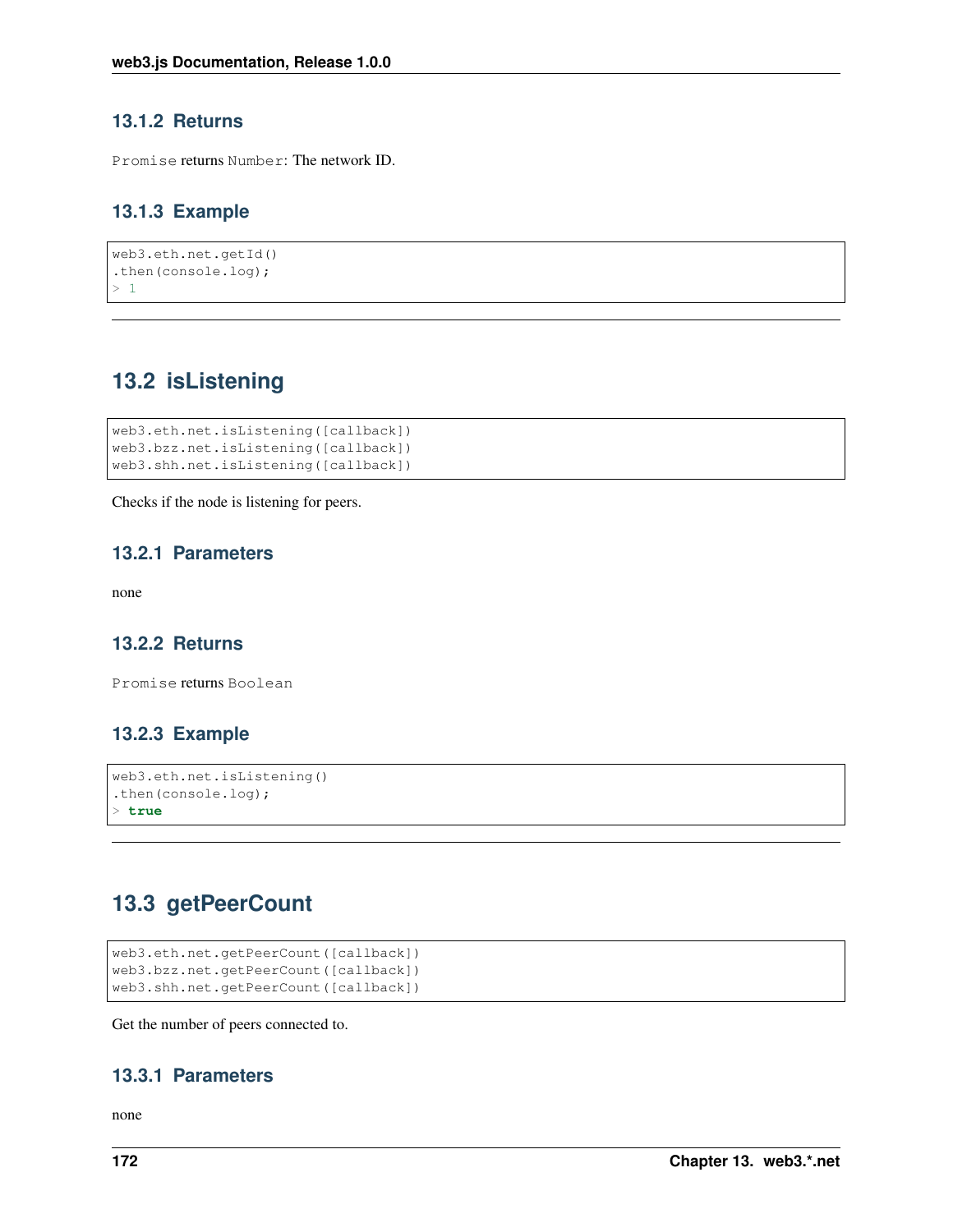### 13.1.2 Returns

`Promise` returns `Number`: The network ID.

### 13.1.3 Example

```
web3.eth.net.getId()
.then(console.log);
> 1
```

---

## 13.2 isListening

```
web3.eth.net.isListening([callback])
web3.bzz.net.isListening([callback])
web3.shh.net.isListening([callback])
```

Checks if the node is listening for peers.

### 13.2.1 Parameters

none

### 13.2.2 Returns

`Promise` returns `Boolean`

### 13.2.3 Example

```
web3.eth.net.isListening()
.then(console.log);
> true
```

---

## 13.3 getPeerCount

```
web3.eth.net.getPeerCount([callback])
web3.bzz.net.getPeerCount([callback])
web3.shh.net.getPeerCount([callback])
```

Get the number of peers connected to.

### 13.3.1 Parameters

none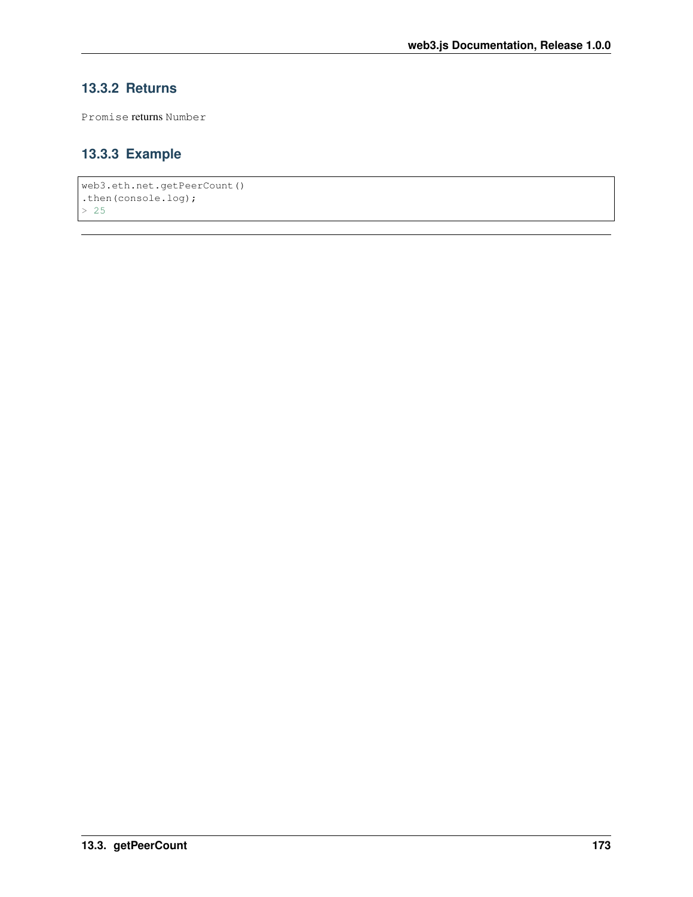### 13.3.2 Returns

`Promise` returns `Number`

### 13.3.3 Example

```
web3.eth.net.getPeerCount()
.then(console.log);
> 25
```

---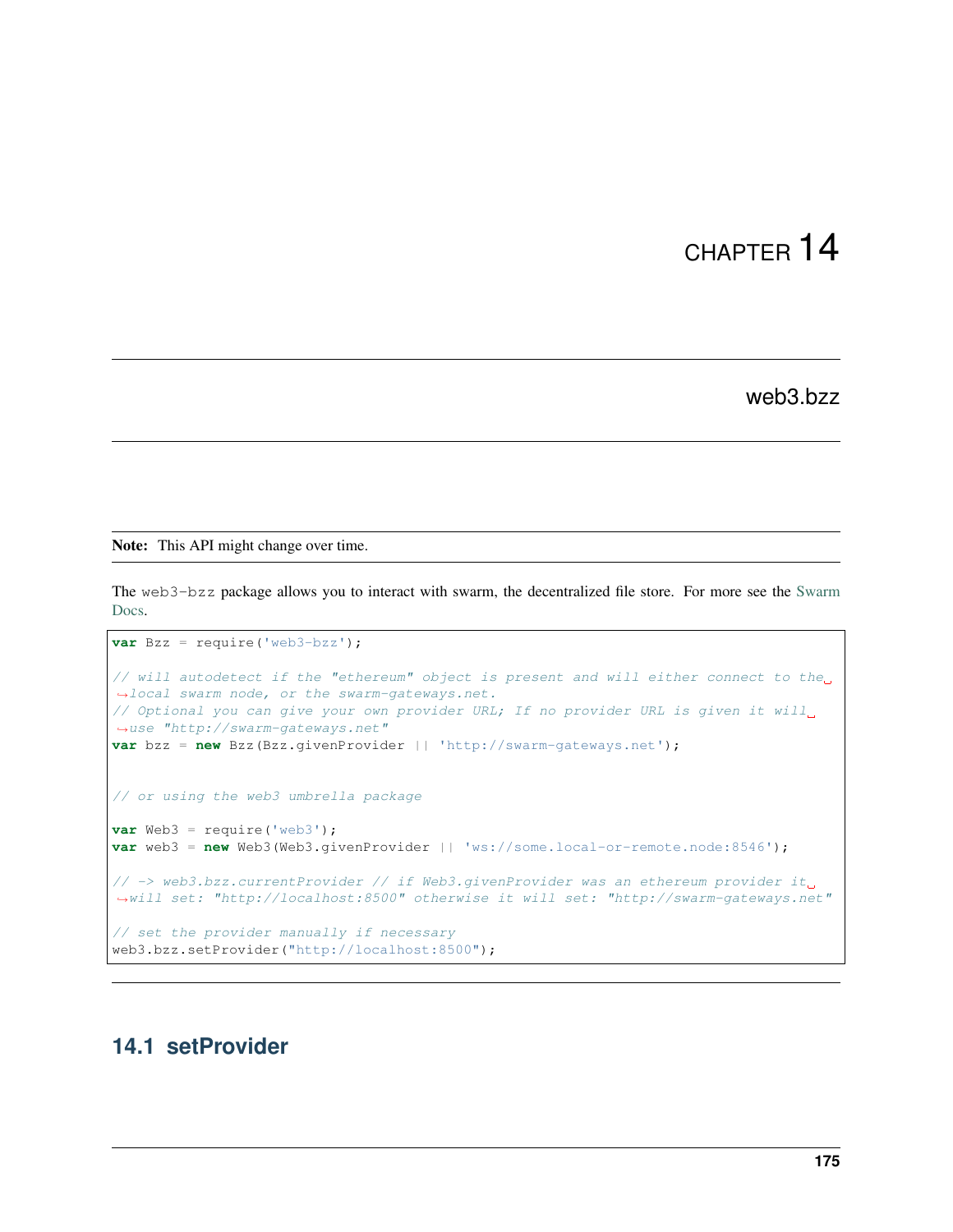# CHAPTER 14

# web3.bzz

**Note:** This API might change over time.

The web3-bzz package allows you to interact with swarm, the decentralized file store. For more see the Swarm Docs.

```
var Bzz = require('web3-bzz');

// will autodetect if the "ethereum" object is present and will either connect to the local swarm node, or the swarm-gateways.net.
// Optional you can give your own provider URL; If no provider URL is given it will use "http://swarm-gateways.net"
var bzz = new Bzz(Bzz.givenProvider || 'http://swarm-gateways.net');


// or using the web3 umbrella package

var Web3 = require('web3');
var web3 = new Web3(Web3.givenProvider || 'ws://some.local-or-remote.node:8546');

// -> web3.bzz.currentProvider // if Web3.givenProvider was an ethereum provider it will set: "http://localhost:8500" otherwise it will set: "http://swarm-gateways.net"

// set the provider manually if necessary
web3.bzz.setProvider("http://localhost:8500");
```

## 14.1 setProvider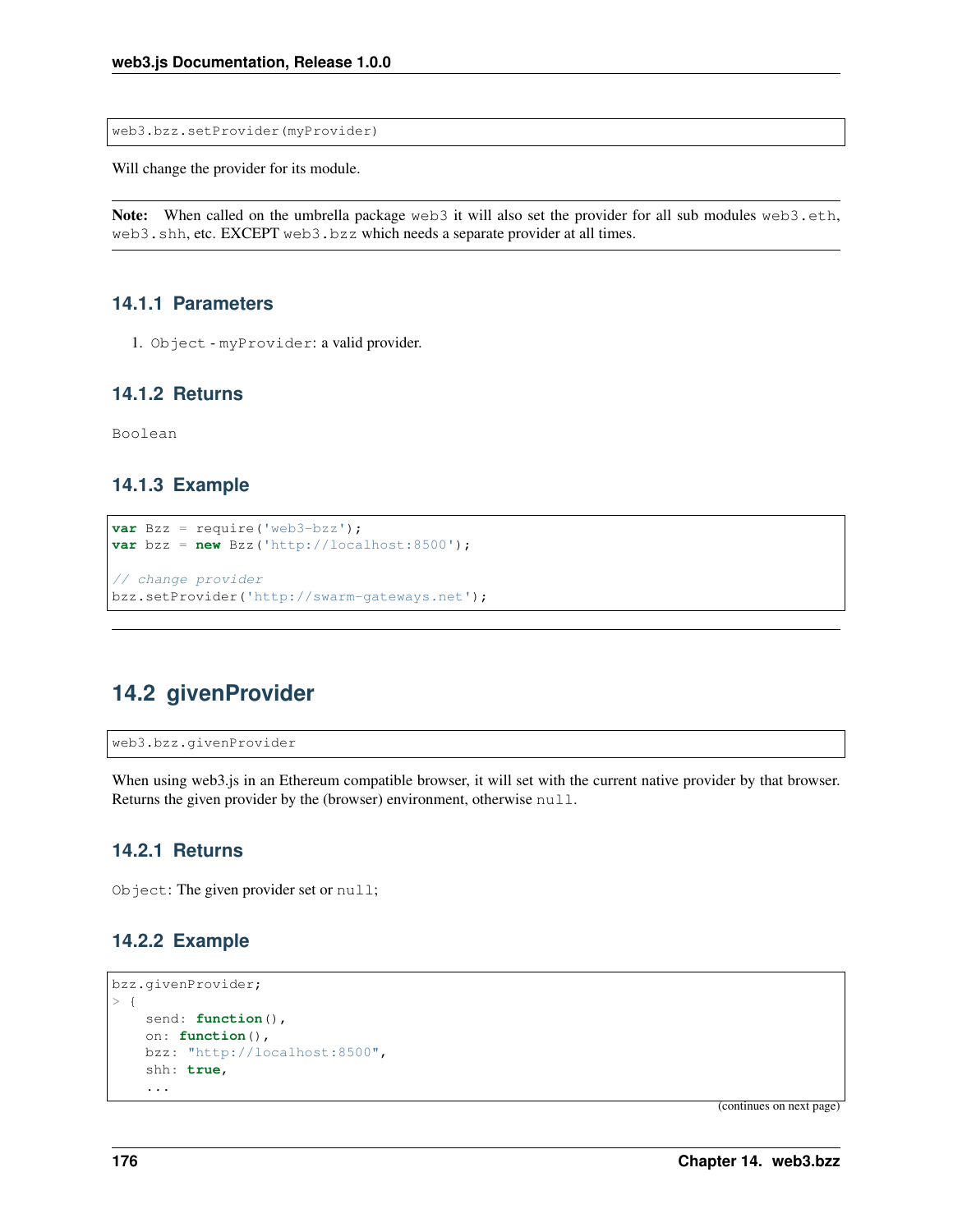```
web3.bzz.setProvider(myProvider)
```

Will change the provider for its module.

**Note:** When called on the umbrella package `web3` it will also set the provider for all sub modules `web3.eth`, `web3.shh`, etc. EXCEPT `web3.bzz` which needs a separate provider at all times.

### 14.1.1 Parameters

1. `Object` - `myProvider`: a valid provider.

### 14.1.2 Returns

`Boolean`

### 14.1.3 Example

```
var Bzz = require('web3-bzz');
var bzz = new Bzz('http://localhost:8500');

// change provider
bzz.setProvider('http://swarm-gateways.net');
```

---

## 14.2 givenProvider

```
web3.bzz.givenProvider
```

When using web3.js in an Ethereum compatible browser, it will set with the current native provider by that browser. Returns the given provider by the (browser) environment, otherwise `null`.

### 14.2.1 Returns

`Object`: The given provider set or `null`;

### 14.2.2 Example

```
bzz.givenProvider;
> {
    send: function(),
    on: function(),
    bzz: "http://localhost:8500",
    shh: true,
    ...
```

(continues on next page)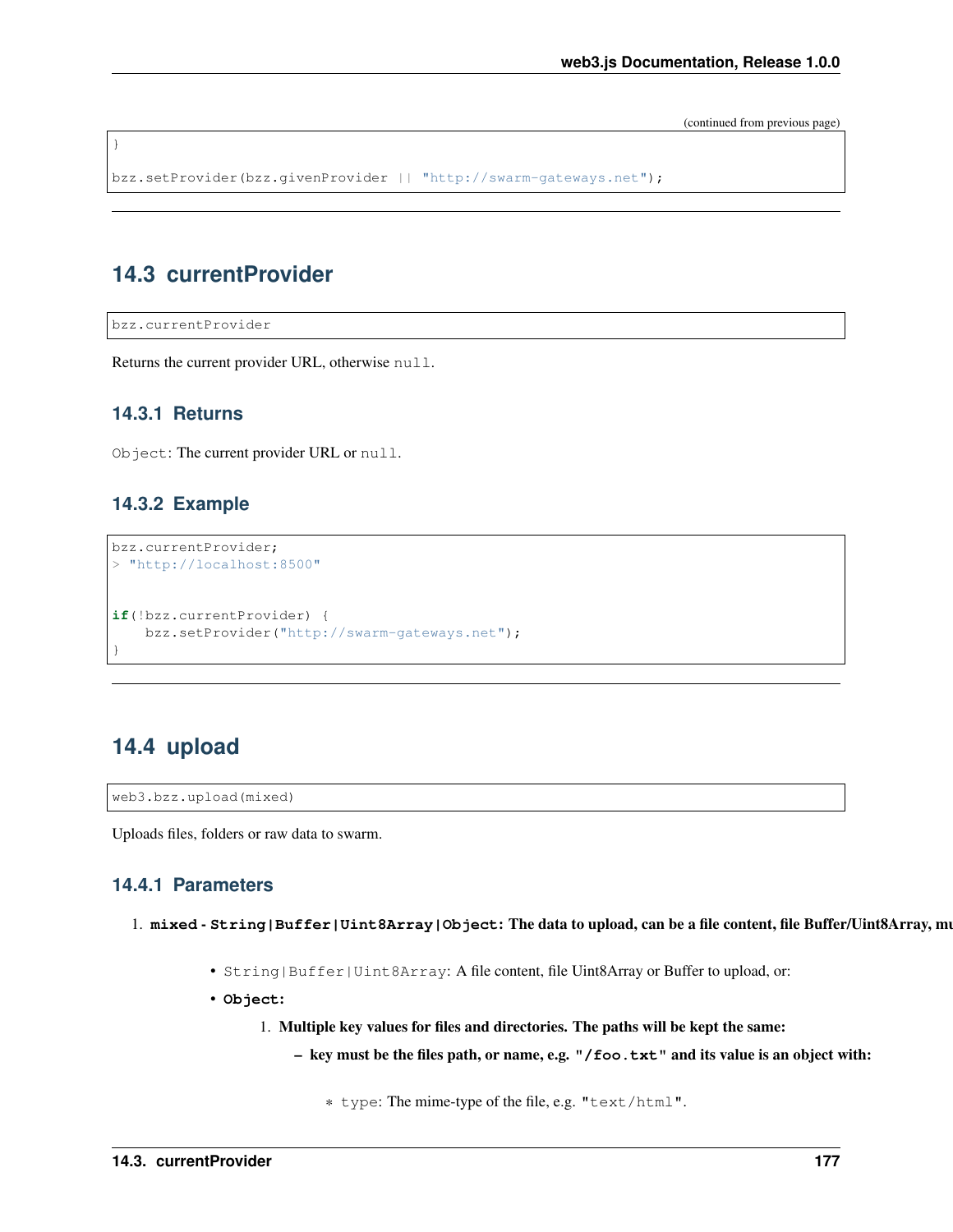(continued from previous page)

```
}

bzz.setProvider(bzz.givenProvider || "http://swarm-gateways.net");
```

---

## 14.3 currentProvider

```
bzz.currentProvider
```

Returns the current provider URL, otherwise `null`.

### 14.3.1 Returns

`Object`: The current provider URL or `null`.

### 14.3.2 Example

```
bzz.currentProvider;
> "http://localhost:8500"


if(!bzz.currentProvider) {
    bzz.setProvider("http://swarm-gateways.net");
}
```

---

## 14.4 upload

```
web3.bzz.upload(mixed)
```

Uploads files, folders or raw data to swarm.

### 14.4.1 Parameters

1. **`mixed` - `String|Buffer|Uint8Array|Object`: The data to upload, can be a file content, file Buffer/Uint8Array, mu**

    - `String|Buffer|Uint8Array`: A file content, file Uint8Array or Buffer to upload, or:
    - **`Object`:**
        1. **Multiple key values for files and directories. The paths will be kept the same:**
            - **key must be the files path, or name, e.g. `"/foo.txt"` and its value is an object with:**
                - `type`: The mime-type of the file, e.g. `"text/html"`.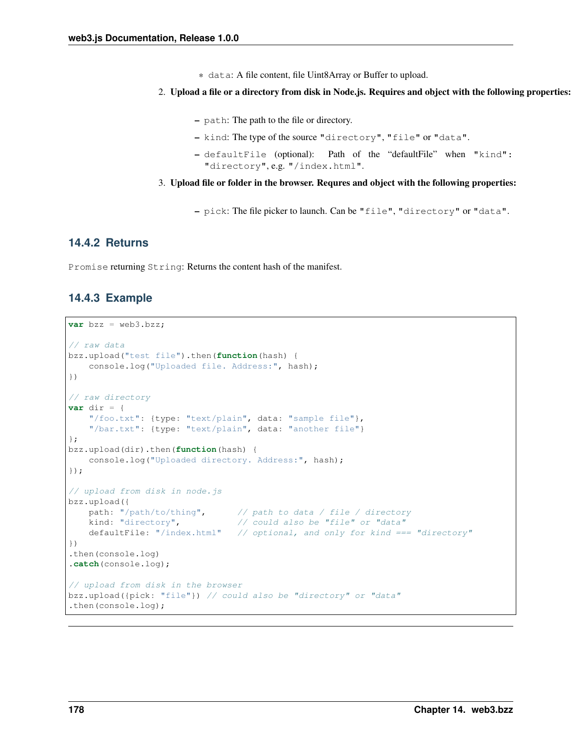- data: A file content, file Uint8Array or Buffer to upload.

2. **Upload a file or a directory from disk in Node.js. Requires and object with the following properties:**
   - path: The path to the file or directory.
   - kind: The type of the source "directory", "file" or "data".
   - defaultFile (optional): Path of the "defaultFile" when "kind": "directory", e.g. "/index.html".
3. **Upload file or folder in the browser. Requres and object with the following properties:**
   - pick: The file picker to launch. Can be "file", "directory" or "data".

### 14.4.2 Returns

Promise returning String: Returns the content hash of the manifest.

### 14.4.3 Example

```
var bzz = web3.bzz;

// raw data
bzz.upload("test file").then(function(hash) {
    console.log("Uploaded file. Address:", hash);
})

// raw directory
var dir = {
    "/foo.txt": {type: "text/plain", data: "sample file"},
    "/bar.txt": {type: "text/plain", data: "another file"}
};
bzz.upload(dir).then(function(hash) {
    console.log("Uploaded directory. Address:", hash);
});

// upload from disk in node.js
bzz.upload({
    path: "/path/to/thing",      // path to data / file / directory
    kind: "directory",           // could also be "file" or "data"
    defaultFile: "/index.html"   // optional, and only for kind === "directory"
})
.then(console.log)
.catch(console.log);

// upload from disk in the browser
bzz.upload({pick: "file"}) // could also be "directory" or "data"
.then(console.log);
```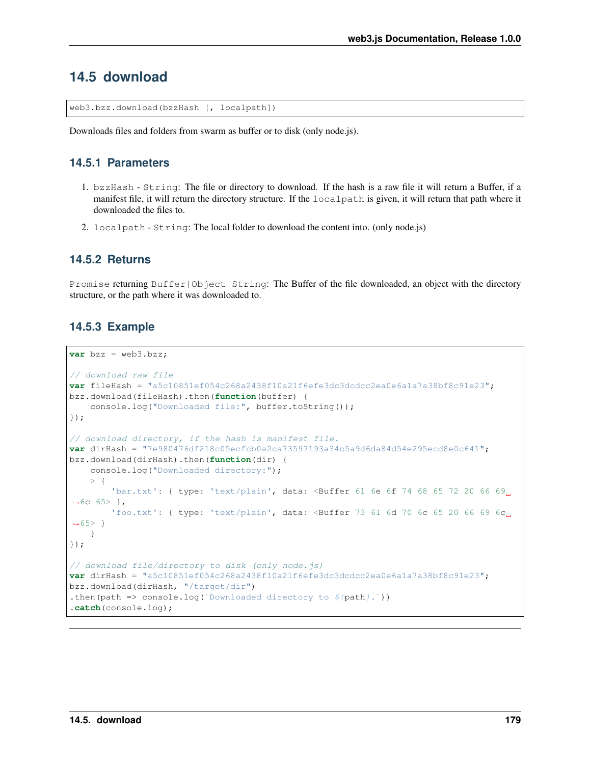## 14.5 download

```
web3.bzz.download(bzzHash [, localpath])
```

Downloads files and folders from swarm as buffer or to disk (only node.js).

### 14.5.1 Parameters

1. `bzzHash` - `String`: The file or directory to download. If the hash is a raw file it will return a Buffer, if a manifest file, it will return the directory structure. If the `localpath` is given, it will return that path where it downloaded the files to.
2. `localpath` - `String`: The local folder to download the content into. (only node.js)

### 14.5.2 Returns

`Promise` returning `Buffer|Object|String`: The Buffer of the file downloaded, an object with the directory structure, or the path where it was downloaded to.

### 14.5.3 Example

```
var bzz = web3.bzz;

// download raw file
var fileHash = "a5c10851ef054c268a2438f10a21f6efe3dc3dcdcc2ea0e6a1a7a38bf8c91e23";
bzz.download(fileHash).then(function(buffer) {
    console.log("Downloaded file:", buffer.toString());
});

// download directory, if the hash is manifest file.
var dirHash = "7e980476df218c05ecfcb0a2ca73597193a34c5a9d6da84d54e295ecd8e0c641";
bzz.download(dirHash).then(function(dir) {
    console.log("Downloaded directory:");
    > {
        'bar.txt': { type: 'text/plain', data: <Buffer 61 6e 6f 74 68 65 72 20 66 69
→6c 65> },
        'foo.txt': { type: 'text/plain', data: <Buffer 73 61 6d 70 6c 65 20 66 69 6c
→65> }
    }
});

// download file/directory to disk (only node.js)
var dirHash = "a5c10851ef054c268a2438f10a21f6efe3dc3dcdcc2ea0e6a1a7a38bf8c91e23";
bzz.download(dirHash, "/target/dir")
.then(path => console.log(`Downloaded directory to ${path}.`))
.catch(console.log);
```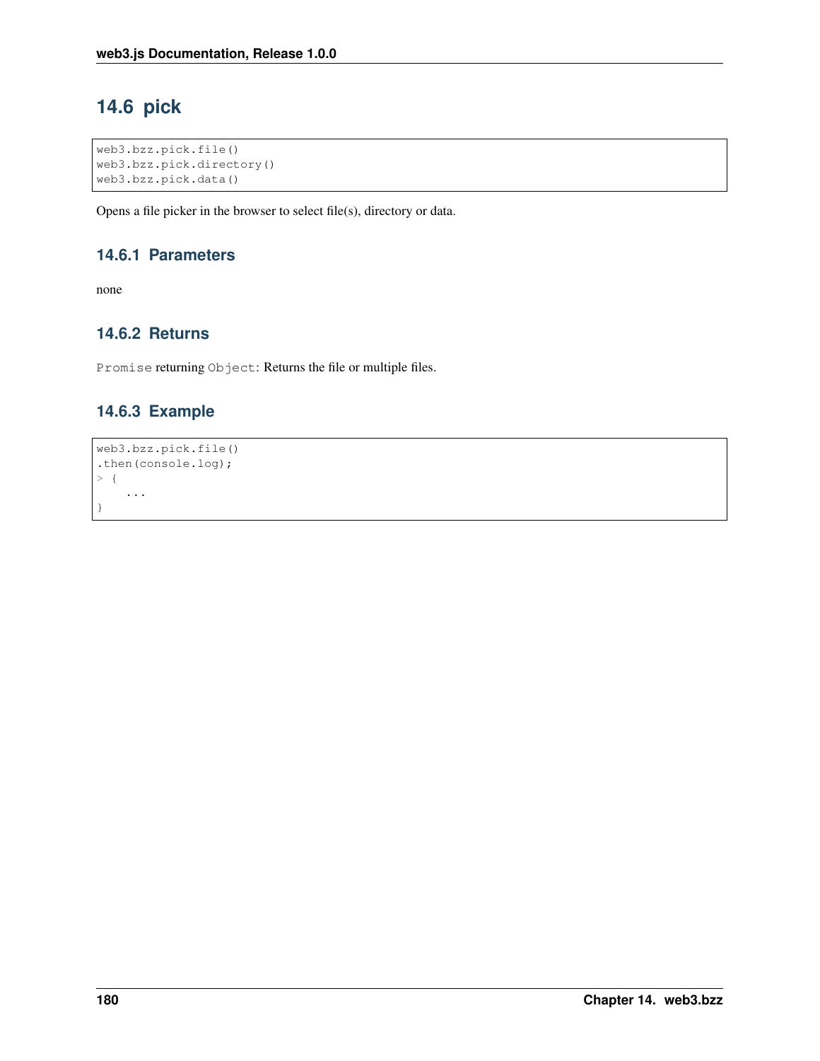## 14.6 pick

```
web3.bzz.pick.file()
web3.bzz.pick.directory()
web3.bzz.pick.data()
```

Opens a file picker in the browser to select file(s), directory or data.

### 14.6.1 Parameters

none

### 14.6.2 Returns

`Promise` returning `Object`: Returns the file or multiple files.

### 14.6.3 Example

```
web3.bzz.pick.file()
.then(console.log);
> {
    ...
}
```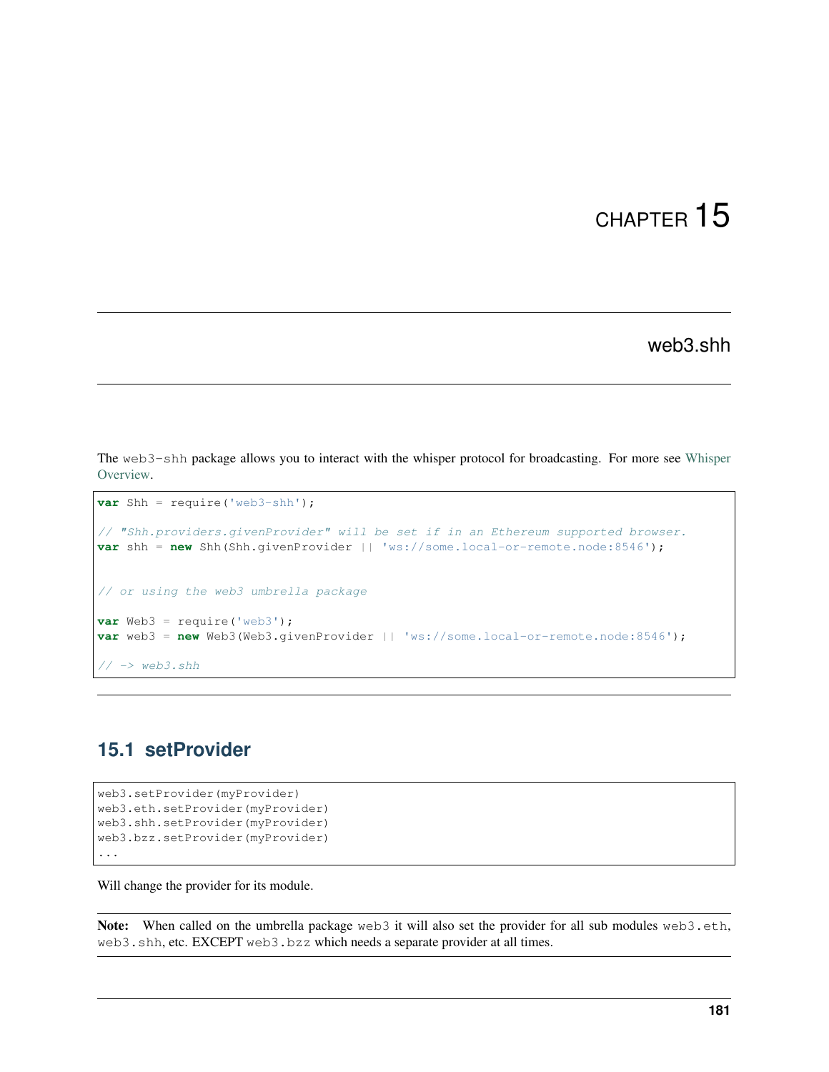# CHAPTER 15

## web3.shh

The web3-shh package allows you to interact with the whisper protocol for broadcasting. For more see Whisper Overview.

```
var Shh = require('web3-shh');

// "Shh.providers.givenProvider" will be set if in an Ethereum supported browser.
var shh = new Shh(Shh.givenProvider || 'ws://some.local-or-remote.node:8546');


// or using the web3 umbrella package

var Web3 = require('web3');
var web3 = new Web3(Web3.givenProvider || 'ws://some.local-or-remote.node:8546');

// -> web3.shh
```

### 15.1 setProvider

```
web3.setProvider(myProvider)
web3.eth.setProvider(myProvider)
web3.shh.setProvider(myProvider)
web3.bzz.setProvider(myProvider)
...
```

Will change the provider for its module.

**Note:** When called on the umbrella package web3 it will also set the provider for all sub modules web3.eth, web3.shh, etc. EXCEPT web3.bzz which needs a separate provider at all times.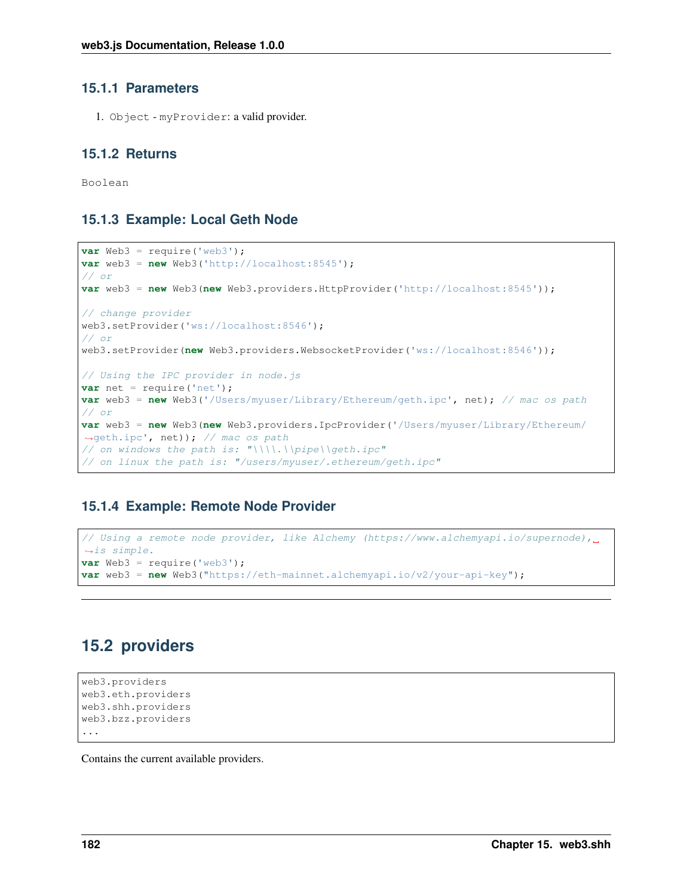### 15.1.1 Parameters

1. `Object` - `myProvider`: a valid provider.

### 15.1.2 Returns

`Boolean`

### 15.1.3 Example: Local Geth Node

```
var Web3 = require('web3');
var web3 = new Web3('http://localhost:8545');
// or
var web3 = new Web3(new Web3.providers.HttpProvider('http://localhost:8545'));

// change provider
web3.setProvider('ws://localhost:8546');
// or
web3.setProvider(new Web3.providers.WebsocketProvider('ws://localhost:8546'));

// Using the IPC provider in node.js
var net = require('net');
var web3 = new Web3('/Users/myuser/Library/Ethereum/geth.ipc', net); // mac os path
// or
var web3 = new Web3(new Web3.providers.IpcProvider('/Users/myuser/Library/Ethereum/
→geth.ipc', net)); // mac os path
// on windows the path is: "\\\\.\\pipe\\geth.ipc"
// on linux the path is: "/users/myuser/.ethereum/geth.ipc"
```

### 15.1.4 Example: Remote Node Provider

```
// Using a remote node provider, like Alchemy (https://www.alchemyapi.io/supernode),
→is simple.
var Web3 = require('web3');
var web3 = new Web3("https://eth-mainnet.alchemyapi.io/v2/your-api-key");
```

---

## 15.2 providers

```
web3.providers
web3.eth.providers
web3.shh.providers
web3.bzz.providers
...
```

Contains the current available providers.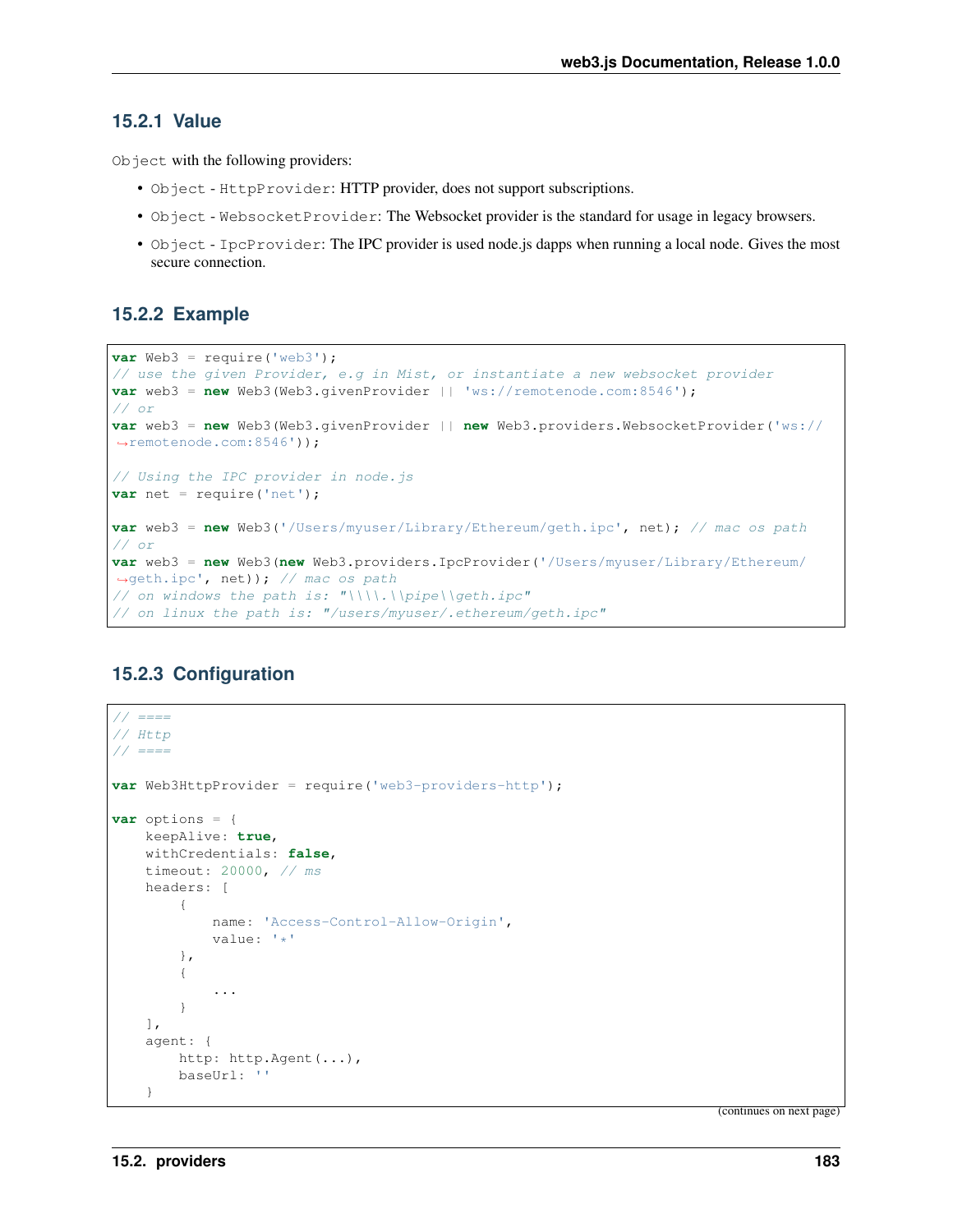### 15.2.1 Value

`Object` with the following providers:

- `Object` - `HttpProvider`: HTTP provider, does not support subscriptions.
- `Object` - `WebsocketProvider`: The Websocket provider is the standard for usage in legacy browsers.
- `Object` - `IpcProvider`: The IPC provider is used node.js dapps when running a local node. Gives the most secure connection.

### 15.2.2 Example

```
var Web3 = require('web3');
// use the given Provider, e.g in Mist, or instantiate a new websocket provider
var web3 = new Web3(Web3.givenProvider || 'ws://remotenode.com:8546');
// or
var web3 = new Web3(Web3.givenProvider || new Web3.providers.WebsocketProvider('ws://remotenode.com:8546'));

// Using the IPC provider in node.js
var net = require('net');

var web3 = new Web3('/Users/myuser/Library/Ethereum/geth.ipc', net); // mac os path
// or
var web3 = new Web3(new Web3.providers.IpcProvider('/Users/myuser/Library/Ethereum/geth.ipc', net)); // mac os path
// on windows the path is: "\\\\.\\pipe\\geth.ipc"
// on linux the path is: "/users/myuser/.ethereum/geth.ipc"
```

### 15.2.3 Configuration

```
// ====
// Http
// ====

var Web3HttpProvider = require('web3-providers-http');

var options = {
    keepAlive: true,
    withCredentials: false,
    timeout: 20000, // ms
    headers: [
        {
            name: 'Access-Control-Allow-Origin',
            value: '*'
        },
        {
            ...
        }
    ],
    agent: {
        http: http.Agent(...),
        baseUrl: ''
    }
```

(continues on next page)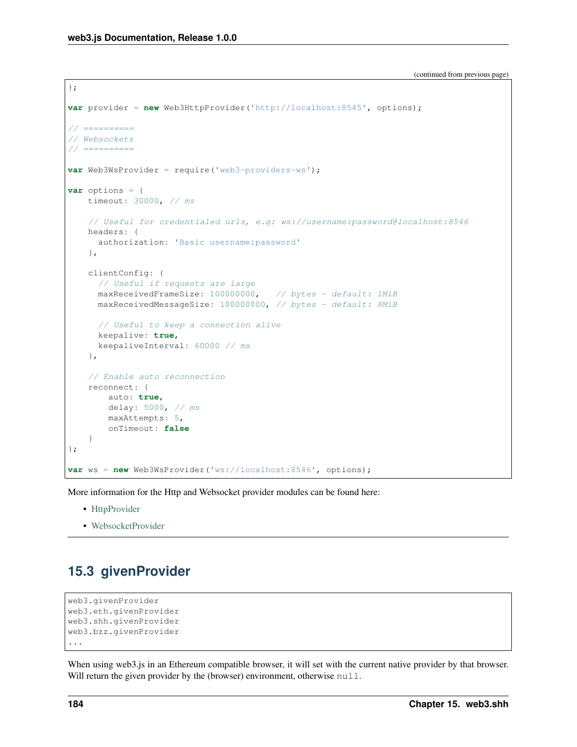(continued from previous page)

```
};

var provider = new Web3HttpProvider('http://localhost:8545', options);

// ==========
// Websockets
// ==========

var Web3WsProvider = require('web3-providers-ws');

var options = {
    timeout: 30000, // ms

    // Useful for credentialed urls, e.g: ws://username:password@localhost:8546
    headers: {
      authorization: 'Basic username:password'
    },

    clientConfig: {
      // Useful if requests are large
      maxReceivedFrameSize: 100000000,   // bytes - default: 1MiB
      maxReceivedMessageSize: 100000000, // bytes - default: 8MiB

      // Useful to keep a connection alive
      keepalive: true,
      keepaliveInterval: 60000 // ms
    },

    // Enable auto reconnection
    reconnect: {
        auto: true,
        delay: 5000, // ms
        maxAttempts: 5,
        onTimeout: false
    }
};

var ws = new Web3WsProvider('ws://localhost:8546', options);
```

More information for the Http and Websocket provider modules can be found here:

- HttpProvider
- WebsocketProvider

---

## 15.3 givenProvider

```
web3.givenProvider
web3.eth.givenProvider
web3.shh.givenProvider
web3.bzz.givenProvider
...
```

When using web3.js in an Ethereum compatible browser, it will set with the current native provider by that browser. Will return the given provider by the (browser) environment, otherwise `null`.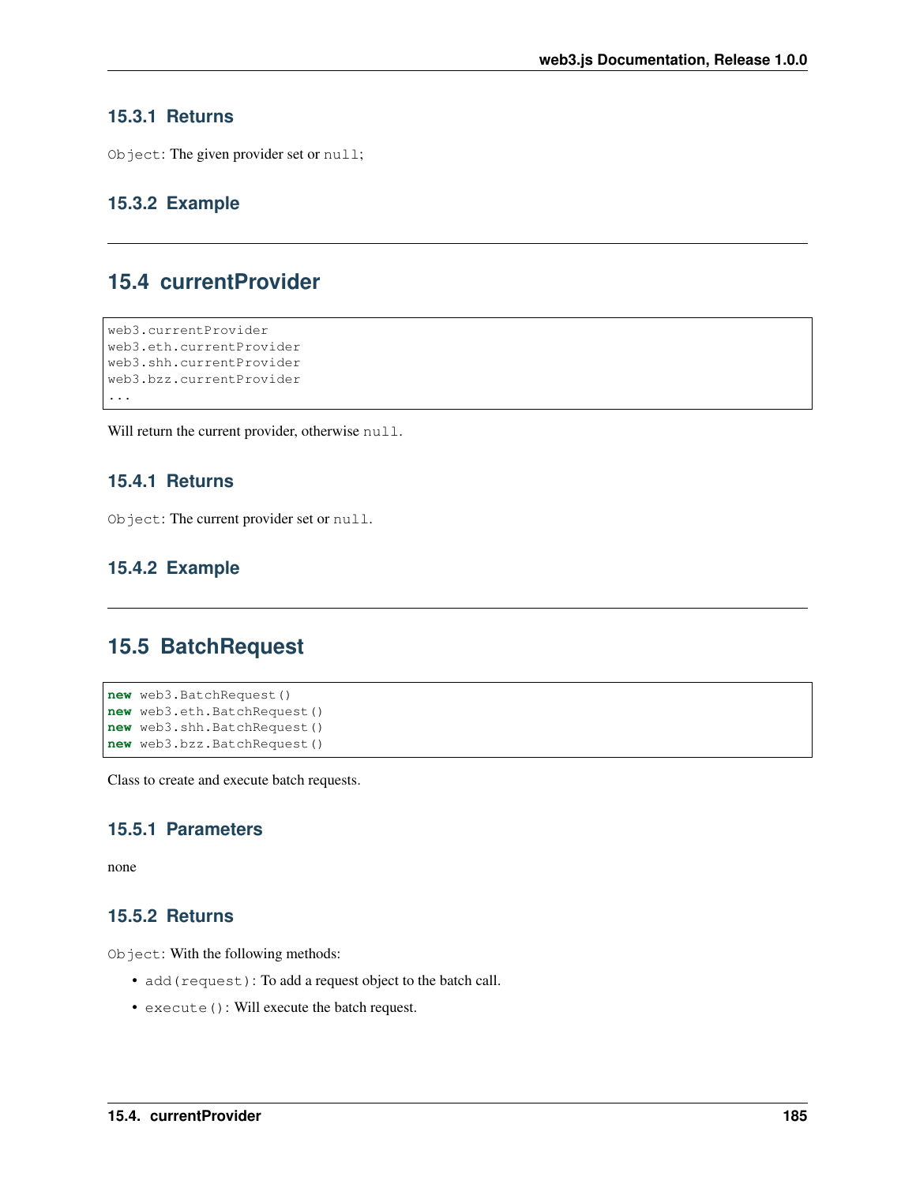### 15.3.1 Returns

`Object`: The given provider set or `null`;

### 15.3.2 Example

---

## 15.4 currentProvider

```
web3.currentProvider
web3.eth.currentProvider
web3.shh.currentProvider
web3.bzz.currentProvider
...
```

Will return the current provider, otherwise `null`.

### 15.4.1 Returns

`Object`: The current provider set or `null`.

### 15.4.2 Example

---

## 15.5 BatchRequest

```
new web3.BatchRequest()
new web3.eth.BatchRequest()
new web3.shh.BatchRequest()
new web3.bzz.BatchRequest()
```

Class to create and execute batch requests.

### 15.5.1 Parameters

none

### 15.5.2 Returns

`Object`: With the following methods:

- `add(request)`: To add a request object to the batch call.
- `execute()`: Will execute the batch request.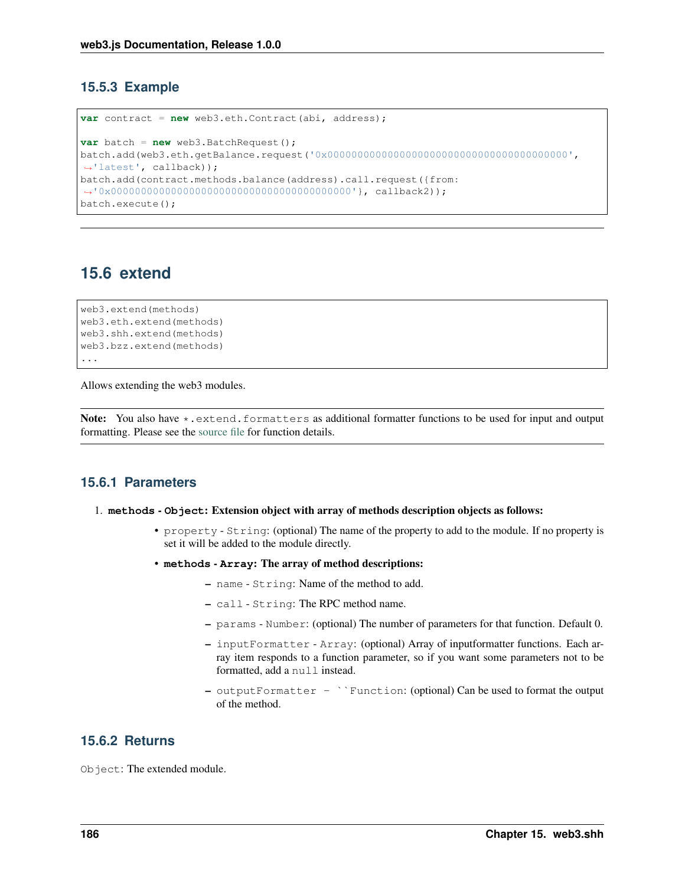### 15.5.3 Example

```
var contract = new web3.eth.Contract(abi, address);

var batch = new web3.BatchRequest();
batch.add(web3.eth.getBalance.request('0x0000000000000000000000000000000000000000',
↪'latest', callback));
batch.add(contract.methods.balance(address).call.request({from:
↪'0x0000000000000000000000000000000000000000'}, callback2));
batch.execute();
```

---

## 15.6 extend

```
web3.extend(methods)
web3.eth.extend(methods)
web3.shh.extend(methods)
web3.bzz.extend(methods)
...
```

Allows extending the web3 modules.

**Note:** You also have `*.extend.formatters` as additional formatter functions to be used for input and output formatting. Please see the source file for function details.

### 15.6.1 Parameters

1. **`methods` - `Object`: Extension object with array of methods description objects as follows:**
   - `property` - `String`: (optional) The name of the property to add to the module. If no property is set it will be added to the module directly.
   - **`methods` - `Array`: The array of method descriptions:**
     - `name` - `String`: Name of the method to add.
     - `call` - `String`: The RPC method name.
     - `params` - `Number`: (optional) The number of parameters for that function. Default 0.
     - `inputFormatter` - `Array`: (optional) Array of inputformatter functions. Each array item responds to a function parameter, so if you want some parameters not to be formatted, add a `null` instead.
     - `outputFormatter - ``Function`: (optional) Can be used to format the output of the method.

### 15.6.2 Returns

`Object`: The extended module.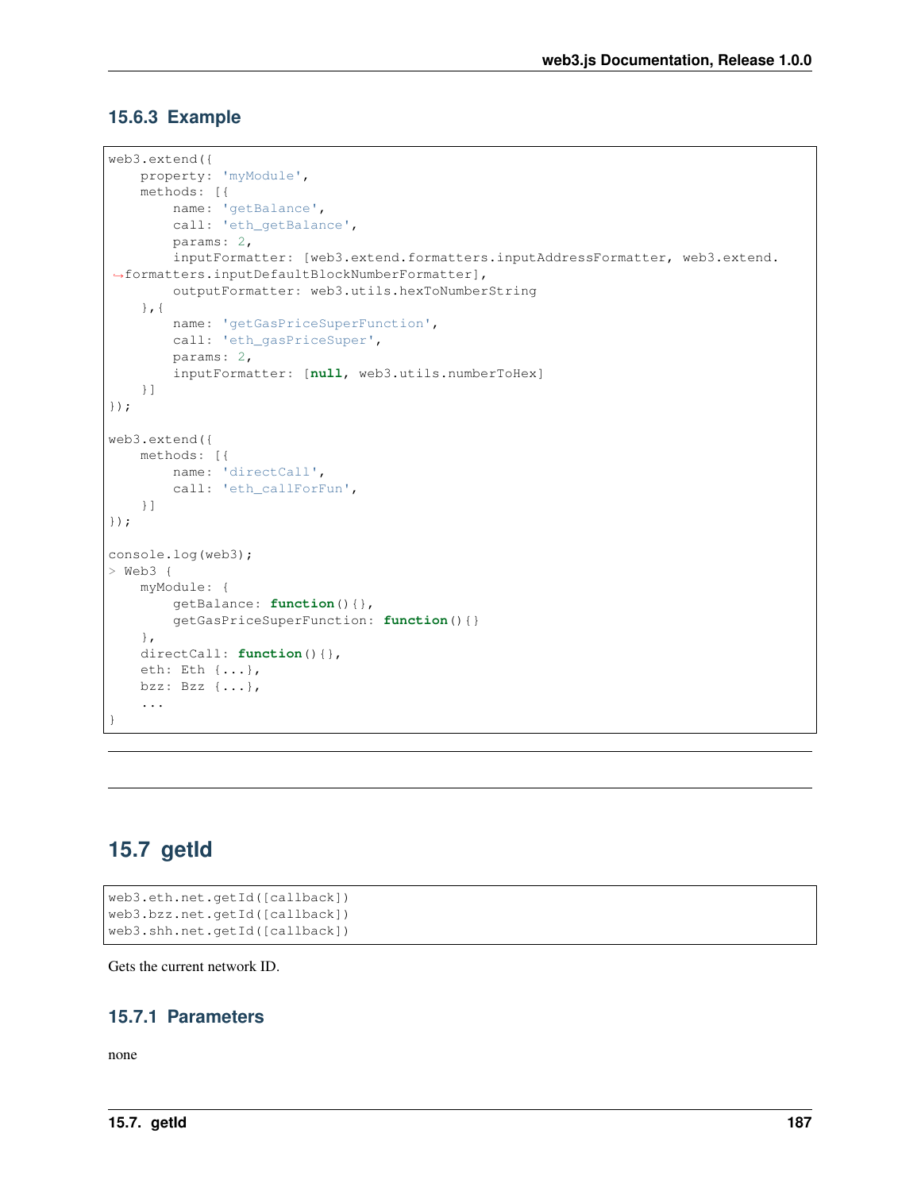### 15.6.3 Example

```
web3.extend({
    property: 'myModule',
    methods: [{
        name: 'getBalance',
        call: 'eth_getBalance',
        params: 2,
        inputFormatter: [web3.extend.formatters.inputAddressFormatter, web3.extend.
→formatters.inputDefaultBlockNumberFormatter],
        outputFormatter: web3.utils.hexToNumberString
    },{
        name: 'getGasPriceSuperFunction',
        call: 'eth_gasPriceSuper',
        params: 2,
        inputFormatter: [null, web3.utils.numberToHex]
    }]
});

web3.extend({
    methods: [{
        name: 'directCall',
        call: 'eth_callForFun',
    }]
});

console.log(web3);
> Web3 {
    myModule: {
        getBalance: function(){},
        getGasPriceSuperFunction: function(){}
    },
    directCall: function(){},
    eth: Eth {...},
    bzz: Bzz {...},
    ...
}
```

---

---

## 15.7 getId

```
web3.eth.net.getId([callback])
web3.bzz.net.getId([callback])
web3.shh.net.getId([callback])
```

Gets the current network ID.

### 15.7.1 Parameters

none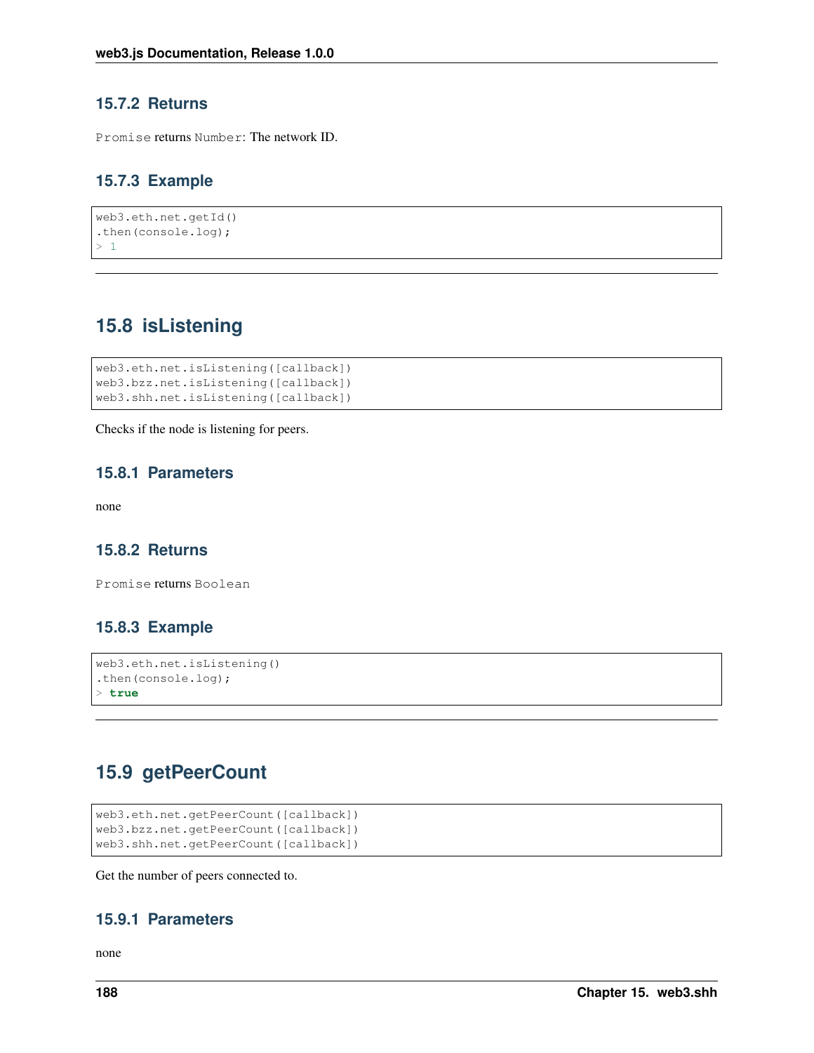### 15.7.2 Returns

`Promise` returns `Number`: The network ID.

### 15.7.3 Example

```
web3.eth.net.getId()
.then(console.log);
> 1
```

---

## 15.8 isListening

```
web3.eth.net.isListening([callback])
web3.bzz.net.isListening([callback])
web3.shh.net.isListening([callback])
```

Checks if the node is listening for peers.

### 15.8.1 Parameters

none

### 15.8.2 Returns

`Promise` returns `Boolean`

### 15.8.3 Example

```
web3.eth.net.isListening()
.then(console.log);
> true
```

---

## 15.9 getPeerCount

```
web3.eth.net.getPeerCount([callback])
web3.bzz.net.getPeerCount([callback])
web3.shh.net.getPeerCount([callback])
```

Get the number of peers connected to.

### 15.9.1 Parameters

none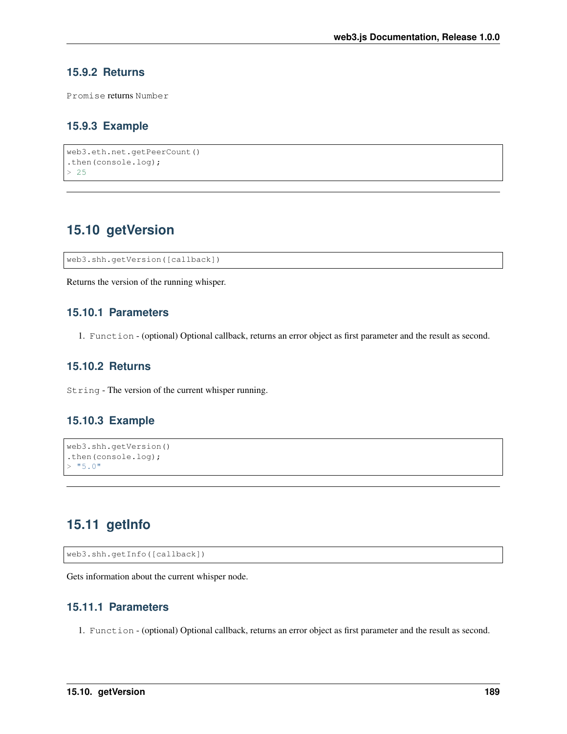### 15.9.2 Returns

`Promise` returns `Number`

### 15.9.3 Example

```
web3.eth.net.getPeerCount()
.then(console.log);
> 25
```

---

## 15.10 getVersion

```
web3.shh.getVersion([callback])
```

Returns the version of the running whisper.

### 15.10.1 Parameters

1. `Function` - (optional) Optional callback, returns an error object as first parameter and the result as second.

### 15.10.2 Returns

`String` - The version of the current whisper running.

### 15.10.3 Example

```
web3.shh.getVersion()
.then(console.log);
> "5.0"
```

---

## 15.11 getInfo

```
web3.shh.getInfo([callback])
```

Gets information about the current whisper node.

### 15.11.1 Parameters

1. `Function` - (optional) Optional callback, returns an error object as first parameter and the result as second.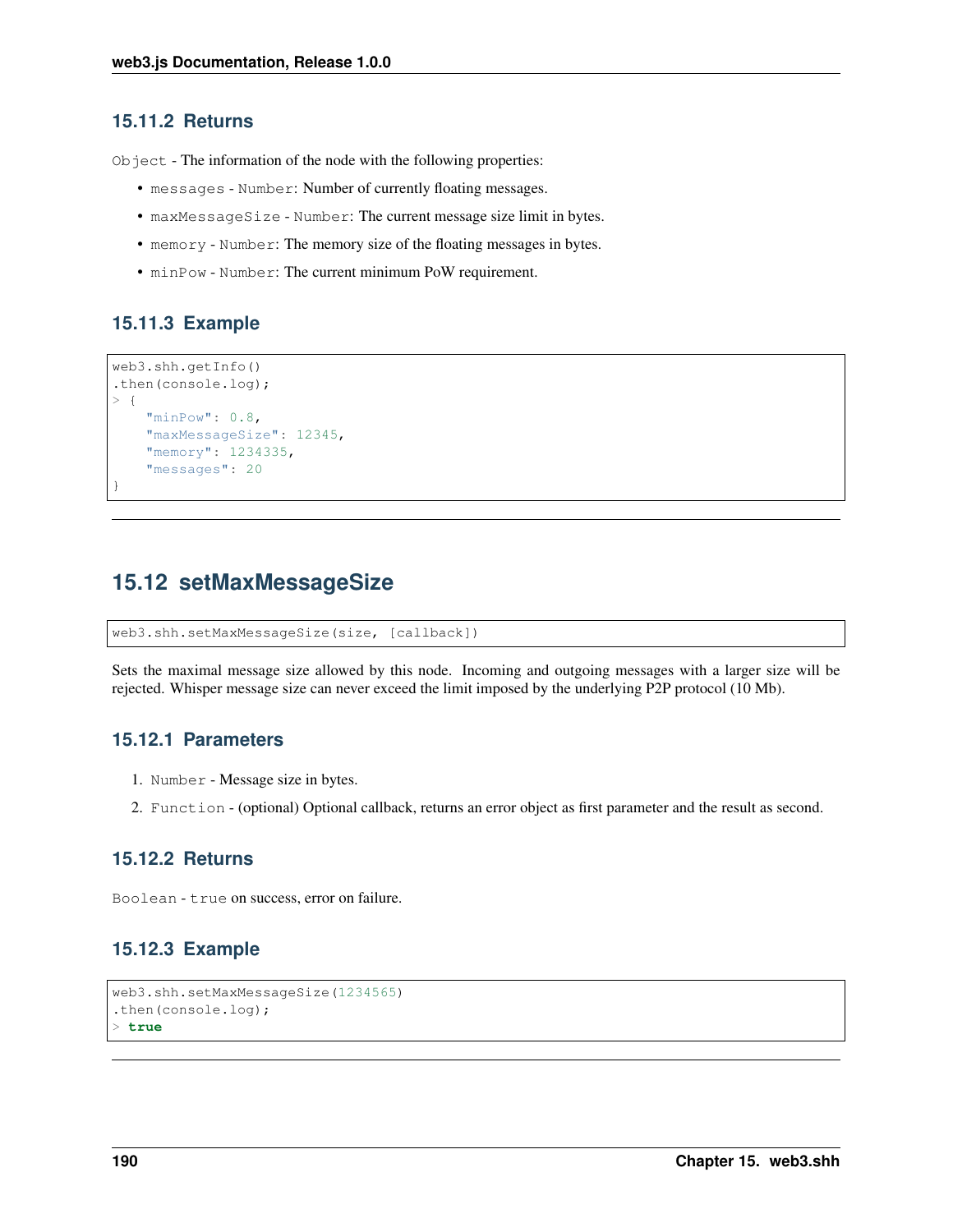### 15.11.2 Returns

`Object` - The information of the node with the following properties:

- `messages` - `Number`: Number of currently floating messages.
- `maxMessageSize` - `Number`: The current message size limit in bytes.
- `memory` - `Number`: The memory size of the floating messages in bytes.
- `minPow` - `Number`: The current minimum PoW requirement.

### 15.11.3 Example

```
web3.shh.getInfo()
.then(console.log);
> {
    "minPow": 0.8,
    "maxMessageSize": 12345,
    "memory": 1234335,
    "messages": 20
}
```

---

## 15.12 setMaxMessageSize

```
web3.shh.setMaxMessageSize(size, [callback])
```

Sets the maximal message size allowed by this node. Incoming and outgoing messages with a larger size will be rejected. Whisper message size can never exceed the limit imposed by the underlying P2P protocol (10 Mb).

### 15.12.1 Parameters

1. `Number` - Message size in bytes.
2. `Function` - (optional) Optional callback, returns an error object as first parameter and the result as second.

### 15.12.2 Returns

`Boolean` - `true` on success, error on failure.

### 15.12.3 Example

```
web3.shh.setMaxMessageSize(1234565)
.then(console.log);
> true
```

---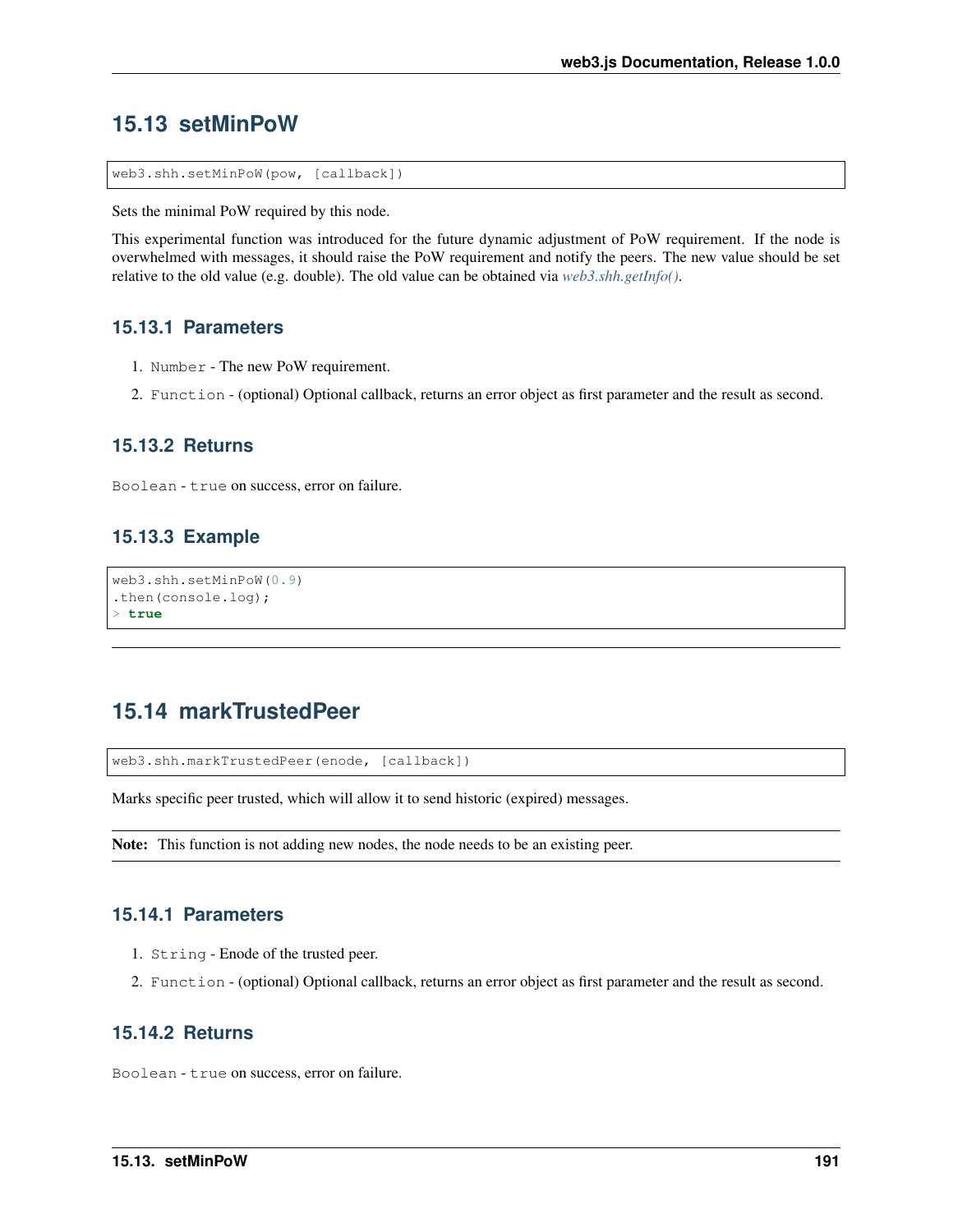## 15.13 setMinPoW

```
web3.shh.setMinPoW(pow, [callback])
```

Sets the minimal PoW required by this node.

This experimental function was introduced for the future dynamic adjustment of PoW requirement. If the node is overwhelmed with messages, it should raise the PoW requirement and notify the peers. The new value should be set relative to the old value (e.g. double). The old value can be obtained via *web3.shh.getInfo()*.

### 15.13.1 Parameters

1. `Number` - The new PoW requirement.
2. `Function` - (optional) Optional callback, returns an error object as first parameter and the result as second.

### 15.13.2 Returns

`Boolean` - `true` on success, error on failure.

### 15.13.3 Example

```
web3.shh.setMinPoW(0.9)
.then(console.log);
> true
```

---

## 15.14 markTrustedPeer

```
web3.shh.markTrustedPeer(enode, [callback])
```

Marks specific peer trusted, which will allow it to send historic (expired) messages.

**Note:** This function is not adding new nodes, the node needs to be an existing peer.

### 15.14.1 Parameters

1. `String` - Enode of the trusted peer.
2. `Function` - (optional) Optional callback, returns an error object as first parameter and the result as second.

### 15.14.2 Returns

`Boolean` - `true` on success, error on failure.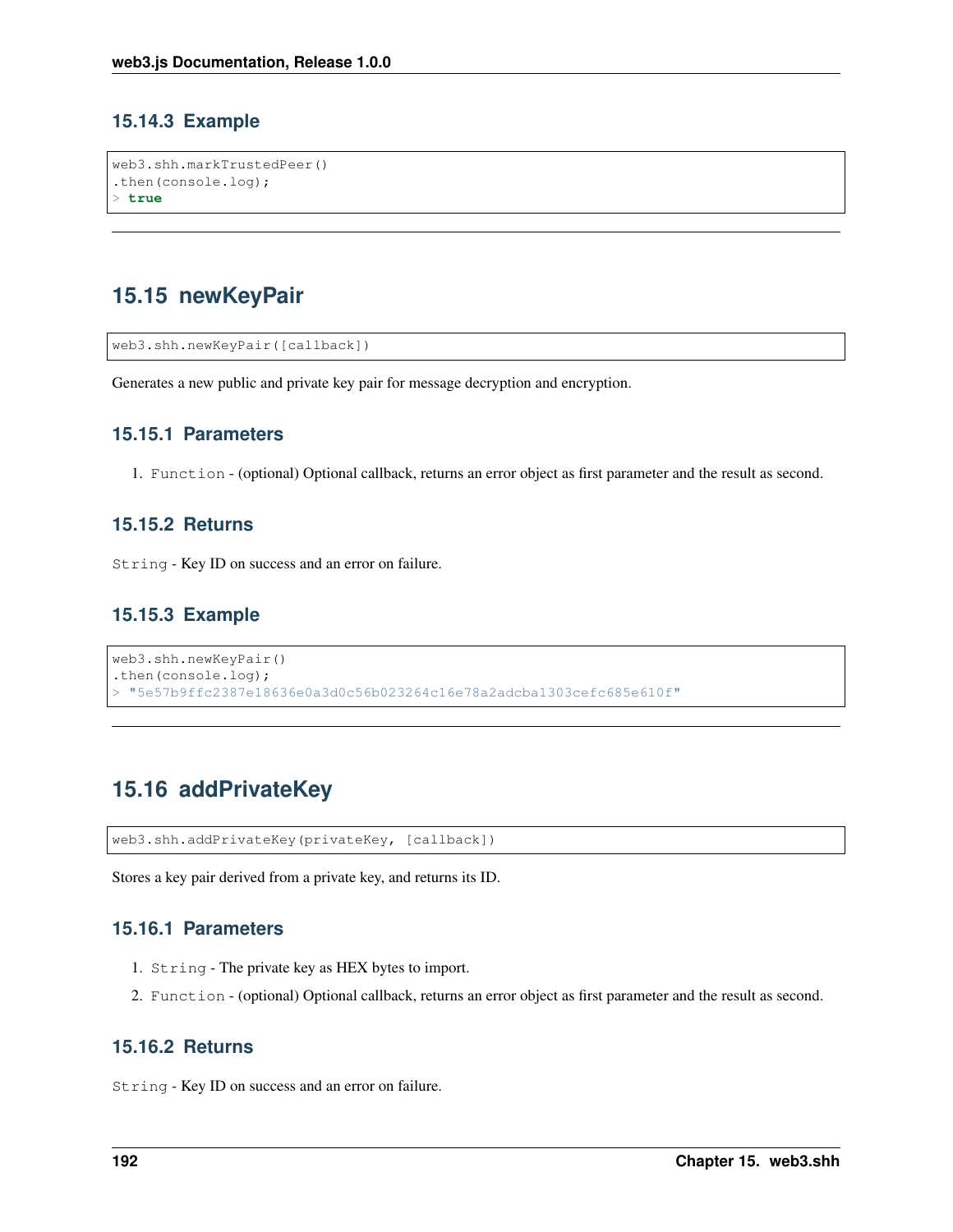### 15.14.3 Example

```
web3.shh.markTrustedPeer()
.then(console.log);
> true
```

---

## 15.15 newKeyPair

```
web3.shh.newKeyPair([callback])
```

Generates a new public and private key pair for message decryption and encryption.

### 15.15.1 Parameters

1. `Function` - (optional) Optional callback, returns an error object as first parameter and the result as second.

### 15.15.2 Returns

`String` - Key ID on success and an error on failure.

### 15.15.3 Example

```
web3.shh.newKeyPair()
.then(console.log);
> "5e57b9ffc2387e18636e0a3d0c56b023264c16e78a2adcba1303cefc685e610f"
```

---

## 15.16 addPrivateKey

```
web3.shh.addPrivateKey(privateKey, [callback])
```

Stores a key pair derived from a private key, and returns its ID.

### 15.16.1 Parameters

1. `String` - The private key as HEX bytes to import.
2. `Function` - (optional) Optional callback, returns an error object as first parameter and the result as second.

### 15.16.2 Returns

`String` - Key ID on success and an error on failure.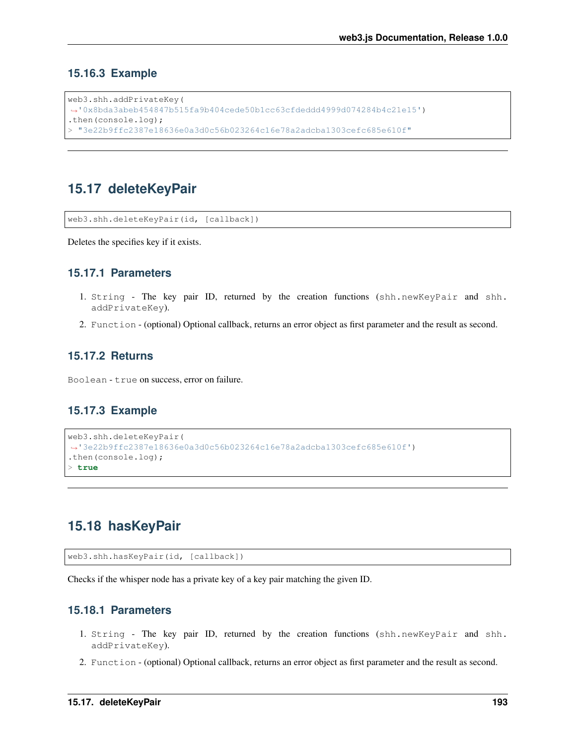### 15.16.3 Example

```
web3.shh.addPrivateKey(
→'0x8bda3abeb454847b515fa9b404cede50b1cc63cfdeddd4999d074284b4c21e15')
.then(console.log);
> "3e22b9ffc2387e18636e0a3d0c56b023264c16e78a2adcba1303cefc685e610f"
```

---

## 15.17 deleteKeyPair

```
web3.shh.deleteKeyPair(id, [callback])
```

Deletes the specifies key if it exists.

### 15.17.1 Parameters

1. `String` - The key pair ID, returned by the creation functions (`shh.newKeyPair` and `shh.addPrivateKey`).
2. `Function` - (optional) Optional callback, returns an error object as first parameter and the result as second.

### 15.17.2 Returns

`Boolean` - `true` on success, error on failure.

### 15.17.3 Example

```
web3.shh.deleteKeyPair(
→'3e22b9ffc2387e18636e0a3d0c56b023264c16e78a2adcba1303cefc685e610f')
.then(console.log);
> true
```

---

## 15.18 hasKeyPair

```
web3.shh.hasKeyPair(id, [callback])
```

Checks if the whisper node has a private key of a key pair matching the given ID.

### 15.18.1 Parameters

1. `String` - The key pair ID, returned by the creation functions (`shh.newKeyPair` and `shh.addPrivateKey`).
2. `Function` - (optional) Optional callback, returns an error object as first parameter and the result as second.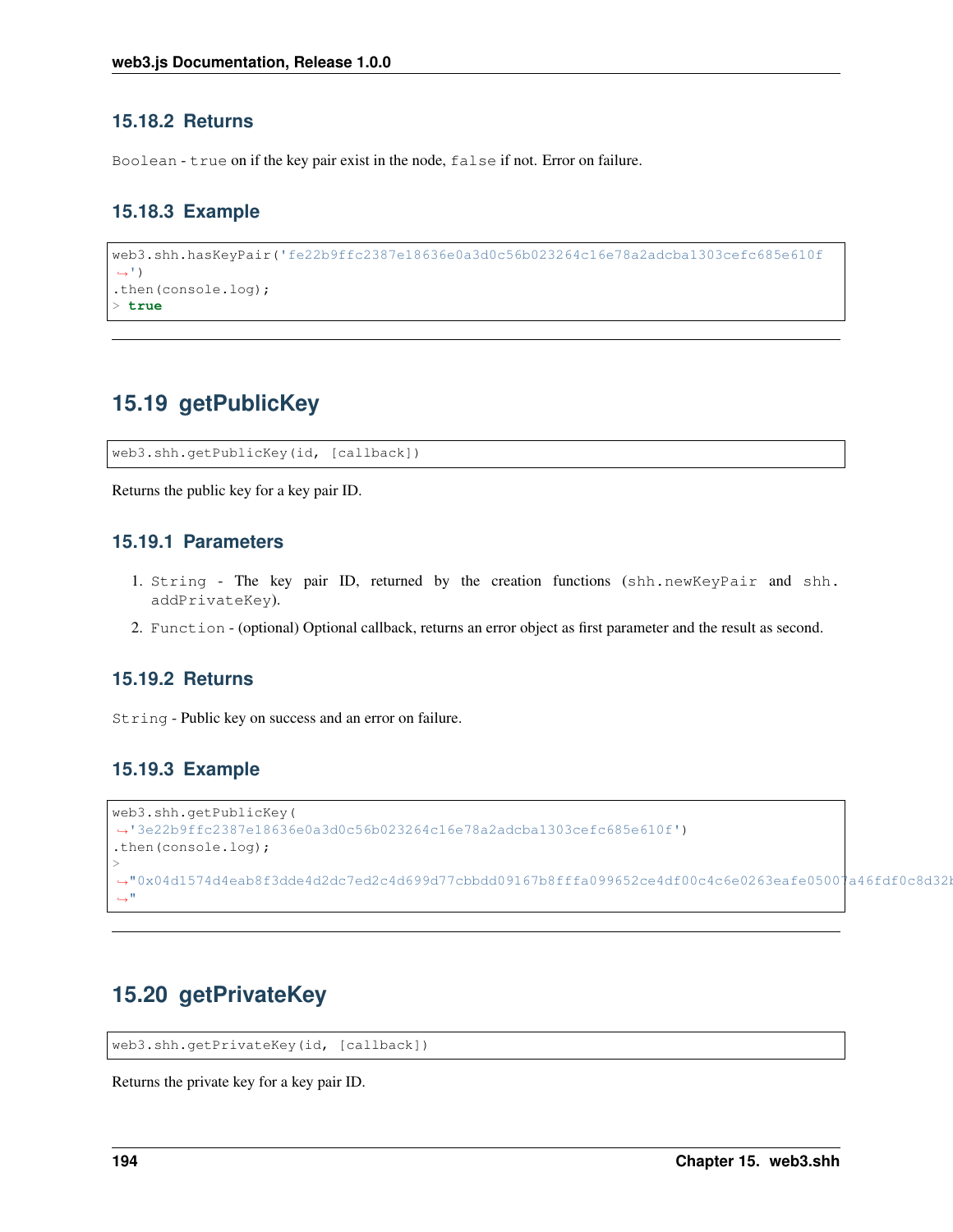### 15.18.2 Returns

`Boolean` - `true` on if the key pair exist in the node, `false` if not. Error on failure.

### 15.18.3 Example

```
web3.shh.hasKeyPair('fe22b9ffc2387e18636e0a3d0c56b023264c16e78a2adcba1303cefc685e610f
↪')
.then(console.log);
> true
```

---

## 15.19 getPublicKey

```
web3.shh.getPublicKey(id, [callback])
```

Returns the public key for a key pair ID.

### 15.19.1 Parameters

1. `String` - The key pair ID, returned by the creation functions (`shh.newKeyPair` and `shh.addPrivateKey`).
2. `Function` - (optional) Optional callback, returns an error object as first parameter and the result as second.

### 15.19.2 Returns

`String` - Public key on success and an error on failure.

### 15.19.3 Example

```
web3.shh.getPublicKey(
↪'3e22b9ffc2387e18636e0a3d0c56b023264c16e78a2adcba1303cefc685e610f')
.then(console.log);
>
↪"0x04d1574d4eab8f3dde4d2dc7ed2c4d699d77cbbdd09167b8fffa099652ce4df00c4c6e0263eafe05007a46fdf0c8d32b
↪"
```

---

## 15.20 getPrivateKey

```
web3.shh.getPrivateKey(id, [callback])
```

Returns the private key for a key pair ID.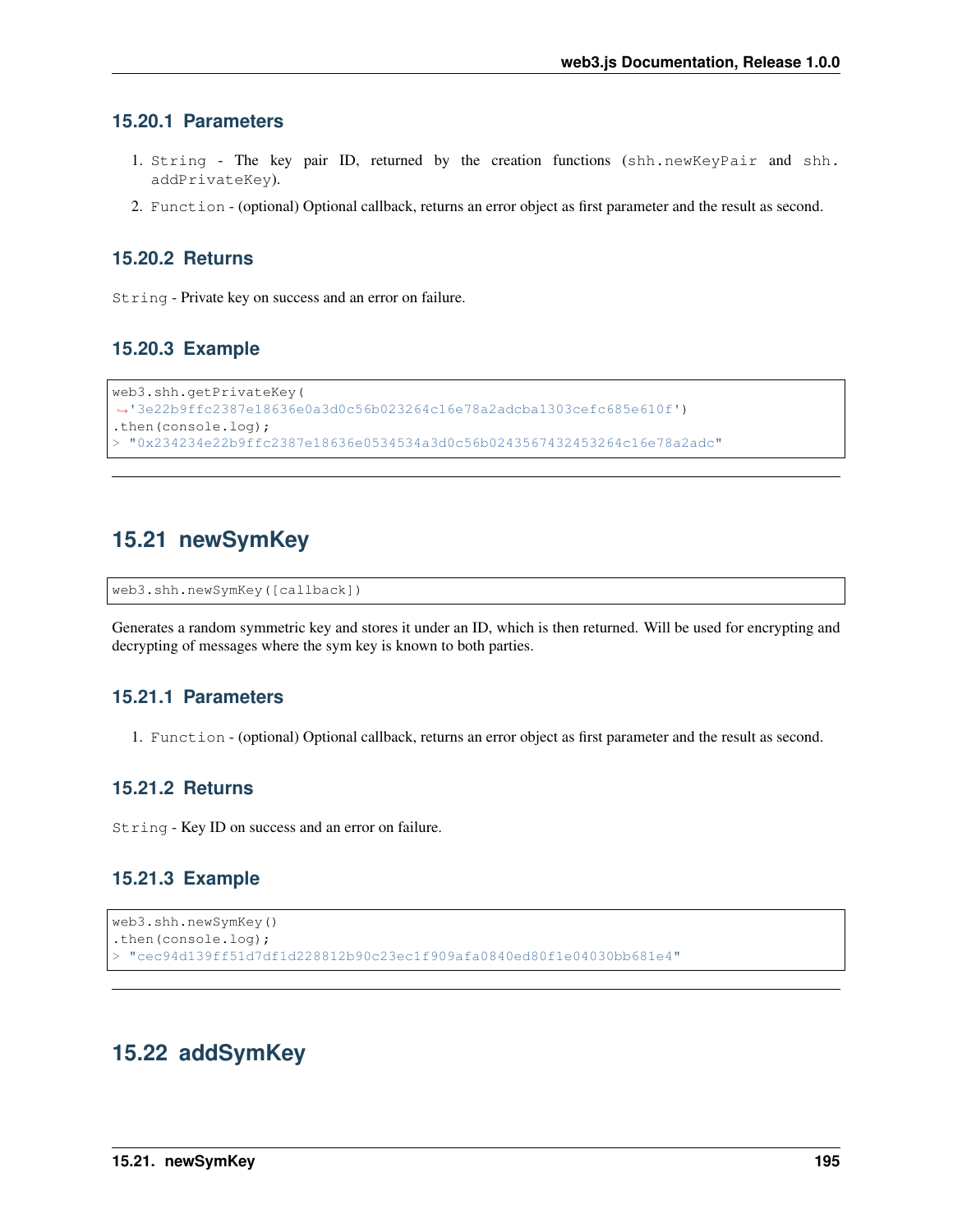### 15.20.1 Parameters

1. `String` - The key pair ID, returned by the creation functions (`shh.newKeyPair` and `shh.addPrivateKey`).
2. `Function` - (optional) Optional callback, returns an error object as first parameter and the result as second.

### 15.20.2 Returns

`String` - Private key on success and an error on failure.

### 15.20.3 Example

```
web3.shh.getPrivateKey(
↪'3e22b9ffc2387e18636e0a3d0c56b023264c16e78a2adcba1303cefc685e610f')
.then(console.log);
> "0x234234e22b9ffc2387e18636e0534534a3d0c56b0243567432453264c16e78a2adc"
```

---

## 15.21 newSymKey

```
web3.shh.newSymKey([callback])
```

Generates a random symmetric key and stores it under an ID, which is then returned. Will be used for encrypting and decrypting of messages where the sym key is known to both parties.

### 15.21.1 Parameters

1. `Function` - (optional) Optional callback, returns an error object as first parameter and the result as second.

### 15.21.2 Returns

`String` - Key ID on success and an error on failure.

### 15.21.3 Example

```
web3.shh.newSymKey()
.then(console.log);
> "cec94d139ff51d7df1d228812b90c23ec1f909afa0840ed80f1e04030bb681e4"
```

---

## 15.22 addSymKey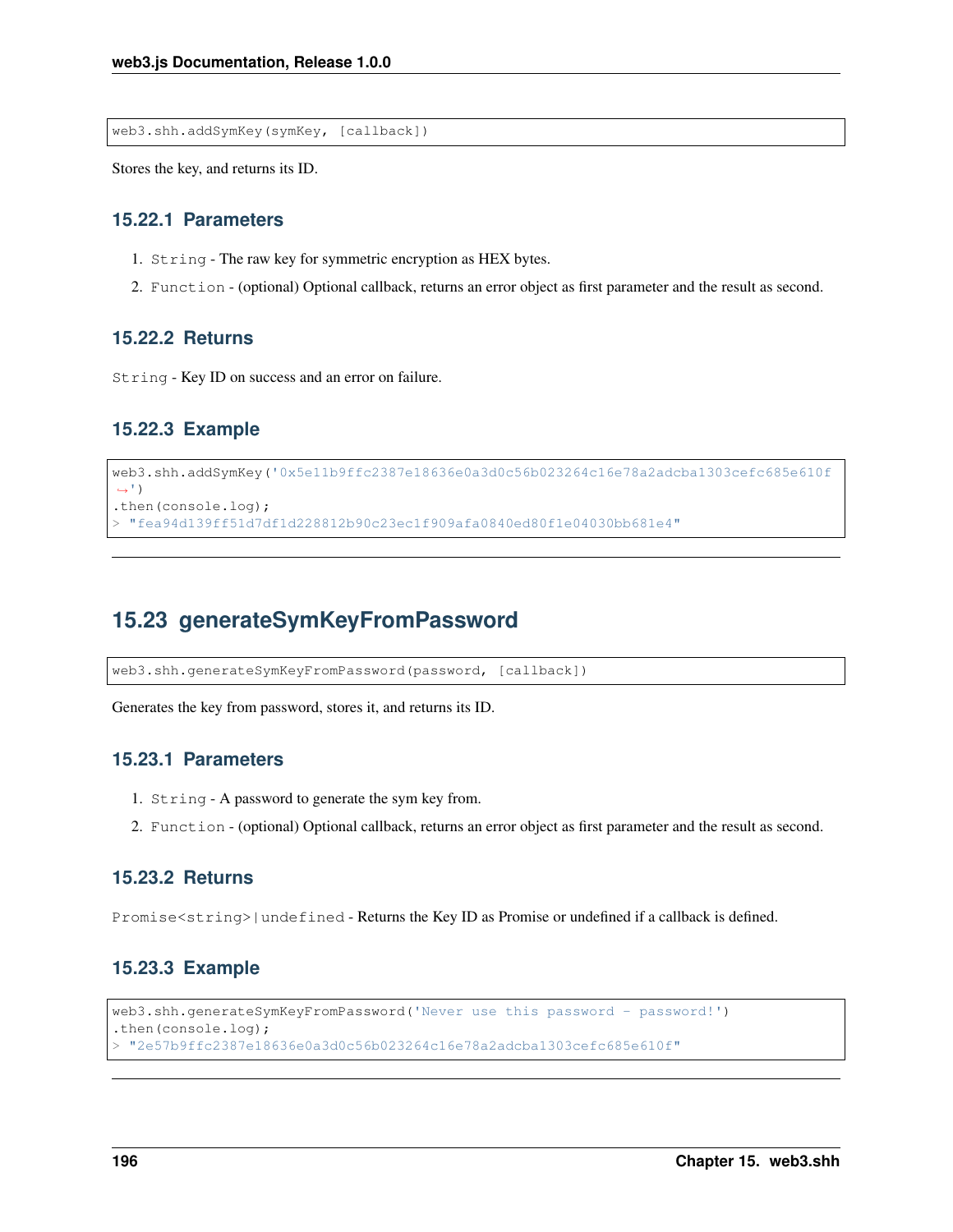```
web3.shh.addSymKey(symKey, [callback])
```

Stores the key, and returns its ID.

### 15.22.1 Parameters

1. `String` - The raw key for symmetric encryption as HEX bytes.
2. `Function` - (optional) Optional callback, returns an error object as first parameter and the result as second.

### 15.22.2 Returns

`String` - Key ID on success and an error on failure.

### 15.22.3 Example

```
web3.shh.addSymKey('0x5e11b9ffc2387e18636e0a3d0c56b023264c16e78a2adcba1303cefc685e610f
↪')
.then(console.log);
> "fea94d139ff51d7df1d228812b90c23ec1f909afa0840ed80f1e04030bb681e4"
```

---

## 15.23 generateSymKeyFromPassword

```
web3.shh.generateSymKeyFromPassword(password, [callback])
```

Generates the key from password, stores it, and returns its ID.

### 15.23.1 Parameters

1. `String` - A password to generate the sym key from.
2. `Function` - (optional) Optional callback, returns an error object as first parameter and the result as second.

### 15.23.2 Returns

`Promise<string>|undefined` - Returns the Key ID as Promise or undefined if a callback is defined.

### 15.23.3 Example

```
web3.shh.generateSymKeyFromPassword('Never use this password - password!')
.then(console.log);
> "2e57b9ffc2387e18636e0a3d0c56b023264c16e78a2adcba1303cefc685e610f"
```

---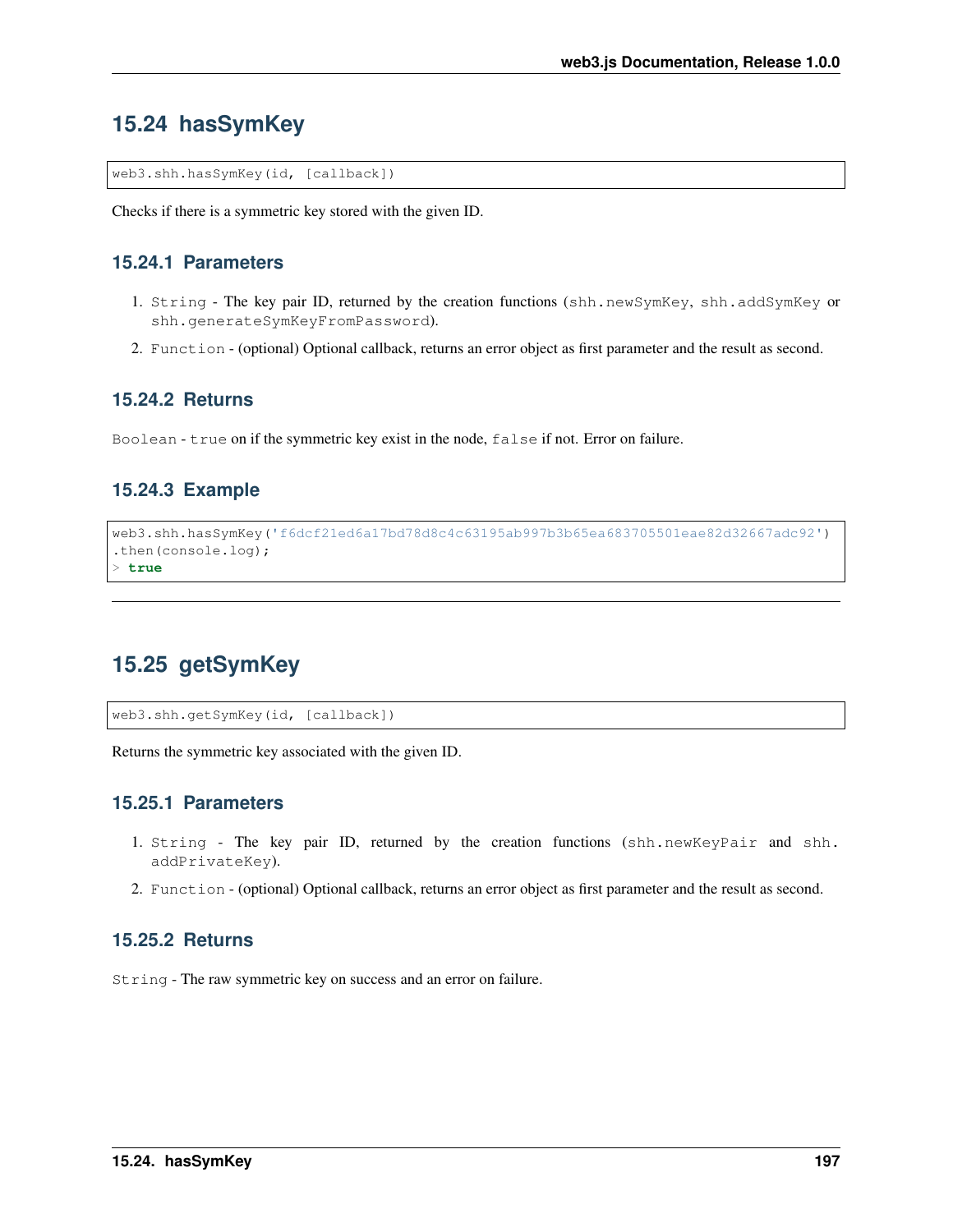## 15.24 hasSymKey

```
web3.shh.hasSymKey(id, [callback])
```

Checks if there is a symmetric key stored with the given ID.

### 15.24.1 Parameters

1. `String` - The key pair ID, returned by the creation functions (`shh.newSymKey`, `shh.addSymKey` or `shh.generateSymKeyFromPassword`).
2. `Function` - (optional) Optional callback, returns an error object as first parameter and the result as second.

### 15.24.2 Returns

`Boolean` - `true` on if the symmetric key exist in the node, `false` if not. Error on failure.

### 15.24.3 Example

```
web3.shh.hasSymKey('f6dcf21ed6a17bd78d8c4c63195ab997b3b65ea683705501eae82d32667adc92')
.then(console.log);
> true
```

---

## 15.25 getSymKey

```
web3.shh.getSymKey(id, [callback])
```

Returns the symmetric key associated with the given ID.

### 15.25.1 Parameters

1. `String` - The key pair ID, returned by the creation functions (`shh.newKeyPair` and `shh.addPrivateKey`).
2. `Function` - (optional) Optional callback, returns an error object as first parameter and the result as second.

### 15.25.2 Returns

`String` - The raw symmetric key on success and an error on failure.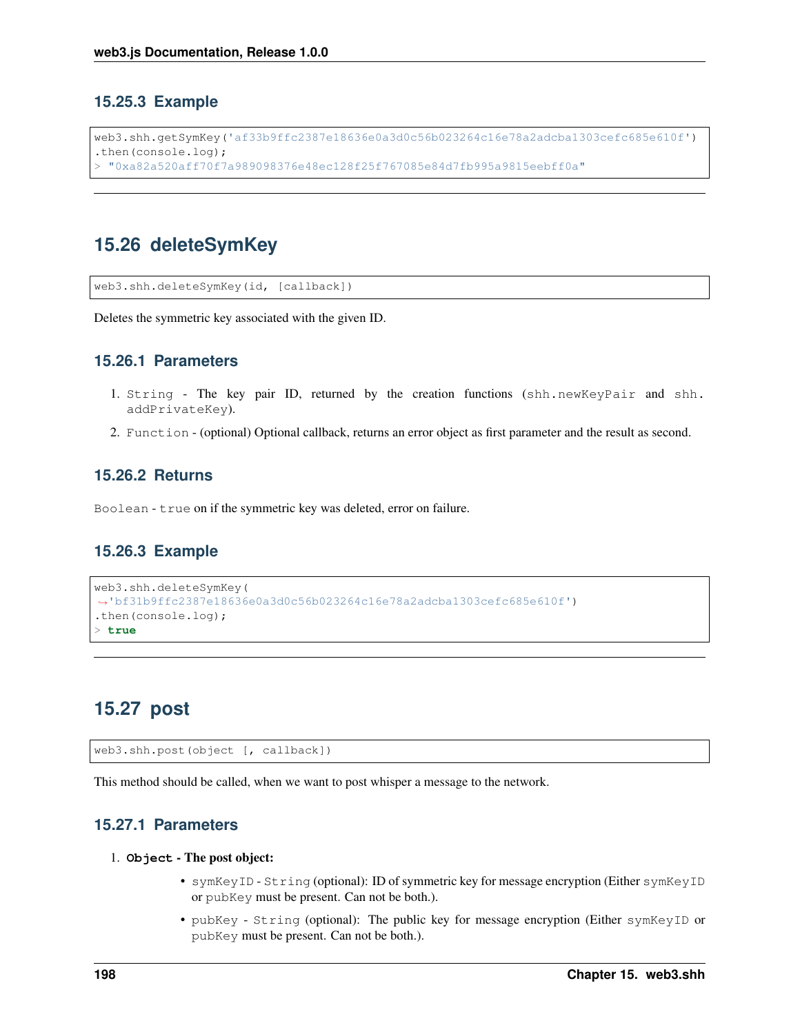### 15.25.3 Example

```
web3.shh.getSymKey('af33b9ffc2387e18636e0a3d0c56b023264c16e78a2adcba1303cefc685e610f')
.then(console.log);
> "0xa82a520aff70f7a989098376e48ec128f25f767085e84d7fb995a9815eebff0a"
```

---

## 15.26 deleteSymKey

```
web3.shh.deleteSymKey(id, [callback])
```

Deletes the symmetric key associated with the given ID.

### 15.26.1 Parameters

1. `String` - The key pair ID, returned by the creation functions (`shh.newKeyPair` and `shh.addPrivateKey`).
2. `Function` - (optional) Optional callback, returns an error object as first parameter and the result as second.

### 15.26.2 Returns

`Boolean` - `true` on if the symmetric key was deleted, error on failure.

### 15.26.3 Example

```
web3.shh.deleteSymKey(
'bf31b9ffc2387e18636e0a3d0c56b023264c16e78a2adcba1303cefc685e610f')
.then(console.log);
> true
```

---

## 15.27 post

```
web3.shh.post(object [, callback])
```

This method should be called, when we want to post whisper a message to the network.

### 15.27.1 Parameters

1. **`Object` - The post object:**
    - `symKeyID` - `String` (optional): ID of symmetric key for message encryption (Either `symKeyID` or `pubKey` must be present. Can not be both.).
    - `pubKey` - `String` (optional): The public key for message encryption (Either `symKeyID` or `pubKey` must be present. Can not be both.).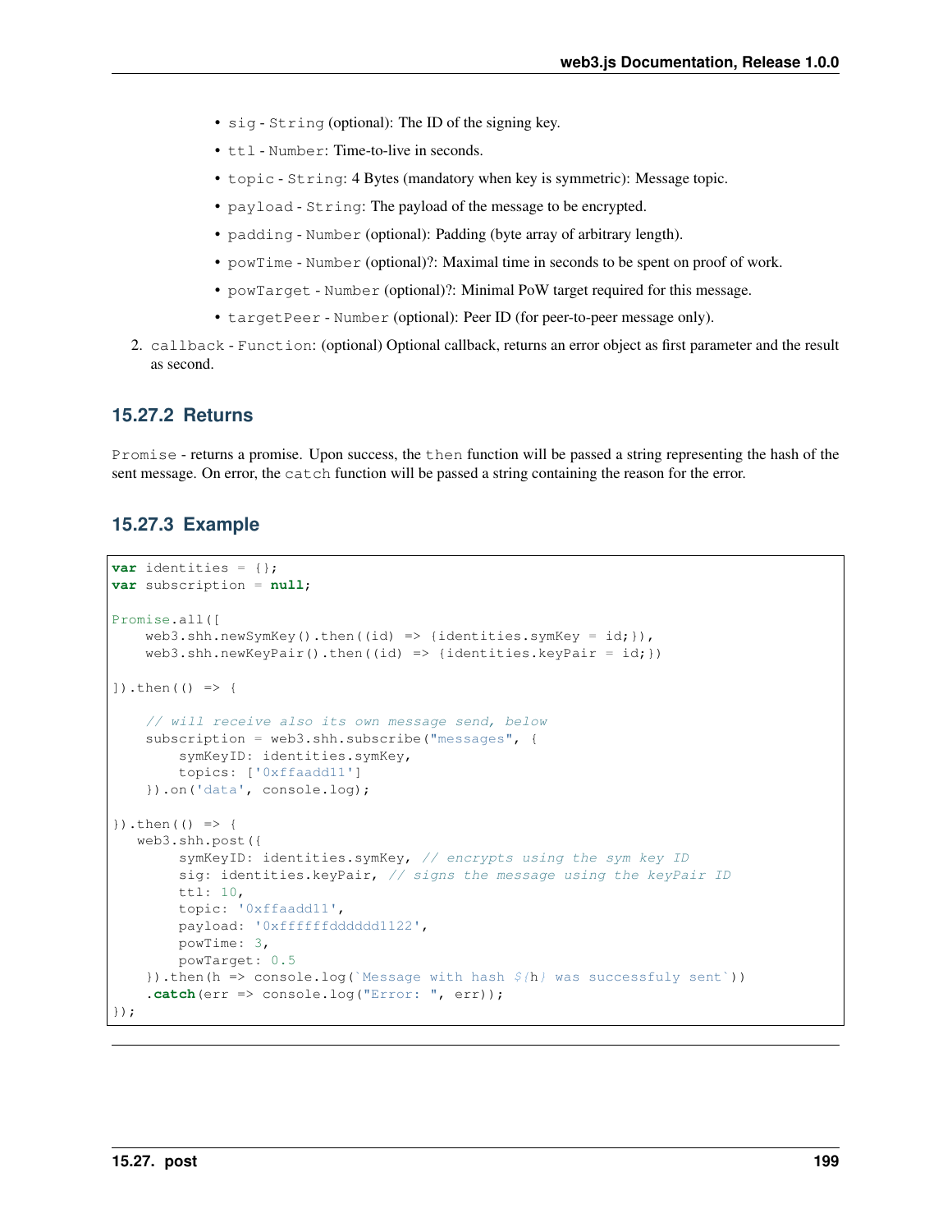- `sig` - `String` (optional): The ID of the signing key.
- `ttl` - `Number`: Time-to-live in seconds.
- `topic` - `String`: 4 Bytes (mandatory when key is symmetric): Message topic.
- `payload` - `String`: The payload of the message to be encrypted.
- `padding` - `Number` (optional): Padding (byte array of arbitrary length).
- `powTime` - `Number` (optional)?: Maximal time in seconds to be spent on proof of work.
- `powTarget` - `Number` (optional)?: Minimal PoW target required for this message.
- `targetPeer` - `Number` (optional): Peer ID (for peer-to-peer message only).

2. `callback` - `Function`: (optional) Optional callback, returns an error object as first parameter and the result as second.

## 15.27.2 Returns

`Promise` - returns a promise. Upon success, the `then` function will be passed a string representing the hash of the sent message. On error, the `catch` function will be passed a string containing the reason for the error.

## 15.27.3 Example

```
var identities = {};
var subscription = null;

Promise.all([
    web3.shh.newSymKey().then((id) => {identities.symKey = id;}),
    web3.shh.newKeyPair().then((id) => {identities.keyPair = id;})

]).then(() => {

    // will receive also its own message send, below
    subscription = web3.shh.subscribe("messages", {
        symKeyID: identities.symKey,
        topics: ['0xffaadd11']
    }).on('data', console.log);

}).then(() => {
   web3.shh.post({
        symKeyID: identities.symKey, // encrypts using the sym key ID
        sig: identities.keyPair, // signs the message using the keyPair ID
        ttl: 10,
        topic: '0xffaadd11',
        payload: '0xffffffdddddd1122',
        powTime: 3,
        powTarget: 0.5
    }).then(h => console.log(`Message with hash ${h} was successfuly sent`))
    .catch(err => console.log("Error: ", err));
});
```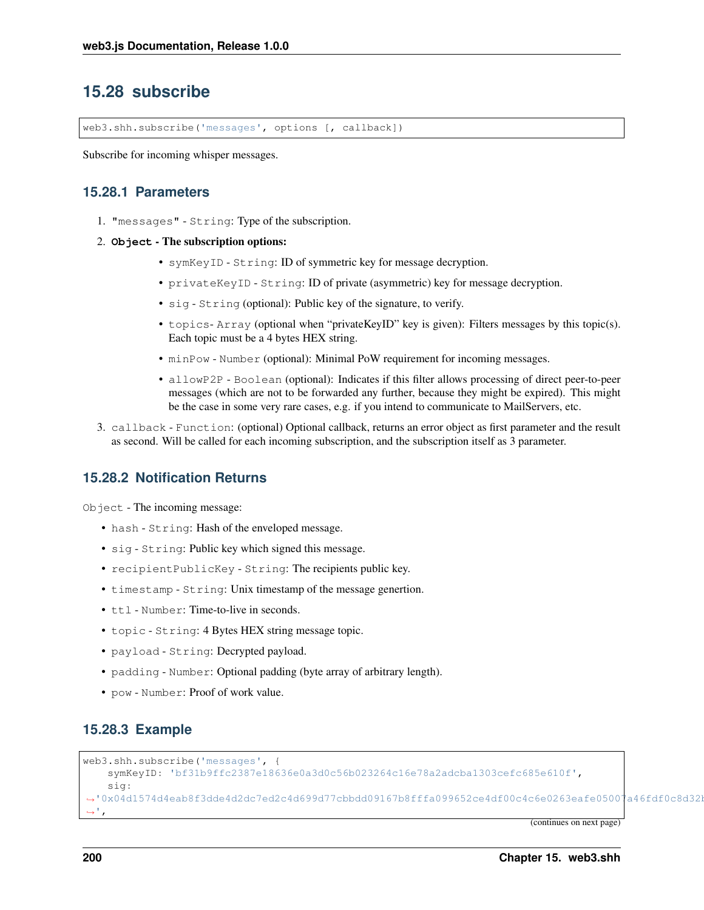## 15.28 subscribe

```
web3.shh.subscribe('messages', options [, callback])
```

Subscribe for incoming whisper messages.

### 15.28.1 Parameters

1. `"messages"` - `String`: Type of the subscription.
2. **`Object` - The subscription options:**
   - `symKeyID` - `String`: ID of symmetric key for message decryption.
   - `privateKeyID` - `String`: ID of private (asymmetric) key for message decryption.
   - `sig` - `String` (optional): Public key of the signature, to verify.
   - `topics`- `Array` (optional when "privateKeyID" key is given): Filters messages by this topic(s). Each topic must be a 4 bytes HEX string.
   - `minPow` - `Number` (optional): Minimal PoW requirement for incoming messages.
   - `allowP2P` - `Boolean` (optional): Indicates if this filter allows processing of direct peer-to-peer messages (which are not to be forwarded any further, because they might be expired). This might be the case in some very rare cases, e.g. if you intend to communicate to MailServers, etc.
3. `callback` - `Function`: (optional) Optional callback, returns an error object as first parameter and the result as second. Will be called for each incoming subscription, and the subscription itself as 3 parameter.

### 15.28.2 Notification Returns

`Object` - The incoming message:

- `hash` - `String`: Hash of the enveloped message.
- `sig` - `String`: Public key which signed this message.
- `recipientPublicKey` - `String`: The recipients public key.
- `timestamp` - `String`: Unix timestamp of the message genertion.
- `ttl` - `Number`: Time-to-live in seconds.
- `topic` - `String`: 4 Bytes HEX string message topic.
- `payload` - `String`: Decrypted payload.
- `padding` - `Number`: Optional padding (byte array of arbitrary length).
- `pow` - `Number`: Proof of work value.

### 15.28.3 Example

```
web3.shh.subscribe('messages', {
    symKeyID: 'bf31b9ffc2387e18636e0a3d0c56b023264c16e78a2adcba1303cefc685e610f',
    sig:
→'0x04d1574d4eab8f3dde4d2dc7ed2c4d699d77cbbdd09167b8fffa099652ce4df00c4c6e0263eafe05007a46fdf0c8d32b
→',
```

(continues on next page)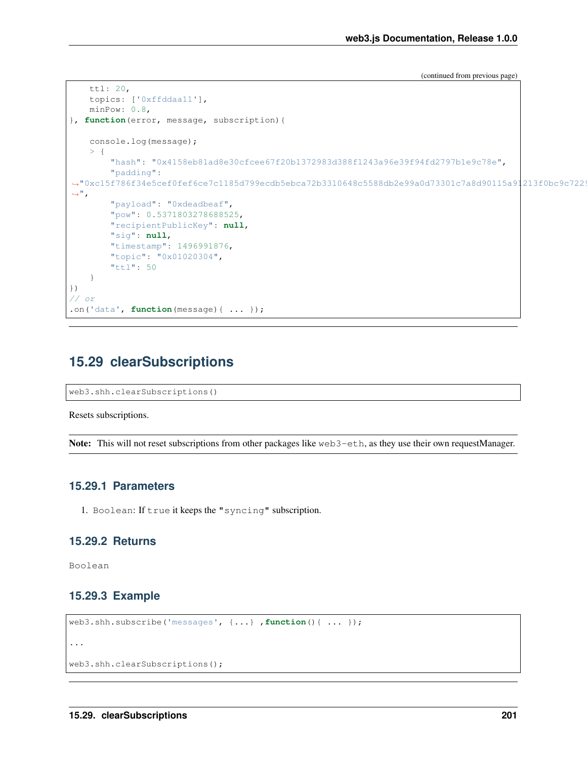(continued from previous page)

```
    ttl: 20,
    topics: ['0xffddaa11'],
    minPow: 0.8,
}, function(error, message, subscription){

    console.log(message);
    > {
        "hash": "0x4158eb81ad8e30cfcee67f20b1372983d388f1243a96e39f94fd2797b1e9c78e",
        "padding":
↪"0xc15f786f34e5cef0fef6ce7c1185d799ecdb5ebca72b3310648c5588db2e99a0d73301c7a8d90115a91213f0bc9c7229
↪",
        "payload": "0xdeadbeaf",
        "pow": 0.5371803278688525,
        "recipientPublicKey": null,
        "sig": null,
        "timestamp": 1496991876,
        "topic": "0x01020304",
        "ttl": 50
    }
})
// or
.on('data', function(message){ ... });
```

## 15.29 clearSubscriptions

```
web3.shh.clearSubscriptions()
```

Resets subscriptions.

**Note:** This will not reset subscriptions from other packages like `web3-eth`, as they use their own requestManager.

### 15.29.1 Parameters

1. `Boolean`: If `true` it keeps the `"syncing"` subscription.

### 15.29.2 Returns

`Boolean`

### 15.29.3 Example

```
web3.shh.subscribe('messages', {...} ,function(){ ... });

...

web3.shh.clearSubscriptions();
```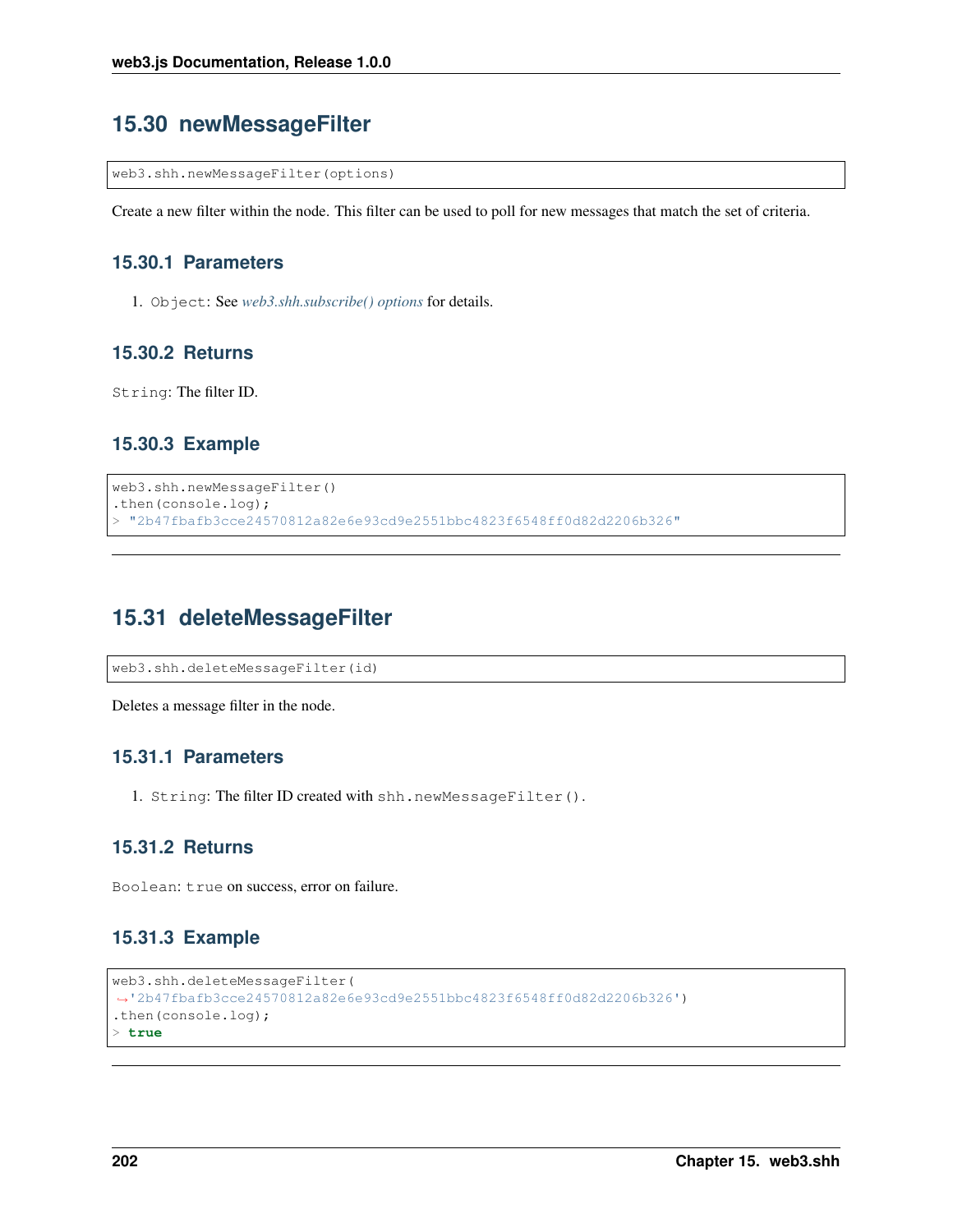## 15.30 newMessageFilter

```
web3.shh.newMessageFilter(options)
```

Create a new filter within the node. This filter can be used to poll for new messages that match the set of criteria.

### 15.30.1 Parameters

1. `Object`: See *web3.shh.subscribe() options* for details.

### 15.30.2 Returns

`String`: The filter ID.

### 15.30.3 Example

```
web3.shh.newMessageFilter()
.then(console.log);
> "2b47fbafb3cce24570812a82e6e93cd9e2551bbc4823f6548ff0d82d2206b326"
```

---

## 15.31 deleteMessageFilter

```
web3.shh.deleteMessageFilter(id)
```

Deletes a message filter in the node.

### 15.31.1 Parameters

1. `String`: The filter ID created with `shh.newMessageFilter()`.

### 15.31.2 Returns

`Boolean`: `true` on success, error on failure.

### 15.31.3 Example

```
web3.shh.deleteMessageFilter(
→'2b47fbafb3cce24570812a82e6e93cd9e2551bbc4823f6548ff0d82d2206b326')
.then(console.log);
> true
```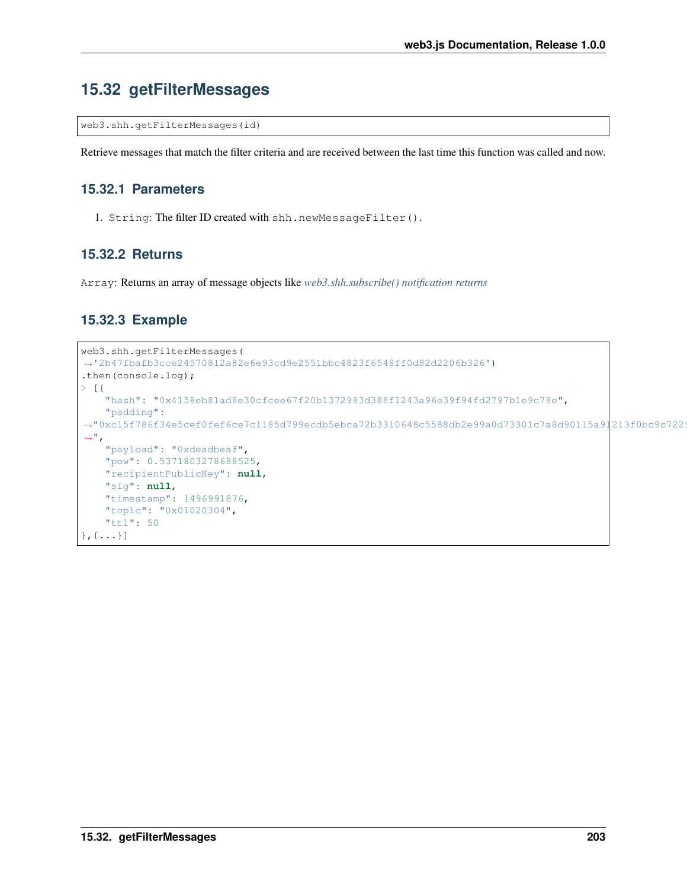## 15.32 getFilterMessages

```
web3.shh.getFilterMessages(id)
```

Retrieve messages that match the filter criteria and are received between the last time this function was called and now.

### 15.32.1 Parameters

1. `String`: The filter ID created with `shh.newMessageFilter()`.

### 15.32.2 Returns

`Array`: Returns an array of message objects like *web3.shh.subscribe() notification returns*

### 15.32.3 Example

```
web3.shh.getFilterMessages(
→'2b47fbafb3cce24570812a82e6e93cd9e2551bbc4823f6548ff0d82d2206b326')
.then(console.log);
> [{
    "hash": "0x4158eb81ad8e30cfcee67f20b1372983d388f1243a96e39f94fd2797b1e9c78e",
    "padding":
→"0xc15f786f34e5cef0fef6ce7c1185d799ecdb5ebca72b3310648c5588db2e99a0d73301c7a8d90115a91213f0bc9c7229
→",
    "payload": "0xdeadbeaf",
    "pow": 0.5371803278688525,
    "recipientPublicKey": null,
    "sig": null,
    "timestamp": 1496991876,
    "topic": "0x01020304",
    "ttl": 50
},{...}]
```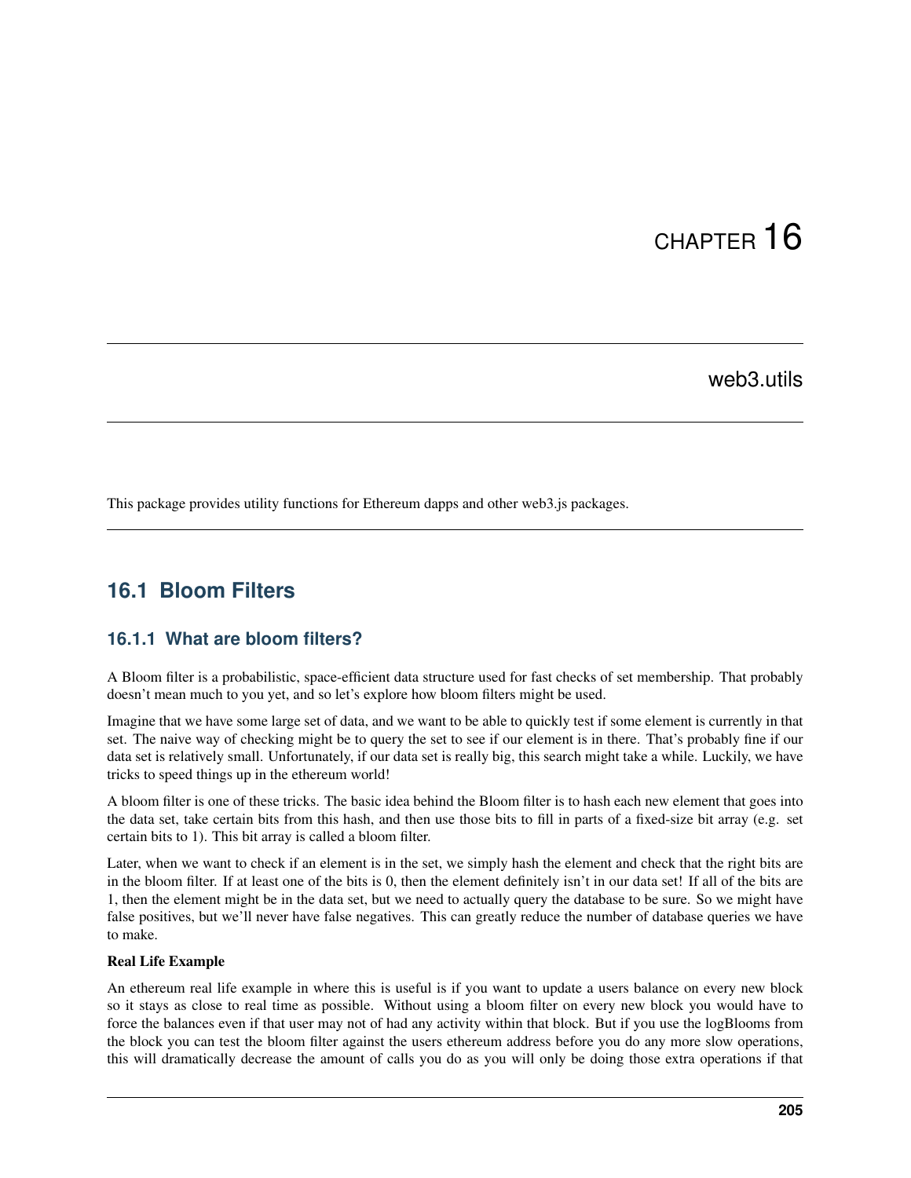# CHAPTER 16

## web3.utils

This package provides utility functions for Ethereum dapps and other web3.js packages.

---

## 16.1 Bloom Filters

### 16.1.1 What are bloom filters?

A Bloom filter is a probabilistic, space-efficient data structure used for fast checks of set membership. That probably doesn't mean much to you yet, and so let's explore how bloom filters might be used.

Imagine that we have some large set of data, and we want to be able to quickly test if some element is currently in that set. The naive way of checking might be to query the set to see if our element is in there. That's probably fine if our data set is relatively small. Unfortunately, if our data set is really big, this search might take a while. Luckily, we have tricks to speed things up in the ethereum world!

A bloom filter is one of these tricks. The basic idea behind the Bloom filter is to hash each new element that goes into the data set, take certain bits from this hash, and then use those bits to fill in parts of a fixed-size bit array (e.g. set certain bits to 1). This bit array is called a bloom filter.

Later, when we want to check if an element is in the set, we simply hash the element and check that the right bits are in the bloom filter. If at least one of the bits is 0, then the element definitely isn't in our data set! If all of the bits are 1, then the element might be in the data set, but we need to actually query the database to be sure. So we might have false positives, but we'll never have false negatives. This can greatly reduce the number of database queries we have to make.

**Real Life Example**

An ethereum real life example in where this is useful is if you want to update a users balance on every new block so it stays as close to real time as possible. Without using a bloom filter on every new block you would have to force the balances even if that user may not of had any activity within that block. But if you use the logBlooms from the block you can test the bloom filter against the users ethereum address before you do any more slow operations, this will dramatically decrease the amount of calls you do as you will only be doing those extra operations if that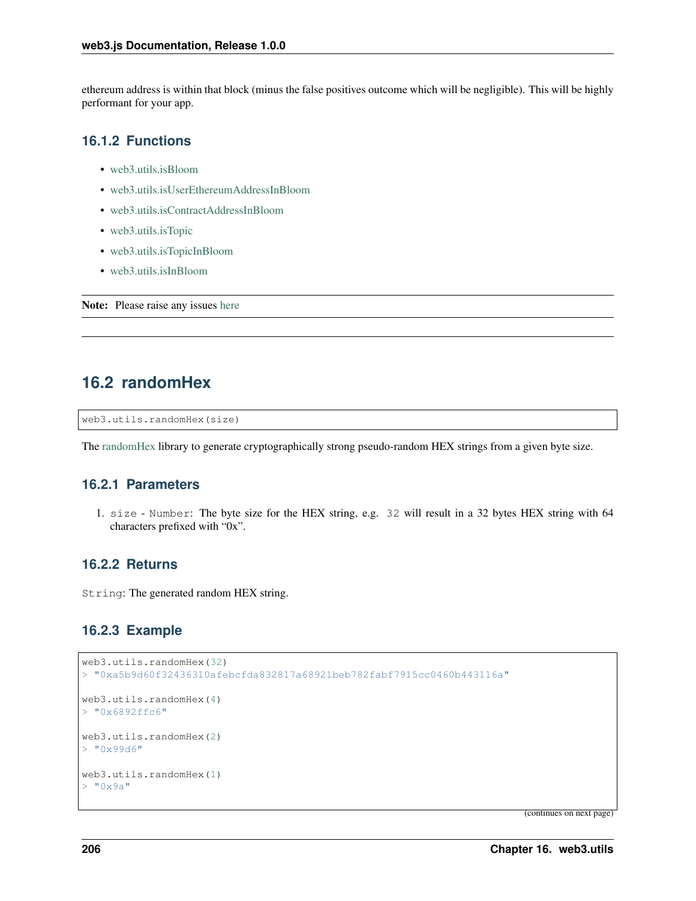ethereum address is within that block (minus the false positives outcome which will be negligible). This will be highly performant for your app.

### 16.1.2 Functions

- web3.utils.isBloom
- web3.utils.isUserEthereumAddressInBloom
- web3.utils.isContractAddressInBloom
- web3.utils.isTopic
- web3.utils.isTopicInBloom
- web3.utils.isInBloom

**Note:** Please raise any issues here

---

## 16.2 randomHex

```
web3.utils.randomHex(size)
```

The randomHex library to generate cryptographically strong pseudo-random HEX strings from a given byte size.

### 16.2.1 Parameters

1. `size` - `Number`: The byte size for the HEX string, e.g. `32` will result in a 32 bytes HEX string with 64 characters prefixed with "0x".

### 16.2.2 Returns

`String`: The generated random HEX string.

### 16.2.3 Example

```
web3.utils.randomHex(32)
> "0xa5b9d60f32436310afebcfda832817a68921beb782fabf7915cc0460b443116a"

web3.utils.randomHex(4)
> "0x6892ffc6"

web3.utils.randomHex(2)
> "0x99d6"

web3.utils.randomHex(1)
> "0x9a"
```

(continues on next page)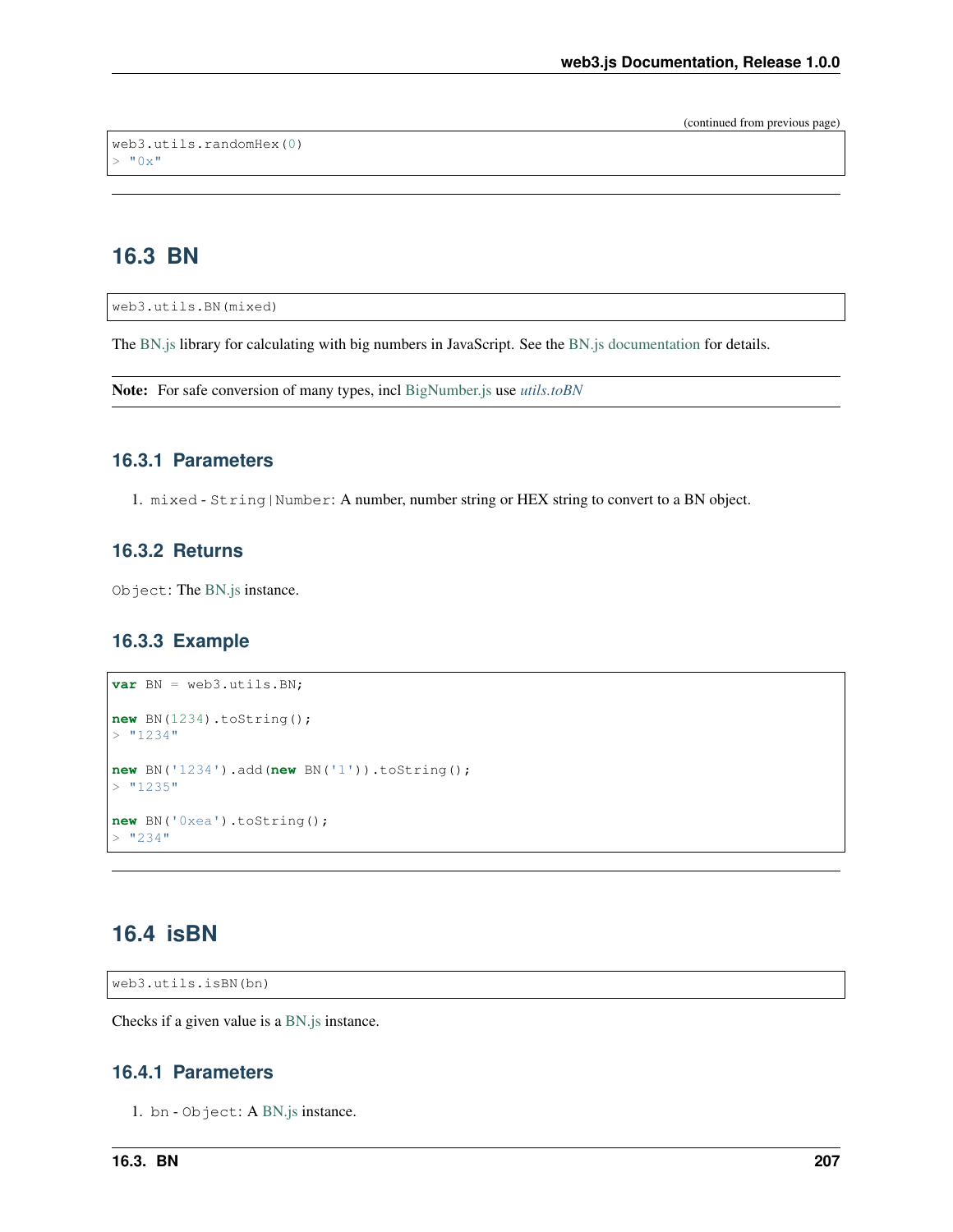(continued from previous page)

```
web3.utils.randomHex(0)
> "0x"
```

## 16.3 BN

```
web3.utils.BN(mixed)
```

The BN.js library for calculating with big numbers in JavaScript. See the BN.js documentation for details.

**Note:** For safe conversion of many types, incl BigNumber.js use *utils.toBN*

### 16.3.1 Parameters

1. `mixed` - `String|Number`: A number, number string or HEX string to convert to a BN object.

### 16.3.2 Returns

`Object`: The BN.js instance.

### 16.3.3 Example

```
var BN = web3.utils.BN;

new BN(1234).toString();
> "1234"

new BN('1234').add(new BN('1')).toString();
> "1235"

new BN('0xea').toString();
> "234"
```

## 16.4 isBN

```
web3.utils.isBN(bn)
```

Checks if a given value is a BN.js instance.

### 16.4.1 Parameters

1. `bn` - `Object`: A BN.js instance.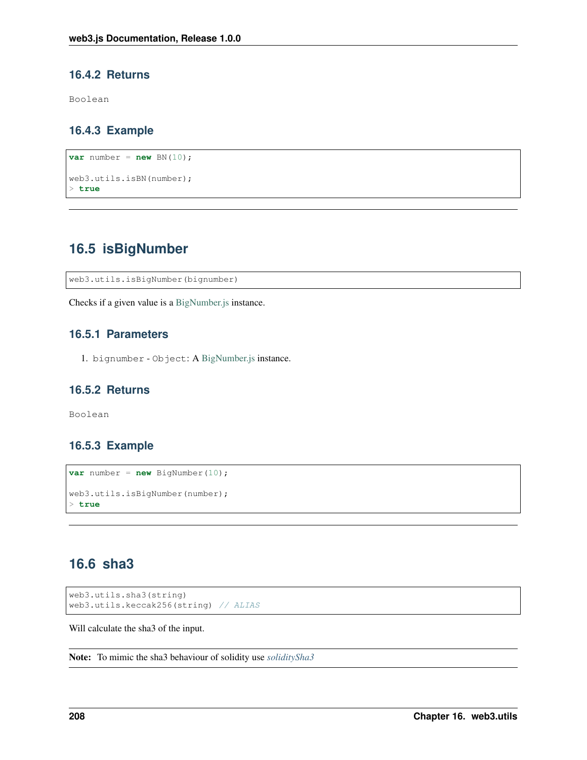### 16.4.2 Returns

Boolean

### 16.4.3 Example

```
var number = new BN(10);

web3.utils.isBN(number);
> true
```

---

## 16.5 isBigNumber

```
web3.utils.isBigNumber(bignumber)
```

Checks if a given value is a BigNumber.js instance.

### 16.5.1 Parameters

1. `bignumber` - `Object`: A BigNumber.js instance.

### 16.5.2 Returns

Boolean

### 16.5.3 Example

```
var number = new BigNumber(10);

web3.utils.isBigNumber(number);
> true
```

---

## 16.6 sha3

```
web3.utils.sha3(string)
web3.utils.keccak256(string) // ALIAS
```

Will calculate the sha3 of the input.

**Note:** To mimic the sha3 behaviour of solidity use *soliditySha3*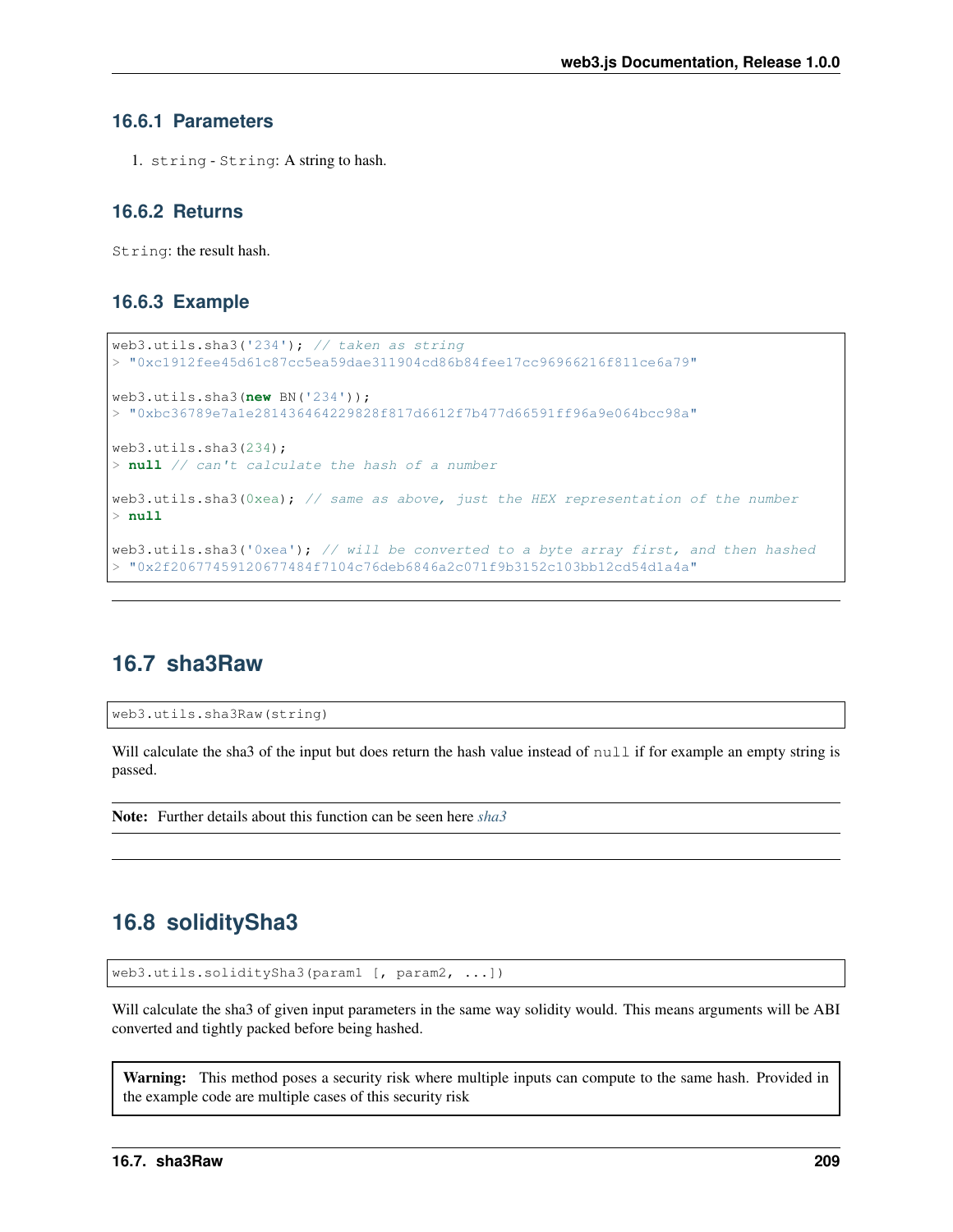### 16.6.1 Parameters

1. `string` - `String`: A string to hash.

### 16.6.2 Returns

`String`: the result hash.

### 16.6.3 Example

```
web3.utils.sha3('234'); // taken as string
> "0xc1912fee45d61c87cc5ea59dae311904cd86b84fee17cc96966216f811ce6a79"

web3.utils.sha3(new BN('234'));
> "0xbc36789e7a1e281436464229828f817d6612f7b477d66591ff96a9e064bcc98a"

web3.utils.sha3(234);
> null // can't calculate the hash of a number

web3.utils.sha3(0xea); // same as above, just the HEX representation of the number
> null

web3.utils.sha3('0xea'); // will be converted to a byte array first, and then hashed
> "0x2f20677459120677484f7104c76deb6846a2c071f9b3152c103bb12cd54d1a4a"
```

## 16.7 sha3Raw

```
web3.utils.sha3Raw(string)
```

Will calculate the sha3 of the input but does return the hash value instead of `null` if for example an empty string is passed.

**Note:** Further details about this function can be seen here *sha3*

## 16.8 soliditySha3

```
web3.utils.soliditySha3(param1 [, param2, ...])
```

Will calculate the sha3 of given input parameters in the same way solidity would. This means arguments will be ABI converted and tightly packed before being hashed.

**Warning:** This method poses a security risk where multiple inputs can compute to the same hash. Provided in the example code are multiple cases of this security risk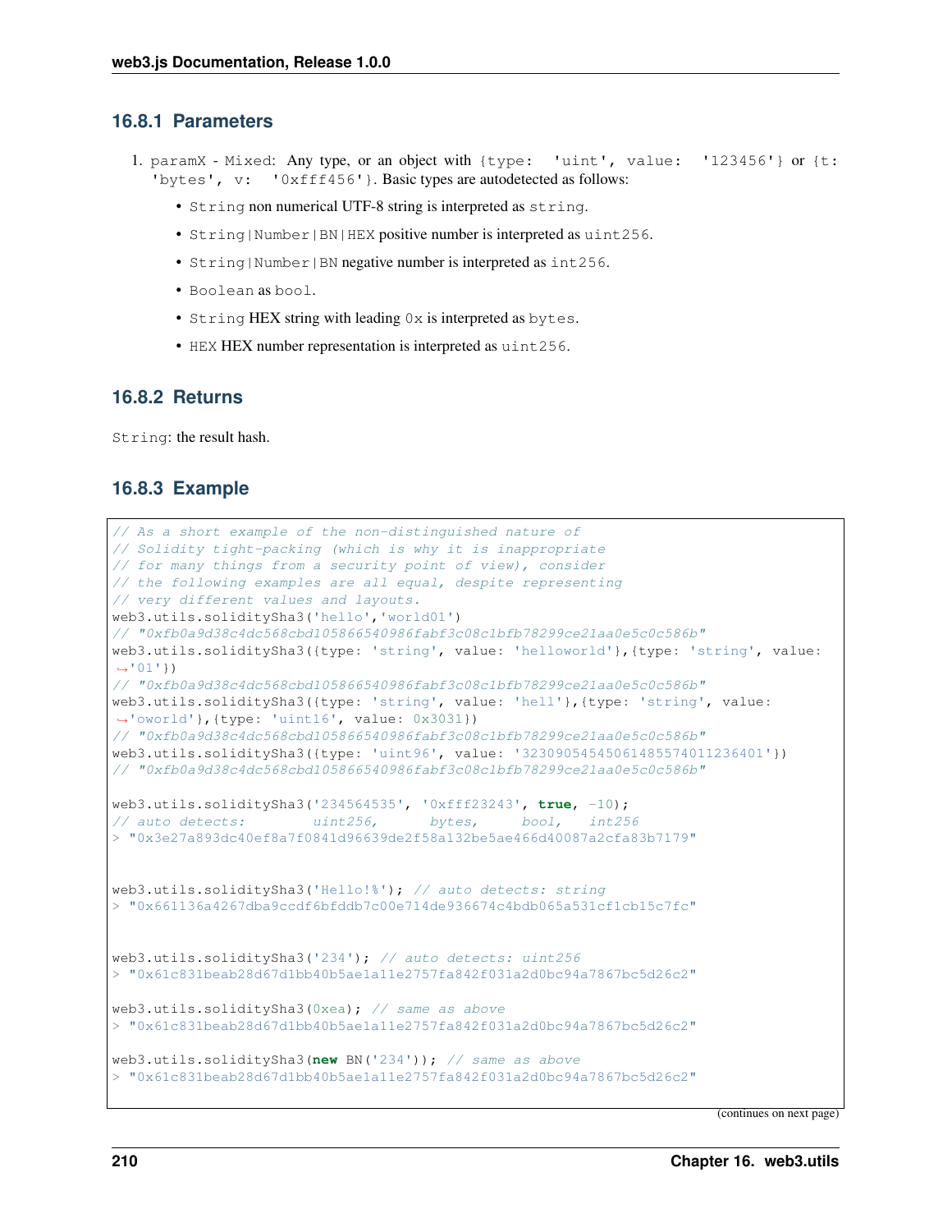### 16.8.1 Parameters

1. `paramX` - `Mixed`: Any type, or an object with `{type: 'uint', value: '123456'}` or `{t: 'bytes', v: '0xfff456'}`. Basic types are autodetected as follows:
   - `String` non numerical UTF-8 string is interpreted as `string`.
   - `String|Number|BN|HEX` positive number is interpreted as `uint256`.
   - `String|Number|BN` negative number is interpreted as `int256`.
   - `Boolean` as `bool`.
   - `String` HEX string with leading `0x` is interpreted as `bytes`.
   - `HEX` HEX number representation is interpreted as `uint256`.

### 16.8.2 Returns

`String`: the result hash.

### 16.8.3 Example

```
// As a short example of the non-distinguished nature of
// Solidity tight-packing (which is why it is inappropriate
// for many things from a security point of view), consider
// the following examples are all equal, despite representing
// very different values and layouts.
web3.utils.soliditySha3('hello','world01')
// "0xfb0a9d38c4dc568cbd105866540986fabf3c08c1bfb78299ce21aa0e5c0c586b"
web3.utils.soliditySha3({type: 'string', value: 'helloworld'},{type: 'string', value:
→'01'})
// "0xfb0a9d38c4dc568cbd105866540986fabf3c08c1bfb78299ce21aa0e5c0c586b"
web3.utils.soliditySha3({type: 'string', value: 'hell'},{type: 'string', value:
→'oworld'},{type: 'uint16', value: 0x3031})
// "0xfb0a9d38c4dc568cbd105866540986fabf3c08c1bfb78299ce21aa0e5c0c586b"
web3.utils.soliditySha3({type: 'uint96', value: '32309054545061485574011236401'})
// "0xfb0a9d38c4dc568cbd105866540986fabf3c08c1bfb78299ce21aa0e5c0c586b"

web3.utils.soliditySha3('234564535', '0xfff23243', true, -10);
// auto detects:        uint256,      bytes,     bool,   int256
> "0x3e27a893dc40ef8a7f0841d96639de2f58a132be5ae466d40087a2cfa83b7179"


web3.utils.soliditySha3('Hello!%'); // auto detects: string
> "0x661136a4267dba9ccdf6bfddb7c00e714de936674c4bdb065a531cf1cb15c7fc"


web3.utils.soliditySha3('234'); // auto detects: uint256
> "0x61c831beab28d67d1bb40b5ae1a11e2757fa842f031a2d0bc94a7867bc5d26c2"

web3.utils.soliditySha3(0xea); // same as above
> "0x61c831beab28d67d1bb40b5ae1a11e2757fa842f031a2d0bc94a7867bc5d26c2"

web3.utils.soliditySha3(new BN('234')); // same as above
> "0x61c831beab28d67d1bb40b5ae1a11e2757fa842f031a2d0bc94a7867bc5d26c2"
```

(continues on next page)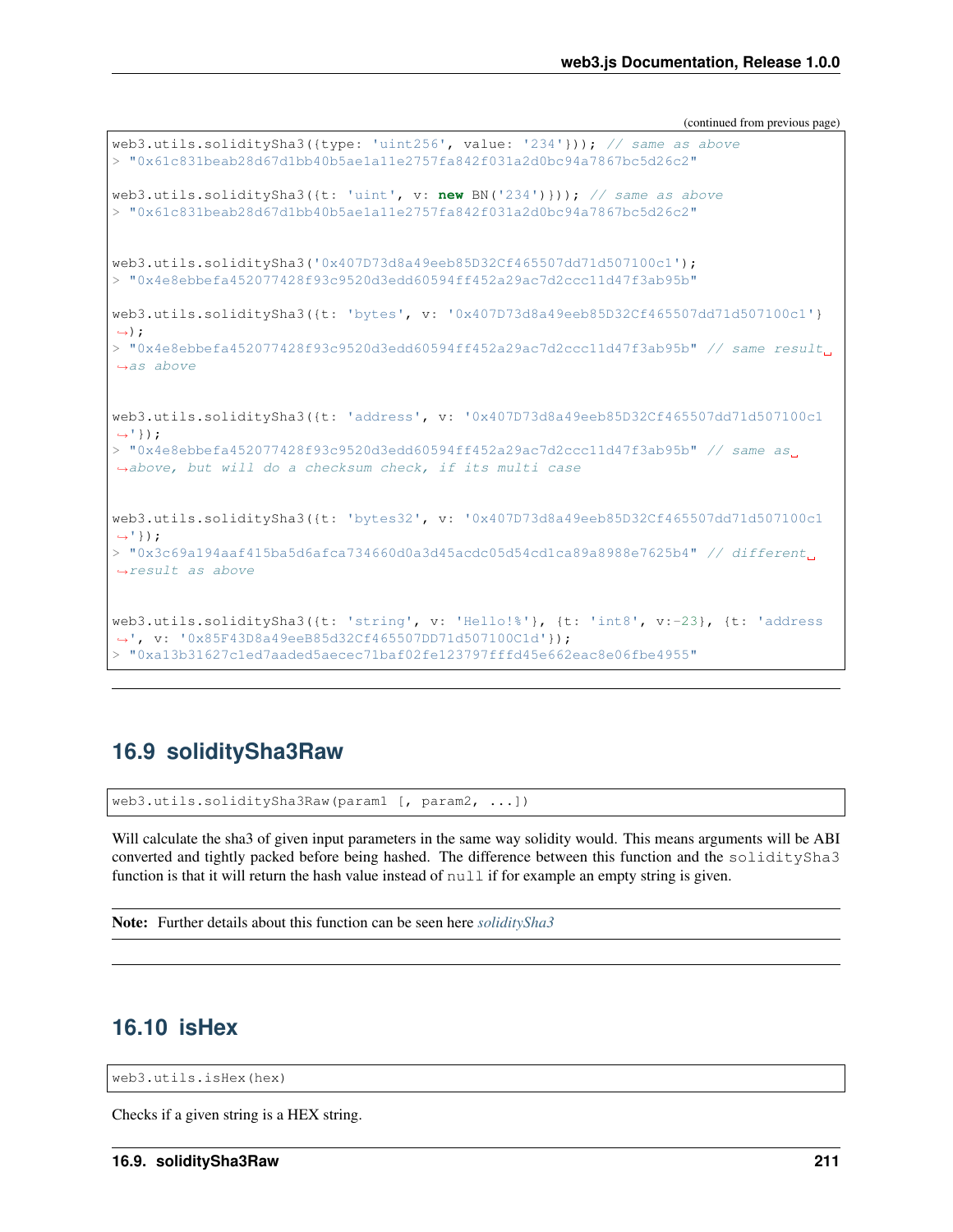(continued from previous page)

```
web3.utils.soliditySha3({type: 'uint256', value: '234'})); // same as above
> "0x61c831beab28d67d1bb40b5ae1a11e2757fa842f031a2d0bc94a7867bc5d26c2"

web3.utils.soliditySha3({t: 'uint', v: new BN('234')})); // same as above
> "0x61c831beab28d67d1bb40b5ae1a11e2757fa842f031a2d0bc94a7867bc5d26c2"


web3.utils.soliditySha3('0x407D73d8a49eeb85D32Cf465507dd71d507100c1');
> "0x4e8ebbefa452077428f93c9520d3edd60594ff452a29ac7d2ccc11d47f3ab95b"

web3.utils.soliditySha3({t: 'bytes', v: '0x407D73d8a49eeb85D32Cf465507dd71d507100c1'}
↪);
> "0x4e8ebbefa452077428f93c9520d3edd60594ff452a29ac7d2ccc11d47f3ab95b" // same result␣
↪as above


web3.utils.soliditySha3({t: 'address', v: '0x407D73d8a49eeb85D32Cf465507dd71d507100c1
↪'});
> "0x4e8ebbefa452077428f93c9520d3edd60594ff452a29ac7d2ccc11d47f3ab95b" // same as␣
↪above, but will do a checksum check, if its multi case


web3.utils.soliditySha3({t: 'bytes32', v: '0x407D73d8a49eeb85D32Cf465507dd71d507100c1
↪'});
> "0x3c69a194aaf415ba5d6afca734660d0a3d45acdc05d54cd1ca89a8988e7625b4" // different␣
↪result as above


web3.utils.soliditySha3({t: 'string', v: 'Hello!%'}, {t: 'int8', v:-23}, {t: 'address
↪', v: '0x85F43D8a49eeB85d32Cf465507DD71d507100C1d'});
> "0xa13b31627c1ed7aaded5aecec71baf02fe123797fffd45e662eac8e06fbe4955"
```

## 16.9 soliditySha3Raw

```
web3.utils.soliditySha3Raw(param1 [, param2, ...])
```

Will calculate the sha3 of given input parameters in the same way solidity would. This means arguments will be ABI converted and tightly packed before being hashed. The difference between this function and the `soliditySha3` function is that it will return the hash value instead of `null` if for example an empty string is given.

**Note:** Further details about this function can be seen here *soliditySha3*

## 16.10 isHex

```
web3.utils.isHex(hex)
```

Checks if a given string is a HEX string.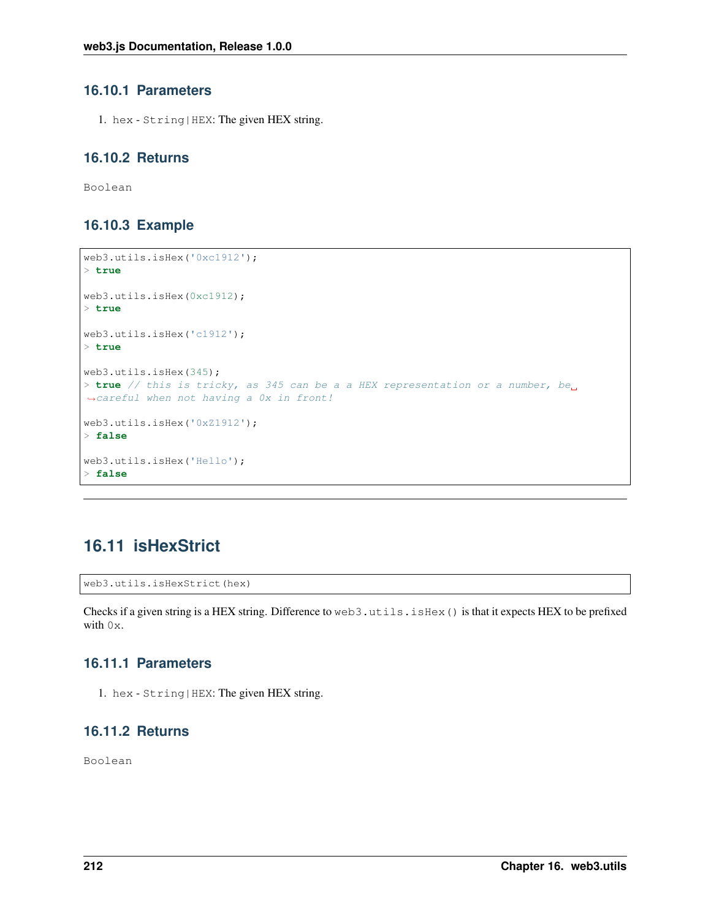### 16.10.1 Parameters

1. `hex` - `String|HEX`: The given HEX string.

### 16.10.2 Returns

`Boolean`

### 16.10.3 Example

```
web3.utils.isHex('0xc1912');
> true

web3.utils.isHex(0xc1912);
> true

web3.utils.isHex('c1912');
> true

web3.utils.isHex(345);
> true // this is tricky, as 345 can be a a HEX representation or a number, be careful when not having a 0x in front!

web3.utils.isHex('0xZ1912');
> false

web3.utils.isHex('Hello');
> false
```

---

## 16.11 isHexStrict

```
web3.utils.isHexStrict(hex)
```

Checks if a given string is a HEX string. Difference to `web3.utils.isHex()` is that it expects HEX to be prefixed with `0x`.

### 16.11.1 Parameters

1. `hex` - `String|HEX`: The given HEX string.

### 16.11.2 Returns

`Boolean`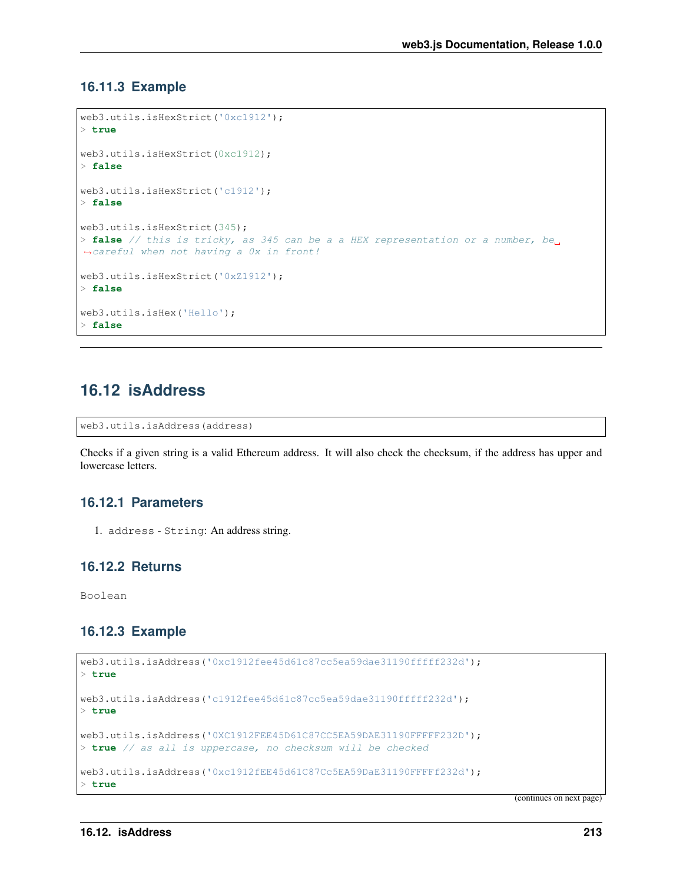### 16.11.3 Example

```
web3.utils.isHexStrict('0xc1912');
> true

web3.utils.isHexStrict(0xc1912);
> false

web3.utils.isHexStrict('c1912');
> false

web3.utils.isHexStrict(345);
> false // this is tricky, as 345 can be a a HEX representation or a number, be careful when not having a 0x in front!

web3.utils.isHexStrict('0xZ1912');
> false

web3.utils.isHex('Hello');
> false
```

## 16.12 isAddress

```
web3.utils.isAddress(address)
```

Checks if a given string is a valid Ethereum address. It will also check the checksum, if the address has upper and lowercase letters.

### 16.12.1 Parameters

1. `address` - `String`: An address string.

### 16.12.2 Returns

`Boolean`

### 16.12.3 Example

```
web3.utils.isAddress('0xc1912fee45d61c87cc5ea59dae31190fffff232d');
> true

web3.utils.isAddress('c1912fee45d61c87cc5ea59dae31190fffff232d');
> true

web3.utils.isAddress('0XC1912FEE45D61C87CC5EA59DAE31190FFFFF232D');
> true // as all is uppercase, no checksum will be checked

web3.utils.isAddress('0xc1912fEE45d61C87Cc5EA59DaE31190FFFFf232d');
> true
```

(continues on next page)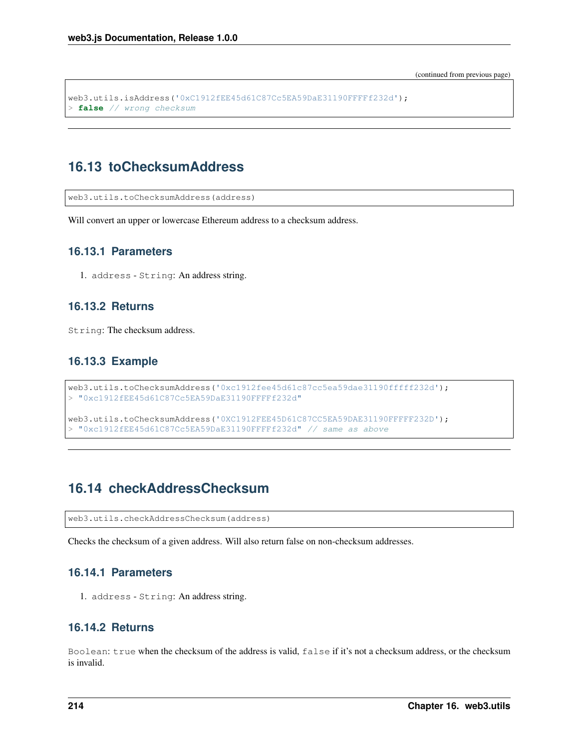(continued from previous page)

```
web3.utils.isAddress('0xC1912fEE45d61C87Cc5EA59DaE31190FFFFf232d');
> false // wrong checksum
```

---

## 16.13 toChecksumAddress

```
web3.utils.toChecksumAddress(address)
```

Will convert an upper or lowercase Ethereum address to a checksum address.

### 16.13.1 Parameters

1. `address` - `String`: An address string.

### 16.13.2 Returns

`String`: The checksum address.

### 16.13.3 Example

```
web3.utils.toChecksumAddress('0xc1912fee45d61c87cc5ea59dae31190fffff232d');
> "0xc1912fEE45d61C87Cc5EA59DaE31190FFFFf232d"

web3.utils.toChecksumAddress('0XC1912FEE45D61C87CC5EA59DAE31190FFFFF232D');
> "0xc1912fEE45d61C87Cc5EA59DaE31190FFFFf232d" // same as above
```

---

## 16.14 checkAddressChecksum

```
web3.utils.checkAddressChecksum(address)
```

Checks the checksum of a given address. Will also return false on non-checksum addresses.

### 16.14.1 Parameters

1. `address` - `String`: An address string.

### 16.14.2 Returns

`Boolean`: `true` when the checksum of the address is valid, `false` if it's not a checksum address, or the checksum is invalid.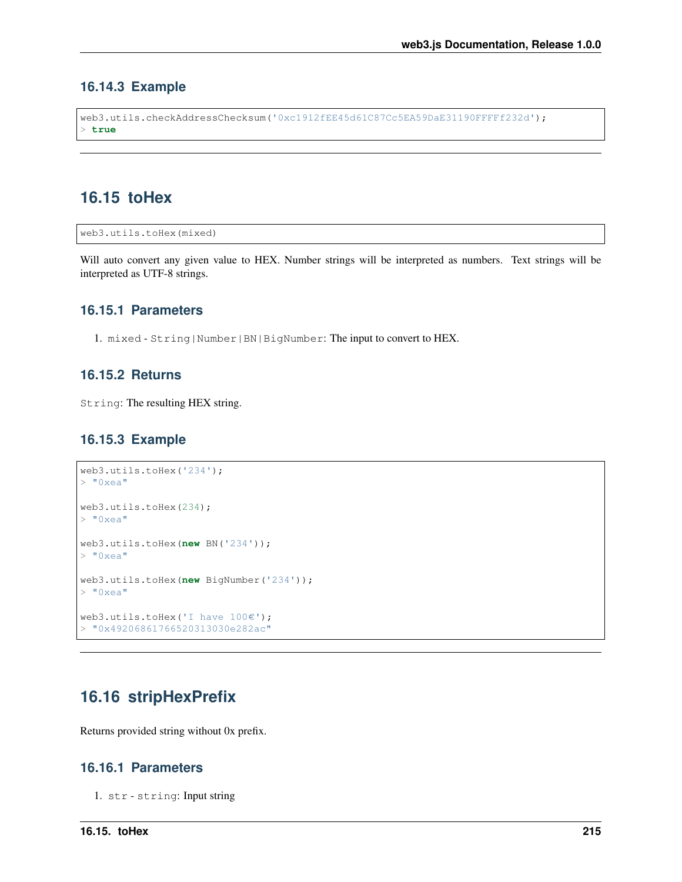### 16.14.3 Example

```
web3.utils.checkAddressChecksum('0xc1912fEE45d61C87Cc5EA59DaE31190FFFFf232d');
> true
```

---

## 16.15 toHex

```
web3.utils.toHex(mixed)
```

Will auto convert any given value to HEX. Number strings will be interpreted as numbers. Text strings will be interpreted as UTF-8 strings.

### 16.15.1 Parameters

1. `mixed` - `String|Number|BN|BigNumber`: The input to convert to HEX.

### 16.15.2 Returns

`String`: The resulting HEX string.

### 16.15.3 Example

```
web3.utils.toHex('234');
> "0xea"

web3.utils.toHex(234);
> "0xea"

web3.utils.toHex(new BN('234'));
> "0xea"

web3.utils.toHex(new BigNumber('234'));
> "0xea"

web3.utils.toHex('I have 100€');
> "0x49206861766520313030e282ac"
```

---

## 16.16 stripHexPrefix

Returns provided string without 0x prefix.

### 16.16.1 Parameters

1. `str` - `string`: Input string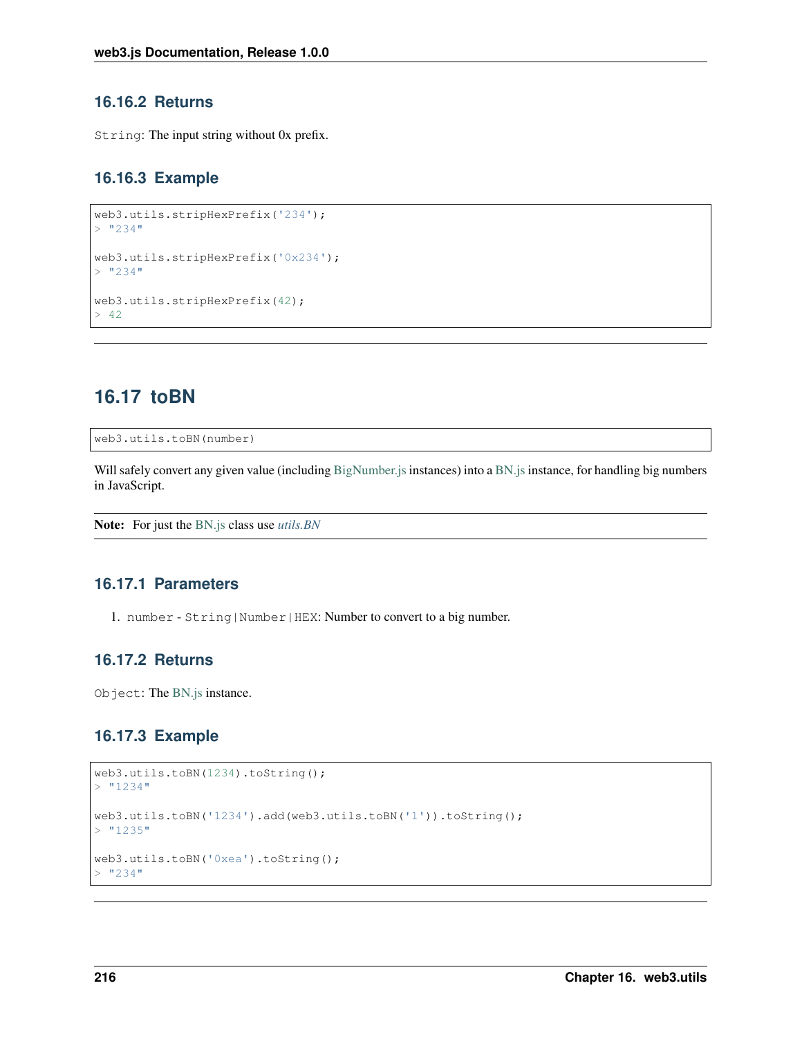### 16.16.2 Returns

`String`: The input string without 0x prefix.

### 16.16.3 Example

```
web3.utils.stripHexPrefix('234');
> "234"

web3.utils.stripHexPrefix('0x234');
> "234"

web3.utils.stripHexPrefix(42);
> 42
```

---

## 16.17 toBN

```
web3.utils.toBN(number)
```

Will safely convert any given value (including BigNumber.js instances) into a BN.js instance, for handling big numbers in JavaScript.

**Note:** For just the BN.js class use *utils.BN*

### 16.17.1 Parameters

1. `number` - `String|Number|HEX`: Number to convert to a big number.

### 16.17.2 Returns

`Object`: The BN.js instance.

### 16.17.3 Example

```
web3.utils.toBN(1234).toString();
> "1234"

web3.utils.toBN('1234').add(web3.utils.toBN('1')).toString();
> "1235"

web3.utils.toBN('0xea').toString();
> "234"
```

---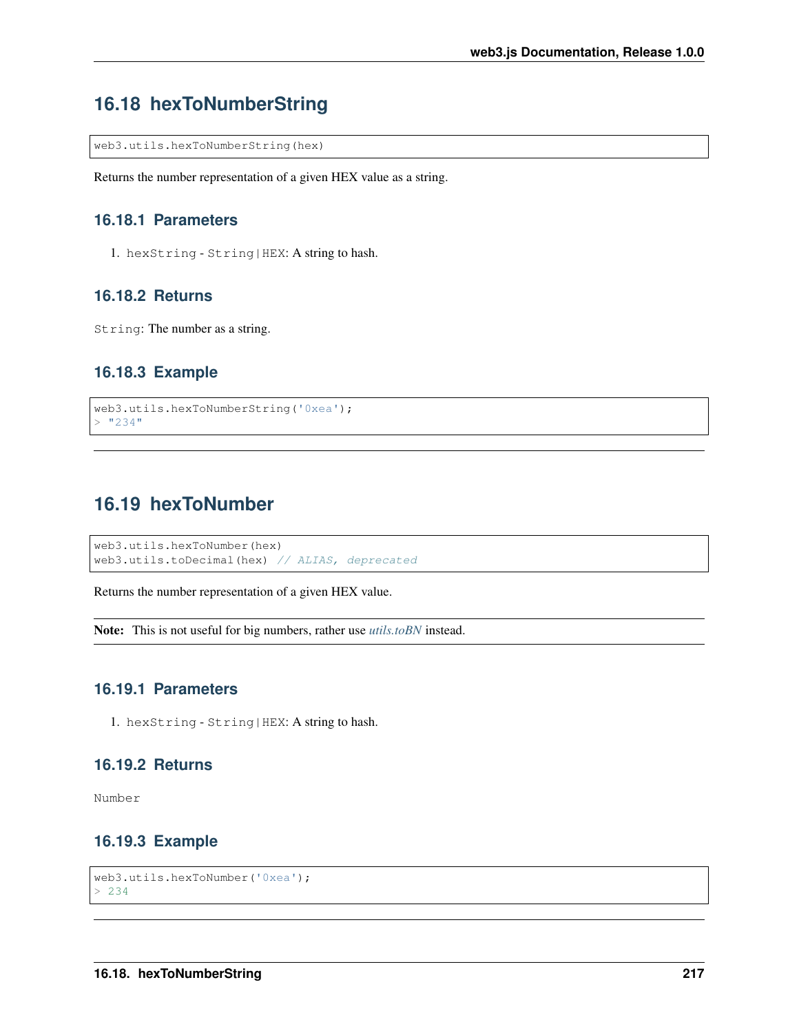## 16.18 hexToNumberString

```
web3.utils.hexToNumberString(hex)
```

Returns the number representation of a given HEX value as a string.

### 16.18.1 Parameters

1. `hexString` - `String|HEX`: A string to hash.

### 16.18.2 Returns

`String`: The number as a string.

### 16.18.3 Example

```
web3.utils.hexToNumberString('0xea');
> "234"
```

---

## 16.19 hexToNumber

```
web3.utils.hexToNumber(hex)
web3.utils.toDecimal(hex) // ALIAS, deprecated
```

Returns the number representation of a given HEX value.

**Note:** This is not useful for big numbers, rather use *utils.toBN* instead.

### 16.19.1 Parameters

1. `hexString` - `String|HEX`: A string to hash.

### 16.19.2 Returns

`Number`

### 16.19.3 Example

```
web3.utils.hexToNumber('0xea');
> 234
```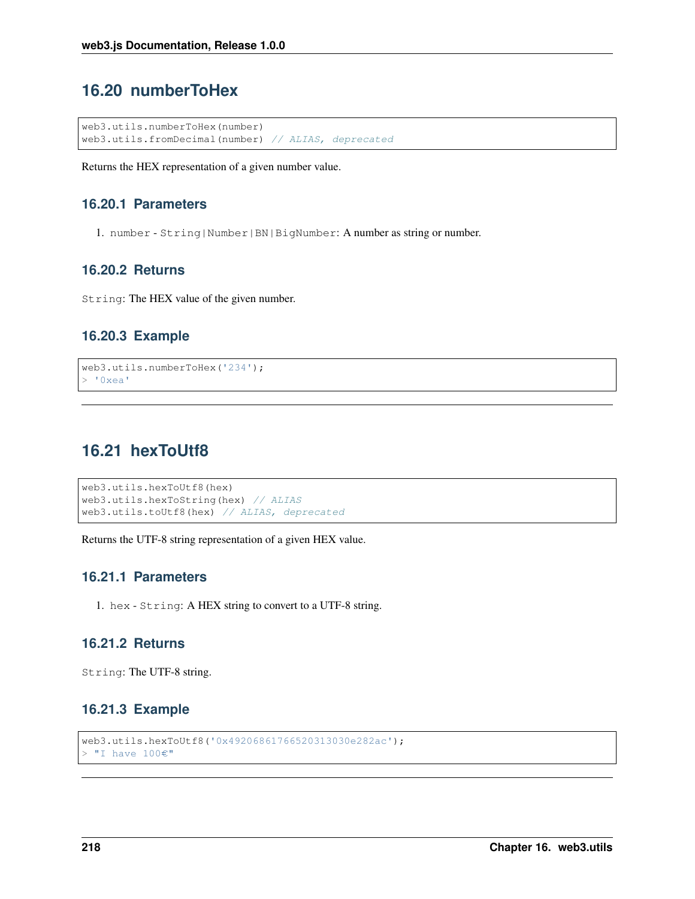## 16.20 numberToHex

```
web3.utils.numberToHex(number)
web3.utils.fromDecimal(number) // ALIAS, deprecated
```

Returns the HEX representation of a given number value.

### 16.20.1 Parameters

1. `number` - `String|Number|BN|BigNumber`: A number as string or number.

### 16.20.2 Returns

`String`: The HEX value of the given number.

### 16.20.3 Example

```
web3.utils.numberToHex('234');
> '0xea'
```

---

## 16.21 hexToUtf8

```
web3.utils.hexToUtf8(hex)
web3.utils.hexToString(hex) // ALIAS
web3.utils.toUtf8(hex) // ALIAS, deprecated
```

Returns the UTF-8 string representation of a given HEX value.

### 16.21.1 Parameters

1. `hex` - `String`: A HEX string to convert to a UTF-8 string.

### 16.21.2 Returns

`String`: The UTF-8 string.

### 16.21.3 Example

```
web3.utils.hexToUtf8('0x49206861766520313030e282ac');
> "I have 100€"
```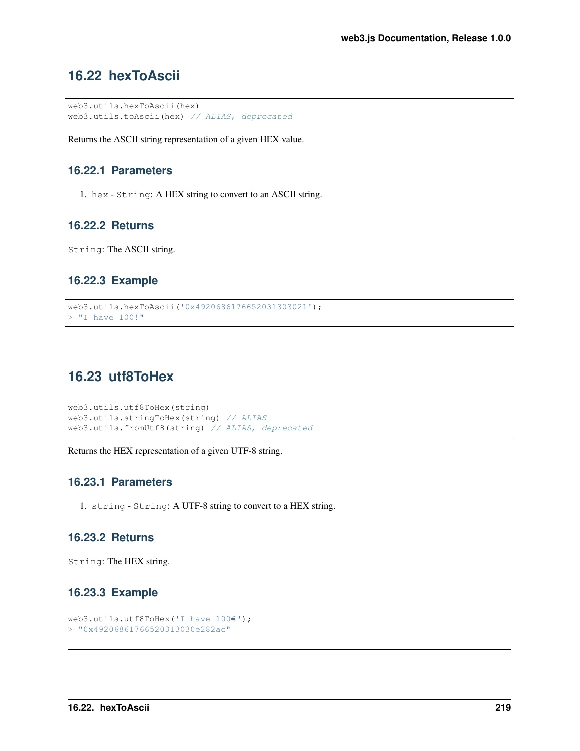## 16.22 hexToAscii

```
web3.utils.hexToAscii(hex)
web3.utils.toAscii(hex) // ALIAS, deprecated
```

Returns the ASCII string representation of a given HEX value.

### 16.22.1 Parameters

1. `hex` - `String`: A HEX string to convert to an ASCII string.

### 16.22.2 Returns

`String`: The ASCII string.

### 16.22.3 Example

```
web3.utils.hexToAscii('0x4920686176652031303021');
> "I have 100!"
```

---

## 16.23 utf8ToHex

```
web3.utils.utf8ToHex(string)
web3.utils.stringToHex(string) // ALIAS
web3.utils.fromUtf8(string) // ALIAS, deprecated
```

Returns the HEX representation of a given UTF-8 string.

### 16.23.1 Parameters

1. `string` - `String`: A UTF-8 string to convert to a HEX string.

### 16.23.2 Returns

`String`: The HEX string.

### 16.23.3 Example

```
web3.utils.utf8ToHex('I have 100€');
> "0x49206861766520313030e282ac"
```

---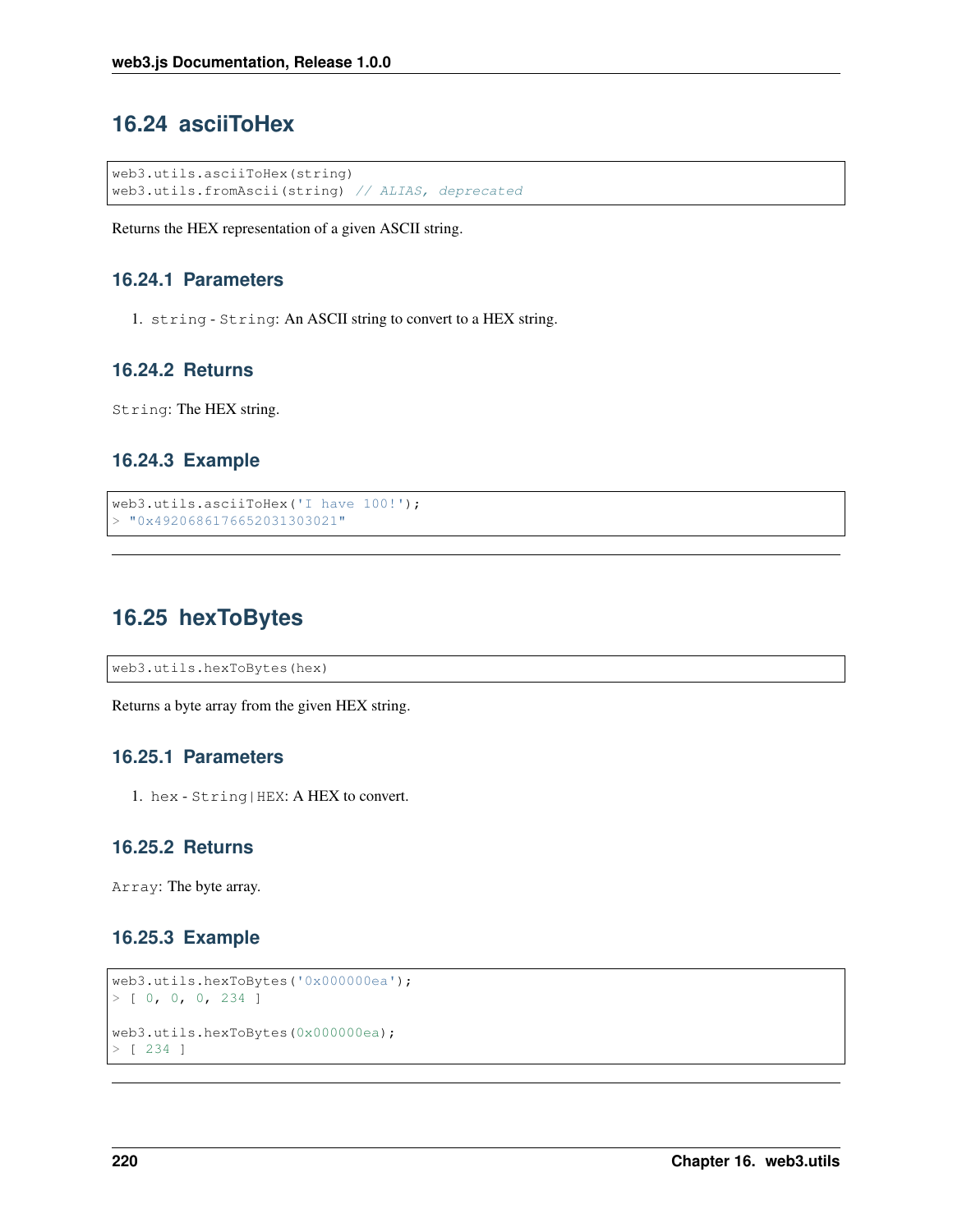## 16.24 asciiToHex

```
web3.utils.asciiToHex(string)
web3.utils.fromAscii(string) // ALIAS, deprecated
```

Returns the HEX representation of a given ASCII string.

### 16.24.1 Parameters

1. `string` - `String`: An ASCII string to convert to a HEX string.

### 16.24.2 Returns

`String`: The HEX string.

### 16.24.3 Example

```
web3.utils.asciiToHex('I have 100!');
> "0x4920686176652031303021"
```

---

## 16.25 hexToBytes

```
web3.utils.hexToBytes(hex)
```

Returns a byte array from the given HEX string.

### 16.25.1 Parameters

1. `hex` - `String|HEX`: A HEX to convert.

### 16.25.2 Returns

`Array`: The byte array.

### 16.25.3 Example

```
web3.utils.hexToBytes('0x000000ea');
> [ 0, 0, 0, 234 ]

web3.utils.hexToBytes(0x000000ea);
> [ 234 ]
```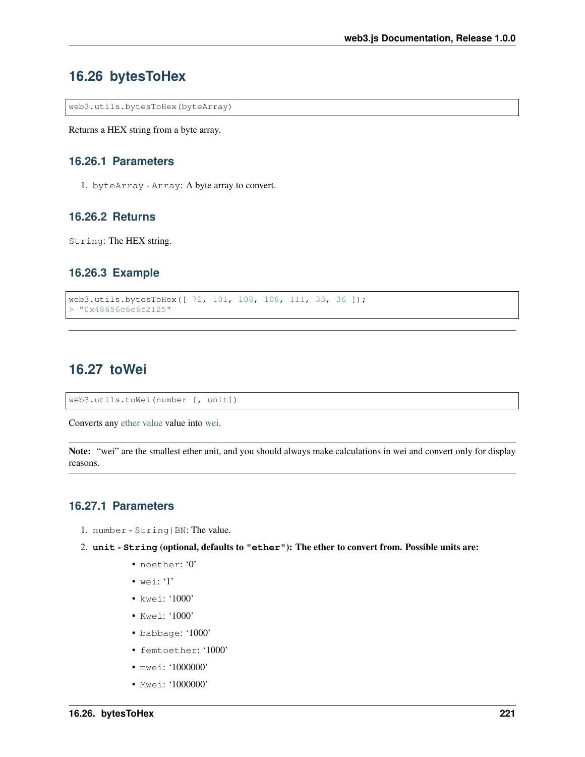## 16.26 bytesToHex

```
web3.utils.bytesToHex(byteArray)
```

Returns a HEX string from a byte array.

### 16.26.1 Parameters

1. `byteArray` - `Array`: A byte array to convert.

### 16.26.2 Returns

`String`: The HEX string.

### 16.26.3 Example

```
web3.utils.bytesToHex([ 72, 101, 108, 108, 111, 33, 36 ]);
> "0x48656c6c6f2125"
```

---

## 16.27 toWei

```
web3.utils.toWei(number [, unit])
```

Converts any ether value value into wei.

**Note:** "wei" are the smallest ether unit, and you should always make calculations in wei and convert only for display reasons.

### 16.27.1 Parameters

1. `number` - `String|BN`: The value.
2. **`unit` - `String` (optional, defaults to `"ether"`): The ether to convert from. Possible units are:**
    - `noether`: '0'
    - `wei`: '1'
    - `kwei`: '1000'
    - `Kwei`: '1000'
    - `babbage`: '1000'
    - `femtoether`: '1000'
    - `mwei`: '1000000'
    - `Mwei`: '1000000'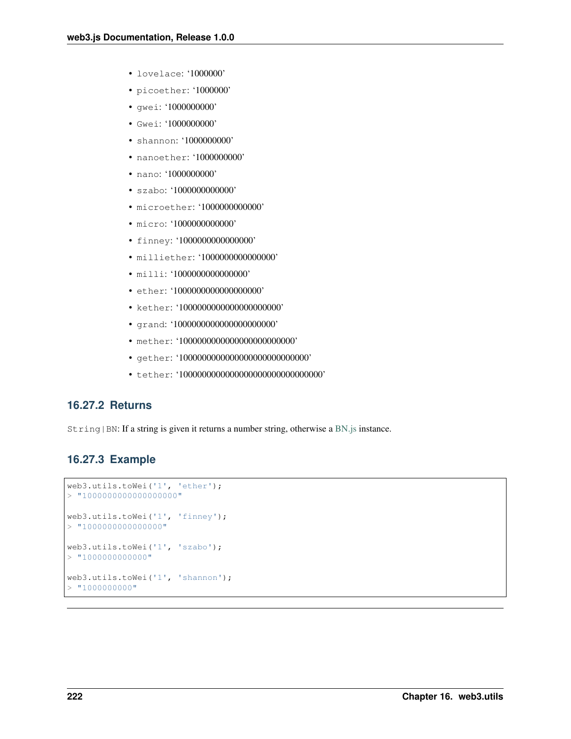- `lovelace`: '1000000'
- `picoether`: '1000000'
- `gwei`: '1000000000'
- `Gwei`: '1000000000'
- `shannon`: '1000000000'
- `nanoether`: '1000000000'
- `nano`: '1000000000'
- `szabo`: '1000000000000'
- `microether`: '1000000000000'
- `micro`: '1000000000000'
- `finney`: '1000000000000000'
- `milliether`: '1000000000000000'
- `milli`: '1000000000000000'
- `ether`: '1000000000000000000'
- `kether`: '1000000000000000000000'
- `grand`: '1000000000000000000000'
- `mether`: '1000000000000000000000000'
- `gether`: '1000000000000000000000000000'
- `tether`: '1000000000000000000000000000000'

### 16.27.2 Returns

`String|BN`: If a string is given it returns a number string, otherwise a BN.js instance.

### 16.27.3 Example

```
web3.utils.toWei('1', 'ether');
> "1000000000000000000"

web3.utils.toWei('1', 'finney');
> "1000000000000000"

web3.utils.toWei('1', 'szabo');
> "1000000000000"

web3.utils.toWei('1', 'shannon');
> "1000000000"
```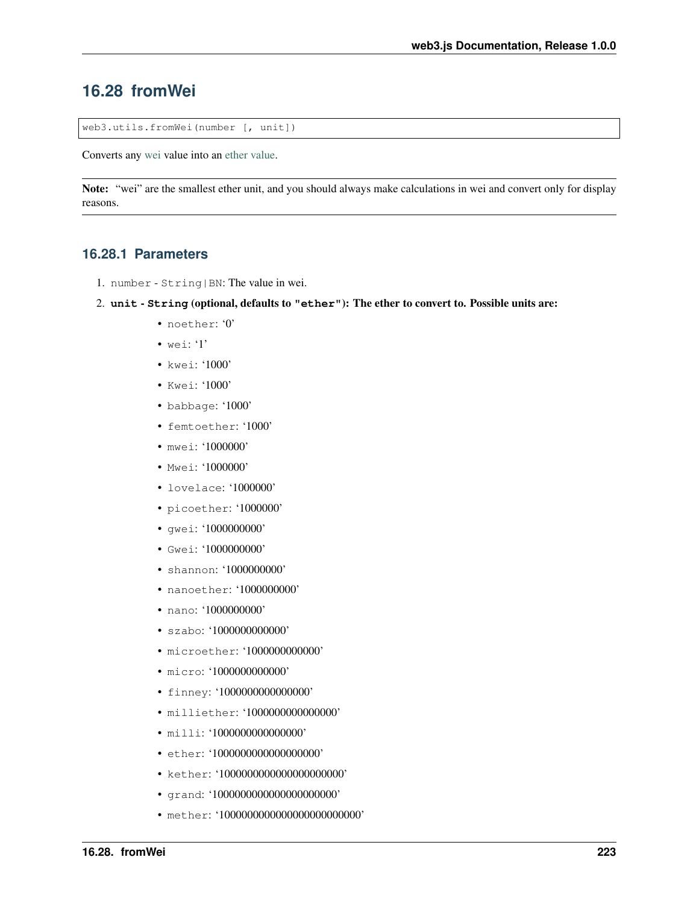## 16.28 fromWei

```
web3.utils.fromWei(number [, unit])
```

Converts any wei value into an ether value.

**Note:** "wei" are the smallest ether unit, and you should always make calculations in wei and convert only for display reasons.

### 16.28.1 Parameters

1. `number` - `String|BN`: The value in wei.
2. **`unit` - `String` (optional, defaults to `"ether"`): The ether to convert to. Possible units are:**
   - `noether`: '0'
   - `wei`: '1'
   - `kwei`: '1000'
   - `Kwei`: '1000'
   - `babbage`: '1000'
   - `femtoether`: '1000'
   - `mwei`: '1000000'
   - `Mwei`: '1000000'
   - `lovelace`: '1000000'
   - `picoether`: '1000000'
   - `gwei`: '1000000000'
   - `Gwei`: '1000000000'
   - `shannon`: '1000000000'
   - `nanoether`: '1000000000'
   - `nano`: '1000000000'
   - `szabo`: '1000000000000'
   - `microether`: '1000000000000'
   - `micro`: '1000000000000'
   - `finney`: '1000000000000000'
   - `milliether`: '1000000000000000'
   - `milli`: '1000000000000000'
   - `ether`: '1000000000000000000'
   - `kether`: '1000000000000000000000'
   - `grand`: '1000000000000000000000'
   - `mether`: '1000000000000000000000000'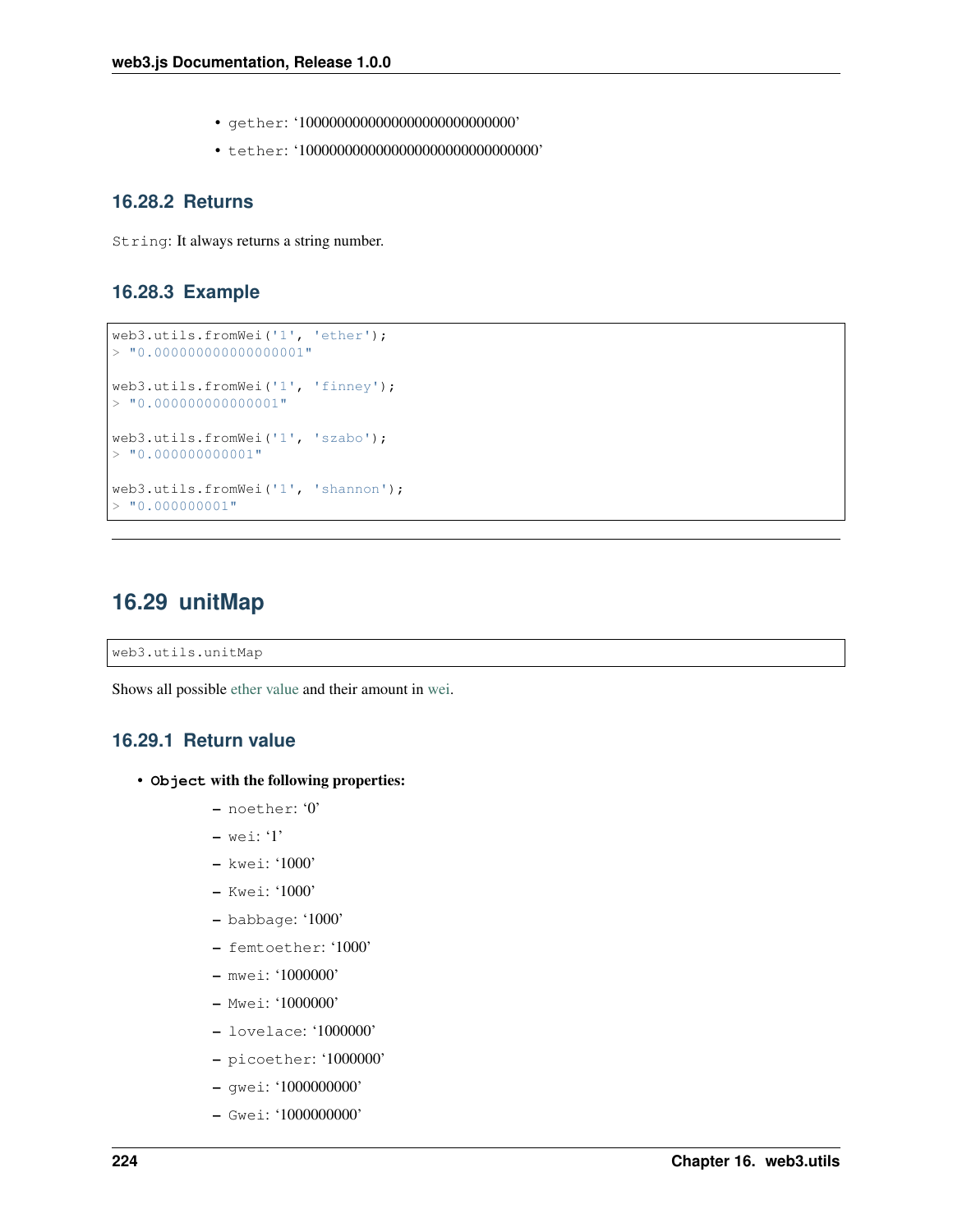- gether: '1000000000000000000000000000'
- tether: '1000000000000000000000000000000'

### 16.28.2 Returns

String: It always returns a string number.

### 16.28.3 Example

```
web3.utils.fromWei('1', 'ether');
> "0.000000000000000001"

web3.utils.fromWei('1', 'finney');
> "0.000000000000001"

web3.utils.fromWei('1', 'szabo');
> "0.000000000001"

web3.utils.fromWei('1', 'shannon');
> "0.000000001"
```

---

## 16.29 unitMap

```
web3.utils.unitMap
```

Shows all possible ether value and their amount in wei.

### 16.29.1 Return value

- **Object with the following properties:**
  - noether: '0'
  - wei: '1'
  - kwei: '1000'
  - Kwei: '1000'
  - babbage: '1000'
  - femtoether: '1000'
  - mwei: '1000000'
  - Mwei: '1000000'
  - lovelace: '1000000'
  - picoether: '1000000'
  - gwei: '1000000000'
  - Gwei: '1000000000'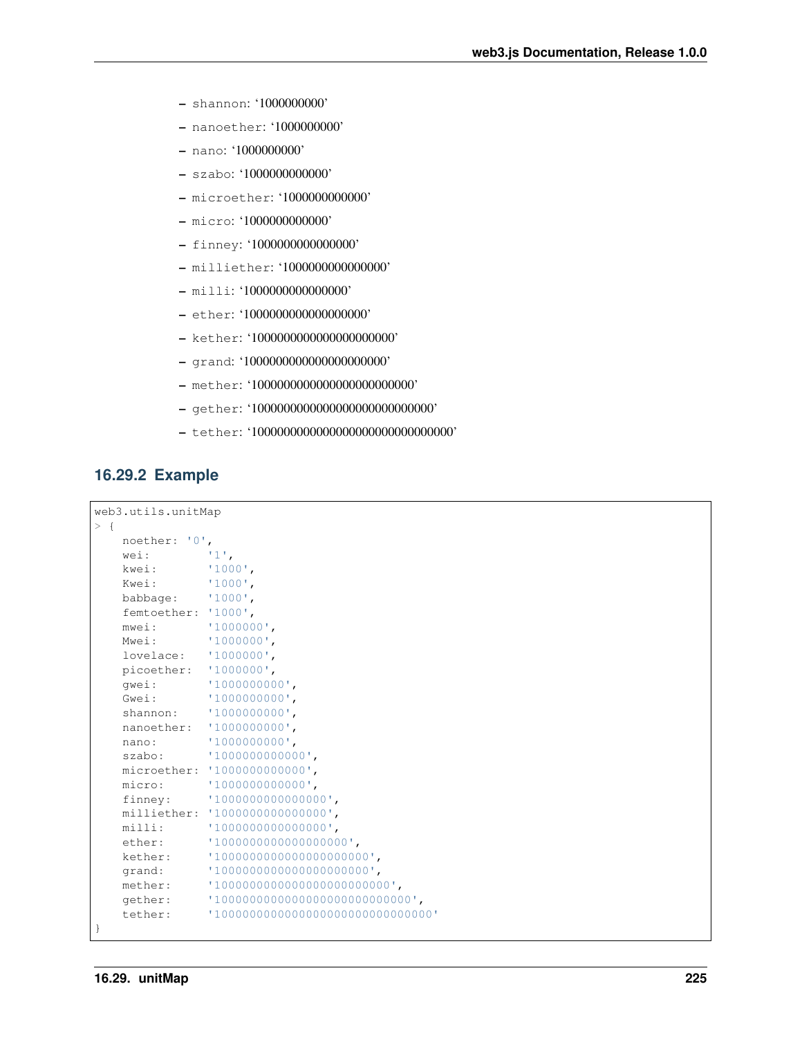- `shannon`: '1000000000'
- `nanoether`: '1000000000'
- `nano`: '1000000000'
- `szabo`: '1000000000000'
- `microether`: '1000000000000'
- `micro`: '1000000000000'
- `finney`: '1000000000000000'
- `milliether`: '1000000000000000'
- `milli`: '1000000000000000'
- `ether`: '1000000000000000000'
- `kether`: '1000000000000000000000'
- `grand`: '1000000000000000000000'
- `mether`: '1000000000000000000000000'
- `gether`: '1000000000000000000000000000'
- `tether`: '1000000000000000000000000000000'

### 16.29.2 Example

```
web3.utils.unitMap
> {
    noether: '0',
    wei:        '1',
    kwei:       '1000',
    Kwei:       '1000',
    babbage:    '1000',
    femtoether: '1000',
    mwei:       '1000000',
    Mwei:       '1000000',
    lovelace:   '1000000',
    picoether:  '1000000',
    gwei:       '1000000000',
    Gwei:       '1000000000',
    shannon:    '1000000000',
    nanoether:  '1000000000',
    nano:       '1000000000',
    szabo:      '1000000000000',
    microether: '1000000000000',
    micro:      '1000000000000',
    finney:     '1000000000000000',
    milliether: '1000000000000000',
    milli:      '1000000000000000',
    ether:      '1000000000000000000',
    kether:     '1000000000000000000000',
    grand:      '1000000000000000000000',
    mether:     '1000000000000000000000000',
    gether:     '1000000000000000000000000000',
    tether:     '1000000000000000000000000000000'
}
```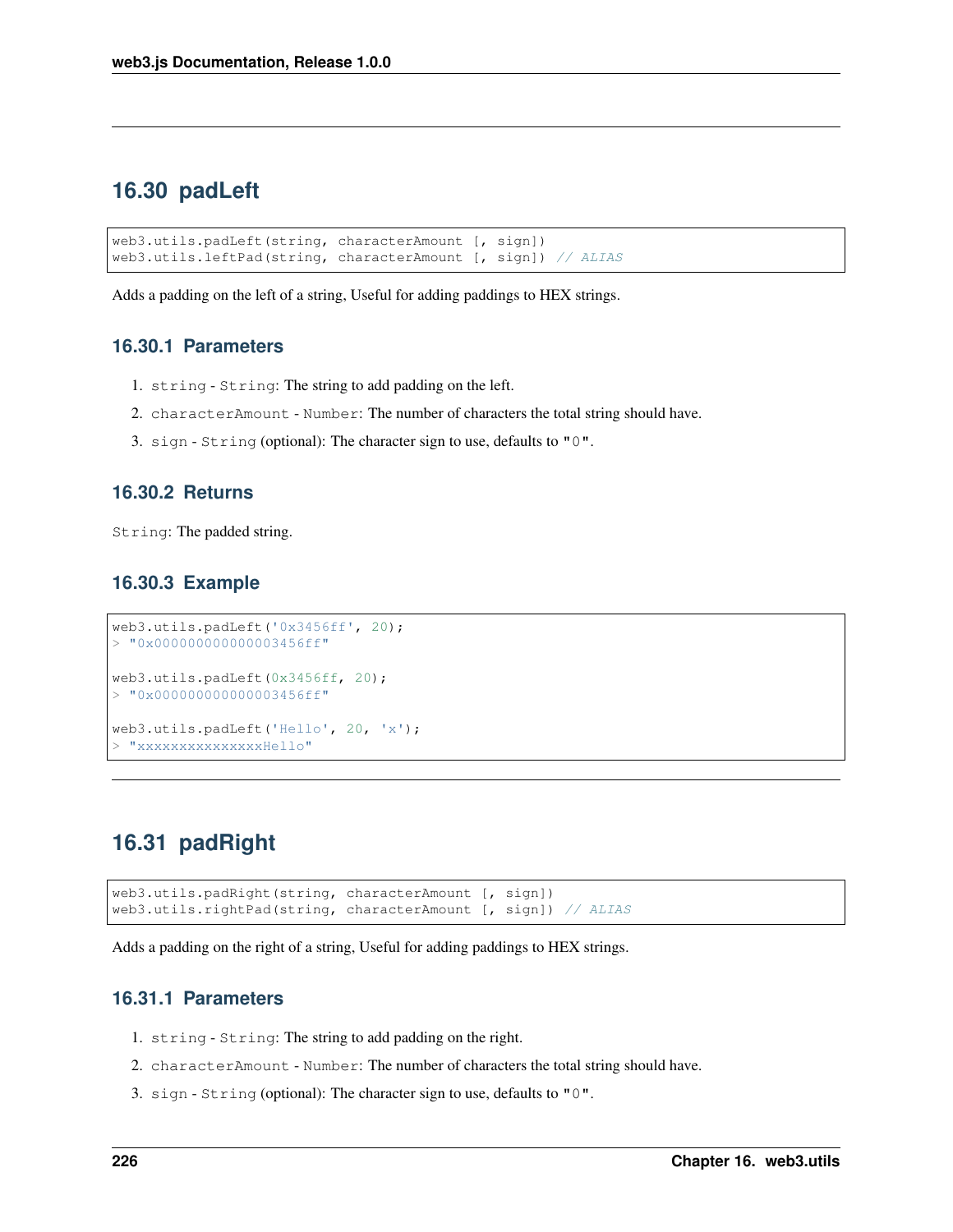## 16.30 padLeft

```
web3.utils.padLeft(string, characterAmount [, sign])
web3.utils.leftPad(string, characterAmount [, sign]) // ALIAS
```

Adds a padding on the left of a string, Useful for adding paddings to HEX strings.

### 16.30.1 Parameters

1. `string` - `String`: The string to add padding on the left.
2. `characterAmount` - `Number`: The number of characters the total string should have.
3. `sign` - `String` (optional): The character sign to use, defaults to `"0"`.

### 16.30.2 Returns

`String`: The padded string.

### 16.30.3 Example

```
web3.utils.padLeft('0x3456ff', 20);
> "0x000000000000003456ff"

web3.utils.padLeft(0x3456ff, 20);
> "0x000000000000003456ff"

web3.utils.padLeft('Hello', 20, 'x');
> "xxxxxxxxxxxxxxxHello"
```

## 16.31 padRight

```
web3.utils.padRight(string, characterAmount [, sign])
web3.utils.rightPad(string, characterAmount [, sign]) // ALIAS
```

Adds a padding on the right of a string, Useful for adding paddings to HEX strings.

### 16.31.1 Parameters

1. `string` - `String`: The string to add padding on the right.
2. `characterAmount` - `Number`: The number of characters the total string should have.
3. `sign` - `String` (optional): The character sign to use, defaults to `"0"`.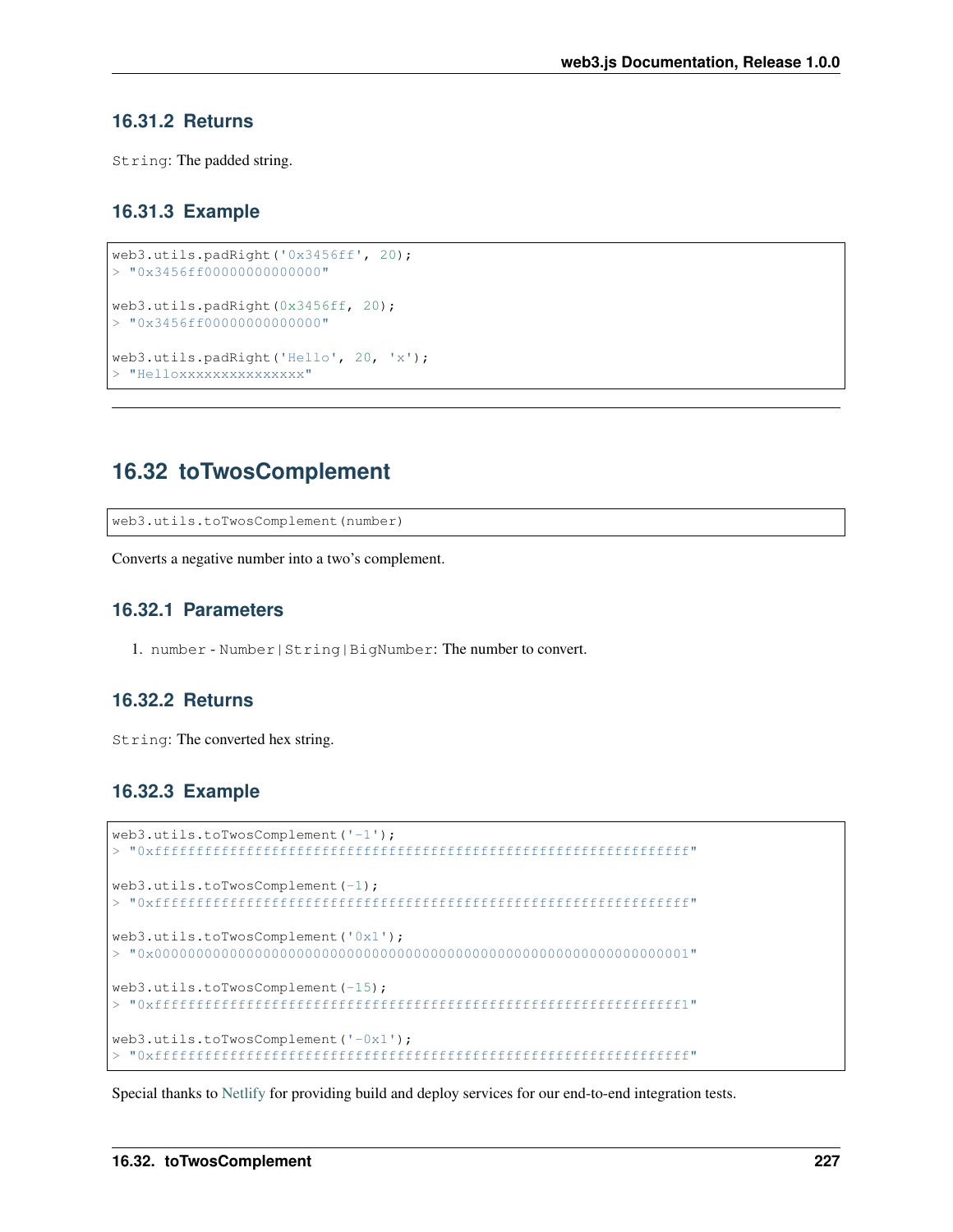## 16.31.2 Returns

`String`: The padded string.

## 16.31.3 Example

```
web3.utils.padRight('0x3456ff', 20);
> "0x3456ff00000000000000"

web3.utils.padRight(0x3456ff, 20);
> "0x3456ff00000000000000"

web3.utils.padRight('Hello', 20, 'x');
> "Helloxxxxxxxxxxxxxxx"
```

---

# 16.32 toTwosComplement

```
web3.utils.toTwosComplement(number)
```

Converts a negative number into a two's complement.

## 16.32.1 Parameters

1. `number` - `Number|String|BigNumber`: The number to convert.

## 16.32.2 Returns

`String`: The converted hex string.

## 16.32.3 Example

```
web3.utils.toTwosComplement('-1');
> "0xffffffffffffffffffffffffffffffffffffffffffffffffffffffffffffffff"

web3.utils.toTwosComplement(-1);
> "0xffffffffffffffffffffffffffffffffffffffffffffffffffffffffffffffff"

web3.utils.toTwosComplement('0x1');
> "0x0000000000000000000000000000000000000000000000000000000000000001"

web3.utils.toTwosComplement(-15);
> "0xfffffffffffffffffffffffffffffffffffffffffffffffffffffffffffffff1"

web3.utils.toTwosComplement('-0x1');
> "0xffffffffffffffffffffffffffffffffffffffffffffffffffffffffffffffff"
```

Special thanks to Netlify for providing build and deploy services for our end-to-end integration tests.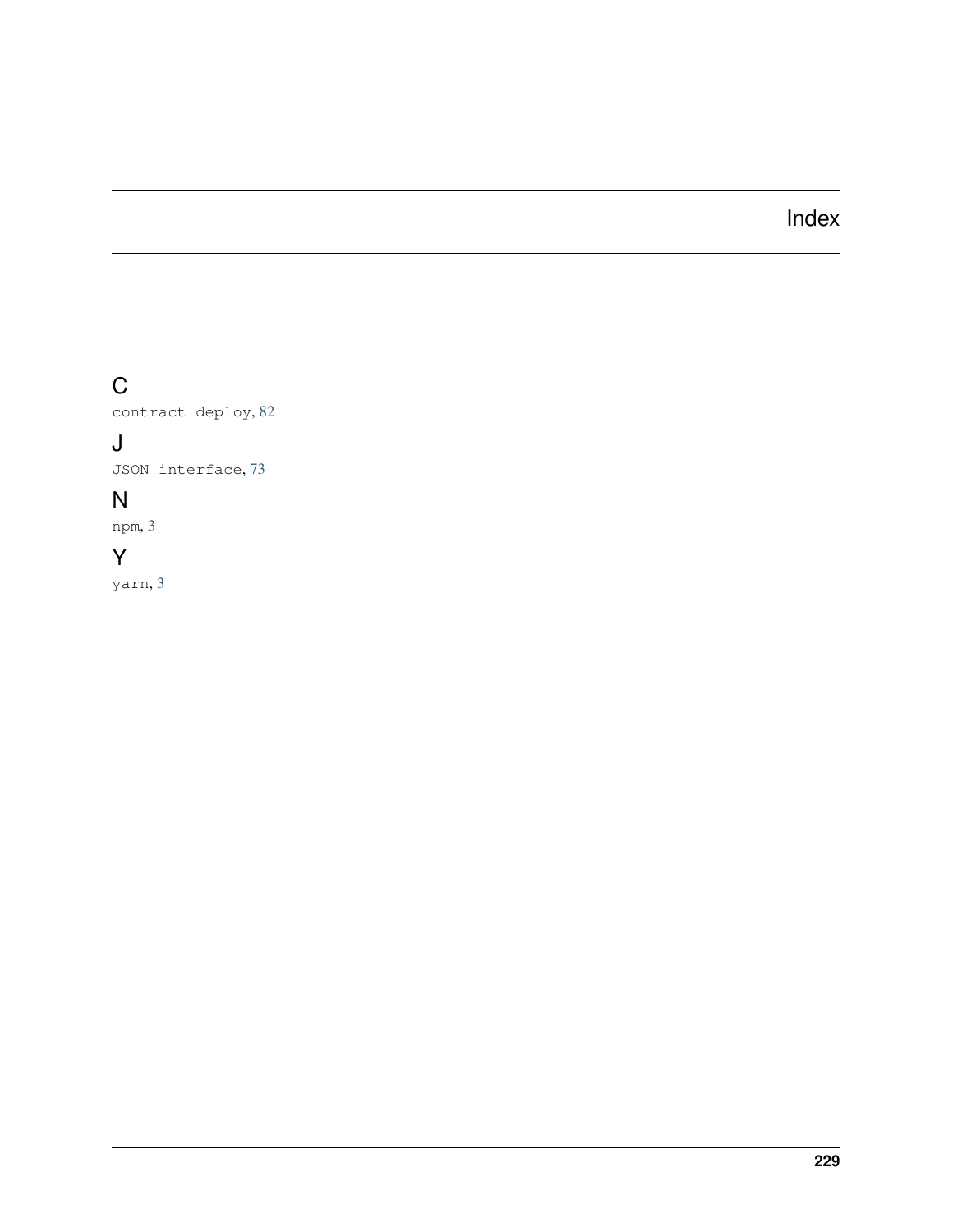# Index

## C

`contract deploy`, 82

## J

`JSON interface`, 73

## N

`npm`, 3

## Y

`yarn`, 3